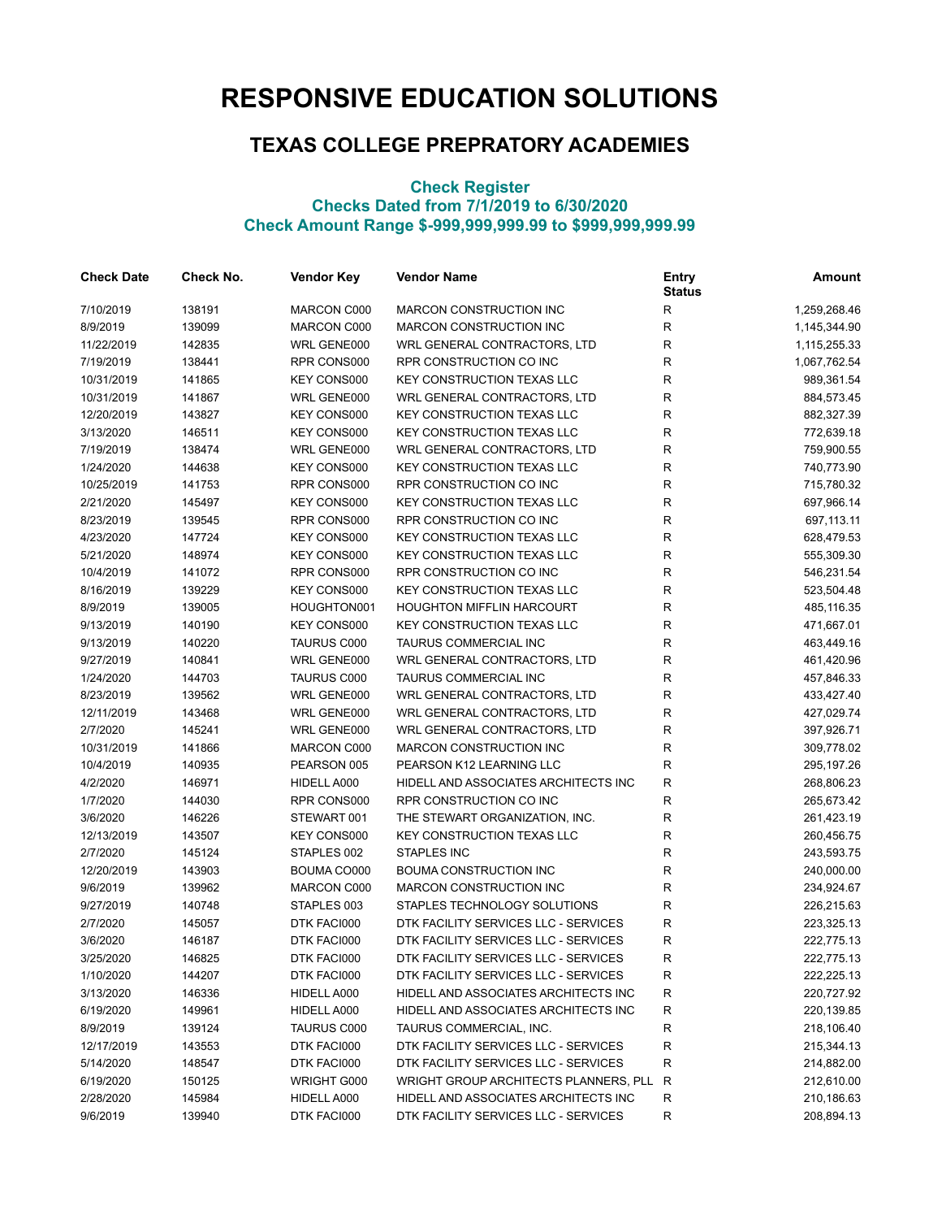# RESPONSIVE EDUCATION SOLUTIONS

## TEXAS COLLEGE PREPRATORY ACADEMIES

### Check Register
### Checks Dated from 7/1/2019 to 6/30/2020
### Check Amount Range $-999,999,999.99 to $999,999,999.99

| Check Date | Check No. | Vendor Key | Vendor Name | Entry Status | Amount |
|---|---|---|---|---|---|
| 7/10/2019 | 138191 | MARCON C000 | MARCON CONSTRUCTION INC | R | 1,259,268.46 |
| 8/9/2019 | 139099 | MARCON C000 | MARCON CONSTRUCTION INC | R | 1,145,344.90 |
| 11/22/2019 | 142835 | WRL GENE000 | WRL GENERAL CONTRACTORS, LTD | R | 1,115,255.33 |
| 7/19/2019 | 138441 | RPR CONS000 | RPR CONSTRUCTION CO INC | R | 1,067,762.54 |
| 10/31/2019 | 141865 | KEY CONS000 | KEY CONSTRUCTION TEXAS LLC | R | 989,361.54 |
| 10/31/2019 | 141867 | WRL GENE000 | WRL GENERAL CONTRACTORS, LTD | R | 884,573.45 |
| 12/20/2019 | 143827 | KEY CONS000 | KEY CONSTRUCTION TEXAS LLC | R | 882,327.39 |
| 3/13/2020 | 146511 | KEY CONS000 | KEY CONSTRUCTION TEXAS LLC | R | 772,639.18 |
| 7/19/2019 | 138474 | WRL GENE000 | WRL GENERAL CONTRACTORS, LTD | R | 759,900.55 |
| 1/24/2020 | 144638 | KEY CONS000 | KEY CONSTRUCTION TEXAS LLC | R | 740,773.90 |
| 10/25/2019 | 141753 | RPR CONS000 | RPR CONSTRUCTION CO INC | R | 715,780.32 |
| 2/21/2020 | 145497 | KEY CONS000 | KEY CONSTRUCTION TEXAS LLC | R | 697,966.14 |
| 8/23/2019 | 139545 | RPR CONS000 | RPR CONSTRUCTION CO INC | R | 697,113.11 |
| 4/23/2020 | 147724 | KEY CONS000 | KEY CONSTRUCTION TEXAS LLC | R | 628,479.53 |
| 5/21/2020 | 148974 | KEY CONS000 | KEY CONSTRUCTION TEXAS LLC | R | 555,309.30 |
| 10/4/2019 | 141072 | RPR CONS000 | RPR CONSTRUCTION CO INC | R | 546,231.54 |
| 8/16/2019 | 139229 | KEY CONS000 | KEY CONSTRUCTION TEXAS LLC | R | 523,504.48 |
| 8/9/2019 | 139005 | HOUGHTON001 | HOUGHTON MIFFLIN HARCOURT | R | 485,116.35 |
| 9/13/2019 | 140190 | KEY CONS000 | KEY CONSTRUCTION TEXAS LLC | R | 471,667.01 |
| 9/13/2019 | 140220 | TAURUS C000 | TAURUS COMMERCIAL INC | R | 463,449.16 |
| 9/27/2019 | 140841 | WRL GENE000 | WRL GENERAL CONTRACTORS, LTD | R | 461,420.96 |
| 1/24/2020 | 144703 | TAURUS C000 | TAURUS COMMERCIAL INC | R | 457,846.33 |
| 8/23/2019 | 139562 | WRL GENE000 | WRL GENERAL CONTRACTORS, LTD | R | 433,427.40 |
| 12/11/2019 | 143468 | WRL GENE000 | WRL GENERAL CONTRACTORS, LTD | R | 427,029.74 |
| 2/7/2020 | 145241 | WRL GENE000 | WRL GENERAL CONTRACTORS, LTD | R | 397,926.71 |
| 10/31/2019 | 141866 | MARCON C000 | MARCON CONSTRUCTION INC | R | 309,778.02 |
| 10/4/2019 | 140935 | PEARSON 005 | PEARSON K12 LEARNING LLC | R | 295,197.26 |
| 4/2/2020 | 146971 | HIDELL A000 | HIDELL AND ASSOCIATES ARCHITECTS INC | R | 268,806.23 |
| 1/7/2020 | 144030 | RPR CONS000 | RPR CONSTRUCTION CO INC | R | 265,673.42 |
| 3/6/2020 | 146226 | STEWART 001 | THE STEWART ORGANIZATION, INC. | R | 261,423.19 |
| 12/13/2019 | 143507 | KEY CONS000 | KEY CONSTRUCTION TEXAS LLC | R | 260,456.75 |
| 2/7/2020 | 145124 | STAPLES 002 | STAPLES INC | R | 243,593.75 |
| 12/20/2019 | 143903 | BOUMA CO000 | BOUMA CONSTRUCTION INC | R | 240,000.00 |
| 9/6/2019 | 139962 | MARCON C000 | MARCON CONSTRUCTION INC | R | 234,924.67 |
| 9/27/2019 | 140748 | STAPLES 003 | STAPLES TECHNOLOGY SOLUTIONS | R | 226,215.63 |
| 2/7/2020 | 145057 | DTK FACI000 | DTK FACILITY SERVICES LLC - SERVICES | R | 223,325.13 |
| 3/6/2020 | 146187 | DTK FACI000 | DTK FACILITY SERVICES LLC - SERVICES | R | 222,775.13 |
| 3/25/2020 | 146825 | DTK FACI000 | DTK FACILITY SERVICES LLC - SERVICES | R | 222,775.13 |
| 1/10/2020 | 144207 | DTK FACI000 | DTK FACILITY SERVICES LLC - SERVICES | R | 222,225.13 |
| 3/13/2020 | 146336 | HIDELL A000 | HIDELL AND ASSOCIATES ARCHITECTS INC | R | 220,727.92 |
| 6/19/2020 | 149961 | HIDELL A000 | HIDELL AND ASSOCIATES ARCHITECTS INC | R | 220,139.85 |
| 8/9/2019 | 139124 | TAURUS C000 | TAURUS COMMERCIAL, INC. | R | 218,106.40 |
| 12/17/2019 | 143553 | DTK FACI000 | DTK FACILITY SERVICES LLC - SERVICES | R | 215,344.13 |
| 5/14/2020 | 148547 | DTK FACI000 | DTK FACILITY SERVICES LLC - SERVICES | R | 214,882.00 |
| 6/19/2020 | 150125 | WRIGHT G000 | WRIGHT GROUP ARCHITECTS PLANNERS, PLL | R | 212,610.00 |
| 2/28/2020 | 145984 | HIDELL A000 | HIDELL AND ASSOCIATES ARCHITECTS INC | R | 210,186.63 |
| 9/6/2019 | 139940 | DTK FACI000 | DTK FACILITY SERVICES LLC - SERVICES | R | 208,894.13 |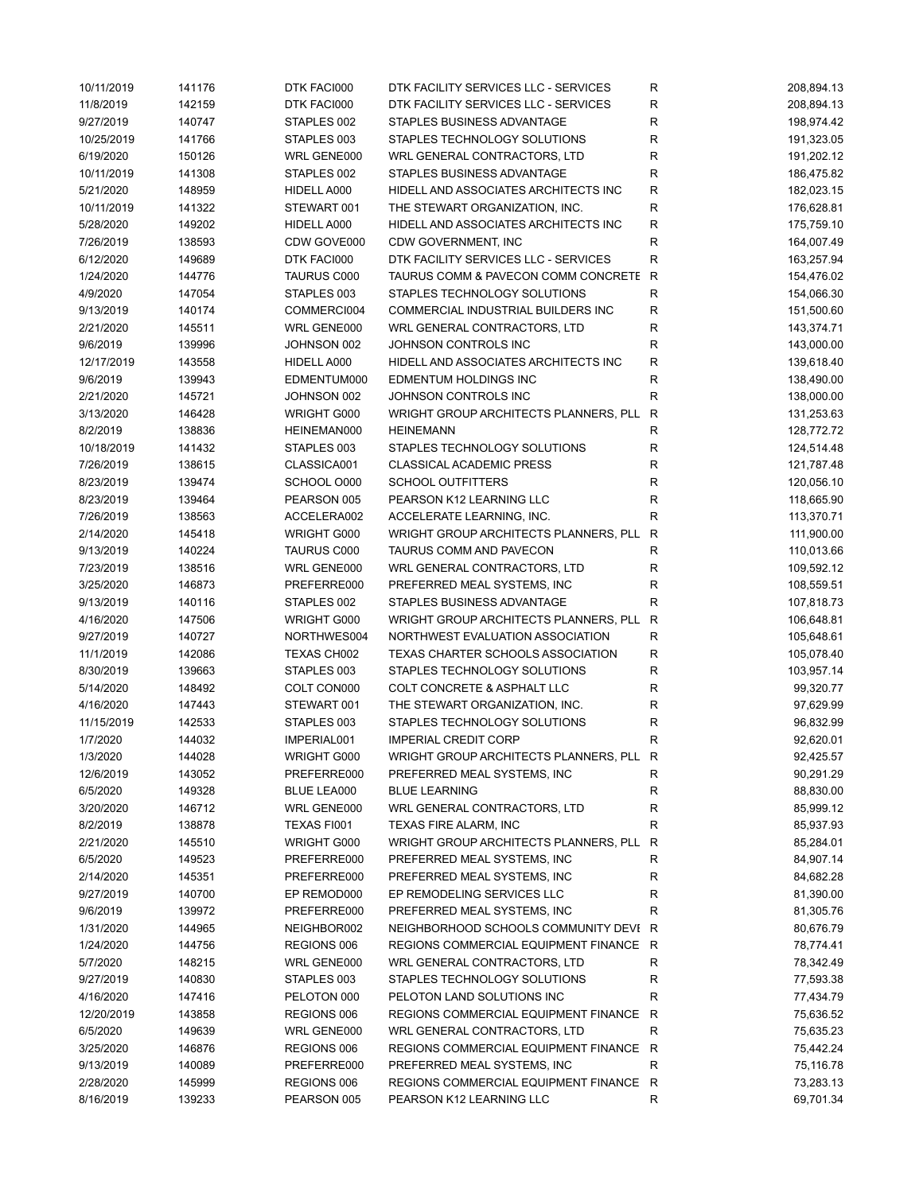| | | | | | |
|---|---|---|---|---|---|
| 10/11/2019 | 141176 | DTK FACI000 | DTK FACILITY SERVICES LLC - SERVICES | R | 208,894.13 |
| 11/8/2019 | 142159 | DTK FACI000 | DTK FACILITY SERVICES LLC - SERVICES | R | 208,894.13 |
| 9/27/2019 | 140747 | STAPLES 002 | STAPLES BUSINESS ADVANTAGE | R | 198,974.42 |
| 10/25/2019 | 141766 | STAPLES 003 | STAPLES TECHNOLOGY SOLUTIONS | R | 191,323.05 |
| 6/19/2020 | 150126 | WRL GENE000 | WRL GENERAL CONTRACTORS, LTD | R | 191,202.12 |
| 10/11/2019 | 141308 | STAPLES 002 | STAPLES BUSINESS ADVANTAGE | R | 186,475.82 |
| 5/21/2020 | 148959 | HIDELL A000 | HIDELL AND ASSOCIATES ARCHITECTS INC | R | 182,023.15 |
| 10/11/2019 | 141322 | STEWART 001 | THE STEWART ORGANIZATION, INC. | R | 176,628.81 |
| 5/28/2020 | 149202 | HIDELL A000 | HIDELL AND ASSOCIATES ARCHITECTS INC | R | 175,759.10 |
| 7/26/2019 | 138593 | CDW GOVE000 | CDW GOVERNMENT, INC | R | 164,007.49 |
| 6/12/2020 | 149689 | DTK FACI000 | DTK FACILITY SERVICES LLC - SERVICES | R | 163,257.94 |
| 1/24/2020 | 144776 | TAURUS C000 | TAURUS COMM & PAVECON COMM CONCRETE | R | 154,476.02 |
| 4/9/2020 | 147054 | STAPLES 003 | STAPLES TECHNOLOGY SOLUTIONS | R | 154,066.30 |
| 9/13/2019 | 140174 | COMMERCI004 | COMMERCIAL INDUSTRIAL BUILDERS INC | R | 151,500.60 |
| 2/21/2020 | 145511 | WRL GENE000 | WRL GENERAL CONTRACTORS, LTD | R | 143,374.71 |
| 9/6/2019 | 139996 | JOHNSON 002 | JOHNSON CONTROLS INC | R | 143,000.00 |
| 12/17/2019 | 143558 | HIDELL A000 | HIDELL AND ASSOCIATES ARCHITECTS INC | R | 139,618.40 |
| 9/6/2019 | 139943 | EDMENTUM000 | EDMENTUM HOLDINGS INC | R | 138,490.00 |
| 2/21/2020 | 145721 | JOHNSON 002 | JOHNSON CONTROLS INC | R | 138,000.00 |
| 3/13/2020 | 146428 | WRIGHT G000 | WRIGHT GROUP ARCHITECTS PLANNERS, PLL | R | 131,253.63 |
| 8/2/2019 | 138836 | HEINEMAN000 | HEINEMANN | R | 128,772.72 |
| 10/18/2019 | 141432 | STAPLES 003 | STAPLES TECHNOLOGY SOLUTIONS | R | 124,514.48 |
| 7/26/2019 | 138615 | CLASSICA001 | CLASSICAL ACADEMIC PRESS | R | 121,787.48 |
| 8/23/2019 | 139474 | SCHOOL O000 | SCHOOL OUTFITTERS | R | 120,056.10 |
| 8/23/2019 | 139464 | PEARSON 005 | PEARSON K12 LEARNING LLC | R | 118,665.90 |
| 7/26/2019 | 138563 | ACCELERA002 | ACCELERATE LEARNING, INC. | R | 113,370.71 |
| 2/14/2020 | 145418 | WRIGHT G000 | WRIGHT GROUP ARCHITECTS PLANNERS, PLL | R | 111,900.00 |
| 9/13/2019 | 140224 | TAURUS C000 | TAURUS COMM AND PAVECON | R | 110,013.66 |
| 7/23/2019 | 138516 | WRL GENE000 | WRL GENERAL CONTRACTORS, LTD | R | 109,592.12 |
| 3/25/2020 | 146873 | PREFERRE000 | PREFERRED MEAL SYSTEMS, INC | R | 108,559.51 |
| 9/13/2019 | 140116 | STAPLES 002 | STAPLES BUSINESS ADVANTAGE | R | 107,818.73 |
| 4/16/2020 | 147506 | WRIGHT G000 | WRIGHT GROUP ARCHITECTS PLANNERS, PLL | R | 106,648.81 |
| 9/27/2019 | 140727 | NORTHWES004 | NORTHWEST EVALUATION ASSOCIATION | R | 105,648.61 |
| 11/1/2019 | 142086 | TEXAS CH002 | TEXAS CHARTER SCHOOLS ASSOCIATION | R | 105,078.40 |
| 8/30/2019 | 139663 | STAPLES 003 | STAPLES TECHNOLOGY SOLUTIONS | R | 103,957.14 |
| 5/14/2020 | 148492 | COLT CON000 | COLT CONCRETE & ASPHALT LLC | R | 99,320.77 |
| 4/16/2020 | 147443 | STEWART 001 | THE STEWART ORGANIZATION, INC. | R | 97,629.99 |
| 11/15/2019 | 142533 | STAPLES 003 | STAPLES TECHNOLOGY SOLUTIONS | R | 96,832.99 |
| 1/7/2020 | 144032 | IMPERIAL001 | IMPERIAL CREDIT CORP | R | 92,620.01 |
| 1/3/2020 | 144028 | WRIGHT G000 | WRIGHT GROUP ARCHITECTS PLANNERS, PLL | R | 92,425.57 |
| 12/6/2019 | 143052 | PREFERRE000 | PREFERRED MEAL SYSTEMS, INC | R | 90,291.29 |
| 6/5/2020 | 149328 | BLUE LEA000 | BLUE LEARNING | R | 88,830.00 |
| 3/20/2020 | 146712 | WRL GENE000 | WRL GENERAL CONTRACTORS, LTD | R | 85,999.12 |
| 8/2/2019 | 138878 | TEXAS FI001 | TEXAS FIRE ALARM, INC | R | 85,937.93 |
| 2/21/2020 | 145510 | WRIGHT G000 | WRIGHT GROUP ARCHITECTS PLANNERS, PLL | R | 85,284.01 |
| 6/5/2020 | 149523 | PREFERRE000 | PREFERRED MEAL SYSTEMS, INC | R | 84,907.14 |
| 2/14/2020 | 145351 | PREFERRE000 | PREFERRED MEAL SYSTEMS, INC | R | 84,682.28 |
| 9/27/2019 | 140700 | EP REMOD000 | EP REMODELING SERVICES LLC | R | 81,390.00 |
| 9/6/2019 | 139972 | PREFERRE000 | PREFERRED MEAL SYSTEMS, INC | R | 81,305.76 |
| 1/31/2020 | 144965 | NEIGHBOR002 | NEIGHBORHOOD SCHOOLS COMMUNITY DEVI | R | 80,676.79 |
| 1/24/2020 | 144756 | REGIONS 006 | REGIONS COMMERCIAL EQUIPMENT FINANCE | R | 78,774.41 |
| 5/7/2020 | 148215 | WRL GENE000 | WRL GENERAL CONTRACTORS, LTD | R | 78,342.49 |
| 9/27/2019 | 140830 | STAPLES 003 | STAPLES TECHNOLOGY SOLUTIONS | R | 77,593.38 |
| 4/16/2020 | 147416 | PELOTON 000 | PELOTON LAND SOLUTIONS INC | R | 77,434.79 |
| 12/20/2019 | 143858 | REGIONS 006 | REGIONS COMMERCIAL EQUIPMENT FINANCE | R | 75,636.52 |
| 6/5/2020 | 149639 | WRL GENE000 | WRL GENERAL CONTRACTORS, LTD | R | 75,635.23 |
| 3/25/2020 | 146876 | REGIONS 006 | REGIONS COMMERCIAL EQUIPMENT FINANCE | R | 75,442.24 |
| 9/13/2019 | 140089 | PREFERRE000 | PREFERRED MEAL SYSTEMS, INC | R | 75,116.78 |
| 2/28/2020 | 145999 | REGIONS 006 | REGIONS COMMERCIAL EQUIPMENT FINANCE | R | 73,283.13 |
| 8/16/2019 | 139233 | PEARSON 005 | PEARSON K12 LEARNING LLC | R | 69,701.34 |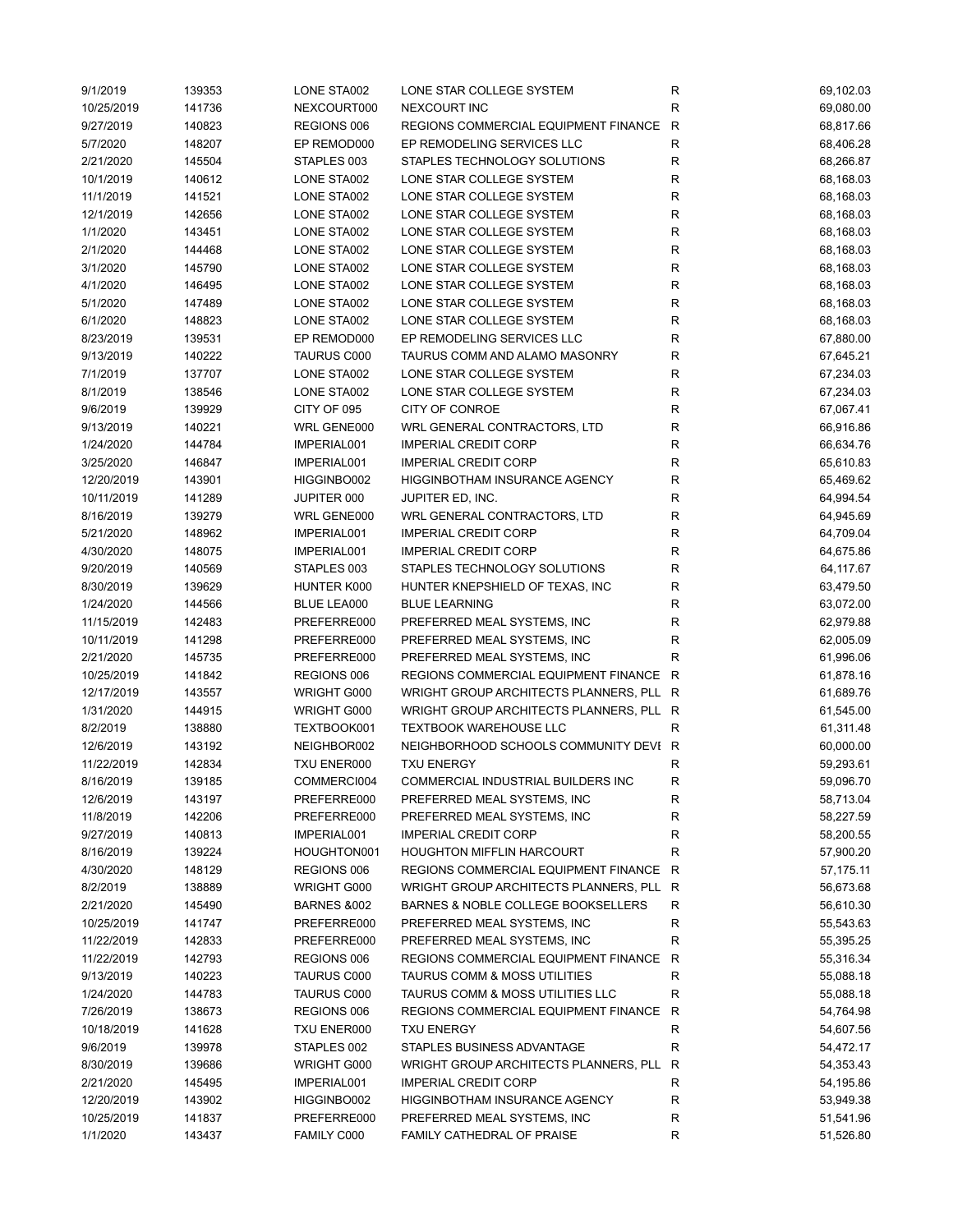| | | | | | |
|---|---|---|---|---|---|
| 9/1/2019 | 139353 | LONE STA002 | LONE STAR COLLEGE SYSTEM | R | 69,102.03 |
| 10/25/2019 | 141736 | NEXCOURT000 | NEXCOURT INC | R | 69,080.00 |
| 9/27/2019 | 140823 | REGIONS 006 | REGIONS COMMERCIAL EQUIPMENT FINANCE | R | 68,817.66 |
| 5/7/2020 | 148207 | EP REMOD000 | EP REMODELING SERVICES LLC | R | 68,406.28 |
| 2/21/2020 | 145504 | STAPLES 003 | STAPLES TECHNOLOGY SOLUTIONS | R | 68,266.87 |
| 10/1/2019 | 140612 | LONE STA002 | LONE STAR COLLEGE SYSTEM | R | 68,168.03 |
| 11/1/2019 | 141521 | LONE STA002 | LONE STAR COLLEGE SYSTEM | R | 68,168.03 |
| 12/1/2019 | 142656 | LONE STA002 | LONE STAR COLLEGE SYSTEM | R | 68,168.03 |
| 1/1/2020 | 143451 | LONE STA002 | LONE STAR COLLEGE SYSTEM | R | 68,168.03 |
| 2/1/2020 | 144468 | LONE STA002 | LONE STAR COLLEGE SYSTEM | R | 68,168.03 |
| 3/1/2020 | 145790 | LONE STA002 | LONE STAR COLLEGE SYSTEM | R | 68,168.03 |
| 4/1/2020 | 146495 | LONE STA002 | LONE STAR COLLEGE SYSTEM | R | 68,168.03 |
| 5/1/2020 | 147489 | LONE STA002 | LONE STAR COLLEGE SYSTEM | R | 68,168.03 |
| 6/1/2020 | 148823 | LONE STA002 | LONE STAR COLLEGE SYSTEM | R | 68,168.03 |
| 8/23/2019 | 139531 | EP REMOD000 | EP REMODELING SERVICES LLC | R | 67,880.00 |
| 9/13/2019 | 140222 | TAURUS C000 | TAURUS COMM AND ALAMO MASONRY | R | 67,645.21 |
| 7/1/2019 | 137707 | LONE STA002 | LONE STAR COLLEGE SYSTEM | R | 67,234.03 |
| 8/1/2019 | 138546 | LONE STA002 | LONE STAR COLLEGE SYSTEM | R | 67,234.03 |
| 9/6/2019 | 139929 | CITY OF 095 | CITY OF CONROE | R | 67,067.41 |
| 9/13/2019 | 140221 | WRL GENE000 | WRL GENERAL CONTRACTORS, LTD | R | 66,916.86 |
| 1/24/2020 | 144784 | IMPERIAL001 | IMPERIAL CREDIT CORP | R | 66,634.76 |
| 3/25/2020 | 146847 | IMPERIAL001 | IMPERIAL CREDIT CORP | R | 65,610.83 |
| 12/20/2019 | 143901 | HIGGINBO002 | HIGGINBOTHAM INSURANCE AGENCY | R | 65,469.62 |
| 10/11/2019 | 141289 | JUPITER 000 | JUPITER ED, INC. | R | 64,994.54 |
| 8/16/2019 | 139279 | WRL GENE000 | WRL GENERAL CONTRACTORS, LTD | R | 64,945.69 |
| 5/21/2020 | 148962 | IMPERIAL001 | IMPERIAL CREDIT CORP | R | 64,709.04 |
| 4/30/2020 | 148075 | IMPERIAL001 | IMPERIAL CREDIT CORP | R | 64,675.86 |
| 9/20/2019 | 140569 | STAPLES 003 | STAPLES TECHNOLOGY SOLUTIONS | R | 64,117.67 |
| 8/30/2019 | 139629 | HUNTER K000 | HUNTER KNEPSHIELD OF TEXAS, INC | R | 63,479.50 |
| 1/24/2020 | 144566 | BLUE LEA000 | BLUE LEARNING | R | 63,072.00 |
| 11/15/2019 | 142483 | PREFERRE000 | PREFERRED MEAL SYSTEMS, INC | R | 62,979.88 |
| 10/11/2019 | 141298 | PREFERRE000 | PREFERRED MEAL SYSTEMS, INC | R | 62,005.09 |
| 2/21/2020 | 145735 | PREFERRE000 | PREFERRED MEAL SYSTEMS, INC | R | 61,996.06 |
| 10/25/2019 | 141842 | REGIONS 006 | REGIONS COMMERCIAL EQUIPMENT FINANCE | R | 61,878.16 |
| 12/17/2019 | 143557 | WRIGHT G000 | WRIGHT GROUP ARCHITECTS PLANNERS, PLL | R | 61,689.76 |
| 1/31/2020 | 144915 | WRIGHT G000 | WRIGHT GROUP ARCHITECTS PLANNERS, PLL | R | 61,545.00 |
| 8/2/2019 | 138880 | TEXTBOOK001 | TEXTBOOK WAREHOUSE LLC | R | 61,311.48 |
| 12/6/2019 | 143192 | NEIGHBOR002 | NEIGHBORHOOD SCHOOLS COMMUNITY DEVE | R | 60,000.00 |
| 11/22/2019 | 142834 | TXU ENER000 | TXU ENERGY | R | 59,293.61 |
| 8/16/2019 | 139185 | COMMERCI004 | COMMERCIAL INDUSTRIAL BUILDERS INC | R | 59,096.70 |
| 12/6/2019 | 143197 | PREFERRE000 | PREFERRED MEAL SYSTEMS, INC | R | 58,713.04 |
| 11/8/2019 | 142206 | PREFERRE000 | PREFERRED MEAL SYSTEMS, INC | R | 58,227.59 |
| 9/27/2019 | 140813 | IMPERIAL001 | IMPERIAL CREDIT CORP | R | 58,200.55 |
| 8/16/2019 | 139224 | HOUGHTON001 | HOUGHTON MIFFLIN HARCOURT | R | 57,900.20 |
| 4/30/2020 | 148129 | REGIONS 006 | REGIONS COMMERCIAL EQUIPMENT FINANCE | R | 57,175.11 |
| 8/2/2019 | 138889 | WRIGHT G000 | WRIGHT GROUP ARCHITECTS PLANNERS, PLL | R | 56,673.68 |
| 2/21/2020 | 145490 | BARNES &002 | BARNES & NOBLE COLLEGE BOOKSELLERS | R | 56,610.30 |
| 10/25/2019 | 141747 | PREFERRE000 | PREFERRED MEAL SYSTEMS, INC | R | 55,543.63 |
| 11/22/2019 | 142833 | PREFERRE000 | PREFERRED MEAL SYSTEMS, INC | R | 55,395.25 |
| 11/22/2019 | 142793 | REGIONS 006 | REGIONS COMMERCIAL EQUIPMENT FINANCE | R | 55,316.34 |
| 9/13/2019 | 140223 | TAURUS C000 | TAURUS COMM & MOSS UTILITIES | R | 55,088.18 |
| 1/24/2020 | 144783 | TAURUS C000 | TAURUS COMM & MOSS UTILITIES LLC | R | 55,088.18 |
| 7/26/2019 | 138673 | REGIONS 006 | REGIONS COMMERCIAL EQUIPMENT FINANCE | R | 54,764.98 |
| 10/18/2019 | 141628 | TXU ENER000 | TXU ENERGY | R | 54,607.56 |
| 9/6/2019 | 139978 | STAPLES 002 | STAPLES BUSINESS ADVANTAGE | R | 54,472.17 |
| 8/30/2019 | 139686 | WRIGHT G000 | WRIGHT GROUP ARCHITECTS PLANNERS, PLL | R | 54,353.43 |
| 2/21/2020 | 145495 | IMPERIAL001 | IMPERIAL CREDIT CORP | R | 54,195.86 |
| 12/20/2019 | 143902 | HIGGINBO002 | HIGGINBOTHAM INSURANCE AGENCY | R | 53,949.38 |
| 10/25/2019 | 141837 | PREFERRE000 | PREFERRED MEAL SYSTEMS, INC | R | 51,541.96 |
| 1/1/2020 | 143437 | FAMILY C000 | FAMILY CATHEDRAL OF PRAISE | R | 51,526.80 |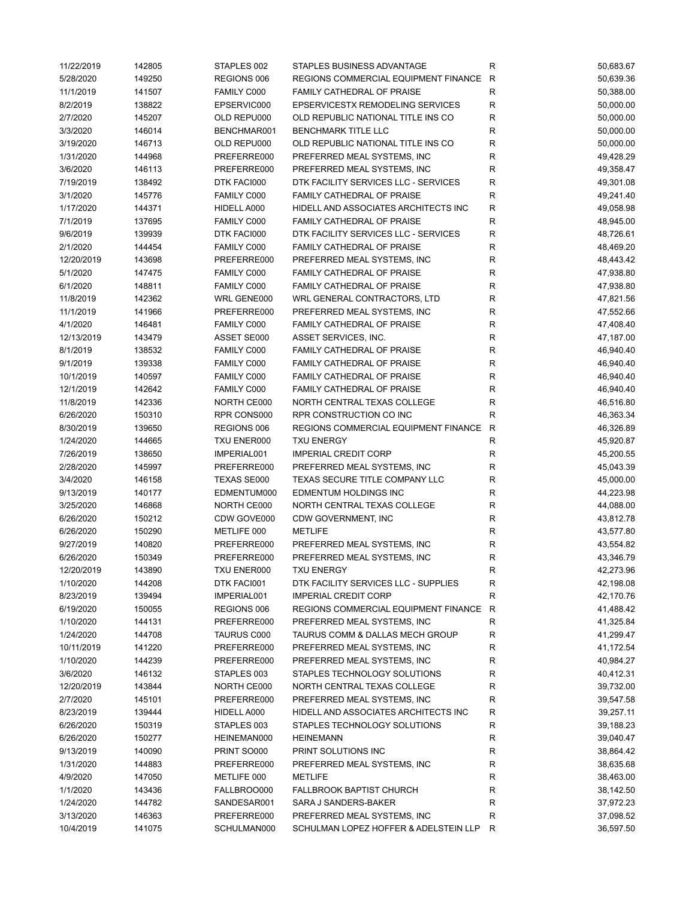| | | | | | |
|---|---|---|---|---|---|
| 11/22/2019 | 142805 | STAPLES 002 | STAPLES BUSINESS ADVANTAGE | R | 50,683.67 |
| 5/28/2020 | 149250 | REGIONS 006 | REGIONS COMMERCIAL EQUIPMENT FINANCE | R | 50,639.36 |
| 11/1/2019 | 141507 | FAMILY C000 | FAMILY CATHEDRAL OF PRAISE | R | 50,388.00 |
| 8/2/2019 | 138822 | EPSERVIC000 | EPSERVICESTX REMODELING SERVICES | R | 50,000.00 |
| 2/7/2020 | 145207 | OLD REPU000 | OLD REPUBLIC NATIONAL TITLE INS CO | R | 50,000.00 |
| 3/3/2020 | 146014 | BENCHMAR001 | BENCHMARK TITLE LLC | R | 50,000.00 |
| 3/19/2020 | 146713 | OLD REPU000 | OLD REPUBLIC NATIONAL TITLE INS CO | R | 50,000.00 |
| 1/31/2020 | 144968 | PREFERRE000 | PREFERRED MEAL SYSTEMS, INC | R | 49,428.29 |
| 3/6/2020 | 146113 | PREFERRE000 | PREFERRED MEAL SYSTEMS, INC | R | 49,358.47 |
| 7/19/2019 | 138492 | DTK FACI000 | DTK FACILITY SERVICES LLC - SERVICES | R | 49,301.08 |
| 3/1/2020 | 145776 | FAMILY C000 | FAMILY CATHEDRAL OF PRAISE | R | 49,241.40 |
| 1/17/2020 | 144371 | HIDELL A000 | HIDELL AND ASSOCIATES ARCHITECTS INC | R | 49,058.98 |
| 7/1/2019 | 137695 | FAMILY C000 | FAMILY CATHEDRAL OF PRAISE | R | 48,945.00 |
| 9/6/2019 | 139939 | DTK FACI000 | DTK FACILITY SERVICES LLC - SERVICES | R | 48,726.61 |
| 2/1/2020 | 144454 | FAMILY C000 | FAMILY CATHEDRAL OF PRAISE | R | 48,469.20 |
| 12/20/2019 | 143698 | PREFERRE000 | PREFERRED MEAL SYSTEMS, INC | R | 48,443.42 |
| 5/1/2020 | 147475 | FAMILY C000 | FAMILY CATHEDRAL OF PRAISE | R | 47,938.80 |
| 6/1/2020 | 148811 | FAMILY C000 | FAMILY CATHEDRAL OF PRAISE | R | 47,938.80 |
| 11/8/2019 | 142362 | WRL GENE000 | WRL GENERAL CONTRACTORS, LTD | R | 47,821.56 |
| 11/1/2019 | 141966 | PREFERRE000 | PREFERRED MEAL SYSTEMS, INC | R | 47,552.66 |
| 4/1/2020 | 146481 | FAMILY C000 | FAMILY CATHEDRAL OF PRAISE | R | 47,408.40 |
| 12/13/2019 | 143479 | ASSET SE000 | ASSET SERVICES, INC. | R | 47,187.00 |
| 8/1/2019 | 138532 | FAMILY C000 | FAMILY CATHEDRAL OF PRAISE | R | 46,940.40 |
| 9/1/2019 | 139338 | FAMILY C000 | FAMILY CATHEDRAL OF PRAISE | R | 46,940.40 |
| 10/1/2019 | 140597 | FAMILY C000 | FAMILY CATHEDRAL OF PRAISE | R | 46,940.40 |
| 12/1/2019 | 142642 | FAMILY C000 | FAMILY CATHEDRAL OF PRAISE | R | 46,940.40 |
| 11/8/2019 | 142336 | NORTH CE000 | NORTH CENTRAL TEXAS COLLEGE | R | 46,516.80 |
| 6/26/2020 | 150310 | RPR CONS000 | RPR CONSTRUCTION CO INC | R | 46,363.34 |
| 8/30/2019 | 139650 | REGIONS 006 | REGIONS COMMERCIAL EQUIPMENT FINANCE | R | 46,326.89 |
| 1/24/2020 | 144665 | TXU ENER000 | TXU ENERGY | R | 45,920.87 |
| 7/26/2019 | 138650 | IMPERIAL001 | IMPERIAL CREDIT CORP | R | 45,200.55 |
| 2/28/2020 | 145997 | PREFERRE000 | PREFERRED MEAL SYSTEMS, INC | R | 45,043.39 |
| 3/4/2020 | 146158 | TEXAS SE000 | TEXAS SECURE TITLE COMPANY LLC | R | 45,000.00 |
| 9/13/2019 | 140177 | EDMENTUM000 | EDMENTUM HOLDINGS INC | R | 44,223.98 |
| 3/25/2020 | 146868 | NORTH CE000 | NORTH CENTRAL TEXAS COLLEGE | R | 44,088.00 |
| 6/26/2020 | 150212 | CDW GOVE000 | CDW GOVERNMENT, INC | R | 43,812.78 |
| 6/26/2020 | 150290 | METLIFE 000 | METLIFE | R | 43,577.80 |
| 9/27/2019 | 140820 | PREFERRE000 | PREFERRED MEAL SYSTEMS, INC | R | 43,554.82 |
| 6/26/2020 | 150349 | PREFERRE000 | PREFERRED MEAL SYSTEMS, INC | R | 43,346.79 |
| 12/20/2019 | 143890 | TXU ENER000 | TXU ENERGY | R | 42,273.96 |
| 1/10/2020 | 144208 | DTK FACI001 | DTK FACILITY SERVICES LLC - SUPPLIES | R | 42,198.08 |
| 8/23/2019 | 139494 | IMPERIAL001 | IMPERIAL CREDIT CORP | R | 42,170.76 |
| 6/19/2020 | 150055 | REGIONS 006 | REGIONS COMMERCIAL EQUIPMENT FINANCE | R | 41,488.42 |
| 1/10/2020 | 144131 | PREFERRE000 | PREFERRED MEAL SYSTEMS, INC | R | 41,325.84 |
| 1/24/2020 | 144708 | TAURUS C000 | TAURUS COMM & DALLAS MECH GROUP | R | 41,299.47 |
| 10/11/2019 | 141220 | PREFERRE000 | PREFERRED MEAL SYSTEMS, INC | R | 41,172.54 |
| 1/10/2020 | 144239 | PREFERRE000 | PREFERRED MEAL SYSTEMS, INC | R | 40,984.27 |
| 3/6/2020 | 146132 | STAPLES 003 | STAPLES TECHNOLOGY SOLUTIONS | R | 40,412.31 |
| 12/20/2019 | 143844 | NORTH CE000 | NORTH CENTRAL TEXAS COLLEGE | R | 39,732.00 |
| 2/7/2020 | 145101 | PREFERRE000 | PREFERRED MEAL SYSTEMS, INC | R | 39,547.58 |
| 8/23/2019 | 139444 | HIDELL A000 | HIDELL AND ASSOCIATES ARCHITECTS INC | R | 39,257.11 |
| 6/26/2020 | 150319 | STAPLES 003 | STAPLES TECHNOLOGY SOLUTIONS | R | 39,188.23 |
| 6/26/2020 | 150277 | HEINEMAN000 | HEINEMANN | R | 39,040.47 |
| 9/13/2019 | 140090 | PRINT SO000 | PRINT SOLUTIONS INC | R | 38,864.42 |
| 1/31/2020 | 144883 | PREFERRE000 | PREFERRED MEAL SYSTEMS, INC | R | 38,635.68 |
| 4/9/2020 | 147050 | METLIFE 000 | METLIFE | R | 38,463.00 |
| 1/1/2020 | 143436 | FALLBROO000 | FALLBROOK BAPTIST CHURCH | R | 38,142.50 |
| 1/24/2020 | 144782 | SANDESAR001 | SARA J SANDERS-BAKER | R | 37,972.23 |
| 3/13/2020 | 146363 | PREFERRE000 | PREFERRED MEAL SYSTEMS, INC | R | 37,098.52 |
| 10/4/2019 | 141075 | SCHULMAN000 | SCHULMAN LOPEZ HOFFER & ADELSTEIN LLP | R | 36,597.50 |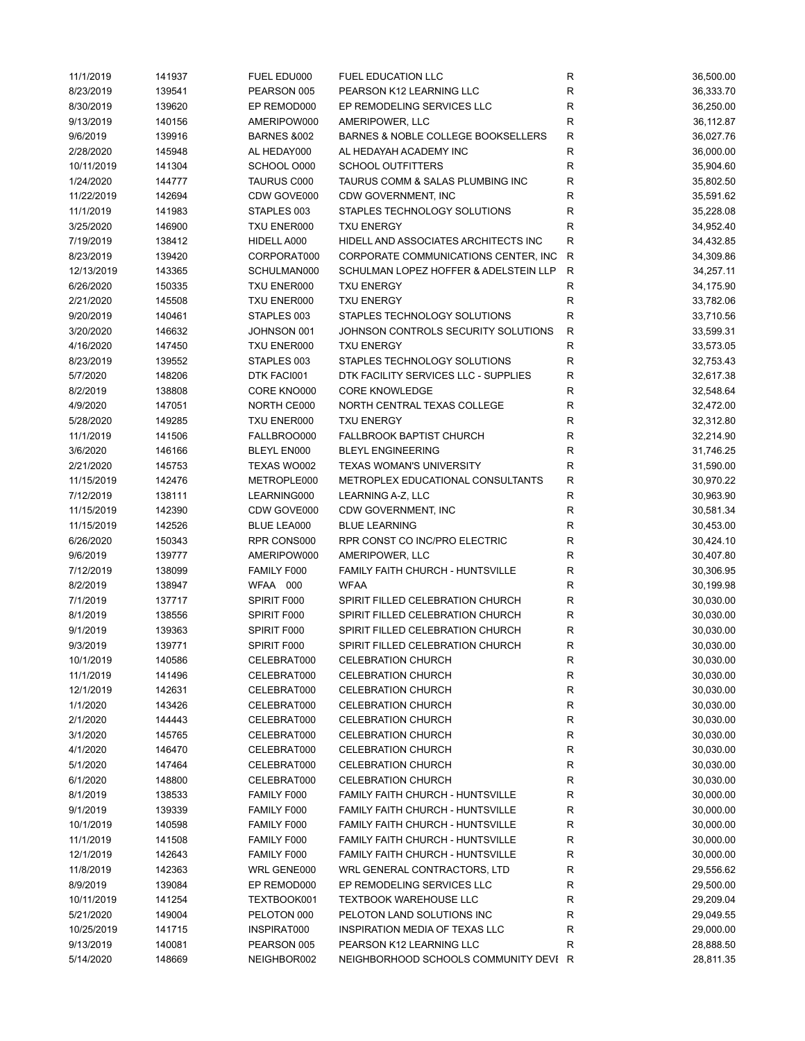| | | | | | |
|---|---|---|---|---|---|
| 11/1/2019 | 141937 | FUEL EDU000 | FUEL EDUCATION LLC | R | 36,500.00 |
| 8/23/2019 | 139541 | PEARSON 005 | PEARSON K12 LEARNING LLC | R | 36,333.70 |
| 8/30/2019 | 139620 | EP REMOD000 | EP REMODELING SERVICES LLC | R | 36,250.00 |
| 9/13/2019 | 140156 | AMERIPOW000 | AMERIPOWER, LLC | R | 36,112.87 |
| 9/6/2019 | 139916 | BARNES &002 | BARNES & NOBLE COLLEGE BOOKSELLERS | R | 36,027.76 |
| 2/28/2020 | 145948 | AL HEDAY000 | AL HEDAYAH ACADEMY INC | R | 36,000.00 |
| 10/11/2019 | 141304 | SCHOOL O000 | SCHOOL OUTFITTERS | R | 35,904.60 |
| 1/24/2020 | 144777 | TAURUS C000 | TAURUS COMM & SALAS PLUMBING INC | R | 35,802.50 |
| 11/22/2019 | 142694 | CDW GOVE000 | CDW GOVERNMENT, INC | R | 35,591.62 |
| 11/1/2019 | 141983 | STAPLES 003 | STAPLES TECHNOLOGY SOLUTIONS | R | 35,228.08 |
| 3/25/2020 | 146900 | TXU ENER000 | TXU ENERGY | R | 34,952.40 |
| 7/19/2019 | 138412 | HIDELL A000 | HIDELL AND ASSOCIATES ARCHITECTS INC | R | 34,432.85 |
| 8/23/2019 | 139420 | CORPORAT000 | CORPORATE COMMUNICATIONS CENTER, INC | R | 34,309.86 |
| 12/13/2019 | 143365 | SCHULMAN000 | SCHULMAN LOPEZ HOFFER & ADELSTEIN LLP | R | 34,257.11 |
| 6/26/2020 | 150335 | TXU ENER000 | TXU ENERGY | R | 34,175.90 |
| 2/21/2020 | 145508 | TXU ENER000 | TXU ENERGY | R | 33,782.06 |
| 9/20/2019 | 140461 | STAPLES 003 | STAPLES TECHNOLOGY SOLUTIONS | R | 33,710.56 |
| 3/20/2020 | 146632 | JOHNSON 001 | JOHNSON CONTROLS SECURITY SOLUTIONS | R | 33,599.31 |
| 4/16/2020 | 147450 | TXU ENER000 | TXU ENERGY | R | 33,573.05 |
| 8/23/2019 | 139552 | STAPLES 003 | STAPLES TECHNOLOGY SOLUTIONS | R | 32,753.43 |
| 5/7/2020 | 148206 | DTK FACI001 | DTK FACILITY SERVICES LLC - SUPPLIES | R | 32,617.38 |
| 8/2/2019 | 138808 | CORE KNO000 | CORE KNOWLEDGE | R | 32,548.64 |
| 4/9/2020 | 147051 | NORTH CE000 | NORTH CENTRAL TEXAS COLLEGE | R | 32,472.00 |
| 5/28/2020 | 149285 | TXU ENER000 | TXU ENERGY | R | 32,312.80 |
| 11/1/2019 | 141506 | FALLBROO000 | FALLBROOK BAPTIST CHURCH | R | 32,214.90 |
| 3/6/2020 | 146166 | BLEYL EN000 | BLEYL ENGINEERING | R | 31,746.25 |
| 2/21/2020 | 145753 | TEXAS WO002 | TEXAS WOMAN'S UNIVERSITY | R | 31,590.00 |
| 11/15/2019 | 142476 | METROPLE000 | METROPLEX EDUCATIONAL CONSULTANTS | R | 30,970.22 |
| 7/12/2019 | 138111 | LEARNING000 | LEARNING A-Z, LLC | R | 30,963.90 |
| 11/15/2019 | 142390 | CDW GOVE000 | CDW GOVERNMENT, INC | R | 30,581.34 |
| 11/15/2019 | 142526 | BLUE LEA000 | BLUE LEARNING | R | 30,453.00 |
| 6/26/2020 | 150343 | RPR CONS000 | RPR CONST CO INC/PRO ELECTRIC | R | 30,424.10 |
| 9/6/2019 | 139777 | AMERIPOW000 | AMERIPOWER, LLC | R | 30,407.80 |
| 7/12/2019 | 138099 | FAMILY F000 | FAMILY FAITH CHURCH - HUNTSVILLE | R | 30,306.95 |
| 8/2/2019 | 138947 | WFAA 000 | WFAA | R | 30,199.98 |
| 7/1/2019 | 137717 | SPIRIT F000 | SPIRIT FILLED CELEBRATION CHURCH | R | 30,030.00 |
| 8/1/2019 | 138556 | SPIRIT F000 | SPIRIT FILLED CELEBRATION CHURCH | R | 30,030.00 |
| 9/1/2019 | 139363 | SPIRIT F000 | SPIRIT FILLED CELEBRATION CHURCH | R | 30,030.00 |
| 9/3/2019 | 139771 | SPIRIT F000 | SPIRIT FILLED CELEBRATION CHURCH | R | 30,030.00 |
| 10/1/2019 | 140586 | CELEBRAT000 | CELEBRATION CHURCH | R | 30,030.00 |
| 11/1/2019 | 141496 | CELEBRAT000 | CELEBRATION CHURCH | R | 30,030.00 |
| 12/1/2019 | 142631 | CELEBRAT000 | CELEBRATION CHURCH | R | 30,030.00 |
| 1/1/2020 | 143426 | CELEBRAT000 | CELEBRATION CHURCH | R | 30,030.00 |
| 2/1/2020 | 144443 | CELEBRAT000 | CELEBRATION CHURCH | R | 30,030.00 |
| 3/1/2020 | 145765 | CELEBRAT000 | CELEBRATION CHURCH | R | 30,030.00 |
| 4/1/2020 | 146470 | CELEBRAT000 | CELEBRATION CHURCH | R | 30,030.00 |
| 5/1/2020 | 147464 | CELEBRAT000 | CELEBRATION CHURCH | R | 30,030.00 |
| 6/1/2020 | 148800 | CELEBRAT000 | CELEBRATION CHURCH | R | 30,030.00 |
| 8/1/2019 | 138533 | FAMILY F000 | FAMILY FAITH CHURCH - HUNTSVILLE | R | 30,000.00 |
| 9/1/2019 | 139339 | FAMILY F000 | FAMILY FAITH CHURCH - HUNTSVILLE | R | 30,000.00 |
| 10/1/2019 | 140598 | FAMILY F000 | FAMILY FAITH CHURCH - HUNTSVILLE | R | 30,000.00 |
| 11/1/2019 | 141508 | FAMILY F000 | FAMILY FAITH CHURCH - HUNTSVILLE | R | 30,000.00 |
| 12/1/2019 | 142643 | FAMILY F000 | FAMILY FAITH CHURCH - HUNTSVILLE | R | 30,000.00 |
| 11/8/2019 | 142363 | WRL GENE000 | WRL GENERAL CONTRACTORS, LTD | R | 29,556.62 |
| 8/9/2019 | 139084 | EP REMOD000 | EP REMODELING SERVICES LLC | R | 29,500.00 |
| 10/11/2019 | 141254 | TEXTBOOK001 | TEXTBOOK WAREHOUSE LLC | R | 29,209.04 |
| 5/21/2020 | 149004 | PELOTON 000 | PELOTON LAND SOLUTIONS INC | R | 29,049.55 |
| 10/25/2019 | 141715 | INSPIRAT000 | INSPIRATION MEDIA OF TEXAS LLC | R | 29,000.00 |
| 9/13/2019 | 140081 | PEARSON 005 | PEARSON K12 LEARNING LLC | R | 28,888.50 |
| 5/14/2020 | 148669 | NEIGHBOR002 | NEIGHBORHOOD SCHOOLS COMMUNITY DEVI | R | 28,811.35 |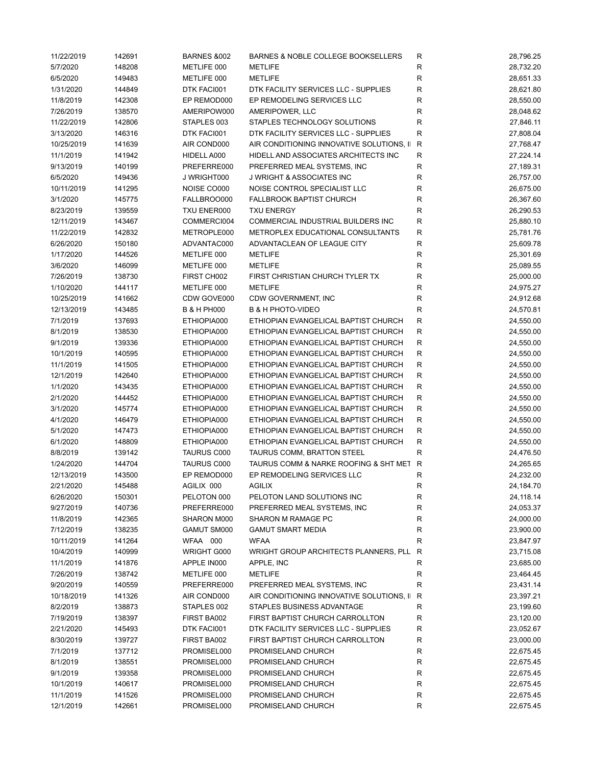| | | | | | |
|---|---|---|---|---|---|
| 11/22/2019 | 142691 | BARNES &002 | BARNES & NOBLE COLLEGE BOOKSELLERS | R | 28,796.25 |
| 5/7/2020 | 148208 | METLIFE 000 | METLIFE | R | 28,732.20 |
| 6/5/2020 | 149483 | METLIFE 000 | METLIFE | R | 28,651.33 |
| 1/31/2020 | 144849 | DTK FACI001 | DTK FACILITY SERVICES LLC - SUPPLIES | R | 28,621.80 |
| 11/8/2019 | 142308 | EP REMOD000 | EP REMODELING SERVICES LLC | R | 28,550.00 |
| 7/26/2019 | 138570 | AMERIPOW000 | AMERIPOWER, LLC | R | 28,048.62 |
| 11/22/2019 | 142806 | STAPLES 003 | STAPLES TECHNOLOGY SOLUTIONS | R | 27,846.11 |
| 3/13/2020 | 146316 | DTK FACI001 | DTK FACILITY SERVICES LLC - SUPPLIES | R | 27,808.04 |
| 10/25/2019 | 141639 | AIR COND000 | AIR CONDITIONING INNOVATIVE SOLUTIONS, II | R | 27,768.47 |
| 11/1/2019 | 141942 | HIDELL A000 | HIDELL AND ASSOCIATES ARCHITECTS INC | R | 27,224.14 |
| 9/13/2019 | 140199 | PREFERRE000 | PREFERRED MEAL SYSTEMS, INC | R | 27,189.31 |
| 6/5/2020 | 149436 | J WRIGHT000 | J WRIGHT & ASSOCIATES INC | R | 26,757.00 |
| 10/11/2019 | 141295 | NOISE CO000 | NOISE CONTROL SPECIALIST LLC | R | 26,675.00 |
| 3/1/2020 | 145775 | FALLBROO000 | FALLBROOK BAPTIST CHURCH | R | 26,367.60 |
| 8/23/2019 | 139559 | TXU ENER000 | TXU ENERGY | R | 26,290.53 |
| 12/11/2019 | 143467 | COMMERCI004 | COMMERCIAL INDUSTRIAL BUILDERS INC | R | 25,880.10 |
| 11/22/2019 | 142832 | METROPLE000 | METROPLEX EDUCATIONAL CONSULTANTS | R | 25,781.76 |
| 6/26/2020 | 150180 | ADVANTAC000 | ADVANTACLEAN OF LEAGUE CITY | R | 25,609.78 |
| 1/17/2020 | 144526 | METLIFE 000 | METLIFE | R | 25,301.69 |
| 3/6/2020 | 146099 | METLIFE 000 | METLIFE | R | 25,089.55 |
| 7/26/2019 | 138730 | FIRST CH002 | FIRST CHRISTIAN CHURCH TYLER TX | R | 25,000.00 |
| 1/10/2020 | 144117 | METLIFE 000 | METLIFE | R | 24,975.27 |
| 10/25/2019 | 141662 | CDW GOVE000 | CDW GOVERNMENT, INC | R | 24,912.68 |
| 12/13/2019 | 143485 | B & H PH000 | B & H PHOTO-VIDEO | R | 24,570.81 |
| 7/1/2019 | 137693 | ETHIOPIA000 | ETHIOPIAN EVANGELICAL BAPTIST CHURCH | R | 24,550.00 |
| 8/1/2019 | 138530 | ETHIOPIA000 | ETHIOPIAN EVANGELICAL BAPTIST CHURCH | R | 24,550.00 |
| 9/1/2019 | 139336 | ETHIOPIA000 | ETHIOPIAN EVANGELICAL BAPTIST CHURCH | R | 24,550.00 |
| 10/1/2019 | 140595 | ETHIOPIA000 | ETHIOPIAN EVANGELICAL BAPTIST CHURCH | R | 24,550.00 |
| 11/1/2019 | 141505 | ETHIOPIA000 | ETHIOPIAN EVANGELICAL BAPTIST CHURCH | R | 24,550.00 |
| 12/1/2019 | 142640 | ETHIOPIA000 | ETHIOPIAN EVANGELICAL BAPTIST CHURCH | R | 24,550.00 |
| 1/1/2020 | 143435 | ETHIOPIA000 | ETHIOPIAN EVANGELICAL BAPTIST CHURCH | R | 24,550.00 |
| 2/1/2020 | 144452 | ETHIOPIA000 | ETHIOPIAN EVANGELICAL BAPTIST CHURCH | R | 24,550.00 |
| 3/1/2020 | 145774 | ETHIOPIA000 | ETHIOPIAN EVANGELICAL BAPTIST CHURCH | R | 24,550.00 |
| 4/1/2020 | 146479 | ETHIOPIA000 | ETHIOPIAN EVANGELICAL BAPTIST CHURCH | R | 24,550.00 |
| 5/1/2020 | 147473 | ETHIOPIA000 | ETHIOPIAN EVANGELICAL BAPTIST CHURCH | R | 24,550.00 |
| 6/1/2020 | 148809 | ETHIOPIA000 | ETHIOPIAN EVANGELICAL BAPTIST CHURCH | R | 24,550.00 |
| 8/8/2019 | 139142 | TAURUS C000 | TAURUS COMM, BRATTON STEEL | R | 24,476.50 |
| 1/24/2020 | 144704 | TAURUS C000 | TAURUS COMM & NARKE ROOFING & SHT MET | R | 24,265.65 |
| 12/13/2019 | 143500 | EP REMOD000 | EP REMODELING SERVICES LLC | R | 24,232.00 |
| 2/21/2020 | 145488 | AGILIX 000 | AGILIX | R | 24,184.70 |
| 6/26/2020 | 150301 | PELOTON 000 | PELOTON LAND SOLUTIONS INC | R | 24,118.14 |
| 9/27/2019 | 140736 | PREFERRE000 | PREFERRED MEAL SYSTEMS, INC | R | 24,053.37 |
| 11/8/2019 | 142365 | SHARON M000 | SHARON M RAMAGE PC | R | 24,000.00 |
| 7/12/2019 | 138235 | GAMUT SM000 | GAMUT SMART MEDIA | R | 23,900.00 |
| 10/11/2019 | 141264 | WFAA 000 | WFAA | R | 23,847.97 |
| 10/4/2019 | 140999 | WRIGHT G000 | WRIGHT GROUP ARCHITECTS PLANNERS, PLL | R | 23,715.08 |
| 11/1/2019 | 141876 | APPLE IN000 | APPLE, INC | R | 23,685.00 |
| 7/26/2019 | 138742 | METLIFE 000 | METLIFE | R | 23,464.45 |
| 9/20/2019 | 140559 | PREFERRE000 | PREFERRED MEAL SYSTEMS, INC | R | 23,431.14 |
| 10/18/2019 | 141326 | AIR COND000 | AIR CONDITIONING INNOVATIVE SOLUTIONS, II | R | 23,397.21 |
| 8/2/2019 | 138873 | STAPLES 002 | STAPLES BUSINESS ADVANTAGE | R | 23,199.60 |
| 7/19/2019 | 138397 | FIRST BA002 | FIRST BAPTIST CHURCH CARROLLTON | R | 23,120.00 |
| 2/21/2020 | 145493 | DTK FACI001 | DTK FACILITY SERVICES LLC - SUPPLIES | R | 23,052.67 |
| 8/30/2019 | 139727 | FIRST BA002 | FIRST BAPTIST CHURCH CARROLLTON | R | 23,000.00 |
| 7/1/2019 | 137712 | PROMISEL000 | PROMISELAND CHURCH | R | 22,675.45 |
| 8/1/2019 | 138551 | PROMISEL000 | PROMISELAND CHURCH | R | 22,675.45 |
| 9/1/2019 | 139358 | PROMISEL000 | PROMISELAND CHURCH | R | 22,675.45 |
| 10/1/2019 | 140617 | PROMISEL000 | PROMISELAND CHURCH | R | 22,675.45 |
| 11/1/2019 | 141526 | PROMISEL000 | PROMISELAND CHURCH | R | 22,675.45 |
| 12/1/2019 | 142661 | PROMISEL000 | PROMISELAND CHURCH | R | 22,675.45 |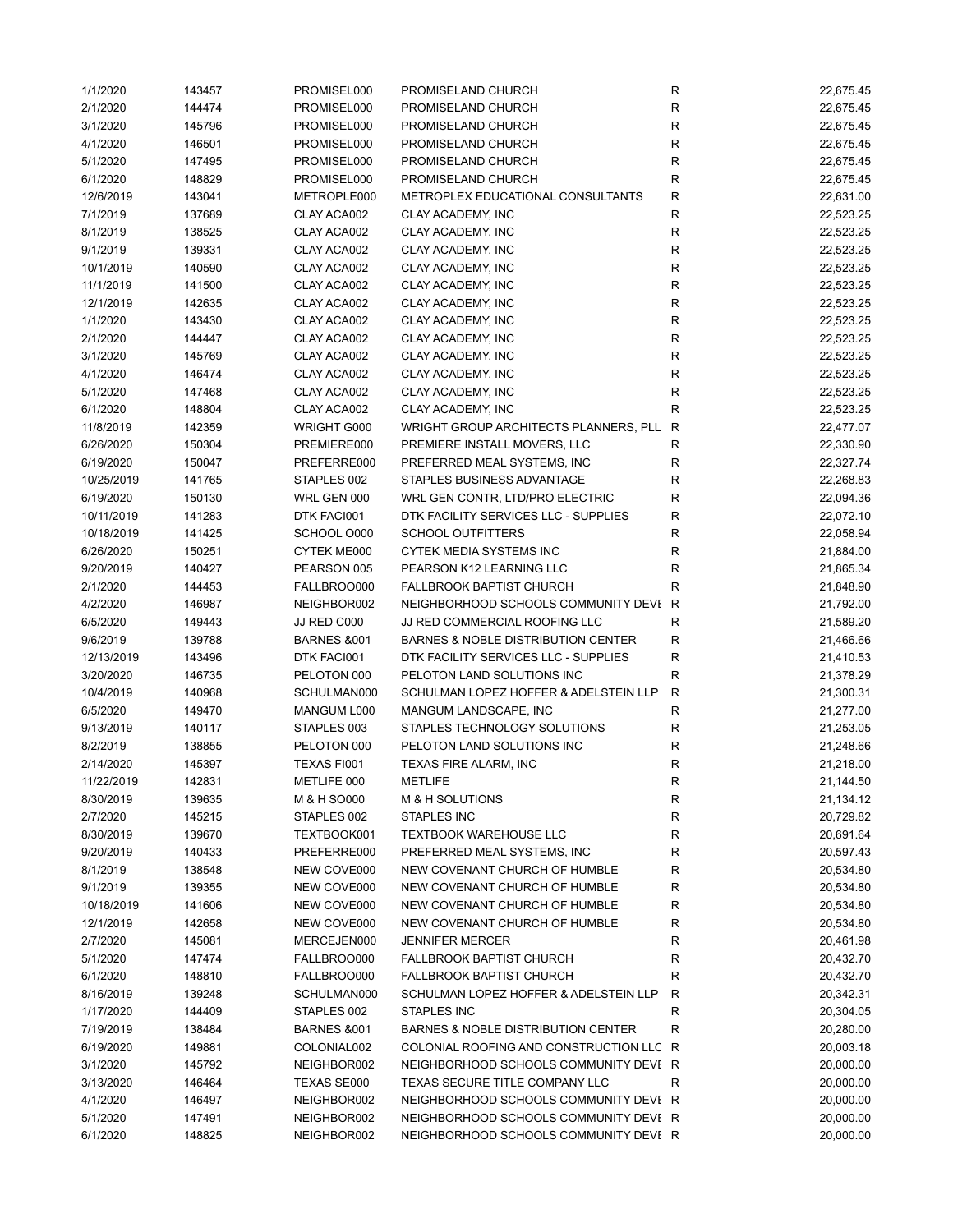| | | | | | |
|---|---|---|---|---|---|
| 1/1/2020 | 143457 | PROMISEL000 | PROMISELAND CHURCH | R | 22,675.45 |
| 2/1/2020 | 144474 | PROMISEL000 | PROMISELAND CHURCH | R | 22,675.45 |
| 3/1/2020 | 145796 | PROMISEL000 | PROMISELAND CHURCH | R | 22,675.45 |
| 4/1/2020 | 146501 | PROMISEL000 | PROMISELAND CHURCH | R | 22,675.45 |
| 5/1/2020 | 147495 | PROMISEL000 | PROMISELAND CHURCH | R | 22,675.45 |
| 6/1/2020 | 148829 | PROMISEL000 | PROMISELAND CHURCH | R | 22,675.45 |
| 12/6/2019 | 143041 | METROPLE000 | METROPLEX EDUCATIONAL CONSULTANTS | R | 22,631.00 |
| 7/1/2019 | 137689 | CLAY ACA002 | CLAY ACADEMY, INC | R | 22,523.25 |
| 8/1/2019 | 138525 | CLAY ACA002 | CLAY ACADEMY, INC | R | 22,523.25 |
| 9/1/2019 | 139331 | CLAY ACA002 | CLAY ACADEMY, INC | R | 22,523.25 |
| 10/1/2019 | 140590 | CLAY ACA002 | CLAY ACADEMY, INC | R | 22,523.25 |
| 11/1/2019 | 141500 | CLAY ACA002 | CLAY ACADEMY, INC | R | 22,523.25 |
| 12/1/2019 | 142635 | CLAY ACA002 | CLAY ACADEMY, INC | R | 22,523.25 |
| 1/1/2020 | 143430 | CLAY ACA002 | CLAY ACADEMY, INC | R | 22,523.25 |
| 2/1/2020 | 144447 | CLAY ACA002 | CLAY ACADEMY, INC | R | 22,523.25 |
| 3/1/2020 | 145769 | CLAY ACA002 | CLAY ACADEMY, INC | R | 22,523.25 |
| 4/1/2020 | 146474 | CLAY ACA002 | CLAY ACADEMY, INC | R | 22,523.25 |
| 5/1/2020 | 147468 | CLAY ACA002 | CLAY ACADEMY, INC | R | 22,523.25 |
| 6/1/2020 | 148804 | CLAY ACA002 | CLAY ACADEMY, INC | R | 22,523.25 |
| 11/8/2019 | 142359 | WRIGHT G000 | WRIGHT GROUP ARCHITECTS PLANNERS, PLL | R | 22,477.07 |
| 6/26/2020 | 150304 | PREMIERE000 | PREMIERE INSTALL MOVERS, LLC | R | 22,330.90 |
| 6/19/2020 | 150047 | PREFERRE000 | PREFERRED MEAL SYSTEMS, INC | R | 22,327.74 |
| 10/25/2019 | 141765 | STAPLES 002 | STAPLES BUSINESS ADVANTAGE | R | 22,268.83 |
| 6/19/2020 | 150130 | WRL GEN 000 | WRL GEN CONTR, LTD/PRO ELECTRIC | R | 22,094.36 |
| 10/11/2019 | 141283 | DTK FACI001 | DTK FACILITY SERVICES LLC - SUPPLIES | R | 22,072.10 |
| 10/18/2019 | 141425 | SCHOOL O000 | SCHOOL OUTFITTERS | R | 22,058.94 |
| 6/26/2020 | 150251 | CYTEK ME000 | CYTEK MEDIA SYSTEMS INC | R | 21,884.00 |
| 9/20/2019 | 140427 | PEARSON 005 | PEARSON K12 LEARNING LLC | R | 21,865.34 |
| 2/1/2020 | 144453 | FALLBROO000 | FALLBROOK BAPTIST CHURCH | R | 21,848.90 |
| 4/2/2020 | 146987 | NEIGHBOR002 | NEIGHBORHOOD SCHOOLS COMMUNITY DEVE | R | 21,792.00 |
| 6/5/2020 | 149443 | JJ RED C000 | JJ RED COMMERCIAL ROOFING LLC | R | 21,589.20 |
| 9/6/2019 | 139788 | BARNES &001 | BARNES & NOBLE DISTRIBUTION CENTER | R | 21,466.66 |
| 12/13/2019 | 143496 | DTK FACI001 | DTK FACILITY SERVICES LLC - SUPPLIES | R | 21,410.53 |
| 3/20/2020 | 146735 | PELOTON 000 | PELOTON LAND SOLUTIONS INC | R | 21,378.29 |
| 10/4/2019 | 140968 | SCHULMAN000 | SCHULMAN LOPEZ HOFFER & ADELSTEIN LLP | R | 21,300.31 |
| 6/5/2020 | 149470 | MANGUM L000 | MANGUM LANDSCAPE, INC | R | 21,277.00 |
| 9/13/2019 | 140117 | STAPLES 003 | STAPLES TECHNOLOGY SOLUTIONS | R | 21,253.05 |
| 8/2/2019 | 138855 | PELOTON 000 | PELOTON LAND SOLUTIONS INC | R | 21,248.66 |
| 2/14/2020 | 145397 | TEXAS FI001 | TEXAS FIRE ALARM, INC | R | 21,218.00 |
| 11/22/2019 | 142831 | METLIFE 000 | METLIFE | R | 21,144.50 |
| 8/30/2019 | 139635 | M & H SO000 | M & H SOLUTIONS | R | 21,134.12 |
| 2/7/2020 | 145215 | STAPLES 002 | STAPLES INC | R | 20,729.82 |
| 8/30/2019 | 139670 | TEXTBOOK001 | TEXTBOOK WAREHOUSE LLC | R | 20,691.64 |
| 9/20/2019 | 140433 | PREFERRE000 | PREFERRED MEAL SYSTEMS, INC | R | 20,597.43 |
| 8/1/2019 | 138548 | NEW COVE000 | NEW COVENANT CHURCH OF HUMBLE | R | 20,534.80 |
| 9/1/2019 | 139355 | NEW COVE000 | NEW COVENANT CHURCH OF HUMBLE | R | 20,534.80 |
| 10/18/2019 | 141606 | NEW COVE000 | NEW COVENANT CHURCH OF HUMBLE | R | 20,534.80 |
| 12/1/2019 | 142658 | NEW COVE000 | NEW COVENANT CHURCH OF HUMBLE | R | 20,534.80 |
| 2/7/2020 | 145081 | MERCEJEN000 | JENNIFER MERCER | R | 20,461.98 |
| 5/1/2020 | 147474 | FALLBROO000 | FALLBROOK BAPTIST CHURCH | R | 20,432.70 |
| 6/1/2020 | 148810 | FALLBROO000 | FALLBROOK BAPTIST CHURCH | R | 20,432.70 |
| 8/16/2019 | 139248 | SCHULMAN000 | SCHULMAN LOPEZ HOFFER & ADELSTEIN LLP | R | 20,342.31 |
| 1/17/2020 | 144409 | STAPLES 002 | STAPLES INC | R | 20,304.05 |
| 7/19/2019 | 138484 | BARNES &001 | BARNES & NOBLE DISTRIBUTION CENTER | R | 20,280.00 |
| 6/19/2020 | 149881 | COLONIAL002 | COLONIAL ROOFING AND CONSTRUCTION LLC | R | 20,003.18 |
| 3/1/2020 | 145792 | NEIGHBOR002 | NEIGHBORHOOD SCHOOLS COMMUNITY DEVE | R | 20,000.00 |
| 3/13/2020 | 146464 | TEXAS SE000 | TEXAS SECURE TITLE COMPANY LLC | R | 20,000.00 |
| 4/1/2020 | 146497 | NEIGHBOR002 | NEIGHBORHOOD SCHOOLS COMMUNITY DEVE | R | 20,000.00 |
| 5/1/2020 | 147491 | NEIGHBOR002 | NEIGHBORHOOD SCHOOLS COMMUNITY DEVE | R | 20,000.00 |
| 6/1/2020 | 148825 | NEIGHBOR002 | NEIGHBORHOOD SCHOOLS COMMUNITY DEVE | R | 20,000.00 |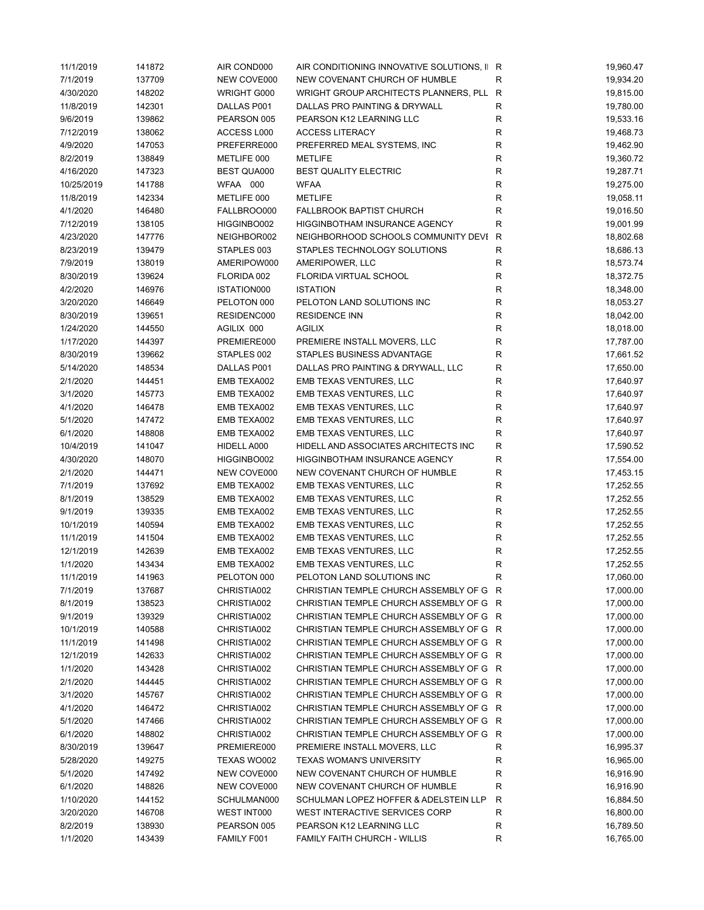| | | | | | |
|---|---|---|---|---|---|
| 11/1/2019 | 141872 | AIR COND000 | AIR CONDITIONING INNOVATIVE SOLUTIONS, II | R | 19,960.47 |
| 7/1/2019 | 137709 | NEW COVE000 | NEW COVENANT CHURCH OF HUMBLE | R | 19,934.20 |
| 4/30/2020 | 148202 | WRIGHT G000 | WRIGHT GROUP ARCHITECTS PLANNERS, PLL | R | 19,815.00 |
| 11/8/2019 | 142301 | DALLAS P001 | DALLAS PRO PAINTING & DRYWALL | R | 19,780.00 |
| 9/6/2019 | 139862 | PEARSON 005 | PEARSON K12 LEARNING LLC | R | 19,533.16 |
| 7/12/2019 | 138062 | ACCESS L000 | ACCESS LITERACY | R | 19,468.73 |
| 4/9/2020 | 147053 | PREFERRE000 | PREFERRED MEAL SYSTEMS, INC | R | 19,462.90 |
| 8/2/2019 | 138849 | METLIFE 000 | METLIFE | R | 19,360.72 |
| 4/16/2020 | 147323 | BEST QUA000 | BEST QUALITY ELECTRIC | R | 19,287.71 |
| 10/25/2019 | 141788 | WFAA 000 | WFAA | R | 19,275.00 |
| 11/8/2019 | 142334 | METLIFE 000 | METLIFE | R | 19,058.11 |
| 4/1/2020 | 146480 | FALLBROO000 | FALLBROOK BAPTIST CHURCH | R | 19,016.50 |
| 7/12/2019 | 138105 | HIGGINBO002 | HIGGINBOTHAM INSURANCE AGENCY | R | 19,001.99 |
| 4/23/2020 | 147776 | NEIGHBOR002 | NEIGHBORHOOD SCHOOLS COMMUNITY DEVE | R | 18,802.68 |
| 8/23/2019 | 139479 | STAPLES 003 | STAPLES TECHNOLOGY SOLUTIONS | R | 18,686.13 |
| 7/9/2019 | 138019 | AMERIPOW000 | AMERIPOWER, LLC | R | 18,573.74 |
| 8/30/2019 | 139624 | FLORIDA 002 | FLORIDA VIRTUAL SCHOOL | R | 18,372.75 |
| 4/2/2020 | 146976 | ISTATION000 | ISTATION | R | 18,348.00 |
| 3/20/2020 | 146649 | PELOTON 000 | PELOTON LAND SOLUTIONS INC | R | 18,053.27 |
| 8/30/2019 | 139651 | RESIDENC000 | RESIDENCE INN | R | 18,042.00 |
| 1/24/2020 | 144550 | AGILIX 000 | AGILIX | R | 18,018.00 |
| 1/17/2020 | 144397 | PREMIERE000 | PREMIERE INSTALL MOVERS, LLC | R | 17,787.00 |
| 8/30/2019 | 139662 | STAPLES 002 | STAPLES BUSINESS ADVANTAGE | R | 17,661.52 |
| 5/14/2020 | 148534 | DALLAS P001 | DALLAS PRO PAINTING & DRYWALL, LLC | R | 17,650.00 |
| 2/1/2020 | 144451 | EMB TEXA002 | EMB TEXAS VENTURES, LLC | R | 17,640.97 |
| 3/1/2020 | 145773 | EMB TEXA002 | EMB TEXAS VENTURES, LLC | R | 17,640.97 |
| 4/1/2020 | 146478 | EMB TEXA002 | EMB TEXAS VENTURES, LLC | R | 17,640.97 |
| 5/1/2020 | 147472 | EMB TEXA002 | EMB TEXAS VENTURES, LLC | R | 17,640.97 |
| 6/1/2020 | 148808 | EMB TEXA002 | EMB TEXAS VENTURES, LLC | R | 17,640.97 |
| 10/4/2019 | 141047 | HIDELL A000 | HIDELL AND ASSOCIATES ARCHITECTS INC | R | 17,590.52 |
| 4/30/2020 | 148070 | HIGGINBO002 | HIGGINBOTHAM INSURANCE AGENCY | R | 17,554.00 |
| 2/1/2020 | 144471 | NEW COVE000 | NEW COVENANT CHURCH OF HUMBLE | R | 17,453.15 |
| 7/1/2019 | 137692 | EMB TEXA002 | EMB TEXAS VENTURES, LLC | R | 17,252.55 |
| 8/1/2019 | 138529 | EMB TEXA002 | EMB TEXAS VENTURES, LLC | R | 17,252.55 |
| 9/1/2019 | 139335 | EMB TEXA002 | EMB TEXAS VENTURES, LLC | R | 17,252.55 |
| 10/1/2019 | 140594 | EMB TEXA002 | EMB TEXAS VENTURES, LLC | R | 17,252.55 |
| 11/1/2019 | 141504 | EMB TEXA002 | EMB TEXAS VENTURES, LLC | R | 17,252.55 |
| 12/1/2019 | 142639 | EMB TEXA002 | EMB TEXAS VENTURES, LLC | R | 17,252.55 |
| 1/1/2020 | 143434 | EMB TEXA002 | EMB TEXAS VENTURES, LLC | R | 17,252.55 |
| 11/1/2019 | 141963 | PELOTON 000 | PELOTON LAND SOLUTIONS INC | R | 17,060.00 |
| 7/1/2019 | 137687 | CHRISTIA002 | CHRISTIAN TEMPLE CHURCH ASSEMBLY OF G | R | 17,000.00 |
| 8/1/2019 | 138523 | CHRISTIA002 | CHRISTIAN TEMPLE CHURCH ASSEMBLY OF G | R | 17,000.00 |
| 9/1/2019 | 139329 | CHRISTIA002 | CHRISTIAN TEMPLE CHURCH ASSEMBLY OF G | R | 17,000.00 |
| 10/1/2019 | 140588 | CHRISTIA002 | CHRISTIAN TEMPLE CHURCH ASSEMBLY OF G | R | 17,000.00 |
| 11/1/2019 | 141498 | CHRISTIA002 | CHRISTIAN TEMPLE CHURCH ASSEMBLY OF G | R | 17,000.00 |
| 12/1/2019 | 142633 | CHRISTIA002 | CHRISTIAN TEMPLE CHURCH ASSEMBLY OF G | R | 17,000.00 |
| 1/1/2020 | 143428 | CHRISTIA002 | CHRISTIAN TEMPLE CHURCH ASSEMBLY OF G | R | 17,000.00 |
| 2/1/2020 | 144445 | CHRISTIA002 | CHRISTIAN TEMPLE CHURCH ASSEMBLY OF G | R | 17,000.00 |
| 3/1/2020 | 145767 | CHRISTIA002 | CHRISTIAN TEMPLE CHURCH ASSEMBLY OF G | R | 17,000.00 |
| 4/1/2020 | 146472 | CHRISTIA002 | CHRISTIAN TEMPLE CHURCH ASSEMBLY OF G | R | 17,000.00 |
| 5/1/2020 | 147466 | CHRISTIA002 | CHRISTIAN TEMPLE CHURCH ASSEMBLY OF G | R | 17,000.00 |
| 6/1/2020 | 148802 | CHRISTIA002 | CHRISTIAN TEMPLE CHURCH ASSEMBLY OF G | R | 17,000.00 |
| 8/30/2019 | 139647 | PREMIERE000 | PREMIERE INSTALL MOVERS, LLC | R | 16,995.37 |
| 5/28/2020 | 149275 | TEXAS WO002 | TEXAS WOMAN'S UNIVERSITY | R | 16,965.00 |
| 5/1/2020 | 147492 | NEW COVE000 | NEW COVENANT CHURCH OF HUMBLE | R | 16,916.90 |
| 6/1/2020 | 148826 | NEW COVE000 | NEW COVENANT CHURCH OF HUMBLE | R | 16,916.90 |
| 1/10/2020 | 144152 | SCHULMAN000 | SCHULMAN LOPEZ HOFFER & ADELSTEIN LLP | R | 16,884.50 |
| 3/20/2020 | 146708 | WEST INT000 | WEST INTERACTIVE SERVICES CORP | R | 16,800.00 |
| 8/2/2019 | 138930 | PEARSON 005 | PEARSON K12 LEARNING LLC | R | 16,789.50 |
| 1/1/2020 | 143439 | FAMILY F001 | FAMILY FAITH CHURCH - WILLIS | R | 16,765.00 |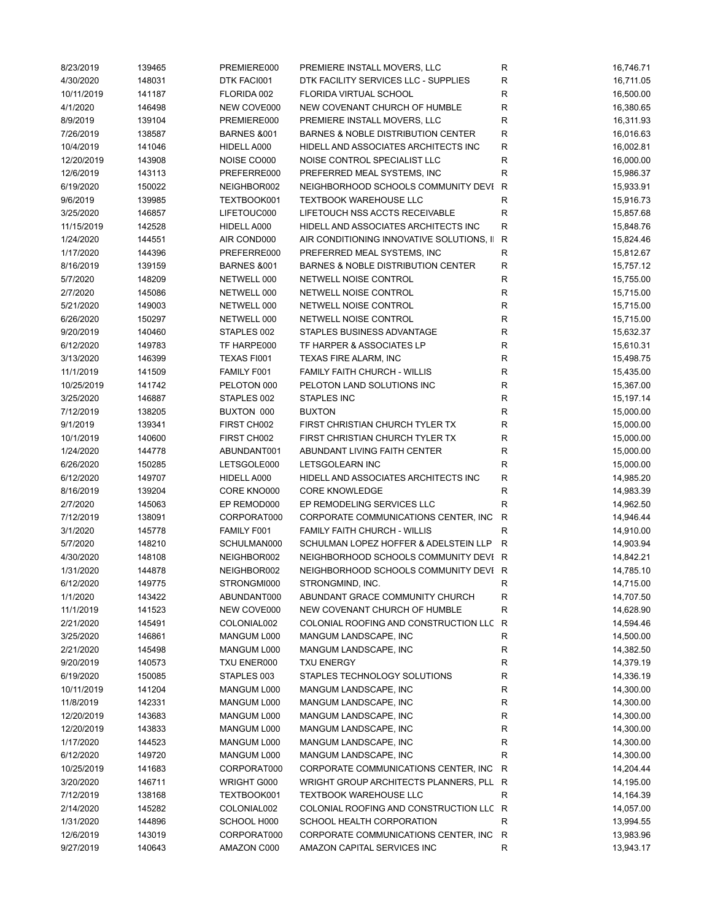| | | | | | |
|---|---|---|---|---|---|
| 8/23/2019 | 139465 | PREMIERE000 | PREMIERE INSTALL MOVERS, LLC | R | 16,746.71 |
| 4/30/2020 | 148031 | DTK FACI001 | DTK FACILITY SERVICES LLC - SUPPLIES | R | 16,711.05 |
| 10/11/2019 | 141187 | FLORIDA 002 | FLORIDA VIRTUAL SCHOOL | R | 16,500.00 |
| 4/1/2020 | 146498 | NEW COVE000 | NEW COVENANT CHURCH OF HUMBLE | R | 16,380.65 |
| 8/9/2019 | 139104 | PREMIERE000 | PREMIERE INSTALL MOVERS, LLC | R | 16,311.93 |
| 7/26/2019 | 138587 | BARNES &001 | BARNES & NOBLE DISTRIBUTION CENTER | R | 16,016.63 |
| 10/4/2019 | 141046 | HIDELL A000 | HIDELL AND ASSOCIATES ARCHITECTS INC | R | 16,002.81 |
| 12/20/2019 | 143908 | NOISE CO000 | NOISE CONTROL SPECIALIST LLC | R | 16,000.00 |
| 12/6/2019 | 143113 | PREFERRE000 | PREFERRED MEAL SYSTEMS, INC | R | 15,986.37 |
| 6/19/2020 | 150022 | NEIGHBOR002 | NEIGHBORHOOD SCHOOLS COMMUNITY DEVI | R | 15,933.91 |
| 9/6/2019 | 139985 | TEXTBOOK001 | TEXTBOOK WAREHOUSE LLC | R | 15,916.73 |
| 3/25/2020 | 146857 | LIFETOUC000 | LIFETOUCH NSS ACCTS RECEIVABLE | R | 15,857.68 |
| 11/15/2019 | 142528 | HIDELL A000 | HIDELL AND ASSOCIATES ARCHITECTS INC | R | 15,848.76 |
| 1/24/2020 | 144551 | AIR COND000 | AIR CONDITIONING INNOVATIVE SOLUTIONS, I | R | 15,824.46 |
| 1/17/2020 | 144396 | PREFERRE000 | PREFERRED MEAL SYSTEMS, INC | R | 15,812.67 |
| 8/16/2019 | 139159 | BARNES &001 | BARNES & NOBLE DISTRIBUTION CENTER | R | 15,757.12 |
| 5/7/2020 | 148209 | NETWELL 000 | NETWELL NOISE CONTROL | R | 15,755.00 |
| 2/7/2020 | 145086 | NETWELL 000 | NETWELL NOISE CONTROL | R | 15,715.00 |
| 5/21/2020 | 149003 | NETWELL 000 | NETWELL NOISE CONTROL | R | 15,715.00 |
| 6/26/2020 | 150297 | NETWELL 000 | NETWELL NOISE CONTROL | R | 15,715.00 |
| 9/20/2019 | 140460 | STAPLES 002 | STAPLES BUSINESS ADVANTAGE | R | 15,632.37 |
| 6/12/2020 | 149783 | TF HARPE000 | TF HARPER & ASSOCIATES LP | R | 15,610.31 |
| 3/13/2020 | 146399 | TEXAS FI001 | TEXAS FIRE ALARM, INC | R | 15,498.75 |
| 11/1/2019 | 141509 | FAMILY F001 | FAMILY FAITH CHURCH - WILLIS | R | 15,435.00 |
| 10/25/2019 | 141742 | PELOTON 000 | PELOTON LAND SOLUTIONS INC | R | 15,367.00 |
| 3/25/2020 | 146887 | STAPLES 002 | STAPLES INC | R | 15,197.14 |
| 7/12/2019 | 138205 | BUXTON 000 | BUXTON | R | 15,000.00 |
| 9/1/2019 | 139341 | FIRST CH002 | FIRST CHRISTIAN CHURCH TYLER TX | R | 15,000.00 |
| 10/1/2019 | 140600 | FIRST CH002 | FIRST CHRISTIAN CHURCH TYLER TX | R | 15,000.00 |
| 1/24/2020 | 144778 | ABUNDANT001 | ABUNDANT LIVING FAITH CENTER | R | 15,000.00 |
| 6/26/2020 | 150285 | LETSGOLE000 | LETSGOLEARN INC | R | 15,000.00 |
| 6/12/2020 | 149707 | HIDELL A000 | HIDELL AND ASSOCIATES ARCHITECTS INC | R | 14,985.20 |
| 8/16/2019 | 139204 | CORE KNO000 | CORE KNOWLEDGE | R | 14,983.39 |
| 2/7/2020 | 145063 | EP REMOD000 | EP REMODELING SERVICES LLC | R | 14,962.50 |
| 7/12/2019 | 138091 | CORPORAT000 | CORPORATE COMMUNICATIONS CENTER, INC | R | 14,946.44 |
| 3/1/2020 | 145778 | FAMILY F001 | FAMILY FAITH CHURCH - WILLIS | R | 14,910.00 |
| 5/7/2020 | 148210 | SCHULMAN000 | SCHULMAN LOPEZ HOFFER & ADELSTEIN LLP | R | 14,903.94 |
| 4/30/2020 | 148108 | NEIGHBOR002 | NEIGHBORHOOD SCHOOLS COMMUNITY DEVI | R | 14,842.21 |
| 1/31/2020 | 144878 | NEIGHBOR002 | NEIGHBORHOOD SCHOOLS COMMUNITY DEVI | R | 14,785.10 |
| 6/12/2020 | 149775 | STRONGMI000 | STRONGMIND, INC. | R | 14,715.00 |
| 1/1/2020 | 143422 | ABUNDANT000 | ABUNDANT GRACE COMMUNITY CHURCH | R | 14,707.50 |
| 11/1/2019 | 141523 | NEW COVE000 | NEW COVENANT CHURCH OF HUMBLE | R | 14,628.90 |
| 2/21/2020 | 145491 | COLONIAL002 | COLONIAL ROOFING AND CONSTRUCTION LLC | R | 14,594.46 |
| 3/25/2020 | 146861 | MANGUM L000 | MANGUM LANDSCAPE, INC | R | 14,500.00 |
| 2/21/2020 | 145498 | MANGUM L000 | MANGUM LANDSCAPE, INC | R | 14,382.50 |
| 9/20/2019 | 140573 | TXU ENER000 | TXU ENERGY | R | 14,379.19 |
| 6/19/2020 | 150085 | STAPLES 003 | STAPLES TECHNOLOGY SOLUTIONS | R | 14,336.19 |
| 10/11/2019 | 141204 | MANGUM L000 | MANGUM LANDSCAPE, INC | R | 14,300.00 |
| 11/8/2019 | 142331 | MANGUM L000 | MANGUM LANDSCAPE, INC | R | 14,300.00 |
| 12/20/2019 | 143683 | MANGUM L000 | MANGUM LANDSCAPE, INC | R | 14,300.00 |
| 12/20/2019 | 143833 | MANGUM L000 | MANGUM LANDSCAPE, INC | R | 14,300.00 |
| 1/17/2020 | 144523 | MANGUM L000 | MANGUM LANDSCAPE, INC | R | 14,300.00 |
| 6/12/2020 | 149720 | MANGUM L000 | MANGUM LANDSCAPE, INC | R | 14,300.00 |
| 10/25/2019 | 141683 | CORPORAT000 | CORPORATE COMMUNICATIONS CENTER, INC | R | 14,204.44 |
| 3/20/2020 | 146711 | WRIGHT G000 | WRIGHT GROUP ARCHITECTS PLANNERS, PLL | R | 14,195.00 |
| 7/12/2019 | 138168 | TEXTBOOK001 | TEXTBOOK WAREHOUSE LLC | R | 14,164.39 |
| 2/14/2020 | 145282 | COLONIAL002 | COLONIAL ROOFING AND CONSTRUCTION LLC | R | 14,057.00 |
| 1/31/2020 | 144896 | SCHOOL H000 | SCHOOL HEALTH CORPORATION | R | 13,994.55 |
| 12/6/2019 | 143019 | CORPORAT000 | CORPORATE COMMUNICATIONS CENTER, INC | R | 13,983.96 |
| 9/27/2019 | 140643 | AMAZON C000 | AMAZON CAPITAL SERVICES INC | R | 13,943.17 |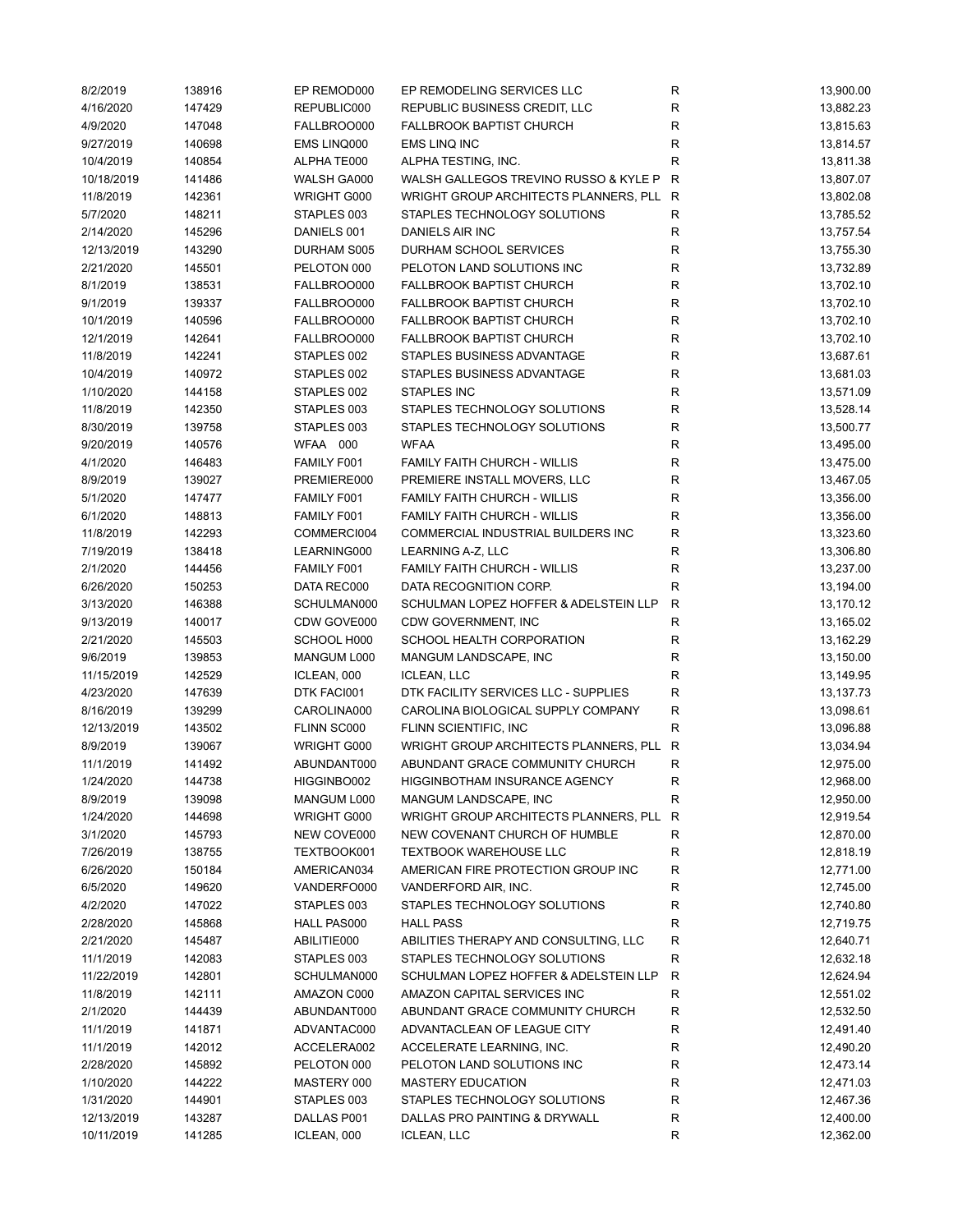| | | | | | |
|---|---|---|---|---|---|
| 8/2/2019 | 138916 | EP REMOD000 | EP REMODELING SERVICES LLC | R | 13,900.00 |
| 4/16/2020 | 147429 | REPUBLIC000 | REPUBLIC BUSINESS CREDIT, LLC | R | 13,882.23 |
| 4/9/2020 | 147048 | FALLBROO000 | FALLBROOK BAPTIST CHURCH | R | 13,815.63 |
| 9/27/2019 | 140698 | EMS LINQ000 | EMS LINQ INC | R | 13,814.57 |
| 10/4/2019 | 140854 | ALPHA TE000 | ALPHA TESTING, INC. | R | 13,811.38 |
| 10/18/2019 | 141486 | WALSH GA000 | WALSH GALLEGOS TREVINO RUSSO & KYLE P | R | 13,807.07 |
| 11/8/2019 | 142361 | WRIGHT G000 | WRIGHT GROUP ARCHITECTS PLANNERS, PLL | R | 13,802.08 |
| 5/7/2020 | 148211 | STAPLES 003 | STAPLES TECHNOLOGY SOLUTIONS | R | 13,785.52 |
| 2/14/2020 | 145296 | DANIELS 001 | DANIELS AIR INC | R | 13,757.54 |
| 12/13/2019 | 143290 | DURHAM S005 | DURHAM SCHOOL SERVICES | R | 13,755.30 |
| 2/21/2020 | 145501 | PELOTON 000 | PELOTON LAND SOLUTIONS INC | R | 13,732.89 |
| 8/1/2019 | 138531 | FALLBROO000 | FALLBROOK BAPTIST CHURCH | R | 13,702.10 |
| 9/1/2019 | 139337 | FALLBROO000 | FALLBROOK BAPTIST CHURCH | R | 13,702.10 |
| 10/1/2019 | 140596 | FALLBROO000 | FALLBROOK BAPTIST CHURCH | R | 13,702.10 |
| 12/1/2019 | 142641 | FALLBROO000 | FALLBROOK BAPTIST CHURCH | R | 13,702.10 |
| 11/8/2019 | 142241 | STAPLES 002 | STAPLES BUSINESS ADVANTAGE | R | 13,687.61 |
| 10/4/2019 | 140972 | STAPLES 002 | STAPLES BUSINESS ADVANTAGE | R | 13,681.03 |
| 1/10/2020 | 144158 | STAPLES 002 | STAPLES INC | R | 13,571.09 |
| 11/8/2019 | 142350 | STAPLES 003 | STAPLES TECHNOLOGY SOLUTIONS | R | 13,528.14 |
| 8/30/2019 | 139758 | STAPLES 003 | STAPLES TECHNOLOGY SOLUTIONS | R | 13,500.77 |
| 9/20/2019 | 140576 | WFAA 000 | WFAA | R | 13,495.00 |
| 4/1/2020 | 146483 | FAMILY F001 | FAMILY FAITH CHURCH - WILLIS | R | 13,475.00 |
| 8/9/2019 | 139027 | PREMIERE000 | PREMIERE INSTALL MOVERS, LLC | R | 13,467.05 |
| 5/1/2020 | 147477 | FAMILY F001 | FAMILY FAITH CHURCH - WILLIS | R | 13,356.00 |
| 6/1/2020 | 148813 | FAMILY F001 | FAMILY FAITH CHURCH - WILLIS | R | 13,356.00 |
| 11/8/2019 | 142293 | COMMERCI004 | COMMERCIAL INDUSTRIAL BUILDERS INC | R | 13,323.60 |
| 7/19/2019 | 138418 | LEARNING000 | LEARNING A-Z, LLC | R | 13,306.80 |
| 2/1/2020 | 144456 | FAMILY F001 | FAMILY FAITH CHURCH - WILLIS | R | 13,237.00 |
| 6/26/2020 | 150253 | DATA REC000 | DATA RECOGNITION CORP. | R | 13,194.00 |
| 3/13/2020 | 146388 | SCHULMAN000 | SCHULMAN LOPEZ HOFFER & ADELSTEIN LLP | R | 13,170.12 |
| 9/13/2019 | 140017 | CDW GOVE000 | CDW GOVERNMENT, INC | R | 13,165.02 |
| 2/21/2020 | 145503 | SCHOOL H000 | SCHOOL HEALTH CORPORATION | R | 13,162.29 |
| 9/6/2019 | 139853 | MANGUM L000 | MANGUM LANDSCAPE, INC | R | 13,150.00 |
| 11/15/2019 | 142529 | ICLEAN, 000 | ICLEAN, LLC | R | 13,149.95 |
| 4/23/2020 | 147639 | DTK FACI001 | DTK FACILITY SERVICES LLC - SUPPLIES | R | 13,137.73 |
| 8/16/2019 | 139299 | CAROLINA000 | CAROLINA BIOLOGICAL SUPPLY COMPANY | R | 13,098.61 |
| 12/13/2019 | 143502 | FLINN SC000 | FLINN SCIENTIFIC, INC | R | 13,096.88 |
| 8/9/2019 | 139067 | WRIGHT G000 | WRIGHT GROUP ARCHITECTS PLANNERS, PLL | R | 13,034.94 |
| 11/1/2019 | 141492 | ABUNDANT000 | ABUNDANT GRACE COMMUNITY CHURCH | R | 12,975.00 |
| 1/24/2020 | 144738 | HIGGINBO002 | HIGGINBOTHAM INSURANCE AGENCY | R | 12,968.00 |
| 8/9/2019 | 139098 | MANGUM L000 | MANGUM LANDSCAPE, INC | R | 12,950.00 |
| 1/24/2020 | 144698 | WRIGHT G000 | WRIGHT GROUP ARCHITECTS PLANNERS, PLL | R | 12,919.54 |
| 3/1/2020 | 145793 | NEW COVE000 | NEW COVENANT CHURCH OF HUMBLE | R | 12,870.00 |
| 7/26/2019 | 138755 | TEXTBOOK001 | TEXTBOOK WAREHOUSE LLC | R | 12,818.19 |
| 6/26/2020 | 150184 | AMERICAN034 | AMERICAN FIRE PROTECTION GROUP INC | R | 12,771.00 |
| 6/5/2020 | 149620 | VANDERFO000 | VANDERFORD AIR, INC. | R | 12,745.00 |
| 4/2/2020 | 147022 | STAPLES 003 | STAPLES TECHNOLOGY SOLUTIONS | R | 12,740.80 |
| 2/28/2020 | 145868 | HALL PAS000 | HALL PASS | R | 12,719.75 |
| 2/21/2020 | 145487 | ABILITIE000 | ABILITIES THERAPY AND CONSULTING, LLC | R | 12,640.71 |
| 11/1/2019 | 142083 | STAPLES 003 | STAPLES TECHNOLOGY SOLUTIONS | R | 12,632.18 |
| 11/22/2019 | 142801 | SCHULMAN000 | SCHULMAN LOPEZ HOFFER & ADELSTEIN LLP | R | 12,624.94 |
| 11/8/2019 | 142111 | AMAZON C000 | AMAZON CAPITAL SERVICES INC | R | 12,551.02 |
| 2/1/2020 | 144439 | ABUNDANT000 | ABUNDANT GRACE COMMUNITY CHURCH | R | 12,532.50 |
| 11/1/2019 | 141871 | ADVANTAC000 | ADVANTACLEAN OF LEAGUE CITY | R | 12,491.40 |
| 11/1/2019 | 142012 | ACCELERA002 | ACCELERATE LEARNING, INC. | R | 12,490.20 |
| 2/28/2020 | 145892 | PELOTON 000 | PELOTON LAND SOLUTIONS INC | R | 12,473.14 |
| 1/10/2020 | 144222 | MASTERY 000 | MASTERY EDUCATION | R | 12,471.03 |
| 1/31/2020 | 144901 | STAPLES 003 | STAPLES TECHNOLOGY SOLUTIONS | R | 12,467.36 |
| 12/13/2019 | 143287 | DALLAS P001 | DALLAS PRO PAINTING & DRYWALL | R | 12,400.00 |
| 10/11/2019 | 141285 | ICLEAN, 000 | ICLEAN, LLC | R | 12,362.00 |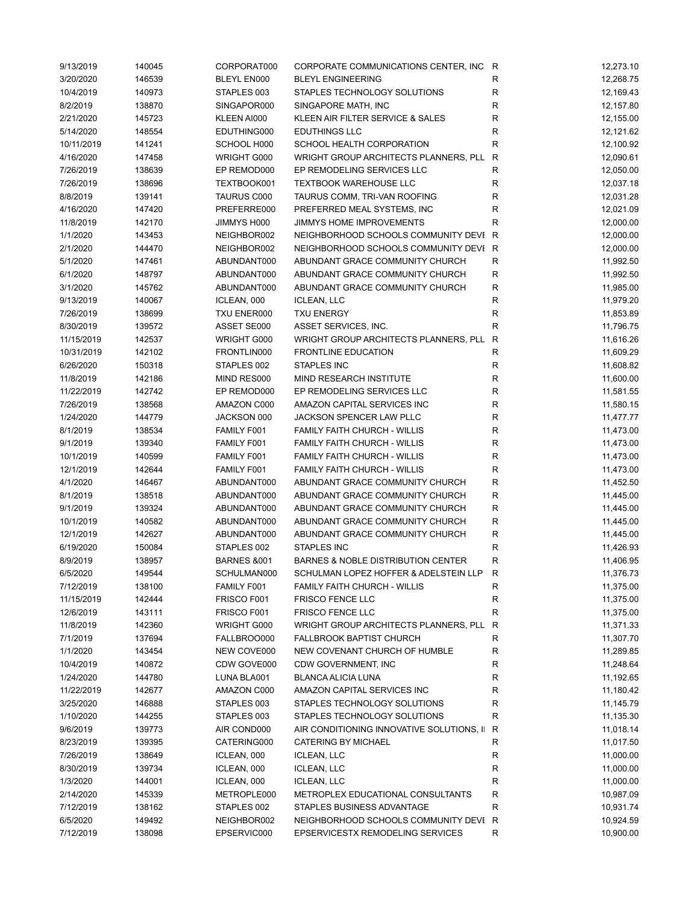| | | | | | |
|---|---|---|---|---|---|
| 9/13/2019 | 140045 | CORPORAT000 | CORPORATE COMMUNICATIONS CENTER, INC | R | 12,273.10 |
| 3/20/2020 | 146539 | BLEYL EN000 | BLEYL ENGINEERING | R | 12,268.75 |
| 10/4/2019 | 140973 | STAPLES 003 | STAPLES TECHNOLOGY SOLUTIONS | R | 12,169.43 |
| 8/2/2019 | 138870 | SINGAPOR000 | SINGAPORE MATH, INC | R | 12,157.80 |
| 2/21/2020 | 145723 | KLEEN AI000 | KLEEN AIR FILTER SERVICE & SALES | R | 12,155.00 |
| 5/14/2020 | 148554 | EDUTHING000 | EDUTHINGS LLC | R | 12,121.62 |
| 10/11/2019 | 141241 | SCHOOL H000 | SCHOOL HEALTH CORPORATION | R | 12,100.92 |
| 4/16/2020 | 147458 | WRIGHT G000 | WRIGHT GROUP ARCHITECTS PLANNERS, PLL | R | 12,090.61 |
| 7/26/2019 | 138639 | EP REMOD000 | EP REMODELING SERVICES LLC | R | 12,050.00 |
| 7/26/2019 | 138696 | TEXTBOOK001 | TEXTBOOK WAREHOUSE LLC | R | 12,037.18 |
| 8/8/2019 | 139141 | TAURUS C000 | TAURUS COMM, TRI-VAN ROOFING | R | 12,031.28 |
| 4/16/2020 | 147420 | PREFERRE000 | PREFERRED MEAL SYSTEMS, INC | R | 12,021.09 |
| 11/8/2019 | 142170 | JIMMYS H000 | JIMMYS HOME IMPROVEMENTS | R | 12,000.00 |
| 1/1/2020 | 143453 | NEIGHBOR002 | NEIGHBORHOOD SCHOOLS COMMUNITY DEVI | R | 12,000.00 |
| 2/1/2020 | 144470 | NEIGHBOR002 | NEIGHBORHOOD SCHOOLS COMMUNITY DEVI | R | 12,000.00 |
| 5/1/2020 | 147461 | ABUNDANT000 | ABUNDANT GRACE COMMUNITY CHURCH | R | 11,992.50 |
| 6/1/2020 | 148797 | ABUNDANT000 | ABUNDANT GRACE COMMUNITY CHURCH | R | 11,992.50 |
| 3/1/2020 | 145762 | ABUNDANT000 | ABUNDANT GRACE COMMUNITY CHURCH | R | 11,985.00 |
| 9/13/2019 | 140067 | ICLEAN, 000 | ICLEAN, LLC | R | 11,979.20 |
| 7/26/2019 | 138699 | TXU ENER000 | TXU ENERGY | R | 11,853.89 |
| 8/30/2019 | 139572 | ASSET SE000 | ASSET SERVICES, INC. | R | 11,796.75 |
| 11/15/2019 | 142537 | WRIGHT G000 | WRIGHT GROUP ARCHITECTS PLANNERS, PLL | R | 11,616.26 |
| 10/31/2019 | 142102 | FRONTLIN000 | FRONTLINE EDUCATION | R | 11,609.29 |
| 6/26/2020 | 150318 | STAPLES 002 | STAPLES INC | R | 11,608.82 |
| 11/8/2019 | 142186 | MIND RES000 | MIND RESEARCH INSTITUTE | R | 11,600.00 |
| 11/22/2019 | 142742 | EP REMOD000 | EP REMODELING SERVICES LLC | R | 11,581.55 |
| 7/26/2019 | 138568 | AMAZON C000 | AMAZON CAPITAL SERVICES INC | R | 11,580.15 |
| 1/24/2020 | 144779 | JACKSON 000 | JACKSON SPENCER LAW PLLC | R | 11,477.77 |
| 8/1/2019 | 138534 | FAMILY F001 | FAMILY FAITH CHURCH - WILLIS | R | 11,473.00 |
| 9/1/2019 | 139340 | FAMILY F001 | FAMILY FAITH CHURCH - WILLIS | R | 11,473.00 |
| 10/1/2019 | 140599 | FAMILY F001 | FAMILY FAITH CHURCH - WILLIS | R | 11,473.00 |
| 12/1/2019 | 142644 | FAMILY F001 | FAMILY FAITH CHURCH - WILLIS | R | 11,473.00 |
| 4/1/2020 | 146467 | ABUNDANT000 | ABUNDANT GRACE COMMUNITY CHURCH | R | 11,452.50 |
| 8/1/2019 | 138518 | ABUNDANT000 | ABUNDANT GRACE COMMUNITY CHURCH | R | 11,445.00 |
| 9/1/2019 | 139324 | ABUNDANT000 | ABUNDANT GRACE COMMUNITY CHURCH | R | 11,445.00 |
| 10/1/2019 | 140582 | ABUNDANT000 | ABUNDANT GRACE COMMUNITY CHURCH | R | 11,445.00 |
| 12/1/2019 | 142627 | ABUNDANT000 | ABUNDANT GRACE COMMUNITY CHURCH | R | 11,445.00 |
| 6/19/2020 | 150084 | STAPLES 002 | STAPLES INC | R | 11,426.93 |
| 8/9/2019 | 138957 | BARNES &001 | BARNES & NOBLE DISTRIBUTION CENTER | R | 11,406.95 |
| 6/5/2020 | 149544 | SCHULMAN000 | SCHULMAN LOPEZ HOFFER & ADELSTEIN LLP | R | 11,376.73 |
| 7/12/2019 | 138100 | FAMILY F001 | FAMILY FAITH CHURCH - WILLIS | R | 11,375.00 |
| 11/15/2019 | 142444 | FRISCO F001 | FRISCO FENCE LLC | R | 11,375.00 |
| 12/6/2019 | 143111 | FRISCO F001 | FRISCO FENCE LLC | R | 11,375.00 |
| 11/8/2019 | 142360 | WRIGHT G000 | WRIGHT GROUP ARCHITECTS PLANNERS, PLL | R | 11,371.33 |
| 7/1/2019 | 137694 | FALLBROO000 | FALLBROOK BAPTIST CHURCH | R | 11,307.70 |
| 1/1/2020 | 143454 | NEW COVE000 | NEW COVENANT CHURCH OF HUMBLE | R | 11,289.85 |
| 10/4/2019 | 140872 | CDW GOVE000 | CDW GOVERNMENT, INC | R | 11,248.64 |
| 1/24/2020 | 144780 | LUNA BLA001 | BLANCA ALICIA LUNA | R | 11,192.65 |
| 11/22/2019 | 142677 | AMAZON C000 | AMAZON CAPITAL SERVICES INC | R | 11,180.42 |
| 3/25/2020 | 146888 | STAPLES 003 | STAPLES TECHNOLOGY SOLUTIONS | R | 11,145.79 |
| 1/10/2020 | 144255 | STAPLES 003 | STAPLES TECHNOLOGY SOLUTIONS | R | 11,135.30 |
| 9/6/2019 | 139773 | AIR COND000 | AIR CONDITIONING INNOVATIVE SOLUTIONS, I | R | 11,018.14 |
| 8/23/2019 | 139395 | CATERING000 | CATERING BY MICHAEL | R | 11,017.50 |
| 7/26/2019 | 138649 | ICLEAN, 000 | ICLEAN, LLC | R | 11,000.00 |
| 8/30/2019 | 139734 | ICLEAN, 000 | ICLEAN, LLC | R | 11,000.00 |
| 1/3/2020 | 144001 | ICLEAN, 000 | ICLEAN, LLC | R | 11,000.00 |
| 2/14/2020 | 145339 | METROPLE000 | METROPLEX EDUCATIONAL CONSULTANTS | R | 10,987.09 |
| 7/12/2019 | 138162 | STAPLES 002 | STAPLES BUSINESS ADVANTAGE | R | 10,931.74 |
| 6/5/2020 | 149492 | NEIGHBOR002 | NEIGHBORHOOD SCHOOLS COMMUNITY DEVI | R | 10,924.59 |
| 7/12/2019 | 138098 | EPSERVIC000 | EPSERVICESTX REMODELING SERVICES | R | 10,900.00 |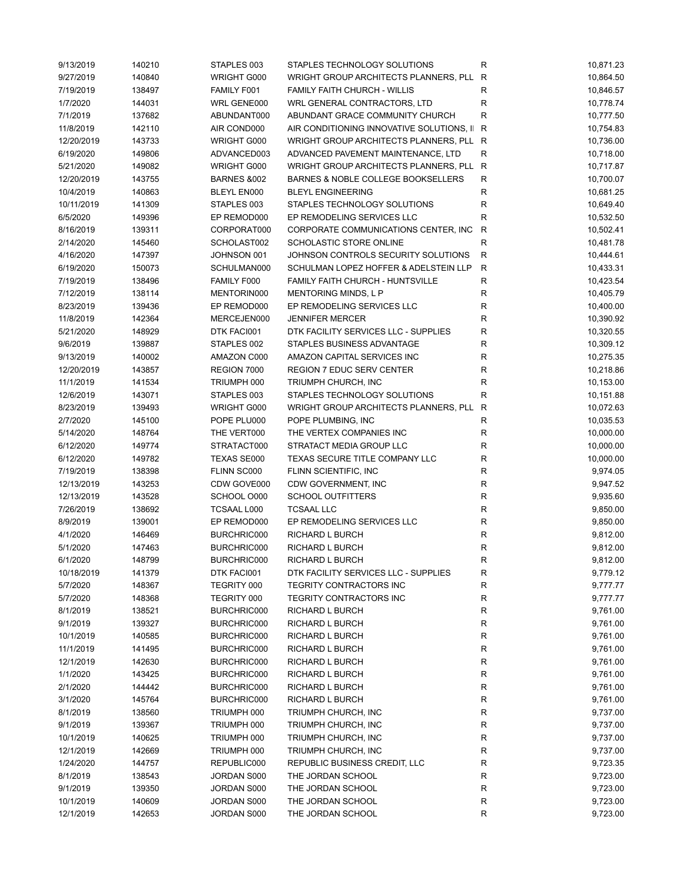| | | | | | |
|---|---|---|---|---|---|
| 9/13/2019 | 140210 | STAPLES 003 | STAPLES TECHNOLOGY SOLUTIONS | R | 10,871.23 |
| 9/27/2019 | 140840 | WRIGHT G000 | WRIGHT GROUP ARCHITECTS PLANNERS, PLL | R | 10,864.50 |
| 7/19/2019 | 138497 | FAMILY F001 | FAMILY FAITH CHURCH - WILLIS | R | 10,846.57 |
| 1/7/2020 | 144031 | WRL GENE000 | WRL GENERAL CONTRACTORS, LTD | R | 10,778.74 |
| 7/1/2019 | 137682 | ABUNDANT000 | ABUNDANT GRACE COMMUNITY CHURCH | R | 10,777.50 |
| 11/8/2019 | 142110 | AIR COND000 | AIR CONDITIONING INNOVATIVE SOLUTIONS, I | R | 10,754.83 |
| 12/20/2019 | 143733 | WRIGHT G000 | WRIGHT GROUP ARCHITECTS PLANNERS, PLL | R | 10,736.00 |
| 6/19/2020 | 149806 | ADVANCED003 | ADVANCED PAVEMENT MAINTENANCE, LTD | R | 10,718.00 |
| 5/21/2020 | 149082 | WRIGHT G000 | WRIGHT GROUP ARCHITECTS PLANNERS, PLL | R | 10,717.87 |
| 12/20/2019 | 143755 | BARNES &002 | BARNES & NOBLE COLLEGE BOOKSELLERS | R | 10,700.07 |
| 10/4/2019 | 140863 | BLEYL EN000 | BLEYL ENGINEERING | R | 10,681.25 |
| 10/11/2019 | 141309 | STAPLES 003 | STAPLES TECHNOLOGY SOLUTIONS | R | 10,649.40 |
| 6/5/2020 | 149396 | EP REMOD000 | EP REMODELING SERVICES LLC | R | 10,532.50 |
| 8/16/2019 | 139311 | CORPORAT000 | CORPORATE COMMUNICATIONS CENTER, INC | R | 10,502.41 |
| 2/14/2020 | 145460 | SCHOLAST002 | SCHOLASTIC STORE ONLINE | R | 10,481.78 |
| 4/16/2020 | 147397 | JOHNSON 001 | JOHNSON CONTROLS SECURITY SOLUTIONS | R | 10,444.61 |
| 6/19/2020 | 150073 | SCHULMAN000 | SCHULMAN LOPEZ HOFFER & ADELSTEIN LLP | R | 10,433.31 |
| 7/19/2019 | 138496 | FAMILY F000 | FAMILY FAITH CHURCH - HUNTSVILLE | R | 10,423.54 |
| 7/12/2019 | 138114 | MENTORIN000 | MENTORING MINDS, L P | R | 10,405.79 |
| 8/23/2019 | 139436 | EP REMOD000 | EP REMODELING SERVICES LLC | R | 10,400.00 |
| 11/8/2019 | 142364 | MERCEJEN000 | JENNIFER MERCER | R | 10,390.92 |
| 5/21/2020 | 148929 | DTK FACI001 | DTK FACILITY SERVICES LLC - SUPPLIES | R | 10,320.55 |
| 9/6/2019 | 139887 | STAPLES 002 | STAPLES BUSINESS ADVANTAGE | R | 10,309.12 |
| 9/13/2019 | 140002 | AMAZON C000 | AMAZON CAPITAL SERVICES INC | R | 10,275.35 |
| 12/20/2019 | 143857 | REGION 7000 | REGION 7 EDUC SERV CENTER | R | 10,218.86 |
| 11/1/2019 | 141534 | TRIUMPH 000 | TRIUMPH CHURCH, INC | R | 10,153.00 |
| 12/6/2019 | 143071 | STAPLES 003 | STAPLES TECHNOLOGY SOLUTIONS | R | 10,151.88 |
| 8/23/2019 | 139493 | WRIGHT G000 | WRIGHT GROUP ARCHITECTS PLANNERS, PLL | R | 10,072.63 |
| 2/7/2020 | 145100 | POPE PLU000 | POPE PLUMBING, INC | R | 10,035.53 |
| 5/14/2020 | 148764 | THE VERT000 | THE VERTEX COMPANIES INC | R | 10,000.00 |
| 6/12/2020 | 149774 | STRATACT000 | STRATACT MEDIA GROUP LLC | R | 10,000.00 |
| 6/12/2020 | 149782 | TEXAS SE000 | TEXAS SECURE TITLE COMPANY LLC | R | 10,000.00 |
| 7/19/2019 | 138398 | FLINN SC000 | FLINN SCIENTIFIC, INC | R | 9,974.05 |
| 12/13/2019 | 143253 | CDW GOVE000 | CDW GOVERNMENT, INC | R | 9,947.52 |
| 12/13/2019 | 143528 | SCHOOL O000 | SCHOOL OUTFITTERS | R | 9,935.60 |
| 7/26/2019 | 138692 | TCSAAL L000 | TCSAAL LLC | R | 9,850.00 |
| 8/9/2019 | 139001 | EP REMOD000 | EP REMODELING SERVICES LLC | R | 9,850.00 |
| 4/1/2020 | 146469 | BURCHRIC000 | RICHARD L BURCH | R | 9,812.00 |
| 5/1/2020 | 147463 | BURCHRIC000 | RICHARD L BURCH | R | 9,812.00 |
| 6/1/2020 | 148799 | BURCHRIC000 | RICHARD L BURCH | R | 9,812.00 |
| 10/18/2019 | 141379 | DTK FACI001 | DTK FACILITY SERVICES LLC - SUPPLIES | R | 9,779.12 |
| 5/7/2020 | 148367 | TEGRITY 000 | TEGRITY CONTRACTORS INC | R | 9,777.77 |
| 5/7/2020 | 148368 | TEGRITY 000 | TEGRITY CONTRACTORS INC | R | 9,777.77 |
| 8/1/2019 | 138521 | BURCHRIC000 | RICHARD L BURCH | R | 9,761.00 |
| 9/1/2019 | 139327 | BURCHRIC000 | RICHARD L BURCH | R | 9,761.00 |
| 10/1/2019 | 140585 | BURCHRIC000 | RICHARD L BURCH | R | 9,761.00 |
| 11/1/2019 | 141495 | BURCHRIC000 | RICHARD L BURCH | R | 9,761.00 |
| 12/1/2019 | 142630 | BURCHRIC000 | RICHARD L BURCH | R | 9,761.00 |
| 1/1/2020 | 143425 | BURCHRIC000 | RICHARD L BURCH | R | 9,761.00 |
| 2/1/2020 | 144442 | BURCHRIC000 | RICHARD L BURCH | R | 9,761.00 |
| 3/1/2020 | 145764 | BURCHRIC000 | RICHARD L BURCH | R | 9,761.00 |
| 8/1/2019 | 138560 | TRIUMPH 000 | TRIUMPH CHURCH, INC | R | 9,737.00 |
| 9/1/2019 | 139367 | TRIUMPH 000 | TRIUMPH CHURCH, INC | R | 9,737.00 |
| 10/1/2019 | 140625 | TRIUMPH 000 | TRIUMPH CHURCH, INC | R | 9,737.00 |
| 12/1/2019 | 142669 | TRIUMPH 000 | TRIUMPH CHURCH, INC | R | 9,737.00 |
| 1/24/2020 | 144757 | REPUBLIC000 | REPUBLIC BUSINESS CREDIT, LLC | R | 9,723.35 |
| 8/1/2019 | 138543 | JORDAN S000 | THE JORDAN SCHOOL | R | 9,723.00 |
| 9/1/2019 | 139350 | JORDAN S000 | THE JORDAN SCHOOL | R | 9,723.00 |
| 10/1/2019 | 140609 | JORDAN S000 | THE JORDAN SCHOOL | R | 9,723.00 |
| 12/1/2019 | 142653 | JORDAN S000 | THE JORDAN SCHOOL | R | 9,723.00 |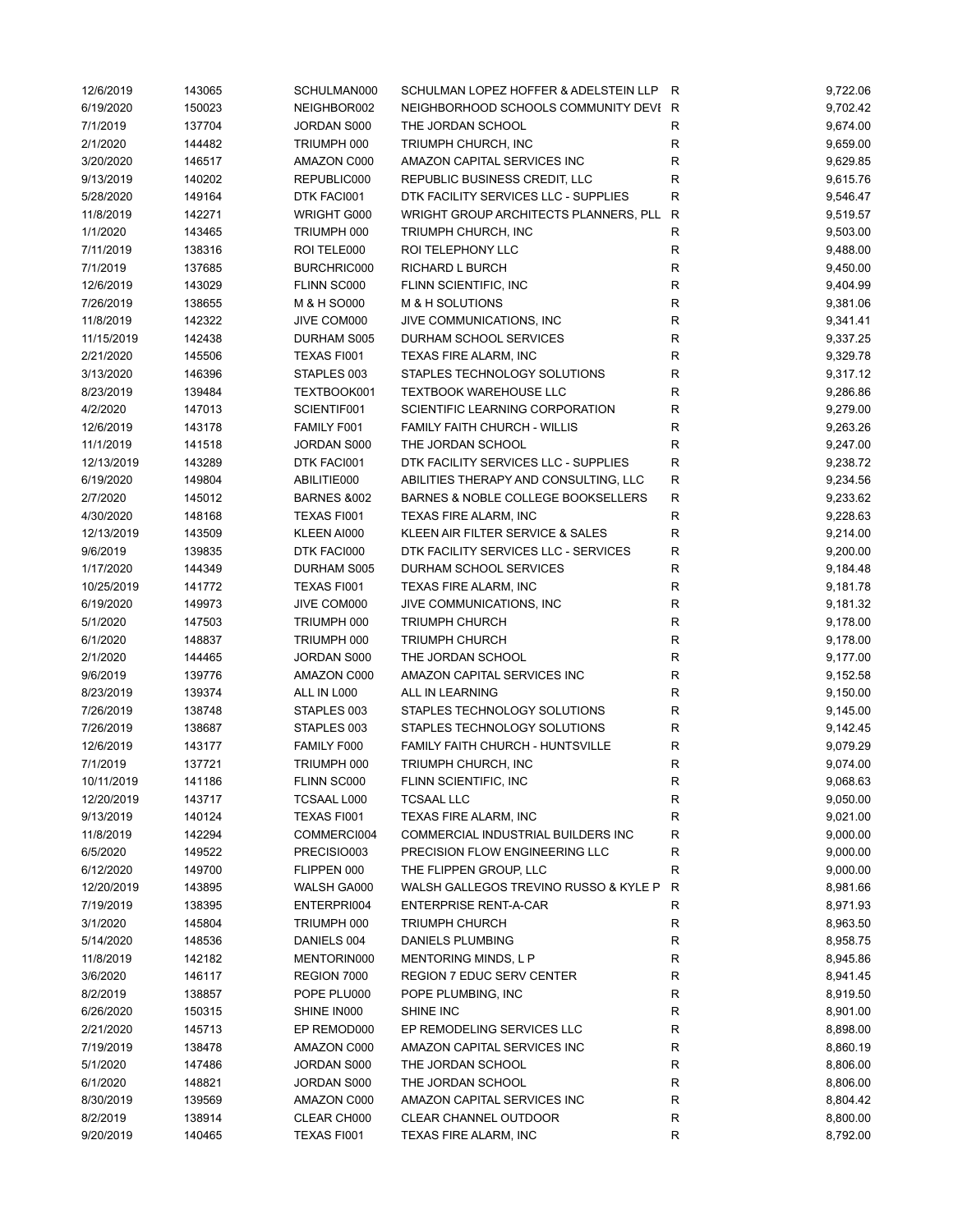| | | | | | |
|---|---|---|---|---|---|
| 12/6/2019 | 143065 | SCHULMAN000 | SCHULMAN LOPEZ HOFFER & ADELSTEIN LLP | R | 9,722.06 |
| 6/19/2020 | 150023 | NEIGHBOR002 | NEIGHBORHOOD SCHOOLS COMMUNITY DEVI | R | 9,702.42 |
| 7/1/2019 | 137704 | JORDAN S000 | THE JORDAN SCHOOL | R | 9,674.00 |
| 2/1/2020 | 144482 | TRIUMPH 000 | TRIUMPH CHURCH, INC | R | 9,659.00 |
| 3/20/2020 | 146517 | AMAZON C000 | AMAZON CAPITAL SERVICES INC | R | 9,629.85 |
| 9/13/2019 | 140202 | REPUBLIC000 | REPUBLIC BUSINESS CREDIT, LLC | R | 9,615.76 |
| 5/28/2020 | 149164 | DTK FACI001 | DTK FACILITY SERVICES LLC - SUPPLIES | R | 9,546.47 |
| 11/8/2019 | 142271 | WRIGHT G000 | WRIGHT GROUP ARCHITECTS PLANNERS, PLL | R | 9,519.57 |
| 1/1/2020 | 143465 | TRIUMPH 000 | TRIUMPH CHURCH, INC | R | 9,503.00 |
| 7/11/2019 | 138316 | ROI TELE000 | ROI TELEPHONY LLC | R | 9,488.00 |
| 7/1/2019 | 137685 | BURCHRIC000 | RICHARD L BURCH | R | 9,450.00 |
| 12/6/2019 | 143029 | FLINN SC000 | FLINN SCIENTIFIC, INC | R | 9,404.99 |
| 7/26/2019 | 138655 | M & H SO000 | M & H SOLUTIONS | R | 9,381.06 |
| 11/8/2019 | 142322 | JIVE COM000 | JIVE COMMUNICATIONS, INC | R | 9,341.41 |
| 11/15/2019 | 142438 | DURHAM S005 | DURHAM SCHOOL SERVICES | R | 9,337.25 |
| 2/21/2020 | 145506 | TEXAS FI001 | TEXAS FIRE ALARM, INC | R | 9,329.78 |
| 3/13/2020 | 146396 | STAPLES 003 | STAPLES TECHNOLOGY SOLUTIONS | R | 9,317.12 |
| 8/23/2019 | 139484 | TEXTBOOK001 | TEXTBOOK WAREHOUSE LLC | R | 9,286.86 |
| 4/2/2020 | 147013 | SCIENTIF001 | SCIENTIFIC LEARNING CORPORATION | R | 9,279.00 |
| 12/6/2019 | 143178 | FAMILY F001 | FAMILY FAITH CHURCH - WILLIS | R | 9,263.26 |
| 11/1/2019 | 141518 | JORDAN S000 | THE JORDAN SCHOOL | R | 9,247.00 |
| 12/13/2019 | 143289 | DTK FACI001 | DTK FACILITY SERVICES LLC - SUPPLIES | R | 9,238.72 |
| 6/19/2020 | 149804 | ABILITIE000 | ABILITIES THERAPY AND CONSULTING, LLC | R | 9,234.56 |
| 2/7/2020 | 145012 | BARNES &002 | BARNES & NOBLE COLLEGE BOOKSELLERS | R | 9,233.62 |
| 4/30/2020 | 148168 | TEXAS FI001 | TEXAS FIRE ALARM, INC | R | 9,228.63 |
| 12/13/2019 | 143509 | KLEEN AI000 | KLEEN AIR FILTER SERVICE & SALES | R | 9,214.00 |
| 9/6/2019 | 139835 | DTK FACI000 | DTK FACILITY SERVICES LLC - SERVICES | R | 9,200.00 |
| 1/17/2020 | 144349 | DURHAM S005 | DURHAM SCHOOL SERVICES | R | 9,184.48 |
| 10/25/2019 | 141772 | TEXAS FI001 | TEXAS FIRE ALARM, INC | R | 9,181.78 |
| 6/19/2020 | 149973 | JIVE COM000 | JIVE COMMUNICATIONS, INC | R | 9,181.32 |
| 5/1/2020 | 147503 | TRIUMPH 000 | TRIUMPH CHURCH | R | 9,178.00 |
| 6/1/2020 | 148837 | TRIUMPH 000 | TRIUMPH CHURCH | R | 9,178.00 |
| 2/1/2020 | 144465 | JORDAN S000 | THE JORDAN SCHOOL | R | 9,177.00 |
| 9/6/2019 | 139776 | AMAZON C000 | AMAZON CAPITAL SERVICES INC | R | 9,152.58 |
| 8/23/2019 | 139374 | ALL IN L000 | ALL IN LEARNING | R | 9,150.00 |
| 7/26/2019 | 138748 | STAPLES 003 | STAPLES TECHNOLOGY SOLUTIONS | R | 9,145.00 |
| 7/26/2019 | 138687 | STAPLES 003 | STAPLES TECHNOLOGY SOLUTIONS | R | 9,142.45 |
| 12/6/2019 | 143177 | FAMILY F000 | FAMILY FAITH CHURCH - HUNTSVILLE | R | 9,079.29 |
| 7/1/2019 | 137721 | TRIUMPH 000 | TRIUMPH CHURCH, INC | R | 9,074.00 |
| 10/11/2019 | 141186 | FLINN SC000 | FLINN SCIENTIFIC, INC | R | 9,068.63 |
| 12/20/2019 | 143717 | TCSAAL L000 | TCSAAL LLC | R | 9,050.00 |
| 9/13/2019 | 140124 | TEXAS FI001 | TEXAS FIRE ALARM, INC | R | 9,021.00 |
| 11/8/2019 | 142294 | COMMERCI004 | COMMERCIAL INDUSTRIAL BUILDERS INC | R | 9,000.00 |
| 6/5/2020 | 149522 | PRECISIO003 | PRECISION FLOW ENGINEERING LLC | R | 9,000.00 |
| 6/12/2020 | 149700 | FLIPPEN 000 | THE FLIPPEN GROUP, LLC | R | 9,000.00 |
| 12/20/2019 | 143895 | WALSH GA000 | WALSH GALLEGOS TREVINO RUSSO & KYLE P | R | 8,981.66 |
| 7/19/2019 | 138395 | ENTERPRI004 | ENTERPRISE RENT-A-CAR | R | 8,971.93 |
| 3/1/2020 | 145804 | TRIUMPH 000 | TRIUMPH CHURCH | R | 8,963.50 |
| 5/14/2020 | 148536 | DANIELS 004 | DANIELS PLUMBING | R | 8,958.75 |
| 11/8/2019 | 142182 | MENTORIN000 | MENTORING MINDS, L P | R | 8,945.86 |
| 3/6/2020 | 146117 | REGION 7000 | REGION 7 EDUC SERV CENTER | R | 8,941.45 |
| 8/2/2019 | 138857 | POPE PLU000 | POPE PLUMBING, INC | R | 8,919.50 |
| 6/26/2020 | 150315 | SHINE IN000 | SHINE INC | R | 8,901.00 |
| 2/21/2020 | 145713 | EP REMOD000 | EP REMODELING SERVICES LLC | R | 8,898.00 |
| 7/19/2019 | 138478 | AMAZON C000 | AMAZON CAPITAL SERVICES INC | R | 8,860.19 |
| 5/1/2020 | 147486 | JORDAN S000 | THE JORDAN SCHOOL | R | 8,806.00 |
| 6/1/2020 | 148821 | JORDAN S000 | THE JORDAN SCHOOL | R | 8,806.00 |
| 8/30/2019 | 139569 | AMAZON C000 | AMAZON CAPITAL SERVICES INC | R | 8,804.42 |
| 8/2/2019 | 138914 | CLEAR CH000 | CLEAR CHANNEL OUTDOOR | R | 8,800.00 |
| 9/20/2019 | 140465 | TEXAS FI001 | TEXAS FIRE ALARM, INC | R | 8,792.00 |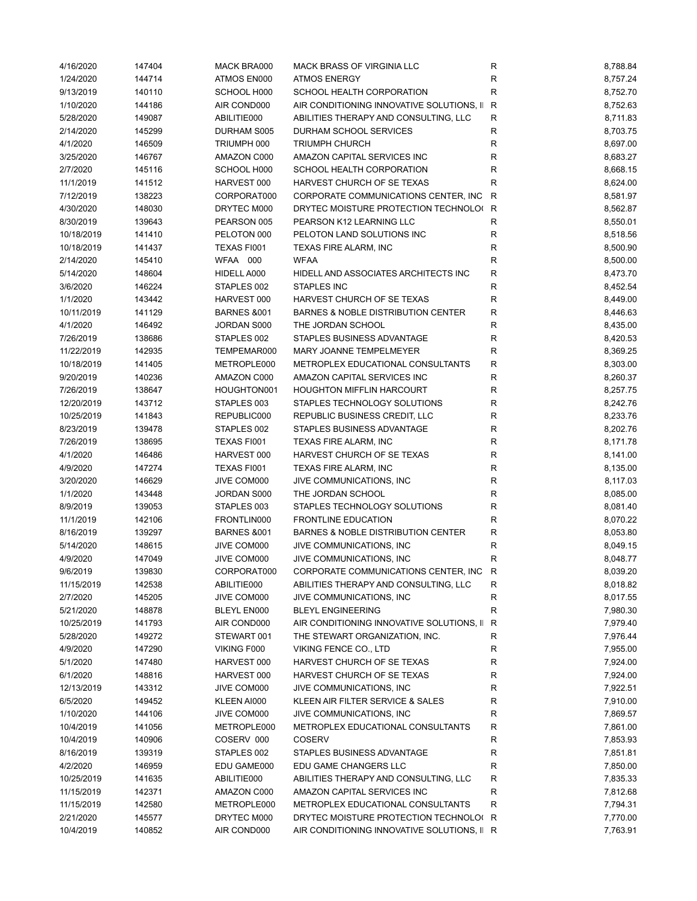| | | | | | |
|---|---|---|---|---|---|
| 4/16/2020 | 147404 | MACK BRA000 | MACK BRASS OF VIRGINIA LLC | R | 8,788.84 |
| 1/24/2020 | 144714 | ATMOS EN000 | ATMOS ENERGY | R | 8,757.24 |
| 9/13/2019 | 140110 | SCHOOL H000 | SCHOOL HEALTH CORPORATION | R | 8,752.70 |
| 1/10/2020 | 144186 | AIR COND000 | AIR CONDITIONING INNOVATIVE SOLUTIONS, II | R | 8,752.63 |
| 5/28/2020 | 149087 | ABILITIE000 | ABILITIES THERAPY AND CONSULTING, LLC | R | 8,711.83 |
| 2/14/2020 | 145299 | DURHAM S005 | DURHAM SCHOOL SERVICES | R | 8,703.75 |
| 4/1/2020 | 146509 | TRIUMPH 000 | TRIUMPH CHURCH | R | 8,697.00 |
| 3/25/2020 | 146767 | AMAZON C000 | AMAZON CAPITAL SERVICES INC | R | 8,683.27 |
| 2/7/2020 | 145116 | SCHOOL H000 | SCHOOL HEALTH CORPORATION | R | 8,668.15 |
| 11/1/2019 | 141512 | HARVEST 000 | HARVEST CHURCH OF SE TEXAS | R | 8,624.00 |
| 7/12/2019 | 138223 | CORPORAT000 | CORPORATE COMMUNICATIONS CENTER, INC | R | 8,581.97 |
| 4/30/2020 | 148030 | DRYTEC M000 | DRYTEC MOISTURE PROTECTION TECHNOLO( | R | 8,562.87 |
| 8/30/2019 | 139643 | PEARSON 005 | PEARSON K12 LEARNING LLC | R | 8,550.01 |
| 10/18/2019 | 141410 | PELOTON 000 | PELOTON LAND SOLUTIONS INC | R | 8,518.56 |
| 10/18/2019 | 141437 | TEXAS FI001 | TEXAS FIRE ALARM, INC | R | 8,500.90 |
| 2/14/2020 | 145410 | WFAA 000 | WFAA | R | 8,500.00 |
| 5/14/2020 | 148604 | HIDELL A000 | HIDELL AND ASSOCIATES ARCHITECTS INC | R | 8,473.70 |
| 3/6/2020 | 146224 | STAPLES 002 | STAPLES INC | R | 8,452.54 |
| 1/1/2020 | 143442 | HARVEST 000 | HARVEST CHURCH OF SE TEXAS | R | 8,449.00 |
| 10/11/2019 | 141129 | BARNES &001 | BARNES & NOBLE DISTRIBUTION CENTER | R | 8,446.63 |
| 4/1/2020 | 146492 | JORDAN S000 | THE JORDAN SCHOOL | R | 8,435.00 |
| 7/26/2019 | 138686 | STAPLES 002 | STAPLES BUSINESS ADVANTAGE | R | 8,420.53 |
| 11/22/2019 | 142935 | TEMPEMAR000 | MARY JOANNE TEMPELMEYER | R | 8,369.25 |
| 10/18/2019 | 141405 | METROPLE000 | METROPLEX EDUCATIONAL CONSULTANTS | R | 8,303.00 |
| 9/20/2019 | 140236 | AMAZON C000 | AMAZON CAPITAL SERVICES INC | R | 8,260.37 |
| 7/26/2019 | 138647 | HOUGHTON001 | HOUGHTON MIFFLIN HARCOURT | R | 8,257.75 |
| 12/20/2019 | 143712 | STAPLES 003 | STAPLES TECHNOLOGY SOLUTIONS | R | 8,242.76 |
| 10/25/2019 | 141843 | REPUBLIC000 | REPUBLIC BUSINESS CREDIT, LLC | R | 8,233.76 |
| 8/23/2019 | 139478 | STAPLES 002 | STAPLES BUSINESS ADVANTAGE | R | 8,202.76 |
| 7/26/2019 | 138695 | TEXAS FI001 | TEXAS FIRE ALARM, INC | R | 8,171.78 |
| 4/1/2020 | 146486 | HARVEST 000 | HARVEST CHURCH OF SE TEXAS | R | 8,141.00 |
| 4/9/2020 | 147274 | TEXAS FI001 | TEXAS FIRE ALARM, INC | R | 8,135.00 |
| 3/20/2020 | 146629 | JIVE COM000 | JIVE COMMUNICATIONS, INC | R | 8,117.03 |
| 1/1/2020 | 143448 | JORDAN S000 | THE JORDAN SCHOOL | R | 8,085.00 |
| 8/9/2019 | 139053 | STAPLES 003 | STAPLES TECHNOLOGY SOLUTIONS | R | 8,081.40 |
| 11/1/2019 | 142106 | FRONTLIN000 | FRONTLINE EDUCATION | R | 8,070.22 |
| 8/16/2019 | 139297 | BARNES &001 | BARNES & NOBLE DISTRIBUTION CENTER | R | 8,053.80 |
| 5/14/2020 | 148615 | JIVE COM000 | JIVE COMMUNICATIONS, INC | R | 8,049.15 |
| 4/9/2020 | 147049 | JIVE COM000 | JIVE COMMUNICATIONS, INC | R | 8,048.77 |
| 9/6/2019 | 139830 | CORPORAT000 | CORPORATE COMMUNICATIONS CENTER, INC | R | 8,039.20 |
| 11/15/2019 | 142538 | ABILITIE000 | ABILITIES THERAPY AND CONSULTING, LLC | R | 8,018.82 |
| 2/7/2020 | 145205 | JIVE COM000 | JIVE COMMUNICATIONS, INC | R | 8,017.55 |
| 5/21/2020 | 148878 | BLEYL EN000 | BLEYL ENGINEERING | R | 7,980.30 |
| 10/25/2019 | 141793 | AIR COND000 | AIR CONDITIONING INNOVATIVE SOLUTIONS, II | R | 7,979.40 |
| 5/28/2020 | 149272 | STEWART 001 | THE STEWART ORGANIZATION, INC. | R | 7,976.44 |
| 4/9/2020 | 147290 | VIKING F000 | VIKING FENCE CO., LTD | R | 7,955.00 |
| 5/1/2020 | 147480 | HARVEST 000 | HARVEST CHURCH OF SE TEXAS | R | 7,924.00 |
| 6/1/2020 | 148816 | HARVEST 000 | HARVEST CHURCH OF SE TEXAS | R | 7,924.00 |
| 12/13/2019 | 143312 | JIVE COM000 | JIVE COMMUNICATIONS, INC | R | 7,922.51 |
| 6/5/2020 | 149452 | KLEEN AI000 | KLEEN AIR FILTER SERVICE & SALES | R | 7,910.00 |
| 1/10/2020 | 144106 | JIVE COM000 | JIVE COMMUNICATIONS, INC | R | 7,869.57 |
| 10/4/2019 | 141056 | METROPLE000 | METROPLEX EDUCATIONAL CONSULTANTS | R | 7,861.00 |
| 10/4/2019 | 140906 | COSERV 000 | COSERV | R | 7,853.93 |
| 8/16/2019 | 139319 | STAPLES 002 | STAPLES BUSINESS ADVANTAGE | R | 7,851.81 |
| 4/2/2020 | 146959 | EDU GAME000 | EDU GAME CHANGERS LLC | R | 7,850.00 |
| 10/25/2019 | 141635 | ABILITIE000 | ABILITIES THERAPY AND CONSULTING, LLC | R | 7,835.33 |
| 11/15/2019 | 142371 | AMAZON C000 | AMAZON CAPITAL SERVICES INC | R | 7,812.68 |
| 11/15/2019 | 142580 | METROPLE000 | METROPLEX EDUCATIONAL CONSULTANTS | R | 7,794.31 |
| 2/21/2020 | 145577 | DRYTEC M000 | DRYTEC MOISTURE PROTECTION TECHNOLO( | R | 7,770.00 |
| 10/4/2019 | 140852 | AIR COND000 | AIR CONDITIONING INNOVATIVE SOLUTIONS, II | R | 7,763.91 |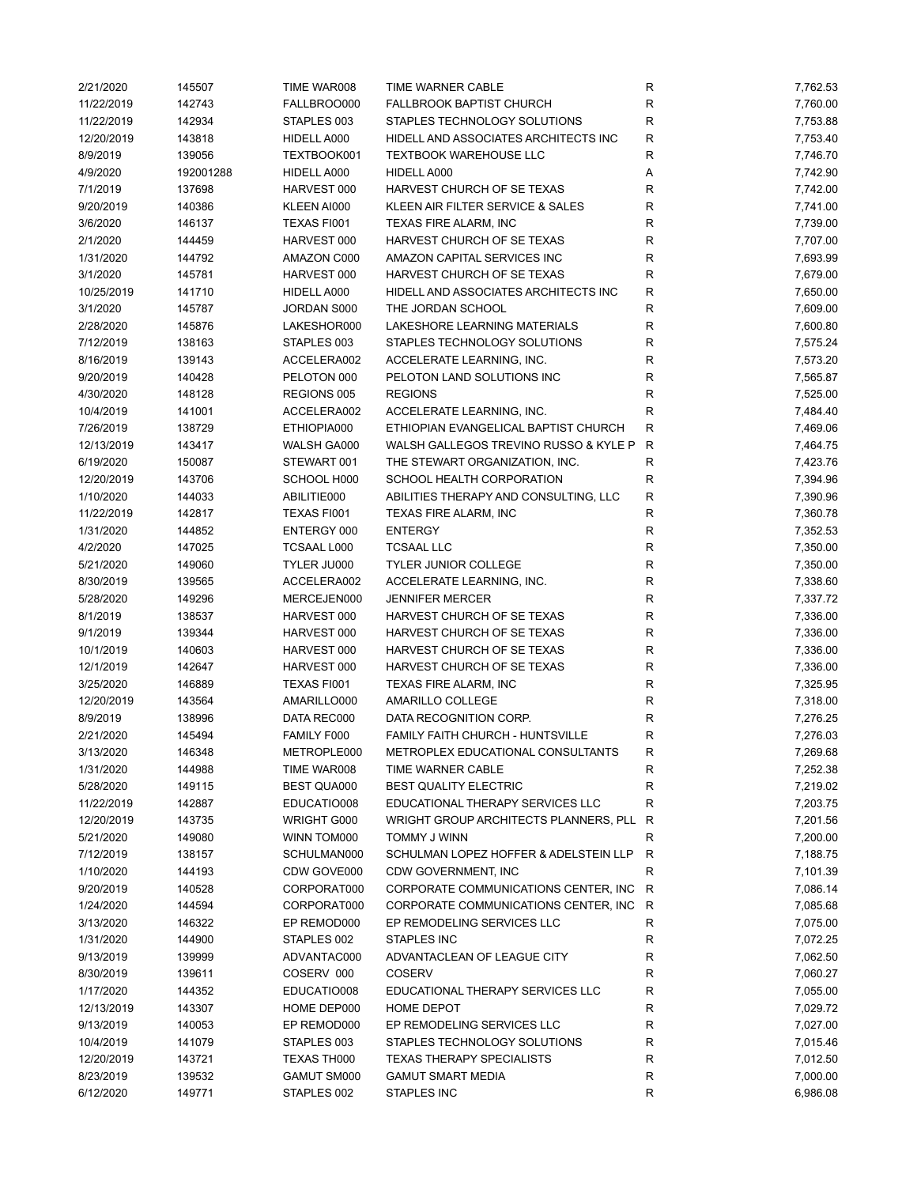| | | | | | |
|---|---|---|---|---|---|
| 2/21/2020 | 145507 | TIME WAR008 | TIME WARNER CABLE | R | 7,762.53 |
| 11/22/2019 | 142743 | FALLBROO000 | FALLBROOK BAPTIST CHURCH | R | 7,760.00 |
| 11/22/2019 | 142934 | STAPLES 003 | STAPLES TECHNOLOGY SOLUTIONS | R | 7,753.88 |
| 12/20/2019 | 143818 | HIDELL A000 | HIDELL AND ASSOCIATES ARCHITECTS INC | R | 7,753.40 |
| 8/9/2019 | 139056 | TEXTBOOK001 | TEXTBOOK WAREHOUSE LLC | R | 7,746.70 |
| 4/9/2020 | 192001288 | HIDELL A000 | HIDELL A000 | A | 7,742.90 |
| 7/1/2019 | 137698 | HARVEST 000 | HARVEST CHURCH OF SE TEXAS | R | 7,742.00 |
| 9/20/2019 | 140386 | KLEEN AI000 | KLEEN AIR FILTER SERVICE & SALES | R | 7,741.00 |
| 3/6/2020 | 146137 | TEXAS FI001 | TEXAS FIRE ALARM, INC | R | 7,739.00 |
| 2/1/2020 | 144459 | HARVEST 000 | HARVEST CHURCH OF SE TEXAS | R | 7,707.00 |
| 1/31/2020 | 144792 | AMAZON C000 | AMAZON CAPITAL SERVICES INC | R | 7,693.99 |
| 3/1/2020 | 145781 | HARVEST 000 | HARVEST CHURCH OF SE TEXAS | R | 7,679.00 |
| 10/25/2019 | 141710 | HIDELL A000 | HIDELL AND ASSOCIATES ARCHITECTS INC | R | 7,650.00 |
| 3/1/2020 | 145787 | JORDAN S000 | THE JORDAN SCHOOL | R | 7,609.00 |
| 2/28/2020 | 145876 | LAKESHOR000 | LAKESHORE LEARNING MATERIALS | R | 7,600.80 |
| 7/12/2019 | 138163 | STAPLES 003 | STAPLES TECHNOLOGY SOLUTIONS | R | 7,575.24 |
| 8/16/2019 | 139143 | ACCELERA002 | ACCELERATE LEARNING, INC. | R | 7,573.20 |
| 9/20/2019 | 140428 | PELOTON 000 | PELOTON LAND SOLUTIONS INC | R | 7,565.87 |
| 4/30/2020 | 148128 | REGIONS 005 | REGIONS | R | 7,525.00 |
| 10/4/2019 | 141001 | ACCELERA002 | ACCELERATE LEARNING, INC. | R | 7,484.40 |
| 7/26/2019 | 138729 | ETHIOPIA000 | ETHIOPIAN EVANGELICAL BAPTIST CHURCH | R | 7,469.06 |
| 12/13/2019 | 143417 | WALSH GA000 | WALSH GALLEGOS TREVINO RUSSO & KYLE P | R | 7,464.75 |
| 6/19/2020 | 150087 | STEWART 001 | THE STEWART ORGANIZATION, INC. | R | 7,423.76 |
| 12/20/2019 | 143706 | SCHOOL H000 | SCHOOL HEALTH CORPORATION | R | 7,394.96 |
| 1/10/2020 | 144033 | ABILITIE000 | ABILITIES THERAPY AND CONSULTING, LLC | R | 7,390.96 |
| 11/22/2019 | 142817 | TEXAS FI001 | TEXAS FIRE ALARM, INC | R | 7,360.78 |
| 1/31/2020 | 144852 | ENTERGY 000 | ENTERGY | R | 7,352.53 |
| 4/2/2020 | 147025 | TCSAAL L000 | TCSAAL LLC | R | 7,350.00 |
| 5/21/2020 | 149060 | TYLER JU000 | TYLER JUNIOR COLLEGE | R | 7,350.00 |
| 8/30/2019 | 139565 | ACCELERA002 | ACCELERATE LEARNING, INC. | R | 7,338.60 |
| 5/28/2020 | 149296 | MERCEJEN000 | JENNIFER MERCER | R | 7,337.72 |
| 8/1/2019 | 138537 | HARVEST 000 | HARVEST CHURCH OF SE TEXAS | R | 7,336.00 |
| 9/1/2019 | 139344 | HARVEST 000 | HARVEST CHURCH OF SE TEXAS | R | 7,336.00 |
| 10/1/2019 | 140603 | HARVEST 000 | HARVEST CHURCH OF SE TEXAS | R | 7,336.00 |
| 12/1/2019 | 142647 | HARVEST 000 | HARVEST CHURCH OF SE TEXAS | R | 7,336.00 |
| 3/25/2020 | 146889 | TEXAS FI001 | TEXAS FIRE ALARM, INC | R | 7,325.95 |
| 12/20/2019 | 143564 | AMARILLO000 | AMARILLO COLLEGE | R | 7,318.00 |
| 8/9/2019 | 138996 | DATA REC000 | DATA RECOGNITION CORP. | R | 7,276.25 |
| 2/21/2020 | 145494 | FAMILY F000 | FAMILY FAITH CHURCH - HUNTSVILLE | R | 7,276.03 |
| 3/13/2020 | 146348 | METROPLE000 | METROPLEX EDUCATIONAL CONSULTANTS | R | 7,269.68 |
| 1/31/2020 | 144988 | TIME WAR008 | TIME WARNER CABLE | R | 7,252.38 |
| 5/28/2020 | 149115 | BEST QUA000 | BEST QUALITY ELECTRIC | R | 7,219.02 |
| 11/22/2019 | 142887 | EDUCATIO008 | EDUCATIONAL THERAPY SERVICES LLC | R | 7,203.75 |
| 12/20/2019 | 143735 | WRIGHT G000 | WRIGHT GROUP ARCHITECTS PLANNERS, PLL | R | 7,201.56 |
| 5/21/2020 | 149080 | WINN TOM000 | TOMMY J WINN | R | 7,200.00 |
| 7/12/2019 | 138157 | SCHULMAN000 | SCHULMAN LOPEZ HOFFER & ADELSTEIN LLP | R | 7,188.75 |
| 1/10/2020 | 144193 | CDW GOVE000 | CDW GOVERNMENT, INC | R | 7,101.39 |
| 9/20/2019 | 140528 | CORPORAT000 | CORPORATE COMMUNICATIONS CENTER, INC | R | 7,086.14 |
| 1/24/2020 | 144594 | CORPORAT000 | CORPORATE COMMUNICATIONS CENTER, INC | R | 7,085.68 |
| 3/13/2020 | 146322 | EP REMOD000 | EP REMODELING SERVICES LLC | R | 7,075.00 |
| 1/31/2020 | 144900 | STAPLES 002 | STAPLES INC | R | 7,072.25 |
| 9/13/2019 | 139999 | ADVANTAC000 | ADVANTACLEAN OF LEAGUE CITY | R | 7,062.50 |
| 8/30/2019 | 139611 | COSERV 000 | COSERV | R | 7,060.27 |
| 1/17/2020 | 144352 | EDUCATIO008 | EDUCATIONAL THERAPY SERVICES LLC | R | 7,055.00 |
| 12/13/2019 | 143307 | HOME DEP000 | HOME DEPOT | R | 7,029.72 |
| 9/13/2019 | 140053 | EP REMOD000 | EP REMODELING SERVICES LLC | R | 7,027.00 |
| 10/4/2019 | 141079 | STAPLES 003 | STAPLES TECHNOLOGY SOLUTIONS | R | 7,015.46 |
| 12/20/2019 | 143721 | TEXAS TH000 | TEXAS THERAPY SPECIALISTS | R | 7,012.50 |
| 8/23/2019 | 139532 | GAMUT SM000 | GAMUT SMART MEDIA | R | 7,000.00 |
| 6/12/2020 | 149771 | STAPLES 002 | STAPLES INC | R | 6,986.08 |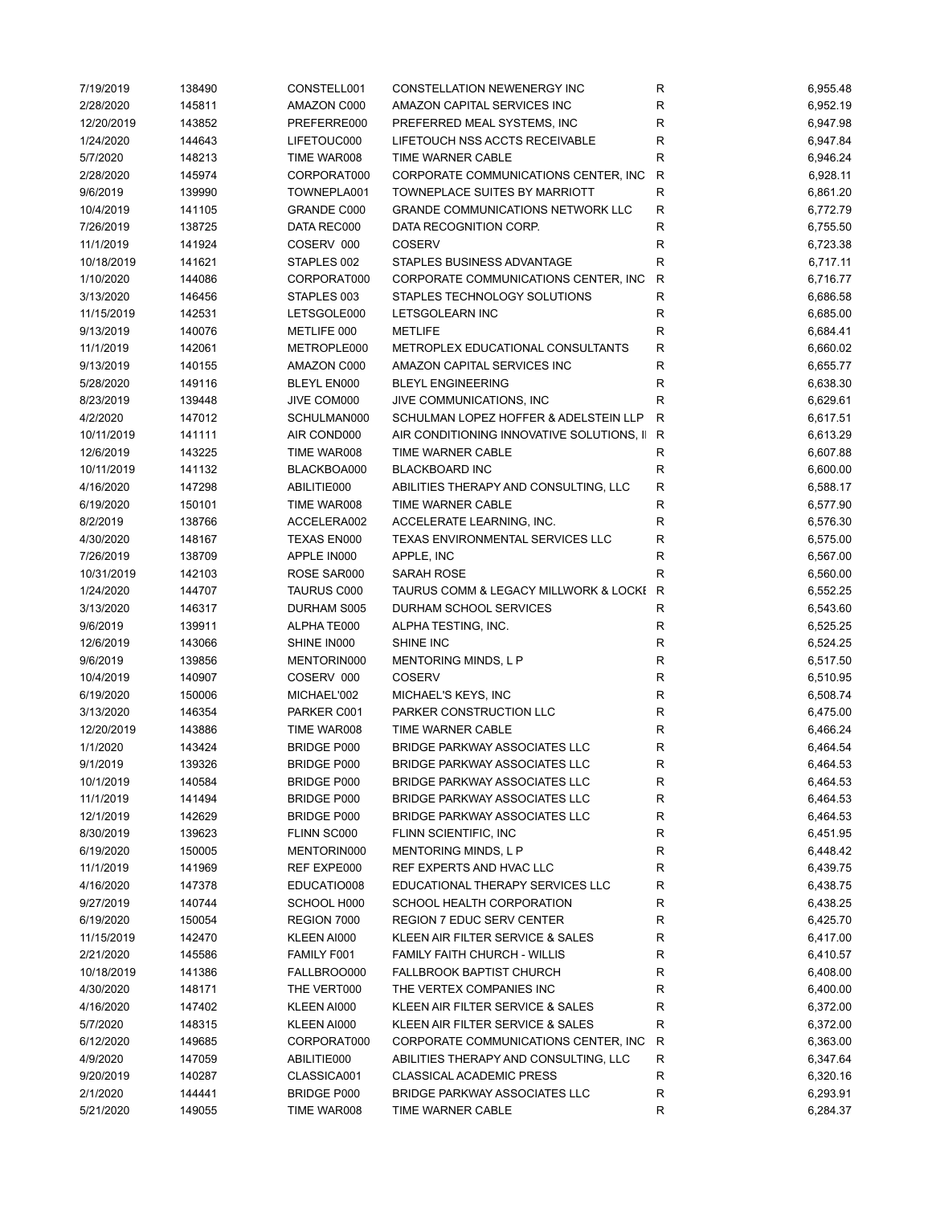| | | | | | |
|---|---|---|---|---|---|
| 7/19/2019 | 138490 | CONSTELL001 | CONSTELLATION NEWENERGY INC | R | 6,955.48 |
| 2/28/2020 | 145811 | AMAZON C000 | AMAZON CAPITAL SERVICES INC | R | 6,952.19 |
| 12/20/2019 | 143852 | PREFERRE000 | PREFERRED MEAL SYSTEMS, INC | R | 6,947.98 |
| 1/24/2020 | 144643 | LIFETOUC000 | LIFETOUCH NSS ACCTS RECEIVABLE | R | 6,947.84 |
| 5/7/2020 | 148213 | TIME WAR008 | TIME WARNER CABLE | R | 6,946.24 |
| 2/28/2020 | 145974 | CORPORAT000 | CORPORATE COMMUNICATIONS CENTER, INC | R | 6,928.11 |
| 9/6/2019 | 139990 | TOWNEPLA001 | TOWNEPLACE SUITES BY MARRIOTT | R | 6,861.20 |
| 10/4/2019 | 141105 | GRANDE C000 | GRANDE COMMUNICATIONS NETWORK LLC | R | 6,772.79 |
| 7/26/2019 | 138725 | DATA REC000 | DATA RECOGNITION CORP. | R | 6,755.50 |
| 11/1/2019 | 141924 | COSERV 000 | COSERV | R | 6,723.38 |
| 10/18/2019 | 141621 | STAPLES 002 | STAPLES BUSINESS ADVANTAGE | R | 6,717.11 |
| 1/10/2020 | 144086 | CORPORAT000 | CORPORATE COMMUNICATIONS CENTER, INC | R | 6,716.77 |
| 3/13/2020 | 146456 | STAPLES 003 | STAPLES TECHNOLOGY SOLUTIONS | R | 6,686.58 |
| 11/15/2019 | 142531 | LETSGOLE000 | LETSGOLEARN INC | R | 6,685.00 |
| 9/13/2019 | 140076 | METLIFE 000 | METLIFE | R | 6,684.41 |
| 11/1/2019 | 142061 | METROPLE000 | METROPLEX EDUCATIONAL CONSULTANTS | R | 6,660.02 |
| 9/13/2019 | 140155 | AMAZON C000 | AMAZON CAPITAL SERVICES INC | R | 6,655.77 |
| 5/28/2020 | 149116 | BLEYL EN000 | BLEYL ENGINEERING | R | 6,638.30 |
| 8/23/2019 | 139448 | JIVE COM000 | JIVE COMMUNICATIONS, INC | R | 6,629.61 |
| 4/2/2020 | 147012 | SCHULMAN000 | SCHULMAN LOPEZ HOFFER & ADELSTEIN LLP | R | 6,617.51 |
| 10/11/2019 | 141111 | AIR COND000 | AIR CONDITIONING INNOVATIVE SOLUTIONS, I | R | 6,613.29 |
| 12/6/2019 | 143225 | TIME WAR008 | TIME WARNER CABLE | R | 6,607.88 |
| 10/11/2019 | 141132 | BLACKBOA000 | BLACKBOARD INC | R | 6,600.00 |
| 4/16/2020 | 147298 | ABILITIE000 | ABILITIES THERAPY AND CONSULTING, LLC | R | 6,588.17 |
| 6/19/2020 | 150101 | TIME WAR008 | TIME WARNER CABLE | R | 6,577.90 |
| 8/2/2019 | 138766 | ACCELERA002 | ACCELERATE LEARNING, INC. | R | 6,576.30 |
| 4/30/2020 | 148167 | TEXAS EN000 | TEXAS ENVIRONMENTAL SERVICES LLC | R | 6,575.00 |
| 7/26/2019 | 138709 | APPLE IN000 | APPLE, INC | R | 6,567.00 |
| 10/31/2019 | 142103 | ROSE SAR000 | SARAH ROSE | R | 6,560.00 |
| 1/24/2020 | 144707 | TAURUS C000 | TAURUS COMM & LEGACY MILLWORK & LOCKE | R | 6,552.25 |
| 3/13/2020 | 146317 | DURHAM S005 | DURHAM SCHOOL SERVICES | R | 6,543.60 |
| 9/6/2019 | 139911 | ALPHA TE000 | ALPHA TESTING, INC. | R | 6,525.25 |
| 12/6/2019 | 143066 | SHINE IN000 | SHINE INC | R | 6,524.25 |
| 9/6/2019 | 139856 | MENTORIN000 | MENTORING MINDS, L P | R | 6,517.50 |
| 10/4/2019 | 140907 | COSERV 000 | COSERV | R | 6,510.95 |
| 6/19/2020 | 150006 | MICHAEL'002 | MICHAEL'S KEYS, INC | R | 6,508.74 |
| 3/13/2020 | 146354 | PARKER C001 | PARKER CONSTRUCTION LLC | R | 6,475.00 |
| 12/20/2019 | 143886 | TIME WAR008 | TIME WARNER CABLE | R | 6,466.24 |
| 1/1/2020 | 143424 | BRIDGE P000 | BRIDGE PARKWAY ASSOCIATES LLC | R | 6,464.54 |
| 9/1/2019 | 139326 | BRIDGE P000 | BRIDGE PARKWAY ASSOCIATES LLC | R | 6,464.53 |
| 10/1/2019 | 140584 | BRIDGE P000 | BRIDGE PARKWAY ASSOCIATES LLC | R | 6,464.53 |
| 11/1/2019 | 141494 | BRIDGE P000 | BRIDGE PARKWAY ASSOCIATES LLC | R | 6,464.53 |
| 12/1/2019 | 142629 | BRIDGE P000 | BRIDGE PARKWAY ASSOCIATES LLC | R | 6,464.53 |
| 8/30/2019 | 139623 | FLINN SC000 | FLINN SCIENTIFIC, INC | R | 6,451.95 |
| 6/19/2020 | 150005 | MENTORIN000 | MENTORING MINDS, L P | R | 6,448.42 |
| 11/1/2019 | 141969 | REF EXPE000 | REF EXPERTS AND HVAC LLC | R | 6,439.75 |
| 4/16/2020 | 147378 | EDUCATIO008 | EDUCATIONAL THERAPY SERVICES LLC | R | 6,438.75 |
| 9/27/2019 | 140744 | SCHOOL H000 | SCHOOL HEALTH CORPORATION | R | 6,438.25 |
| 6/19/2020 | 150054 | REGION 7000 | REGION 7 EDUC SERV CENTER | R | 6,425.70 |
| 11/15/2019 | 142470 | KLEEN AI000 | KLEEN AIR FILTER SERVICE & SALES | R | 6,417.00 |
| 2/21/2020 | 145586 | FAMILY F001 | FAMILY FAITH CHURCH - WILLIS | R | 6,410.57 |
| 10/18/2019 | 141386 | FALLBROO000 | FALLBROOK BAPTIST CHURCH | R | 6,408.00 |
| 4/30/2020 | 148171 | THE VERT000 | THE VERTEX COMPANIES INC | R | 6,400.00 |
| 4/16/2020 | 147402 | KLEEN AI000 | KLEEN AIR FILTER SERVICE & SALES | R | 6,372.00 |
| 5/7/2020 | 148315 | KLEEN AI000 | KLEEN AIR FILTER SERVICE & SALES | R | 6,372.00 |
| 6/12/2020 | 149685 | CORPORAT000 | CORPORATE COMMUNICATIONS CENTER, INC | R | 6,363.00 |
| 4/9/2020 | 147059 | ABILITIE000 | ABILITIES THERAPY AND CONSULTING, LLC | R | 6,347.64 |
| 9/20/2019 | 140287 | CLASSICA001 | CLASSICAL ACADEMIC PRESS | R | 6,320.16 |
| 2/1/2020 | 144441 | BRIDGE P000 | BRIDGE PARKWAY ASSOCIATES LLC | R | 6,293.91 |
| 5/21/2020 | 149055 | TIME WAR008 | TIME WARNER CABLE | R | 6,284.37 |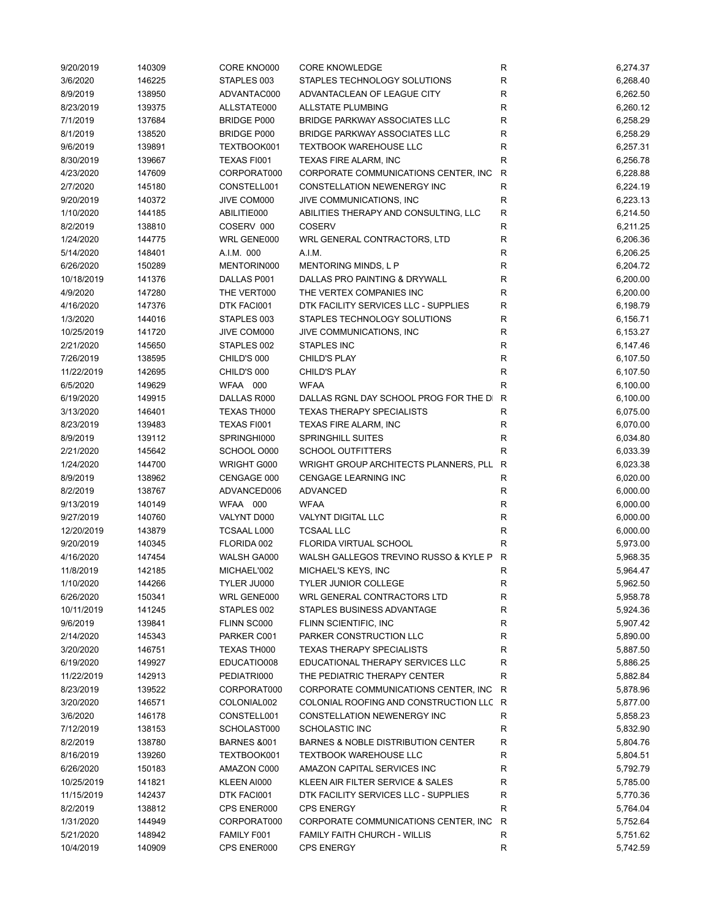| | | | | | |
|---|---|---|---|---|---|
| 9/20/2019 | 140309 | CORE KNO000 | CORE KNOWLEDGE | R | 6,274.37 |
| 3/6/2020 | 146225 | STAPLES 003 | STAPLES TECHNOLOGY SOLUTIONS | R | 6,268.40 |
| 8/9/2019 | 138950 | ADVANTAC000 | ADVANTACLEAN OF LEAGUE CITY | R | 6,262.50 |
| 8/23/2019 | 139375 | ALLSTATE000 | ALLSTATE PLUMBING | R | 6,260.12 |
| 7/1/2019 | 137684 | BRIDGE P000 | BRIDGE PARKWAY ASSOCIATES LLC | R | 6,258.29 |
| 8/1/2019 | 138520 | BRIDGE P000 | BRIDGE PARKWAY ASSOCIATES LLC | R | 6,258.29 |
| 9/6/2019 | 139891 | TEXTBOOK001 | TEXTBOOK WAREHOUSE LLC | R | 6,257.31 |
| 8/30/2019 | 139667 | TEXAS FI001 | TEXAS FIRE ALARM, INC | R | 6,256.78 |
| 4/23/2020 | 147609 | CORPORAT000 | CORPORATE COMMUNICATIONS CENTER, INC | R | 6,228.88 |
| 2/7/2020 | 145180 | CONSTELL001 | CONSTELLATION NEWENERGY INC | R | 6,224.19 |
| 9/20/2019 | 140372 | JIVE COM000 | JIVE COMMUNICATIONS, INC | R | 6,223.13 |
| 1/10/2020 | 144185 | ABILITIE000 | ABILITIES THERAPY AND CONSULTING, LLC | R | 6,214.50 |
| 8/2/2019 | 138810 | COSERV 000 | COSERV | R | 6,211.25 |
| 1/24/2020 | 144775 | WRL GENE000 | WRL GENERAL CONTRACTORS, LTD | R | 6,206.36 |
| 5/14/2020 | 148401 | A.I.M. 000 | A.I.M. | R | 6,206.25 |
| 6/26/2020 | 150289 | MENTORIN000 | MENTORING MINDS, L P | R | 6,204.72 |
| 10/18/2019 | 141376 | DALLAS P001 | DALLAS PRO PAINTING & DRYWALL | R | 6,200.00 |
| 4/9/2020 | 147280 | THE VERT000 | THE VERTEX COMPANIES INC | R | 6,200.00 |
| 4/16/2020 | 147376 | DTK FACI001 | DTK FACILITY SERVICES LLC - SUPPLIES | R | 6,198.79 |
| 1/3/2020 | 144016 | STAPLES 003 | STAPLES TECHNOLOGY SOLUTIONS | R | 6,156.71 |
| 10/25/2019 | 141720 | JIVE COM000 | JIVE COMMUNICATIONS, INC | R | 6,153.27 |
| 2/21/2020 | 145650 | STAPLES 002 | STAPLES INC | R | 6,147.46 |
| 7/26/2019 | 138595 | CHILD'S 000 | CHILD'S PLAY | R | 6,107.50 |
| 11/22/2019 | 142695 | CHILD'S 000 | CHILD'S PLAY | R | 6,107.50 |
| 6/5/2020 | 149629 | WFAA 000 | WFAA | R | 6,100.00 |
| 6/19/2020 | 149915 | DALLAS R000 | DALLAS RGNL DAY SCHOOL PROG FOR THE DI | R | 6,100.00 |
| 3/13/2020 | 146401 | TEXAS TH000 | TEXAS THERAPY SPECIALISTS | R | 6,075.00 |
| 8/23/2019 | 139483 | TEXAS FI001 | TEXAS FIRE ALARM, INC | R | 6,070.00 |
| 8/9/2019 | 139112 | SPRINGHI000 | SPRINGHILL SUITES | R | 6,034.80 |
| 2/21/2020 | 145642 | SCHOOL O000 | SCHOOL OUTFITTERS | R | 6,033.39 |
| 1/24/2020 | 144700 | WRIGHT G000 | WRIGHT GROUP ARCHITECTS PLANNERS, PLL | R | 6,023.38 |
| 8/9/2019 | 138962 | CENGAGE 000 | CENGAGE LEARNING INC | R | 6,020.00 |
| 8/2/2019 | 138767 | ADVANCED006 | ADVANCED | R | 6,000.00 |
| 9/13/2019 | 140149 | WFAA 000 | WFAA | R | 6,000.00 |
| 9/27/2019 | 140760 | VALYNT D000 | VALYNT DIGITAL LLC | R | 6,000.00 |
| 12/20/2019 | 143879 | TCSAAL L000 | TCSAAL LLC | R | 6,000.00 |
| 9/20/2019 | 140345 | FLORIDA 002 | FLORIDA VIRTUAL SCHOOL | R | 5,973.00 |
| 4/16/2020 | 147454 | WALSH GA000 | WALSH GALLEGOS TREVINO RUSSO & KYLE P | R | 5,968.35 |
| 11/8/2019 | 142185 | MICHAEL'002 | MICHAEL'S KEYS, INC | R | 5,964.47 |
| 1/10/2020 | 144266 | TYLER JU000 | TYLER JUNIOR COLLEGE | R | 5,962.50 |
| 6/26/2020 | 150341 | WRL GENE000 | WRL GENERAL CONTRACTORS LTD | R | 5,958.78 |
| 10/11/2019 | 141245 | STAPLES 002 | STAPLES BUSINESS ADVANTAGE | R | 5,924.36 |
| 9/6/2019 | 139841 | FLINN SC000 | FLINN SCIENTIFIC, INC | R | 5,907.42 |
| 2/14/2020 | 145343 | PARKER C001 | PARKER CONSTRUCTION LLC | R | 5,890.00 |
| 3/20/2020 | 146751 | TEXAS TH000 | TEXAS THERAPY SPECIALISTS | R | 5,887.50 |
| 6/19/2020 | 149927 | EDUCATIO008 | EDUCATIONAL THERAPY SERVICES LLC | R | 5,886.25 |
| 11/22/2019 | 142913 | PEDIATRI000 | THE PEDIATRIC THERAPY CENTER | R | 5,882.84 |
| 8/23/2019 | 139522 | CORPORAT000 | CORPORATE COMMUNICATIONS CENTER, INC | R | 5,878.96 |
| 3/20/2020 | 146571 | COLONIAL002 | COLONIAL ROOFING AND CONSTRUCTION LLC | R | 5,877.00 |
| 3/6/2020 | 146178 | CONSTELL001 | CONSTELLATION NEWENERGY INC | R | 5,858.23 |
| 7/12/2019 | 138153 | SCHOLAST000 | SCHOLASTIC INC | R | 5,832.90 |
| 8/2/2019 | 138780 | BARNES &001 | BARNES & NOBLE DISTRIBUTION CENTER | R | 5,804.76 |
| 8/16/2019 | 139260 | TEXTBOOK001 | TEXTBOOK WAREHOUSE LLC | R | 5,804.51 |
| 6/26/2020 | 150183 | AMAZON C000 | AMAZON CAPITAL SERVICES INC | R | 5,792.79 |
| 10/25/2019 | 141821 | KLEEN AI000 | KLEEN AIR FILTER SERVICE & SALES | R | 5,785.00 |
| 11/15/2019 | 142437 | DTK FACI001 | DTK FACILITY SERVICES LLC - SUPPLIES | R | 5,770.36 |
| 8/2/2019 | 138812 | CPS ENER000 | CPS ENERGY | R | 5,764.04 |
| 1/31/2020 | 144949 | CORPORAT000 | CORPORATE COMMUNICATIONS CENTER, INC | R | 5,752.64 |
| 5/21/2020 | 148942 | FAMILY F001 | FAMILY FAITH CHURCH - WILLIS | R | 5,751.62 |
| 10/4/2019 | 140909 | CPS ENER000 | CPS ENERGY | R | 5,742.59 |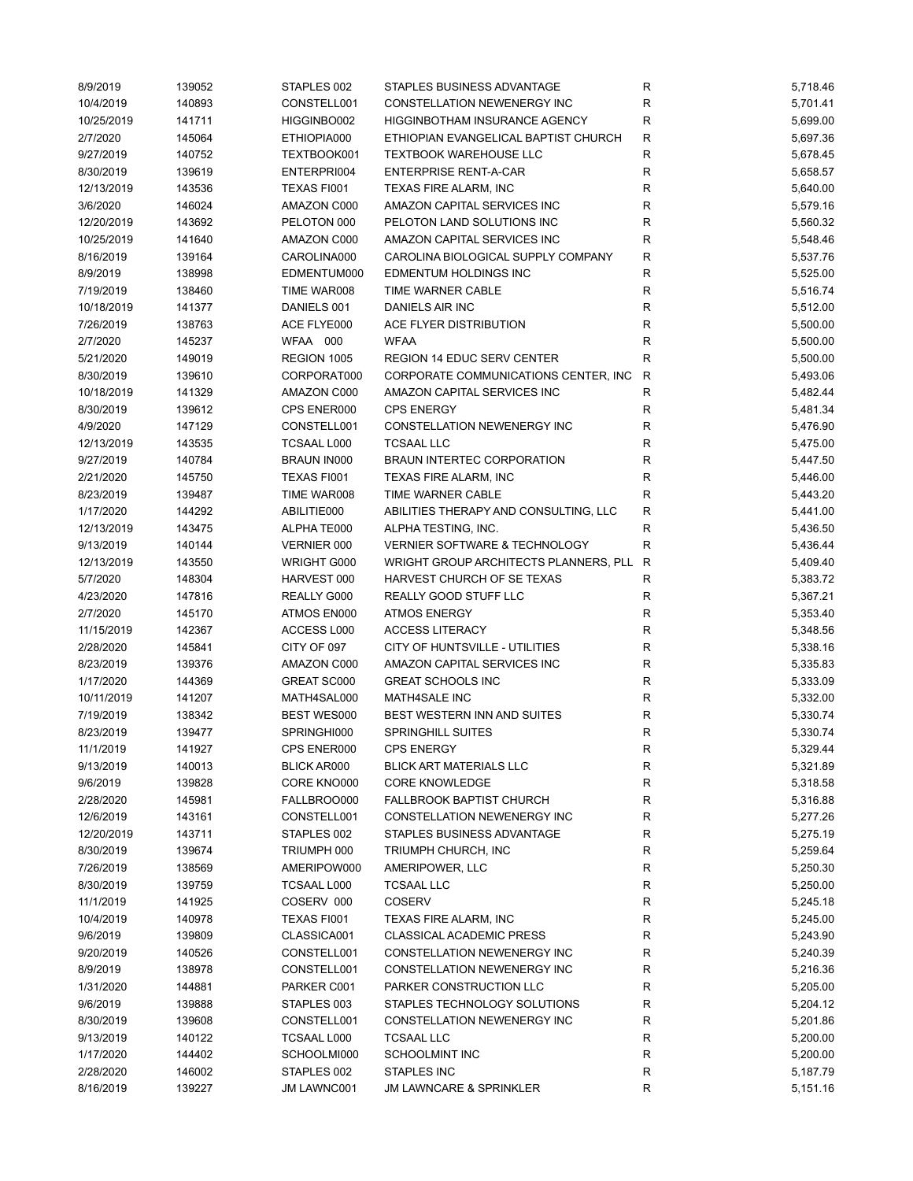| | | | | | |
|---|---|---|---|---|---|
| 8/9/2019 | 139052 | STAPLES 002 | STAPLES BUSINESS ADVANTAGE | R | 5,718.46 |
| 10/4/2019 | 140893 | CONSTELL001 | CONSTELLATION NEWENERGY INC | R | 5,701.41 |
| 10/25/2019 | 141711 | HIGGINBO002 | HIGGINBOTHAM INSURANCE AGENCY | R | 5,699.00 |
| 2/7/2020 | 145064 | ETHIOPIA000 | ETHIOPIAN EVANGELICAL BAPTIST CHURCH | R | 5,697.36 |
| 9/27/2019 | 140752 | TEXTBOOK001 | TEXTBOOK WAREHOUSE LLC | R | 5,678.45 |
| 8/30/2019 | 139619 | ENTERPRI004 | ENTERPRISE RENT-A-CAR | R | 5,658.57 |
| 12/13/2019 | 143536 | TEXAS FI001 | TEXAS FIRE ALARM, INC | R | 5,640.00 |
| 3/6/2020 | 146024 | AMAZON C000 | AMAZON CAPITAL SERVICES INC | R | 5,579.16 |
| 12/20/2019 | 143692 | PELOTON 000 | PELOTON LAND SOLUTIONS INC | R | 5,560.32 |
| 10/25/2019 | 141640 | AMAZON C000 | AMAZON CAPITAL SERVICES INC | R | 5,548.46 |
| 8/16/2019 | 139164 | CAROLINA000 | CAROLINA BIOLOGICAL SUPPLY COMPANY | R | 5,537.76 |
| 8/9/2019 | 138998 | EDMENTUM000 | EDMENTUM HOLDINGS INC | R | 5,525.00 |
| 7/19/2019 | 138460 | TIME WAR008 | TIME WARNER CABLE | R | 5,516.74 |
| 10/18/2019 | 141377 | DANIELS 001 | DANIELS AIR INC | R | 5,512.00 |
| 7/26/2019 | 138763 | ACE FLYE000 | ACE FLYER DISTRIBUTION | R | 5,500.00 |
| 2/7/2020 | 145237 | WFAA 000 | WFAA | R | 5,500.00 |
| 5/21/2020 | 149019 | REGION 1005 | REGION 14 EDUC SERV CENTER | R | 5,500.00 |
| 8/30/2019 | 139610 | CORPORAT000 | CORPORATE COMMUNICATIONS CENTER, INC | R | 5,493.06 |
| 10/18/2019 | 141329 | AMAZON C000 | AMAZON CAPITAL SERVICES INC | R | 5,482.44 |
| 8/30/2019 | 139612 | CPS ENER000 | CPS ENERGY | R | 5,481.34 |
| 4/9/2020 | 147129 | CONSTELL001 | CONSTELLATION NEWENERGY INC | R | 5,476.90 |
| 12/13/2019 | 143535 | TCSAAL L000 | TCSAAL LLC | R | 5,475.00 |
| 9/27/2019 | 140784 | BRAUN IN000 | BRAUN INTERTEC CORPORATION | R | 5,447.50 |
| 2/21/2020 | 145750 | TEXAS FI001 | TEXAS FIRE ALARM, INC | R | 5,446.00 |
| 8/23/2019 | 139487 | TIME WAR008 | TIME WARNER CABLE | R | 5,443.20 |
| 1/17/2020 | 144292 | ABILITIE000 | ABILITIES THERAPY AND CONSULTING, LLC | R | 5,441.00 |
| 12/13/2019 | 143475 | ALPHA TE000 | ALPHA TESTING, INC. | R | 5,436.50 |
| 9/13/2019 | 140144 | VERNIER 000 | VERNIER SOFTWARE & TECHNOLOGY | R | 5,436.44 |
| 12/13/2019 | 143550 | WRIGHT G000 | WRIGHT GROUP ARCHITECTS PLANNERS, PLL | R | 5,409.40 |
| 5/7/2020 | 148304 | HARVEST 000 | HARVEST CHURCH OF SE TEXAS | R | 5,383.72 |
| 4/23/2020 | 147816 | REALLY G000 | REALLY GOOD STUFF LLC | R | 5,367.21 |
| 2/7/2020 | 145170 | ATMOS EN000 | ATMOS ENERGY | R | 5,353.40 |
| 11/15/2019 | 142367 | ACCESS L000 | ACCESS LITERACY | R | 5,348.56 |
| 2/28/2020 | 145841 | CITY OF 097 | CITY OF HUNTSVILLE - UTILITIES | R | 5,338.16 |
| 8/23/2019 | 139376 | AMAZON C000 | AMAZON CAPITAL SERVICES INC | R | 5,335.83 |
| 1/17/2020 | 144369 | GREAT SC000 | GREAT SCHOOLS INC | R | 5,333.09 |
| 10/11/2019 | 141207 | MATH4SAL000 | MATH4SALE INC | R | 5,332.00 |
| 7/19/2019 | 138342 | BEST WES000 | BEST WESTERN INN AND SUITES | R | 5,330.74 |
| 8/23/2019 | 139477 | SPRINGHI000 | SPRINGHILL SUITES | R | 5,330.74 |
| 11/1/2019 | 141927 | CPS ENER000 | CPS ENERGY | R | 5,329.44 |
| 9/13/2019 | 140013 | BLICK AR000 | BLICK ART MATERIALS LLC | R | 5,321.89 |
| 9/6/2019 | 139828 | CORE KNO000 | CORE KNOWLEDGE | R | 5,318.58 |
| 2/28/2020 | 145981 | FALLBROO000 | FALLBROOK BAPTIST CHURCH | R | 5,316.88 |
| 12/6/2019 | 143161 | CONSTELL001 | CONSTELLATION NEWENERGY INC | R | 5,277.26 |
| 12/20/2019 | 143711 | STAPLES 002 | STAPLES BUSINESS ADVANTAGE | R | 5,275.19 |
| 8/30/2019 | 139674 | TRIUMPH 000 | TRIUMPH CHURCH, INC | R | 5,259.64 |
| 7/26/2019 | 138569 | AMERIPOW000 | AMERIPOWER, LLC | R | 5,250.30 |
| 8/30/2019 | 139759 | TCSAAL L000 | TCSAAL LLC | R | 5,250.00 |
| 11/1/2019 | 141925 | COSERV 000 | COSERV | R | 5,245.18 |
| 10/4/2019 | 140978 | TEXAS FI001 | TEXAS FIRE ALARM, INC | R | 5,245.00 |
| 9/6/2019 | 139809 | CLASSICA001 | CLASSICAL ACADEMIC PRESS | R | 5,243.90 |
| 9/20/2019 | 140526 | CONSTELL001 | CONSTELLATION NEWENERGY INC | R | 5,240.39 |
| 8/9/2019 | 138978 | CONSTELL001 | CONSTELLATION NEWENERGY INC | R | 5,216.36 |
| 1/31/2020 | 144881 | PARKER C001 | PARKER CONSTRUCTION LLC | R | 5,205.00 |
| 9/6/2019 | 139888 | STAPLES 003 | STAPLES TECHNOLOGY SOLUTIONS | R | 5,204.12 |
| 8/30/2019 | 139608 | CONSTELL001 | CONSTELLATION NEWENERGY INC | R | 5,201.86 |
| 9/13/2019 | 140122 | TCSAAL L000 | TCSAAL LLC | R | 5,200.00 |
| 1/17/2020 | 144402 | SCHOOLMI000 | SCHOOLMINT INC | R | 5,200.00 |
| 2/28/2020 | 146002 | STAPLES 002 | STAPLES INC | R | 5,187.79 |
| 8/16/2019 | 139227 | JM LAWNC001 | JM LAWNCARE & SPRINKLER | R | 5,151.16 |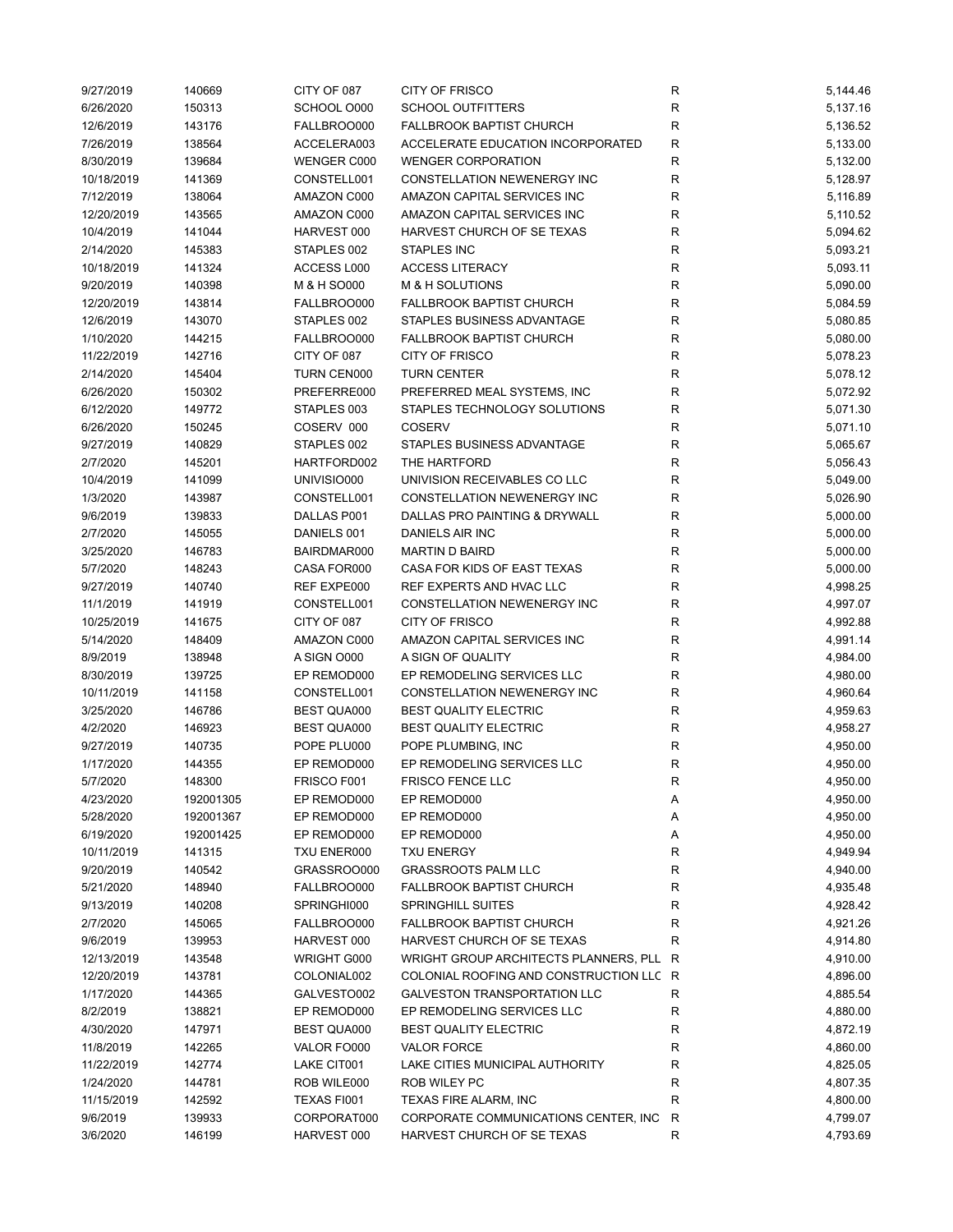| | | | | | |
|---|---|---|---|---|---|
| 9/27/2019 | 140669 | CITY OF 087 | CITY OF FRISCO | R | 5,144.46 |
| 6/26/2020 | 150313 | SCHOOL O000 | SCHOOL OUTFITTERS | R | 5,137.16 |
| 12/6/2019 | 143176 | FALLBROO000 | FALLBROOK BAPTIST CHURCH | R | 5,136.52 |
| 7/26/2019 | 138564 | ACCELERA003 | ACCELERATE EDUCATION INCORPORATED | R | 5,133.00 |
| 8/30/2019 | 139684 | WENGER C000 | WENGER CORPORATION | R | 5,132.00 |
| 10/18/2019 | 141369 | CONSTELL001 | CONSTELLATION NEWENERGY INC | R | 5,128.97 |
| 7/12/2019 | 138064 | AMAZON C000 | AMAZON CAPITAL SERVICES INC | R | 5,116.89 |
| 12/20/2019 | 143565 | AMAZON C000 | AMAZON CAPITAL SERVICES INC | R | 5,110.52 |
| 10/4/2019 | 141044 | HARVEST 000 | HARVEST CHURCH OF SE TEXAS | R | 5,094.62 |
| 2/14/2020 | 145383 | STAPLES 002 | STAPLES INC | R | 5,093.21 |
| 10/18/2019 | 141324 | ACCESS L000 | ACCESS LITERACY | R | 5,093.11 |
| 9/20/2019 | 140398 | M & H SO000 | M & H SOLUTIONS | R | 5,090.00 |
| 12/20/2019 | 143814 | FALLBROO000 | FALLBROOK BAPTIST CHURCH | R | 5,084.59 |
| 12/6/2019 | 143070 | STAPLES 002 | STAPLES BUSINESS ADVANTAGE | R | 5,080.85 |
| 1/10/2020 | 144215 | FALLBROO000 | FALLBROOK BAPTIST CHURCH | R | 5,080.00 |
| 11/22/2019 | 142716 | CITY OF 087 | CITY OF FRISCO | R | 5,078.23 |
| 2/14/2020 | 145404 | TURN CEN000 | TURN CENTER | R | 5,078.12 |
| 6/26/2020 | 150302 | PREFERRE000 | PREFERRED MEAL SYSTEMS, INC | R | 5,072.92 |
| 6/12/2020 | 149772 | STAPLES 003 | STAPLES TECHNOLOGY SOLUTIONS | R | 5,071.30 |
| 6/26/2020 | 150245 | COSERV 000 | COSERV | R | 5,071.10 |
| 9/27/2019 | 140829 | STAPLES 002 | STAPLES BUSINESS ADVANTAGE | R | 5,065.67 |
| 2/7/2020 | 145201 | HARTFORD002 | THE HARTFORD | R | 5,056.43 |
| 10/4/2019 | 141099 | UNIVISIO000 | UNIVISION RECEIVABLES CO LLC | R | 5,049.00 |
| 1/3/2020 | 143987 | CONSTELL001 | CONSTELLATION NEWENERGY INC | R | 5,026.90 |
| 9/6/2019 | 139833 | DALLAS P001 | DALLAS PRO PAINTING & DRYWALL | R | 5,000.00 |
| 2/7/2020 | 145055 | DANIELS 001 | DANIELS AIR INC | R | 5,000.00 |
| 3/25/2020 | 146783 | BAIRDMAR000 | MARTIN D BAIRD | R | 5,000.00 |
| 5/7/2020 | 148243 | CASA FOR000 | CASA FOR KIDS OF EAST TEXAS | R | 5,000.00 |
| 9/27/2019 | 140740 | REF EXPE000 | REF EXPERTS AND HVAC LLC | R | 4,998.25 |
| 11/1/2019 | 141919 | CONSTELL001 | CONSTELLATION NEWENERGY INC | R | 4,997.07 |
| 10/25/2019 | 141675 | CITY OF 087 | CITY OF FRISCO | R | 4,992.88 |
| 5/14/2020 | 148409 | AMAZON C000 | AMAZON CAPITAL SERVICES INC | R | 4,991.14 |
| 8/9/2019 | 138948 | A SIGN O000 | A SIGN OF QUALITY | R | 4,984.00 |
| 8/30/2019 | 139725 | EP REMOD000 | EP REMODELING SERVICES LLC | R | 4,980.00 |
| 10/11/2019 | 141158 | CONSTELL001 | CONSTELLATION NEWENERGY INC | R | 4,960.64 |
| 3/25/2020 | 146786 | BEST QUA000 | BEST QUALITY ELECTRIC | R | 4,959.63 |
| 4/2/2020 | 146923 | BEST QUA000 | BEST QUALITY ELECTRIC | R | 4,958.27 |
| 9/27/2019 | 140735 | POPE PLU000 | POPE PLUMBING, INC | R | 4,950.00 |
| 1/17/2020 | 144355 | EP REMOD000 | EP REMODELING SERVICES LLC | R | 4,950.00 |
| 5/7/2020 | 148300 | FRISCO F001 | FRISCO FENCE LLC | R | 4,950.00 |
| 4/23/2020 | 192001305 | EP REMOD000 | EP REMOD000 | A | 4,950.00 |
| 5/28/2020 | 192001367 | EP REMOD000 | EP REMOD000 | A | 4,950.00 |
| 6/19/2020 | 192001425 | EP REMOD000 | EP REMOD000 | A | 4,950.00 |
| 10/11/2019 | 141315 | TXU ENER000 | TXU ENERGY | R | 4,949.94 |
| 9/20/2019 | 140542 | GRASSROO000 | GRASSROOTS PALM LLC | R | 4,940.00 |
| 5/21/2020 | 148940 | FALLBROO000 | FALLBROOK BAPTIST CHURCH | R | 4,935.48 |
| 9/13/2019 | 140208 | SPRINGHI000 | SPRINGHILL SUITES | R | 4,928.42 |
| 2/7/2020 | 145065 | FALLBROO000 | FALLBROOK BAPTIST CHURCH | R | 4,921.26 |
| 9/6/2019 | 139953 | HARVEST 000 | HARVEST CHURCH OF SE TEXAS | R | 4,914.80 |
| 12/13/2019 | 143548 | WRIGHT G000 | WRIGHT GROUP ARCHITECTS PLANNERS, PLL | R | 4,910.00 |
| 12/20/2019 | 143781 | COLONIAL002 | COLONIAL ROOFING AND CONSTRUCTION LLC | R | 4,896.00 |
| 1/17/2020 | 144365 | GALVESTO002 | GALVESTON TRANSPORTATION LLC | R | 4,885.54 |
| 8/2/2019 | 138821 | EP REMOD000 | EP REMODELING SERVICES LLC | R | 4,880.00 |
| 4/30/2020 | 147971 | BEST QUA000 | BEST QUALITY ELECTRIC | R | 4,872.19 |
| 11/8/2019 | 142265 | VALOR FO000 | VALOR FORCE | R | 4,860.00 |
| 11/22/2019 | 142774 | LAKE CIT001 | LAKE CITIES MUNICIPAL AUTHORITY | R | 4,825.05 |
| 1/24/2020 | 144781 | ROB WILE000 | ROB WILEY PC | R | 4,807.35 |
| 11/15/2019 | 142592 | TEXAS FI001 | TEXAS FIRE ALARM, INC | R | 4,800.00 |
| 9/6/2019 | 139933 | CORPORAT000 | CORPORATE COMMUNICATIONS CENTER, INC | R | 4,799.07 |
| 3/6/2020 | 146199 | HARVEST 000 | HARVEST CHURCH OF SE TEXAS | R | 4,793.69 |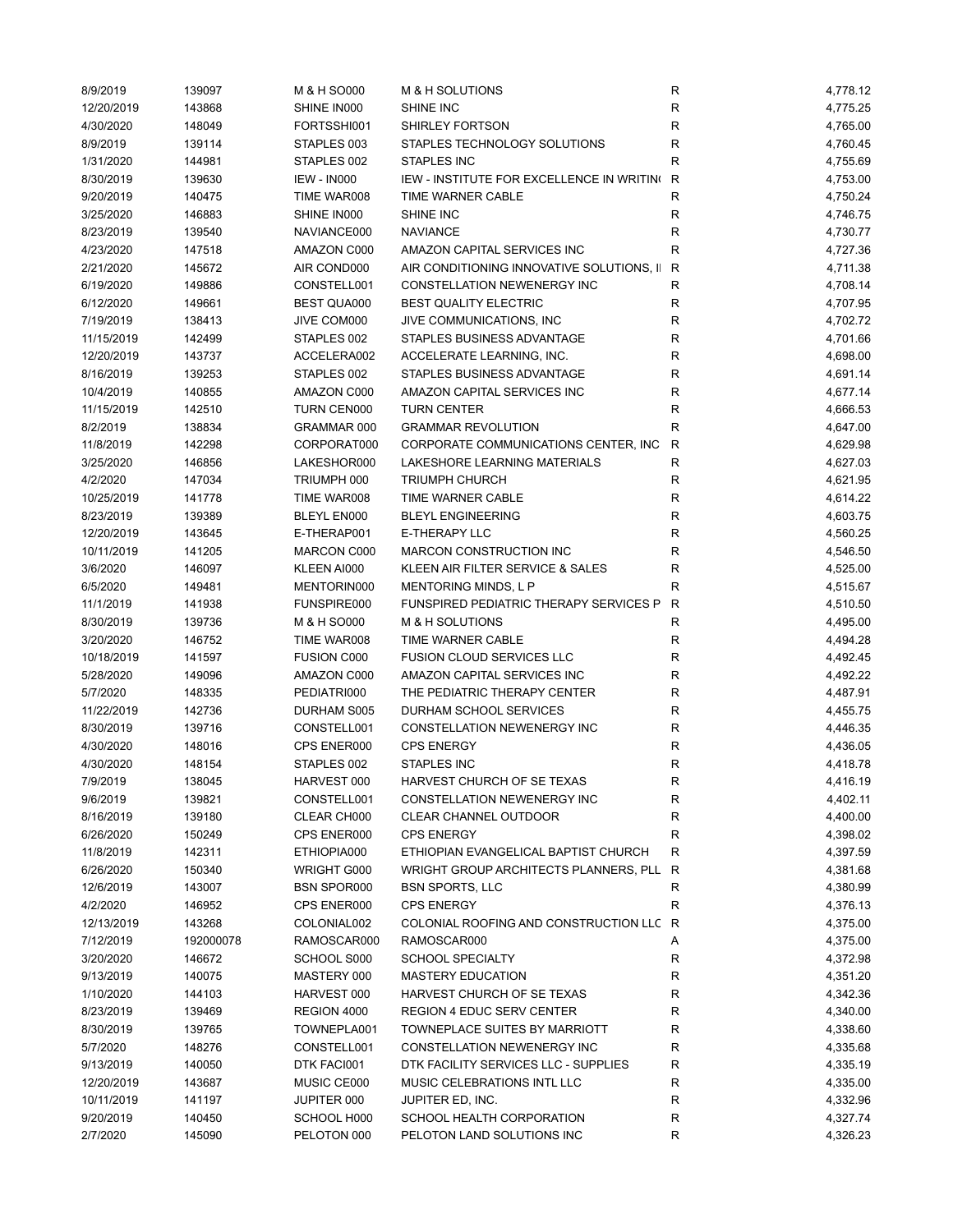| | | | | | |
|---|---|---|---|---|---|
| 8/9/2019 | 139097 | M & H SO000 | M & H SOLUTIONS | R | 4,778.12 |
| 12/20/2019 | 143868 | SHINE IN000 | SHINE INC | R | 4,775.25 |
| 4/30/2020 | 148049 | FORTSSHI001 | SHIRLEY FORTSON | R | 4,765.00 |
| 8/9/2019 | 139114 | STAPLES 003 | STAPLES TECHNOLOGY SOLUTIONS | R | 4,760.45 |
| 1/31/2020 | 144981 | STAPLES 002 | STAPLES INC | R | 4,755.69 |
| 8/30/2019 | 139630 | IEW - IN000 | IEW - INSTITUTE FOR EXCELLENCE IN WRITIN | R | 4,753.00 |
| 9/20/2019 | 140475 | TIME WAR008 | TIME WARNER CABLE | R | 4,750.24 |
| 3/25/2020 | 146883 | SHINE IN000 | SHINE INC | R | 4,746.75 |
| 8/23/2019 | 139540 | NAVIANCE000 | NAVIANCE | R | 4,730.77 |
| 4/23/2020 | 147518 | AMAZON C000 | AMAZON CAPITAL SERVICES INC | R | 4,727.36 |
| 2/21/2020 | 145672 | AIR COND000 | AIR CONDITIONING INNOVATIVE SOLUTIONS, I | R | 4,711.38 |
| 6/19/2020 | 149886 | CONSTELL001 | CONSTELLATION NEWENERGY INC | R | 4,708.14 |
| 6/12/2020 | 149661 | BEST QUA000 | BEST QUALITY ELECTRIC | R | 4,707.95 |
| 7/19/2019 | 138413 | JIVE COM000 | JIVE COMMUNICATIONS, INC | R | 4,702.72 |
| 11/15/2019 | 142499 | STAPLES 002 | STAPLES BUSINESS ADVANTAGE | R | 4,701.66 |
| 12/20/2019 | 143737 | ACCELERA002 | ACCELERATE LEARNING, INC. | R | 4,698.00 |
| 8/16/2019 | 139253 | STAPLES 002 | STAPLES BUSINESS ADVANTAGE | R | 4,691.14 |
| 10/4/2019 | 140855 | AMAZON C000 | AMAZON CAPITAL SERVICES INC | R | 4,677.14 |
| 11/15/2019 | 142510 | TURN CEN000 | TURN CENTER | R | 4,666.53 |
| 8/2/2019 | 138834 | GRAMMAR 000 | GRAMMAR REVOLUTION | R | 4,647.00 |
| 11/8/2019 | 142298 | CORPORAT000 | CORPORATE COMMUNICATIONS CENTER, INC | R | 4,629.98 |
| 3/25/2020 | 146856 | LAKESHOR000 | LAKESHORE LEARNING MATERIALS | R | 4,627.03 |
| 4/2/2020 | 147034 | TRIUMPH 000 | TRIUMPH CHURCH | R | 4,621.95 |
| 10/25/2019 | 141778 | TIME WAR008 | TIME WARNER CABLE | R | 4,614.22 |
| 8/23/2019 | 139389 | BLEYL EN000 | BLEYL ENGINEERING | R | 4,603.75 |
| 12/20/2019 | 143645 | E-THERAP001 | E-THERAPY LLC | R | 4,560.25 |
| 10/11/2019 | 141205 | MARCON C000 | MARCON CONSTRUCTION INC | R | 4,546.50 |
| 3/6/2020 | 146097 | KLEEN AI000 | KLEEN AIR FILTER SERVICE & SALES | R | 4,525.00 |
| 6/5/2020 | 149481 | MENTORIN000 | MENTORING MINDS, L P | R | 4,515.67 |
| 11/1/2019 | 141938 | FUNSPIRE000 | FUNSPIRED PEDIATRIC THERAPY SERVICES P | R | 4,510.50 |
| 8/30/2019 | 139736 | M & H SO000 | M & H SOLUTIONS | R | 4,495.00 |
| 3/20/2020 | 146752 | TIME WAR008 | TIME WARNER CABLE | R | 4,494.28 |
| 10/18/2019 | 141597 | FUSION C000 | FUSION CLOUD SERVICES LLC | R | 4,492.45 |
| 5/28/2020 | 149096 | AMAZON C000 | AMAZON CAPITAL SERVICES INC | R | 4,492.22 |
| 5/7/2020 | 148335 | PEDIATRI000 | THE PEDIATRIC THERAPY CENTER | R | 4,487.91 |
| 11/22/2019 | 142736 | DURHAM S005 | DURHAM SCHOOL SERVICES | R | 4,455.75 |
| 8/30/2019 | 139716 | CONSTELL001 | CONSTELLATION NEWENERGY INC | R | 4,446.35 |
| 4/30/2020 | 148016 | CPS ENER000 | CPS ENERGY | R | 4,436.05 |
| 4/30/2020 | 148154 | STAPLES 002 | STAPLES INC | R | 4,418.78 |
| 7/9/2019 | 138045 | HARVEST 000 | HARVEST CHURCH OF SE TEXAS | R | 4,416.19 |
| 9/6/2019 | 139821 | CONSTELL001 | CONSTELLATION NEWENERGY INC | R | 4,402.11 |
| 8/16/2019 | 139180 | CLEAR CH000 | CLEAR CHANNEL OUTDOOR | R | 4,400.00 |
| 6/26/2020 | 150249 | CPS ENER000 | CPS ENERGY | R | 4,398.02 |
| 11/8/2019 | 142311 | ETHIOPIA000 | ETHIOPIAN EVANGELICAL BAPTIST CHURCH | R | 4,397.59 |
| 6/26/2020 | 150340 | WRIGHT G000 | WRIGHT GROUP ARCHITECTS PLANNERS, PLL | R | 4,381.68 |
| 12/6/2019 | 143007 | BSN SPOR000 | BSN SPORTS, LLC | R | 4,380.99 |
| 4/2/2020 | 146952 | CPS ENER000 | CPS ENERGY | R | 4,376.13 |
| 12/13/2019 | 143268 | COLONIAL002 | COLONIAL ROOFING AND CONSTRUCTION LLC | R | 4,375.00 |
| 7/12/2019 | 192000078 | RAMOSCAR000 | RAMOSCAR000 | A | 4,375.00 |
| 3/20/2020 | 146672 | SCHOOL S000 | SCHOOL SPECIALTY | R | 4,372.98 |
| 9/13/2019 | 140075 | MASTERY 000 | MASTERY EDUCATION | R | 4,351.20 |
| 1/10/2020 | 144103 | HARVEST 000 | HARVEST CHURCH OF SE TEXAS | R | 4,342.36 |
| 8/23/2019 | 139469 | REGION 4000 | REGION 4 EDUC SERV CENTER | R | 4,340.00 |
| 8/30/2019 | 139765 | TOWNEPLA001 | TOWNEPLACE SUITES BY MARRIOTT | R | 4,338.60 |
| 5/7/2020 | 148276 | CONSTELL001 | CONSTELLATION NEWENERGY INC | R | 4,335.68 |
| 9/13/2019 | 140050 | DTK FACI001 | DTK FACILITY SERVICES LLC - SUPPLIES | R | 4,335.19 |
| 12/20/2019 | 143687 | MUSIC CE000 | MUSIC CELEBRATIONS INTL LLC | R | 4,335.00 |
| 10/11/2019 | 141197 | JUPITER 000 | JUPITER ED, INC. | R | 4,332.96 |
| 9/20/2019 | 140450 | SCHOOL H000 | SCHOOL HEALTH CORPORATION | R | 4,327.74 |
| 2/7/2020 | 145090 | PELOTON 000 | PELOTON LAND SOLUTIONS INC | R | 4,326.23 |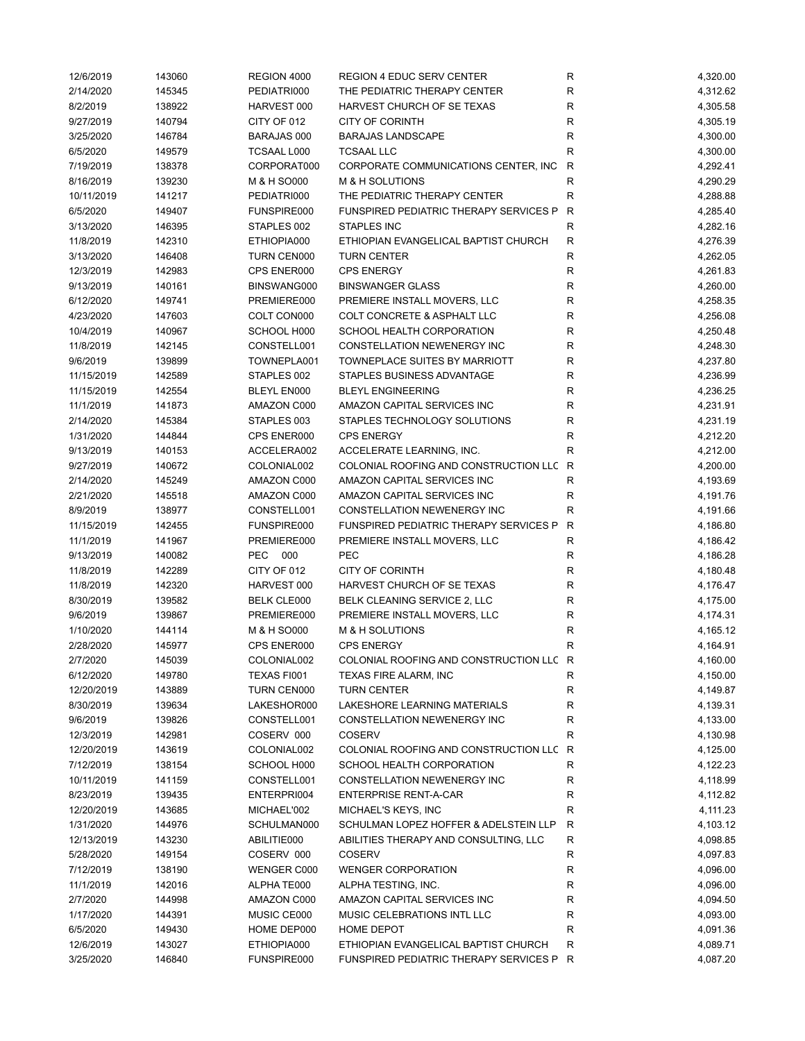| | | | | | |
|---|---|---|---|---|---|
| 12/6/2019 | 143060 | REGION 4000 | REGION 4 EDUC SERV CENTER | R | 4,320.00 |
| 2/14/2020 | 145345 | PEDIATRI000 | THE PEDIATRIC THERAPY CENTER | R | 4,312.62 |
| 8/2/2019 | 138922 | HARVEST 000 | HARVEST CHURCH OF SE TEXAS | R | 4,305.58 |
| 9/27/2019 | 140794 | CITY OF 012 | CITY OF CORINTH | R | 4,305.19 |
| 3/25/2020 | 146784 | BARAJAS 000 | BARAJAS LANDSCAPE | R | 4,300.00 |
| 6/5/2020 | 149579 | TCSAAL L000 | TCSAAL LLC | R | 4,300.00 |
| 7/19/2019 | 138378 | CORPORAT000 | CORPORATE COMMUNICATIONS CENTER, INC | R | 4,292.41 |
| 8/16/2019 | 139230 | M & H SO000 | M & H SOLUTIONS | R | 4,290.29 |
| 10/11/2019 | 141217 | PEDIATRI000 | THE PEDIATRIC THERAPY CENTER | R | 4,288.88 |
| 6/5/2020 | 149407 | FUNSPIRE000 | FUNSPIRED PEDIATRIC THERAPY SERVICES P | R | 4,285.40 |
| 3/13/2020 | 146395 | STAPLES 002 | STAPLES INC | R | 4,282.16 |
| 11/8/2019 | 142310 | ETHIOPIA000 | ETHIOPIAN EVANGELICAL BAPTIST CHURCH | R | 4,276.39 |
| 3/13/2020 | 146408 | TURN CEN000 | TURN CENTER | R | 4,262.05 |
| 12/3/2019 | 142983 | CPS ENER000 | CPS ENERGY | R | 4,261.83 |
| 9/13/2019 | 140161 | BINSWANG000 | BINSWANGER GLASS | R | 4,260.00 |
| 6/12/2020 | 149741 | PREMIERE000 | PREMIERE INSTALL MOVERS, LLC | R | 4,258.35 |
| 4/23/2020 | 147603 | COLT CON000 | COLT CONCRETE & ASPHALT LLC | R | 4,256.08 |
| 10/4/2019 | 140967 | SCHOOL H000 | SCHOOL HEALTH CORPORATION | R | 4,250.48 |
| 11/8/2019 | 142145 | CONSTELL001 | CONSTELLATION NEWENERGY INC | R | 4,248.30 |
| 9/6/2019 | 139899 | TOWNEPLA001 | TOWNEPLACE SUITES BY MARRIOTT | R | 4,237.80 |
| 11/15/2019 | 142589 | STAPLES 002 | STAPLES BUSINESS ADVANTAGE | R | 4,236.99 |
| 11/15/2019 | 142554 | BLEYL EN000 | BLEYL ENGINEERING | R | 4,236.25 |
| 11/1/2019 | 141873 | AMAZON C000 | AMAZON CAPITAL SERVICES INC | R | 4,231.91 |
| 2/14/2020 | 145384 | STAPLES 003 | STAPLES TECHNOLOGY SOLUTIONS | R | 4,231.19 |
| 1/31/2020 | 144844 | CPS ENER000 | CPS ENERGY | R | 4,212.20 |
| 9/13/2019 | 140153 | ACCELERA002 | ACCELERATE LEARNING, INC. | R | 4,212.00 |
| 9/27/2019 | 140672 | COLONIAL002 | COLONIAL ROOFING AND CONSTRUCTION LLC | R | 4,200.00 |
| 2/14/2020 | 145249 | AMAZON C000 | AMAZON CAPITAL SERVICES INC | R | 4,193.69 |
| 2/21/2020 | 145518 | AMAZON C000 | AMAZON CAPITAL SERVICES INC | R | 4,191.76 |
| 8/9/2019 | 138977 | CONSTELL001 | CONSTELLATION NEWENERGY INC | R | 4,191.66 |
| 11/15/2019 | 142455 | FUNSPIRE000 | FUNSPIRED PEDIATRIC THERAPY SERVICES P | R | 4,186.80 |
| 11/1/2019 | 141967 | PREMIERE000 | PREMIERE INSTALL MOVERS, LLC | R | 4,186.42 |
| 9/13/2019 | 140082 | PEC 000 | PEC | R | 4,186.28 |
| 11/8/2019 | 142289 | CITY OF 012 | CITY OF CORINTH | R | 4,180.48 |
| 11/8/2019 | 142320 | HARVEST 000 | HARVEST CHURCH OF SE TEXAS | R | 4,176.47 |
| 8/30/2019 | 139582 | BELK CLE000 | BELK CLEANING SERVICE 2, LLC | R | 4,175.00 |
| 9/6/2019 | 139867 | PREMIERE000 | PREMIERE INSTALL MOVERS, LLC | R | 4,174.31 |
| 1/10/2020 | 144114 | M & H SO000 | M & H SOLUTIONS | R | 4,165.12 |
| 2/28/2020 | 145977 | CPS ENER000 | CPS ENERGY | R | 4,164.91 |
| 2/7/2020 | 145039 | COLONIAL002 | COLONIAL ROOFING AND CONSTRUCTION LLC | R | 4,160.00 |
| 6/12/2020 | 149780 | TEXAS FI001 | TEXAS FIRE ALARM, INC | R | 4,150.00 |
| 12/20/2019 | 143889 | TURN CEN000 | TURN CENTER | R | 4,149.87 |
| 8/30/2019 | 139634 | LAKESHOR000 | LAKESHORE LEARNING MATERIALS | R | 4,139.31 |
| 9/6/2019 | 139826 | CONSTELL001 | CONSTELLATION NEWENERGY INC | R | 4,133.00 |
| 12/3/2019 | 142981 | COSERV 000 | COSERV | R | 4,130.98 |
| 12/20/2019 | 143619 | COLONIAL002 | COLONIAL ROOFING AND CONSTRUCTION LLC | R | 4,125.00 |
| 7/12/2019 | 138154 | SCHOOL H000 | SCHOOL HEALTH CORPORATION | R | 4,122.23 |
| 10/11/2019 | 141159 | CONSTELL001 | CONSTELLATION NEWENERGY INC | R | 4,118.99 |
| 8/23/2019 | 139435 | ENTERPRI004 | ENTERPRISE RENT-A-CAR | R | 4,112.82 |
| 12/20/2019 | 143685 | MICHAEL'002 | MICHAEL'S KEYS, INC | R | 4,111.23 |
| 1/31/2020 | 144976 | SCHULMAN000 | SCHULMAN LOPEZ HOFFER & ADELSTEIN LLP | R | 4,103.12 |
| 12/13/2019 | 143230 | ABILITIE000 | ABILITIES THERAPY AND CONSULTING, LLC | R | 4,098.85 |
| 5/28/2020 | 149154 | COSERV 000 | COSERV | R | 4,097.83 |
| 7/12/2019 | 138190 | WENGER C000 | WENGER CORPORATION | R | 4,096.00 |
| 11/1/2019 | 142016 | ALPHA TE000 | ALPHA TESTING, INC. | R | 4,096.00 |
| 2/7/2020 | 144998 | AMAZON C000 | AMAZON CAPITAL SERVICES INC | R | 4,094.50 |
| 1/17/2020 | 144391 | MUSIC CE000 | MUSIC CELEBRATIONS INTL LLC | R | 4,093.00 |
| 6/5/2020 | 149430 | HOME DEP000 | HOME DEPOT | R | 4,091.36 |
| 12/6/2019 | 143027 | ETHIOPIA000 | ETHIOPIAN EVANGELICAL BAPTIST CHURCH | R | 4,089.71 |
| 3/25/2020 | 146840 | FUNSPIRE000 | FUNSPIRED PEDIATRIC THERAPY SERVICES P | R | 4,087.20 |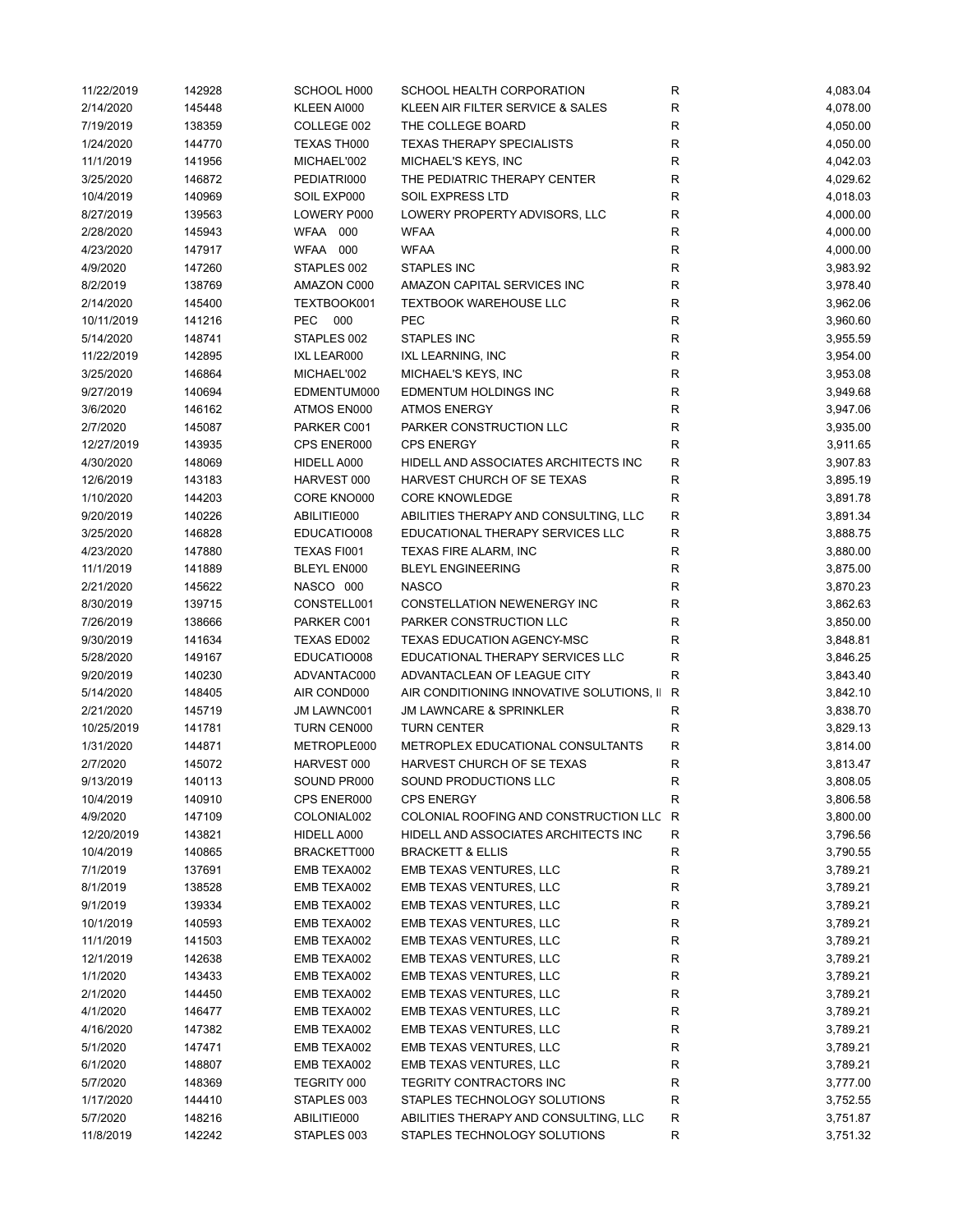| | | | | | |
|---|---|---|---|---|---|
| 11/22/2019 | 142928 | SCHOOL H000 | SCHOOL HEALTH CORPORATION | R | 4,083.04 |
| 2/14/2020 | 145448 | KLEEN AI000 | KLEEN AIR FILTER SERVICE & SALES | R | 4,078.00 |
| 7/19/2019 | 138359 | COLLEGE 002 | THE COLLEGE BOARD | R | 4,050.00 |
| 1/24/2020 | 144770 | TEXAS TH000 | TEXAS THERAPY SPECIALISTS | R | 4,050.00 |
| 11/1/2019 | 141956 | MICHAEL'002 | MICHAEL'S KEYS, INC | R | 4,042.03 |
| 3/25/2020 | 146872 | PEDIATRI000 | THE PEDIATRIC THERAPY CENTER | R | 4,029.62 |
| 10/4/2019 | 140969 | SOIL EXP000 | SOIL EXPRESS LTD | R | 4,018.03 |
| 8/27/2019 | 139563 | LOWERY P000 | LOWERY PROPERTY ADVISORS, LLC | R | 4,000.00 |
| 2/28/2020 | 145943 | WFAA 000 | WFAA | R | 4,000.00 |
| 4/23/2020 | 147917 | WFAA 000 | WFAA | R | 4,000.00 |
| 4/9/2020 | 147260 | STAPLES 002 | STAPLES INC | R | 3,983.92 |
| 8/2/2019 | 138769 | AMAZON C000 | AMAZON CAPITAL SERVICES INC | R | 3,978.40 |
| 2/14/2020 | 145400 | TEXTBOOK001 | TEXTBOOK WAREHOUSE LLC | R | 3,962.06 |
| 10/11/2019 | 141216 | PEC 000 | PEC | R | 3,960.60 |
| 5/14/2020 | 148741 | STAPLES 002 | STAPLES INC | R | 3,955.59 |
| 11/22/2019 | 142895 | IXL LEAR000 | IXL LEARNING, INC | R | 3,954.00 |
| 3/25/2020 | 146864 | MICHAEL'002 | MICHAEL'S KEYS, INC | R | 3,953.08 |
| 9/27/2019 | 140694 | EDMENTUM000 | EDMENTUM HOLDINGS INC | R | 3,949.68 |
| 3/6/2020 | 146162 | ATMOS EN000 | ATMOS ENERGY | R | 3,947.06 |
| 2/7/2020 | 145087 | PARKER C001 | PARKER CONSTRUCTION LLC | R | 3,935.00 |
| 12/27/2019 | 143935 | CPS ENER000 | CPS ENERGY | R | 3,911.65 |
| 4/30/2020 | 148069 | HIDELL A000 | HIDELL AND ASSOCIATES ARCHITECTS INC | R | 3,907.83 |
| 12/6/2019 | 143183 | HARVEST 000 | HARVEST CHURCH OF SE TEXAS | R | 3,895.19 |
| 1/10/2020 | 144203 | CORE KNO000 | CORE KNOWLEDGE | R | 3,891.78 |
| 9/20/2019 | 140226 | ABILITIE000 | ABILITIES THERAPY AND CONSULTING, LLC | R | 3,891.34 |
| 3/25/2020 | 146828 | EDUCATIO008 | EDUCATIONAL THERAPY SERVICES LLC | R | 3,888.75 |
| 4/23/2020 | 147880 | TEXAS FI001 | TEXAS FIRE ALARM, INC | R | 3,880.00 |
| 11/1/2019 | 141889 | BLEYL EN000 | BLEYL ENGINEERING | R | 3,875.00 |
| 2/21/2020 | 145622 | NASCO 000 | NASCO | R | 3,870.23 |
| 8/30/2019 | 139715 | CONSTELL001 | CONSTELLATION NEWENERGY INC | R | 3,862.63 |
| 7/26/2019 | 138666 | PARKER C001 | PARKER CONSTRUCTION LLC | R | 3,850.00 |
| 9/30/2019 | 141634 | TEXAS ED002 | TEXAS EDUCATION AGENCY-MSC | R | 3,848.81 |
| 5/28/2020 | 149167 | EDUCATIO008 | EDUCATIONAL THERAPY SERVICES LLC | R | 3,846.25 |
| 9/20/2019 | 140230 | ADVANTAC000 | ADVANTACLEAN OF LEAGUE CITY | R | 3,843.40 |
| 5/14/2020 | 148405 | AIR COND000 | AIR CONDITIONING INNOVATIVE SOLUTIONS, I | R | 3,842.10 |
| 2/21/2020 | 145719 | JM LAWNC001 | JM LAWNCARE & SPRINKLER | R | 3,838.70 |
| 10/25/2019 | 141781 | TURN CEN000 | TURN CENTER | R | 3,829.13 |
| 1/31/2020 | 144871 | METROPLE000 | METROPLEX EDUCATIONAL CONSULTANTS | R | 3,814.00 |
| 2/7/2020 | 145072 | HARVEST 000 | HARVEST CHURCH OF SE TEXAS | R | 3,813.47 |
| 9/13/2019 | 140113 | SOUND PR000 | SOUND PRODUCTIONS LLC | R | 3,808.05 |
| 10/4/2019 | 140910 | CPS ENER000 | CPS ENERGY | R | 3,806.58 |
| 4/9/2020 | 147109 | COLONIAL002 | COLONIAL ROOFING AND CONSTRUCTION LLC | R | 3,800.00 |
| 12/20/2019 | 143821 | HIDELL A000 | HIDELL AND ASSOCIATES ARCHITECTS INC | R | 3,796.56 |
| 10/4/2019 | 140865 | BRACKETT000 | BRACKETT & ELLIS | R | 3,790.55 |
| 7/1/2019 | 137691 | EMB TEXA002 | EMB TEXAS VENTURES, LLC | R | 3,789.21 |
| 8/1/2019 | 138528 | EMB TEXA002 | EMB TEXAS VENTURES, LLC | R | 3,789.21 |
| 9/1/2019 | 139334 | EMB TEXA002 | EMB TEXAS VENTURES, LLC | R | 3,789.21 |
| 10/1/2019 | 140593 | EMB TEXA002 | EMB TEXAS VENTURES, LLC | R | 3,789.21 |
| 11/1/2019 | 141503 | EMB TEXA002 | EMB TEXAS VENTURES, LLC | R | 3,789.21 |
| 12/1/2019 | 142638 | EMB TEXA002 | EMB TEXAS VENTURES, LLC | R | 3,789.21 |
| 1/1/2020 | 143433 | EMB TEXA002 | EMB TEXAS VENTURES, LLC | R | 3,789.21 |
| 2/1/2020 | 144450 | EMB TEXA002 | EMB TEXAS VENTURES, LLC | R | 3,789.21 |
| 4/1/2020 | 146477 | EMB TEXA002 | EMB TEXAS VENTURES, LLC | R | 3,789.21 |
| 4/16/2020 | 147382 | EMB TEXA002 | EMB TEXAS VENTURES, LLC | R | 3,789.21 |
| 5/1/2020 | 147471 | EMB TEXA002 | EMB TEXAS VENTURES, LLC | R | 3,789.21 |
| 6/1/2020 | 148807 | EMB TEXA002 | EMB TEXAS VENTURES, LLC | R | 3,789.21 |
| 5/7/2020 | 148369 | TEGRITY 000 | TEGRITY CONTRACTORS INC | R | 3,777.00 |
| 1/17/2020 | 144410 | STAPLES 003 | STAPLES TECHNOLOGY SOLUTIONS | R | 3,752.55 |
| 5/7/2020 | 148216 | ABILITIE000 | ABILITIES THERAPY AND CONSULTING, LLC | R | 3,751.87 |
| 11/8/2019 | 142242 | STAPLES 003 | STAPLES TECHNOLOGY SOLUTIONS | R | 3,751.32 |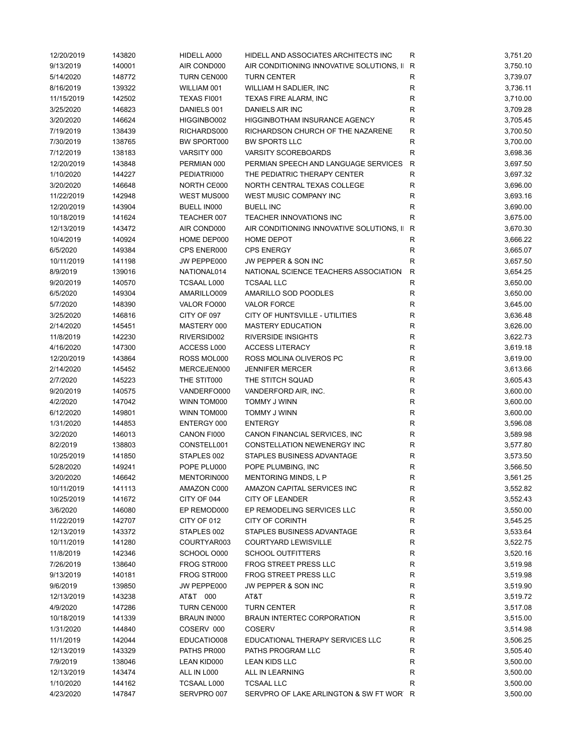| | | | | | |
|---|---|---|---|---|---|
| 12/20/2019 | 143820 | HIDELL A000 | HIDELL AND ASSOCIATES ARCHITECTS INC | R | 3,751.20 |
| 9/13/2019 | 140001 | AIR COND000 | AIR CONDITIONING INNOVATIVE SOLUTIONS, I | R | 3,750.10 |
| 5/14/2020 | 148772 | TURN CEN000 | TURN CENTER | R | 3,739.07 |
| 8/16/2019 | 139322 | WILLIAM 001 | WILLIAM H SADLIER, INC | R | 3,736.11 |
| 11/15/2019 | 142502 | TEXAS FI001 | TEXAS FIRE ALARM, INC | R | 3,710.00 |
| 3/25/2020 | 146823 | DANIELS 001 | DANIELS AIR INC | R | 3,709.28 |
| 3/20/2020 | 146624 | HIGGINBO002 | HIGGINBOTHAM INSURANCE AGENCY | R | 3,705.45 |
| 7/19/2019 | 138439 | RICHARDS000 | RICHARDSON CHURCH OF THE NAZARENE | R | 3,700.50 |
| 7/30/2019 | 138765 | BW SPORT000 | BW SPORTS LLC | R | 3,700.00 |
| 7/12/2019 | 138183 | VARSITY 000 | VARSITY SCOREBOARDS | R | 3,698.36 |
| 12/20/2019 | 143848 | PERMIAN 000 | PERMIAN SPEECH AND LANGUAGE SERVICES | R | 3,697.50 |
| 1/10/2020 | 144227 | PEDIATRI000 | THE PEDIATRIC THERAPY CENTER | R | 3,697.32 |
| 3/20/2020 | 146648 | NORTH CE000 | NORTH CENTRAL TEXAS COLLEGE | R | 3,696.00 |
| 11/22/2019 | 142948 | WEST MUS000 | WEST MUSIC COMPANY INC | R | 3,693.16 |
| 12/20/2019 | 143904 | BUELL IN000 | BUELL INC | R | 3,690.00 |
| 10/18/2019 | 141624 | TEACHER 007 | TEACHER INNOVATIONS INC | R | 3,675.00 |
| 12/13/2019 | 143472 | AIR COND000 | AIR CONDITIONING INNOVATIVE SOLUTIONS, I | R | 3,670.30 |
| 10/4/2019 | 140924 | HOME DEP000 | HOME DEPOT | R | 3,666.22 |
| 6/5/2020 | 149384 | CPS ENER000 | CPS ENERGY | R | 3,665.07 |
| 10/11/2019 | 141198 | JW PEPPE000 | JW PEPPER & SON INC | R | 3,657.50 |
| 8/9/2019 | 139016 | NATIONAL014 | NATIONAL SCIENCE TEACHERS ASSOCIATION | R | 3,654.25 |
| 9/20/2019 | 140570 | TCSAAL L000 | TCSAAL LLC | R | 3,650.00 |
| 6/5/2020 | 149304 | AMARILLO009 | AMARILLO SOD POODLES | R | 3,650.00 |
| 5/7/2020 | 148390 | VALOR FO000 | VALOR FORCE | R | 3,645.00 |
| 3/25/2020 | 146816 | CITY OF 097 | CITY OF HUNTSVILLE - UTILITIES | R | 3,636.48 |
| 2/14/2020 | 145451 | MASTERY 000 | MASTERY EDUCATION | R | 3,626.00 |
| 11/8/2019 | 142230 | RIVERSID002 | RIVERSIDE INSIGHTS | R | 3,622.73 |
| 4/16/2020 | 147300 | ACCESS L000 | ACCESS LITERACY | R | 3,619.18 |
| 12/20/2019 | 143864 | ROSS MOL000 | ROSS MOLINA OLIVEROS PC | R | 3,619.00 |
| 2/14/2020 | 145452 | MERCEJEN000 | JENNIFER MERCER | R | 3,613.66 |
| 2/7/2020 | 145223 | THE STIT000 | THE STITCH SQUAD | R | 3,605.43 |
| 9/20/2019 | 140575 | VANDERFO000 | VANDERFORD AIR, INC. | R | 3,600.00 |
| 4/2/2020 | 147042 | WINN TOM000 | TOMMY J WINN | R | 3,600.00 |
| 6/12/2020 | 149801 | WINN TOM000 | TOMMY J WINN | R | 3,600.00 |
| 1/31/2020 | 144853 | ENTERGY 000 | ENTERGY | R | 3,596.08 |
| 3/2/2020 | 146013 | CANON FI000 | CANON FINANCIAL SERVICES, INC | R | 3,589.98 |
| 8/2/2019 | 138803 | CONSTELL001 | CONSTELLATION NEWENERGY INC | R | 3,577.80 |
| 10/25/2019 | 141850 | STAPLES 002 | STAPLES BUSINESS ADVANTAGE | R | 3,573.50 |
| 5/28/2020 | 149241 | POPE PLU000 | POPE PLUMBING, INC | R | 3,566.50 |
| 3/20/2020 | 146642 | MENTORIN000 | MENTORING MINDS, L P | R | 3,561.25 |
| 10/11/2019 | 141113 | AMAZON C000 | AMAZON CAPITAL SERVICES INC | R | 3,552.82 |
| 10/25/2019 | 141672 | CITY OF 044 | CITY OF LEANDER | R | 3,552.43 |
| 3/6/2020 | 146080 | EP REMOD000 | EP REMODELING SERVICES LLC | R | 3,550.00 |
| 11/22/2019 | 142707 | CITY OF 012 | CITY OF CORINTH | R | 3,545.25 |
| 12/13/2019 | 143372 | STAPLES 002 | STAPLES BUSINESS ADVANTAGE | R | 3,533.64 |
| 10/11/2019 | 141280 | COURTYAR003 | COURTYARD LEWISVILLE | R | 3,522.75 |
| 11/8/2019 | 142346 | SCHOOL O000 | SCHOOL OUTFITTERS | R | 3,520.16 |
| 7/26/2019 | 138640 | FROG STR000 | FROG STREET PRESS LLC | R | 3,519.98 |
| 9/13/2019 | 140181 | FROG STR000 | FROG STREET PRESS LLC | R | 3,519.98 |
| 9/6/2019 | 139850 | JW PEPPE000 | JW PEPPER & SON INC | R | 3,519.90 |
| 12/13/2019 | 143238 | AT&T 000 | AT&T | R | 3,519.72 |
| 4/9/2020 | 147286 | TURN CEN000 | TURN CENTER | R | 3,517.08 |
| 10/18/2019 | 141339 | BRAUN IN000 | BRAUN INTERTEC CORPORATION | R | 3,515.00 |
| 1/31/2020 | 144840 | COSERV 000 | COSERV | R | 3,514.98 |
| 11/1/2019 | 142044 | EDUCATIO008 | EDUCATIONAL THERAPY SERVICES LLC | R | 3,506.25 |
| 12/13/2019 | 143329 | PATHS PR000 | PATHS PROGRAM LLC | R | 3,505.40 |
| 7/9/2019 | 138046 | LEAN KID000 | LEAN KIDS LLC | R | 3,500.00 |
| 12/13/2019 | 143474 | ALL IN L000 | ALL IN LEARNING | R | 3,500.00 |
| 1/10/2020 | 144162 | TCSAAL L000 | TCSAAL LLC | R | 3,500.00 |
| 4/23/2020 | 147847 | SERVPRO 007 | SERVPRO OF LAKE ARLINGTON & SW FT WOR | R | 3,500.00 |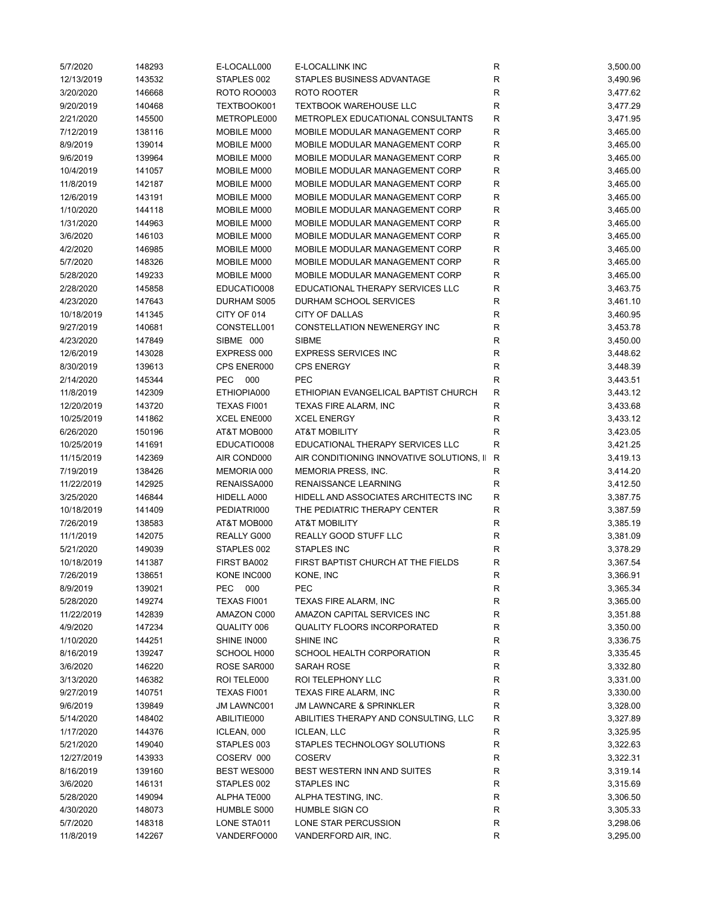| | | | | | |
|---|---|---|---|---|---|
| 5/7/2020 | 148293 | E-LOCALL000 | E-LOCALLINK INC | R | 3,500.00 |
| 12/13/2019 | 143532 | STAPLES 002 | STAPLES BUSINESS ADVANTAGE | R | 3,490.96 |
| 3/20/2020 | 146668 | ROTO ROO003 | ROTO ROOTER | R | 3,477.62 |
| 9/20/2019 | 140468 | TEXTBOOK001 | TEXTBOOK WAREHOUSE LLC | R | 3,477.29 |
| 2/21/2020 | 145500 | METROPLE000 | METROPLEX EDUCATIONAL CONSULTANTS | R | 3,471.95 |
| 7/12/2019 | 138116 | MOBILE M000 | MOBILE MODULAR MANAGEMENT CORP | R | 3,465.00 |
| 8/9/2019 | 139014 | MOBILE M000 | MOBILE MODULAR MANAGEMENT CORP | R | 3,465.00 |
| 9/6/2019 | 139964 | MOBILE M000 | MOBILE MODULAR MANAGEMENT CORP | R | 3,465.00 |
| 10/4/2019 | 141057 | MOBILE M000 | MOBILE MODULAR MANAGEMENT CORP | R | 3,465.00 |
| 11/8/2019 | 142187 | MOBILE M000 | MOBILE MODULAR MANAGEMENT CORP | R | 3,465.00 |
| 12/6/2019 | 143191 | MOBILE M000 | MOBILE MODULAR MANAGEMENT CORP | R | 3,465.00 |
| 1/10/2020 | 144118 | MOBILE M000 | MOBILE MODULAR MANAGEMENT CORP | R | 3,465.00 |
| 1/31/2020 | 144963 | MOBILE M000 | MOBILE MODULAR MANAGEMENT CORP | R | 3,465.00 |
| 3/6/2020 | 146103 | MOBILE M000 | MOBILE MODULAR MANAGEMENT CORP | R | 3,465.00 |
| 4/2/2020 | 146985 | MOBILE M000 | MOBILE MODULAR MANAGEMENT CORP | R | 3,465.00 |
| 5/7/2020 | 148326 | MOBILE M000 | MOBILE MODULAR MANAGEMENT CORP | R | 3,465.00 |
| 5/28/2020 | 149233 | MOBILE M000 | MOBILE MODULAR MANAGEMENT CORP | R | 3,465.00 |
| 2/28/2020 | 145858 | EDUCATIO008 | EDUCATIONAL THERAPY SERVICES LLC | R | 3,463.75 |
| 4/23/2020 | 147643 | DURHAM S005 | DURHAM SCHOOL SERVICES | R | 3,461.10 |
| 10/18/2019 | 141345 | CITY OF 014 | CITY OF DALLAS | R | 3,460.95 |
| 9/27/2019 | 140681 | CONSTELL001 | CONSTELLATION NEWENERGY INC | R | 3,453.78 |
| 4/23/2020 | 147849 | SIBME 000 | SIBME | R | 3,450.00 |
| 12/6/2019 | 143028 | EXPRESS 000 | EXPRESS SERVICES INC | R | 3,448.62 |
| 8/30/2019 | 139613 | CPS ENER000 | CPS ENERGY | R | 3,448.39 |
| 2/14/2020 | 145344 | PEC 000 | PEC | R | 3,443.51 |
| 11/8/2019 | 142309 | ETHIOPIA000 | ETHIOPIAN EVANGELICAL BAPTIST CHURCH | R | 3,443.12 |
| 12/20/2019 | 143720 | TEXAS FI001 | TEXAS FIRE ALARM, INC | R | 3,433.68 |
| 10/25/2019 | 141862 | XCEL ENE000 | XCEL ENERGY | R | 3,433.12 |
| 6/26/2020 | 150196 | AT&T MOB000 | AT&T MOBILITY | R | 3,423.05 |
| 10/25/2019 | 141691 | EDUCATIO008 | EDUCATIONAL THERAPY SERVICES LLC | R | 3,421.25 |
| 11/15/2019 | 142369 | AIR COND000 | AIR CONDITIONING INNOVATIVE SOLUTIONS, II | R | 3,419.13 |
| 7/19/2019 | 138426 | MEMORIA 000 | MEMORIA PRESS, INC. | R | 3,414.20 |
| 11/22/2019 | 142925 | RENAISSA000 | RENAISSANCE LEARNING | R | 3,412.50 |
| 3/25/2020 | 146844 | HIDELL A000 | HIDELL AND ASSOCIATES ARCHITECTS INC | R | 3,387.75 |
| 10/18/2019 | 141409 | PEDIATRI000 | THE PEDIATRIC THERAPY CENTER | R | 3,387.59 |
| 7/26/2019 | 138583 | AT&T MOB000 | AT&T MOBILITY | R | 3,385.19 |
| 11/1/2019 | 142075 | REALLY G000 | REALLY GOOD STUFF LLC | R | 3,381.09 |
| 5/21/2020 | 149039 | STAPLES 002 | STAPLES INC | R | 3,378.29 |
| 10/18/2019 | 141387 | FIRST BA002 | FIRST BAPTIST CHURCH AT THE FIELDS | R | 3,367.54 |
| 7/26/2019 | 138651 | KONE INC000 | KONE, INC | R | 3,366.91 |
| 8/9/2019 | 139021 | PEC 000 | PEC | R | 3,365.34 |
| 5/28/2020 | 149274 | TEXAS FI001 | TEXAS FIRE ALARM, INC | R | 3,365.00 |
| 11/22/2019 | 142839 | AMAZON C000 | AMAZON CAPITAL SERVICES INC | R | 3,351.88 |
| 4/9/2020 | 147234 | QUALITY 006 | QUALITY FLOORS INCORPORATED | R | 3,350.00 |
| 1/10/2020 | 144251 | SHINE IN000 | SHINE INC | R | 3,336.75 |
| 8/16/2019 | 139247 | SCHOOL H000 | SCHOOL HEALTH CORPORATION | R | 3,335.45 |
| 3/6/2020 | 146220 | ROSE SAR000 | SARAH ROSE | R | 3,332.80 |
| 3/13/2020 | 146382 | ROI TELE000 | ROI TELEPHONY LLC | R | 3,331.00 |
| 9/27/2019 | 140751 | TEXAS FI001 | TEXAS FIRE ALARM, INC | R | 3,330.00 |
| 9/6/2019 | 139849 | JM LAWNC001 | JM LAWNCARE & SPRINKLER | R | 3,328.00 |
| 5/14/2020 | 148402 | ABILITIE000 | ABILITIES THERAPY AND CONSULTING, LLC | R | 3,327.89 |
| 1/17/2020 | 144376 | ICLEAN, 000 | ICLEAN, LLC | R | 3,325.95 |
| 5/21/2020 | 149040 | STAPLES 003 | STAPLES TECHNOLOGY SOLUTIONS | R | 3,322.63 |
| 12/27/2019 | 143933 | COSERV 000 | COSERV | R | 3,322.31 |
| 8/16/2019 | 139160 | BEST WES000 | BEST WESTERN INN AND SUITES | R | 3,319.14 |
| 3/6/2020 | 146131 | STAPLES 002 | STAPLES INC | R | 3,315.69 |
| 5/28/2020 | 149094 | ALPHA TE000 | ALPHA TESTING, INC. | R | 3,306.50 |
| 4/30/2020 | 148073 | HUMBLE S000 | HUMBLE SIGN CO | R | 3,305.33 |
| 5/7/2020 | 148318 | LONE STA011 | LONE STAR PERCUSSION | R | 3,298.06 |
| 11/8/2019 | 142267 | VANDERFO000 | VANDERFORD AIR, INC. | R | 3,295.00 |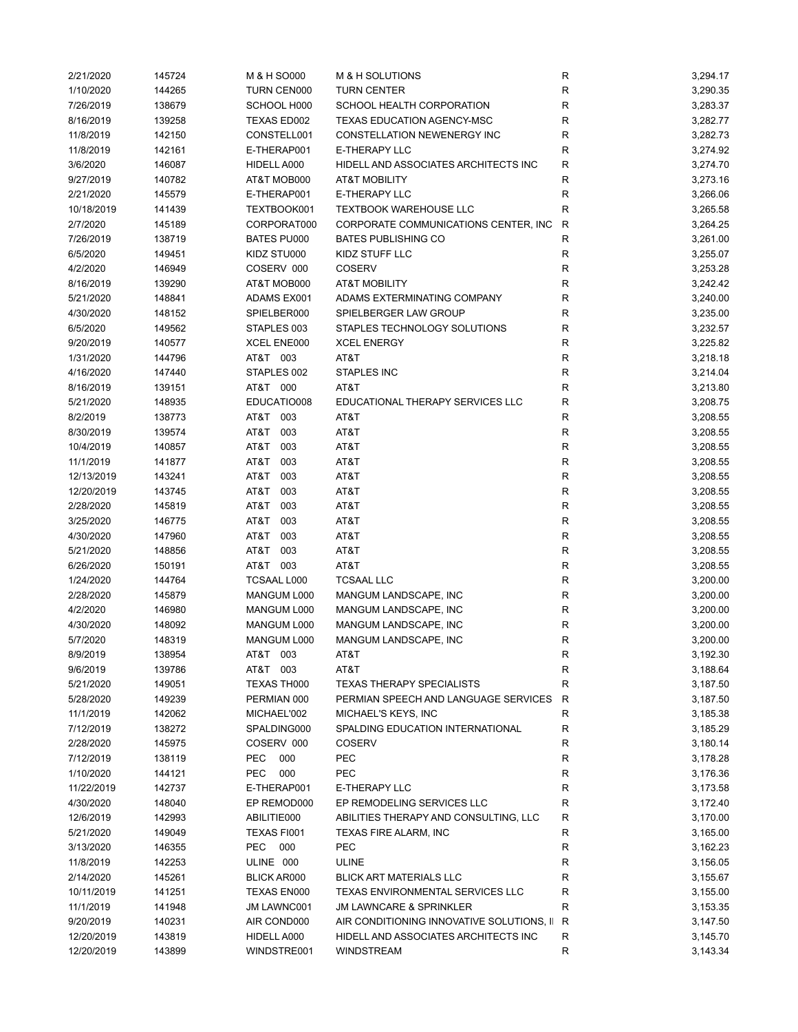| | | | | | |
|---|---|---|---|---|---|
| 2/21/2020 | 145724 | M & H SO000 | M & H SOLUTIONS | R | 3,294.17 |
| 1/10/2020 | 144265 | TURN CEN000 | TURN CENTER | R | 3,290.35 |
| 7/26/2019 | 138679 | SCHOOL H000 | SCHOOL HEALTH CORPORATION | R | 3,283.37 |
| 8/16/2019 | 139258 | TEXAS ED002 | TEXAS EDUCATION AGENCY-MSC | R | 3,282.77 |
| 11/8/2019 | 142150 | CONSTELL001 | CONSTELLATION NEWENERGY INC | R | 3,282.73 |
| 11/8/2019 | 142161 | E-THERAP001 | E-THERAPY LLC | R | 3,274.92 |
| 3/6/2020 | 146087 | HIDELL A000 | HIDELL AND ASSOCIATES ARCHITECTS INC | R | 3,274.70 |
| 9/27/2019 | 140782 | AT&T MOB000 | AT&T MOBILITY | R | 3,273.16 |
| 2/21/2020 | 145579 | E-THERAP001 | E-THERAPY LLC | R | 3,266.06 |
| 10/18/2019 | 141439 | TEXTBOOK001 | TEXTBOOK WAREHOUSE LLC | R | 3,265.58 |
| 2/7/2020 | 145189 | CORPORAT000 | CORPORATE COMMUNICATIONS CENTER, INC | R | 3,264.25 |
| 7/26/2019 | 138719 | BATES PU000 | BATES PUBLISHING CO | R | 3,261.00 |
| 6/5/2020 | 149451 | KIDZ STU000 | KIDZ STUFF LLC | R | 3,255.07 |
| 4/2/2020 | 146949 | COSERV 000 | COSERV | R | 3,253.28 |
| 8/16/2019 | 139290 | AT&T MOB000 | AT&T MOBILITY | R | 3,242.42 |
| 5/21/2020 | 148841 | ADAMS EX001 | ADAMS EXTERMINATING COMPANY | R | 3,240.00 |
| 4/30/2020 | 148152 | SPIELBER000 | SPIELBERGER LAW GROUP | R | 3,235.00 |
| 6/5/2020 | 149562 | STAPLES 003 | STAPLES TECHNOLOGY SOLUTIONS | R | 3,232.57 |
| 9/20/2019 | 140577 | XCEL ENE000 | XCEL ENERGY | R | 3,225.82 |
| 1/31/2020 | 144796 | AT&T 003 | AT&T | R | 3,218.18 |
| 4/16/2020 | 147440 | STAPLES 002 | STAPLES INC | R | 3,214.04 |
| 8/16/2019 | 139151 | AT&T 000 | AT&T | R | 3,213.80 |
| 5/21/2020 | 148935 | EDUCATIO008 | EDUCATIONAL THERAPY SERVICES LLC | R | 3,208.75 |
| 8/2/2019 | 138773 | AT&T 003 | AT&T | R | 3,208.55 |
| 8/30/2019 | 139574 | AT&T 003 | AT&T | R | 3,208.55 |
| 10/4/2019 | 140857 | AT&T 003 | AT&T | R | 3,208.55 |
| 11/1/2019 | 141877 | AT&T 003 | AT&T | R | 3,208.55 |
| 12/13/2019 | 143241 | AT&T 003 | AT&T | R | 3,208.55 |
| 12/20/2019 | 143745 | AT&T 003 | AT&T | R | 3,208.55 |
| 2/28/2020 | 145819 | AT&T 003 | AT&T | R | 3,208.55 |
| 3/25/2020 | 146775 | AT&T 003 | AT&T | R | 3,208.55 |
| 4/30/2020 | 147960 | AT&T 003 | AT&T | R | 3,208.55 |
| 5/21/2020 | 148856 | AT&T 003 | AT&T | R | 3,208.55 |
| 6/26/2020 | 150191 | AT&T 003 | AT&T | R | 3,208.55 |
| 1/24/2020 | 144764 | TCSAAL L000 | TCSAAL LLC | R | 3,200.00 |
| 2/28/2020 | 145879 | MANGUM L000 | MANGUM LANDSCAPE, INC | R | 3,200.00 |
| 4/2/2020 | 146980 | MANGUM L000 | MANGUM LANDSCAPE, INC | R | 3,200.00 |
| 4/30/2020 | 148092 | MANGUM L000 | MANGUM LANDSCAPE, INC | R | 3,200.00 |
| 5/7/2020 | 148319 | MANGUM L000 | MANGUM LANDSCAPE, INC | R | 3,200.00 |
| 8/9/2019 | 138954 | AT&T 003 | AT&T | R | 3,192.30 |
| 9/6/2019 | 139786 | AT&T 003 | AT&T | R | 3,188.64 |
| 5/21/2020 | 149051 | TEXAS TH000 | TEXAS THERAPY SPECIALISTS | R | 3,187.50 |
| 5/28/2020 | 149239 | PERMIAN 000 | PERMIAN SPEECH AND LANGUAGE SERVICES | R | 3,187.50 |
| 11/1/2019 | 142062 | MICHAEL'002 | MICHAEL'S KEYS, INC | R | 3,185.38 |
| 7/12/2019 | 138272 | SPALDING000 | SPALDING EDUCATION INTERNATIONAL | R | 3,185.29 |
| 2/28/2020 | 145975 | COSERV 000 | COSERV | R | 3,180.14 |
| 7/12/2019 | 138119 | PEC 000 | PEC | R | 3,178.28 |
| 1/10/2020 | 144121 | PEC 000 | PEC | R | 3,176.36 |
| 11/22/2019 | 142737 | E-THERAP001 | E-THERAPY LLC | R | 3,173.58 |
| 4/30/2020 | 148040 | EP REMOD000 | EP REMODELING SERVICES LLC | R | 3,172.40 |
| 12/6/2019 | 142993 | ABILITIE000 | ABILITIES THERAPY AND CONSULTING, LLC | R | 3,170.00 |
| 5/21/2020 | 149049 | TEXAS FI001 | TEXAS FIRE ALARM, INC | R | 3,165.00 |
| 3/13/2020 | 146355 | PEC 000 | PEC | R | 3,162.23 |
| 11/8/2019 | 142253 | ULINE 000 | ULINE | R | 3,156.05 |
| 2/14/2020 | 145261 | BLICK AR000 | BLICK ART MATERIALS LLC | R | 3,155.67 |
| 10/11/2019 | 141251 | TEXAS EN000 | TEXAS ENVIRONMENTAL SERVICES LLC | R | 3,155.00 |
| 11/1/2019 | 141948 | JM LAWNC001 | JM LAWNCARE & SPRINKLER | R | 3,153.35 |
| 9/20/2019 | 140231 | AIR COND000 | AIR CONDITIONING INNOVATIVE SOLUTIONS, II | R | 3,147.50 |
| 12/20/2019 | 143819 | HIDELL A000 | HIDELL AND ASSOCIATES ARCHITECTS INC | R | 3,145.70 |
| 12/20/2019 | 143899 | WINDSTRE001 | WINDSTREAM | R | 3,143.34 |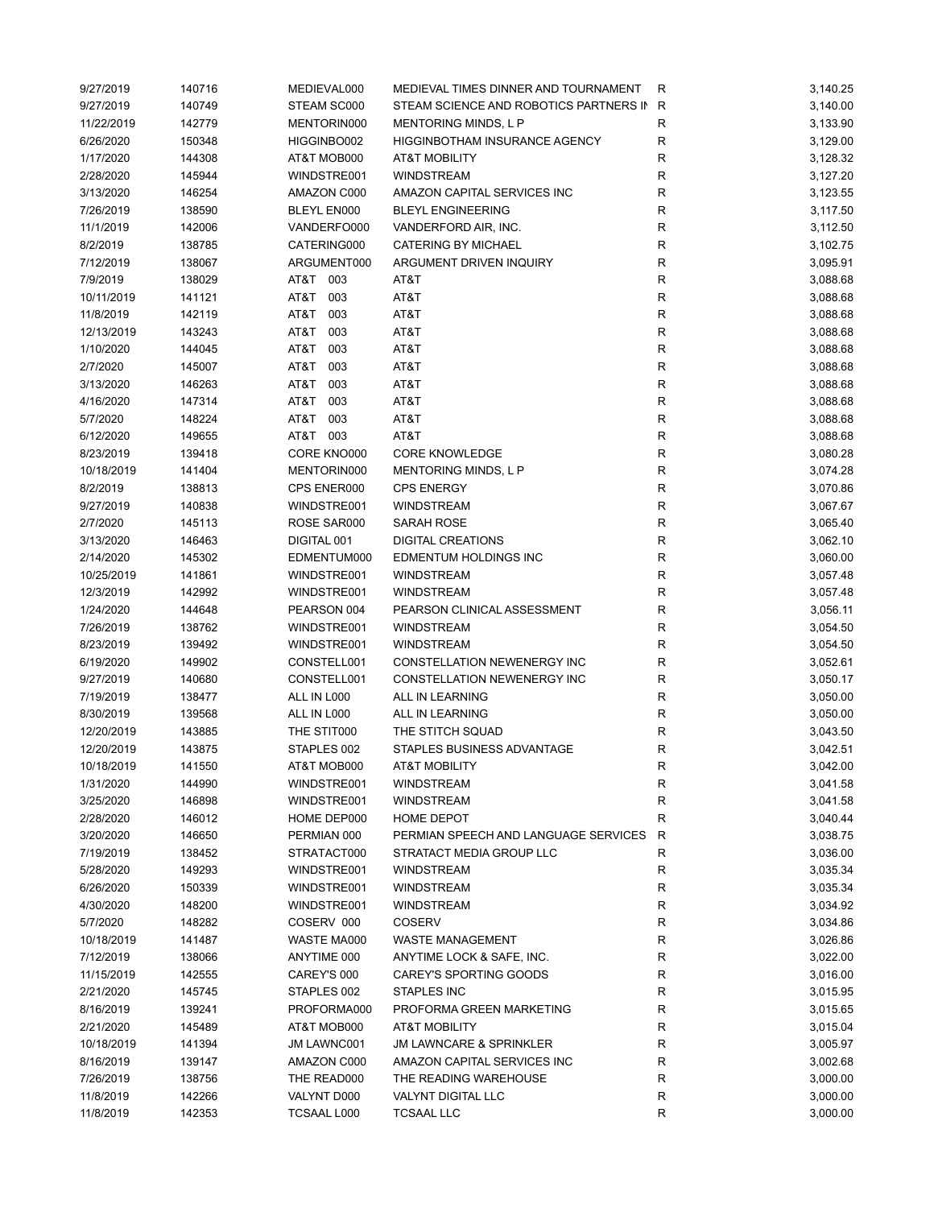| | | | | | |
|---|---|---|---|---|---|
| 9/27/2019 | 140716 | MEDIEVAL000 | MEDIEVAL TIMES DINNER AND TOURNAMENT | R | 3,140.25 |
| 9/27/2019 | 140749 | STEAM SC000 | STEAM SCIENCE AND ROBOTICS PARTNERS IN | R | 3,140.00 |
| 11/22/2019 | 142779 | MENTORIN000 | MENTORING MINDS, L P | R | 3,133.90 |
| 6/26/2020 | 150348 | HIGGINBO002 | HIGGINBOTHAM INSURANCE AGENCY | R | 3,129.00 |
| 1/17/2020 | 144308 | AT&T MOB000 | AT&T MOBILITY | R | 3,128.32 |
| 2/28/2020 | 145944 | WINDSTRE001 | WINDSTREAM | R | 3,127.20 |
| 3/13/2020 | 146254 | AMAZON C000 | AMAZON CAPITAL SERVICES INC | R | 3,123.55 |
| 7/26/2019 | 138590 | BLEYL EN000 | BLEYL ENGINEERING | R | 3,117.50 |
| 11/1/2019 | 142006 | VANDERFO000 | VANDERFORD AIR, INC. | R | 3,112.50 |
| 8/2/2019 | 138785 | CATERING000 | CATERING BY MICHAEL | R | 3,102.75 |
| 7/12/2019 | 138067 | ARGUMENT000 | ARGUMENT DRIVEN INQUIRY | R | 3,095.91 |
| 7/9/2019 | 138029 | AT&T 003 | AT&T | R | 3,088.68 |
| 10/11/2019 | 141121 | AT&T 003 | AT&T | R | 3,088.68 |
| 11/8/2019 | 142119 | AT&T 003 | AT&T | R | 3,088.68 |
| 12/13/2019 | 143243 | AT&T 003 | AT&T | R | 3,088.68 |
| 1/10/2020 | 144045 | AT&T 003 | AT&T | R | 3,088.68 |
| 2/7/2020 | 145007 | AT&T 003 | AT&T | R | 3,088.68 |
| 3/13/2020 | 146263 | AT&T 003 | AT&T | R | 3,088.68 |
| 4/16/2020 | 147314 | AT&T 003 | AT&T | R | 3,088.68 |
| 5/7/2020 | 148224 | AT&T 003 | AT&T | R | 3,088.68 |
| 6/12/2020 | 149655 | AT&T 003 | AT&T | R | 3,088.68 |
| 8/23/2019 | 139418 | CORE KNO000 | CORE KNOWLEDGE | R | 3,080.28 |
| 10/18/2019 | 141404 | MENTORIN000 | MENTORING MINDS, L P | R | 3,074.28 |
| 8/2/2019 | 138813 | CPS ENER000 | CPS ENERGY | R | 3,070.86 |
| 9/27/2019 | 140838 | WINDSTRE001 | WINDSTREAM | R | 3,067.67 |
| 2/7/2020 | 145113 | ROSE SAR000 | SARAH ROSE | R | 3,065.40 |
| 3/13/2020 | 146463 | DIGITAL 001 | DIGITAL CREATIONS | R | 3,062.10 |
| 2/14/2020 | 145302 | EDMENTUM000 | EDMENTUM HOLDINGS INC | R | 3,060.00 |
| 10/25/2019 | 141861 | WINDSTRE001 | WINDSTREAM | R | 3,057.48 |
| 12/3/2019 | 142992 | WINDSTRE001 | WINDSTREAM | R | 3,057.48 |
| 1/24/2020 | 144648 | PEARSON 004 | PEARSON CLINICAL ASSESSMENT | R | 3,056.11 |
| 7/26/2019 | 138762 | WINDSTRE001 | WINDSTREAM | R | 3,054.50 |
| 8/23/2019 | 139492 | WINDSTRE001 | WINDSTREAM | R | 3,054.50 |
| 6/19/2020 | 149902 | CONSTELL001 | CONSTELLATION NEWENERGY INC | R | 3,052.61 |
| 9/27/2019 | 140680 | CONSTELL001 | CONSTELLATION NEWENERGY INC | R | 3,050.17 |
| 7/19/2019 | 138477 | ALL IN L000 | ALL IN LEARNING | R | 3,050.00 |
| 8/30/2019 | 139568 | ALL IN L000 | ALL IN LEARNING | R | 3,050.00 |
| 12/20/2019 | 143885 | THE STIT000 | THE STITCH SQUAD | R | 3,043.50 |
| 12/20/2019 | 143875 | STAPLES 002 | STAPLES BUSINESS ADVANTAGE | R | 3,042.51 |
| 10/18/2019 | 141550 | AT&T MOB000 | AT&T MOBILITY | R | 3,042.00 |
| 1/31/2020 | 144990 | WINDSTRE001 | WINDSTREAM | R | 3,041.58 |
| 3/25/2020 | 146898 | WINDSTRE001 | WINDSTREAM | R | 3,041.58 |
| 2/28/2020 | 146012 | HOME DEP000 | HOME DEPOT | R | 3,040.44 |
| 3/20/2020 | 146650 | PERMIAN 000 | PERMIAN SPEECH AND LANGUAGE SERVICES | R | 3,038.75 |
| 7/19/2019 | 138452 | STRATACT000 | STRATACT MEDIA GROUP LLC | R | 3,036.00 |
| 5/28/2020 | 149293 | WINDSTRE001 | WINDSTREAM | R | 3,035.34 |
| 6/26/2020 | 150339 | WINDSTRE001 | WINDSTREAM | R | 3,035.34 |
| 4/30/2020 | 148200 | WINDSTRE001 | WINDSTREAM | R | 3,034.92 |
| 5/7/2020 | 148282 | COSERV 000 | COSERV | R | 3,034.86 |
| 10/18/2019 | 141487 | WASTE MA000 | WASTE MANAGEMENT | R | 3,026.86 |
| 7/12/2019 | 138066 | ANYTIME 000 | ANYTIME LOCK & SAFE, INC. | R | 3,022.00 |
| 11/15/2019 | 142555 | CAREY'S 000 | CAREY'S SPORTING GOODS | R | 3,016.00 |
| 2/21/2020 | 145745 | STAPLES 002 | STAPLES INC | R | 3,015.95 |
| 8/16/2019 | 139241 | PROFORMA000 | PROFORMA GREEN MARKETING | R | 3,015.65 |
| 2/21/2020 | 145489 | AT&T MOB000 | AT&T MOBILITY | R | 3,015.04 |
| 10/18/2019 | 141394 | JM LAWNC001 | JM LAWNCARE & SPRINKLER | R | 3,005.97 |
| 8/16/2019 | 139147 | AMAZON C000 | AMAZON CAPITAL SERVICES INC | R | 3,002.68 |
| 7/26/2019 | 138756 | THE READ000 | THE READING WAREHOUSE | R | 3,000.00 |
| 11/8/2019 | 142266 | VALYNT D000 | VALYNT DIGITAL LLC | R | 3,000.00 |
| 11/8/2019 | 142353 | TCSAAL L000 | TCSAAL LLC | R | 3,000.00 |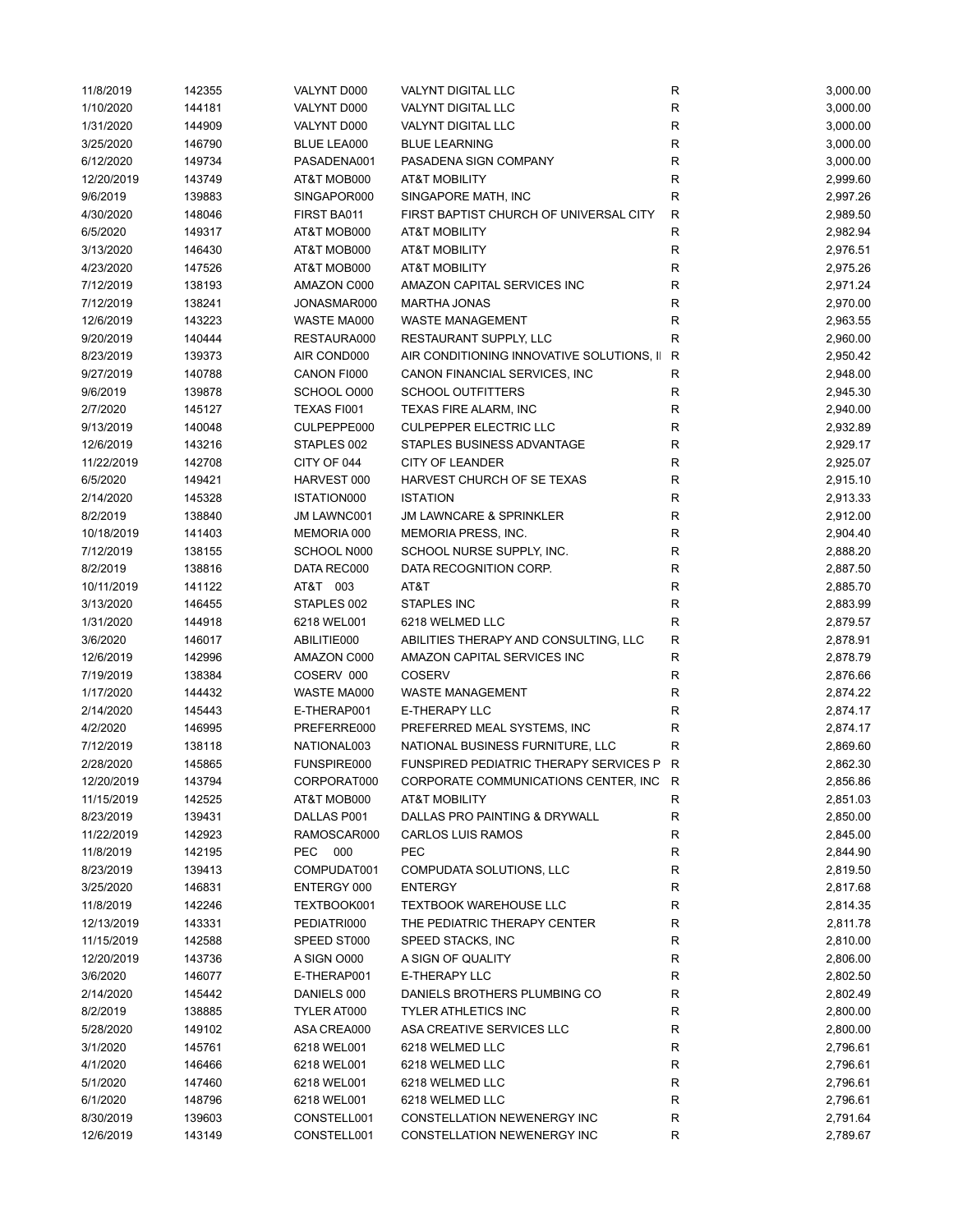| | | | | | |
|---|---|---|---|---|---|
| 11/8/2019 | 142355 | VALYNT D000 | VALYNT DIGITAL LLC | R | 3,000.00 |
| 1/10/2020 | 144181 | VALYNT D000 | VALYNT DIGITAL LLC | R | 3,000.00 |
| 1/31/2020 | 144909 | VALYNT D000 | VALYNT DIGITAL LLC | R | 3,000.00 |
| 3/25/2020 | 146790 | BLUE LEA000 | BLUE LEARNING | R | 3,000.00 |
| 6/12/2020 | 149734 | PASADENA001 | PASADENA SIGN COMPANY | R | 3,000.00 |
| 12/20/2019 | 143749 | AT&T MOB000 | AT&T MOBILITY | R | 2,999.60 |
| 9/6/2019 | 139883 | SINGAPOR000 | SINGAPORE MATH, INC | R | 2,997.26 |
| 4/30/2020 | 148046 | FIRST BA011 | FIRST BAPTIST CHURCH OF UNIVERSAL CITY | R | 2,989.50 |
| 6/5/2020 | 149317 | AT&T MOB000 | AT&T MOBILITY | R | 2,982.94 |
| 3/13/2020 | 146430 | AT&T MOB000 | AT&T MOBILITY | R | 2,976.51 |
| 4/23/2020 | 147526 | AT&T MOB000 | AT&T MOBILITY | R | 2,975.26 |
| 7/12/2019 | 138193 | AMAZON C000 | AMAZON CAPITAL SERVICES INC | R | 2,971.24 |
| 7/12/2019 | 138241 | JONASMAR000 | MARTHA JONAS | R | 2,970.00 |
| 12/6/2019 | 143223 | WASTE MA000 | WASTE MANAGEMENT | R | 2,963.55 |
| 9/20/2019 | 140444 | RESTAURA000 | RESTAURANT SUPPLY, LLC | R | 2,960.00 |
| 8/23/2019 | 139373 | AIR COND000 | AIR CONDITIONING INNOVATIVE SOLUTIONS, I | R | 2,950.42 |
| 9/27/2019 | 140788 | CANON FI000 | CANON FINANCIAL SERVICES, INC | R | 2,948.00 |
| 9/6/2019 | 139878 | SCHOOL O000 | SCHOOL OUTFITTERS | R | 2,945.30 |
| 2/7/2020 | 145127 | TEXAS FI001 | TEXAS FIRE ALARM, INC | R | 2,940.00 |
| 9/13/2019 | 140048 | CULPEPPE000 | CULPEPPER ELECTRIC LLC | R | 2,932.89 |
| 12/6/2019 | 143216 | STAPLES 002 | STAPLES BUSINESS ADVANTAGE | R | 2,929.17 |
| 11/22/2019 | 142708 | CITY OF 044 | CITY OF LEANDER | R | 2,925.07 |
| 6/5/2020 | 149421 | HARVEST 000 | HARVEST CHURCH OF SE TEXAS | R | 2,915.10 |
| 2/14/2020 | 145328 | ISTATION000 | ISTATION | R | 2,913.33 |
| 8/2/2019 | 138840 | JM LAWNC001 | JM LAWNCARE & SPRINKLER | R | 2,912.00 |
| 10/18/2019 | 141403 | MEMORIA 000 | MEMORIA PRESS, INC. | R | 2,904.40 |
| 7/12/2019 | 138155 | SCHOOL N000 | SCHOOL NURSE SUPPLY, INC. | R | 2,888.20 |
| 8/2/2019 | 138816 | DATA REC000 | DATA RECOGNITION CORP. | R | 2,887.50 |
| 10/11/2019 | 141122 | AT&T 003 | AT&T | R | 2,885.70 |
| 3/13/2020 | 146455 | STAPLES 002 | STAPLES INC | R | 2,883.99 |
| 1/31/2020 | 144918 | 6218 WEL001 | 6218 WELMED LLC | R | 2,879.57 |
| 3/6/2020 | 146017 | ABILITIE000 | ABILITIES THERAPY AND CONSULTING, LLC | R | 2,878.91 |
| 12/6/2019 | 142996 | AMAZON C000 | AMAZON CAPITAL SERVICES INC | R | 2,878.79 |
| 7/19/2019 | 138384 | COSERV 000 | COSERV | R | 2,876.66 |
| 1/17/2020 | 144432 | WASTE MA000 | WASTE MANAGEMENT | R | 2,874.22 |
| 2/14/2020 | 145443 | E-THERAP001 | E-THERAPY LLC | R | 2,874.17 |
| 4/2/2020 | 146995 | PREFERRE000 | PREFERRED MEAL SYSTEMS, INC | R | 2,874.17 |
| 7/12/2019 | 138118 | NATIONAL003 | NATIONAL BUSINESS FURNITURE, LLC | R | 2,869.60 |
| 2/28/2020 | 145865 | FUNSPIRE000 | FUNSPIRED PEDIATRIC THERAPY SERVICES P | R | 2,862.30 |
| 12/20/2019 | 143794 | CORPORAT000 | CORPORATE COMMUNICATIONS CENTER, INC | R | 2,856.86 |
| 11/15/2019 | 142525 | AT&T MOB000 | AT&T MOBILITY | R | 2,851.03 |
| 8/23/2019 | 139431 | DALLAS P001 | DALLAS PRO PAINTING & DRYWALL | R | 2,850.00 |
| 11/22/2019 | 142923 | RAMOSCAR000 | CARLOS LUIS RAMOS | R | 2,845.00 |
| 11/8/2019 | 142195 | PEC 000 | PEC | R | 2,844.90 |
| 8/23/2019 | 139413 | COMPUDAT001 | COMPUDATA SOLUTIONS, LLC | R | 2,819.50 |
| 3/25/2020 | 146831 | ENTERGY 000 | ENTERGY | R | 2,817.68 |
| 11/8/2019 | 142246 | TEXTBOOK001 | TEXTBOOK WAREHOUSE LLC | R | 2,814.35 |
| 12/13/2019 | 143331 | PEDIATRI000 | THE PEDIATRIC THERAPY CENTER | R | 2,811.78 |
| 11/15/2019 | 142588 | SPEED ST000 | SPEED STACKS, INC | R | 2,810.00 |
| 12/20/2019 | 143736 | A SIGN O000 | A SIGN OF QUALITY | R | 2,806.00 |
| 3/6/2020 | 146077 | E-THERAP001 | E-THERAPY LLC | R | 2,802.50 |
| 2/14/2020 | 145442 | DANIELS 000 | DANIELS BROTHERS PLUMBING CO | R | 2,802.49 |
| 8/2/2019 | 138885 | TYLER AT000 | TYLER ATHLETICS INC | R | 2,800.00 |
| 5/28/2020 | 149102 | ASA CREA000 | ASA CREATIVE SERVICES LLC | R | 2,800.00 |
| 3/1/2020 | 145761 | 6218 WEL001 | 6218 WELMED LLC | R | 2,796.61 |
| 4/1/2020 | 146466 | 6218 WEL001 | 6218 WELMED LLC | R | 2,796.61 |
| 5/1/2020 | 147460 | 6218 WEL001 | 6218 WELMED LLC | R | 2,796.61 |
| 6/1/2020 | 148796 | 6218 WEL001 | 6218 WELMED LLC | R | 2,796.61 |
| 8/30/2019 | 139603 | CONSTELL001 | CONSTELLATION NEWENERGY INC | R | 2,791.64 |
| 12/6/2019 | 143149 | CONSTELL001 | CONSTELLATION NEWENERGY INC | R | 2,789.67 |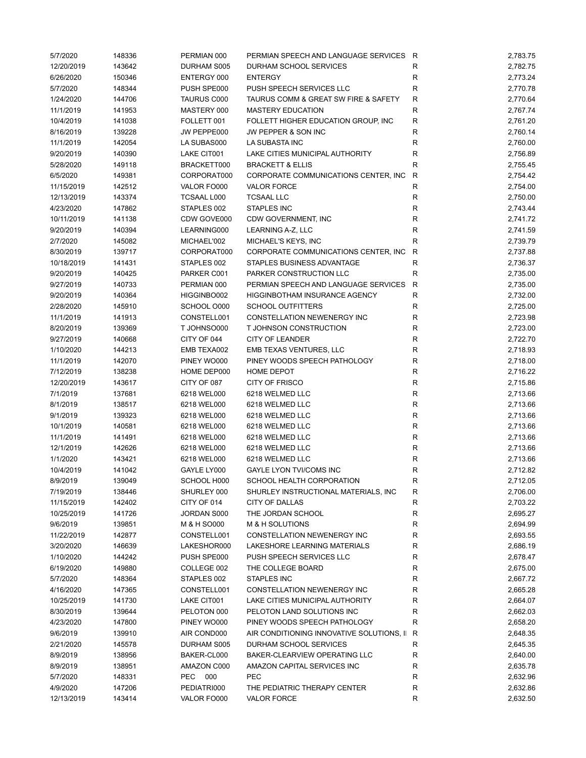| | | | | | |
|---|---|---|---|---|---|
| 5/7/2020 | 148336 | PERMIAN 000 | PERMIAN SPEECH AND LANGUAGE SERVICES | R | 2,783.75 |
| 12/20/2019 | 143642 | DURHAM S005 | DURHAM SCHOOL SERVICES | R | 2,782.75 |
| 6/26/2020 | 150346 | ENTERGY 000 | ENTERGY | R | 2,773.24 |
| 5/7/2020 | 148344 | PUSH SPE000 | PUSH SPEECH SERVICES LLC | R | 2,770.78 |
| 1/24/2020 | 144706 | TAURUS C000 | TAURUS COMM & GREAT SW FIRE & SAFETY | R | 2,770.64 |
| 11/1/2019 | 141953 | MASTERY 000 | MASTERY EDUCATION | R | 2,767.74 |
| 10/4/2019 | 141038 | FOLLETT 001 | FOLLETT HIGHER EDUCATION GROUP, INC | R | 2,761.20 |
| 8/16/2019 | 139228 | JW PEPPE000 | JW PEPPER & SON INC | R | 2,760.14 |
| 11/1/2019 | 142054 | LA SUBAS000 | LA SUBASTA INC | R | 2,760.00 |
| 9/20/2019 | 140390 | LAKE CIT001 | LAKE CITIES MUNICIPAL AUTHORITY | R | 2,756.89 |
| 5/28/2020 | 149118 | BRACKETT000 | BRACKETT & ELLIS | R | 2,755.45 |
| 6/5/2020 | 149381 | CORPORAT000 | CORPORATE COMMUNICATIONS CENTER, INC | R | 2,754.42 |
| 11/15/2019 | 142512 | VALOR FO000 | VALOR FORCE | R | 2,754.00 |
| 12/13/2019 | 143374 | TCSAAL L000 | TCSAAL LLC | R | 2,750.00 |
| 4/23/2020 | 147862 | STAPLES 002 | STAPLES INC | R | 2,743.44 |
| 10/11/2019 | 141138 | CDW GOVE000 | CDW GOVERNMENT, INC | R | 2,741.72 |
| 9/20/2019 | 140394 | LEARNING000 | LEARNING A-Z, LLC | R | 2,741.59 |
| 2/7/2020 | 145082 | MICHAEL'002 | MICHAEL'S KEYS, INC | R | 2,739.79 |
| 8/30/2019 | 139717 | CORPORAT000 | CORPORATE COMMUNICATIONS CENTER, INC | R | 2,737.88 |
| 10/18/2019 | 141431 | STAPLES 002 | STAPLES BUSINESS ADVANTAGE | R | 2,736.37 |
| 9/20/2019 | 140425 | PARKER C001 | PARKER CONSTRUCTION LLC | R | 2,735.00 |
| 9/27/2019 | 140733 | PERMIAN 000 | PERMIAN SPEECH AND LANGUAGE SERVICES | R | 2,735.00 |
| 9/20/2019 | 140364 | HIGGINBO002 | HIGGINBOTHAM INSURANCE AGENCY | R | 2,732.00 |
| 2/28/2020 | 145910 | SCHOOL O000 | SCHOOL OUTFITTERS | R | 2,725.00 |
| 11/1/2019 | 141913 | CONSTELL001 | CONSTELLATION NEWENERGY INC | R | 2,723.98 |
| 8/20/2019 | 139369 | T JOHNSO000 | T JOHNSON CONSTRUCTION | R | 2,723.00 |
| 9/27/2019 | 140668 | CITY OF 044 | CITY OF LEANDER | R | 2,722.70 |
| 1/10/2020 | 144213 | EMB TEXA002 | EMB TEXAS VENTURES, LLC | R | 2,718.93 |
| 11/1/2019 | 142070 | PINEY WO000 | PINEY WOODS SPEECH PATHOLOGY | R | 2,718.00 |
| 7/12/2019 | 138238 | HOME DEP000 | HOME DEPOT | R | 2,716.22 |
| 12/20/2019 | 143617 | CITY OF 087 | CITY OF FRISCO | R | 2,715.86 |
| 7/1/2019 | 137681 | 6218 WEL000 | 6218 WELMED LLC | R | 2,713.66 |
| 8/1/2019 | 138517 | 6218 WEL000 | 6218 WELMED LLC | R | 2,713.66 |
| 9/1/2019 | 139323 | 6218 WEL000 | 6218 WELMED LLC | R | 2,713.66 |
| 10/1/2019 | 140581 | 6218 WEL000 | 6218 WELMED LLC | R | 2,713.66 |
| 11/1/2019 | 141491 | 6218 WEL000 | 6218 WELMED LLC | R | 2,713.66 |
| 12/1/2019 | 142626 | 6218 WEL000 | 6218 WELMED LLC | R | 2,713.66 |
| 1/1/2020 | 143421 | 6218 WEL000 | 6218 WELMED LLC | R | 2,713.66 |
| 10/4/2019 | 141042 | GAYLE LY000 | GAYLE LYON TVI/COMS INC | R | 2,712.82 |
| 8/9/2019 | 139049 | SCHOOL H000 | SCHOOL HEALTH CORPORATION | R | 2,712.05 |
| 7/19/2019 | 138446 | SHURLEY 000 | SHURLEY INSTRUCTIONAL MATERIALS, INC | R | 2,706.00 |
| 11/15/2019 | 142402 | CITY OF 014 | CITY OF DALLAS | R | 2,703.22 |
| 10/25/2019 | 141726 | JORDAN S000 | THE JORDAN SCHOOL | R | 2,695.27 |
| 9/6/2019 | 139851 | M & H SO000 | M & H SOLUTIONS | R | 2,694.99 |
| 11/22/2019 | 142877 | CONSTELL001 | CONSTELLATION NEWENERGY INC | R | 2,693.55 |
| 3/20/2020 | 146639 | LAKESHOR000 | LAKESHORE LEARNING MATERIALS | R | 2,686.19 |
| 1/10/2020 | 144242 | PUSH SPE000 | PUSH SPEECH SERVICES LLC | R | 2,678.47 |
| 6/19/2020 | 149880 | COLLEGE 002 | THE COLLEGE BOARD | R | 2,675.00 |
| 5/7/2020 | 148364 | STAPLES 002 | STAPLES INC | R | 2,667.72 |
| 4/16/2020 | 147365 | CONSTELL001 | CONSTELLATION NEWENERGY INC | R | 2,665.28 |
| 10/25/2019 | 141730 | LAKE CIT001 | LAKE CITIES MUNICIPAL AUTHORITY | R | 2,664.07 |
| 8/30/2019 | 139644 | PELOTON 000 | PELOTON LAND SOLUTIONS INC | R | 2,662.03 |
| 4/23/2020 | 147800 | PINEY WO000 | PINEY WOODS SPEECH PATHOLOGY | R | 2,658.20 |
| 9/6/2019 | 139910 | AIR COND000 | AIR CONDITIONING INNOVATIVE SOLUTIONS, I | R | 2,648.35 |
| 2/21/2020 | 145578 | DURHAM S005 | DURHAM SCHOOL SERVICES | R | 2,645.35 |
| 8/9/2019 | 138956 | BAKER-CL000 | BAKER-CLEARVIEW OPERATING LLC | R | 2,640.00 |
| 8/9/2019 | 138951 | AMAZON C000 | AMAZON CAPITAL SERVICES INC | R | 2,635.78 |
| 5/7/2020 | 148331 | PEC 000 | PEC | R | 2,632.96 |
| 4/9/2020 | 147206 | PEDIATRI000 | THE PEDIATRIC THERAPY CENTER | R | 2,632.86 |
| 12/13/2019 | 143414 | VALOR FO000 | VALOR FORCE | R | 2,632.50 |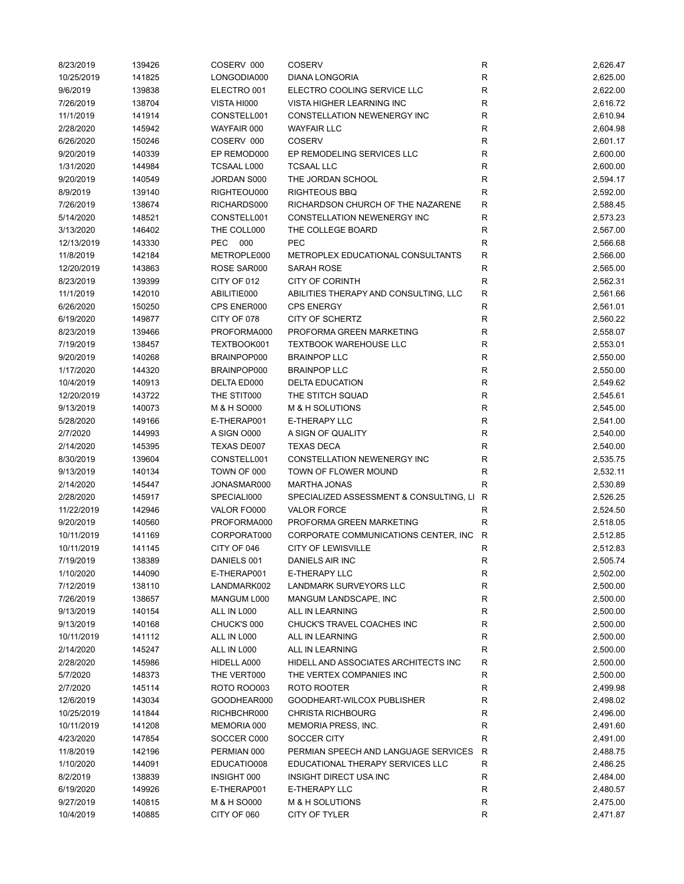| | | | | | |
|---|---|---|---|---|---|
| 8/23/2019 | 139426 | COSERV 000 | COSERV | R | 2,626.47 |
| 10/25/2019 | 141825 | LONGODIA000 | DIANA LONGORIA | R | 2,625.00 |
| 9/6/2019 | 139838 | ELECTRO 001 | ELECTRO COOLING SERVICE LLC | R | 2,622.00 |
| 7/26/2019 | 138704 | VISTA HI000 | VISTA HIGHER LEARNING INC | R | 2,616.72 |
| 11/1/2019 | 141914 | CONSTELL001 | CONSTELLATION NEWENERGY INC | R | 2,610.94 |
| 2/28/2020 | 145942 | WAYFAIR 000 | WAYFAIR LLC | R | 2,604.98 |
| 6/26/2020 | 150246 | COSERV 000 | COSERV | R | 2,601.17 |
| 9/20/2019 | 140339 | EP REMOD000 | EP REMODELING SERVICES LLC | R | 2,600.00 |
| 1/31/2020 | 144984 | TCSAAL L000 | TCSAAL LLC | R | 2,600.00 |
| 9/20/2019 | 140549 | JORDAN S000 | THE JORDAN SCHOOL | R | 2,594.17 |
| 8/9/2019 | 139140 | RIGHTEOU000 | RIGHTEOUS BBQ | R | 2,592.00 |
| 7/26/2019 | 138674 | RICHARDS000 | RICHARDSON CHURCH OF THE NAZARENE | R | 2,588.45 |
| 5/14/2020 | 148521 | CONSTELL001 | CONSTELLATION NEWENERGY INC | R | 2,573.23 |
| 3/13/2020 | 146402 | THE COLL000 | THE COLLEGE BOARD | R | 2,567.00 |
| 12/13/2019 | 143330 | PEC 000 | PEC | R | 2,566.68 |
| 11/8/2019 | 142184 | METROPLE000 | METROPLEX EDUCATIONAL CONSULTANTS | R | 2,566.00 |
| 12/20/2019 | 143863 | ROSE SAR000 | SARAH ROSE | R | 2,565.00 |
| 8/23/2019 | 139399 | CITY OF 012 | CITY OF CORINTH | R | 2,562.31 |
| 11/1/2019 | 142010 | ABILITIE000 | ABILITIES THERAPY AND CONSULTING, LLC | R | 2,561.66 |
| 6/26/2020 | 150250 | CPS ENER000 | CPS ENERGY | R | 2,561.01 |
| 6/19/2020 | 149877 | CITY OF 078 | CITY OF SCHERTZ | R | 2,560.22 |
| 8/23/2019 | 139466 | PROFORMA000 | PROFORMA GREEN MARKETING | R | 2,558.07 |
| 7/19/2019 | 138457 | TEXTBOOK001 | TEXTBOOK WAREHOUSE LLC | R | 2,553.01 |
| 9/20/2019 | 140268 | BRAINPOP000 | BRAINPOP LLC | R | 2,550.00 |
| 1/17/2020 | 144320 | BRAINPOP000 | BRAINPOP LLC | R | 2,550.00 |
| 10/4/2019 | 140913 | DELTA ED000 | DELTA EDUCATION | R | 2,549.62 |
| 12/20/2019 | 143722 | THE STIT000 | THE STITCH SQUAD | R | 2,545.61 |
| 9/13/2019 | 140073 | M & H SO000 | M & H SOLUTIONS | R | 2,545.00 |
| 5/28/2020 | 149166 | E-THERAP001 | E-THERAPY LLC | R | 2,541.00 |
| 2/7/2020 | 144993 | A SIGN O000 | A SIGN OF QUALITY | R | 2,540.00 |
| 2/14/2020 | 145395 | TEXAS DE007 | TEXAS DECA | R | 2,540.00 |
| 8/30/2019 | 139604 | CONSTELL001 | CONSTELLATION NEWENERGY INC | R | 2,535.75 |
| 9/13/2019 | 140134 | TOWN OF 000 | TOWN OF FLOWER MOUND | R | 2,532.11 |
| 2/14/2020 | 145447 | JONASMAR000 | MARTHA JONAS | R | 2,530.89 |
| 2/28/2020 | 145917 | SPECIALI000 | SPECIALIZED ASSESSMENT & CONSULTING, LI | R | 2,526.25 |
| 11/22/2019 | 142946 | VALOR FO000 | VALOR FORCE | R | 2,524.50 |
| 9/20/2019 | 140560 | PROFORMA000 | PROFORMA GREEN MARKETING | R | 2,518.05 |
| 10/11/2019 | 141169 | CORPORAT000 | CORPORATE COMMUNICATIONS CENTER, INC | R | 2,512.85 |
| 10/11/2019 | 141145 | CITY OF 046 | CITY OF LEWISVILLE | R | 2,512.83 |
| 7/19/2019 | 138389 | DANIELS 001 | DANIELS AIR INC | R | 2,505.74 |
| 1/10/2020 | 144090 | E-THERAP001 | E-THERAPY LLC | R | 2,502.00 |
| 7/12/2019 | 138110 | LANDMARK002 | LANDMARK SURVEYORS LLC | R | 2,500.00 |
| 7/26/2019 | 138657 | MANGUM L000 | MANGUM LANDSCAPE, INC | R | 2,500.00 |
| 9/13/2019 | 140154 | ALL IN L000 | ALL IN LEARNING | R | 2,500.00 |
| 9/13/2019 | 140168 | CHUCK'S 000 | CHUCK'S TRAVEL COACHES INC | R | 2,500.00 |
| 10/11/2019 | 141112 | ALL IN L000 | ALL IN LEARNING | R | 2,500.00 |
| 2/14/2020 | 145247 | ALL IN L000 | ALL IN LEARNING | R | 2,500.00 |
| 2/28/2020 | 145986 | HIDELL A000 | HIDELL AND ASSOCIATES ARCHITECTS INC | R | 2,500.00 |
| 5/7/2020 | 148373 | THE VERT000 | THE VERTEX COMPANIES INC | R | 2,500.00 |
| 2/7/2020 | 145114 | ROTO ROO003 | ROTO ROOTER | R | 2,499.98 |
| 12/6/2019 | 143034 | GOODHEAR000 | GOODHEART-WILCOX PUBLISHER | R | 2,498.02 |
| 10/25/2019 | 141844 | RICHBCHR000 | CHRISTA RICHBOURG | R | 2,496.00 |
| 10/11/2019 | 141208 | MEMORIA 000 | MEMORIA PRESS, INC. | R | 2,491.60 |
| 4/23/2020 | 147854 | SOCCER C000 | SOCCER CITY | R | 2,491.00 |
| 11/8/2019 | 142196 | PERMIAN 000 | PERMIAN SPEECH AND LANGUAGE SERVICES | R | 2,488.75 |
| 1/10/2020 | 144091 | EDUCATIO008 | EDUCATIONAL THERAPY SERVICES LLC | R | 2,486.25 |
| 8/2/2019 | 138839 | INSIGHT 000 | INSIGHT DIRECT USA INC | R | 2,484.00 |
| 6/19/2020 | 149926 | E-THERAP001 | E-THERAPY LLC | R | 2,480.57 |
| 9/27/2019 | 140815 | M & H SO000 | M & H SOLUTIONS | R | 2,475.00 |
| 10/4/2019 | 140885 | CITY OF 060 | CITY OF TYLER | R | 2,471.87 |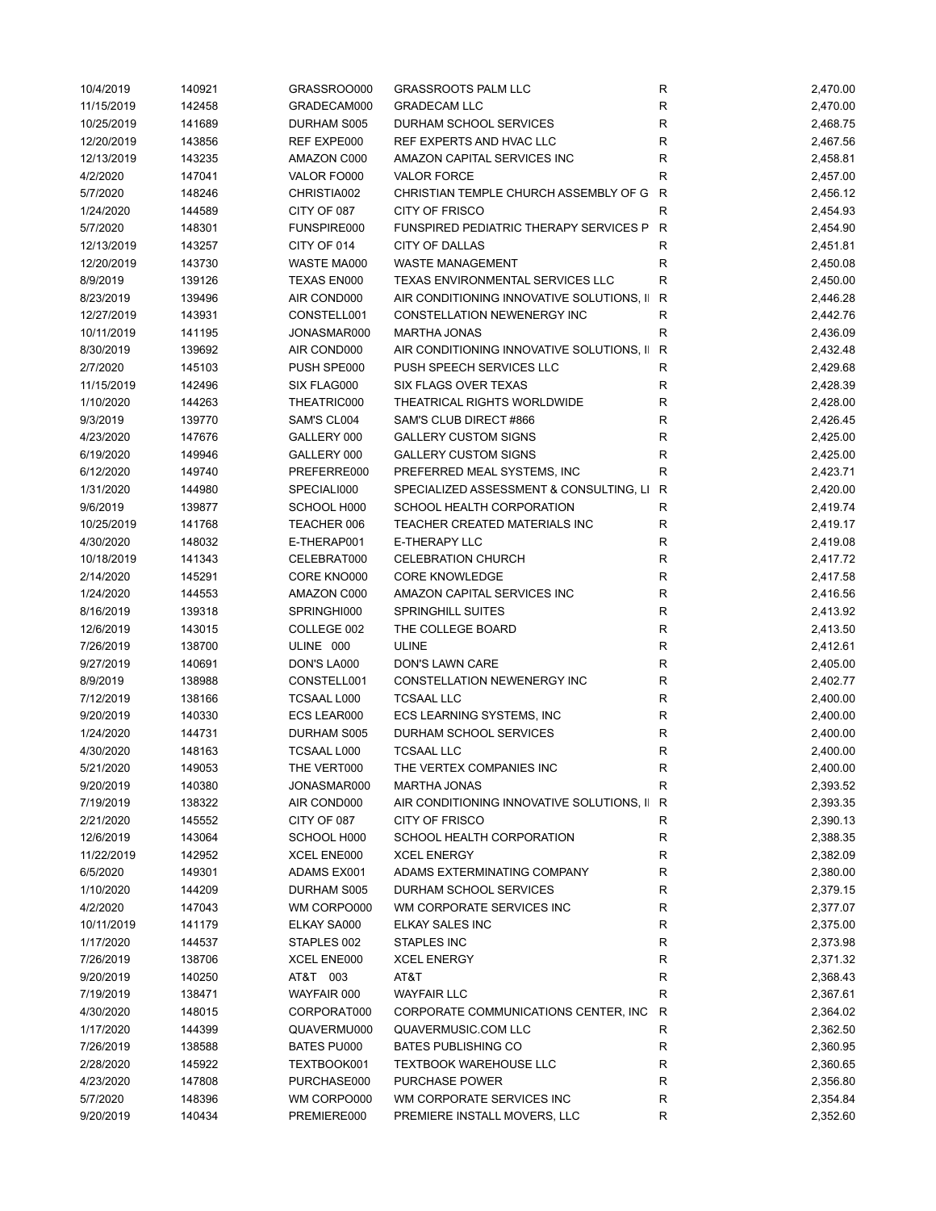| | | | | | |
|---|---|---|---|---|---|
| 10/4/2019 | 140921 | GRASSROO000 | GRASSROOTS PALM LLC | R | 2,470.00 |
| 11/15/2019 | 142458 | GRADECAM000 | GRADECAM LLC | R | 2,470.00 |
| 10/25/2019 | 141689 | DURHAM S005 | DURHAM SCHOOL SERVICES | R | 2,468.75 |
| 12/20/2019 | 143856 | REF EXPE000 | REF EXPERTS AND HVAC LLC | R | 2,467.56 |
| 12/13/2019 | 143235 | AMAZON C000 | AMAZON CAPITAL SERVICES INC | R | 2,458.81 |
| 4/2/2020 | 147041 | VALOR FO000 | VALOR FORCE | R | 2,457.00 |
| 5/7/2020 | 148246 | CHRISTIA002 | CHRISTIAN TEMPLE CHURCH ASSEMBLY OF G | R | 2,456.12 |
| 1/24/2020 | 144589 | CITY OF 087 | CITY OF FRISCO | R | 2,454.93 |
| 5/7/2020 | 148301 | FUNSPIRE000 | FUNSPIRED PEDIATRIC THERAPY SERVICES P | R | 2,454.90 |
| 12/13/2019 | 143257 | CITY OF 014 | CITY OF DALLAS | R | 2,451.81 |
| 12/20/2019 | 143730 | WASTE MA000 | WASTE MANAGEMENT | R | 2,450.08 |
| 8/9/2019 | 139126 | TEXAS EN000 | TEXAS ENVIRONMENTAL SERVICES LLC | R | 2,450.00 |
| 8/23/2019 | 139496 | AIR COND000 | AIR CONDITIONING INNOVATIVE SOLUTIONS, I | R | 2,446.28 |
| 12/27/2019 | 143931 | CONSTELL001 | CONSTELLATION NEWENERGY INC | R | 2,442.76 |
| 10/11/2019 | 141195 | JONASMAR000 | MARTHA JONAS | R | 2,436.09 |
| 8/30/2019 | 139692 | AIR COND000 | AIR CONDITIONING INNOVATIVE SOLUTIONS, I | R | 2,432.48 |
| 2/7/2020 | 145103 | PUSH SPE000 | PUSH SPEECH SERVICES LLC | R | 2,429.68 |
| 11/15/2019 | 142496 | SIX FLAG000 | SIX FLAGS OVER TEXAS | R | 2,428.39 |
| 1/10/2020 | 144263 | THEATRIC000 | THEATRICAL RIGHTS WORLDWIDE | R | 2,428.00 |
| 9/3/2019 | 139770 | SAM'S CL004 | SAM'S CLUB DIRECT #866 | R | 2,426.45 |
| 4/23/2020 | 147676 | GALLERY 000 | GALLERY CUSTOM SIGNS | R | 2,425.00 |
| 6/19/2020 | 149946 | GALLERY 000 | GALLERY CUSTOM SIGNS | R | 2,425.00 |
| 6/12/2020 | 149740 | PREFERRE000 | PREFERRED MEAL SYSTEMS, INC | R | 2,423.71 |
| 1/31/2020 | 144980 | SPECIALI000 | SPECIALIZED ASSESSMENT & CONSULTING, LI | R | 2,420.00 |
| 9/6/2019 | 139877 | SCHOOL H000 | SCHOOL HEALTH CORPORATION | R | 2,419.74 |
| 10/25/2019 | 141768 | TEACHER 006 | TEACHER CREATED MATERIALS INC | R | 2,419.17 |
| 4/30/2020 | 148032 | E-THERAP001 | E-THERAPY LLC | R | 2,419.08 |
| 10/18/2019 | 141343 | CELEBRAT000 | CELEBRATION CHURCH | R | 2,417.72 |
| 2/14/2020 | 145291 | CORE KNO000 | CORE KNOWLEDGE | R | 2,417.58 |
| 1/24/2020 | 144553 | AMAZON C000 | AMAZON CAPITAL SERVICES INC | R | 2,416.56 |
| 8/16/2019 | 139318 | SPRINGHI000 | SPRINGHILL SUITES | R | 2,413.92 |
| 12/6/2019 | 143015 | COLLEGE 002 | THE COLLEGE BOARD | R | 2,413.50 |
| 7/26/2019 | 138700 | ULINE 000 | ULINE | R | 2,412.61 |
| 9/27/2019 | 140691 | DON'S LA000 | DON'S LAWN CARE | R | 2,405.00 |
| 8/9/2019 | 138988 | CONSTELL001 | CONSTELLATION NEWENERGY INC | R | 2,402.77 |
| 7/12/2019 | 138166 | TCSAAL L000 | TCSAAL LLC | R | 2,400.00 |
| 9/20/2019 | 140330 | ECS LEAR000 | ECS LEARNING SYSTEMS, INC | R | 2,400.00 |
| 1/24/2020 | 144731 | DURHAM S005 | DURHAM SCHOOL SERVICES | R | 2,400.00 |
| 4/30/2020 | 148163 | TCSAAL L000 | TCSAAL LLC | R | 2,400.00 |
| 5/21/2020 | 149053 | THE VERT000 | THE VERTEX COMPANIES INC | R | 2,400.00 |
| 9/20/2019 | 140380 | JONASMAR000 | MARTHA JONAS | R | 2,393.52 |
| 7/19/2019 | 138322 | AIR COND000 | AIR CONDITIONING INNOVATIVE SOLUTIONS, I | R | 2,393.35 |
| 2/21/2020 | 145552 | CITY OF 087 | CITY OF FRISCO | R | 2,390.13 |
| 12/6/2019 | 143064 | SCHOOL H000 | SCHOOL HEALTH CORPORATION | R | 2,388.35 |
| 11/22/2019 | 142952 | XCEL ENE000 | XCEL ENERGY | R | 2,382.09 |
| 6/5/2020 | 149301 | ADAMS EX001 | ADAMS EXTERMINATING COMPANY | R | 2,380.00 |
| 1/10/2020 | 144209 | DURHAM S005 | DURHAM SCHOOL SERVICES | R | 2,379.15 |
| 4/2/2020 | 147043 | WM CORPO000 | WM CORPORATE SERVICES INC | R | 2,377.07 |
| 10/11/2019 | 141179 | ELKAY SA000 | ELKAY SALES INC | R | 2,375.00 |
| 1/17/2020 | 144537 | STAPLES 002 | STAPLES INC | R | 2,373.98 |
| 7/26/2019 | 138706 | XCEL ENE000 | XCEL ENERGY | R | 2,371.32 |
| 9/20/2019 | 140250 | AT&T 003 | AT&T | R | 2,368.43 |
| 7/19/2019 | 138471 | WAYFAIR 000 | WAYFAIR LLC | R | 2,367.61 |
| 4/30/2020 | 148015 | CORPORAT000 | CORPORATE COMMUNICATIONS CENTER, INC | R | 2,364.02 |
| 1/17/2020 | 144399 | QUAVERMU000 | QUAVERMUSIC.COM LLC | R | 2,362.50 |
| 7/26/2019 | 138588 | BATES PU000 | BATES PUBLISHING CO | R | 2,360.95 |
| 2/28/2020 | 145922 | TEXTBOOK001 | TEXTBOOK WAREHOUSE LLC | R | 2,360.65 |
| 4/23/2020 | 147808 | PURCHASE000 | PURCHASE POWER | R | 2,356.80 |
| 5/7/2020 | 148396 | WM CORPO000 | WM CORPORATE SERVICES INC | R | 2,354.84 |
| 9/20/2019 | 140434 | PREMIERE000 | PREMIERE INSTALL MOVERS, LLC | R | 2,352.60 |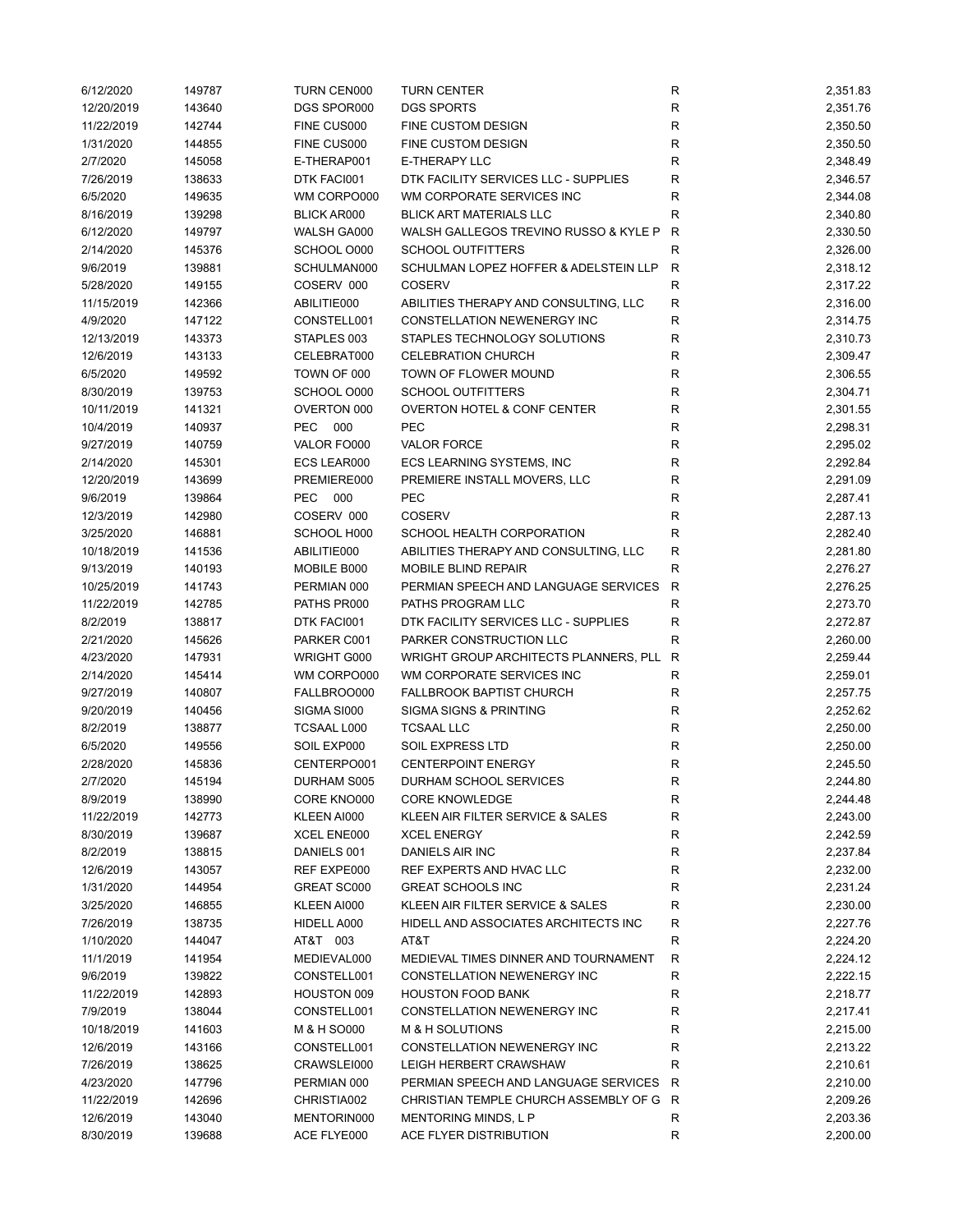| | | | | | |
|---|---|---|---|---|---|
| 6/12/2020 | 149787 | TURN CEN000 | TURN CENTER | R | 2,351.83 |
| 12/20/2019 | 143640 | DGS SPOR000 | DGS SPORTS | R | 2,351.76 |
| 11/22/2019 | 142744 | FINE CUS000 | FINE CUSTOM DESIGN | R | 2,350.50 |
| 1/31/2020 | 144855 | FINE CUS000 | FINE CUSTOM DESIGN | R | 2,350.50 |
| 2/7/2020 | 145058 | E-THERAP001 | E-THERAPY LLC | R | 2,348.49 |
| 7/26/2019 | 138633 | DTK FACI001 | DTK FACILITY SERVICES LLC - SUPPLIES | R | 2,346.57 |
| 6/5/2020 | 149635 | WM CORPO000 | WM CORPORATE SERVICES INC | R | 2,344.08 |
| 8/16/2019 | 139298 | BLICK AR000 | BLICK ART MATERIALS LLC | R | 2,340.80 |
| 6/12/2020 | 149797 | WALSH GA000 | WALSH GALLEGOS TREVINO RUSSO & KYLE P | R | 2,330.50 |
| 2/14/2020 | 145376 | SCHOOL O000 | SCHOOL OUTFITTERS | R | 2,326.00 |
| 9/6/2019 | 139881 | SCHULMAN000 | SCHULMAN LOPEZ HOFFER & ADELSTEIN LLP | R | 2,318.12 |
| 5/28/2020 | 149155 | COSERV 000 | COSERV | R | 2,317.22 |
| 11/15/2019 | 142366 | ABILITIE000 | ABILITIES THERAPY AND CONSULTING, LLC | R | 2,316.00 |
| 4/9/2020 | 147122 | CONSTELL001 | CONSTELLATION NEWENERGY INC | R | 2,314.75 |
| 12/13/2019 | 143373 | STAPLES 003 | STAPLES TECHNOLOGY SOLUTIONS | R | 2,310.73 |
| 12/6/2019 | 143133 | CELEBRAT000 | CELEBRATION CHURCH | R | 2,309.47 |
| 6/5/2020 | 149592 | TOWN OF 000 | TOWN OF FLOWER MOUND | R | 2,306.55 |
| 8/30/2019 | 139753 | SCHOOL O000 | SCHOOL OUTFITTERS | R | 2,304.71 |
| 10/11/2019 | 141321 | OVERTON 000 | OVERTON HOTEL & CONF CENTER | R | 2,301.55 |
| 10/4/2019 | 140937 | PEC 000 | PEC | R | 2,298.31 |
| 9/27/2019 | 140759 | VALOR FO000 | VALOR FORCE | R | 2,295.02 |
| 2/14/2020 | 145301 | ECS LEAR000 | ECS LEARNING SYSTEMS, INC | R | 2,292.84 |
| 12/20/2019 | 143699 | PREMIERE000 | PREMIERE INSTALL MOVERS, LLC | R | 2,291.09 |
| 9/6/2019 | 139864 | PEC 000 | PEC | R | 2,287.41 |
| 12/3/2019 | 142980 | COSERV 000 | COSERV | R | 2,287.13 |
| 3/25/2020 | 146881 | SCHOOL H000 | SCHOOL HEALTH CORPORATION | R | 2,282.40 |
| 10/18/2019 | 141536 | ABILITIE000 | ABILITIES THERAPY AND CONSULTING, LLC | R | 2,281.80 |
| 9/13/2019 | 140193 | MOBILE B000 | MOBILE BLIND REPAIR | R | 2,276.27 |
| 10/25/2019 | 141743 | PERMIAN 000 | PERMIAN SPEECH AND LANGUAGE SERVICES | R | 2,276.25 |
| 11/22/2019 | 142785 | PATHS PR000 | PATHS PROGRAM LLC | R | 2,273.70 |
| 8/2/2019 | 138817 | DTK FACI001 | DTK FACILITY SERVICES LLC - SUPPLIES | R | 2,272.87 |
| 2/21/2020 | 145626 | PARKER C001 | PARKER CONSTRUCTION LLC | R | 2,260.00 |
| 4/23/2020 | 147931 | WRIGHT G000 | WRIGHT GROUP ARCHITECTS PLANNERS, PLL | R | 2,259.44 |
| 2/14/2020 | 145414 | WM CORPO000 | WM CORPORATE SERVICES INC | R | 2,259.01 |
| 9/27/2019 | 140807 | FALLBROO000 | FALLBROOK BAPTIST CHURCH | R | 2,257.75 |
| 9/20/2019 | 140456 | SIGMA SI000 | SIGMA SIGNS & PRINTING | R | 2,252.62 |
| 8/2/2019 | 138877 | TCSAAL L000 | TCSAAL LLC | R | 2,250.00 |
| 6/5/2020 | 149556 | SOIL EXP000 | SOIL EXPRESS LTD | R | 2,250.00 |
| 2/28/2020 | 145836 | CENTERPO001 | CENTERPOINT ENERGY | R | 2,245.50 |
| 2/7/2020 | 145194 | DURHAM S005 | DURHAM SCHOOL SERVICES | R | 2,244.80 |
| 8/9/2019 | 138990 | CORE KNO000 | CORE KNOWLEDGE | R | 2,244.48 |
| 11/22/2019 | 142773 | KLEEN AI000 | KLEEN AIR FILTER SERVICE & SALES | R | 2,243.00 |
| 8/30/2019 | 139687 | XCEL ENE000 | XCEL ENERGY | R | 2,242.59 |
| 8/2/2019 | 138815 | DANIELS 001 | DANIELS AIR INC | R | 2,237.84 |
| 12/6/2019 | 143057 | REF EXPE000 | REF EXPERTS AND HVAC LLC | R | 2,232.00 |
| 1/31/2020 | 144954 | GREAT SC000 | GREAT SCHOOLS INC | R | 2,231.24 |
| 3/25/2020 | 146855 | KLEEN AI000 | KLEEN AIR FILTER SERVICE & SALES | R | 2,230.00 |
| 7/26/2019 | 138735 | HIDELL A000 | HIDELL AND ASSOCIATES ARCHITECTS INC | R | 2,227.76 |
| 1/10/2020 | 144047 | AT&T 003 | AT&T | R | 2,224.20 |
| 11/1/2019 | 141954 | MEDIEVAL000 | MEDIEVAL TIMES DINNER AND TOURNAMENT | R | 2,224.12 |
| 9/6/2019 | 139822 | CONSTELL001 | CONSTELLATION NEWENERGY INC | R | 2,222.15 |
| 11/22/2019 | 142893 | HOUSTON 009 | HOUSTON FOOD BANK | R | 2,218.77 |
| 7/9/2019 | 138044 | CONSTELL001 | CONSTELLATION NEWENERGY INC | R | 2,217.41 |
| 10/18/2019 | 141603 | M & H SO000 | M & H SOLUTIONS | R | 2,215.00 |
| 12/6/2019 | 143166 | CONSTELL001 | CONSTELLATION NEWENERGY INC | R | 2,213.22 |
| 7/26/2019 | 138625 | CRAWSLEI000 | LEIGH HERBERT CRAWSHAW | R | 2,210.61 |
| 4/23/2020 | 147796 | PERMIAN 000 | PERMIAN SPEECH AND LANGUAGE SERVICES | R | 2,210.00 |
| 11/22/2019 | 142696 | CHRISTIA002 | CHRISTIAN TEMPLE CHURCH ASSEMBLY OF G | R | 2,209.26 |
| 12/6/2019 | 143040 | MENTORIN000 | MENTORING MINDS, L P | R | 2,203.36 |
| 8/30/2019 | 139688 | ACE FLYE000 | ACE FLYER DISTRIBUTION | R | 2,200.00 |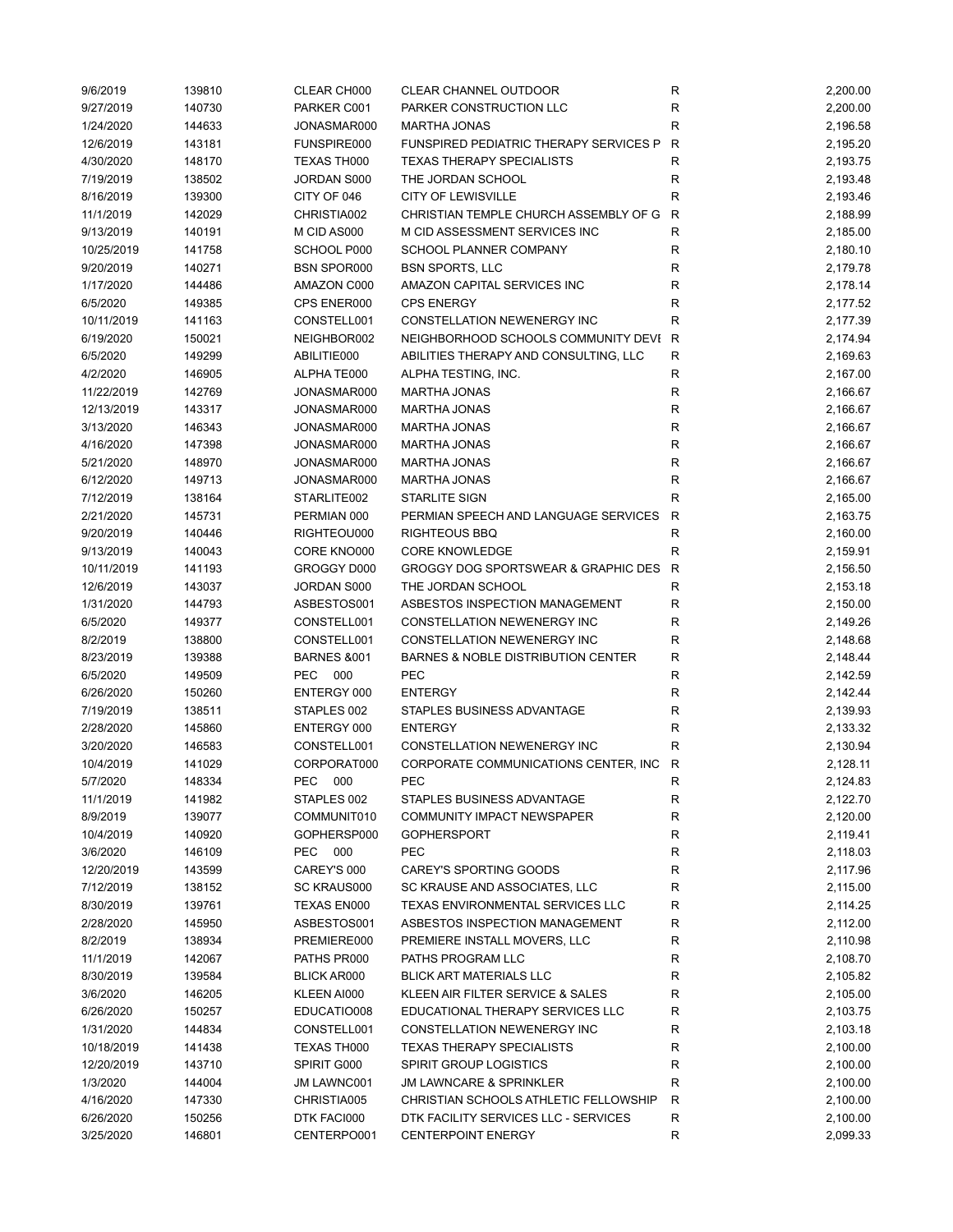| | | | | | |
|---|---|---|---|---|---|
| 9/6/2019 | 139810 | CLEAR CH000 | CLEAR CHANNEL OUTDOOR | R | 2,200.00 |
| 9/27/2019 | 140730 | PARKER C001 | PARKER CONSTRUCTION LLC | R | 2,200.00 |
| 1/24/2020 | 144633 | JONASMAR000 | MARTHA JONAS | R | 2,196.58 |
| 12/6/2019 | 143181 | FUNSPIRE000 | FUNSPIRED PEDIATRIC THERAPY SERVICES P | R | 2,195.20 |
| 4/30/2020 | 148170 | TEXAS TH000 | TEXAS THERAPY SPECIALISTS | R | 2,193.75 |
| 7/19/2019 | 138502 | JORDAN S000 | THE JORDAN SCHOOL | R | 2,193.48 |
| 8/16/2019 | 139300 | CITY OF 046 | CITY OF LEWISVILLE | R | 2,193.46 |
| 11/1/2019 | 142029 | CHRISTIA002 | CHRISTIAN TEMPLE CHURCH ASSEMBLY OF G | R | 2,188.99 |
| 9/13/2019 | 140191 | M CID AS000 | M CID ASSESSMENT SERVICES INC | R | 2,185.00 |
| 10/25/2019 | 141758 | SCHOOL P000 | SCHOOL PLANNER COMPANY | R | 2,180.10 |
| 9/20/2019 | 140271 | BSN SPOR000 | BSN SPORTS, LLC | R | 2,179.78 |
| 1/17/2020 | 144486 | AMAZON C000 | AMAZON CAPITAL SERVICES INC | R | 2,178.14 |
| 6/5/2020 | 149385 | CPS ENER000 | CPS ENERGY | R | 2,177.52 |
| 10/11/2019 | 141163 | CONSTELL001 | CONSTELLATION NEWENERGY INC | R | 2,177.39 |
| 6/19/2020 | 150021 | NEIGHBOR002 | NEIGHBORHOOD SCHOOLS COMMUNITY DEVI | R | 2,174.94 |
| 6/5/2020 | 149299 | ABILITIE000 | ABILITIES THERAPY AND CONSULTING, LLC | R | 2,169.63 |
| 4/2/2020 | 146905 | ALPHA TE000 | ALPHA TESTING, INC. | R | 2,167.00 |
| 11/22/2019 | 142769 | JONASMAR000 | MARTHA JONAS | R | 2,166.67 |
| 12/13/2019 | 143317 | JONASMAR000 | MARTHA JONAS | R | 2,166.67 |
| 3/13/2020 | 146343 | JONASMAR000 | MARTHA JONAS | R | 2,166.67 |
| 4/16/2020 | 147398 | JONASMAR000 | MARTHA JONAS | R | 2,166.67 |
| 5/21/2020 | 148970 | JONASMAR000 | MARTHA JONAS | R | 2,166.67 |
| 6/12/2020 | 149713 | JONASMAR000 | MARTHA JONAS | R | 2,166.67 |
| 7/12/2019 | 138164 | STARLITE002 | STARLITE SIGN | R | 2,165.00 |
| 2/21/2020 | 145731 | PERMIAN 000 | PERMIAN SPEECH AND LANGUAGE SERVICES | R | 2,163.75 |
| 9/20/2019 | 140446 | RIGHTEOU000 | RIGHTEOUS BBQ | R | 2,160.00 |
| 9/13/2019 | 140043 | CORE KNO000 | CORE KNOWLEDGE | R | 2,159.91 |
| 10/11/2019 | 141193 | GROGGY D000 | GROGGY DOG SPORTSWEAR & GRAPHIC DES | R | 2,156.50 |
| 12/6/2019 | 143037 | JORDAN S000 | THE JORDAN SCHOOL | R | 2,153.18 |
| 1/31/2020 | 144793 | ASBESTOS001 | ASBESTOS INSPECTION MANAGEMENT | R | 2,150.00 |
| 6/5/2020 | 149377 | CONSTELL001 | CONSTELLATION NEWENERGY INC | R | 2,149.26 |
| 8/2/2019 | 138800 | CONSTELL001 | CONSTELLATION NEWENERGY INC | R | 2,148.68 |
| 8/23/2019 | 139388 | BARNES &001 | BARNES & NOBLE DISTRIBUTION CENTER | R | 2,148.44 |
| 6/5/2020 | 149509 | PEC 000 | PEC | R | 2,142.59 |
| 6/26/2020 | 150260 | ENTERGY 000 | ENTERGY | R | 2,142.44 |
| 7/19/2019 | 138511 | STAPLES 002 | STAPLES BUSINESS ADVANTAGE | R | 2,139.93 |
| 2/28/2020 | 145860 | ENTERGY 000 | ENTERGY | R | 2,133.32 |
| 3/20/2020 | 146583 | CONSTELL001 | CONSTELLATION NEWENERGY INC | R | 2,130.94 |
| 10/4/2019 | 141029 | CORPORAT000 | CORPORATE COMMUNICATIONS CENTER, INC | R | 2,128.11 |
| 5/7/2020 | 148334 | PEC 000 | PEC | R | 2,124.83 |
| 11/1/2019 | 141982 | STAPLES 002 | STAPLES BUSINESS ADVANTAGE | R | 2,122.70 |
| 8/9/2019 | 139077 | COMMUNIT010 | COMMUNITY IMPACT NEWSPAPER | R | 2,120.00 |
| 10/4/2019 | 140920 | GOPHERSP000 | GOPHERSPORT | R | 2,119.41 |
| 3/6/2020 | 146109 | PEC 000 | PEC | R | 2,118.03 |
| 12/20/2019 | 143599 | CAREY'S 000 | CAREY'S SPORTING GOODS | R | 2,117.96 |
| 7/12/2019 | 138152 | SC KRAUS000 | SC KRAUSE AND ASSOCIATES, LLC | R | 2,115.00 |
| 8/30/2019 | 139761 | TEXAS EN000 | TEXAS ENVIRONMENTAL SERVICES LLC | R | 2,114.25 |
| 2/28/2020 | 145950 | ASBESTOS001 | ASBESTOS INSPECTION MANAGEMENT | R | 2,112.00 |
| 8/2/2019 | 138934 | PREMIERE000 | PREMIERE INSTALL MOVERS, LLC | R | 2,110.98 |
| 11/1/2019 | 142067 | PATHS PR000 | PATHS PROGRAM LLC | R | 2,108.70 |
| 8/30/2019 | 139584 | BLICK AR000 | BLICK ART MATERIALS LLC | R | 2,105.82 |
| 3/6/2020 | 146205 | KLEEN AI000 | KLEEN AIR FILTER SERVICE & SALES | R | 2,105.00 |
| 6/26/2020 | 150257 | EDUCATIO008 | EDUCATIONAL THERAPY SERVICES LLC | R | 2,103.75 |
| 1/31/2020 | 144834 | CONSTELL001 | CONSTELLATION NEWENERGY INC | R | 2,103.18 |
| 10/18/2019 | 141438 | TEXAS TH000 | TEXAS THERAPY SPECIALISTS | R | 2,100.00 |
| 12/20/2019 | 143710 | SPIRIT G000 | SPIRIT GROUP LOGISTICS | R | 2,100.00 |
| 1/3/2020 | 144004 | JM LAWNC001 | JM LAWNCARE & SPRINKLER | R | 2,100.00 |
| 4/16/2020 | 147330 | CHRISTIA005 | CHRISTIAN SCHOOLS ATHLETIC FELLOWSHIP | R | 2,100.00 |
| 6/26/2020 | 150256 | DTK FACI000 | DTK FACILITY SERVICES LLC - SERVICES | R | 2,100.00 |
| 3/25/2020 | 146801 | CENTERPO001 | CENTERPOINT ENERGY | R | 2,099.33 |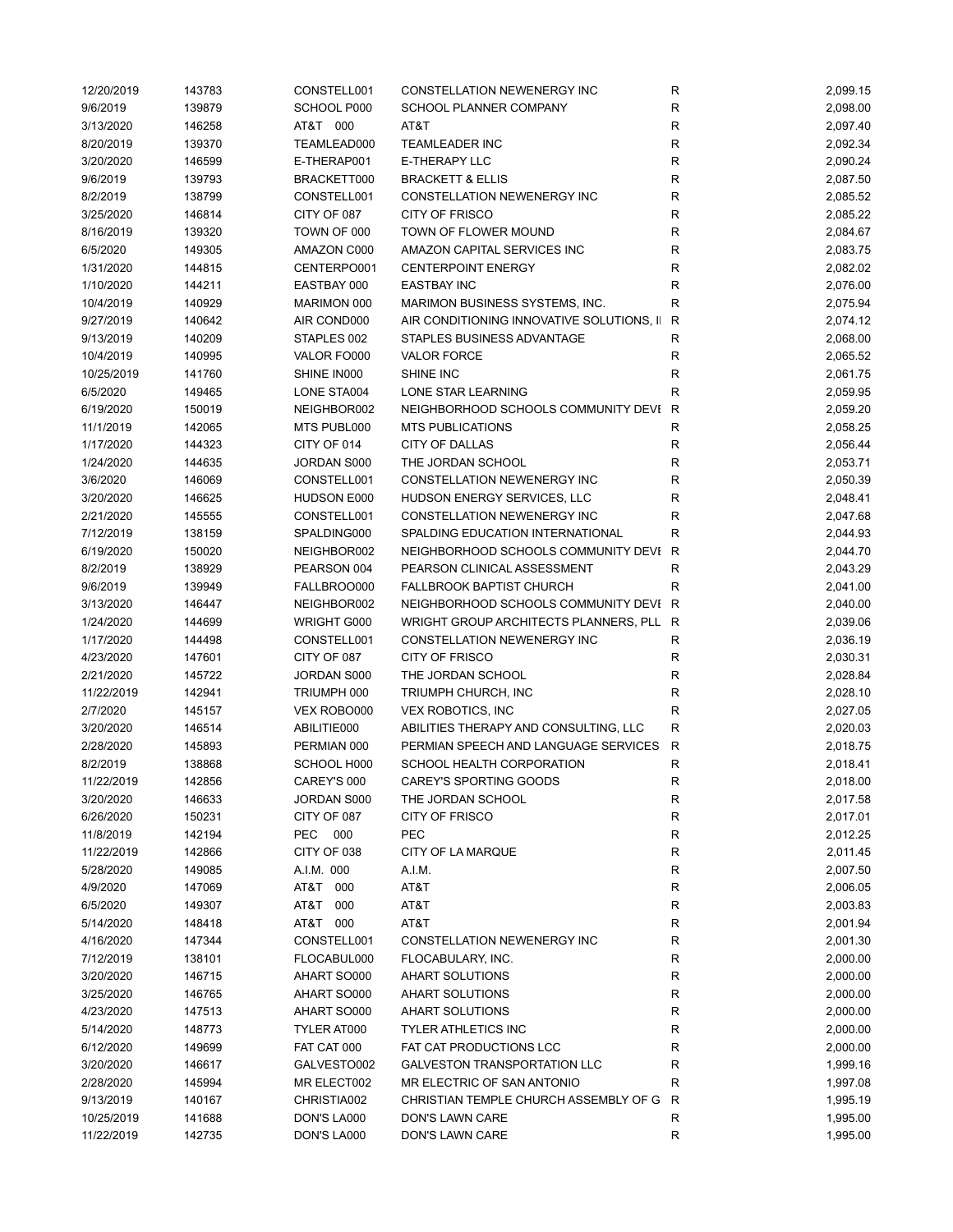| | | | | | |
|---|---|---|---|---|---|
| 12/20/2019 | 143783 | CONSTELL001 | CONSTELLATION NEWENERGY INC | R | 2,099.15 |
| 9/6/2019 | 139879 | SCHOOL P000 | SCHOOL PLANNER COMPANY | R | 2,098.00 |
| 3/13/2020 | 146258 | AT&T 000 | AT&T | R | 2,097.40 |
| 8/20/2019 | 139370 | TEAMLEAD000 | TEAMLEADER INC | R | 2,092.34 |
| 3/20/2020 | 146599 | E-THERAP001 | E-THERAPY LLC | R | 2,090.24 |
| 9/6/2019 | 139793 | BRACKETT000 | BRACKETT & ELLIS | R | 2,087.50 |
| 8/2/2019 | 138799 | CONSTELL001 | CONSTELLATION NEWENERGY INC | R | 2,085.52 |
| 3/25/2020 | 146814 | CITY OF 087 | CITY OF FRISCO | R | 2,085.22 |
| 8/16/2019 | 139320 | TOWN OF 000 | TOWN OF FLOWER MOUND | R | 2,084.67 |
| 6/5/2020 | 149305 | AMAZON C000 | AMAZON CAPITAL SERVICES INC | R | 2,083.75 |
| 1/31/2020 | 144815 | CENTERPO001 | CENTERPOINT ENERGY | R | 2,082.02 |
| 1/10/2020 | 144211 | EASTBAY 000 | EASTBAY INC | R | 2,076.00 |
| 10/4/2019 | 140929 | MARIMON 000 | MARIMON BUSINESS SYSTEMS, INC. | R | 2,075.94 |
| 9/27/2019 | 140642 | AIR COND000 | AIR CONDITIONING INNOVATIVE SOLUTIONS, II | R | 2,074.12 |
| 9/13/2019 | 140209 | STAPLES 002 | STAPLES BUSINESS ADVANTAGE | R | 2,068.00 |
| 10/4/2019 | 140995 | VALOR FO000 | VALOR FORCE | R | 2,065.52 |
| 10/25/2019 | 141760 | SHINE IN000 | SHINE INC | R | 2,061.75 |
| 6/5/2020 | 149465 | LONE STA004 | LONE STAR LEARNING | R | 2,059.95 |
| 6/19/2020 | 150019 | NEIGHBOR002 | NEIGHBORHOOD SCHOOLS COMMUNITY DEVE | R | 2,059.20 |
| 11/1/2019 | 142065 | MTS PUBL000 | MTS PUBLICATIONS | R | 2,058.25 |
| 1/17/2020 | 144323 | CITY OF 014 | CITY OF DALLAS | R | 2,056.44 |
| 1/24/2020 | 144635 | JORDAN S000 | THE JORDAN SCHOOL | R | 2,053.71 |
| 3/6/2020 | 146069 | CONSTELL001 | CONSTELLATION NEWENERGY INC | R | 2,050.39 |
| 3/20/2020 | 146625 | HUDSON E000 | HUDSON ENERGY SERVICES, LLC | R | 2,048.41 |
| 2/21/2020 | 145555 | CONSTELL001 | CONSTELLATION NEWENERGY INC | R | 2,047.68 |
| 7/12/2019 | 138159 | SPALDING000 | SPALDING EDUCATION INTERNATIONAL | R | 2,044.93 |
| 6/19/2020 | 150020 | NEIGHBOR002 | NEIGHBORHOOD SCHOOLS COMMUNITY DEVE | R | 2,044.70 |
| 8/2/2019 | 138929 | PEARSON 004 | PEARSON CLINICAL ASSESSMENT | R | 2,043.29 |
| 9/6/2019 | 139949 | FALLBROO000 | FALLBROOK BAPTIST CHURCH | R | 2,041.00 |
| 3/13/2020 | 146447 | NEIGHBOR002 | NEIGHBORHOOD SCHOOLS COMMUNITY DEVE | R | 2,040.00 |
| 1/24/2020 | 144699 | WRIGHT G000 | WRIGHT GROUP ARCHITECTS PLANNERS, PLL | R | 2,039.06 |
| 1/17/2020 | 144498 | CONSTELL001 | CONSTELLATION NEWENERGY INC | R | 2,036.19 |
| 4/23/2020 | 147601 | CITY OF 087 | CITY OF FRISCO | R | 2,030.31 |
| 2/21/2020 | 145722 | JORDAN S000 | THE JORDAN SCHOOL | R | 2,028.84 |
| 11/22/2019 | 142941 | TRIUMPH 000 | TRIUMPH CHURCH, INC | R | 2,028.10 |
| 2/7/2020 | 145157 | VEX ROBO000 | VEX ROBOTICS, INC | R | 2,027.05 |
| 3/20/2020 | 146514 | ABILITIE000 | ABILITIES THERAPY AND CONSULTING, LLC | R | 2,020.03 |
| 2/28/2020 | 145893 | PERMIAN 000 | PERMIAN SPEECH AND LANGUAGE SERVICES | R | 2,018.75 |
| 8/2/2019 | 138868 | SCHOOL H000 | SCHOOL HEALTH CORPORATION | R | 2,018.41 |
| 11/22/2019 | 142856 | CAREY'S 000 | CAREY'S SPORTING GOODS | R | 2,018.00 |
| 3/20/2020 | 146633 | JORDAN S000 | THE JORDAN SCHOOL | R | 2,017.58 |
| 6/26/2020 | 150231 | CITY OF 087 | CITY OF FRISCO | R | 2,017.01 |
| 11/8/2019 | 142194 | PEC 000 | PEC | R | 2,012.25 |
| 11/22/2019 | 142866 | CITY OF 038 | CITY OF LA MARQUE | R | 2,011.45 |
| 5/28/2020 | 149085 | A.I.M. 000 | A.I.M. | R | 2,007.50 |
| 4/9/2020 | 147069 | AT&T 000 | AT&T | R | 2,006.05 |
| 6/5/2020 | 149307 | AT&T 000 | AT&T | R | 2,003.83 |
| 5/14/2020 | 148418 | AT&T 000 | AT&T | R | 2,001.94 |
| 4/16/2020 | 147344 | CONSTELL001 | CONSTELLATION NEWENERGY INC | R | 2,001.30 |
| 7/12/2019 | 138101 | FLOCABUL000 | FLOCABULARY, INC. | R | 2,000.00 |
| 3/20/2020 | 146715 | AHART SO000 | AHART SOLUTIONS | R | 2,000.00 |
| 3/25/2020 | 146765 | AHART SO000 | AHART SOLUTIONS | R | 2,000.00 |
| 4/23/2020 | 147513 | AHART SO000 | AHART SOLUTIONS | R | 2,000.00 |
| 5/14/2020 | 148773 | TYLER AT000 | TYLER ATHLETICS INC | R | 2,000.00 |
| 6/12/2020 | 149699 | FAT CAT 000 | FAT CAT PRODUCTIONS LCC | R | 2,000.00 |
| 3/20/2020 | 146617 | GALVESTO002 | GALVESTON TRANSPORTATION LLC | R | 1,999.16 |
| 2/28/2020 | 145994 | MR ELECT002 | MR ELECTRIC OF SAN ANTONIO | R | 1,997.08 |
| 9/13/2019 | 140167 | CHRISTIA002 | CHRISTIAN TEMPLE CHURCH ASSEMBLY OF G | R | 1,995.19 |
| 10/25/2019 | 141688 | DON'S LA000 | DON'S LAWN CARE | R | 1,995.00 |
| 11/22/2019 | 142735 | DON'S LA000 | DON'S LAWN CARE | R | 1,995.00 |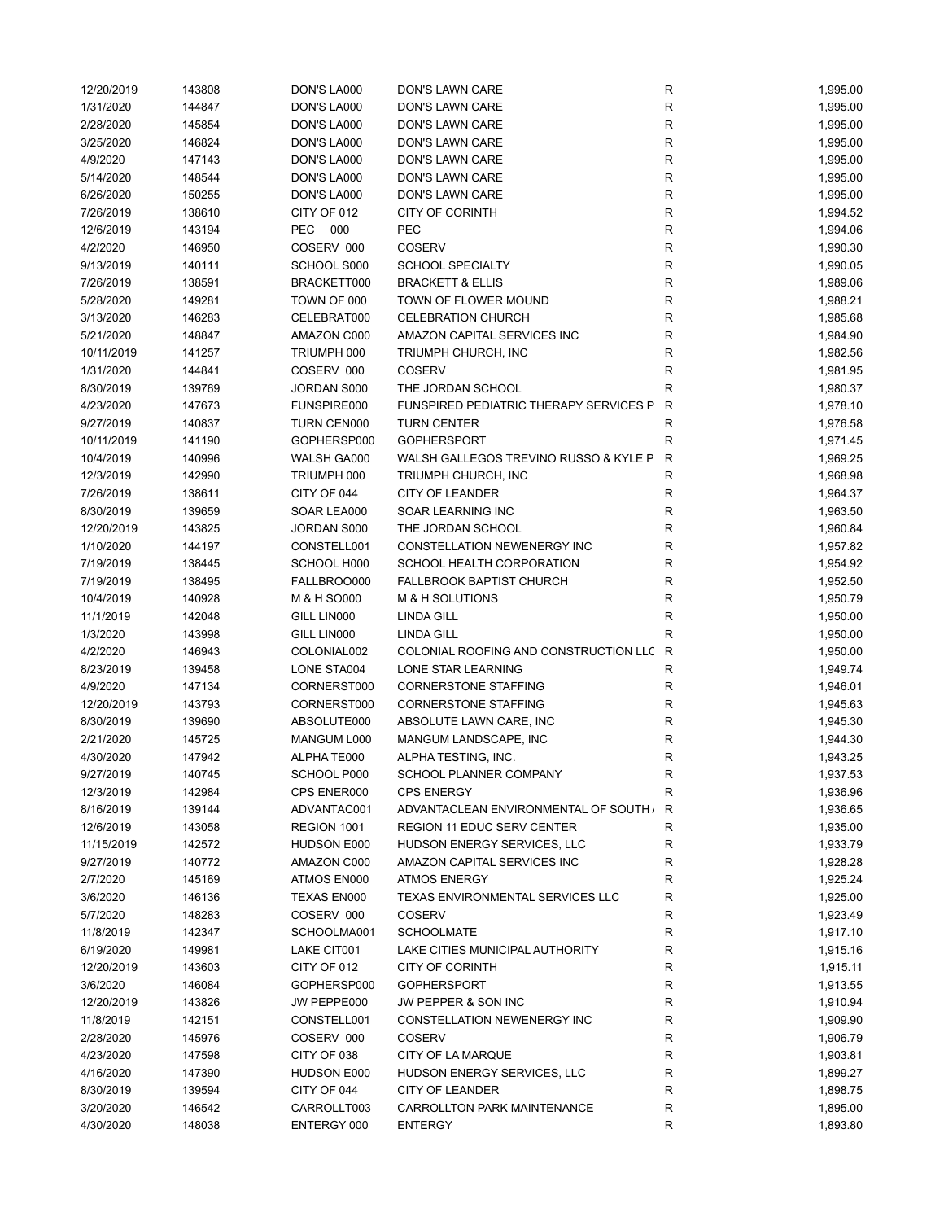| | | | | | |
|---|---|---|---|---|---|
| 12/20/2019 | 143808 | DON'S LA000 | DON'S LAWN CARE | R | 1,995.00 |
| 1/31/2020 | 144847 | DON'S LA000 | DON'S LAWN CARE | R | 1,995.00 |
| 2/28/2020 | 145854 | DON'S LA000 | DON'S LAWN CARE | R | 1,995.00 |
| 3/25/2020 | 146824 | DON'S LA000 | DON'S LAWN CARE | R | 1,995.00 |
| 4/9/2020 | 147143 | DON'S LA000 | DON'S LAWN CARE | R | 1,995.00 |
| 5/14/2020 | 148544 | DON'S LA000 | DON'S LAWN CARE | R | 1,995.00 |
| 6/26/2020 | 150255 | DON'S LA000 | DON'S LAWN CARE | R | 1,995.00 |
| 7/26/2019 | 138610 | CITY OF 012 | CITY OF CORINTH | R | 1,994.52 |
| 12/6/2019 | 143194 | PEC 000 | PEC | R | 1,994.06 |
| 4/2/2020 | 146950 | COSERV 000 | COSERV | R | 1,990.30 |
| 9/13/2019 | 140111 | SCHOOL S000 | SCHOOL SPECIALTY | R | 1,990.05 |
| 7/26/2019 | 138591 | BRACKETT000 | BRACKETT & ELLIS | R | 1,989.06 |
| 5/28/2020 | 149281 | TOWN OF 000 | TOWN OF FLOWER MOUND | R | 1,988.21 |
| 3/13/2020 | 146283 | CELEBRAT000 | CELEBRATION CHURCH | R | 1,985.68 |
| 5/21/2020 | 148847 | AMAZON C000 | AMAZON CAPITAL SERVICES INC | R | 1,984.90 |
| 10/11/2019 | 141257 | TRIUMPH 000 | TRIUMPH CHURCH, INC | R | 1,982.56 |
| 1/31/2020 | 144841 | COSERV 000 | COSERV | R | 1,981.95 |
| 8/30/2019 | 139769 | JORDAN S000 | THE JORDAN SCHOOL | R | 1,980.37 |
| 4/23/2020 | 147673 | FUNSPIRE000 | FUNSPIRED PEDIATRIC THERAPY SERVICES P | R | 1,978.10 |
| 9/27/2019 | 140837 | TURN CEN000 | TURN CENTER | R | 1,976.58 |
| 10/11/2019 | 141190 | GOPHERSP000 | GOPHERSPORT | R | 1,971.45 |
| 10/4/2019 | 140996 | WALSH GA000 | WALSH GALLEGOS TREVINO RUSSO & KYLE P | R | 1,969.25 |
| 12/3/2019 | 142990 | TRIUMPH 000 | TRIUMPH CHURCH, INC | R | 1,968.98 |
| 7/26/2019 | 138611 | CITY OF 044 | CITY OF LEANDER | R | 1,964.37 |
| 8/30/2019 | 139659 | SOAR LEA000 | SOAR LEARNING INC | R | 1,963.50 |
| 12/20/2019 | 143825 | JORDAN S000 | THE JORDAN SCHOOL | R | 1,960.84 |
| 1/10/2020 | 144197 | CONSTELL001 | CONSTELLATION NEWENERGY INC | R | 1,957.82 |
| 7/19/2019 | 138445 | SCHOOL H000 | SCHOOL HEALTH CORPORATION | R | 1,954.92 |
| 7/19/2019 | 138495 | FALLBROO000 | FALLBROOK BAPTIST CHURCH | R | 1,952.50 |
| 10/4/2019 | 140928 | M & H SO000 | M & H SOLUTIONS | R | 1,950.79 |
| 11/1/2019 | 142048 | GILL LIN000 | LINDA GILL | R | 1,950.00 |
| 1/3/2020 | 143998 | GILL LIN000 | LINDA GILL | R | 1,950.00 |
| 4/2/2020 | 146943 | COLONIAL002 | COLONIAL ROOFING AND CONSTRUCTION LLC | R | 1,950.00 |
| 8/23/2019 | 139458 | LONE STA004 | LONE STAR LEARNING | R | 1,949.74 |
| 4/9/2020 | 147134 | CORNERST000 | CORNERSTONE STAFFING | R | 1,946.01 |
| 12/20/2019 | 143793 | CORNERST000 | CORNERSTONE STAFFING | R | 1,945.63 |
| 8/30/2019 | 139690 | ABSOLUTE000 | ABSOLUTE LAWN CARE, INC | R | 1,945.30 |
| 2/21/2020 | 145725 | MANGUM L000 | MANGUM LANDSCAPE, INC | R | 1,944.30 |
| 4/30/2020 | 147942 | ALPHA TE000 | ALPHA TESTING, INC. | R | 1,943.25 |
| 9/27/2019 | 140745 | SCHOOL P000 | SCHOOL PLANNER COMPANY | R | 1,937.53 |
| 12/3/2019 | 142984 | CPS ENER000 | CPS ENERGY | R | 1,936.96 |
| 8/16/2019 | 139144 | ADVANTAC001 | ADVANTACLEAN ENVIRONMENTAL OF SOUTH / | R | 1,936.65 |
| 12/6/2019 | 143058 | REGION 1001 | REGION 11 EDUC SERV CENTER | R | 1,935.00 |
| 11/15/2019 | 142572 | HUDSON E000 | HUDSON ENERGY SERVICES, LLC | R | 1,933.79 |
| 9/27/2019 | 140772 | AMAZON C000 | AMAZON CAPITAL SERVICES INC | R | 1,928.28 |
| 2/7/2020 | 145169 | ATMOS EN000 | ATMOS ENERGY | R | 1,925.24 |
| 3/6/2020 | 146136 | TEXAS EN000 | TEXAS ENVIRONMENTAL SERVICES LLC | R | 1,925.00 |
| 5/7/2020 | 148283 | COSERV 000 | COSERV | R | 1,923.49 |
| 11/8/2019 | 142347 | SCHOOLMA001 | SCHOOLMATE | R | 1,917.10 |
| 6/19/2020 | 149981 | LAKE CIT001 | LAKE CITIES MUNICIPAL AUTHORITY | R | 1,915.16 |
| 12/20/2019 | 143603 | CITY OF 012 | CITY OF CORINTH | R | 1,915.11 |
| 3/6/2020 | 146084 | GOPHERSP000 | GOPHERSPORT | R | 1,913.55 |
| 12/20/2019 | 143826 | JW PEPPE000 | JW PEPPER & SON INC | R | 1,910.94 |
| 11/8/2019 | 142151 | CONSTELL001 | CONSTELLATION NEWENERGY INC | R | 1,909.90 |
| 2/28/2020 | 145976 | COSERV 000 | COSERV | R | 1,906.79 |
| 4/23/2020 | 147598 | CITY OF 038 | CITY OF LA MARQUE | R | 1,903.81 |
| 4/16/2020 | 147390 | HUDSON E000 | HUDSON ENERGY SERVICES, LLC | R | 1,899.27 |
| 8/30/2019 | 139594 | CITY OF 044 | CITY OF LEANDER | R | 1,898.75 |
| 3/20/2020 | 146542 | CARROLLT003 | CARROLLTON PARK MAINTENANCE | R | 1,895.00 |
| 4/30/2020 | 148038 | ENTERGY 000 | ENTERGY | R | 1,893.80 |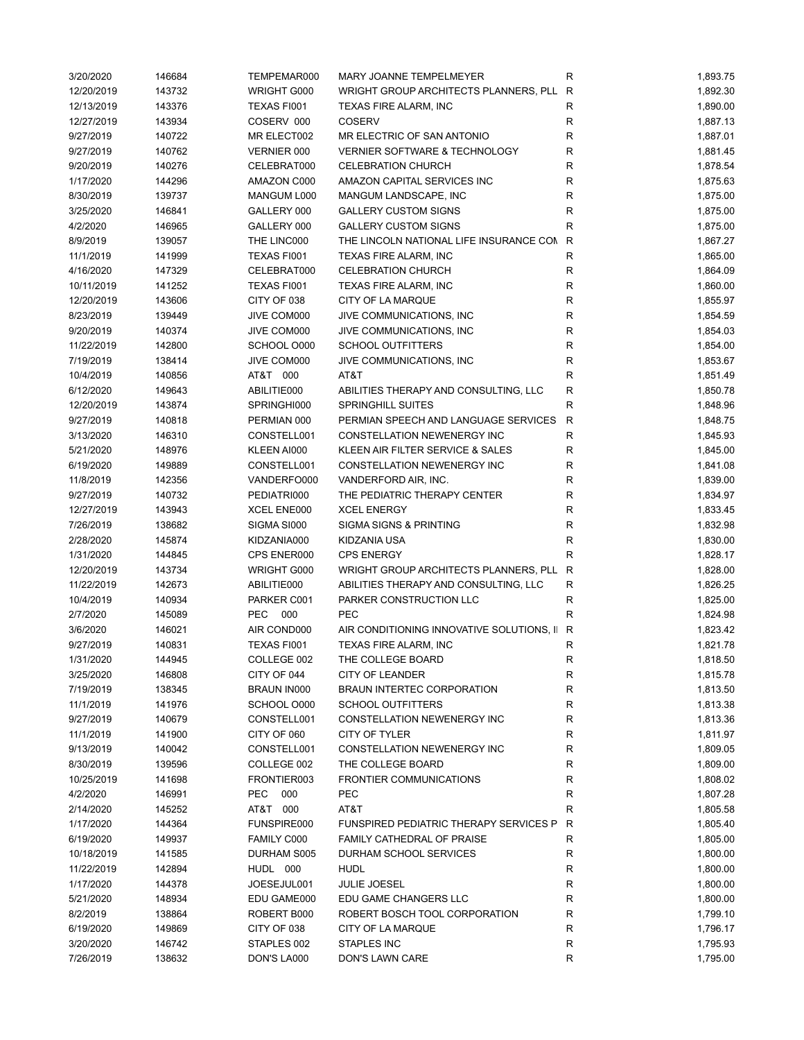| | | | | | |
|---|---|---|---|---|---|
| 3/20/2020 | 146684 | TEMPEMAR000 | MARY JOANNE TEMPELMEYER | R | 1,893.75 |
| 12/20/2019 | 143732 | WRIGHT G000 | WRIGHT GROUP ARCHITECTS PLANNERS, PLL | R | 1,892.30 |
| 12/13/2019 | 143376 | TEXAS FI001 | TEXAS FIRE ALARM, INC | R | 1,890.00 |
| 12/27/2019 | 143934 | COSERV 000 | COSERV | R | 1,887.13 |
| 9/27/2019 | 140722 | MR ELECT002 | MR ELECTRIC OF SAN ANTONIO | R | 1,887.01 |
| 9/27/2019 | 140762 | VERNIER 000 | VERNIER SOFTWARE & TECHNOLOGY | R | 1,881.45 |
| 9/20/2019 | 140276 | CELEBRAT000 | CELEBRATION CHURCH | R | 1,878.54 |
| 1/17/2020 | 144296 | AMAZON C000 | AMAZON CAPITAL SERVICES INC | R | 1,875.63 |
| 8/30/2019 | 139737 | MANGUM L000 | MANGUM LANDSCAPE, INC | R | 1,875.00 |
| 3/25/2020 | 146841 | GALLERY 000 | GALLERY CUSTOM SIGNS | R | 1,875.00 |
| 4/2/2020 | 146965 | GALLERY 000 | GALLERY CUSTOM SIGNS | R | 1,875.00 |
| 8/9/2019 | 139057 | THE LINC000 | THE LINCOLN NATIONAL LIFE INSURANCE COM | R | 1,867.27 |
| 11/1/2019 | 141999 | TEXAS FI001 | TEXAS FIRE ALARM, INC | R | 1,865.00 |
| 4/16/2020 | 147329 | CELEBRAT000 | CELEBRATION CHURCH | R | 1,864.09 |
| 10/11/2019 | 141252 | TEXAS FI001 | TEXAS FIRE ALARM, INC | R | 1,860.00 |
| 12/20/2019 | 143606 | CITY OF 038 | CITY OF LA MARQUE | R | 1,855.97 |
| 8/23/2019 | 139449 | JIVE COM000 | JIVE COMMUNICATIONS, INC | R | 1,854.59 |
| 9/20/2019 | 140374 | JIVE COM000 | JIVE COMMUNICATIONS, INC | R | 1,854.03 |
| 11/22/2019 | 142800 | SCHOOL O000 | SCHOOL OUTFITTERS | R | 1,854.00 |
| 7/19/2019 | 138414 | JIVE COM000 | JIVE COMMUNICATIONS, INC | R | 1,853.67 |
| 10/4/2019 | 140856 | AT&T 000 | AT&T | R | 1,851.49 |
| 6/12/2020 | 149643 | ABILITIE000 | ABILITIES THERAPY AND CONSULTING, LLC | R | 1,850.78 |
| 12/20/2019 | 143874 | SPRINGHI000 | SPRINGHILL SUITES | R | 1,848.96 |
| 9/27/2019 | 140818 | PERMIAN 000 | PERMIAN SPEECH AND LANGUAGE SERVICES | R | 1,848.75 |
| 3/13/2020 | 146310 | CONSTELL001 | CONSTELLATION NEWENERGY INC | R | 1,845.93 |
| 5/21/2020 | 148976 | KLEEN AI000 | KLEEN AIR FILTER SERVICE & SALES | R | 1,845.00 |
| 6/19/2020 | 149889 | CONSTELL001 | CONSTELLATION NEWENERGY INC | R | 1,841.08 |
| 11/8/2019 | 142356 | VANDERFO000 | VANDERFORD AIR, INC. | R | 1,839.00 |
| 9/27/2019 | 140732 | PEDIATRI000 | THE PEDIATRIC THERAPY CENTER | R | 1,834.97 |
| 12/27/2019 | 143943 | XCEL ENE000 | XCEL ENERGY | R | 1,833.45 |
| 7/26/2019 | 138682 | SIGMA SI000 | SIGMA SIGNS & PRINTING | R | 1,832.98 |
| 2/28/2020 | 145874 | KIDZANIA000 | KIDZANIA USA | R | 1,830.00 |
| 1/31/2020 | 144845 | CPS ENER000 | CPS ENERGY | R | 1,828.17 |
| 12/20/2019 | 143734 | WRIGHT G000 | WRIGHT GROUP ARCHITECTS PLANNERS, PLL | R | 1,828.00 |
| 11/22/2019 | 142673 | ABILITIE000 | ABILITIES THERAPY AND CONSULTING, LLC | R | 1,826.25 |
| 10/4/2019 | 140934 | PARKER C001 | PARKER CONSTRUCTION LLC | R | 1,825.00 |
| 2/7/2020 | 145089 | PEC 000 | PEC | R | 1,824.98 |
| 3/6/2020 | 146021 | AIR COND000 | AIR CONDITIONING INNOVATIVE SOLUTIONS, II | R | 1,823.42 |
| 9/27/2019 | 140831 | TEXAS FI001 | TEXAS FIRE ALARM, INC | R | 1,821.78 |
| 1/31/2020 | 144945 | COLLEGE 002 | THE COLLEGE BOARD | R | 1,818.50 |
| 3/25/2020 | 146808 | CITY OF 044 | CITY OF LEANDER | R | 1,815.78 |
| 7/19/2019 | 138345 | BRAUN IN000 | BRAUN INTERTEC CORPORATION | R | 1,813.50 |
| 11/1/2019 | 141976 | SCHOOL O000 | SCHOOL OUTFITTERS | R | 1,813.38 |
| 9/27/2019 | 140679 | CONSTELL001 | CONSTELLATION NEWENERGY INC | R | 1,813.36 |
| 11/1/2019 | 141900 | CITY OF 060 | CITY OF TYLER | R | 1,811.97 |
| 9/13/2019 | 140042 | CONSTELL001 | CONSTELLATION NEWENERGY INC | R | 1,809.05 |
| 8/30/2019 | 139596 | COLLEGE 002 | THE COLLEGE BOARD | R | 1,809.00 |
| 10/25/2019 | 141698 | FRONTIER003 | FRONTIER COMMUNICATIONS | R | 1,808.02 |
| 4/2/2020 | 146991 | PEC 000 | PEC | R | 1,807.28 |
| 2/14/2020 | 145252 | AT&T 000 | AT&T | R | 1,805.58 |
| 1/17/2020 | 144364 | FUNSPIRE000 | FUNSPIRED PEDIATRIC THERAPY SERVICES P | R | 1,805.40 |
| 6/19/2020 | 149937 | FAMILY C000 | FAMILY CATHEDRAL OF PRAISE | R | 1,805.00 |
| 10/18/2019 | 141585 | DURHAM S005 | DURHAM SCHOOL SERVICES | R | 1,800.00 |
| 11/22/2019 | 142894 | HUDL 000 | HUDL | R | 1,800.00 |
| 1/17/2020 | 144378 | JOESEJUL001 | JULIE JOESEL | R | 1,800.00 |
| 5/21/2020 | 148934 | EDU GAME000 | EDU GAME CHANGERS LLC | R | 1,800.00 |
| 8/2/2019 | 138864 | ROBERT B000 | ROBERT BOSCH TOOL CORPORATION | R | 1,799.10 |
| 6/19/2020 | 149869 | CITY OF 038 | CITY OF LA MARQUE | R | 1,796.17 |
| 3/20/2020 | 146742 | STAPLES 002 | STAPLES INC | R | 1,795.93 |
| 7/26/2019 | 138632 | DON'S LA000 | DON'S LAWN CARE | R | 1,795.00 |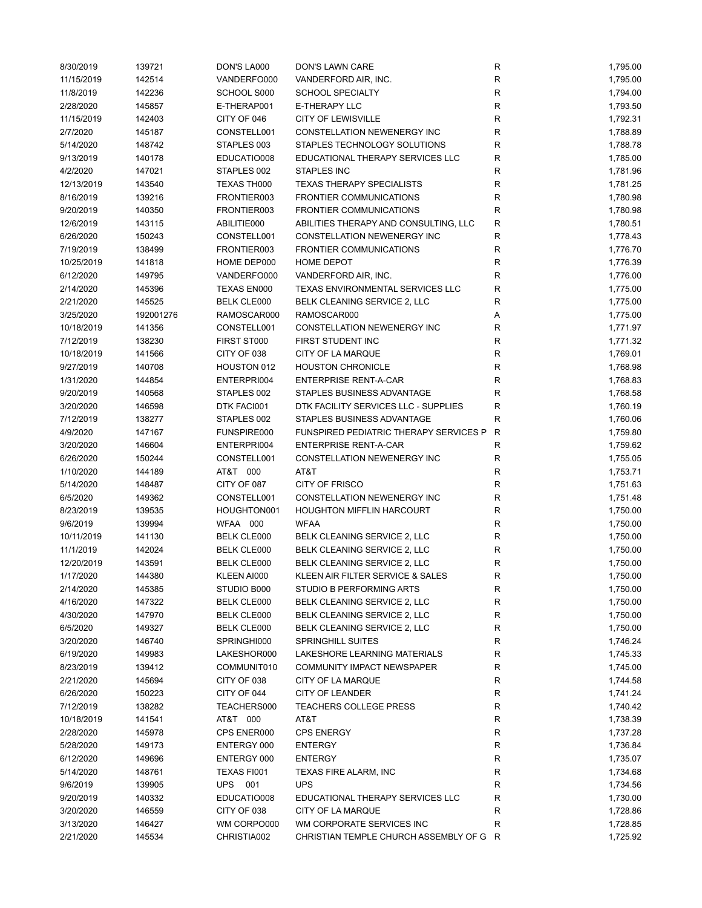| | | | | | |
|---|---|---|---|---|---|
| 8/30/2019 | 139721 | DON'S LA000 | DON'S LAWN CARE | R | 1,795.00 |
| 11/15/2019 | 142514 | VANDERFO000 | VANDERFORD AIR, INC. | R | 1,795.00 |
| 11/8/2019 | 142236 | SCHOOL S000 | SCHOOL SPECIALTY | R | 1,794.00 |
| 2/28/2020 | 145857 | E-THERAP001 | E-THERAPY LLC | R | 1,793.50 |
| 11/15/2019 | 142403 | CITY OF 046 | CITY OF LEWISVILLE | R | 1,792.31 |
| 2/7/2020 | 145187 | CONSTELL001 | CONSTELLATION NEWENERGY INC | R | 1,788.89 |
| 5/14/2020 | 148742 | STAPLES 003 | STAPLES TECHNOLOGY SOLUTIONS | R | 1,788.78 |
| 9/13/2019 | 140178 | EDUCATIO008 | EDUCATIONAL THERAPY SERVICES LLC | R | 1,785.00 |
| 4/2/2020 | 147021 | STAPLES 002 | STAPLES INC | R | 1,781.96 |
| 12/13/2019 | 143540 | TEXAS TH000 | TEXAS THERAPY SPECIALISTS | R | 1,781.25 |
| 8/16/2019 | 139216 | FRONTIER003 | FRONTIER COMMUNICATIONS | R | 1,780.98 |
| 9/20/2019 | 140350 | FRONTIER003 | FRONTIER COMMUNICATIONS | R | 1,780.98 |
| 12/6/2019 | 143115 | ABILITIE000 | ABILITIES THERAPY AND CONSULTING, LLC | R | 1,780.51 |
| 6/26/2020 | 150243 | CONSTELL001 | CONSTELLATION NEWENERGY INC | R | 1,778.43 |
| 7/19/2019 | 138499 | FRONTIER003 | FRONTIER COMMUNICATIONS | R | 1,776.70 |
| 10/25/2019 | 141818 | HOME DEP000 | HOME DEPOT | R | 1,776.39 |
| 6/12/2020 | 149795 | VANDERFO000 | VANDERFORD AIR, INC. | R | 1,776.00 |
| 2/14/2020 | 145396 | TEXAS EN000 | TEXAS ENVIRONMENTAL SERVICES LLC | R | 1,775.00 |
| 2/21/2020 | 145525 | BELK CLE000 | BELK CLEANING SERVICE 2, LLC | R | 1,775.00 |
| 3/25/2020 | 192001276 | RAMOSCAR000 | RAMOSCAR000 | A | 1,775.00 |
| 10/18/2019 | 141356 | CONSTELL001 | CONSTELLATION NEWENERGY INC | R | 1,771.97 |
| 7/12/2019 | 138230 | FIRST ST000 | FIRST STUDENT INC | R | 1,771.32 |
| 10/18/2019 | 141566 | CITY OF 038 | CITY OF LA MARQUE | R | 1,769.01 |
| 9/27/2019 | 140708 | HOUSTON 012 | HOUSTON CHRONICLE | R | 1,768.98 |
| 1/31/2020 | 144854 | ENTERPRI004 | ENTERPRISE RENT-A-CAR | R | 1,768.83 |
| 9/20/2019 | 140568 | STAPLES 002 | STAPLES BUSINESS ADVANTAGE | R | 1,768.58 |
| 3/20/2020 | 146598 | DTK FACI001 | DTK FACILITY SERVICES LLC - SUPPLIES | R | 1,760.19 |
| 7/12/2019 | 138277 | STAPLES 002 | STAPLES BUSINESS ADVANTAGE | R | 1,760.06 |
| 4/9/2020 | 147167 | FUNSPIRE000 | FUNSPIRED PEDIATRIC THERAPY SERVICES P | R | 1,759.80 |
| 3/20/2020 | 146604 | ENTERPRI004 | ENTERPRISE RENT-A-CAR | R | 1,759.62 |
| 6/26/2020 | 150244 | CONSTELL001 | CONSTELLATION NEWENERGY INC | R | 1,755.05 |
| 1/10/2020 | 144189 | AT&T 000 | AT&T | R | 1,753.71 |
| 5/14/2020 | 148487 | CITY OF 087 | CITY OF FRISCO | R | 1,751.63 |
| 6/5/2020 | 149362 | CONSTELL001 | CONSTELLATION NEWENERGY INC | R | 1,751.48 |
| 8/23/2019 | 139535 | HOUGHTON001 | HOUGHTON MIFFLIN HARCOURT | R | 1,750.00 |
| 9/6/2019 | 139994 | WFAA 000 | WFAA | R | 1,750.00 |
| 10/11/2019 | 141130 | BELK CLE000 | BELK CLEANING SERVICE 2, LLC | R | 1,750.00 |
| 11/1/2019 | 142024 | BELK CLE000 | BELK CLEANING SERVICE 2, LLC | R | 1,750.00 |
| 12/20/2019 | 143591 | BELK CLE000 | BELK CLEANING SERVICE 2, LLC | R | 1,750.00 |
| 1/17/2020 | 144380 | KLEEN AI000 | KLEEN AIR FILTER SERVICE & SALES | R | 1,750.00 |
| 2/14/2020 | 145385 | STUDIO B000 | STUDIO B PERFORMING ARTS | R | 1,750.00 |
| 4/16/2020 | 147322 | BELK CLE000 | BELK CLEANING SERVICE 2, LLC | R | 1,750.00 |
| 4/30/2020 | 147970 | BELK CLE000 | BELK CLEANING SERVICE 2, LLC | R | 1,750.00 |
| 6/5/2020 | 149327 | BELK CLE000 | BELK CLEANING SERVICE 2, LLC | R | 1,750.00 |
| 3/20/2020 | 146740 | SPRINGHI000 | SPRINGHILL SUITES | R | 1,746.24 |
| 6/19/2020 | 149983 | LAKESHOR000 | LAKESHORE LEARNING MATERIALS | R | 1,745.33 |
| 8/23/2019 | 139412 | COMMUNIT010 | COMMUNITY IMPACT NEWSPAPER | R | 1,745.00 |
| 2/21/2020 | 145694 | CITY OF 038 | CITY OF LA MARQUE | R | 1,744.58 |
| 6/26/2020 | 150223 | CITY OF 044 | CITY OF LEANDER | R | 1,741.24 |
| 7/12/2019 | 138282 | TEACHERS000 | TEACHERS COLLEGE PRESS | R | 1,740.42 |
| 10/18/2019 | 141541 | AT&T 000 | AT&T | R | 1,738.39 |
| 2/28/2020 | 145978 | CPS ENER000 | CPS ENERGY | R | 1,737.28 |
| 5/28/2020 | 149173 | ENTERGY 000 | ENTERGY | R | 1,736.84 |
| 6/12/2020 | 149696 | ENTERGY 000 | ENTERGY | R | 1,735.07 |
| 5/14/2020 | 148761 | TEXAS FI001 | TEXAS FIRE ALARM, INC | R | 1,734.68 |
| 9/6/2019 | 139905 | UPS 001 | UPS | R | 1,734.56 |
| 9/20/2019 | 140332 | EDUCATIO008 | EDUCATIONAL THERAPY SERVICES LLC | R | 1,730.00 |
| 3/20/2020 | 146559 | CITY OF 038 | CITY OF LA MARQUE | R | 1,728.86 |
| 3/13/2020 | 146427 | WM CORPO000 | WM CORPORATE SERVICES INC | R | 1,728.85 |
| 2/21/2020 | 145534 | CHRISTIA002 | CHRISTIAN TEMPLE CHURCH ASSEMBLY OF G | R | 1,725.92 |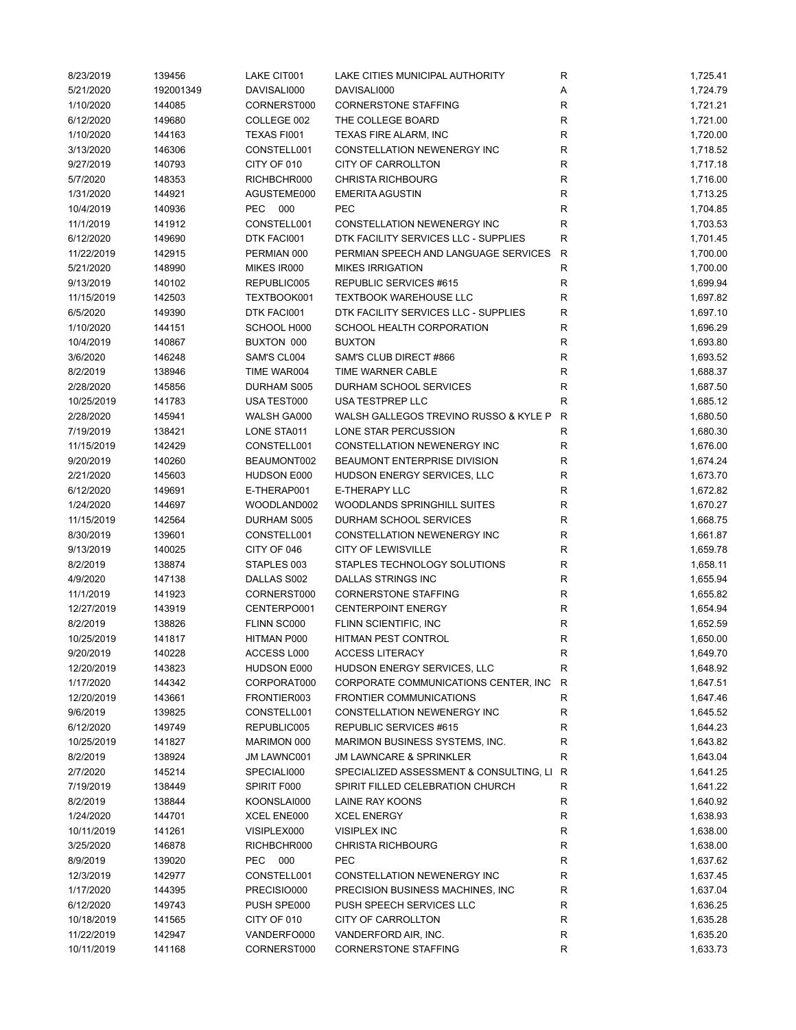| | | | | | |
|---|---|---|---|---|---|
| 8/23/2019 | 139456 | LAKE CIT001 | LAKE CITIES MUNICIPAL AUTHORITY | R | 1,725.41 |
| 5/21/2020 | 192001349 | DAVISALI000 | DAVISALI000 | A | 1,724.79 |
| 1/10/2020 | 144085 | CORNERST000 | CORNERSTONE STAFFING | R | 1,721.21 |
| 6/12/2020 | 149680 | COLLEGE 002 | THE COLLEGE BOARD | R | 1,721.00 |
| 1/10/2020 | 144163 | TEXAS FI001 | TEXAS FIRE ALARM, INC | R | 1,720.00 |
| 3/13/2020 | 146306 | CONSTELL001 | CONSTELLATION NEWENERGY INC | R | 1,718.52 |
| 9/27/2019 | 140793 | CITY OF 010 | CITY OF CARROLLTON | R | 1,717.18 |
| 5/7/2020 | 148353 | RICHBCHR000 | CHRISTA RICHBOURG | R | 1,716.00 |
| 1/31/2020 | 144921 | AGUSTEME000 | EMERITA AGUSTIN | R | 1,713.25 |
| 10/4/2019 | 140936 | PEC 000 | PEC | R | 1,704.85 |
| 11/1/2019 | 141912 | CONSTELL001 | CONSTELLATION NEWENERGY INC | R | 1,703.53 |
| 6/12/2020 | 149690 | DTK FACI001 | DTK FACILITY SERVICES LLC - SUPPLIES | R | 1,701.45 |
| 11/22/2019 | 142915 | PERMIAN 000 | PERMIAN SPEECH AND LANGUAGE SERVICES | R | 1,700.00 |
| 5/21/2020 | 148990 | MIKES IR000 | MIKES IRRIGATION | R | 1,700.00 |
| 9/13/2019 | 140102 | REPUBLIC005 | REPUBLIC SERVICES #615 | R | 1,699.94 |
| 11/15/2019 | 142503 | TEXTBOOK001 | TEXTBOOK WAREHOUSE LLC | R | 1,697.82 |
| 6/5/2020 | 149390 | DTK FACI001 | DTK FACILITY SERVICES LLC - SUPPLIES | R | 1,697.10 |
| 1/10/2020 | 144151 | SCHOOL H000 | SCHOOL HEALTH CORPORATION | R | 1,696.29 |
| 10/4/2019 | 140867 | BUXTON 000 | BUXTON | R | 1,693.80 |
| 3/6/2020 | 146248 | SAM'S CL004 | SAM'S CLUB DIRECT #866 | R | 1,693.52 |
| 8/2/2019 | 138946 | TIME WAR004 | TIME WARNER CABLE | R | 1,688.37 |
| 2/28/2020 | 145856 | DURHAM S005 | DURHAM SCHOOL SERVICES | R | 1,687.50 |
| 10/25/2019 | 141783 | USA TEST000 | USA TESTPREP LLC | R | 1,685.12 |
| 2/28/2020 | 145941 | WALSH GA000 | WALSH GALLEGOS TREVINO RUSSO & KYLE P | R | 1,680.50 |
| 7/19/2019 | 138421 | LONE STA011 | LONE STAR PERCUSSION | R | 1,680.30 |
| 11/15/2019 | 142429 | CONSTELL001 | CONSTELLATION NEWENERGY INC | R | 1,676.00 |
| 9/20/2019 | 140260 | BEAUMONT002 | BEAUMONT ENTERPRISE DIVISION | R | 1,674.24 |
| 2/21/2020 | 145603 | HUDSON E000 | HUDSON ENERGY SERVICES, LLC | R | 1,673.70 |
| 6/12/2020 | 149691 | E-THERAP001 | E-THERAPY LLC | R | 1,672.82 |
| 1/24/2020 | 144697 | WOODLAND002 | WOODLANDS SPRINGHILL SUITES | R | 1,670.27 |
| 11/15/2019 | 142564 | DURHAM S005 | DURHAM SCHOOL SERVICES | R | 1,668.75 |
| 8/30/2019 | 139601 | CONSTELL001 | CONSTELLATION NEWENERGY INC | R | 1,661.87 |
| 9/13/2019 | 140025 | CITY OF 046 | CITY OF LEWISVILLE | R | 1,659.78 |
| 8/2/2019 | 138874 | STAPLES 003 | STAPLES TECHNOLOGY SOLUTIONS | R | 1,658.11 |
| 4/9/2020 | 147138 | DALLAS S002 | DALLAS STRINGS INC | R | 1,655.94 |
| 11/1/2019 | 141923 | CORNERST000 | CORNERSTONE STAFFING | R | 1,655.82 |
| 12/27/2019 | 143919 | CENTERPO001 | CENTERPOINT ENERGY | R | 1,654.94 |
| 8/2/2019 | 138826 | FLINN SC000 | FLINN SCIENTIFIC, INC | R | 1,652.59 |
| 10/25/2019 | 141817 | HITMAN P000 | HITMAN PEST CONTROL | R | 1,650.00 |
| 9/20/2019 | 140228 | ACCESS L000 | ACCESS LITERACY | R | 1,649.70 |
| 12/20/2019 | 143823 | HUDSON E000 | HUDSON ENERGY SERVICES, LLC | R | 1,648.92 |
| 1/17/2020 | 144342 | CORPORAT000 | CORPORATE COMMUNICATIONS CENTER, INC | R | 1,647.51 |
| 12/20/2019 | 143661 | FRONTIER003 | FRONTIER COMMUNICATIONS | R | 1,647.46 |
| 9/6/2019 | 139825 | CONSTELL001 | CONSTELLATION NEWENERGY INC | R | 1,645.52 |
| 6/12/2020 | 149749 | REPUBLIC005 | REPUBLIC SERVICES #615 | R | 1,644.23 |
| 10/25/2019 | 141827 | MARIMON 000 | MARIMON BUSINESS SYSTEMS, INC. | R | 1,643.82 |
| 8/2/2019 | 138924 | JM LAWNC001 | JM LAWNCARE & SPRINKLER | R | 1,643.04 |
| 2/7/2020 | 145214 | SPECIALI000 | SPECIALIZED ASSESSMENT & CONSULTING, LI | R | 1,641.25 |
| 7/19/2019 | 138449 | SPIRIT F000 | SPIRIT FILLED CELEBRATION CHURCH | R | 1,641.22 |
| 8/2/2019 | 138844 | KOONSLAI000 | LAINE RAY KOONS | R | 1,640.92 |
| 1/24/2020 | 144701 | XCEL ENE000 | XCEL ENERGY | R | 1,638.93 |
| 10/11/2019 | 141261 | VISIPLEX000 | VISIPLEX INC | R | 1,638.00 |
| 3/25/2020 | 146878 | RICHBCHR000 | CHRISTA RICHBOURG | R | 1,638.00 |
| 8/9/2019 | 139020 | PEC 000 | PEC | R | 1,637.62 |
| 12/3/2019 | 142977 | CONSTELL001 | CONSTELLATION NEWENERGY INC | R | 1,637.45 |
| 1/17/2020 | 144395 | PRECISIO000 | PRECISION BUSINESS MACHINES, INC | R | 1,637.04 |
| 6/12/2020 | 149743 | PUSH SPE000 | PUSH SPEECH SERVICES LLC | R | 1,636.25 |
| 10/18/2019 | 141565 | CITY OF 010 | CITY OF CARROLLTON | R | 1,635.28 |
| 11/22/2019 | 142947 | VANDERFO000 | VANDERFORD AIR, INC. | R | 1,635.20 |
| 10/11/2019 | 141168 | CORNERST000 | CORNERSTONE STAFFING | R | 1,633.73 |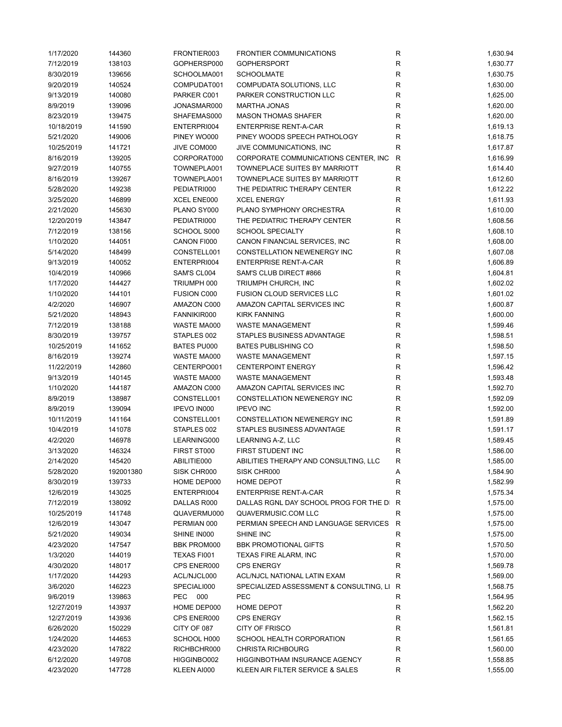| | | | | | |
|---|---|---|---|---|---|
| 1/17/2020 | 144360 | FRONTIER003 | FRONTIER COMMUNICATIONS | R | 1,630.94 |
| 7/12/2019 | 138103 | GOPHERSP000 | GOPHERSPORT | R | 1,630.77 |
| 8/30/2019 | 139656 | SCHOOLMA001 | SCHOOLMATE | R | 1,630.75 |
| 9/20/2019 | 140524 | COMPUDAT001 | COMPUDATA SOLUTIONS, LLC | R | 1,630.00 |
| 9/13/2019 | 140080 | PARKER C001 | PARKER CONSTRUCTION LLC | R | 1,625.00 |
| 8/9/2019 | 139096 | JONASMAR000 | MARTHA JONAS | R | 1,620.00 |
| 8/23/2019 | 139475 | SHAFEMAS000 | MASON THOMAS SHAFER | R | 1,620.00 |
| 10/18/2019 | 141590 | ENTERPRI004 | ENTERPRISE RENT-A-CAR | R | 1,619.13 |
| 5/21/2020 | 149006 | PINEY WO000 | PINEY WOODS SPEECH PATHOLOGY | R | 1,618.75 |
| 10/25/2019 | 141721 | JIVE COM000 | JIVE COMMUNICATIONS, INC | R | 1,617.87 |
| 8/16/2019 | 139205 | CORPORAT000 | CORPORATE COMMUNICATIONS CENTER, INC | R | 1,616.99 |
| 9/27/2019 | 140755 | TOWNEPLA001 | TOWNEPLACE SUITES BY MARRIOTT | R | 1,614.40 |
| 8/16/2019 | 139267 | TOWNEPLA001 | TOWNEPLACE SUITES BY MARRIOTT | R | 1,612.60 |
| 5/28/2020 | 149238 | PEDIATRI000 | THE PEDIATRIC THERAPY CENTER | R | 1,612.22 |
| 3/25/2020 | 146899 | XCEL ENE000 | XCEL ENERGY | R | 1,611.93 |
| 2/21/2020 | 145630 | PLANO SY000 | PLANO SYMPHONY ORCHESTRA | R | 1,610.00 |
| 12/20/2019 | 143847 | PEDIATRI000 | THE PEDIATRIC THERAPY CENTER | R | 1,608.56 |
| 7/12/2019 | 138156 | SCHOOL S000 | SCHOOL SPECIALTY | R | 1,608.10 |
| 1/10/2020 | 144051 | CANON FI000 | CANON FINANCIAL SERVICES, INC | R | 1,608.00 |
| 5/14/2020 | 148499 | CONSTELL001 | CONSTELLATION NEWENERGY INC | R | 1,607.08 |
| 9/13/2019 | 140052 | ENTERPRI004 | ENTERPRISE RENT-A-CAR | R | 1,606.89 |
| 10/4/2019 | 140966 | SAM'S CL004 | SAM'S CLUB DIRECT #866 | R | 1,604.81 |
| 1/17/2020 | 144427 | TRIUMPH 000 | TRIUMPH CHURCH, INC | R | 1,602.02 |
| 1/10/2020 | 144101 | FUSION C000 | FUSION CLOUD SERVICES LLC | R | 1,601.02 |
| 4/2/2020 | 146907 | AMAZON C000 | AMAZON CAPITAL SERVICES INC | R | 1,600.87 |
| 5/21/2020 | 148943 | FANNIKIR000 | KIRK FANNING | R | 1,600.00 |
| 7/12/2019 | 138188 | WASTE MA000 | WASTE MANAGEMENT | R | 1,599.46 |
| 8/30/2019 | 139757 | STAPLES 002 | STAPLES BUSINESS ADVANTAGE | R | 1,598.51 |
| 10/25/2019 | 141652 | BATES PU000 | BATES PUBLISHING CO | R | 1,598.50 |
| 8/16/2019 | 139274 | WASTE MA000 | WASTE MANAGEMENT | R | 1,597.15 |
| 11/22/2019 | 142860 | CENTERPO001 | CENTERPOINT ENERGY | R | 1,596.42 |
| 9/13/2019 | 140145 | WASTE MA000 | WASTE MANAGEMENT | R | 1,593.48 |
| 1/10/2020 | 144187 | AMAZON C000 | AMAZON CAPITAL SERVICES INC | R | 1,592.70 |
| 8/9/2019 | 138987 | CONSTELL001 | CONSTELLATION NEWENERGY INC | R | 1,592.09 |
| 8/9/2019 | 139094 | IPEVO IN000 | IPEVO INC | R | 1,592.00 |
| 10/11/2019 | 141164 | CONSTELL001 | CONSTELLATION NEWENERGY INC | R | 1,591.89 |
| 10/4/2019 | 141078 | STAPLES 002 | STAPLES BUSINESS ADVANTAGE | R | 1,591.17 |
| 4/2/2020 | 146978 | LEARNING000 | LEARNING A-Z, LLC | R | 1,589.45 |
| 3/13/2020 | 146324 | FIRST ST000 | FIRST STUDENT INC | R | 1,586.00 |
| 2/14/2020 | 145420 | ABILITIE000 | ABILITIES THERAPY AND CONSULTING, LLC | R | 1,585.00 |
| 5/28/2020 | 192001380 | SISK CHR000 | SISK CHR000 | A | 1,584.90 |
| 8/30/2019 | 139733 | HOME DEP000 | HOME DEPOT | R | 1,582.99 |
| 12/6/2019 | 143025 | ENTERPRI004 | ENTERPRISE RENT-A-CAR | R | 1,575.34 |
| 7/12/2019 | 138092 | DALLAS R000 | DALLAS RGNL DAY SCHOOL PROG FOR THE DI | R | 1,575.00 |
| 10/25/2019 | 141748 | QUAVERMU000 | QUAVERMUSIC.COM LLC | R | 1,575.00 |
| 12/6/2019 | 143047 | PERMIAN 000 | PERMIAN SPEECH AND LANGUAGE SERVICES | R | 1,575.00 |
| 5/21/2020 | 149034 | SHINE IN000 | SHINE INC | R | 1,575.00 |
| 4/23/2020 | 147547 | BBK PROM000 | BBK PROMOTIONAL GIFTS | R | 1,570.50 |
| 1/3/2020 | 144019 | TEXAS FI001 | TEXAS FIRE ALARM, INC | R | 1,570.00 |
| 4/30/2020 | 148017 | CPS ENER000 | CPS ENERGY | R | 1,569.78 |
| 1/17/2020 | 144293 | ACL/NJCL000 | ACL/NJCL NATIONAL LATIN EXAM | R | 1,569.00 |
| 3/6/2020 | 146223 | SPECIALI000 | SPECIALIZED ASSESSMENT & CONSULTING, LI | R | 1,568.75 |
| 9/6/2019 | 139863 | PEC 000 | PEC | R | 1,564.95 |
| 12/27/2019 | 143937 | HOME DEP000 | HOME DEPOT | R | 1,562.20 |
| 12/27/2019 | 143936 | CPS ENER000 | CPS ENERGY | R | 1,562.15 |
| 6/26/2020 | 150229 | CITY OF 087 | CITY OF FRISCO | R | 1,561.81 |
| 1/24/2020 | 144653 | SCHOOL H000 | SCHOOL HEALTH CORPORATION | R | 1,561.65 |
| 4/23/2020 | 147822 | RICHBCHR000 | CHRISTA RICHBOURG | R | 1,560.00 |
| 6/12/2020 | 149708 | HIGGINBO002 | HIGGINBOTHAM INSURANCE AGENCY | R | 1,558.85 |
| 4/23/2020 | 147728 | KLEEN AI000 | KLEEN AIR FILTER SERVICE & SALES | R | 1,555.00 |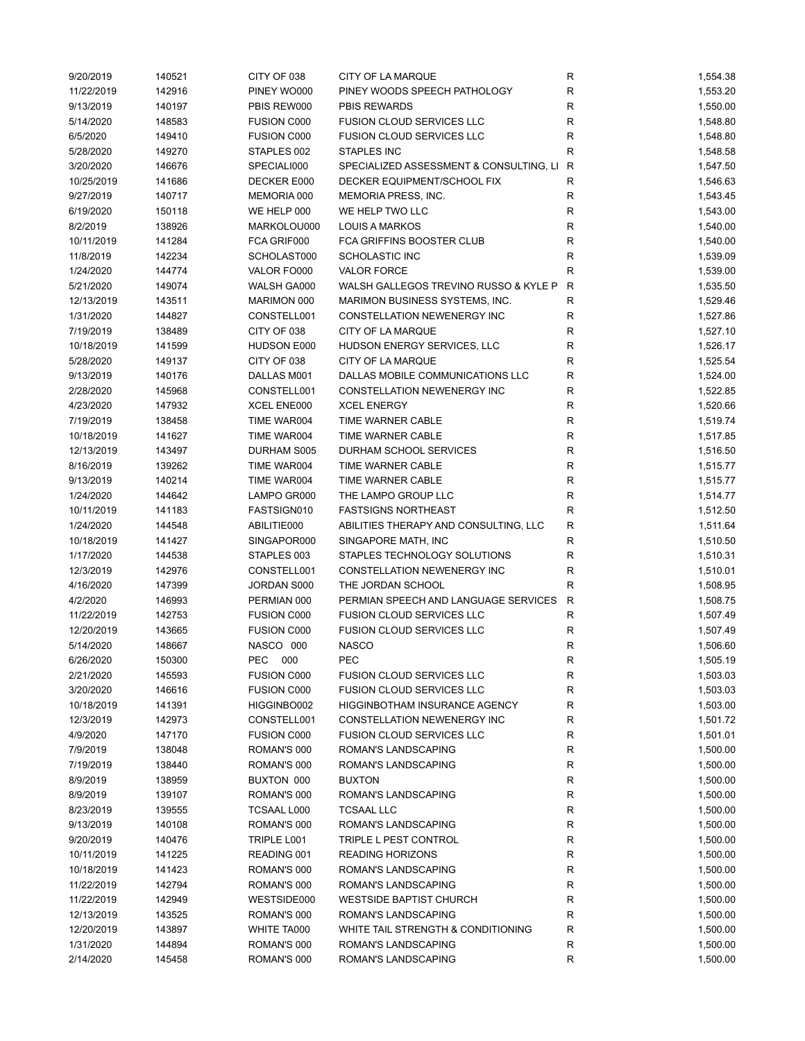| | | | | | |
|---|---|---|---|---|---|
| 9/20/2019 | 140521 | CITY OF 038 | CITY OF LA MARQUE | R | 1,554.38 |
| 11/22/2019 | 142916 | PINEY WO000 | PINEY WOODS SPEECH PATHOLOGY | R | 1,553.20 |
| 9/13/2019 | 140197 | PBIS REW000 | PBIS REWARDS | R | 1,550.00 |
| 5/14/2020 | 148583 | FUSION C000 | FUSION CLOUD SERVICES LLC | R | 1,548.80 |
| 6/5/2020 | 149410 | FUSION C000 | FUSION CLOUD SERVICES LLC | R | 1,548.80 |
| 5/28/2020 | 149270 | STAPLES 002 | STAPLES INC | R | 1,548.58 |
| 3/20/2020 | 146676 | SPECIALI000 | SPECIALIZED ASSESSMENT & CONSULTING, LI | R | 1,547.50 |
| 10/25/2019 | 141686 | DECKER E000 | DECKER EQUIPMENT/SCHOOL FIX | R | 1,546.63 |
| 9/27/2019 | 140717 | MEMORIA 000 | MEMORIA PRESS, INC. | R | 1,543.45 |
| 6/19/2020 | 150118 | WE HELP 000 | WE HELP TWO LLC | R | 1,543.00 |
| 8/2/2019 | 138926 | MARKOLOU000 | LOUIS A MARKOS | R | 1,540.00 |
| 10/11/2019 | 141284 | FCA GRIF000 | FCA GRIFFINS BOOSTER CLUB | R | 1,540.00 |
| 11/8/2019 | 142234 | SCHOLAST000 | SCHOLASTIC INC | R | 1,539.09 |
| 1/24/2020 | 144774 | VALOR FO000 | VALOR FORCE | R | 1,539.00 |
| 5/21/2020 | 149074 | WALSH GA000 | WALSH GALLEGOS TREVINO RUSSO & KYLE P | R | 1,535.50 |
| 12/13/2019 | 143511 | MARIMON 000 | MARIMON BUSINESS SYSTEMS, INC. | R | 1,529.46 |
| 1/31/2020 | 144827 | CONSTELL001 | CONSTELLATION NEWENERGY INC | R | 1,527.86 |
| 7/19/2019 | 138489 | CITY OF 038 | CITY OF LA MARQUE | R | 1,527.10 |
| 10/18/2019 | 141599 | HUDSON E000 | HUDSON ENERGY SERVICES, LLC | R | 1,526.17 |
| 5/28/2020 | 149137 | CITY OF 038 | CITY OF LA MARQUE | R | 1,525.54 |
| 9/13/2019 | 140176 | DALLAS M001 | DALLAS MOBILE COMMUNICATIONS LLC | R | 1,524.00 |
| 2/28/2020 | 145968 | CONSTELL001 | CONSTELLATION NEWENERGY INC | R | 1,522.85 |
| 4/23/2020 | 147932 | XCEL ENE000 | XCEL ENERGY | R | 1,520.66 |
| 7/19/2019 | 138458 | TIME WAR004 | TIME WARNER CABLE | R | 1,519.74 |
| 10/18/2019 | 141627 | TIME WAR004 | TIME WARNER CABLE | R | 1,517.85 |
| 12/13/2019 | 143497 | DURHAM S005 | DURHAM SCHOOL SERVICES | R | 1,516.50 |
| 8/16/2019 | 139262 | TIME WAR004 | TIME WARNER CABLE | R | 1,515.77 |
| 9/13/2019 | 140214 | TIME WAR004 | TIME WARNER CABLE | R | 1,515.77 |
| 1/24/2020 | 144642 | LAMPO GR000 | THE LAMPO GROUP LLC | R | 1,514.77 |
| 10/11/2019 | 141183 | FASTSIGN010 | FASTSIGNS NORTHEAST | R | 1,512.50 |
| 1/24/2020 | 144548 | ABILITIE000 | ABILITIES THERAPY AND CONSULTING, LLC | R | 1,511.64 |
| 10/18/2019 | 141427 | SINGAPOR000 | SINGAPORE MATH, INC | R | 1,510.50 |
| 1/17/2020 | 144538 | STAPLES 003 | STAPLES TECHNOLOGY SOLUTIONS | R | 1,510.31 |
| 12/3/2019 | 142976 | CONSTELL001 | CONSTELLATION NEWENERGY INC | R | 1,510.01 |
| 4/16/2020 | 147399 | JORDAN S000 | THE JORDAN SCHOOL | R | 1,508.95 |
| 4/2/2020 | 146993 | PERMIAN 000 | PERMIAN SPEECH AND LANGUAGE SERVICES | R | 1,508.75 |
| 11/22/2019 | 142753 | FUSION C000 | FUSION CLOUD SERVICES LLC | R | 1,507.49 |
| 12/20/2019 | 143665 | FUSION C000 | FUSION CLOUD SERVICES LLC | R | 1,507.49 |
| 5/14/2020 | 148667 | NASCO 000 | NASCO | R | 1,506.60 |
| 6/26/2020 | 150300 | PEC 000 | PEC | R | 1,505.19 |
| 2/21/2020 | 145593 | FUSION C000 | FUSION CLOUD SERVICES LLC | R | 1,503.03 |
| 3/20/2020 | 146616 | FUSION C000 | FUSION CLOUD SERVICES LLC | R | 1,503.03 |
| 10/18/2019 | 141391 | HIGGINBO002 | HIGGINBOTHAM INSURANCE AGENCY | R | 1,503.00 |
| 12/3/2019 | 142973 | CONSTELL001 | CONSTELLATION NEWENERGY INC | R | 1,501.72 |
| 4/9/2020 | 147170 | FUSION C000 | FUSION CLOUD SERVICES LLC | R | 1,501.01 |
| 7/9/2019 | 138048 | ROMAN'S 000 | ROMAN'S LANDSCAPING | R | 1,500.00 |
| 7/19/2019 | 138440 | ROMAN'S 000 | ROMAN'S LANDSCAPING | R | 1,500.00 |
| 8/9/2019 | 138959 | BUXTON 000 | BUXTON | R | 1,500.00 |
| 8/9/2019 | 139107 | ROMAN'S 000 | ROMAN'S LANDSCAPING | R | 1,500.00 |
| 8/23/2019 | 139555 | TCSAAL L000 | TCSAAL LLC | R | 1,500.00 |
| 9/13/2019 | 140108 | ROMAN'S 000 | ROMAN'S LANDSCAPING | R | 1,500.00 |
| 9/20/2019 | 140476 | TRIPLE L001 | TRIPLE L PEST CONTROL | R | 1,500.00 |
| 10/11/2019 | 141225 | READING 001 | READING HORIZONS | R | 1,500.00 |
| 10/18/2019 | 141423 | ROMAN'S 000 | ROMAN'S LANDSCAPING | R | 1,500.00 |
| 11/22/2019 | 142794 | ROMAN'S 000 | ROMAN'S LANDSCAPING | R | 1,500.00 |
| 11/22/2019 | 142949 | WESTSIDE000 | WESTSIDE BAPTIST CHURCH | R | 1,500.00 |
| 12/13/2019 | 143525 | ROMAN'S 000 | ROMAN'S LANDSCAPING | R | 1,500.00 |
| 12/20/2019 | 143897 | WHITE TA000 | WHITE TAIL STRENGTH & CONDITIONING | R | 1,500.00 |
| 1/31/2020 | 144894 | ROMAN'S 000 | ROMAN'S LANDSCAPING | R | 1,500.00 |
| 2/14/2020 | 145458 | ROMAN'S 000 | ROMAN'S LANDSCAPING | R | 1,500.00 |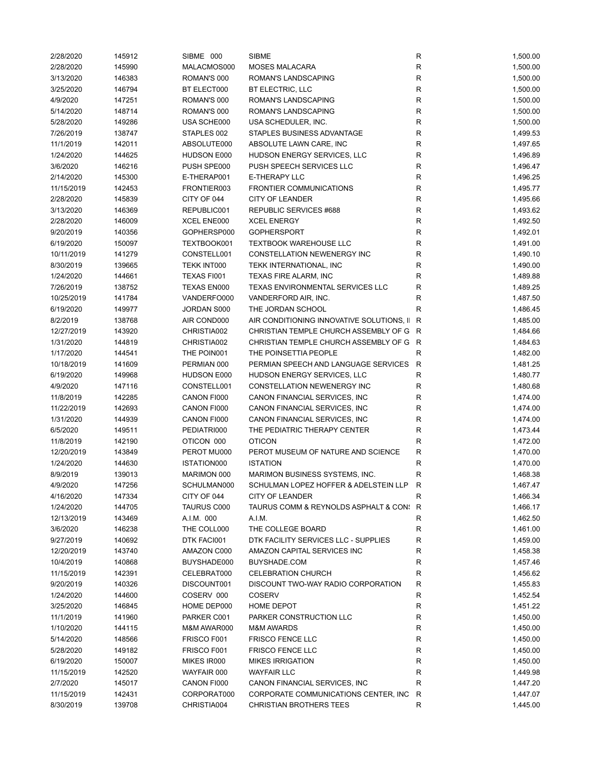| | | | | | |
|---|---|---|---|---|---|
| 2/28/2020 | 145912 | SIBME 000 | SIBME | R | 1,500.00 |
| 2/28/2020 | 145990 | MALACMOS000 | MOSES MALACARA | R | 1,500.00 |
| 3/13/2020 | 146383 | ROMAN'S 000 | ROMAN'S LANDSCAPING | R | 1,500.00 |
| 3/25/2020 | 146794 | BT ELECT000 | BT ELECTRIC, LLC | R | 1,500.00 |
| 4/9/2020 | 147251 | ROMAN'S 000 | ROMAN'S LANDSCAPING | R | 1,500.00 |
| 5/14/2020 | 148714 | ROMAN'S 000 | ROMAN'S LANDSCAPING | R | 1,500.00 |
| 5/28/2020 | 149286 | USA SCHE000 | USA SCHEDULER, INC. | R | 1,500.00 |
| 7/26/2019 | 138747 | STAPLES 002 | STAPLES BUSINESS ADVANTAGE | R | 1,499.53 |
| 11/1/2019 | 142011 | ABSOLUTE000 | ABSOLUTE LAWN CARE, INC | R | 1,497.65 |
| 1/24/2020 | 144625 | HUDSON E000 | HUDSON ENERGY SERVICES, LLC | R | 1,496.89 |
| 3/6/2020 | 146216 | PUSH SPE000 | PUSH SPEECH SERVICES LLC | R | 1,496.47 |
| 2/14/2020 | 145300 | E-THERAP001 | E-THERAPY LLC | R | 1,496.25 |
| 11/15/2019 | 142453 | FRONTIER003 | FRONTIER COMMUNICATIONS | R | 1,495.77 |
| 2/28/2020 | 145839 | CITY OF 044 | CITY OF LEANDER | R | 1,495.66 |
| 3/13/2020 | 146369 | REPUBLIC001 | REPUBLIC SERVICES #688 | R | 1,493.62 |
| 2/28/2020 | 146009 | XCEL ENE000 | XCEL ENERGY | R | 1,492.50 |
| 9/20/2019 | 140356 | GOPHERSP000 | GOPHERSPORT | R | 1,492.01 |
| 6/19/2020 | 150097 | TEXTBOOK001 | TEXTBOOK WAREHOUSE LLC | R | 1,491.00 |
| 10/11/2019 | 141279 | CONSTELL001 | CONSTELLATION NEWENERGY INC | R | 1,490.10 |
| 8/30/2019 | 139665 | TEKK INT000 | TEKK INTERNATIONAL, INC | R | 1,490.00 |
| 1/24/2020 | 144661 | TEXAS FI001 | TEXAS FIRE ALARM, INC | R | 1,489.88 |
| 7/26/2019 | 138752 | TEXAS EN000 | TEXAS ENVIRONMENTAL SERVICES LLC | R | 1,489.25 |
| 10/25/2019 | 141784 | VANDERFO000 | VANDERFORD AIR, INC. | R | 1,487.50 |
| 6/19/2020 | 149977 | JORDAN S000 | THE JORDAN SCHOOL | R | 1,486.45 |
| 8/2/2019 | 138768 | AIR COND000 | AIR CONDITIONING INNOVATIVE SOLUTIONS, I | R | 1,485.00 |
| 12/27/2019 | 143920 | CHRISTIA002 | CHRISTIAN TEMPLE CHURCH ASSEMBLY OF G | R | 1,484.66 |
| 1/31/2020 | 144819 | CHRISTIA002 | CHRISTIAN TEMPLE CHURCH ASSEMBLY OF G | R | 1,484.63 |
| 1/17/2020 | 144541 | THE POIN001 | THE POINSETTIA PEOPLE | R | 1,482.00 |
| 10/18/2019 | 141609 | PERMIAN 000 | PERMIAN SPEECH AND LANGUAGE SERVICES | R | 1,481.25 |
| 6/19/2020 | 149968 | HUDSON E000 | HUDSON ENERGY SERVICES, LLC | R | 1,480.77 |
| 4/9/2020 | 147116 | CONSTELL001 | CONSTELLATION NEWENERGY INC | R | 1,480.68 |
| 11/8/2019 | 142285 | CANON FI000 | CANON FINANCIAL SERVICES, INC | R | 1,474.00 |
| 11/22/2019 | 142693 | CANON FI000 | CANON FINANCIAL SERVICES, INC | R | 1,474.00 |
| 1/31/2020 | 144939 | CANON FI000 | CANON FINANCIAL SERVICES, INC | R | 1,474.00 |
| 6/5/2020 | 149511 | PEDIATRI000 | THE PEDIATRIC THERAPY CENTER | R | 1,473.44 |
| 11/8/2019 | 142190 | OTICON 000 | OTICON | R | 1,472.00 |
| 12/20/2019 | 143849 | PEROT MU000 | PEROT MUSEUM OF NATURE AND SCIENCE | R | 1,470.00 |
| 1/24/2020 | 144630 | ISTATION000 | ISTATION | R | 1,470.00 |
| 8/9/2019 | 139013 | MARIMON 000 | MARIMON BUSINESS SYSTEMS, INC. | R | 1,468.38 |
| 4/9/2020 | 147256 | SCHULMAN000 | SCHULMAN LOPEZ HOFFER & ADELSTEIN LLP | R | 1,467.47 |
| 4/16/2020 | 147334 | CITY OF 044 | CITY OF LEANDER | R | 1,466.34 |
| 1/24/2020 | 144705 | TAURUS C000 | TAURUS COMM & REYNOLDS ASPHALT & CON | R | 1,466.17 |
| 12/13/2019 | 143469 | A.I.M. 000 | A.I.M. | R | 1,462.50 |
| 3/6/2020 | 146238 | THE COLL000 | THE COLLEGE BOARD | R | 1,461.00 |
| 9/27/2019 | 140692 | DTK FACI001 | DTK FACILITY SERVICES LLC - SUPPLIES | R | 1,459.00 |
| 12/20/2019 | 143740 | AMAZON C000 | AMAZON CAPITAL SERVICES INC | R | 1,458.38 |
| 10/4/2019 | 140868 | BUYSHADE000 | BUYSHADE.COM | R | 1,457.46 |
| 11/15/2019 | 142391 | CELEBRAT000 | CELEBRATION CHURCH | R | 1,456.62 |
| 9/20/2019 | 140326 | DISCOUNT001 | DISCOUNT TWO-WAY RADIO CORPORATION | R | 1,455.83 |
| 1/24/2020 | 144600 | COSERV 000 | COSERV | R | 1,452.54 |
| 3/25/2020 | 146845 | HOME DEP000 | HOME DEPOT | R | 1,451.22 |
| 11/1/2019 | 141960 | PARKER C001 | PARKER CONSTRUCTION LLC | R | 1,450.00 |
| 1/10/2020 | 144115 | M&M AWAR000 | M&M AWARDS | R | 1,450.00 |
| 5/14/2020 | 148566 | FRISCO F001 | FRISCO FENCE LLC | R | 1,450.00 |
| 5/28/2020 | 149182 | FRISCO F001 | FRISCO FENCE LLC | R | 1,450.00 |
| 6/19/2020 | 150007 | MIKES IR000 | MIKES IRRIGATION | R | 1,450.00 |
| 11/15/2019 | 142520 | WAYFAIR 000 | WAYFAIR LLC | R | 1,449.98 |
| 2/7/2020 | 145017 | CANON FI000 | CANON FINANCIAL SERVICES, INC | R | 1,447.20 |
| 11/15/2019 | 142431 | CORPORAT000 | CORPORATE COMMUNICATIONS CENTER, INC | R | 1,447.07 |
| 8/30/2019 | 139708 | CHRISTIA004 | CHRISTIAN BROTHERS TEES | R | 1,445.00 |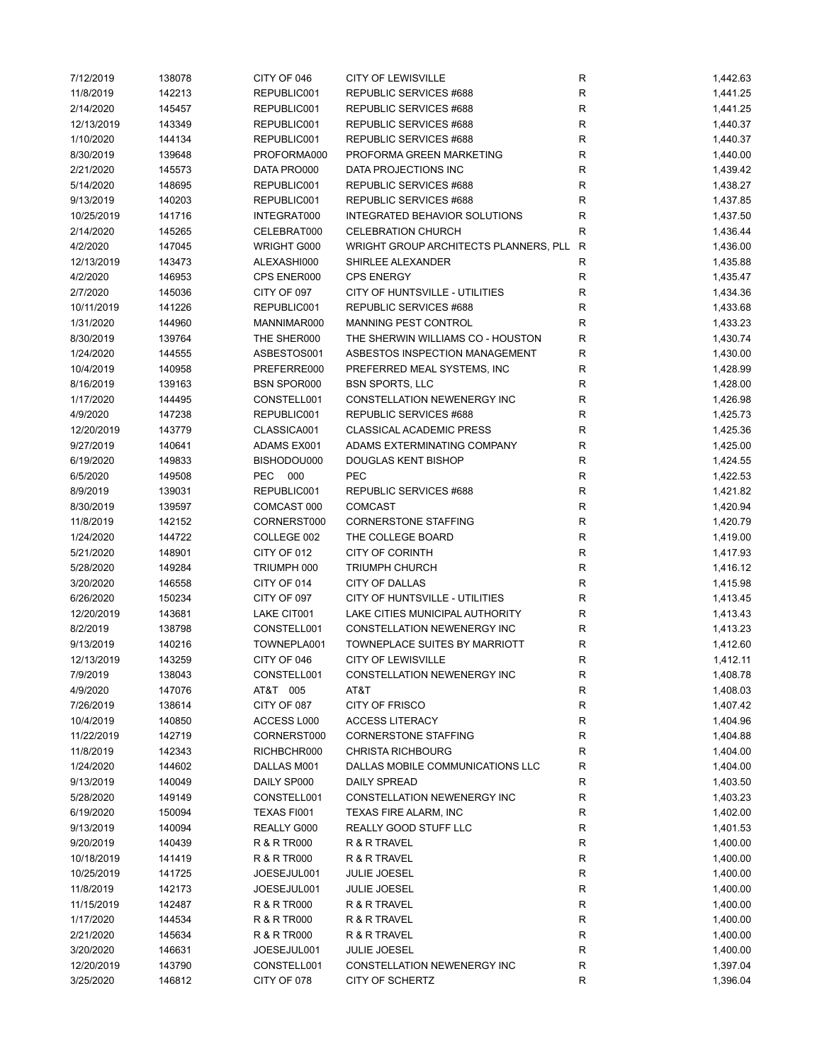| | | | | | |
|---|---|---|---|---|---|
| 7/12/2019 | 138078 | CITY OF 046 | CITY OF LEWISVILLE | R | 1,442.63 |
| 11/8/2019 | 142213 | REPUBLIC001 | REPUBLIC SERVICES #688 | R | 1,441.25 |
| 2/14/2020 | 145457 | REPUBLIC001 | REPUBLIC SERVICES #688 | R | 1,441.25 |
| 12/13/2019 | 143349 | REPUBLIC001 | REPUBLIC SERVICES #688 | R | 1,440.37 |
| 1/10/2020 | 144134 | REPUBLIC001 | REPUBLIC SERVICES #688 | R | 1,440.37 |
| 8/30/2019 | 139648 | PROFORMA000 | PROFORMA GREEN MARKETING | R | 1,440.00 |
| 2/21/2020 | 145573 | DATA PRO000 | DATA PROJECTIONS INC | R | 1,439.42 |
| 5/14/2020 | 148695 | REPUBLIC001 | REPUBLIC SERVICES #688 | R | 1,438.27 |
| 9/13/2019 | 140203 | REPUBLIC001 | REPUBLIC SERVICES #688 | R | 1,437.85 |
| 10/25/2019 | 141716 | INTEGRAT000 | INTEGRATED BEHAVIOR SOLUTIONS | R | 1,437.50 |
| 2/14/2020 | 145265 | CELEBRAT000 | CELEBRATION CHURCH | R | 1,436.44 |
| 4/2/2020 | 147045 | WRIGHT G000 | WRIGHT GROUP ARCHITECTS PLANNERS, PLL | R | 1,436.00 |
| 12/13/2019 | 143473 | ALEXASHI000 | SHIRLEE ALEXANDER | R | 1,435.88 |
| 4/2/2020 | 146953 | CPS ENER000 | CPS ENERGY | R | 1,435.47 |
| 2/7/2020 | 145036 | CITY OF 097 | CITY OF HUNTSVILLE - UTILITIES | R | 1,434.36 |
| 10/11/2019 | 141226 | REPUBLIC001 | REPUBLIC SERVICES #688 | R | 1,433.68 |
| 1/31/2020 | 144960 | MANNIMAR000 | MANNING PEST CONTROL | R | 1,433.23 |
| 8/30/2019 | 139764 | THE SHER000 | THE SHERWIN WILLIAMS CO - HOUSTON | R | 1,430.74 |
| 1/24/2020 | 144555 | ASBESTOS001 | ASBESTOS INSPECTION MANAGEMENT | R | 1,430.00 |
| 10/4/2019 | 140958 | PREFERRE000 | PREFERRED MEAL SYSTEMS, INC | R | 1,428.99 |
| 8/16/2019 | 139163 | BSN SPOR000 | BSN SPORTS, LLC | R | 1,428.00 |
| 1/17/2020 | 144495 | CONSTELL001 | CONSTELLATION NEWENERGY INC | R | 1,426.98 |
| 4/9/2020 | 147238 | REPUBLIC001 | REPUBLIC SERVICES #688 | R | 1,425.73 |
| 12/20/2019 | 143779 | CLASSICA001 | CLASSICAL ACADEMIC PRESS | R | 1,425.36 |
| 9/27/2019 | 140641 | ADAMS EX001 | ADAMS EXTERMINATING COMPANY | R | 1,425.00 |
| 6/19/2020 | 149833 | BISHODOU000 | DOUGLAS KENT BISHOP | R | 1,424.55 |
| 6/5/2020 | 149508 | PEC 000 | PEC | R | 1,422.53 |
| 8/9/2019 | 139031 | REPUBLIC001 | REPUBLIC SERVICES #688 | R | 1,421.82 |
| 8/30/2019 | 139597 | COMCAST 000 | COMCAST | R | 1,420.94 |
| 11/8/2019 | 142152 | CORNERST000 | CORNERSTONE STAFFING | R | 1,420.79 |
| 1/24/2020 | 144722 | COLLEGE 002 | THE COLLEGE BOARD | R | 1,419.00 |
| 5/21/2020 | 148901 | CITY OF 012 | CITY OF CORINTH | R | 1,417.93 |
| 5/28/2020 | 149284 | TRIUMPH 000 | TRIUMPH CHURCH | R | 1,416.12 |
| 3/20/2020 | 146558 | CITY OF 014 | CITY OF DALLAS | R | 1,415.98 |
| 6/26/2020 | 150234 | CITY OF 097 | CITY OF HUNTSVILLE - UTILITIES | R | 1,413.45 |
| 12/20/2019 | 143681 | LAKE CIT001 | LAKE CITIES MUNICIPAL AUTHORITY | R | 1,413.43 |
| 8/2/2019 | 138798 | CONSTELL001 | CONSTELLATION NEWENERGY INC | R | 1,413.23 |
| 9/13/2019 | 140216 | TOWNEPLA001 | TOWNEPLACE SUITES BY MARRIOTT | R | 1,412.60 |
| 12/13/2019 | 143259 | CITY OF 046 | CITY OF LEWISVILLE | R | 1,412.11 |
| 7/9/2019 | 138043 | CONSTELL001 | CONSTELLATION NEWENERGY INC | R | 1,408.78 |
| 4/9/2020 | 147076 | AT&T 005 | AT&T | R | 1,408.03 |
| 7/26/2019 | 138614 | CITY OF 087 | CITY OF FRISCO | R | 1,407.42 |
| 10/4/2019 | 140850 | ACCESS L000 | ACCESS LITERACY | R | 1,404.96 |
| 11/22/2019 | 142719 | CORNERST000 | CORNERSTONE STAFFING | R | 1,404.88 |
| 11/8/2019 | 142343 | RICHBCHR000 | CHRISTA RICHBOURG | R | 1,404.00 |
| 1/24/2020 | 144602 | DALLAS M001 | DALLAS MOBILE COMMUNICATIONS LLC | R | 1,404.00 |
| 9/13/2019 | 140049 | DAILY SP000 | DAILY SPREAD | R | 1,403.50 |
| 5/28/2020 | 149149 | CONSTELL001 | CONSTELLATION NEWENERGY INC | R | 1,403.23 |
| 6/19/2020 | 150094 | TEXAS FI001 | TEXAS FIRE ALARM, INC | R | 1,402.00 |
| 9/13/2019 | 140094 | REALLY G000 | REALLY GOOD STUFF LLC | R | 1,401.53 |
| 9/20/2019 | 140439 | R & R TR000 | R & R TRAVEL | R | 1,400.00 |
| 10/18/2019 | 141419 | R & R TR000 | R & R TRAVEL | R | 1,400.00 |
| 10/25/2019 | 141725 | JOESEJUL001 | JULIE JOESEL | R | 1,400.00 |
| 11/8/2019 | 142173 | JOESEJUL001 | JULIE JOESEL | R | 1,400.00 |
| 11/15/2019 | 142487 | R & R TR000 | R & R TRAVEL | R | 1,400.00 |
| 1/17/2020 | 144534 | R & R TR000 | R & R TRAVEL | R | 1,400.00 |
| 2/21/2020 | 145634 | R & R TR000 | R & R TRAVEL | R | 1,400.00 |
| 3/20/2020 | 146631 | JOESEJUL001 | JULIE JOESEL | R | 1,400.00 |
| 12/20/2019 | 143790 | CONSTELL001 | CONSTELLATION NEWENERGY INC | R | 1,397.04 |
| 3/25/2020 | 146812 | CITY OF 078 | CITY OF SCHERTZ | R | 1,396.04 |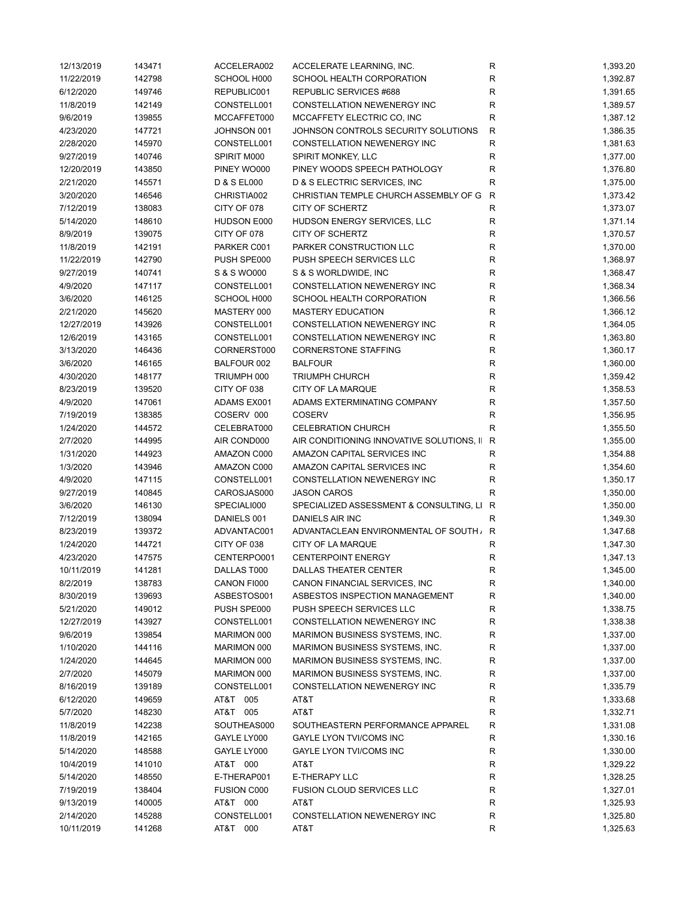| | | | | | |
|---|---|---|---|---|---|
| 12/13/2019 | 143471 | ACCELERA002 | ACCELERATE LEARNING, INC. | R | 1,393.20 |
| 11/22/2019 | 142798 | SCHOOL H000 | SCHOOL HEALTH CORPORATION | R | 1,392.87 |
| 6/12/2020 | 149746 | REPUBLIC001 | REPUBLIC SERVICES #688 | R | 1,391.65 |
| 11/8/2019 | 142149 | CONSTELL001 | CONSTELLATION NEWENERGY INC | R | 1,389.57 |
| 9/6/2019 | 139855 | MCCAFFET000 | MCCAFFETY ELECTRIC CO, INC | R | 1,387.12 |
| 4/23/2020 | 147721 | JOHNSON 001 | JOHNSON CONTROLS SECURITY SOLUTIONS | R | 1,386.35 |
| 2/28/2020 | 145970 | CONSTELL001 | CONSTELLATION NEWENERGY INC | R | 1,381.63 |
| 9/27/2019 | 140746 | SPIRIT M000 | SPIRIT MONKEY, LLC | R | 1,377.00 |
| 12/20/2019 | 143850 | PINEY WO000 | PINEY WOODS SPEECH PATHOLOGY | R | 1,376.80 |
| 2/21/2020 | 145571 | D & S EL000 | D & S ELECTRIC SERVICES, INC | R | 1,375.00 |
| 3/20/2020 | 146546 | CHRISTIA002 | CHRISTIAN TEMPLE CHURCH ASSEMBLY OF G | R | 1,373.42 |
| 7/12/2019 | 138083 | CITY OF 078 | CITY OF SCHERTZ | R | 1,373.07 |
| 5/14/2020 | 148610 | HUDSON E000 | HUDSON ENERGY SERVICES, LLC | R | 1,371.14 |
| 8/9/2019 | 139075 | CITY OF 078 | CITY OF SCHERTZ | R | 1,370.57 |
| 11/8/2019 | 142191 | PARKER C001 | PARKER CONSTRUCTION LLC | R | 1,370.00 |
| 11/22/2019 | 142790 | PUSH SPE000 | PUSH SPEECH SERVICES LLC | R | 1,368.97 |
| 9/27/2019 | 140741 | S & S WO000 | S & S WORLDWIDE, INC | R | 1,368.47 |
| 4/9/2020 | 147117 | CONSTELL001 | CONSTELLATION NEWENERGY INC | R | 1,368.34 |
| 3/6/2020 | 146125 | SCHOOL H000 | SCHOOL HEALTH CORPORATION | R | 1,366.56 |
| 2/21/2020 | 145620 | MASTERY 000 | MASTERY EDUCATION | R | 1,366.12 |
| 12/27/2019 | 143926 | CONSTELL001 | CONSTELLATION NEWENERGY INC | R | 1,364.05 |
| 12/6/2019 | 143165 | CONSTELL001 | CONSTELLATION NEWENERGY INC | R | 1,363.80 |
| 3/13/2020 | 146436 | CORNERST000 | CORNERSTONE STAFFING | R | 1,360.17 |
| 3/6/2020 | 146165 | BALFOUR 002 | BALFOUR | R | 1,360.00 |
| 4/30/2020 | 148177 | TRIUMPH 000 | TRIUMPH CHURCH | R | 1,359.42 |
| 8/23/2019 | 139520 | CITY OF 038 | CITY OF LA MARQUE | R | 1,358.53 |
| 4/9/2020 | 147061 | ADAMS EX001 | ADAMS EXTERMINATING COMPANY | R | 1,357.50 |
| 7/19/2019 | 138385 | COSERV 000 | COSERV | R | 1,356.95 |
| 1/24/2020 | 144572 | CELEBRAT000 | CELEBRATION CHURCH | R | 1,355.50 |
| 2/7/2020 | 144995 | AIR COND000 | AIR CONDITIONING INNOVATIVE SOLUTIONS, I | R | 1,355.00 |
| 1/31/2020 | 144923 | AMAZON C000 | AMAZON CAPITAL SERVICES INC | R | 1,354.88 |
| 1/3/2020 | 143946 | AMAZON C000 | AMAZON CAPITAL SERVICES INC | R | 1,354.60 |
| 4/9/2020 | 147115 | CONSTELL001 | CONSTELLATION NEWENERGY INC | R | 1,350.17 |
| 9/27/2019 | 140845 | CAROSJAS000 | JASON CAROS | R | 1,350.00 |
| 3/6/2020 | 146130 | SPECIALI000 | SPECIALIZED ASSESSMENT & CONSULTING, LI | R | 1,350.00 |
| 7/12/2019 | 138094 | DANIELS 001 | DANIELS AIR INC | R | 1,349.30 |
| 8/23/2019 | 139372 | ADVANTAC001 | ADVANTACLEAN ENVIRONMENTAL OF SOUTH / | R | 1,347.68 |
| 1/24/2020 | 144721 | CITY OF 038 | CITY OF LA MARQUE | R | 1,347.30 |
| 4/23/2020 | 147575 | CENTERPO001 | CENTERPOINT ENERGY | R | 1,347.13 |
| 10/11/2019 | 141281 | DALLAS T000 | DALLAS THEATER CENTER | R | 1,345.00 |
| 8/2/2019 | 138783 | CANON FI000 | CANON FINANCIAL SERVICES, INC | R | 1,340.00 |
| 8/30/2019 | 139693 | ASBESTOS001 | ASBESTOS INSPECTION MANAGEMENT | R | 1,340.00 |
| 5/21/2020 | 149012 | PUSH SPE000 | PUSH SPEECH SERVICES LLC | R | 1,338.75 |
| 12/27/2019 | 143927 | CONSTELL001 | CONSTELLATION NEWENERGY INC | R | 1,338.38 |
| 9/6/2019 | 139854 | MARIMON 000 | MARIMON BUSINESS SYSTEMS, INC. | R | 1,337.00 |
| 1/10/2020 | 144116 | MARIMON 000 | MARIMON BUSINESS SYSTEMS, INC. | R | 1,337.00 |
| 1/24/2020 | 144645 | MARIMON 000 | MARIMON BUSINESS SYSTEMS, INC. | R | 1,337.00 |
| 2/7/2020 | 145079 | MARIMON 000 | MARIMON BUSINESS SYSTEMS, INC. | R | 1,337.00 |
| 8/16/2019 | 139189 | CONSTELL001 | CONSTELLATION NEWENERGY INC | R | 1,335.79 |
| 6/12/2020 | 149659 | AT&T 005 | AT&T | R | 1,333.68 |
| 5/7/2020 | 148230 | AT&T 005 | AT&T | R | 1,332.71 |
| 11/8/2019 | 142238 | SOUTHEAS000 | SOUTHEASTERN PERFORMANCE APPAREL | R | 1,331.08 |
| 11/8/2019 | 142165 | GAYLE LY000 | GAYLE LYON TVI/COMS INC | R | 1,330.16 |
| 5/14/2020 | 148588 | GAYLE LY000 | GAYLE LYON TVI/COMS INC | R | 1,330.00 |
| 10/4/2019 | 141010 | AT&T 000 | AT&T | R | 1,329.22 |
| 5/14/2020 | 148550 | E-THERAP001 | E-THERAPY LLC | R | 1,328.25 |
| 7/19/2019 | 138404 | FUSION C000 | FUSION CLOUD SERVICES LLC | R | 1,327.01 |
| 9/13/2019 | 140005 | AT&T 000 | AT&T | R | 1,325.93 |
| 2/14/2020 | 145288 | CONSTELL001 | CONSTELLATION NEWENERGY INC | R | 1,325.80 |
| 10/11/2019 | 141268 | AT&T 000 | AT&T | R | 1,325.63 |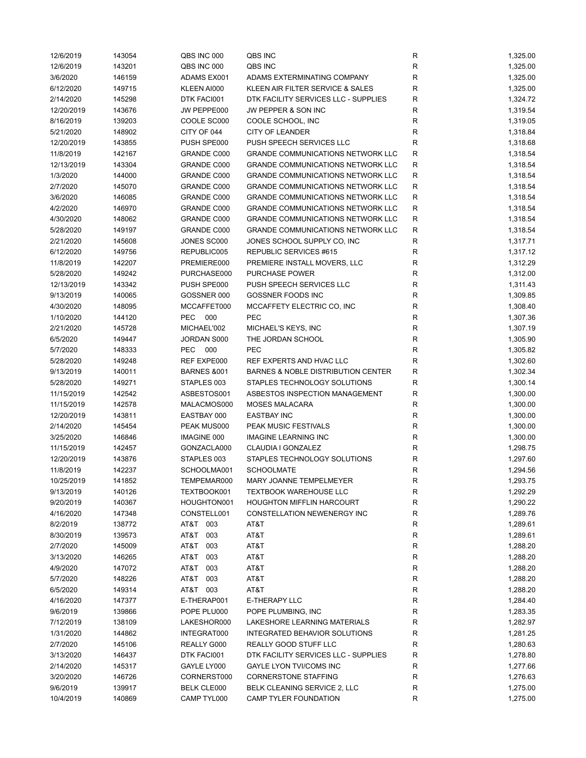| | | | | | |
|---|---|---|---|---|---|
| 12/6/2019 | 143054 | QBS INC 000 | QBS INC | R | 1,325.00 |
| 12/6/2019 | 143201 | QBS INC 000 | QBS INC | R | 1,325.00 |
| 3/6/2020 | 146159 | ADAMS EX001 | ADAMS EXTERMINATING COMPANY | R | 1,325.00 |
| 6/12/2020 | 149715 | KLEEN AI000 | KLEEN AIR FILTER SERVICE & SALES | R | 1,325.00 |
| 2/14/2020 | 145298 | DTK FACI001 | DTK FACILITY SERVICES LLC - SUPPLIES | R | 1,324.72 |
| 12/20/2019 | 143676 | JW PEPPE000 | JW PEPPER & SON INC | R | 1,319.54 |
| 8/16/2019 | 139203 | COOLE SC000 | COOLE SCHOOL, INC | R | 1,319.05 |
| 5/21/2020 | 148902 | CITY OF 044 | CITY OF LEANDER | R | 1,318.84 |
| 12/20/2019 | 143855 | PUSH SPE000 | PUSH SPEECH SERVICES LLC | R | 1,318.68 |
| 11/8/2019 | 142167 | GRANDE C000 | GRANDE COMMUNICATIONS NETWORK LLC | R | 1,318.54 |
| 12/13/2019 | 143304 | GRANDE C000 | GRANDE COMMUNICATIONS NETWORK LLC | R | 1,318.54 |
| 1/3/2020 | 144000 | GRANDE C000 | GRANDE COMMUNICATIONS NETWORK LLC | R | 1,318.54 |
| 2/7/2020 | 145070 | GRANDE C000 | GRANDE COMMUNICATIONS NETWORK LLC | R | 1,318.54 |
| 3/6/2020 | 146085 | GRANDE C000 | GRANDE COMMUNICATIONS NETWORK LLC | R | 1,318.54 |
| 4/2/2020 | 146970 | GRANDE C000 | GRANDE COMMUNICATIONS NETWORK LLC | R | 1,318.54 |
| 4/30/2020 | 148062 | GRANDE C000 | GRANDE COMMUNICATIONS NETWORK LLC | R | 1,318.54 |
| 5/28/2020 | 149197 | GRANDE C000 | GRANDE COMMUNICATIONS NETWORK LLC | R | 1,318.54 |
| 2/21/2020 | 145608 | JONES SC000 | JONES SCHOOL SUPPLY CO, INC | R | 1,317.71 |
| 6/12/2020 | 149756 | REPUBLIC005 | REPUBLIC SERVICES #615 | R | 1,317.12 |
| 11/8/2019 | 142207 | PREMIERE000 | PREMIERE INSTALL MOVERS, LLC | R | 1,312.29 |
| 5/28/2020 | 149242 | PURCHASE000 | PURCHASE POWER | R | 1,312.00 |
| 12/13/2019 | 143342 | PUSH SPE000 | PUSH SPEECH SERVICES LLC | R | 1,311.43 |
| 9/13/2019 | 140065 | GOSSNER 000 | GOSSNER FOODS INC | R | 1,309.85 |
| 4/30/2020 | 148095 | MCCAFFET000 | MCCAFFETY ELECTRIC CO, INC | R | 1,308.40 |
| 1/10/2020 | 144120 | PEC 000 | PEC | R | 1,307.36 |
| 2/21/2020 | 145728 | MICHAEL'002 | MICHAEL'S KEYS, INC | R | 1,307.19 |
| 6/5/2020 | 149447 | JORDAN S000 | THE JORDAN SCHOOL | R | 1,305.90 |
| 5/7/2020 | 148333 | PEC 000 | PEC | R | 1,305.82 |
| 5/28/2020 | 149248 | REF EXPE000 | REF EXPERTS AND HVAC LLC | R | 1,302.60 |
| 9/13/2019 | 140011 | BARNES &001 | BARNES & NOBLE DISTRIBUTION CENTER | R | 1,302.34 |
| 5/28/2020 | 149271 | STAPLES 003 | STAPLES TECHNOLOGY SOLUTIONS | R | 1,300.14 |
| 11/15/2019 | 142542 | ASBESTOS001 | ASBESTOS INSPECTION MANAGEMENT | R | 1,300.00 |
| 11/15/2019 | 142578 | MALACMOS000 | MOSES MALACARA | R | 1,300.00 |
| 12/20/2019 | 143811 | EASTBAY 000 | EASTBAY INC | R | 1,300.00 |
| 2/14/2020 | 145454 | PEAK MUS000 | PEAK MUSIC FESTIVALS | R | 1,300.00 |
| 3/25/2020 | 146846 | IMAGINE 000 | IMAGINE LEARNING INC | R | 1,300.00 |
| 11/15/2019 | 142457 | GONZACLA000 | CLAUDIA I GONZALEZ | R | 1,298.75 |
| 12/20/2019 | 143876 | STAPLES 003 | STAPLES TECHNOLOGY SOLUTIONS | R | 1,297.60 |
| 11/8/2019 | 142237 | SCHOOLMA001 | SCHOOLMATE | R | 1,294.56 |
| 10/25/2019 | 141852 | TEMPEMAR000 | MARY JOANNE TEMPELMEYER | R | 1,293.75 |
| 9/13/2019 | 140126 | TEXTBOOK001 | TEXTBOOK WAREHOUSE LLC | R | 1,292.29 |
| 9/20/2019 | 140367 | HOUGHTON001 | HOUGHTON MIFFLIN HARCOURT | R | 1,290.22 |
| 4/16/2020 | 147348 | CONSTELL001 | CONSTELLATION NEWENERGY INC | R | 1,289.76 |
| 8/2/2019 | 138772 | AT&T 003 | AT&T | R | 1,289.61 |
| 8/30/2019 | 139573 | AT&T 003 | AT&T | R | 1,289.61 |
| 2/7/2020 | 145009 | AT&T 003 | AT&T | R | 1,288.20 |
| 3/13/2020 | 146265 | AT&T 003 | AT&T | R | 1,288.20 |
| 4/9/2020 | 147072 | AT&T 003 | AT&T | R | 1,288.20 |
| 5/7/2020 | 148226 | AT&T 003 | AT&T | R | 1,288.20 |
| 6/5/2020 | 149314 | AT&T 003 | AT&T | R | 1,288.20 |
| 4/16/2020 | 147377 | E-THERAP001 | E-THERAPY LLC | R | 1,284.40 |
| 9/6/2019 | 139866 | POPE PLU000 | POPE PLUMBING, INC | R | 1,283.35 |
| 7/12/2019 | 138109 | LAKESHOR000 | LAKESHORE LEARNING MATERIALS | R | 1,282.97 |
| 1/31/2020 | 144862 | INTEGRAT000 | INTEGRATED BEHAVIOR SOLUTIONS | R | 1,281.25 |
| 2/7/2020 | 145106 | REALLY G000 | REALLY GOOD STUFF LLC | R | 1,280.63 |
| 3/13/2020 | 146437 | DTK FACI001 | DTK FACILITY SERVICES LLC - SUPPLIES | R | 1,278.80 |
| 2/14/2020 | 145317 | GAYLE LY000 | GAYLE LYON TVI/COMS INC | R | 1,277.66 |
| 3/20/2020 | 146726 | CORNERST000 | CORNERSTONE STAFFING | R | 1,276.63 |
| 9/6/2019 | 139917 | BELK CLE000 | BELK CLEANING SERVICE 2, LLC | R | 1,275.00 |
| 10/4/2019 | 140869 | CAMP TYL000 | CAMP TYLER FOUNDATION | R | 1,275.00 |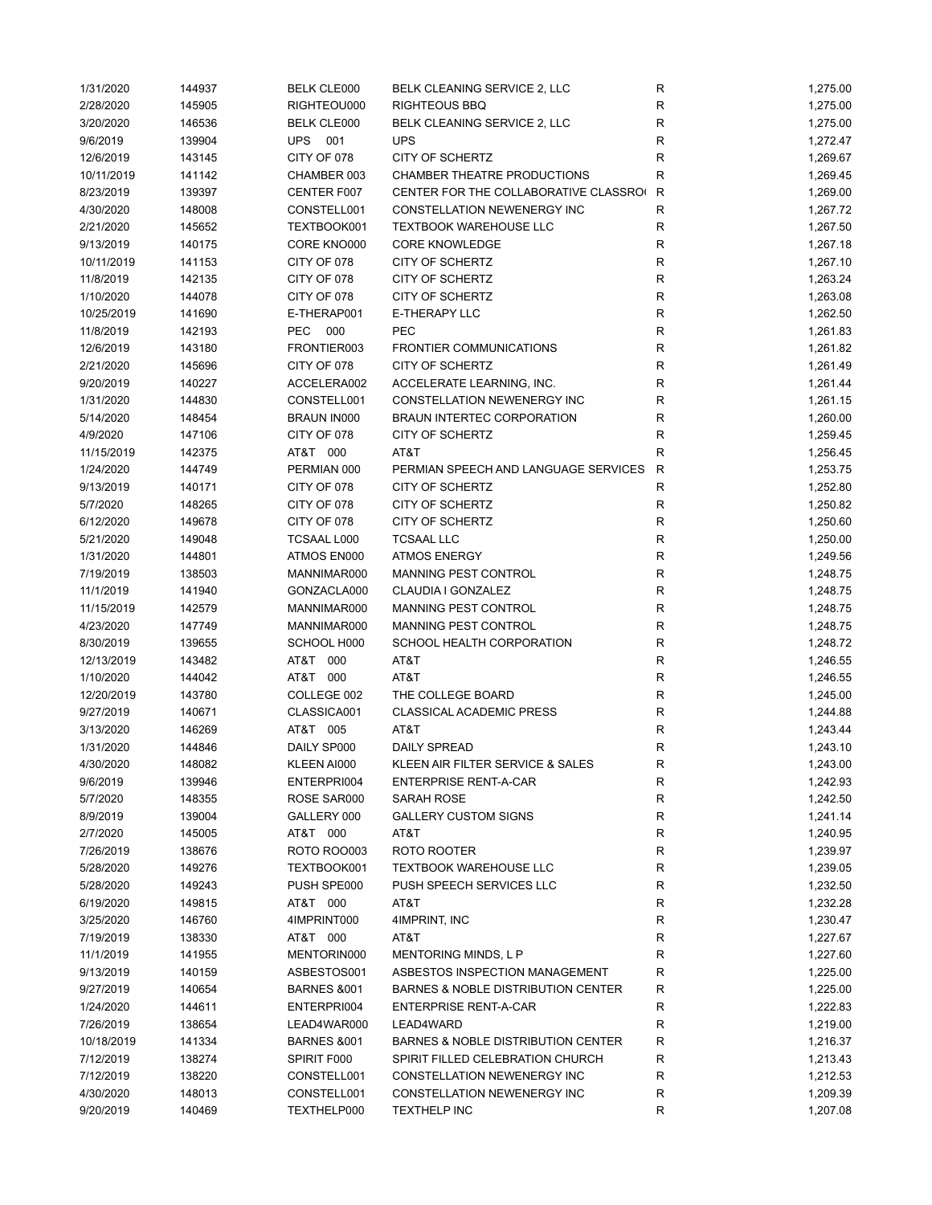| | | | | | |
|---|---|---|---|---|---|
| 1/31/2020 | 144937 | BELK CLE000 | BELK CLEANING SERVICE 2, LLC | R | 1,275.00 |
| 2/28/2020 | 145905 | RIGHTEOU000 | RIGHTEOUS BBQ | R | 1,275.00 |
| 3/20/2020 | 146536 | BELK CLE000 | BELK CLEANING SERVICE 2, LLC | R | 1,275.00 |
| 9/6/2019 | 139904 | UPS 001 | UPS | R | 1,272.47 |
| 12/6/2019 | 143145 | CITY OF 078 | CITY OF SCHERTZ | R | 1,269.67 |
| 10/11/2019 | 141142 | CHAMBER 003 | CHAMBER THEATRE PRODUCTIONS | R | 1,269.45 |
| 8/23/2019 | 139397 | CENTER F007 | CENTER FOR THE COLLABORATIVE CLASSRO | R | 1,269.00 |
| 4/30/2020 | 148008 | CONSTELL001 | CONSTELLATION NEWENERGY INC | R | 1,267.72 |
| 2/21/2020 | 145652 | TEXTBOOK001 | TEXTBOOK WAREHOUSE LLC | R | 1,267.50 |
| 9/13/2019 | 140175 | CORE KNO000 | CORE KNOWLEDGE | R | 1,267.18 |
| 10/11/2019 | 141153 | CITY OF 078 | CITY OF SCHERTZ | R | 1,267.10 |
| 11/8/2019 | 142135 | CITY OF 078 | CITY OF SCHERTZ | R | 1,263.24 |
| 1/10/2020 | 144078 | CITY OF 078 | CITY OF SCHERTZ | R | 1,263.08 |
| 10/25/2019 | 141690 | E-THERAP001 | E-THERAPY LLC | R | 1,262.50 |
| 11/8/2019 | 142193 | PEC 000 | PEC | R | 1,261.83 |
| 12/6/2019 | 143180 | FRONTIER003 | FRONTIER COMMUNICATIONS | R | 1,261.82 |
| 2/21/2020 | 145696 | CITY OF 078 | CITY OF SCHERTZ | R | 1,261.49 |
| 9/20/2019 | 140227 | ACCELERA002 | ACCELERATE LEARNING, INC. | R | 1,261.44 |
| 1/31/2020 | 144830 | CONSTELL001 | CONSTELLATION NEWENERGY INC | R | 1,261.15 |
| 5/14/2020 | 148454 | BRAUN IN000 | BRAUN INTERTEC CORPORATION | R | 1,260.00 |
| 4/9/2020 | 147106 | CITY OF 078 | CITY OF SCHERTZ | R | 1,259.45 |
| 11/15/2019 | 142375 | AT&T 000 | AT&T | R | 1,256.45 |
| 1/24/2020 | 144749 | PERMIAN 000 | PERMIAN SPEECH AND LANGUAGE SERVICES | R | 1,253.75 |
| 9/13/2019 | 140171 | CITY OF 078 | CITY OF SCHERTZ | R | 1,252.80 |
| 5/7/2020 | 148265 | CITY OF 078 | CITY OF SCHERTZ | R | 1,250.82 |
| 6/12/2020 | 149678 | CITY OF 078 | CITY OF SCHERTZ | R | 1,250.60 |
| 5/21/2020 | 149048 | TCSAAL L000 | TCSAAL LLC | R | 1,250.00 |
| 1/31/2020 | 144801 | ATMOS EN000 | ATMOS ENERGY | R | 1,249.56 |
| 7/19/2019 | 138503 | MANNIMAR000 | MANNING PEST CONTROL | R | 1,248.75 |
| 11/1/2019 | 141940 | GONZACLA000 | CLAUDIA I GONZALEZ | R | 1,248.75 |
| 11/15/2019 | 142579 | MANNIMAR000 | MANNING PEST CONTROL | R | 1,248.75 |
| 4/23/2020 | 147749 | MANNIMAR000 | MANNING PEST CONTROL | R | 1,248.75 |
| 8/30/2019 | 139655 | SCHOOL H000 | SCHOOL HEALTH CORPORATION | R | 1,248.72 |
| 12/13/2019 | 143482 | AT&T 000 | AT&T | R | 1,246.55 |
| 1/10/2020 | 144042 | AT&T 000 | AT&T | R | 1,246.55 |
| 12/20/2019 | 143780 | COLLEGE 002 | THE COLLEGE BOARD | R | 1,245.00 |
| 9/27/2019 | 140671 | CLASSICA001 | CLASSICAL ACADEMIC PRESS | R | 1,244.88 |
| 3/13/2020 | 146269 | AT&T 005 | AT&T | R | 1,243.44 |
| 1/31/2020 | 144846 | DAILY SP000 | DAILY SPREAD | R | 1,243.10 |
| 4/30/2020 | 148082 | KLEEN AI000 | KLEEN AIR FILTER SERVICE & SALES | R | 1,243.00 |
| 9/6/2019 | 139946 | ENTERPRI004 | ENTERPRISE RENT-A-CAR | R | 1,242.93 |
| 5/7/2020 | 148355 | ROSE SAR000 | SARAH ROSE | R | 1,242.50 |
| 8/9/2019 | 139004 | GALLERY 000 | GALLERY CUSTOM SIGNS | R | 1,241.14 |
| 2/7/2020 | 145005 | AT&T 000 | AT&T | R | 1,240.95 |
| 7/26/2019 | 138676 | ROTO ROO003 | ROTO ROOTER | R | 1,239.97 |
| 5/28/2020 | 149276 | TEXTBOOK001 | TEXTBOOK WAREHOUSE LLC | R | 1,239.05 |
| 5/28/2020 | 149243 | PUSH SPE000 | PUSH SPEECH SERVICES LLC | R | 1,232.50 |
| 6/19/2020 | 149815 | AT&T 000 | AT&T | R | 1,232.28 |
| 3/25/2020 | 146760 | 4IMPRINT000 | 4IMPRINT, INC | R | 1,230.47 |
| 7/19/2019 | 138330 | AT&T 000 | AT&T | R | 1,227.67 |
| 11/1/2019 | 141955 | MENTORIN000 | MENTORING MINDS, L P | R | 1,227.60 |
| 9/13/2019 | 140159 | ASBESTOS001 | ASBESTOS INSPECTION MANAGEMENT | R | 1,225.00 |
| 9/27/2019 | 140654 | BARNES &001 | BARNES & NOBLE DISTRIBUTION CENTER | R | 1,225.00 |
| 1/24/2020 | 144611 | ENTERPRI004 | ENTERPRISE RENT-A-CAR | R | 1,222.83 |
| 7/26/2019 | 138654 | LEAD4WAR000 | LEAD4WARD | R | 1,219.00 |
| 10/18/2019 | 141334 | BARNES &001 | BARNES & NOBLE DISTRIBUTION CENTER | R | 1,216.37 |
| 7/12/2019 | 138274 | SPIRIT F000 | SPIRIT FILLED CELEBRATION CHURCH | R | 1,213.43 |
| 7/12/2019 | 138220 | CONSTELL001 | CONSTELLATION NEWENERGY INC | R | 1,212.53 |
| 4/30/2020 | 148013 | CONSTELL001 | CONSTELLATION NEWENERGY INC | R | 1,209.39 |
| 9/20/2019 | 140469 | TEXTHELP000 | TEXTHELP INC | R | 1,207.08 |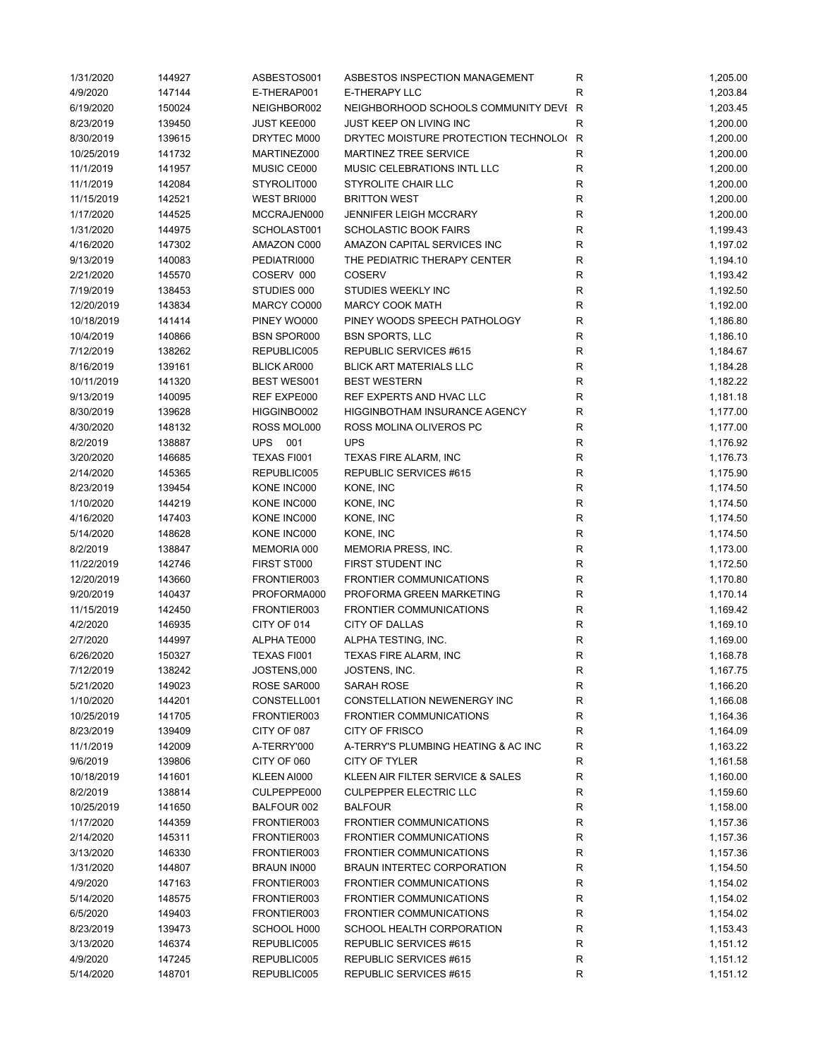| | | | | | |
|---|---|---|---|---|---|
| 1/31/2020 | 144927 | ASBESTOS001 | ASBESTOS INSPECTION MANAGEMENT | R | 1,205.00 |
| 4/9/2020 | 147144 | E-THERAP001 | E-THERAPY LLC | R | 1,203.84 |
| 6/19/2020 | 150024 | NEIGHBOR002 | NEIGHBORHOOD SCHOOLS COMMUNITY DEVE | R | 1,203.45 |
| 8/23/2019 | 139450 | JUST KEE000 | JUST KEEP ON LIVING INC | R | 1,200.00 |
| 8/30/2019 | 139615 | DRYTEC M000 | DRYTEC MOISTURE PROTECTION TECHNOLO | R | 1,200.00 |
| 10/25/2019 | 141732 | MARTINEZ000 | MARTINEZ TREE SERVICE | R | 1,200.00 |
| 11/1/2019 | 141957 | MUSIC CE000 | MUSIC CELEBRATIONS INTL LLC | R | 1,200.00 |
| 11/1/2019 | 142084 | STYROLIT000 | STYROLITE CHAIR LLC | R | 1,200.00 |
| 11/15/2019 | 142521 | WEST BRI000 | BRITTON WEST | R | 1,200.00 |
| 1/17/2020 | 144525 | MCCRAJEN000 | JENNIFER LEIGH MCCRARY | R | 1,200.00 |
| 1/31/2020 | 144975 | SCHOLAST001 | SCHOLASTIC BOOK FAIRS | R | 1,199.43 |
| 4/16/2020 | 147302 | AMAZON C000 | AMAZON CAPITAL SERVICES INC | R | 1,197.02 |
| 9/13/2019 | 140083 | PEDIATRI000 | THE PEDIATRIC THERAPY CENTER | R | 1,194.10 |
| 2/21/2020 | 145570 | COSERV 000 | COSERV | R | 1,193.42 |
| 7/19/2019 | 138453 | STUDIES 000 | STUDIES WEEKLY INC | R | 1,192.50 |
| 12/20/2019 | 143834 | MARCY CO000 | MARCY COOK MATH | R | 1,192.00 |
| 10/18/2019 | 141414 | PINEY WO000 | PINEY WOODS SPEECH PATHOLOGY | R | 1,186.80 |
| 10/4/2019 | 140866 | BSN SPOR000 | BSN SPORTS, LLC | R | 1,186.10 |
| 7/12/2019 | 138262 | REPUBLIC005 | REPUBLIC SERVICES #615 | R | 1,184.67 |
| 8/16/2019 | 139161 | BLICK AR000 | BLICK ART MATERIALS LLC | R | 1,184.28 |
| 10/11/2019 | 141320 | BEST WES001 | BEST WESTERN | R | 1,182.22 |
| 9/13/2019 | 140095 | REF EXPE000 | REF EXPERTS AND HVAC LLC | R | 1,181.18 |
| 8/30/2019 | 139628 | HIGGINBO002 | HIGGINBOTHAM INSURANCE AGENCY | R | 1,177.00 |
| 4/30/2020 | 148132 | ROSS MOL000 | ROSS MOLINA OLIVEROS PC | R | 1,177.00 |
| 8/2/2019 | 138887 | UPS 001 | UPS | R | 1,176.92 |
| 3/20/2020 | 146685 | TEXAS FI001 | TEXAS FIRE ALARM, INC | R | 1,176.73 |
| 2/14/2020 | 145365 | REPUBLIC005 | REPUBLIC SERVICES #615 | R | 1,175.90 |
| 8/23/2019 | 139454 | KONE INC000 | KONE, INC | R | 1,174.50 |
| 1/10/2020 | 144219 | KONE INC000 | KONE, INC | R | 1,174.50 |
| 4/16/2020 | 147403 | KONE INC000 | KONE, INC | R | 1,174.50 |
| 5/14/2020 | 148628 | KONE INC000 | KONE, INC | R | 1,174.50 |
| 8/2/2019 | 138847 | MEMORIA 000 | MEMORIA PRESS, INC. | R | 1,173.00 |
| 11/22/2019 | 142746 | FIRST ST000 | FIRST STUDENT INC | R | 1,172.50 |
| 12/20/2019 | 143660 | FRONTIER003 | FRONTIER COMMUNICATIONS | R | 1,170.80 |
| 9/20/2019 | 140437 | PROFORMA000 | PROFORMA GREEN MARKETING | R | 1,170.14 |
| 11/15/2019 | 142450 | FRONTIER003 | FRONTIER COMMUNICATIONS | R | 1,169.42 |
| 4/2/2020 | 146935 | CITY OF 014 | CITY OF DALLAS | R | 1,169.10 |
| 2/7/2020 | 144997 | ALPHA TE000 | ALPHA TESTING, INC. | R | 1,169.00 |
| 6/26/2020 | 150327 | TEXAS FI001 | TEXAS FIRE ALARM, INC | R | 1,168.78 |
| 7/12/2019 | 138242 | JOSTENS,000 | JOSTENS, INC. | R | 1,167.75 |
| 5/21/2020 | 149023 | ROSE SAR000 | SARAH ROSE | R | 1,166.20 |
| 1/10/2020 | 144201 | CONSTELL001 | CONSTELLATION NEWENERGY INC | R | 1,166.08 |
| 10/25/2019 | 141705 | FRONTIER003 | FRONTIER COMMUNICATIONS | R | 1,164.36 |
| 8/23/2019 | 139409 | CITY OF 087 | CITY OF FRISCO | R | 1,164.09 |
| 11/1/2019 | 142009 | A-TERRY'000 | A-TERRY'S PLUMBING HEATING & AC INC | R | 1,163.22 |
| 9/6/2019 | 139806 | CITY OF 060 | CITY OF TYLER | R | 1,161.58 |
| 10/18/2019 | 141601 | KLEEN AI000 | KLEEN AIR FILTER SERVICE & SALES | R | 1,160.00 |
| 8/2/2019 | 138814 | CULPEPPE000 | CULPEPPER ELECTRIC LLC | R | 1,159.60 |
| 10/25/2019 | 141650 | BALFOUR 002 | BALFOUR | R | 1,158.00 |
| 1/17/2020 | 144359 | FRONTIER003 | FRONTIER COMMUNICATIONS | R | 1,157.36 |
| 2/14/2020 | 145311 | FRONTIER003 | FRONTIER COMMUNICATIONS | R | 1,157.36 |
| 3/13/2020 | 146330 | FRONTIER003 | FRONTIER COMMUNICATIONS | R | 1,157.36 |
| 1/31/2020 | 144807 | BRAUN IN000 | BRAUN INTERTEC CORPORATION | R | 1,154.50 |
| 4/9/2020 | 147163 | FRONTIER003 | FRONTIER COMMUNICATIONS | R | 1,154.02 |
| 5/14/2020 | 148575 | FRONTIER003 | FRONTIER COMMUNICATIONS | R | 1,154.02 |
| 6/5/2020 | 149403 | FRONTIER003 | FRONTIER COMMUNICATIONS | R | 1,154.02 |
| 8/23/2019 | 139473 | SCHOOL H000 | SCHOOL HEALTH CORPORATION | R | 1,153.43 |
| 3/13/2020 | 146374 | REPUBLIC005 | REPUBLIC SERVICES #615 | R | 1,151.12 |
| 4/9/2020 | 147245 | REPUBLIC005 | REPUBLIC SERVICES #615 | R | 1,151.12 |
| 5/14/2020 | 148701 | REPUBLIC005 | REPUBLIC SERVICES #615 | R | 1,151.12 |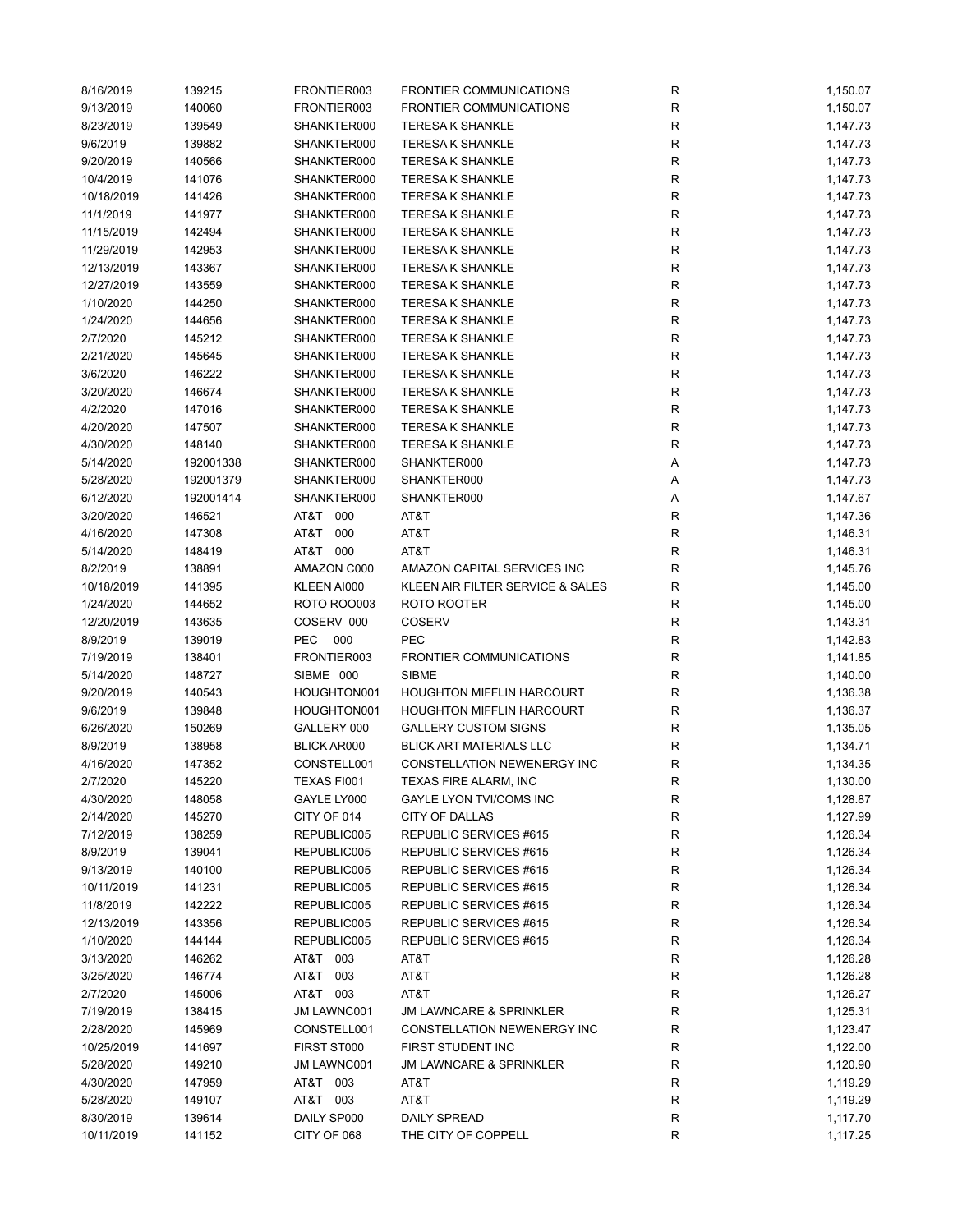| | | | | | |
|---|---|---|---|---|---|
| 8/16/2019 | 139215 | FRONTIER003 | FRONTIER COMMUNICATIONS | R | 1,150.07 |
| 9/13/2019 | 140060 | FRONTIER003 | FRONTIER COMMUNICATIONS | R | 1,150.07 |
| 8/23/2019 | 139549 | SHANKTER000 | TERESA K SHANKLE | R | 1,147.73 |
| 9/6/2019 | 139882 | SHANKTER000 | TERESA K SHANKLE | R | 1,147.73 |
| 9/20/2019 | 140566 | SHANKTER000 | TERESA K SHANKLE | R | 1,147.73 |
| 10/4/2019 | 141076 | SHANKTER000 | TERESA K SHANKLE | R | 1,147.73 |
| 10/18/2019 | 141426 | SHANKTER000 | TERESA K SHANKLE | R | 1,147.73 |
| 11/1/2019 | 141977 | SHANKTER000 | TERESA K SHANKLE | R | 1,147.73 |
| 11/15/2019 | 142494 | SHANKTER000 | TERESA K SHANKLE | R | 1,147.73 |
| 11/29/2019 | 142953 | SHANKTER000 | TERESA K SHANKLE | R | 1,147.73 |
| 12/13/2019 | 143367 | SHANKTER000 | TERESA K SHANKLE | R | 1,147.73 |
| 12/27/2019 | 143559 | SHANKTER000 | TERESA K SHANKLE | R | 1,147.73 |
| 1/10/2020 | 144250 | SHANKTER000 | TERESA K SHANKLE | R | 1,147.73 |
| 1/24/2020 | 144656 | SHANKTER000 | TERESA K SHANKLE | R | 1,147.73 |
| 2/7/2020 | 145212 | SHANKTER000 | TERESA K SHANKLE | R | 1,147.73 |
| 2/21/2020 | 145645 | SHANKTER000 | TERESA K SHANKLE | R | 1,147.73 |
| 3/6/2020 | 146222 | SHANKTER000 | TERESA K SHANKLE | R | 1,147.73 |
| 3/20/2020 | 146674 | SHANKTER000 | TERESA K SHANKLE | R | 1,147.73 |
| 4/2/2020 | 147016 | SHANKTER000 | TERESA K SHANKLE | R | 1,147.73 |
| 4/20/2020 | 147507 | SHANKTER000 | TERESA K SHANKLE | R | 1,147.73 |
| 4/30/2020 | 148140 | SHANKTER000 | TERESA K SHANKLE | R | 1,147.73 |
| 5/14/2020 | 192001338 | SHANKTER000 | SHANKTER000 | A | 1,147.73 |
| 5/28/2020 | 192001379 | SHANKTER000 | SHANKTER000 | A | 1,147.73 |
| 6/12/2020 | 192001414 | SHANKTER000 | SHANKTER000 | A | 1,147.67 |
| 3/20/2020 | 146521 | AT&T 000 | AT&T | R | 1,147.36 |
| 4/16/2020 | 147308 | AT&T 000 | AT&T | R | 1,146.31 |
| 5/14/2020 | 148419 | AT&T 000 | AT&T | R | 1,146.31 |
| 8/2/2019 | 138891 | AMAZON C000 | AMAZON CAPITAL SERVICES INC | R | 1,145.76 |
| 10/18/2019 | 141395 | KLEEN AI000 | KLEEN AIR FILTER SERVICE & SALES | R | 1,145.00 |
| 1/24/2020 | 144652 | ROTO ROO003 | ROTO ROOTER | R | 1,145.00 |
| 12/20/2019 | 143635 | COSERV 000 | COSERV | R | 1,143.31 |
| 8/9/2019 | 139019 | PEC 000 | PEC | R | 1,142.83 |
| 7/19/2019 | 138401 | FRONTIER003 | FRONTIER COMMUNICATIONS | R | 1,141.85 |
| 5/14/2020 | 148727 | SIBME 000 | SIBME | R | 1,140.00 |
| 9/20/2019 | 140543 | HOUGHTON001 | HOUGHTON MIFFLIN HARCOURT | R | 1,136.38 |
| 9/6/2019 | 139848 | HOUGHTON001 | HOUGHTON MIFFLIN HARCOURT | R | 1,136.37 |
| 6/26/2020 | 150269 | GALLERY 000 | GALLERY CUSTOM SIGNS | R | 1,135.05 |
| 8/9/2019 | 138958 | BLICK AR000 | BLICK ART MATERIALS LLC | R | 1,134.71 |
| 4/16/2020 | 147352 | CONSTELL001 | CONSTELLATION NEWENERGY INC | R | 1,134.35 |
| 2/7/2020 | 145220 | TEXAS FI001 | TEXAS FIRE ALARM, INC | R | 1,130.00 |
| 4/30/2020 | 148058 | GAYLE LY000 | GAYLE LYON TVI/COMS INC | R | 1,128.87 |
| 2/14/2020 | 145270 | CITY OF 014 | CITY OF DALLAS | R | 1,127.99 |
| 7/12/2019 | 138259 | REPUBLIC005 | REPUBLIC SERVICES #615 | R | 1,126.34 |
| 8/9/2019 | 139041 | REPUBLIC005 | REPUBLIC SERVICES #615 | R | 1,126.34 |
| 9/13/2019 | 140100 | REPUBLIC005 | REPUBLIC SERVICES #615 | R | 1,126.34 |
| 10/11/2019 | 141231 | REPUBLIC005 | REPUBLIC SERVICES #615 | R | 1,126.34 |
| 11/8/2019 | 142222 | REPUBLIC005 | REPUBLIC SERVICES #615 | R | 1,126.34 |
| 12/13/2019 | 143356 | REPUBLIC005 | REPUBLIC SERVICES #615 | R | 1,126.34 |
| 1/10/2020 | 144144 | REPUBLIC005 | REPUBLIC SERVICES #615 | R | 1,126.34 |
| 3/13/2020 | 146262 | AT&T 003 | AT&T | R | 1,126.28 |
| 3/25/2020 | 146774 | AT&T 003 | AT&T | R | 1,126.28 |
| 2/7/2020 | 145006 | AT&T 003 | AT&T | R | 1,126.27 |
| 7/19/2019 | 138415 | JM LAWNC001 | JM LAWNCARE & SPRINKLER | R | 1,125.31 |
| 2/28/2020 | 145969 | CONSTELL001 | CONSTELLATION NEWENERGY INC | R | 1,123.47 |
| 10/25/2019 | 141697 | FIRST ST000 | FIRST STUDENT INC | R | 1,122.00 |
| 5/28/2020 | 149210 | JM LAWNC001 | JM LAWNCARE & SPRINKLER | R | 1,120.90 |
| 4/30/2020 | 147959 | AT&T 003 | AT&T | R | 1,119.29 |
| 5/28/2020 | 149107 | AT&T 003 | AT&T | R | 1,119.29 |
| 8/30/2019 | 139614 | DAILY SP000 | DAILY SPREAD | R | 1,117.70 |
| 10/11/2019 | 141152 | CITY OF 068 | THE CITY OF COPPELL | R | 1,117.25 |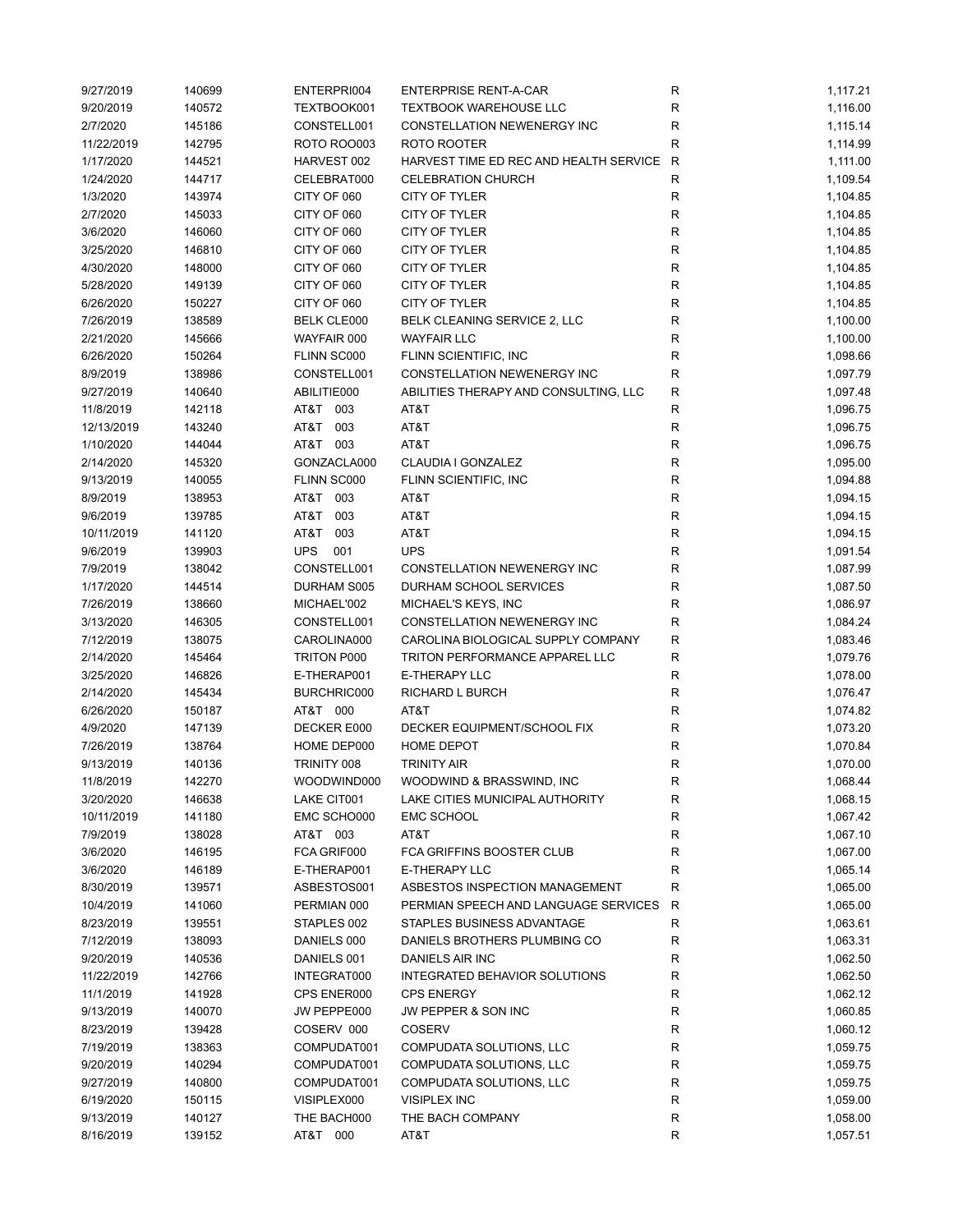| | | | | | |
|---|---|---|---|---|---|
| 9/27/2019 | 140699 | ENTERPRI004 | ENTERPRISE RENT-A-CAR | R | 1,117.21 |
| 9/20/2019 | 140572 | TEXTBOOK001 | TEXTBOOK WAREHOUSE LLC | R | 1,116.00 |
| 2/7/2020 | 145186 | CONSTELL001 | CONSTELLATION NEWENERGY INC | R | 1,115.14 |
| 11/22/2019 | 142795 | ROTO ROO003 | ROTO ROOTER | R | 1,114.99 |
| 1/17/2020 | 144521 | HARVEST 002 | HARVEST TIME ED REC AND HEALTH SERVICE | R | 1,111.00 |
| 1/24/2020 | 144717 | CELEBRAT000 | CELEBRATION CHURCH | R | 1,109.54 |
| 1/3/2020 | 143974 | CITY OF 060 | CITY OF TYLER | R | 1,104.85 |
| 2/7/2020 | 145033 | CITY OF 060 | CITY OF TYLER | R | 1,104.85 |
| 3/6/2020 | 146060 | CITY OF 060 | CITY OF TYLER | R | 1,104.85 |
| 3/25/2020 | 146810 | CITY OF 060 | CITY OF TYLER | R | 1,104.85 |
| 4/30/2020 | 148000 | CITY OF 060 | CITY OF TYLER | R | 1,104.85 |
| 5/28/2020 | 149139 | CITY OF 060 | CITY OF TYLER | R | 1,104.85 |
| 6/26/2020 | 150227 | CITY OF 060 | CITY OF TYLER | R | 1,104.85 |
| 7/26/2019 | 138589 | BELK CLE000 | BELK CLEANING SERVICE 2, LLC | R | 1,100.00 |
| 2/21/2020 | 145666 | WAYFAIR 000 | WAYFAIR LLC | R | 1,100.00 |
| 6/26/2020 | 150264 | FLINN SC000 | FLINN SCIENTIFIC, INC | R | 1,098.66 |
| 8/9/2019 | 138986 | CONSTELL001 | CONSTELLATION NEWENERGY INC | R | 1,097.79 |
| 9/27/2019 | 140640 | ABILITIE000 | ABILITIES THERAPY AND CONSULTING, LLC | R | 1,097.48 |
| 11/8/2019 | 142118 | AT&T 003 | AT&T | R | 1,096.75 |
| 12/13/2019 | 143240 | AT&T 003 | AT&T | R | 1,096.75 |
| 1/10/2020 | 144044 | AT&T 003 | AT&T | R | 1,096.75 |
| 2/14/2020 | 145320 | GONZACLA000 | CLAUDIA I GONZALEZ | R | 1,095.00 |
| 9/13/2019 | 140055 | FLINN SC000 | FLINN SCIENTIFIC, INC | R | 1,094.88 |
| 8/9/2019 | 138953 | AT&T 003 | AT&T | R | 1,094.15 |
| 9/6/2019 | 139785 | AT&T 003 | AT&T | R | 1,094.15 |
| 10/11/2019 | 141120 | AT&T 003 | AT&T | R | 1,094.15 |
| 9/6/2019 | 139903 | UPS 001 | UPS | R | 1,091.54 |
| 7/9/2019 | 138042 | CONSTELL001 | CONSTELLATION NEWENERGY INC | R | 1,087.99 |
| 1/17/2020 | 144514 | DURHAM S005 | DURHAM SCHOOL SERVICES | R | 1,087.50 |
| 7/26/2019 | 138660 | MICHAEL'002 | MICHAEL'S KEYS, INC | R | 1,086.97 |
| 3/13/2020 | 146305 | CONSTELL001 | CONSTELLATION NEWENERGY INC | R | 1,084.24 |
| 7/12/2019 | 138075 | CAROLINA000 | CAROLINA BIOLOGICAL SUPPLY COMPANY | R | 1,083.46 |
| 2/14/2020 | 145464 | TRITON P000 | TRITON PERFORMANCE APPAREL LLC | R | 1,079.76 |
| 3/25/2020 | 146826 | E-THERAP001 | E-THERAPY LLC | R | 1,078.00 |
| 2/14/2020 | 145434 | BURCHRIC000 | RICHARD L BURCH | R | 1,076.47 |
| 6/26/2020 | 150187 | AT&T 000 | AT&T | R | 1,074.82 |
| 4/9/2020 | 147139 | DECKER E000 | DECKER EQUIPMENT/SCHOOL FIX | R | 1,073.20 |
| 7/26/2019 | 138764 | HOME DEP000 | HOME DEPOT | R | 1,070.84 |
| 9/13/2019 | 140136 | TRINITY 008 | TRINITY AIR | R | 1,070.00 |
| 11/8/2019 | 142270 | WOODWIND000 | WOODWIND & BRASSWIND, INC | R | 1,068.44 |
| 3/20/2020 | 146638 | LAKE CIT001 | LAKE CITIES MUNICIPAL AUTHORITY | R | 1,068.15 |
| 10/11/2019 | 141180 | EMC SCHO000 | EMC SCHOOL | R | 1,067.42 |
| 7/9/2019 | 138028 | AT&T 003 | AT&T | R | 1,067.10 |
| 3/6/2020 | 146195 | FCA GRIF000 | FCA GRIFFINS BOOSTER CLUB | R | 1,067.00 |
| 3/6/2020 | 146189 | E-THERAP001 | E-THERAPY LLC | R | 1,065.14 |
| 8/30/2019 | 139571 | ASBESTOS001 | ASBESTOS INSPECTION MANAGEMENT | R | 1,065.00 |
| 10/4/2019 | 141060 | PERMIAN 000 | PERMIAN SPEECH AND LANGUAGE SERVICES | R | 1,065.00 |
| 8/23/2019 | 139551 | STAPLES 002 | STAPLES BUSINESS ADVANTAGE | R | 1,063.61 |
| 7/12/2019 | 138093 | DANIELS 000 | DANIELS BROTHERS PLUMBING CO | R | 1,063.31 |
| 9/20/2019 | 140536 | DANIELS 001 | DANIELS AIR INC | R | 1,062.50 |
| 11/22/2019 | 142766 | INTEGRAT000 | INTEGRATED BEHAVIOR SOLUTIONS | R | 1,062.50 |
| 11/1/2019 | 141928 | CPS ENER000 | CPS ENERGY | R | 1,062.12 |
| 9/13/2019 | 140070 | JW PEPPE000 | JW PEPPER & SON INC | R | 1,060.85 |
| 8/23/2019 | 139428 | COSERV 000 | COSERV | R | 1,060.12 |
| 7/19/2019 | 138363 | COMPUDAT001 | COMPUDATA SOLUTIONS, LLC | R | 1,059.75 |
| 9/20/2019 | 140294 | COMPUDAT001 | COMPUDATA SOLUTIONS, LLC | R | 1,059.75 |
| 9/27/2019 | 140800 | COMPUDAT001 | COMPUDATA SOLUTIONS, LLC | R | 1,059.75 |
| 6/19/2020 | 150115 | VISIPLEX000 | VISIPLEX INC | R | 1,059.00 |
| 9/13/2019 | 140127 | THE BACH000 | THE BACH COMPANY | R | 1,058.00 |
| 8/16/2019 | 139152 | AT&T 000 | AT&T | R | 1,057.51 |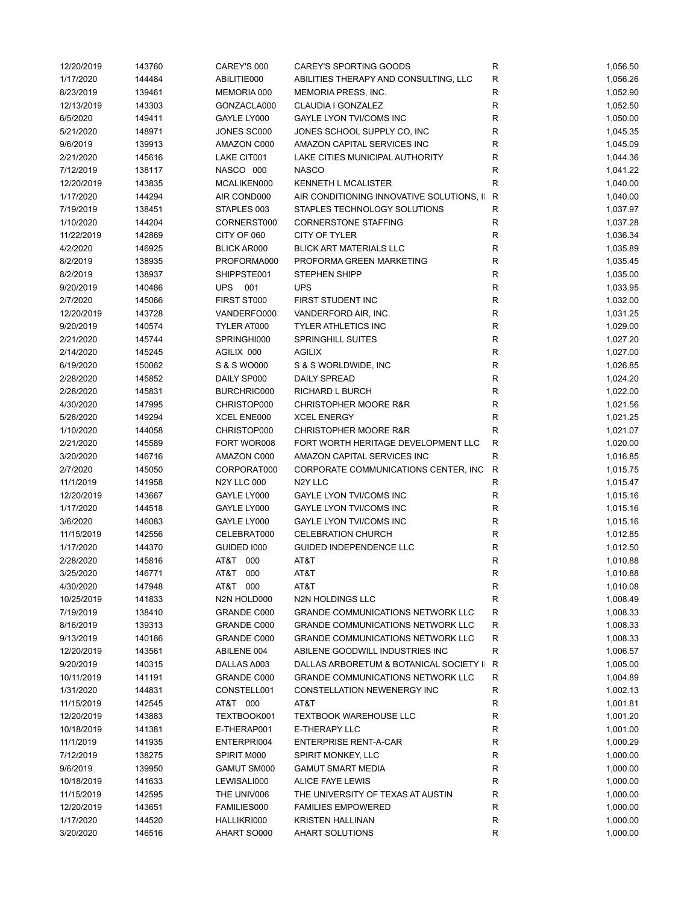| | | | | | |
|---|---|---|---|---|---|
| 12/20/2019 | 143760 | CAREY'S 000 | CAREY'S SPORTING GOODS | R | 1,056.50 |
| 1/17/2020 | 144484 | ABILITIE000 | ABILITIES THERAPY AND CONSULTING, LLC | R | 1,056.26 |
| 8/23/2019 | 139461 | MEMORIA 000 | MEMORIA PRESS, INC. | R | 1,052.90 |
| 12/13/2019 | 143303 | GONZACLA000 | CLAUDIA I GONZALEZ | R | 1,052.50 |
| 6/5/2020 | 149411 | GAYLE LY000 | GAYLE LYON TVI/COMS INC | R | 1,050.00 |
| 5/21/2020 | 148971 | JONES SC000 | JONES SCHOOL SUPPLY CO, INC | R | 1,045.35 |
| 9/6/2019 | 139913 | AMAZON C000 | AMAZON CAPITAL SERVICES INC | R | 1,045.09 |
| 2/21/2020 | 145616 | LAKE CIT001 | LAKE CITIES MUNICIPAL AUTHORITY | R | 1,044.36 |
| 7/12/2019 | 138117 | NASCO 000 | NASCO | R | 1,041.22 |
| 12/20/2019 | 143835 | MCALIKEN000 | KENNETH L MCALISTER | R | 1,040.00 |
| 1/17/2020 | 144294 | AIR COND000 | AIR CONDITIONING INNOVATIVE SOLUTIONS, II | R | 1,040.00 |
| 7/19/2019 | 138451 | STAPLES 003 | STAPLES TECHNOLOGY SOLUTIONS | R | 1,037.97 |
| 1/10/2020 | 144204 | CORNERST000 | CORNERSTONE STAFFING | R | 1,037.28 |
| 11/22/2019 | 142869 | CITY OF 060 | CITY OF TYLER | R | 1,036.34 |
| 4/2/2020 | 146925 | BLICK AR000 | BLICK ART MATERIALS LLC | R | 1,035.89 |
| 8/2/2019 | 138935 | PROFORMA000 | PROFORMA GREEN MARKETING | R | 1,035.45 |
| 8/2/2019 | 138937 | SHIPPSTE001 | STEPHEN SHIPP | R | 1,035.00 |
| 9/20/2019 | 140486 | UPS 001 | UPS | R | 1,033.95 |
| 2/7/2020 | 145066 | FIRST ST000 | FIRST STUDENT INC | R | 1,032.00 |
| 12/20/2019 | 143728 | VANDERFO000 | VANDERFORD AIR, INC. | R | 1,031.25 |
| 9/20/2019 | 140574 | TYLER AT000 | TYLER ATHLETICS INC | R | 1,029.00 |
| 2/21/2020 | 145744 | SPRINGHI000 | SPRINGHILL SUITES | R | 1,027.20 |
| 2/14/2020 | 145245 | AGILIX 000 | AGILIX | R | 1,027.00 |
| 6/19/2020 | 150062 | S & S WO000 | S & S WORLDWIDE, INC | R | 1,026.85 |
| 2/28/2020 | 145852 | DAILY SP000 | DAILY SPREAD | R | 1,024.20 |
| 2/28/2020 | 145831 | BURCHRIC000 | RICHARD L BURCH | R | 1,022.00 |
| 4/30/2020 | 147995 | CHRISTOP000 | CHRISTOPHER MOORE R&R | R | 1,021.56 |
| 5/28/2020 | 149294 | XCEL ENE000 | XCEL ENERGY | R | 1,021.25 |
| 1/10/2020 | 144058 | CHRISTOP000 | CHRISTOPHER MOORE R&R | R | 1,021.07 |
| 2/21/2020 | 145589 | FORT WOR008 | FORT WORTH HERITAGE DEVELOPMENT LLC | R | 1,020.00 |
| 3/20/2020 | 146716 | AMAZON C000 | AMAZON CAPITAL SERVICES INC | R | 1,016.85 |
| 2/7/2020 | 145050 | CORPORAT000 | CORPORATE COMMUNICATIONS CENTER, INC | R | 1,015.75 |
| 11/1/2019 | 141958 | N2Y LLC 000 | N2Y LLC | R | 1,015.47 |
| 12/20/2019 | 143667 | GAYLE LY000 | GAYLE LYON TVI/COMS INC | R | 1,015.16 |
| 1/17/2020 | 144518 | GAYLE LY000 | GAYLE LYON TVI/COMS INC | R | 1,015.16 |
| 3/6/2020 | 146083 | GAYLE LY000 | GAYLE LYON TVI/COMS INC | R | 1,015.16 |
| 11/15/2019 | 142556 | CELEBRAT000 | CELEBRATION CHURCH | R | 1,012.85 |
| 1/17/2020 | 144370 | GUIDED I000 | GUIDED INDEPENDENCE LLC | R | 1,012.50 |
| 2/28/2020 | 145816 | AT&T 000 | AT&T | R | 1,010.88 |
| 3/25/2020 | 146771 | AT&T 000 | AT&T | R | 1,010.88 |
| 4/30/2020 | 147948 | AT&T 000 | AT&T | R | 1,010.08 |
| 10/25/2019 | 141833 | N2N HOLD000 | N2N HOLDINGS LLC | R | 1,008.49 |
| 7/19/2019 | 138410 | GRANDE C000 | GRANDE COMMUNICATIONS NETWORK LLC | R | 1,008.33 |
| 8/16/2019 | 139313 | GRANDE C000 | GRANDE COMMUNICATIONS NETWORK LLC | R | 1,008.33 |
| 9/13/2019 | 140186 | GRANDE C000 | GRANDE COMMUNICATIONS NETWORK LLC | R | 1,008.33 |
| 12/20/2019 | 143561 | ABILENE 004 | ABILENE GOODWILL INDUSTRIES INC | R | 1,006.57 |
| 9/20/2019 | 140315 | DALLAS A003 | DALLAS ARBORETUM & BOTANICAL SOCIETY II | R | 1,005.00 |
| 10/11/2019 | 141191 | GRANDE C000 | GRANDE COMMUNICATIONS NETWORK LLC | R | 1,004.89 |
| 1/31/2020 | 144831 | CONSTELL001 | CONSTELLATION NEWENERGY INC | R | 1,002.13 |
| 11/15/2019 | 142545 | AT&T 000 | AT&T | R | 1,001.81 |
| 12/20/2019 | 143883 | TEXTBOOK001 | TEXTBOOK WAREHOUSE LLC | R | 1,001.20 |
| 10/18/2019 | 141381 | E-THERAP001 | E-THERAPY LLC | R | 1,001.00 |
| 11/1/2019 | 141935 | ENTERPRI004 | ENTERPRISE RENT-A-CAR | R | 1,000.29 |
| 7/12/2019 | 138275 | SPIRIT M000 | SPIRIT MONKEY, LLC | R | 1,000.00 |
| 9/6/2019 | 139950 | GAMUT SM000 | GAMUT SMART MEDIA | R | 1,000.00 |
| 10/18/2019 | 141633 | LEWISALI000 | ALICE FAYE LEWIS | R | 1,000.00 |
| 11/15/2019 | 142595 | THE UNIV006 | THE UNIVERSITY OF TEXAS AT AUSTIN | R | 1,000.00 |
| 12/20/2019 | 143651 | FAMILIES000 | FAMILIES EMPOWERED | R | 1,000.00 |
| 1/17/2020 | 144520 | HALLIKRI000 | KRISTEN HALLINAN | R | 1,000.00 |
| 3/20/2020 | 146516 | AHART SO000 | AHART SOLUTIONS | R | 1,000.00 |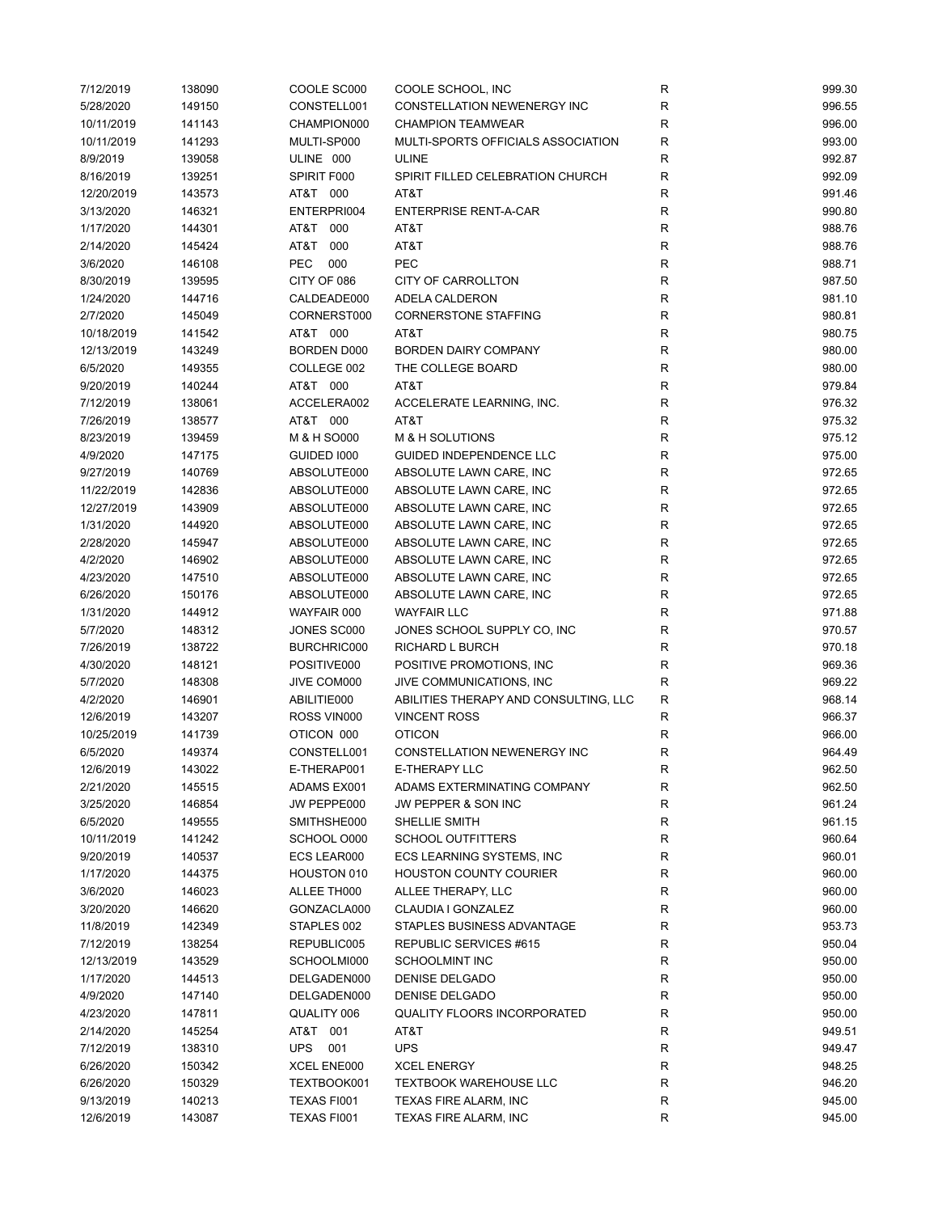| | | | | | |
|---|---|---|---|---|---|
| 7/12/2019 | 138090 | COOLE SC000 | COOLE SCHOOL, INC | R | 999.30 |
| 5/28/2020 | 149150 | CONSTELL001 | CONSTELLATION NEWENERGY INC | R | 996.55 |
| 10/11/2019 | 141143 | CHAMPION000 | CHAMPION TEAMWEAR | R | 996.00 |
| 10/11/2019 | 141293 | MULTI-SP000 | MULTI-SPORTS OFFICIALS ASSOCIATION | R | 993.00 |
| 8/9/2019 | 139058 | ULINE 000 | ULINE | R | 992.87 |
| 8/16/2019 | 139251 | SPIRIT F000 | SPIRIT FILLED CELEBRATION CHURCH | R | 992.09 |
| 12/20/2019 | 143573 | AT&T 000 | AT&T | R | 991.46 |
| 3/13/2020 | 146321 | ENTERPRI004 | ENTERPRISE RENT-A-CAR | R | 990.80 |
| 1/17/2020 | 144301 | AT&T 000 | AT&T | R | 988.76 |
| 2/14/2020 | 145424 | AT&T 000 | AT&T | R | 988.76 |
| 3/6/2020 | 146108 | PEC 000 | PEC | R | 988.71 |
| 8/30/2019 | 139595 | CITY OF 086 | CITY OF CARROLLTON | R | 987.50 |
| 1/24/2020 | 144716 | CALDEADE000 | ADELA CALDERON | R | 981.10 |
| 2/7/2020 | 145049 | CORNERST000 | CORNERSTONE STAFFING | R | 980.81 |
| 10/18/2019 | 141542 | AT&T 000 | AT&T | R | 980.75 |
| 12/13/2019 | 143249 | BORDEN D000 | BORDEN DAIRY COMPANY | R | 980.00 |
| 6/5/2020 | 149355 | COLLEGE 002 | THE COLLEGE BOARD | R | 980.00 |
| 9/20/2019 | 140244 | AT&T 000 | AT&T | R | 979.84 |
| 7/12/2019 | 138061 | ACCELERA002 | ACCELERATE LEARNING, INC. | R | 976.32 |
| 7/26/2019 | 138577 | AT&T 000 | AT&T | R | 975.32 |
| 8/23/2019 | 139459 | M & H SO000 | M & H SOLUTIONS | R | 975.12 |
| 4/9/2020 | 147175 | GUIDED I000 | GUIDED INDEPENDENCE LLC | R | 975.00 |
| 9/27/2019 | 140769 | ABSOLUTE000 | ABSOLUTE LAWN CARE, INC | R | 972.65 |
| 11/22/2019 | 142836 | ABSOLUTE000 | ABSOLUTE LAWN CARE, INC | R | 972.65 |
| 12/27/2019 | 143909 | ABSOLUTE000 | ABSOLUTE LAWN CARE, INC | R | 972.65 |
| 1/31/2020 | 144920 | ABSOLUTE000 | ABSOLUTE LAWN CARE, INC | R | 972.65 |
| 2/28/2020 | 145947 | ABSOLUTE000 | ABSOLUTE LAWN CARE, INC | R | 972.65 |
| 4/2/2020 | 146902 | ABSOLUTE000 | ABSOLUTE LAWN CARE, INC | R | 972.65 |
| 4/23/2020 | 147510 | ABSOLUTE000 | ABSOLUTE LAWN CARE, INC | R | 972.65 |
| 6/26/2020 | 150176 | ABSOLUTE000 | ABSOLUTE LAWN CARE, INC | R | 972.65 |
| 1/31/2020 | 144912 | WAYFAIR 000 | WAYFAIR LLC | R | 971.88 |
| 5/7/2020 | 148312 | JONES SC000 | JONES SCHOOL SUPPLY CO, INC | R | 970.57 |
| 7/26/2019 | 138722 | BURCHRIC000 | RICHARD L BURCH | R | 970.18 |
| 4/30/2020 | 148121 | POSITIVE000 | POSITIVE PROMOTIONS, INC | R | 969.36 |
| 5/7/2020 | 148308 | JIVE COM000 | JIVE COMMUNICATIONS, INC | R | 969.22 |
| 4/2/2020 | 146901 | ABILITIE000 | ABILITIES THERAPY AND CONSULTING, LLC | R | 968.14 |
| 12/6/2019 | 143207 | ROSS VIN000 | VINCENT ROSS | R | 966.37 |
| 10/25/2019 | 141739 | OTICON 000 | OTICON | R | 966.00 |
| 6/5/2020 | 149374 | CONSTELL001 | CONSTELLATION NEWENERGY INC | R | 964.49 |
| 12/6/2019 | 143022 | E-THERAP001 | E-THERAPY LLC | R | 962.50 |
| 2/21/2020 | 145515 | ADAMS EX001 | ADAMS EXTERMINATING COMPANY | R | 962.50 |
| 3/25/2020 | 146854 | JW PEPPE000 | JW PEPPER & SON INC | R | 961.24 |
| 6/5/2020 | 149555 | SMITHSHE000 | SHELLIE SMITH | R | 961.15 |
| 10/11/2019 | 141242 | SCHOOL O000 | SCHOOL OUTFITTERS | R | 960.64 |
| 9/20/2019 | 140537 | ECS LEAR000 | ECS LEARNING SYSTEMS, INC | R | 960.01 |
| 1/17/2020 | 144375 | HOUSTON 010 | HOUSTON COUNTY COURIER | R | 960.00 |
| 3/6/2020 | 146023 | ALLEE TH000 | ALLEE THERAPY, LLC | R | 960.00 |
| 3/20/2020 | 146620 | GONZACLA000 | CLAUDIA I GONZALEZ | R | 960.00 |
| 11/8/2019 | 142349 | STAPLES 002 | STAPLES BUSINESS ADVANTAGE | R | 953.73 |
| 7/12/2019 | 138254 | REPUBLIC005 | REPUBLIC SERVICES #615 | R | 950.04 |
| 12/13/2019 | 143529 | SCHOOLMI000 | SCHOOLMINT INC | R | 950.00 |
| 1/17/2020 | 144513 | DELGADEN000 | DENISE DELGADO | R | 950.00 |
| 4/9/2020 | 147140 | DELGADEN000 | DENISE DELGADO | R | 950.00 |
| 4/23/2020 | 147811 | QUALITY 006 | QUALITY FLOORS INCORPORATED | R | 950.00 |
| 2/14/2020 | 145254 | AT&T 001 | AT&T | R | 949.51 |
| 7/12/2019 | 138310 | UPS 001 | UPS | R | 949.47 |
| 6/26/2020 | 150342 | XCEL ENE000 | XCEL ENERGY | R | 948.25 |
| 6/26/2020 | 150329 | TEXTBOOK001 | TEXTBOOK WAREHOUSE LLC | R | 946.20 |
| 9/13/2019 | 140213 | TEXAS FI001 | TEXAS FIRE ALARM, INC | R | 945.00 |
| 12/6/2019 | 143087 | TEXAS FI001 | TEXAS FIRE ALARM, INC | R | 945.00 |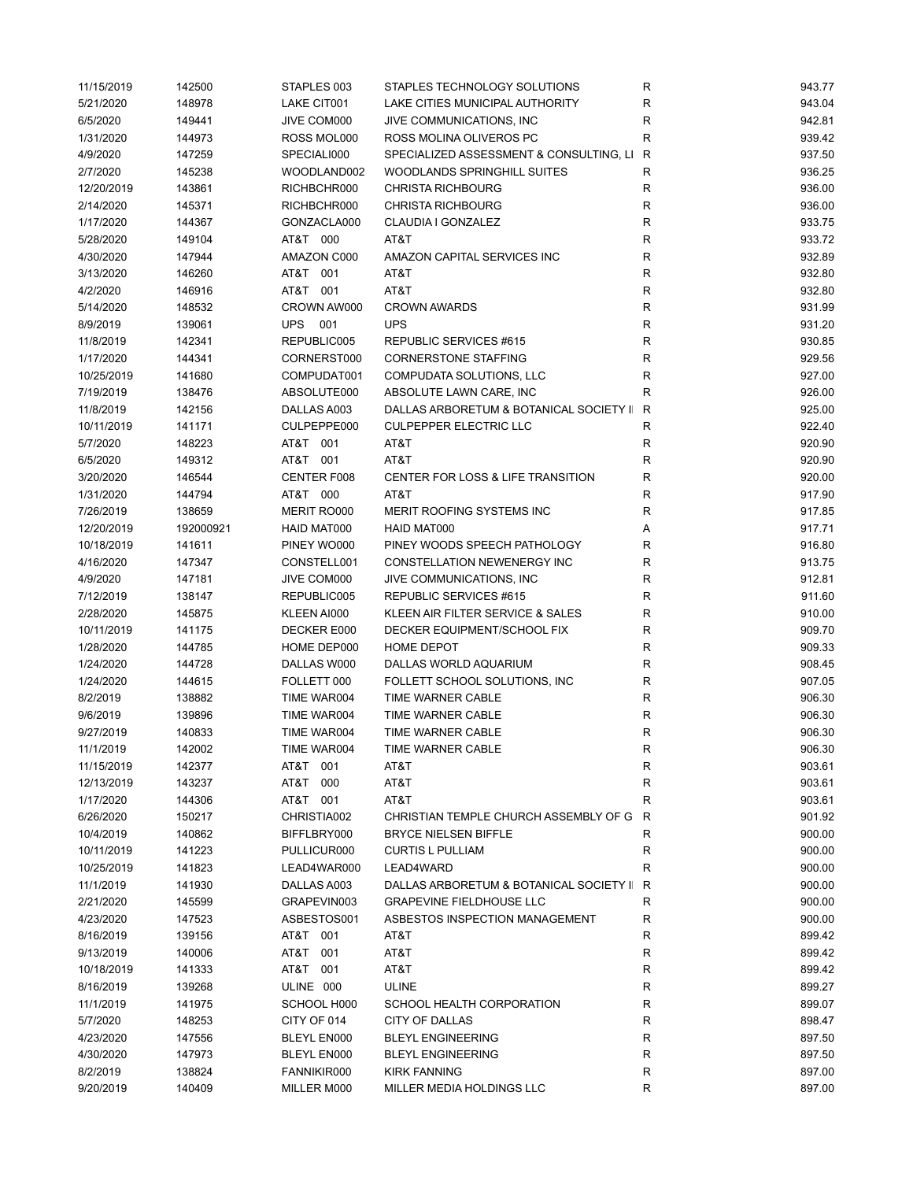| | | | | | |
|---|---|---|---|---|---|
| 11/15/2019 | 142500 | STAPLES 003 | STAPLES TECHNOLOGY SOLUTIONS | R | 943.77 |
| 5/21/2020 | 148978 | LAKE CIT001 | LAKE CITIES MUNICIPAL AUTHORITY | R | 943.04 |
| 6/5/2020 | 149441 | JIVE COM000 | JIVE COMMUNICATIONS, INC | R | 942.81 |
| 1/31/2020 | 144973 | ROSS MOL000 | ROSS MOLINA OLIVEROS PC | R | 939.42 |
| 4/9/2020 | 147259 | SPECIALI000 | SPECIALIZED ASSESSMENT & CONSULTING, LI | R | 937.50 |
| 2/7/2020 | 145238 | WOODLAND002 | WOODLANDS SPRINGHILL SUITES | R | 936.25 |
| 12/20/2019 | 143861 | RICHBCHR000 | CHRISTA RICHBOURG | R | 936.00 |
| 2/14/2020 | 145371 | RICHBCHR000 | CHRISTA RICHBOURG | R | 936.00 |
| 1/17/2020 | 144367 | GONZACLA000 | CLAUDIA I GONZALEZ | R | 933.75 |
| 5/28/2020 | 149104 | AT&T 000 | AT&T | R | 933.72 |
| 4/30/2020 | 147944 | AMAZON C000 | AMAZON CAPITAL SERVICES INC | R | 932.89 |
| 3/13/2020 | 146260 | AT&T 001 | AT&T | R | 932.80 |
| 4/2/2020 | 146916 | AT&T 001 | AT&T | R | 932.80 |
| 5/14/2020 | 148532 | CROWN AW000 | CROWN AWARDS | R | 931.99 |
| 8/9/2019 | 139061 | UPS 001 | UPS | R | 931.20 |
| 11/8/2019 | 142341 | REPUBLIC005 | REPUBLIC SERVICES #615 | R | 930.85 |
| 1/17/2020 | 144341 | CORNERST000 | CORNERSTONE STAFFING | R | 929.56 |
| 10/25/2019 | 141680 | COMPUDAT001 | COMPUDATA SOLUTIONS, LLC | R | 927.00 |
| 7/19/2019 | 138476 | ABSOLUTE000 | ABSOLUTE LAWN CARE, INC | R | 926.00 |
| 11/8/2019 | 142156 | DALLAS A003 | DALLAS ARBORETUM & BOTANICAL SOCIETY I | R | 925.00 |
| 10/11/2019 | 141171 | CULPEPPE000 | CULPEPPER ELECTRIC LLC | R | 922.40 |
| 5/7/2020 | 148223 | AT&T 001 | AT&T | R | 920.90 |
| 6/5/2020 | 149312 | AT&T 001 | AT&T | R | 920.90 |
| 3/20/2020 | 146544 | CENTER F008 | CENTER FOR LOSS & LIFE TRANSITION | R | 920.00 |
| 1/31/2020 | 144794 | AT&T 000 | AT&T | R | 917.90 |
| 7/26/2019 | 138659 | MERIT RO000 | MERIT ROOFING SYSTEMS INC | R | 917.85 |
| 12/20/2019 | 192000921 | HAID MAT000 | HAID MAT000 | A | 917.71 |
| 10/18/2019 | 141611 | PINEY WO000 | PINEY WOODS SPEECH PATHOLOGY | R | 916.80 |
| 4/16/2020 | 147347 | CONSTELL001 | CONSTELLATION NEWENERGY INC | R | 913.75 |
| 4/9/2020 | 147181 | JIVE COM000 | JIVE COMMUNICATIONS, INC | R | 912.81 |
| 7/12/2019 | 138147 | REPUBLIC005 | REPUBLIC SERVICES #615 | R | 911.60 |
| 2/28/2020 | 145875 | KLEEN AI000 | KLEEN AIR FILTER SERVICE & SALES | R | 910.00 |
| 10/11/2019 | 141175 | DECKER E000 | DECKER EQUIPMENT/SCHOOL FIX | R | 909.70 |
| 1/28/2020 | 144785 | HOME DEP000 | HOME DEPOT | R | 909.33 |
| 1/24/2020 | 144728 | DALLAS W000 | DALLAS WORLD AQUARIUM | R | 908.45 |
| 1/24/2020 | 144615 | FOLLETT 000 | FOLLETT SCHOOL SOLUTIONS, INC | R | 907.05 |
| 8/2/2019 | 138882 | TIME WAR004 | TIME WARNER CABLE | R | 906.30 |
| 9/6/2019 | 139896 | TIME WAR004 | TIME WARNER CABLE | R | 906.30 |
| 9/27/2019 | 140833 | TIME WAR004 | TIME WARNER CABLE | R | 906.30 |
| 11/1/2019 | 142002 | TIME WAR004 | TIME WARNER CABLE | R | 906.30 |
| 11/15/2019 | 142377 | AT&T 001 | AT&T | R | 903.61 |
| 12/13/2019 | 143237 | AT&T 000 | AT&T | R | 903.61 |
| 1/17/2020 | 144306 | AT&T 001 | AT&T | R | 903.61 |
| 6/26/2020 | 150217 | CHRISTIA002 | CHRISTIAN TEMPLE CHURCH ASSEMBLY OF G | R | 901.92 |
| 10/4/2019 | 140862 | BIFFLBRY000 | BRYCE NIELSEN BIFFLE | R | 900.00 |
| 10/11/2019 | 141223 | PULLICUR000 | CURTIS L PULLIAM | R | 900.00 |
| 10/25/2019 | 141823 | LEAD4WAR000 | LEAD4WARD | R | 900.00 |
| 11/1/2019 | 141930 | DALLAS A003 | DALLAS ARBORETUM & BOTANICAL SOCIETY I | R | 900.00 |
| 2/21/2020 | 145599 | GRAPEVIN003 | GRAPEVINE FIELDHOUSE LLC | R | 900.00 |
| 4/23/2020 | 147523 | ASBESTOS001 | ASBESTOS INSPECTION MANAGEMENT | R | 900.00 |
| 8/16/2019 | 139156 | AT&T 001 | AT&T | R | 899.42 |
| 9/13/2019 | 140006 | AT&T 001 | AT&T | R | 899.42 |
| 10/18/2019 | 141333 | AT&T 001 | AT&T | R | 899.42 |
| 8/16/2019 | 139268 | ULINE 000 | ULINE | R | 899.27 |
| 11/1/2019 | 141975 | SCHOOL H000 | SCHOOL HEALTH CORPORATION | R | 899.07 |
| 5/7/2020 | 148253 | CITY OF 014 | CITY OF DALLAS | R | 898.47 |
| 4/23/2020 | 147556 | BLEYL EN000 | BLEYL ENGINEERING | R | 897.50 |
| 4/30/2020 | 147973 | BLEYL EN000 | BLEYL ENGINEERING | R | 897.50 |
| 8/2/2019 | 138824 | FANNIKIR000 | KIRK FANNING | R | 897.00 |
| 9/20/2019 | 140409 | MILLER M000 | MILLER MEDIA HOLDINGS LLC | R | 897.00 |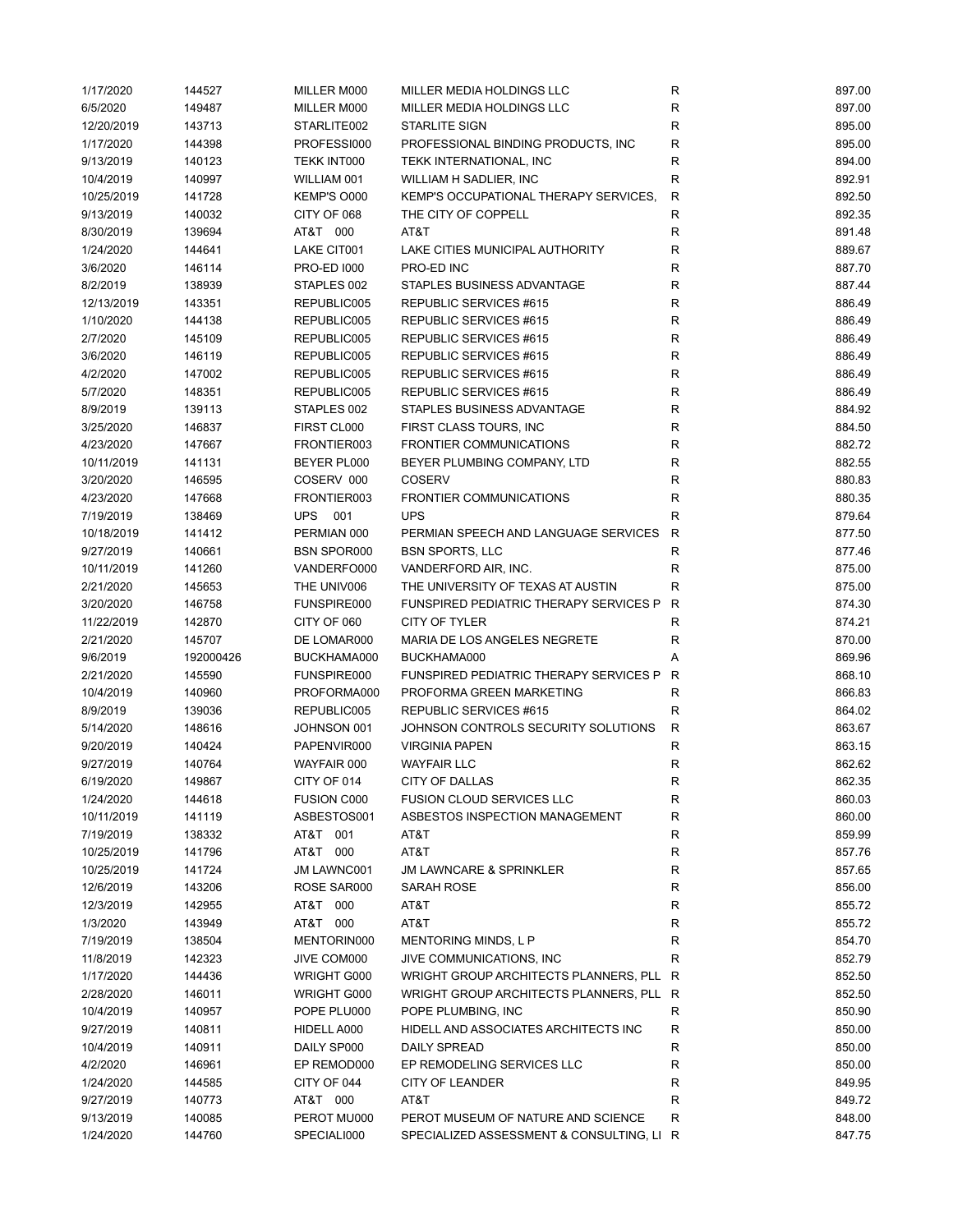| | | | | | |
|---|---|---|---|---|---|
| 1/17/2020 | 144527 | MILLER M000 | MILLER MEDIA HOLDINGS LLC | R | 897.00 |
| 6/5/2020 | 149487 | MILLER M000 | MILLER MEDIA HOLDINGS LLC | R | 897.00 |
| 12/20/2019 | 143713 | STARLITE002 | STARLITE SIGN | R | 895.00 |
| 1/17/2020 | 144398 | PROFESSI000 | PROFESSIONAL BINDING PRODUCTS, INC | R | 895.00 |
| 9/13/2019 | 140123 | TEKK INT000 | TEKK INTERNATIONAL, INC | R | 894.00 |
| 10/4/2019 | 140997 | WILLIAM 001 | WILLIAM H SADLIER, INC | R | 892.91 |
| 10/25/2019 | 141728 | KEMP'S O000 | KEMP'S OCCUPATIONAL THERAPY SERVICES, | R | 892.50 |
| 9/13/2019 | 140032 | CITY OF 068 | THE CITY OF COPPELL | R | 892.35 |
| 8/30/2019 | 139694 | AT&T 000 | AT&T | R | 891.48 |
| 1/24/2020 | 144641 | LAKE CIT001 | LAKE CITIES MUNICIPAL AUTHORITY | R | 889.67 |
| 3/6/2020 | 146114 | PRO-ED I000 | PRO-ED INC | R | 887.70 |
| 8/2/2019 | 138939 | STAPLES 002 | STAPLES BUSINESS ADVANTAGE | R | 887.44 |
| 12/13/2019 | 143351 | REPUBLIC005 | REPUBLIC SERVICES #615 | R | 886.49 |
| 1/10/2020 | 144138 | REPUBLIC005 | REPUBLIC SERVICES #615 | R | 886.49 |
| 2/7/2020 | 145109 | REPUBLIC005 | REPUBLIC SERVICES #615 | R | 886.49 |
| 3/6/2020 | 146119 | REPUBLIC005 | REPUBLIC SERVICES #615 | R | 886.49 |
| 4/2/2020 | 147002 | REPUBLIC005 | REPUBLIC SERVICES #615 | R | 886.49 |
| 5/7/2020 | 148351 | REPUBLIC005 | REPUBLIC SERVICES #615 | R | 886.49 |
| 8/9/2019 | 139113 | STAPLES 002 | STAPLES BUSINESS ADVANTAGE | R | 884.92 |
| 3/25/2020 | 146837 | FIRST CL000 | FIRST CLASS TOURS, INC | R | 884.50 |
| 4/23/2020 | 147667 | FRONTIER003 | FRONTIER COMMUNICATIONS | R | 882.72 |
| 10/11/2019 | 141131 | BEYER PL000 | BEYER PLUMBING COMPANY, LTD | R | 882.55 |
| 3/20/2020 | 146595 | COSERV 000 | COSERV | R | 880.83 |
| 4/23/2020 | 147668 | FRONTIER003 | FRONTIER COMMUNICATIONS | R | 880.35 |
| 7/19/2019 | 138469 | UPS 001 | UPS | R | 879.64 |
| 10/18/2019 | 141412 | PERMIAN 000 | PERMIAN SPEECH AND LANGUAGE SERVICES | R | 877.50 |
| 9/27/2019 | 140661 | BSN SPOR000 | BSN SPORTS, LLC | R | 877.46 |
| 10/11/2019 | 141260 | VANDERFO000 | VANDERFORD AIR, INC. | R | 875.00 |
| 2/21/2020 | 145653 | THE UNIV006 | THE UNIVERSITY OF TEXAS AT AUSTIN | R | 875.00 |
| 3/20/2020 | 146758 | FUNSPIRE000 | FUNSPIRED PEDIATRIC THERAPY SERVICES P | R | 874.30 |
| 11/22/2019 | 142870 | CITY OF 060 | CITY OF TYLER | R | 874.21 |
| 2/21/2020 | 145707 | DE LOMAR000 | MARIA DE LOS ANGELES NEGRETE | R | 870.00 |
| 9/6/2019 | 192000426 | BUCKHAMA000 | BUCKHAMA000 | A | 869.96 |
| 2/21/2020 | 145590 | FUNSPIRE000 | FUNSPIRED PEDIATRIC THERAPY SERVICES P | R | 868.10 |
| 10/4/2019 | 140960 | PROFORMA000 | PROFORMA GREEN MARKETING | R | 866.83 |
| 8/9/2019 | 139036 | REPUBLIC005 | REPUBLIC SERVICES #615 | R | 864.02 |
| 5/14/2020 | 148616 | JOHNSON 001 | JOHNSON CONTROLS SECURITY SOLUTIONS | R | 863.67 |
| 9/20/2019 | 140424 | PAPENVIR000 | VIRGINIA PAPEN | R | 863.15 |
| 9/27/2019 | 140764 | WAYFAIR 000 | WAYFAIR LLC | R | 862.62 |
| 6/19/2020 | 149867 | CITY OF 014 | CITY OF DALLAS | R | 862.35 |
| 1/24/2020 | 144618 | FUSION C000 | FUSION CLOUD SERVICES LLC | R | 860.03 |
| 10/11/2019 | 141119 | ASBESTOS001 | ASBESTOS INSPECTION MANAGEMENT | R | 860.00 |
| 7/19/2019 | 138332 | AT&T 001 | AT&T | R | 859.99 |
| 10/25/2019 | 141796 | AT&T 000 | AT&T | R | 857.76 |
| 10/25/2019 | 141724 | JM LAWNC001 | JM LAWNCARE & SPRINKLER | R | 857.65 |
| 12/6/2019 | 143206 | ROSE SAR000 | SARAH ROSE | R | 856.00 |
| 12/3/2019 | 142955 | AT&T 000 | AT&T | R | 855.72 |
| 1/3/2020 | 143949 | AT&T 000 | AT&T | R | 855.72 |
| 7/19/2019 | 138504 | MENTORIN000 | MENTORING MINDS, L P | R | 854.70 |
| 11/8/2019 | 142323 | JIVE COM000 | JIVE COMMUNICATIONS, INC | R | 852.79 |
| 1/17/2020 | 144436 | WRIGHT G000 | WRIGHT GROUP ARCHITECTS PLANNERS, PLL | R | 852.50 |
| 2/28/2020 | 146011 | WRIGHT G000 | WRIGHT GROUP ARCHITECTS PLANNERS, PLL | R | 852.50 |
| 10/4/2019 | 140957 | POPE PLU000 | POPE PLUMBING, INC | R | 850.90 |
| 9/27/2019 | 140811 | HIDELL A000 | HIDELL AND ASSOCIATES ARCHITECTS INC | R | 850.00 |
| 10/4/2019 | 140911 | DAILY SP000 | DAILY SPREAD | R | 850.00 |
| 4/2/2020 | 146961 | EP REMOD000 | EP REMODELING SERVICES LLC | R | 850.00 |
| 1/24/2020 | 144585 | CITY OF 044 | CITY OF LEANDER | R | 849.95 |
| 9/27/2019 | 140773 | AT&T 000 | AT&T | R | 849.72 |
| 9/13/2019 | 140085 | PEROT MU000 | PEROT MUSEUM OF NATURE AND SCIENCE | R | 848.00 |
| 1/24/2020 | 144760 | SPECIALI000 | SPECIALIZED ASSESSMENT & CONSULTING, LI | R | 847.75 |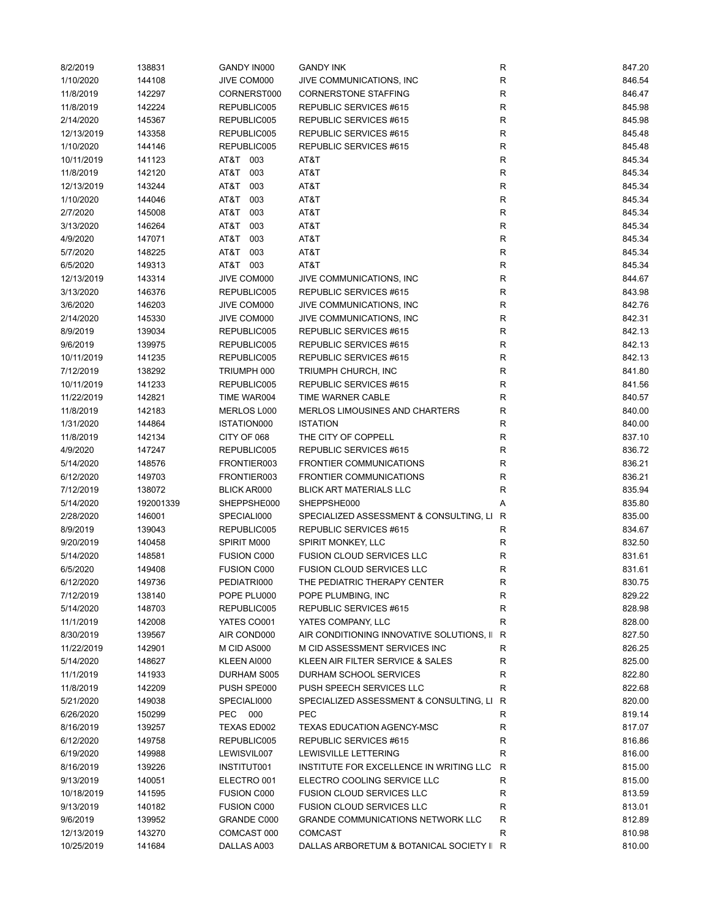| | | | | | |
|---|---|---|---|---|---|
| 8/2/2019 | 138831 | GANDY IN000 | GANDY INK | R | 847.20 |
| 1/10/2020 | 144108 | JIVE COM000 | JIVE COMMUNICATIONS, INC | R | 846.54 |
| 11/8/2019 | 142297 | CORNERST000 | CORNERSTONE STAFFING | R | 846.47 |
| 11/8/2019 | 142224 | REPUBLIC005 | REPUBLIC SERVICES #615 | R | 845.98 |
| 2/14/2020 | 145367 | REPUBLIC005 | REPUBLIC SERVICES #615 | R | 845.98 |
| 12/13/2019 | 143358 | REPUBLIC005 | REPUBLIC SERVICES #615 | R | 845.48 |
| 1/10/2020 | 144146 | REPUBLIC005 | REPUBLIC SERVICES #615 | R | 845.48 |
| 10/11/2019 | 141123 | AT&T 003 | AT&T | R | 845.34 |
| 11/8/2019 | 142120 | AT&T 003 | AT&T | R | 845.34 |
| 12/13/2019 | 143244 | AT&T 003 | AT&T | R | 845.34 |
| 1/10/2020 | 144046 | AT&T 003 | AT&T | R | 845.34 |
| 2/7/2020 | 145008 | AT&T 003 | AT&T | R | 845.34 |
| 3/13/2020 | 146264 | AT&T 003 | AT&T | R | 845.34 |
| 4/9/2020 | 147071 | AT&T 003 | AT&T | R | 845.34 |
| 5/7/2020 | 148225 | AT&T 003 | AT&T | R | 845.34 |
| 6/5/2020 | 149313 | AT&T 003 | AT&T | R | 845.34 |
| 12/13/2019 | 143314 | JIVE COM000 | JIVE COMMUNICATIONS, INC | R | 844.67 |
| 3/13/2020 | 146376 | REPUBLIC005 | REPUBLIC SERVICES #615 | R | 843.98 |
| 3/6/2020 | 146203 | JIVE COM000 | JIVE COMMUNICATIONS, INC | R | 842.76 |
| 2/14/2020 | 145330 | JIVE COM000 | JIVE COMMUNICATIONS, INC | R | 842.31 |
| 8/9/2019 | 139034 | REPUBLIC005 | REPUBLIC SERVICES #615 | R | 842.13 |
| 9/6/2019 | 139975 | REPUBLIC005 | REPUBLIC SERVICES #615 | R | 842.13 |
| 10/11/2019 | 141235 | REPUBLIC005 | REPUBLIC SERVICES #615 | R | 842.13 |
| 7/12/2019 | 138292 | TRIUMPH 000 | TRIUMPH CHURCH, INC | R | 841.80 |
| 10/11/2019 | 141233 | REPUBLIC005 | REPUBLIC SERVICES #615 | R | 841.56 |
| 11/22/2019 | 142821 | TIME WAR004 | TIME WARNER CABLE | R | 840.57 |
| 11/8/2019 | 142183 | MERLOS L000 | MERLOS LIMOUSINES AND CHARTERS | R | 840.00 |
| 1/31/2020 | 144864 | ISTATION000 | ISTATION | R | 840.00 |
| 11/8/2019 | 142134 | CITY OF 068 | THE CITY OF COPPELL | R | 837.10 |
| 4/9/2020 | 147247 | REPUBLIC005 | REPUBLIC SERVICES #615 | R | 836.72 |
| 5/14/2020 | 148576 | FRONTIER003 | FRONTIER COMMUNICATIONS | R | 836.21 |
| 6/12/2020 | 149703 | FRONTIER003 | FRONTIER COMMUNICATIONS | R | 836.21 |
| 7/12/2019 | 138072 | BLICK AR000 | BLICK ART MATERIALS LLC | R | 835.94 |
| 5/14/2020 | 192001339 | SHEPPSHE000 | SHEPPSHE000 | A | 835.80 |
| 2/28/2020 | 146001 | SPECIALI000 | SPECIALIZED ASSESSMENT & CONSULTING, LI | R | 835.00 |
| 8/9/2019 | 139043 | REPUBLIC005 | REPUBLIC SERVICES #615 | R | 834.67 |
| 9/20/2019 | 140458 | SPIRIT M000 | SPIRIT MONKEY, LLC | R | 832.50 |
| 5/14/2020 | 148581 | FUSION C000 | FUSION CLOUD SERVICES LLC | R | 831.61 |
| 6/5/2020 | 149408 | FUSION C000 | FUSION CLOUD SERVICES LLC | R | 831.61 |
| 6/12/2020 | 149736 | PEDIATRI000 | THE PEDIATRIC THERAPY CENTER | R | 830.75 |
| 7/12/2019 | 138140 | POPE PLU000 | POPE PLUMBING, INC | R | 829.22 |
| 5/14/2020 | 148703 | REPUBLIC005 | REPUBLIC SERVICES #615 | R | 828.98 |
| 11/1/2019 | 142008 | YATES CO001 | YATES COMPANY, LLC | R | 828.00 |
| 8/30/2019 | 139567 | AIR COND000 | AIR CONDITIONING INNOVATIVE SOLUTIONS, I | R | 827.50 |
| 11/22/2019 | 142901 | M CID AS000 | M CID ASSESSMENT SERVICES INC | R | 826.25 |
| 5/14/2020 | 148627 | KLEEN AI000 | KLEEN AIR FILTER SERVICE & SALES | R | 825.00 |
| 11/1/2019 | 141933 | DURHAM S005 | DURHAM SCHOOL SERVICES | R | 822.80 |
| 11/8/2019 | 142209 | PUSH SPE000 | PUSH SPEECH SERVICES LLC | R | 822.68 |
| 5/21/2020 | 149038 | SPECIALI000 | SPECIALIZED ASSESSMENT & CONSULTING, LI | R | 820.00 |
| 6/26/2020 | 150299 | PEC 000 | PEC | R | 819.14 |
| 8/16/2019 | 139257 | TEXAS ED002 | TEXAS EDUCATION AGENCY-MSC | R | 817.07 |
| 6/12/2020 | 149758 | REPUBLIC005 | REPUBLIC SERVICES #615 | R | 816.86 |
| 6/19/2020 | 149988 | LEWISVIL007 | LEWISVILLE LETTERING | R | 816.00 |
| 8/16/2019 | 139226 | INSTITUT001 | INSTITUTE FOR EXCELLENCE IN WRITING LLC | R | 815.00 |
| 9/13/2019 | 140051 | ELECTRO 001 | ELECTRO COOLING SERVICE LLC | R | 815.00 |
| 10/18/2019 | 141595 | FUSION C000 | FUSION CLOUD SERVICES LLC | R | 813.59 |
| 9/13/2019 | 140182 | FUSION C000 | FUSION CLOUD SERVICES LLC | R | 813.01 |
| 9/6/2019 | 139952 | GRANDE C000 | GRANDE COMMUNICATIONS NETWORK LLC | R | 812.89 |
| 12/13/2019 | 143270 | COMCAST 000 | COMCAST | R | 810.98 |
| 10/25/2019 | 141684 | DALLAS A003 | DALLAS ARBORETUM & BOTANICAL SOCIETY I | R | 810.00 |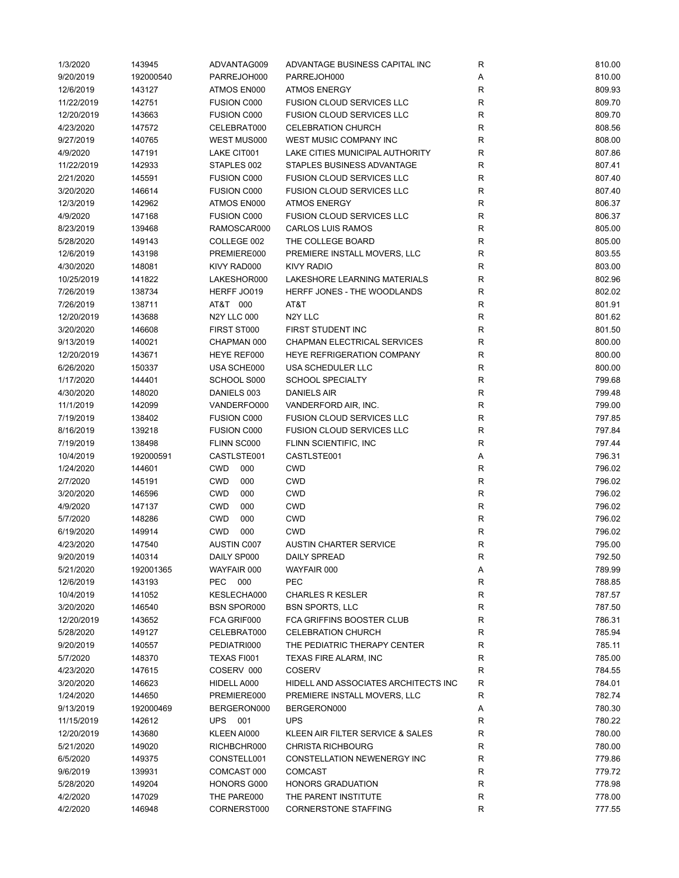| | | | | | |
|---|---|---|---|---|---|
| 1/3/2020 | 143945 | ADVANTAG009 | ADVANTAGE BUSINESS CAPITAL INC | R | 810.00 |
| 9/20/2019 | 192000540 | PARREJOH000 | PARREJOH000 | A | 810.00 |
| 12/6/2019 | 143127 | ATMOS EN000 | ATMOS ENERGY | R | 809.93 |
| 11/22/2019 | 142751 | FUSION C000 | FUSION CLOUD SERVICES LLC | R | 809.70 |
| 12/20/2019 | 143663 | FUSION C000 | FUSION CLOUD SERVICES LLC | R | 809.70 |
| 4/23/2020 | 147572 | CELEBRAT000 | CELEBRATION CHURCH | R | 808.56 |
| 9/27/2019 | 140765 | WEST MUS000 | WEST MUSIC COMPANY INC | R | 808.00 |
| 4/9/2020 | 147191 | LAKE CIT001 | LAKE CITIES MUNICIPAL AUTHORITY | R | 807.86 |
| 11/22/2019 | 142933 | STAPLES 002 | STAPLES BUSINESS ADVANTAGE | R | 807.41 |
| 2/21/2020 | 145591 | FUSION C000 | FUSION CLOUD SERVICES LLC | R | 807.40 |
| 3/20/2020 | 146614 | FUSION C000 | FUSION CLOUD SERVICES LLC | R | 807.40 |
| 12/3/2019 | 142962 | ATMOS EN000 | ATMOS ENERGY | R | 806.37 |
| 4/9/2020 | 147168 | FUSION C000 | FUSION CLOUD SERVICES LLC | R | 806.37 |
| 8/23/2019 | 139468 | RAMOSCAR000 | CARLOS LUIS RAMOS | R | 805.00 |
| 5/28/2020 | 149143 | COLLEGE 002 | THE COLLEGE BOARD | R | 805.00 |
| 12/6/2019 | 143198 | PREMIERE000 | PREMIERE INSTALL MOVERS, LLC | R | 803.55 |
| 4/30/2020 | 148081 | KIVY RAD000 | KIVY RADIO | R | 803.00 |
| 10/25/2019 | 141822 | LAKESHOR000 | LAKESHORE LEARNING MATERIALS | R | 802.96 |
| 7/26/2019 | 138734 | HERFF JO019 | HERFF JONES - THE WOODLANDS | R | 802.02 |
| 7/26/2019 | 138711 | AT&T 000 | AT&T | R | 801.91 |
| 12/20/2019 | 143688 | N2Y LLC 000 | N2Y LLC | R | 801.62 |
| 3/20/2020 | 146608 | FIRST ST000 | FIRST STUDENT INC | R | 801.50 |
| 9/13/2019 | 140021 | CHAPMAN 000 | CHAPMAN ELECTRICAL SERVICES | R | 800.00 |
| 12/20/2019 | 143671 | HEYE REF000 | HEYE REFRIGERATION COMPANY | R | 800.00 |
| 6/26/2020 | 150337 | USA SCHE000 | USA SCHEDULER LLC | R | 800.00 |
| 1/17/2020 | 144401 | SCHOOL S000 | SCHOOL SPECIALTY | R | 799.68 |
| 4/30/2020 | 148020 | DANIELS 003 | DANIELS AIR | R | 799.48 |
| 11/1/2019 | 142099 | VANDERFO000 | VANDERFORD AIR, INC. | R | 799.00 |
| 7/19/2019 | 138402 | FUSION C000 | FUSION CLOUD SERVICES LLC | R | 797.85 |
| 8/16/2019 | 139218 | FUSION C000 | FUSION CLOUD SERVICES LLC | R | 797.84 |
| 7/19/2019 | 138498 | FLINN SC000 | FLINN SCIENTIFIC, INC | R | 797.44 |
| 10/4/2019 | 192000591 | CASTLSTE001 | CASTLSTE001 | A | 796.31 |
| 1/24/2020 | 144601 | CWD 000 | CWD | R | 796.02 |
| 2/7/2020 | 145191 | CWD 000 | CWD | R | 796.02 |
| 3/20/2020 | 146596 | CWD 000 | CWD | R | 796.02 |
| 4/9/2020 | 147137 | CWD 000 | CWD | R | 796.02 |
| 5/7/2020 | 148286 | CWD 000 | CWD | R | 796.02 |
| 6/19/2020 | 149914 | CWD 000 | CWD | R | 796.02 |
| 4/23/2020 | 147540 | AUSTIN C007 | AUSTIN CHARTER SERVICE | R | 795.00 |
| 9/20/2019 | 140314 | DAILY SP000 | DAILY SPREAD | R | 792.50 |
| 5/21/2020 | 192001365 | WAYFAIR 000 | WAYFAIR 000 | A | 789.99 |
| 12/6/2019 | 143193 | PEC 000 | PEC | R | 788.85 |
| 10/4/2019 | 141052 | KESLECHA000 | CHARLES R KESLER | R | 787.57 |
| 3/20/2020 | 146540 | BSN SPOR000 | BSN SPORTS, LLC | R | 787.50 |
| 12/20/2019 | 143652 | FCA GRIF000 | FCA GRIFFINS BOOSTER CLUB | R | 786.31 |
| 5/28/2020 | 149127 | CELEBRAT000 | CELEBRATION CHURCH | R | 785.94 |
| 9/20/2019 | 140557 | PEDIATRI000 | THE PEDIATRIC THERAPY CENTER | R | 785.11 |
| 5/7/2020 | 148370 | TEXAS FI001 | TEXAS FIRE ALARM, INC | R | 785.00 |
| 4/23/2020 | 147615 | COSERV 000 | COSERV | R | 784.55 |
| 3/20/2020 | 146623 | HIDELL A000 | HIDELL AND ASSOCIATES ARCHITECTS INC | R | 784.01 |
| 1/24/2020 | 144650 | PREMIERE000 | PREMIERE INSTALL MOVERS, LLC | R | 782.74 |
| 9/13/2019 | 192000469 | BERGERON000 | BERGERON000 | A | 780.30 |
| 11/15/2019 | 142612 | UPS 001 | UPS | R | 780.22 |
| 12/20/2019 | 143680 | KLEEN AI000 | KLEEN AIR FILTER SERVICE & SALES | R | 780.00 |
| 5/21/2020 | 149020 | RICHBCHR000 | CHRISTA RICHBOURG | R | 780.00 |
| 6/5/2020 | 149375 | CONSTELL001 | CONSTELLATION NEWENERGY INC | R | 779.86 |
| 9/6/2019 | 139931 | COMCAST 000 | COMCAST | R | 779.72 |
| 5/28/2020 | 149204 | HONORS G000 | HONORS GRADUATION | R | 778.98 |
| 4/2/2020 | 147029 | THE PARE000 | THE PARENT INSTITUTE | R | 778.00 |
| 4/2/2020 | 146948 | CORNERST000 | CORNERSTONE STAFFING | R | 777.55 |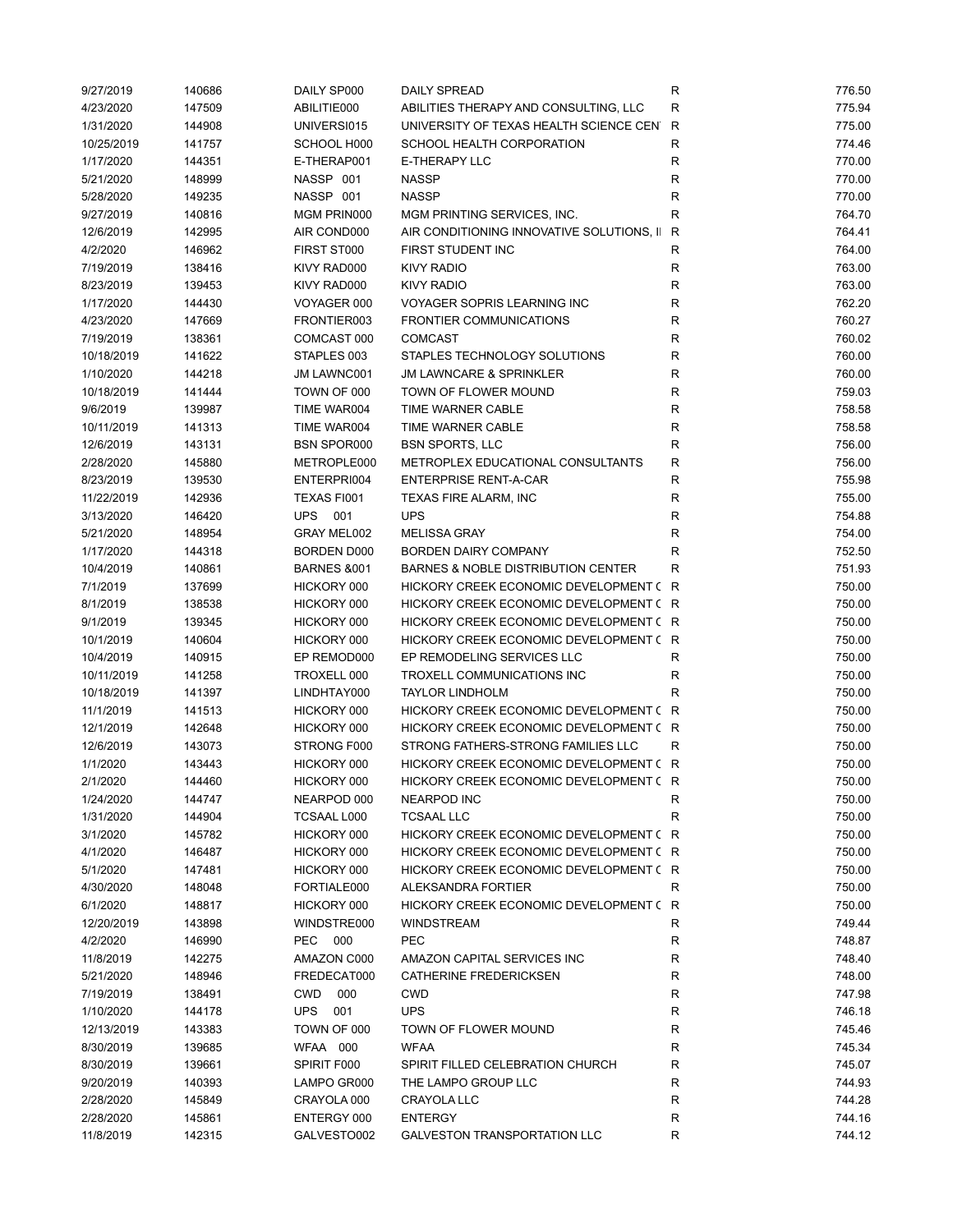| | | | | | |
|---|---|---|---|---|---|
| 9/27/2019 | 140686 | DAILY SP000 | DAILY SPREAD | R | 776.50 |
| 4/23/2020 | 147509 | ABILITIE000 | ABILITIES THERAPY AND CONSULTING, LLC | R | 775.94 |
| 1/31/2020 | 144908 | UNIVERSI015 | UNIVERSITY OF TEXAS HEALTH SCIENCE CENT | R | 775.00 |
| 10/25/2019 | 141757 | SCHOOL H000 | SCHOOL HEALTH CORPORATION | R | 774.46 |
| 1/17/2020 | 144351 | E-THERAP001 | E-THERAPY LLC | R | 770.00 |
| 5/21/2020 | 148999 | NASSP 001 | NASSP | R | 770.00 |
| 5/28/2020 | 149235 | NASSP 001 | NASSP | R | 770.00 |
| 9/27/2019 | 140816 | MGM PRIN000 | MGM PRINTING SERVICES, INC. | R | 764.70 |
| 12/6/2019 | 142995 | AIR COND000 | AIR CONDITIONING INNOVATIVE SOLUTIONS, II | R | 764.41 |
| 4/2/2020 | 146962 | FIRST ST000 | FIRST STUDENT INC | R | 764.00 |
| 7/19/2019 | 138416 | KIVY RAD000 | KIVY RADIO | R | 763.00 |
| 8/23/2019 | 139453 | KIVY RAD000 | KIVY RADIO | R | 763.00 |
| 1/17/2020 | 144430 | VOYAGER 000 | VOYAGER SOPRIS LEARNING INC | R | 762.20 |
| 4/23/2020 | 147669 | FRONTIER003 | FRONTIER COMMUNICATIONS | R | 760.27 |
| 7/19/2019 | 138361 | COMCAST 000 | COMCAST | R | 760.02 |
| 10/18/2019 | 141622 | STAPLES 003 | STAPLES TECHNOLOGY SOLUTIONS | R | 760.00 |
| 1/10/2020 | 144218 | JM LAWNC001 | JM LAWNCARE & SPRINKLER | R | 760.00 |
| 10/18/2019 | 141444 | TOWN OF 000 | TOWN OF FLOWER MOUND | R | 759.03 |
| 9/6/2019 | 139987 | TIME WAR004 | TIME WARNER CABLE | R | 758.58 |
| 10/11/2019 | 141313 | TIME WAR004 | TIME WARNER CABLE | R | 758.58 |
| 12/6/2019 | 143131 | BSN SPOR000 | BSN SPORTS, LLC | R | 756.00 |
| 2/28/2020 | 145880 | METROPLE000 | METROPLEX EDUCATIONAL CONSULTANTS | R | 756.00 |
| 8/23/2019 | 139530 | ENTERPRI004 | ENTERPRISE RENT-A-CAR | R | 755.98 |
| 11/22/2019 | 142936 | TEXAS FI001 | TEXAS FIRE ALARM, INC | R | 755.00 |
| 3/13/2020 | 146420 | UPS 001 | UPS | R | 754.88 |
| 5/21/2020 | 148954 | GRAY MEL002 | MELISSA GRAY | R | 754.00 |
| 1/17/2020 | 144318 | BORDEN D000 | BORDEN DAIRY COMPANY | R | 752.50 |
| 10/4/2019 | 140861 | BARNES &001 | BARNES & NOBLE DISTRIBUTION CENTER | R | 751.93 |
| 7/1/2019 | 137699 | HICKORY 000 | HICKORY CREEK ECONOMIC DEVELOPMENT C | R | 750.00 |
| 8/1/2019 | 138538 | HICKORY 000 | HICKORY CREEK ECONOMIC DEVELOPMENT C | R | 750.00 |
| 9/1/2019 | 139345 | HICKORY 000 | HICKORY CREEK ECONOMIC DEVELOPMENT C | R | 750.00 |
| 10/1/2019 | 140604 | HICKORY 000 | HICKORY CREEK ECONOMIC DEVELOPMENT C | R | 750.00 |
| 10/4/2019 | 140915 | EP REMOD000 | EP REMODELING SERVICES LLC | R | 750.00 |
| 10/11/2019 | 141258 | TROXELL 000 | TROXELL COMMUNICATIONS INC | R | 750.00 |
| 10/18/2019 | 141397 | LINDHTAY000 | TAYLOR LINDHOLM | R | 750.00 |
| 11/1/2019 | 141513 | HICKORY 000 | HICKORY CREEK ECONOMIC DEVELOPMENT C | R | 750.00 |
| 12/1/2019 | 142648 | HICKORY 000 | HICKORY CREEK ECONOMIC DEVELOPMENT C | R | 750.00 |
| 12/6/2019 | 143073 | STRONG F000 | STRONG FATHERS-STRONG FAMILIES LLC | R | 750.00 |
| 1/1/2020 | 143443 | HICKORY 000 | HICKORY CREEK ECONOMIC DEVELOPMENT C | R | 750.00 |
| 2/1/2020 | 144460 | HICKORY 000 | HICKORY CREEK ECONOMIC DEVELOPMENT C | R | 750.00 |
| 1/24/2020 | 144747 | NEARPOD 000 | NEARPOD INC | R | 750.00 |
| 1/31/2020 | 144904 | TCSAAL L000 | TCSAAL LLC | R | 750.00 |
| 3/1/2020 | 145782 | HICKORY 000 | HICKORY CREEK ECONOMIC DEVELOPMENT C | R | 750.00 |
| 4/1/2020 | 146487 | HICKORY 000 | HICKORY CREEK ECONOMIC DEVELOPMENT C | R | 750.00 |
| 5/1/2020 | 147481 | HICKORY 000 | HICKORY CREEK ECONOMIC DEVELOPMENT C | R | 750.00 |
| 4/30/2020 | 148048 | FORTIALE000 | ALEKSANDRA FORTIER | R | 750.00 |
| 6/1/2020 | 148817 | HICKORY 000 | HICKORY CREEK ECONOMIC DEVELOPMENT C | R | 750.00 |
| 12/20/2019 | 143898 | WINDSTRE000 | WINDSTREAM | R | 749.44 |
| 4/2/2020 | 146990 | PEC 000 | PEC | R | 748.87 |
| 11/8/2019 | 142275 | AMAZON C000 | AMAZON CAPITAL SERVICES INC | R | 748.40 |
| 5/21/2020 | 148946 | FREDECAT000 | CATHERINE FREDERICKSEN | R | 748.00 |
| 7/19/2019 | 138491 | CWD 000 | CWD | R | 747.98 |
| 1/10/2020 | 144178 | UPS 001 | UPS | R | 746.18 |
| 12/13/2019 | 143383 | TOWN OF 000 | TOWN OF FLOWER MOUND | R | 745.46 |
| 8/30/2019 | 139685 | WFAA 000 | WFAA | R | 745.34 |
| 8/30/2019 | 139661 | SPIRIT F000 | SPIRIT FILLED CELEBRATION CHURCH | R | 745.07 |
| 9/20/2019 | 140393 | LAMPO GR000 | THE LAMPO GROUP LLC | R | 744.93 |
| 2/28/2020 | 145849 | CRAYOLA 000 | CRAYOLA LLC | R | 744.28 |
| 2/28/2020 | 145861 | ENTERGY 000 | ENTERGY | R | 744.16 |
| 11/8/2019 | 142315 | GALVESTO002 | GALVESTON TRANSPORTATION LLC | R | 744.12 |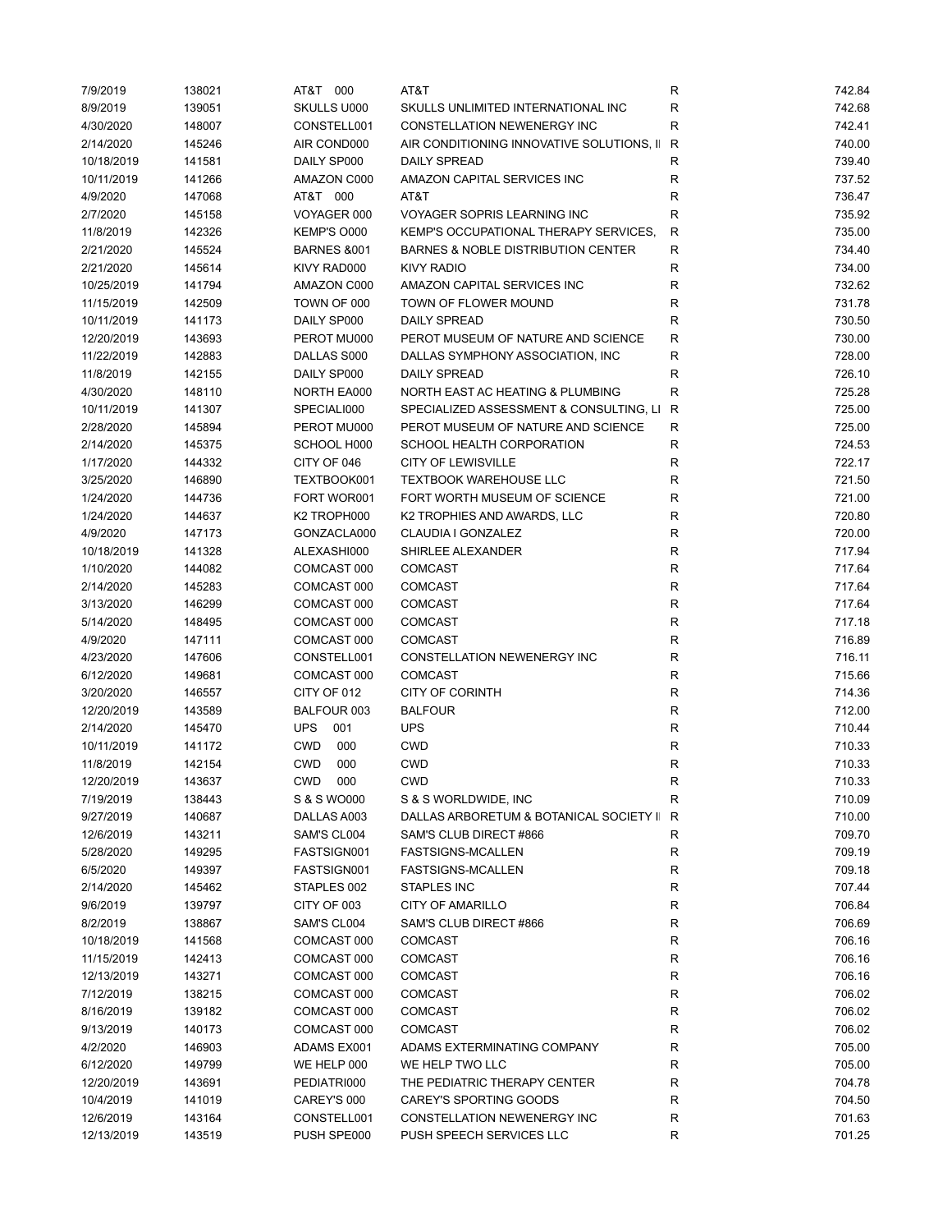| | | | | | |
|---|---|---|---|---|---|
| 7/9/2019 | 138021 | AT&T 000 | AT&T | R | 742.84 |
| 8/9/2019 | 139051 | SKULLS U000 | SKULLS UNLIMITED INTERNATIONAL INC | R | 742.68 |
| 4/30/2020 | 148007 | CONSTELL001 | CONSTELLATION NEWENERGY INC | R | 742.41 |
| 2/14/2020 | 145246 | AIR COND000 | AIR CONDITIONING INNOVATIVE SOLUTIONS, I | R | 740.00 |
| 10/18/2019 | 141581 | DAILY SP000 | DAILY SPREAD | R | 739.40 |
| 10/11/2019 | 141266 | AMAZON C000 | AMAZON CAPITAL SERVICES INC | R | 737.52 |
| 4/9/2020 | 147068 | AT&T 000 | AT&T | R | 736.47 |
| 2/7/2020 | 145158 | VOYAGER 000 | VOYAGER SOPRIS LEARNING INC | R | 735.92 |
| 11/8/2019 | 142326 | KEMP'S O000 | KEMP'S OCCUPATIONAL THERAPY SERVICES, | R | 735.00 |
| 2/21/2020 | 145524 | BARNES &001 | BARNES & NOBLE DISTRIBUTION CENTER | R | 734.40 |
| 2/21/2020 | 145614 | KIVY RAD000 | KIVY RADIO | R | 734.00 |
| 10/25/2019 | 141794 | AMAZON C000 | AMAZON CAPITAL SERVICES INC | R | 732.62 |
| 11/15/2019 | 142509 | TOWN OF 000 | TOWN OF FLOWER MOUND | R | 731.78 |
| 10/11/2019 | 141173 | DAILY SP000 | DAILY SPREAD | R | 730.50 |
| 12/20/2019 | 143693 | PEROT MU000 | PEROT MUSEUM OF NATURE AND SCIENCE | R | 730.00 |
| 11/22/2019 | 142883 | DALLAS S000 | DALLAS SYMPHONY ASSOCIATION, INC | R | 728.00 |
| 11/8/2019 | 142155 | DAILY SP000 | DAILY SPREAD | R | 726.10 |
| 4/30/2020 | 148110 | NORTH EA000 | NORTH EAST AC HEATING & PLUMBING | R | 725.28 |
| 10/11/2019 | 141307 | SPECIALI000 | SPECIALIZED ASSESSMENT & CONSULTING, LI | R | 725.00 |
| 2/28/2020 | 145894 | PEROT MU000 | PEROT MUSEUM OF NATURE AND SCIENCE | R | 725.00 |
| 2/14/2020 | 145375 | SCHOOL H000 | SCHOOL HEALTH CORPORATION | R | 724.53 |
| 1/17/2020 | 144332 | CITY OF 046 | CITY OF LEWISVILLE | R | 722.17 |
| 3/25/2020 | 146890 | TEXTBOOK001 | TEXTBOOK WAREHOUSE LLC | R | 721.50 |
| 1/24/2020 | 144736 | FORT WOR001 | FORT WORTH MUSEUM OF SCIENCE | R | 721.00 |
| 1/24/2020 | 144637 | K2 TROPH000 | K2 TROPHIES AND AWARDS, LLC | R | 720.80 |
| 4/9/2020 | 147173 | GONZACLA000 | CLAUDIA I GONZALEZ | R | 720.00 |
| 10/18/2019 | 141328 | ALEXASHI000 | SHIRLEE ALEXANDER | R | 717.94 |
| 1/10/2020 | 144082 | COMCAST 000 | COMCAST | R | 717.64 |
| 2/14/2020 | 145283 | COMCAST 000 | COMCAST | R | 717.64 |
| 3/13/2020 | 146299 | COMCAST 000 | COMCAST | R | 717.64 |
| 5/14/2020 | 148495 | COMCAST 000 | COMCAST | R | 717.18 |
| 4/9/2020 | 147111 | COMCAST 000 | COMCAST | R | 716.89 |
| 4/23/2020 | 147606 | CONSTELL001 | CONSTELLATION NEWENERGY INC | R | 716.11 |
| 6/12/2020 | 149681 | COMCAST 000 | COMCAST | R | 715.66 |
| 3/20/2020 | 146557 | CITY OF 012 | CITY OF CORINTH | R | 714.36 |
| 12/20/2019 | 143589 | BALFOUR 003 | BALFOUR | R | 712.00 |
| 2/14/2020 | 145470 | UPS 001 | UPS | R | 710.44 |
| 10/11/2019 | 141172 | CWD 000 | CWD | R | 710.33 |
| 11/8/2019 | 142154 | CWD 000 | CWD | R | 710.33 |
| 12/20/2019 | 143637 | CWD 000 | CWD | R | 710.33 |
| 7/19/2019 | 138443 | S & S WO000 | S & S WORLDWIDE, INC | R | 710.09 |
| 9/27/2019 | 140687 | DALLAS A003 | DALLAS ARBORETUM & BOTANICAL SOCIETY I | R | 710.00 |
| 12/6/2019 | 143211 | SAM'S CL004 | SAM'S CLUB DIRECT #866 | R | 709.70 |
| 5/28/2020 | 149295 | FASTSIGN001 | FASTSIGNS-MCALLEN | R | 709.19 |
| 6/5/2020 | 149397 | FASTSIGN001 | FASTSIGNS-MCALLEN | R | 709.18 |
| 2/14/2020 | 145462 | STAPLES 002 | STAPLES INC | R | 707.44 |
| 9/6/2019 | 139797 | CITY OF 003 | CITY OF AMARILLO | R | 706.84 |
| 8/2/2019 | 138867 | SAM'S CL004 | SAM'S CLUB DIRECT #866 | R | 706.69 |
| 10/18/2019 | 141568 | COMCAST 000 | COMCAST | R | 706.16 |
| 11/15/2019 | 142413 | COMCAST 000 | COMCAST | R | 706.16 |
| 12/13/2019 | 143271 | COMCAST 000 | COMCAST | R | 706.16 |
| 7/12/2019 | 138215 | COMCAST 000 | COMCAST | R | 706.02 |
| 8/16/2019 | 139182 | COMCAST 000 | COMCAST | R | 706.02 |
| 9/13/2019 | 140173 | COMCAST 000 | COMCAST | R | 706.02 |
| 4/2/2020 | 146903 | ADAMS EX001 | ADAMS EXTERMINATING COMPANY | R | 705.00 |
| 6/12/2020 | 149799 | WE HELP 000 | WE HELP TWO LLC | R | 705.00 |
| 12/20/2019 | 143691 | PEDIATRI000 | THE PEDIATRIC THERAPY CENTER | R | 704.78 |
| 10/4/2019 | 141019 | CAREY'S 000 | CAREY'S SPORTING GOODS | R | 704.50 |
| 12/6/2019 | 143164 | CONSTELL001 | CONSTELLATION NEWENERGY INC | R | 701.63 |
| 12/13/2019 | 143519 | PUSH SPE000 | PUSH SPEECH SERVICES LLC | R | 701.25 |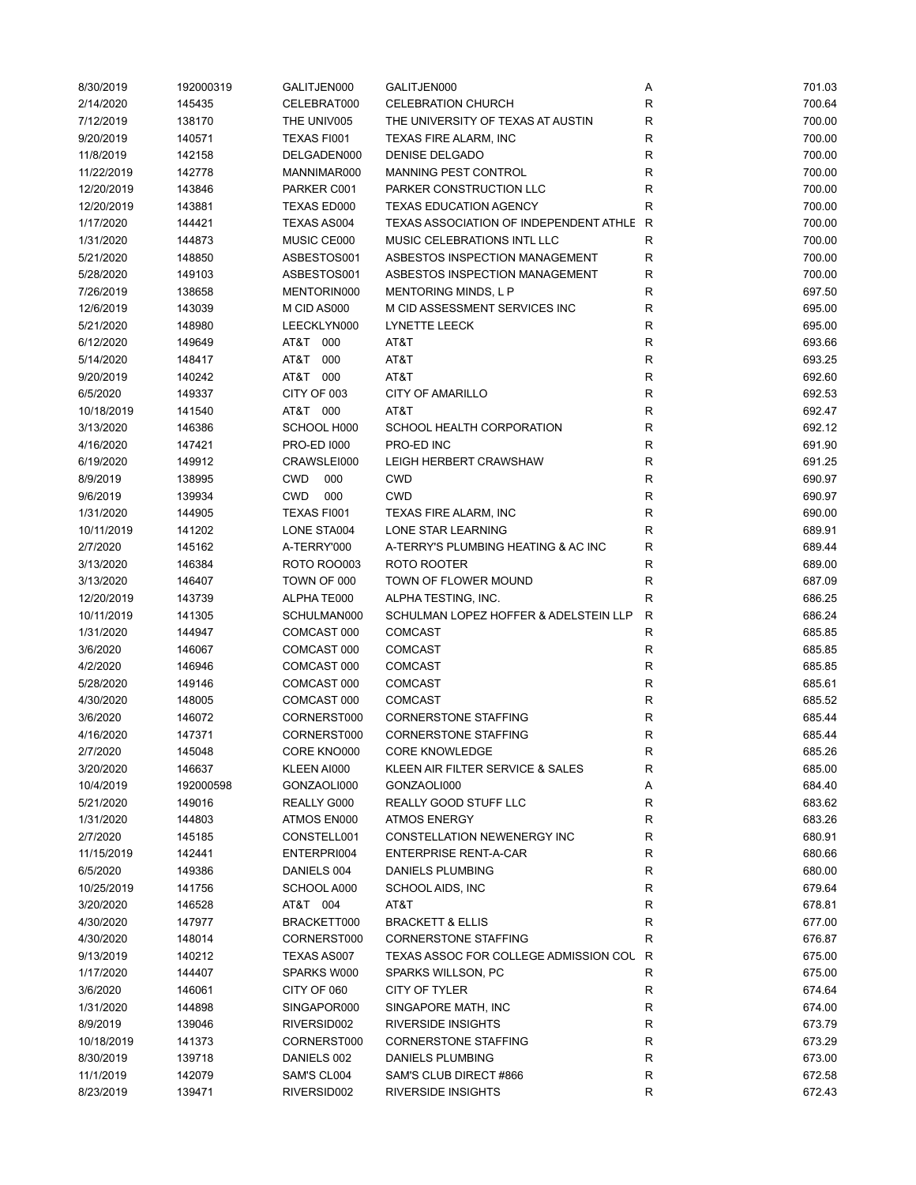| | | | | | |
|---|---|---|---|---|---|
| 8/30/2019 | 192000319 | GALITJEN000 | GALITJEN000 | A | 701.03 |
| 2/14/2020 | 145435 | CELEBRAT000 | CELEBRATION CHURCH | R | 700.64 |
| 7/12/2019 | 138170 | THE UNIV005 | THE UNIVERSITY OF TEXAS AT AUSTIN | R | 700.00 |
| 9/20/2019 | 140571 | TEXAS FI001 | TEXAS FIRE ALARM, INC | R | 700.00 |
| 11/8/2019 | 142158 | DELGADEN000 | DENISE DELGADO | R | 700.00 |
| 11/22/2019 | 142778 | MANNIMAR000 | MANNING PEST CONTROL | R | 700.00 |
| 12/20/2019 | 143846 | PARKER C001 | PARKER CONSTRUCTION LLC | R | 700.00 |
| 12/20/2019 | 143881 | TEXAS ED000 | TEXAS EDUCATION AGENCY | R | 700.00 |
| 1/17/2020 | 144421 | TEXAS AS004 | TEXAS ASSOCIATION OF INDEPENDENT ATHLE | R | 700.00 |
| 1/31/2020 | 144873 | MUSIC CE000 | MUSIC CELEBRATIONS INTL LLC | R | 700.00 |
| 5/21/2020 | 148850 | ASBESTOS001 | ASBESTOS INSPECTION MANAGEMENT | R | 700.00 |
| 5/28/2020 | 149103 | ASBESTOS001 | ASBESTOS INSPECTION MANAGEMENT | R | 700.00 |
| 7/26/2019 | 138658 | MENTORIN000 | MENTORING MINDS, L P | R | 697.50 |
| 12/6/2019 | 143039 | M CID AS000 | M CID ASSESSMENT SERVICES INC | R | 695.00 |
| 5/21/2020 | 148980 | LEECKLYN000 | LYNETTE LEECK | R | 695.00 |
| 6/12/2020 | 149649 | AT&T 000 | AT&T | R | 693.66 |
| 5/14/2020 | 148417 | AT&T 000 | AT&T | R | 693.25 |
| 9/20/2019 | 140242 | AT&T 000 | AT&T | R | 692.60 |
| 6/5/2020 | 149337 | CITY OF 003 | CITY OF AMARILLO | R | 692.53 |
| 10/18/2019 | 141540 | AT&T 000 | AT&T | R | 692.47 |
| 3/13/2020 | 146386 | SCHOOL H000 | SCHOOL HEALTH CORPORATION | R | 692.12 |
| 4/16/2020 | 147421 | PRO-ED I000 | PRO-ED INC | R | 691.90 |
| 6/19/2020 | 149912 | CRAWSLEI000 | LEIGH HERBERT CRAWSHAW | R | 691.25 |
| 8/9/2019 | 138995 | CWD 000 | CWD | R | 690.97 |
| 9/6/2019 | 139934 | CWD 000 | CWD | R | 690.97 |
| 1/31/2020 | 144905 | TEXAS FI001 | TEXAS FIRE ALARM, INC | R | 690.00 |
| 10/11/2019 | 141202 | LONE STA004 | LONE STAR LEARNING | R | 689.91 |
| 2/7/2020 | 145162 | A-TERRY'000 | A-TERRY'S PLUMBING HEATING & AC INC | R | 689.44 |
| 3/13/2020 | 146384 | ROTO ROO003 | ROTO ROOTER | R | 689.00 |
| 3/13/2020 | 146407 | TOWN OF 000 | TOWN OF FLOWER MOUND | R | 687.09 |
| 12/20/2019 | 143739 | ALPHA TE000 | ALPHA TESTING, INC. | R | 686.25 |
| 10/11/2019 | 141305 | SCHULMAN000 | SCHULMAN LOPEZ HOFFER & ADELSTEIN LLP | R | 686.24 |
| 1/31/2020 | 144947 | COMCAST 000 | COMCAST | R | 685.85 |
| 3/6/2020 | 146067 | COMCAST 000 | COMCAST | R | 685.85 |
| 4/2/2020 | 146946 | COMCAST 000 | COMCAST | R | 685.85 |
| 5/28/2020 | 149146 | COMCAST 000 | COMCAST | R | 685.61 |
| 4/30/2020 | 148005 | COMCAST 000 | COMCAST | R | 685.52 |
| 3/6/2020 | 146072 | CORNERST000 | CORNERSTONE STAFFING | R | 685.44 |
| 4/16/2020 | 147371 | CORNERST000 | CORNERSTONE STAFFING | R | 685.44 |
| 2/7/2020 | 145048 | CORE KNO000 | CORE KNOWLEDGE | R | 685.26 |
| 3/20/2020 | 146637 | KLEEN AI000 | KLEEN AIR FILTER SERVICE & SALES | R | 685.00 |
| 10/4/2019 | 192000598 | GONZAOLI000 | GONZAOLI000 | A | 684.40 |
| 5/21/2020 | 149016 | REALLY G000 | REALLY GOOD STUFF LLC | R | 683.62 |
| 1/31/2020 | 144803 | ATMOS EN000 | ATMOS ENERGY | R | 683.26 |
| 2/7/2020 | 145185 | CONSTELL001 | CONSTELLATION NEWENERGY INC | R | 680.91 |
| 11/15/2019 | 142441 | ENTERPRI004 | ENTERPRISE RENT-A-CAR | R | 680.66 |
| 6/5/2020 | 149386 | DANIELS 004 | DANIELS PLUMBING | R | 680.00 |
| 10/25/2019 | 141756 | SCHOOL A000 | SCHOOL AIDS, INC | R | 679.64 |
| 3/20/2020 | 146528 | AT&T 004 | AT&T | R | 678.81 |
| 4/30/2020 | 147977 | BRACKETT000 | BRACKETT & ELLIS | R | 677.00 |
| 4/30/2020 | 148014 | CORNERST000 | CORNERSTONE STAFFING | R | 676.87 |
| 9/13/2019 | 140212 | TEXAS AS007 | TEXAS ASSOC FOR COLLEGE ADMISSION COU | R | 675.00 |
| 1/17/2020 | 144407 | SPARKS W000 | SPARKS WILLSON, PC | R | 675.00 |
| 3/6/2020 | 146061 | CITY OF 060 | CITY OF TYLER | R | 674.64 |
| 1/31/2020 | 144898 | SINGAPOR000 | SINGAPORE MATH, INC | R | 674.00 |
| 8/9/2019 | 139046 | RIVERSID002 | RIVERSIDE INSIGHTS | R | 673.79 |
| 10/18/2019 | 141373 | CORNERST000 | CORNERSTONE STAFFING | R | 673.29 |
| 8/30/2019 | 139718 | DANIELS 002 | DANIELS PLUMBING | R | 673.00 |
| 11/1/2019 | 142079 | SAM'S CL004 | SAM'S CLUB DIRECT #866 | R | 672.58 |
| 8/23/2019 | 139471 | RIVERSID002 | RIVERSIDE INSIGHTS | R | 672.43 |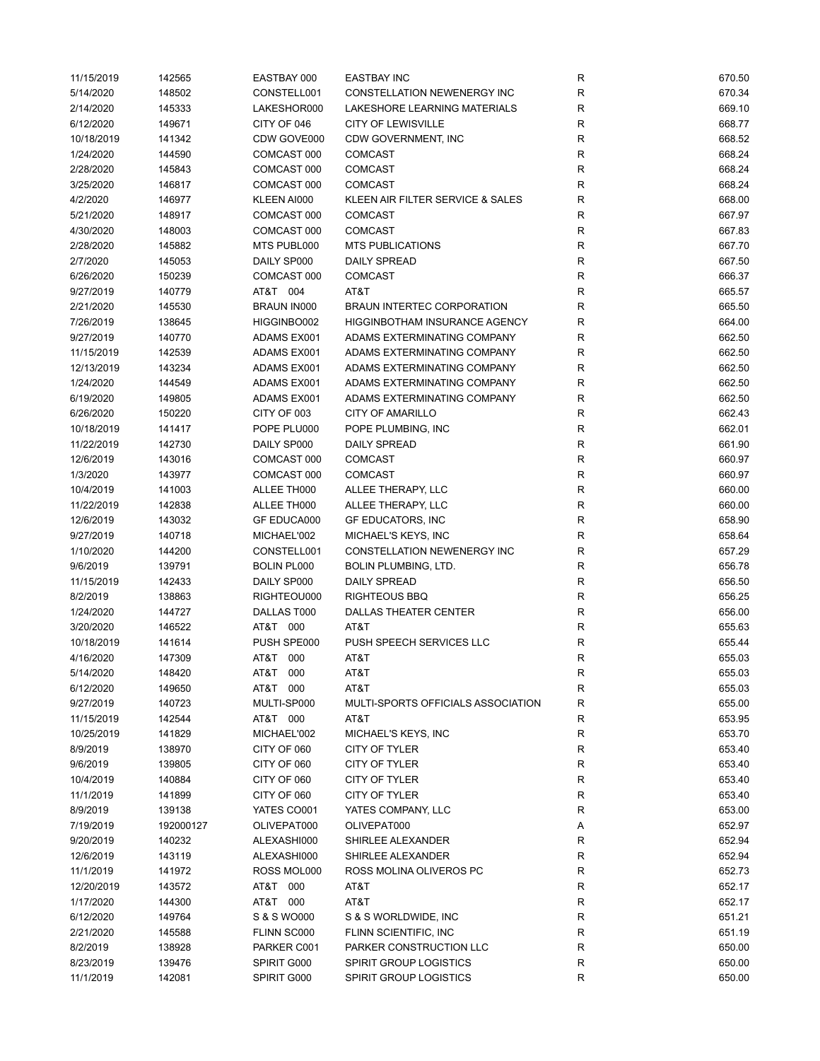| | | | | | |
|---|---|---|---|---|---|
| 11/15/2019 | 142565 | EASTBAY 000 | EASTBAY INC | R | 670.50 |
| 5/14/2020 | 148502 | CONSTELL001 | CONSTELLATION NEWENERGY INC | R | 670.34 |
| 2/14/2020 | 145333 | LAKESHOR000 | LAKESHORE LEARNING MATERIALS | R | 669.10 |
| 6/12/2020 | 149671 | CITY OF 046 | CITY OF LEWISVILLE | R | 668.77 |
| 10/18/2019 | 141342 | CDW GOVE000 | CDW GOVERNMENT, INC | R | 668.52 |
| 1/24/2020 | 144590 | COMCAST 000 | COMCAST | R | 668.24 |
| 2/28/2020 | 145843 | COMCAST 000 | COMCAST | R | 668.24 |
| 3/25/2020 | 146817 | COMCAST 000 | COMCAST | R | 668.24 |
| 4/2/2020 | 146977 | KLEEN AI000 | KLEEN AIR FILTER SERVICE & SALES | R | 668.00 |
| 5/21/2020 | 148917 | COMCAST 000 | COMCAST | R | 667.97 |
| 4/30/2020 | 148003 | COMCAST 000 | COMCAST | R | 667.83 |
| 2/28/2020 | 145882 | MTS PUBL000 | MTS PUBLICATIONS | R | 667.70 |
| 2/7/2020 | 145053 | DAILY SP000 | DAILY SPREAD | R | 667.50 |
| 6/26/2020 | 150239 | COMCAST 000 | COMCAST | R | 666.37 |
| 9/27/2019 | 140779 | AT&T 004 | AT&T | R | 665.57 |
| 2/21/2020 | 145530 | BRAUN IN000 | BRAUN INTERTEC CORPORATION | R | 665.50 |
| 7/26/2019 | 138645 | HIGGINBO002 | HIGGINBOTHAM INSURANCE AGENCY | R | 664.00 |
| 9/27/2019 | 140770 | ADAMS EX001 | ADAMS EXTERMINATING COMPANY | R | 662.50 |
| 11/15/2019 | 142539 | ADAMS EX001 | ADAMS EXTERMINATING COMPANY | R | 662.50 |
| 12/13/2019 | 143234 | ADAMS EX001 | ADAMS EXTERMINATING COMPANY | R | 662.50 |
| 1/24/2020 | 144549 | ADAMS EX001 | ADAMS EXTERMINATING COMPANY | R | 662.50 |
| 6/19/2020 | 149805 | ADAMS EX001 | ADAMS EXTERMINATING COMPANY | R | 662.50 |
| 6/26/2020 | 150220 | CITY OF 003 | CITY OF AMARILLO | R | 662.43 |
| 10/18/2019 | 141417 | POPE PLU000 | POPE PLUMBING, INC | R | 662.01 |
| 11/22/2019 | 142730 | DAILY SP000 | DAILY SPREAD | R | 661.90 |
| 12/6/2019 | 143016 | COMCAST 000 | COMCAST | R | 660.97 |
| 1/3/2020 | 143977 | COMCAST 000 | COMCAST | R | 660.97 |
| 10/4/2019 | 141003 | ALLEE TH000 | ALLEE THERAPY, LLC | R | 660.00 |
| 11/22/2019 | 142838 | ALLEE TH000 | ALLEE THERAPY, LLC | R | 660.00 |
| 12/6/2019 | 143032 | GF EDUCA000 | GF EDUCATORS, INC | R | 658.90 |
| 9/27/2019 | 140718 | MICHAEL'002 | MICHAEL'S KEYS, INC | R | 658.64 |
| 1/10/2020 | 144200 | CONSTELL001 | CONSTELLATION NEWENERGY INC | R | 657.29 |
| 9/6/2019 | 139791 | BOLIN PL000 | BOLIN PLUMBING, LTD. | R | 656.78 |
| 11/15/2019 | 142433 | DAILY SP000 | DAILY SPREAD | R | 656.50 |
| 8/2/2019 | 138863 | RIGHTEOU000 | RIGHTEOUS BBQ | R | 656.25 |
| 1/24/2020 | 144727 | DALLAS T000 | DALLAS THEATER CENTER | R | 656.00 |
| 3/20/2020 | 146522 | AT&T 000 | AT&T | R | 655.63 |
| 10/18/2019 | 141614 | PUSH SPE000 | PUSH SPEECH SERVICES LLC | R | 655.44 |
| 4/16/2020 | 147309 | AT&T 000 | AT&T | R | 655.03 |
| 5/14/2020 | 148420 | AT&T 000 | AT&T | R | 655.03 |
| 6/12/2020 | 149650 | AT&T 000 | AT&T | R | 655.03 |
| 9/27/2019 | 140723 | MULTI-SP000 | MULTI-SPORTS OFFICIALS ASSOCIATION | R | 655.00 |
| 11/15/2019 | 142544 | AT&T 000 | AT&T | R | 653.95 |
| 10/25/2019 | 141829 | MICHAEL'002 | MICHAEL'S KEYS, INC | R | 653.70 |
| 8/9/2019 | 138970 | CITY OF 060 | CITY OF TYLER | R | 653.40 |
| 9/6/2019 | 139805 | CITY OF 060 | CITY OF TYLER | R | 653.40 |
| 10/4/2019 | 140884 | CITY OF 060 | CITY OF TYLER | R | 653.40 |
| 11/1/2019 | 141899 | CITY OF 060 | CITY OF TYLER | R | 653.40 |
| 8/9/2019 | 139138 | YATES CO001 | YATES COMPANY, LLC | R | 653.00 |
| 7/19/2019 | 192000127 | OLIVEPAT000 | OLIVEPAT000 | A | 652.97 |
| 9/20/2019 | 140232 | ALEXASHI000 | SHIRLEE ALEXANDER | R | 652.94 |
| 12/6/2019 | 143119 | ALEXASHI000 | SHIRLEE ALEXANDER | R | 652.94 |
| 11/1/2019 | 141972 | ROSS MOL000 | ROSS MOLINA OLIVEROS PC | R | 652.73 |
| 12/20/2019 | 143572 | AT&T 000 | AT&T | R | 652.17 |
| 1/17/2020 | 144300 | AT&T 000 | AT&T | R | 652.17 |
| 6/12/2020 | 149764 | S & S WO000 | S & S WORLDWIDE, INC | R | 651.21 |
| 2/21/2020 | 145588 | FLINN SC000 | FLINN SCIENTIFIC, INC | R | 651.19 |
| 8/2/2019 | 138928 | PARKER C001 | PARKER CONSTRUCTION LLC | R | 650.00 |
| 8/23/2019 | 139476 | SPIRIT G000 | SPIRIT GROUP LOGISTICS | R | 650.00 |
| 11/1/2019 | 142081 | SPIRIT G000 | SPIRIT GROUP LOGISTICS | R | 650.00 |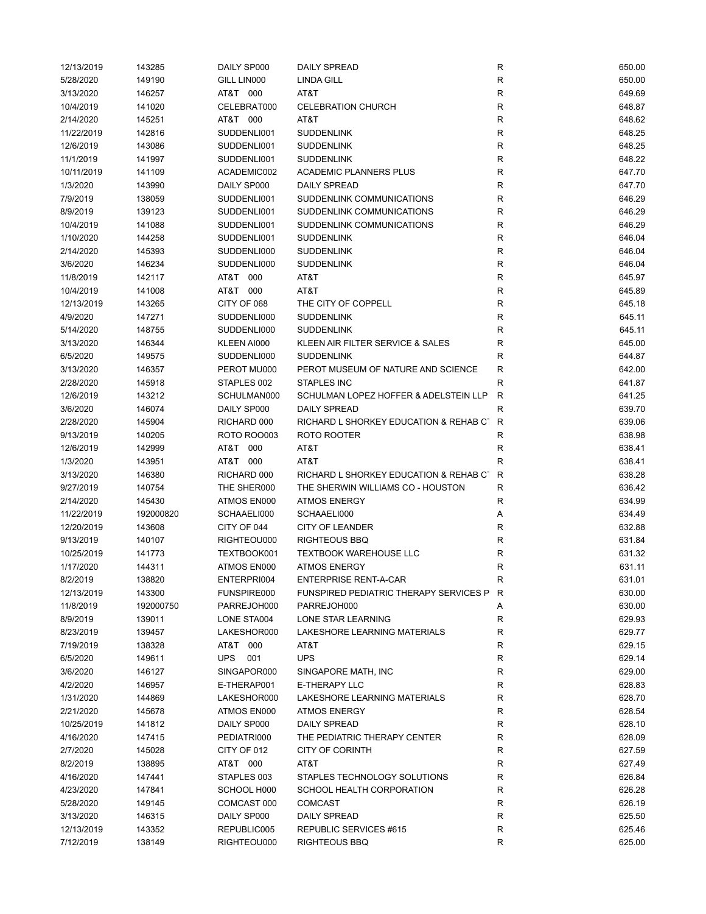| | | | | | |
|---|---|---|---|---|---|
| 12/13/2019 | 143285 | DAILY SP000 | DAILY SPREAD | R | 650.00 |
| 5/28/2020 | 149190 | GILL LIN000 | LINDA GILL | R | 650.00 |
| 3/13/2020 | 146257 | AT&T 000 | AT&T | R | 649.69 |
| 10/4/2019 | 141020 | CELEBRAT000 | CELEBRATION CHURCH | R | 648.87 |
| 2/14/2020 | 145251 | AT&T 000 | AT&T | R | 648.62 |
| 11/22/2019 | 142816 | SUDDENLI001 | SUDDENLINK | R | 648.25 |
| 12/6/2019 | 143086 | SUDDENLI001 | SUDDENLINK | R | 648.25 |
| 11/1/2019 | 141997 | SUDDENLI001 | SUDDENLINK | R | 648.22 |
| 10/11/2019 | 141109 | ACADEMIC002 | ACADEMIC PLANNERS PLUS | R | 647.70 |
| 1/3/2020 | 143990 | DAILY SP000 | DAILY SPREAD | R | 647.70 |
| 7/9/2019 | 138059 | SUDDENLI001 | SUDDENLINK COMMUNICATIONS | R | 646.29 |
| 8/9/2019 | 139123 | SUDDENLI001 | SUDDENLINK COMMUNICATIONS | R | 646.29 |
| 10/4/2019 | 141088 | SUDDENLI001 | SUDDENLINK COMMUNICATIONS | R | 646.29 |
| 1/10/2020 | 144258 | SUDDENLI001 | SUDDENLINK | R | 646.04 |
| 2/14/2020 | 145393 | SUDDENLI000 | SUDDENLINK | R | 646.04 |
| 3/6/2020 | 146234 | SUDDENLI000 | SUDDENLINK | R | 646.04 |
| 11/8/2019 | 142117 | AT&T 000 | AT&T | R | 645.97 |
| 10/4/2019 | 141008 | AT&T 000 | AT&T | R | 645.89 |
| 12/13/2019 | 143265 | CITY OF 068 | THE CITY OF COPPELL | R | 645.18 |
| 4/9/2020 | 147271 | SUDDENLI000 | SUDDENLINK | R | 645.11 |
| 5/14/2020 | 148755 | SUDDENLI000 | SUDDENLINK | R | 645.11 |
| 3/13/2020 | 146344 | KLEEN AI000 | KLEEN AIR FILTER SERVICE & SALES | R | 645.00 |
| 6/5/2020 | 149575 | SUDDENLI000 | SUDDENLINK | R | 644.87 |
| 3/13/2020 | 146357 | PEROT MU000 | PEROT MUSEUM OF NATURE AND SCIENCE | R | 642.00 |
| 2/28/2020 | 145918 | STAPLES 002 | STAPLES INC | R | 641.87 |
| 12/6/2019 | 143212 | SCHULMAN000 | SCHULMAN LOPEZ HOFFER & ADELSTEIN LLP | R | 641.25 |
| 3/6/2020 | 146074 | DAILY SP000 | DAILY SPREAD | R | 639.70 |
| 2/28/2020 | 145904 | RICHARD 000 | RICHARD L SHORKEY EDUCATION & REHAB CT | R | 639.06 |
| 9/13/2019 | 140205 | ROTO ROO003 | ROTO ROOTER | R | 638.98 |
| 12/6/2019 | 142999 | AT&T 000 | AT&T | R | 638.41 |
| 1/3/2020 | 143951 | AT&T 000 | AT&T | R | 638.41 |
| 3/13/2020 | 146380 | RICHARD 000 | RICHARD L SHORKEY EDUCATION & REHAB CT | R | 638.28 |
| 9/27/2019 | 140754 | THE SHER000 | THE SHERWIN WILLIAMS CO - HOUSTON | R | 636.42 |
| 2/14/2020 | 145430 | ATMOS EN000 | ATMOS ENERGY | R | 634.99 |
| 11/22/2019 | 192000820 | SCHAAELI000 | SCHAAELI000 | A | 634.49 |
| 12/20/2019 | 143608 | CITY OF 044 | CITY OF LEANDER | R | 632.88 |
| 9/13/2019 | 140107 | RIGHTEOU000 | RIGHTEOUS BBQ | R | 631.84 |
| 10/25/2019 | 141773 | TEXTBOOK001 | TEXTBOOK WAREHOUSE LLC | R | 631.32 |
| 1/17/2020 | 144311 | ATMOS EN000 | ATMOS ENERGY | R | 631.11 |
| 8/2/2019 | 138820 | ENTERPRI004 | ENTERPRISE RENT-A-CAR | R | 631.01 |
| 12/13/2019 | 143300 | FUNSPIRE000 | FUNSPIRED PEDIATRIC THERAPY SERVICES P | R | 630.00 |
| 11/8/2019 | 192000750 | PARREJOH000 | PARREJOH000 | A | 630.00 |
| 8/9/2019 | 139011 | LONE STA004 | LONE STAR LEARNING | R | 629.93 |
| 8/23/2019 | 139457 | LAKESHOR000 | LAKESHORE LEARNING MATERIALS | R | 629.77 |
| 7/19/2019 | 138328 | AT&T 000 | AT&T | R | 629.15 |
| 6/5/2020 | 149611 | UPS 001 | UPS | R | 629.14 |
| 3/6/2020 | 146127 | SINGAPOR000 | SINGAPORE MATH, INC | R | 629.00 |
| 4/2/2020 | 146957 | E-THERAP001 | E-THERAPY LLC | R | 628.83 |
| 1/31/2020 | 144869 | LAKESHOR000 | LAKESHORE LEARNING MATERIALS | R | 628.70 |
| 2/21/2020 | 145678 | ATMOS EN000 | ATMOS ENERGY | R | 628.54 |
| 10/25/2019 | 141812 | DAILY SP000 | DAILY SPREAD | R | 628.10 |
| 4/16/2020 | 147415 | PEDIATRI000 | THE PEDIATRIC THERAPY CENTER | R | 628.09 |
| 2/7/2020 | 145028 | CITY OF 012 | CITY OF CORINTH | R | 627.59 |
| 8/2/2019 | 138895 | AT&T 000 | AT&T | R | 627.49 |
| 4/16/2020 | 147441 | STAPLES 003 | STAPLES TECHNOLOGY SOLUTIONS | R | 626.84 |
| 4/23/2020 | 147841 | SCHOOL H000 | SCHOOL HEALTH CORPORATION | R | 626.28 |
| 5/28/2020 | 149145 | COMCAST 000 | COMCAST | R | 626.19 |
| 3/13/2020 | 146315 | DAILY SP000 | DAILY SPREAD | R | 625.50 |
| 12/13/2019 | 143352 | REPUBLIC005 | REPUBLIC SERVICES #615 | R | 625.46 |
| 7/12/2019 | 138149 | RIGHTEOU000 | RIGHTEOUS BBQ | R | 625.00 |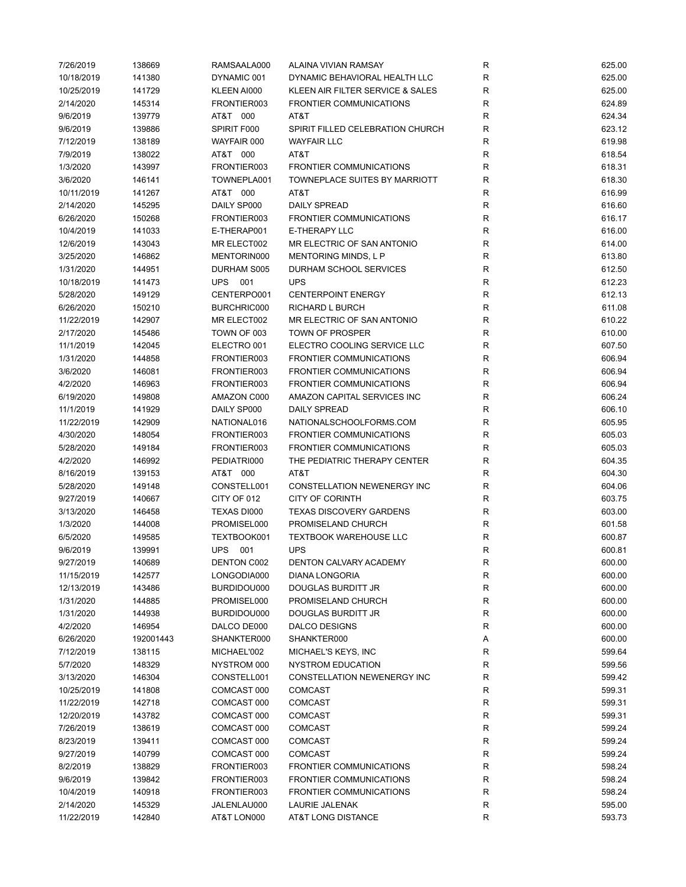| | | | | | |
|---|---|---|---|---|---|
| 7/26/2019 | 138669 | RAMSAALA000 | ALAINA VIVIAN RAMSAY | R | 625.00 |
| 10/18/2019 | 141380 | DYNAMIC 001 | DYNAMIC BEHAVIORAL HEALTH LLC | R | 625.00 |
| 10/25/2019 | 141729 | KLEEN AI000 | KLEEN AIR FILTER SERVICE & SALES | R | 625.00 |
| 2/14/2020 | 145314 | FRONTIER003 | FRONTIER COMMUNICATIONS | R | 624.89 |
| 9/6/2019 | 139779 | AT&T 000 | AT&T | R | 624.34 |
| 9/6/2019 | 139886 | SPIRIT F000 | SPIRIT FILLED CELEBRATION CHURCH | R | 623.12 |
| 7/12/2019 | 138189 | WAYFAIR 000 | WAYFAIR LLC | R | 619.98 |
| 7/9/2019 | 138022 | AT&T 000 | AT&T | R | 618.54 |
| 1/3/2020 | 143997 | FRONTIER003 | FRONTIER COMMUNICATIONS | R | 618.31 |
| 3/6/2020 | 146141 | TOWNEPLA001 | TOWNEPLACE SUITES BY MARRIOTT | R | 618.30 |
| 10/11/2019 | 141267 | AT&T 000 | AT&T | R | 616.99 |
| 2/14/2020 | 145295 | DAILY SP000 | DAILY SPREAD | R | 616.60 |
| 6/26/2020 | 150268 | FRONTIER003 | FRONTIER COMMUNICATIONS | R | 616.17 |
| 10/4/2019 | 141033 | E-THERAP001 | E-THERAPY LLC | R | 616.00 |
| 12/6/2019 | 143043 | MR ELECT002 | MR ELECTRIC OF SAN ANTONIO | R | 614.00 |
| 3/25/2020 | 146862 | MENTORIN000 | MENTORING MINDS, L P | R | 613.80 |
| 1/31/2020 | 144951 | DURHAM S005 | DURHAM SCHOOL SERVICES | R | 612.50 |
| 10/18/2019 | 141473 | UPS 001 | UPS | R | 612.23 |
| 5/28/2020 | 149129 | CENTERPO001 | CENTERPOINT ENERGY | R | 612.13 |
| 6/26/2020 | 150210 | BURCHRIC000 | RICHARD L BURCH | R | 611.08 |
| 11/22/2019 | 142907 | MR ELECT002 | MR ELECTRIC OF SAN ANTONIO | R | 610.22 |
| 2/17/2020 | 145486 | TOWN OF 003 | TOWN OF PROSPER | R | 610.00 |
| 11/1/2019 | 142045 | ELECTRO 001 | ELECTRO COOLING SERVICE LLC | R | 607.50 |
| 1/31/2020 | 144858 | FRONTIER003 | FRONTIER COMMUNICATIONS | R | 606.94 |
| 3/6/2020 | 146081 | FRONTIER003 | FRONTIER COMMUNICATIONS | R | 606.94 |
| 4/2/2020 | 146963 | FRONTIER003 | FRONTIER COMMUNICATIONS | R | 606.94 |
| 6/19/2020 | 149808 | AMAZON C000 | AMAZON CAPITAL SERVICES INC | R | 606.24 |
| 11/1/2019 | 141929 | DAILY SP000 | DAILY SPREAD | R | 606.10 |
| 11/22/2019 | 142909 | NATIONAL016 | NATIONALSCHOOLFORMS.COM | R | 605.95 |
| 4/30/2020 | 148054 | FRONTIER003 | FRONTIER COMMUNICATIONS | R | 605.03 |
| 5/28/2020 | 149184 | FRONTIER003 | FRONTIER COMMUNICATIONS | R | 605.03 |
| 4/2/2020 | 146992 | PEDIATRI000 | THE PEDIATRIC THERAPY CENTER | R | 604.35 |
| 8/16/2019 | 139153 | AT&T 000 | AT&T | R | 604.30 |
| 5/28/2020 | 149148 | CONSTELL001 | CONSTELLATION NEWENERGY INC | R | 604.06 |
| 9/27/2019 | 140667 | CITY OF 012 | CITY OF CORINTH | R | 603.75 |
| 3/13/2020 | 146458 | TEXAS DI000 | TEXAS DISCOVERY GARDENS | R | 603.00 |
| 1/3/2020 | 144008 | PROMISEL000 | PROMISELAND CHURCH | R | 601.58 |
| 6/5/2020 | 149585 | TEXTBOOK001 | TEXTBOOK WAREHOUSE LLC | R | 600.87 |
| 9/6/2019 | 139991 | UPS 001 | UPS | R | 600.81 |
| 9/27/2019 | 140689 | DENTON C002 | DENTON CALVARY ACADEMY | R | 600.00 |
| 11/15/2019 | 142577 | LONGODIA000 | DIANA LONGORIA | R | 600.00 |
| 12/13/2019 | 143486 | BURDIDOU000 | DOUGLAS BURDITT JR | R | 600.00 |
| 1/31/2020 | 144885 | PROMISEL000 | PROMISELAND CHURCH | R | 600.00 |
| 1/31/2020 | 144938 | BURDIDOU000 | DOUGLAS BURDITT JR | R | 600.00 |
| 4/2/2020 | 146954 | DALCO DE000 | DALCO DESIGNS | R | 600.00 |
| 6/26/2020 | 192001443 | SHANKTER000 | SHANKTER000 | A | 600.00 |
| 7/12/2019 | 138115 | MICHAEL'002 | MICHAEL'S KEYS, INC | R | 599.64 |
| 5/7/2020 | 148329 | NYSTROM 000 | NYSTROM EDUCATION | R | 599.56 |
| 3/13/2020 | 146304 | CONSTELL001 | CONSTELLATION NEWENERGY INC | R | 599.42 |
| 10/25/2019 | 141808 | COMCAST 000 | COMCAST | R | 599.31 |
| 11/22/2019 | 142718 | COMCAST 000 | COMCAST | R | 599.31 |
| 12/20/2019 | 143782 | COMCAST 000 | COMCAST | R | 599.31 |
| 7/26/2019 | 138619 | COMCAST 000 | COMCAST | R | 599.24 |
| 8/23/2019 | 139411 | COMCAST 000 | COMCAST | R | 599.24 |
| 9/27/2019 | 140799 | COMCAST 000 | COMCAST | R | 599.24 |
| 8/2/2019 | 138829 | FRONTIER003 | FRONTIER COMMUNICATIONS | R | 598.24 |
| 9/6/2019 | 139842 | FRONTIER003 | FRONTIER COMMUNICATIONS | R | 598.24 |
| 10/4/2019 | 140918 | FRONTIER003 | FRONTIER COMMUNICATIONS | R | 598.24 |
| 2/14/2020 | 145329 | JALENLAU000 | LAURIE JALENAK | R | 595.00 |
| 11/22/2019 | 142840 | AT&T LON000 | AT&T LONG DISTANCE | R | 593.73 |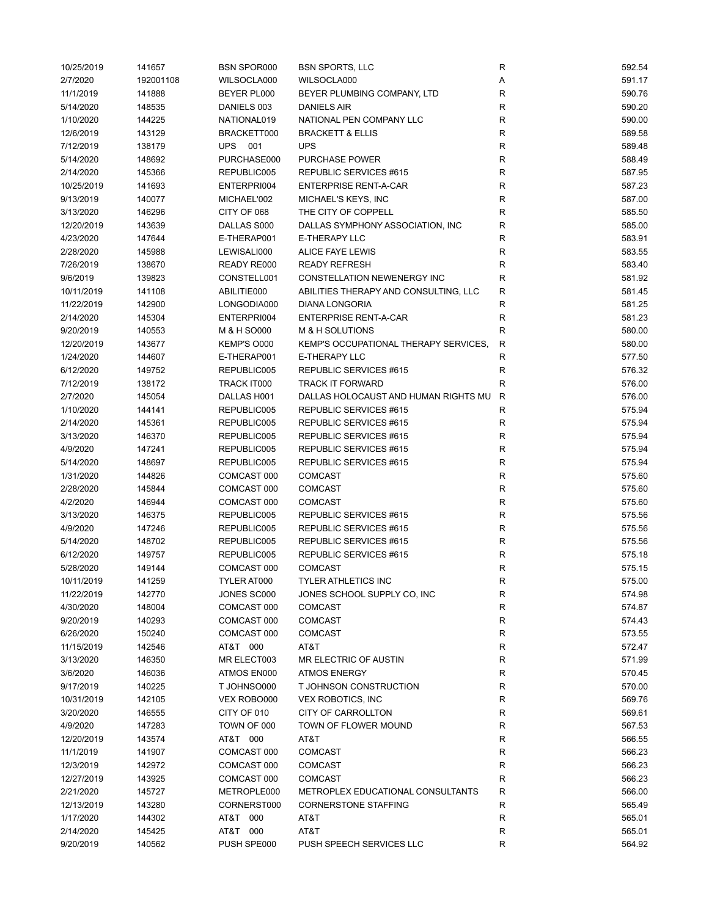| | | | | | |
|---|---|---|---|---|---|
| 10/25/2019 | 141657 | BSN SPOR000 | BSN SPORTS, LLC | R | 592.54 |
| 2/7/2020 | 192001108 | WILSOCLA000 | WILSOCLA000 | A | 591.17 |
| 11/1/2019 | 141888 | BEYER PL000 | BEYER PLUMBING COMPANY, LTD | R | 590.76 |
| 5/14/2020 | 148535 | DANIELS 003 | DANIELS AIR | R | 590.20 |
| 1/10/2020 | 144225 | NATIONAL019 | NATIONAL PEN COMPANY LLC | R | 590.00 |
| 12/6/2019 | 143129 | BRACKETT000 | BRACKETT & ELLIS | R | 589.58 |
| 7/12/2019 | 138179 | UPS 001 | UPS | R | 589.48 |
| 5/14/2020 | 148692 | PURCHASE000 | PURCHASE POWER | R | 588.49 |
| 2/14/2020 | 145366 | REPUBLIC005 | REPUBLIC SERVICES #615 | R | 587.95 |
| 10/25/2019 | 141693 | ENTERPRI004 | ENTERPRISE RENT-A-CAR | R | 587.23 |
| 9/13/2019 | 140077 | MICHAEL'002 | MICHAEL'S KEYS, INC | R | 587.00 |
| 3/13/2020 | 146296 | CITY OF 068 | THE CITY OF COPPELL | R | 585.50 |
| 12/20/2019 | 143639 | DALLAS S000 | DALLAS SYMPHONY ASSOCIATION, INC | R | 585.00 |
| 4/23/2020 | 147644 | E-THERAP001 | E-THERAPY LLC | R | 583.91 |
| 2/28/2020 | 145988 | LEWISALI000 | ALICE FAYE LEWIS | R | 583.55 |
| 7/26/2019 | 138670 | READY RE000 | READY REFRESH | R | 583.40 |
| 9/6/2019 | 139823 | CONSTELL001 | CONSTELLATION NEWENERGY INC | R | 581.92 |
| 10/11/2019 | 141108 | ABILITIE000 | ABILITIES THERAPY AND CONSULTING, LLC | R | 581.45 |
| 11/22/2019 | 142900 | LONGODIA000 | DIANA LONGORIA | R | 581.25 |
| 2/14/2020 | 145304 | ENTERPRI004 | ENTERPRISE RENT-A-CAR | R | 581.23 |
| 9/20/2019 | 140553 | M & H SO000 | M & H SOLUTIONS | R | 580.00 |
| 12/20/2019 | 143677 | KEMP'S O000 | KEMP'S OCCUPATIONAL THERAPY SERVICES, | R | 580.00 |
| 1/24/2020 | 144607 | E-THERAP001 | E-THERAPY LLC | R | 577.50 |
| 6/12/2020 | 149752 | REPUBLIC005 | REPUBLIC SERVICES #615 | R | 576.32 |
| 7/12/2019 | 138172 | TRACK IT000 | TRACK IT FORWARD | R | 576.00 |
| 2/7/2020 | 145054 | DALLAS H001 | DALLAS HOLOCAUST AND HUMAN RIGHTS MU | R | 576.00 |
| 1/10/2020 | 144141 | REPUBLIC005 | REPUBLIC SERVICES #615 | R | 575.94 |
| 2/14/2020 | 145361 | REPUBLIC005 | REPUBLIC SERVICES #615 | R | 575.94 |
| 3/13/2020 | 146370 | REPUBLIC005 | REPUBLIC SERVICES #615 | R | 575.94 |
| 4/9/2020 | 147241 | REPUBLIC005 | REPUBLIC SERVICES #615 | R | 575.94 |
| 5/14/2020 | 148697 | REPUBLIC005 | REPUBLIC SERVICES #615 | R | 575.94 |
| 1/31/2020 | 144826 | COMCAST 000 | COMCAST | R | 575.60 |
| 2/28/2020 | 145844 | COMCAST 000 | COMCAST | R | 575.60 |
| 4/2/2020 | 146944 | COMCAST 000 | COMCAST | R | 575.60 |
| 3/13/2020 | 146375 | REPUBLIC005 | REPUBLIC SERVICES #615 | R | 575.56 |
| 4/9/2020 | 147246 | REPUBLIC005 | REPUBLIC SERVICES #615 | R | 575.56 |
| 5/14/2020 | 148702 | REPUBLIC005 | REPUBLIC SERVICES #615 | R | 575.56 |
| 6/12/2020 | 149757 | REPUBLIC005 | REPUBLIC SERVICES #615 | R | 575.18 |
| 5/28/2020 | 149144 | COMCAST 000 | COMCAST | R | 575.15 |
| 10/11/2019 | 141259 | TYLER AT000 | TYLER ATHLETICS INC | R | 575.00 |
| 11/22/2019 | 142770 | JONES SC000 | JONES SCHOOL SUPPLY CO, INC | R | 574.98 |
| 4/30/2020 | 148004 | COMCAST 000 | COMCAST | R | 574.87 |
| 9/20/2019 | 140293 | COMCAST 000 | COMCAST | R | 574.43 |
| 6/26/2020 | 150240 | COMCAST 000 | COMCAST | R | 573.55 |
| 11/15/2019 | 142546 | AT&T 000 | AT&T | R | 572.47 |
| 3/13/2020 | 146350 | MR ELECT003 | MR ELECTRIC OF AUSTIN | R | 571.99 |
| 3/6/2020 | 146036 | ATMOS EN000 | ATMOS ENERGY | R | 570.45 |
| 9/17/2019 | 140225 | T JOHNSO000 | T JOHNSON CONSTRUCTION | R | 570.00 |
| 10/31/2019 | 142105 | VEX ROBO000 | VEX ROBOTICS, INC | R | 569.76 |
| 3/20/2020 | 146555 | CITY OF 010 | CITY OF CARROLLTON | R | 569.61 |
| 4/9/2020 | 147283 | TOWN OF 000 | TOWN OF FLOWER MOUND | R | 567.53 |
| 12/20/2019 | 143574 | AT&T 000 | AT&T | R | 566.55 |
| 11/1/2019 | 141907 | COMCAST 000 | COMCAST | R | 566.23 |
| 12/3/2019 | 142972 | COMCAST 000 | COMCAST | R | 566.23 |
| 12/27/2019 | 143925 | COMCAST 000 | COMCAST | R | 566.23 |
| 2/21/2020 | 145727 | METROPLE000 | METROPLEX EDUCATIONAL CONSULTANTS | R | 566.00 |
| 12/13/2019 | 143280 | CORNERST000 | CORNERSTONE STAFFING | R | 565.49 |
| 1/17/2020 | 144302 | AT&T 000 | AT&T | R | 565.01 |
| 2/14/2020 | 145425 | AT&T 000 | AT&T | R | 565.01 |
| 9/20/2019 | 140562 | PUSH SPE000 | PUSH SPEECH SERVICES LLC | R | 564.92 |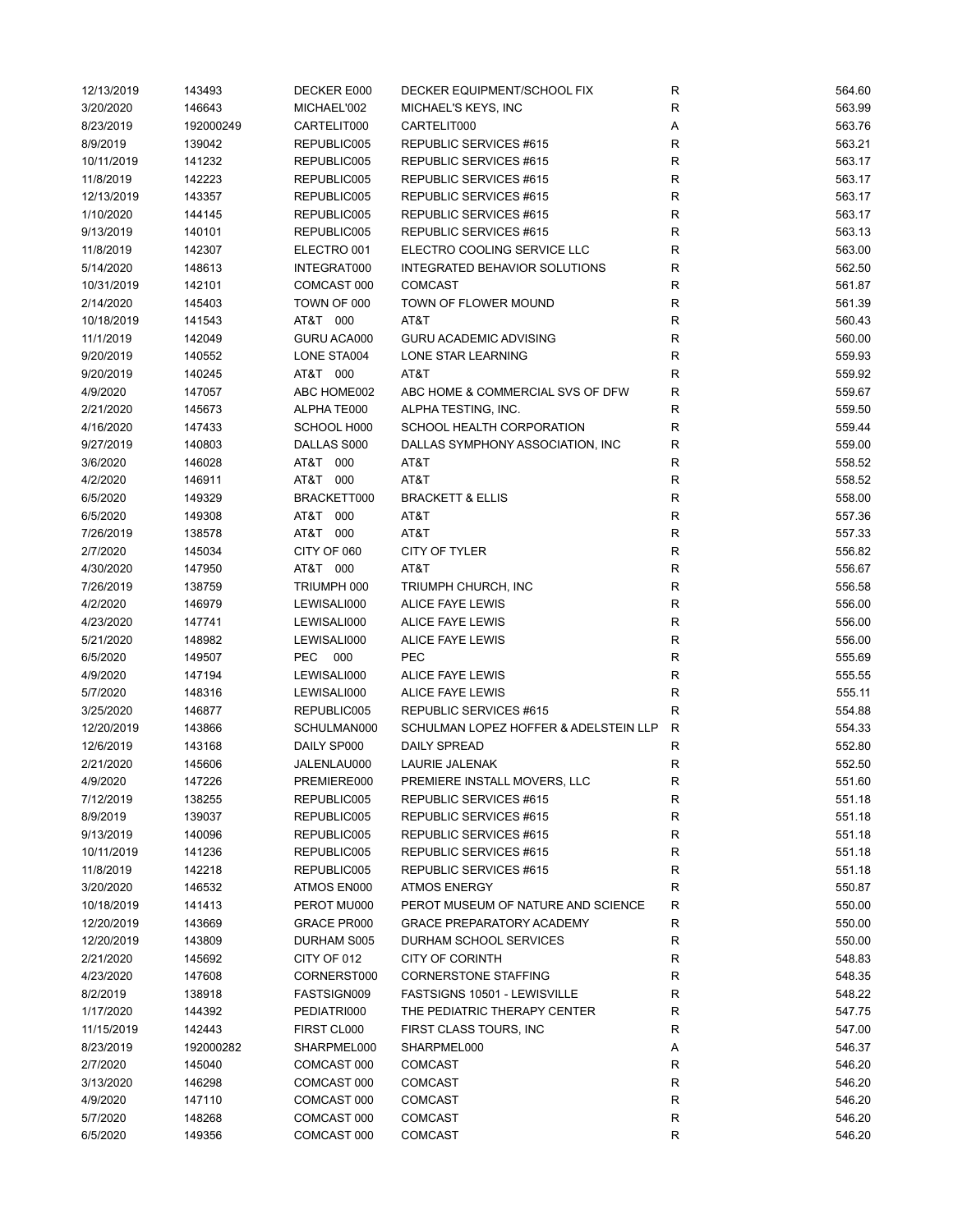| | | | | | |
|---|---|---|---|---|---|
| 12/13/2019 | 143493 | DECKER E000 | DECKER EQUIPMENT/SCHOOL FIX | R | 564.60 |
| 3/20/2020 | 146643 | MICHAEL'002 | MICHAEL'S KEYS, INC | R | 563.99 |
| 8/23/2019 | 192000249 | CARTELIT000 | CARTELIT000 | A | 563.76 |
| 8/9/2019 | 139042 | REPUBLIC005 | REPUBLIC SERVICES #615 | R | 563.21 |
| 10/11/2019 | 141232 | REPUBLIC005 | REPUBLIC SERVICES #615 | R | 563.17 |
| 11/8/2019 | 142223 | REPUBLIC005 | REPUBLIC SERVICES #615 | R | 563.17 |
| 12/13/2019 | 143357 | REPUBLIC005 | REPUBLIC SERVICES #615 | R | 563.17 |
| 1/10/2020 | 144145 | REPUBLIC005 | REPUBLIC SERVICES #615 | R | 563.17 |
| 9/13/2019 | 140101 | REPUBLIC005 | REPUBLIC SERVICES #615 | R | 563.13 |
| 11/8/2019 | 142307 | ELECTRO 001 | ELECTRO COOLING SERVICE LLC | R | 563.00 |
| 5/14/2020 | 148613 | INTEGRAT000 | INTEGRATED BEHAVIOR SOLUTIONS | R | 562.50 |
| 10/31/2019 | 142101 | COMCAST 000 | COMCAST | R | 561.87 |
| 2/14/2020 | 145403 | TOWN OF 000 | TOWN OF FLOWER MOUND | R | 561.39 |
| 10/18/2019 | 141543 | AT&T 000 | AT&T | R | 560.43 |
| 11/1/2019 | 142049 | GURU ACA000 | GURU ACADEMIC ADVISING | R | 560.00 |
| 9/20/2019 | 140552 | LONE STA004 | LONE STAR LEARNING | R | 559.93 |
| 9/20/2019 | 140245 | AT&T 000 | AT&T | R | 559.92 |
| 4/9/2020 | 147057 | ABC HOME002 | ABC HOME & COMMERCIAL SVS OF DFW | R | 559.67 |
| 2/21/2020 | 145673 | ALPHA TE000 | ALPHA TESTING, INC. | R | 559.50 |
| 4/16/2020 | 147433 | SCHOOL H000 | SCHOOL HEALTH CORPORATION | R | 559.44 |
| 9/27/2019 | 140803 | DALLAS S000 | DALLAS SYMPHONY ASSOCIATION, INC | R | 559.00 |
| 3/6/2020 | 146028 | AT&T 000 | AT&T | R | 558.52 |
| 4/2/2020 | 146911 | AT&T 000 | AT&T | R | 558.52 |
| 6/5/2020 | 149329 | BRACKETT000 | BRACKETT & ELLIS | R | 558.00 |
| 6/5/2020 | 149308 | AT&T 000 | AT&T | R | 557.36 |
| 7/26/2019 | 138578 | AT&T 000 | AT&T | R | 557.33 |
| 2/7/2020 | 145034 | CITY OF 060 | CITY OF TYLER | R | 556.82 |
| 4/30/2020 | 147950 | AT&T 000 | AT&T | R | 556.67 |
| 7/26/2019 | 138759 | TRIUMPH 000 | TRIUMPH CHURCH, INC | R | 556.58 |
| 4/2/2020 | 146979 | LEWISALI000 | ALICE FAYE LEWIS | R | 556.00 |
| 4/23/2020 | 147741 | LEWISALI000 | ALICE FAYE LEWIS | R | 556.00 |
| 5/21/2020 | 148982 | LEWISALI000 | ALICE FAYE LEWIS | R | 556.00 |
| 6/5/2020 | 149507 | PEC 000 | PEC | R | 555.69 |
| 4/9/2020 | 147194 | LEWISALI000 | ALICE FAYE LEWIS | R | 555.55 |
| 5/7/2020 | 148316 | LEWISALI000 | ALICE FAYE LEWIS | R | 555.11 |
| 3/25/2020 | 146877 | REPUBLIC005 | REPUBLIC SERVICES #615 | R | 554.88 |
| 12/20/2019 | 143866 | SCHULMAN000 | SCHULMAN LOPEZ HOFFER & ADELSTEIN LLP | R | 554.33 |
| 12/6/2019 | 143168 | DAILY SP000 | DAILY SPREAD | R | 552.80 |
| 2/21/2020 | 145606 | JALENLAU000 | LAURIE JALENAK | R | 552.50 |
| 4/9/2020 | 147226 | PREMIERE000 | PREMIERE INSTALL MOVERS, LLC | R | 551.60 |
| 7/12/2019 | 138255 | REPUBLIC005 | REPUBLIC SERVICES #615 | R | 551.18 |
| 8/9/2019 | 139037 | REPUBLIC005 | REPUBLIC SERVICES #615 | R | 551.18 |
| 9/13/2019 | 140096 | REPUBLIC005 | REPUBLIC SERVICES #615 | R | 551.18 |
| 10/11/2019 | 141236 | REPUBLIC005 | REPUBLIC SERVICES #615 | R | 551.18 |
| 11/8/2019 | 142218 | REPUBLIC005 | REPUBLIC SERVICES #615 | R | 551.18 |
| 3/20/2020 | 146532 | ATMOS EN000 | ATMOS ENERGY | R | 550.87 |
| 10/18/2019 | 141413 | PEROT MU000 | PEROT MUSEUM OF NATURE AND SCIENCE | R | 550.00 |
| 12/20/2019 | 143669 | GRACE PR000 | GRACE PREPARATORY ACADEMY | R | 550.00 |
| 12/20/2019 | 143809 | DURHAM S005 | DURHAM SCHOOL SERVICES | R | 550.00 |
| 2/21/2020 | 145692 | CITY OF 012 | CITY OF CORINTH | R | 548.83 |
| 4/23/2020 | 147608 | CORNERST000 | CORNERSTONE STAFFING | R | 548.35 |
| 8/2/2019 | 138918 | FASTSIGN009 | FASTSIGNS 10501 - LEWISVILLE | R | 548.22 |
| 1/17/2020 | 144392 | PEDIATRI000 | THE PEDIATRIC THERAPY CENTER | R | 547.75 |
| 11/15/2019 | 142443 | FIRST CL000 | FIRST CLASS TOURS, INC | R | 547.00 |
| 8/23/2019 | 192000282 | SHARPMEL000 | SHARPMEL000 | A | 546.37 |
| 2/7/2020 | 145040 | COMCAST 000 | COMCAST | R | 546.20 |
| 3/13/2020 | 146298 | COMCAST 000 | COMCAST | R | 546.20 |
| 4/9/2020 | 147110 | COMCAST 000 | COMCAST | R | 546.20 |
| 5/7/2020 | 148268 | COMCAST 000 | COMCAST | R | 546.20 |
| 6/5/2020 | 149356 | COMCAST 000 | COMCAST | R | 546.20 |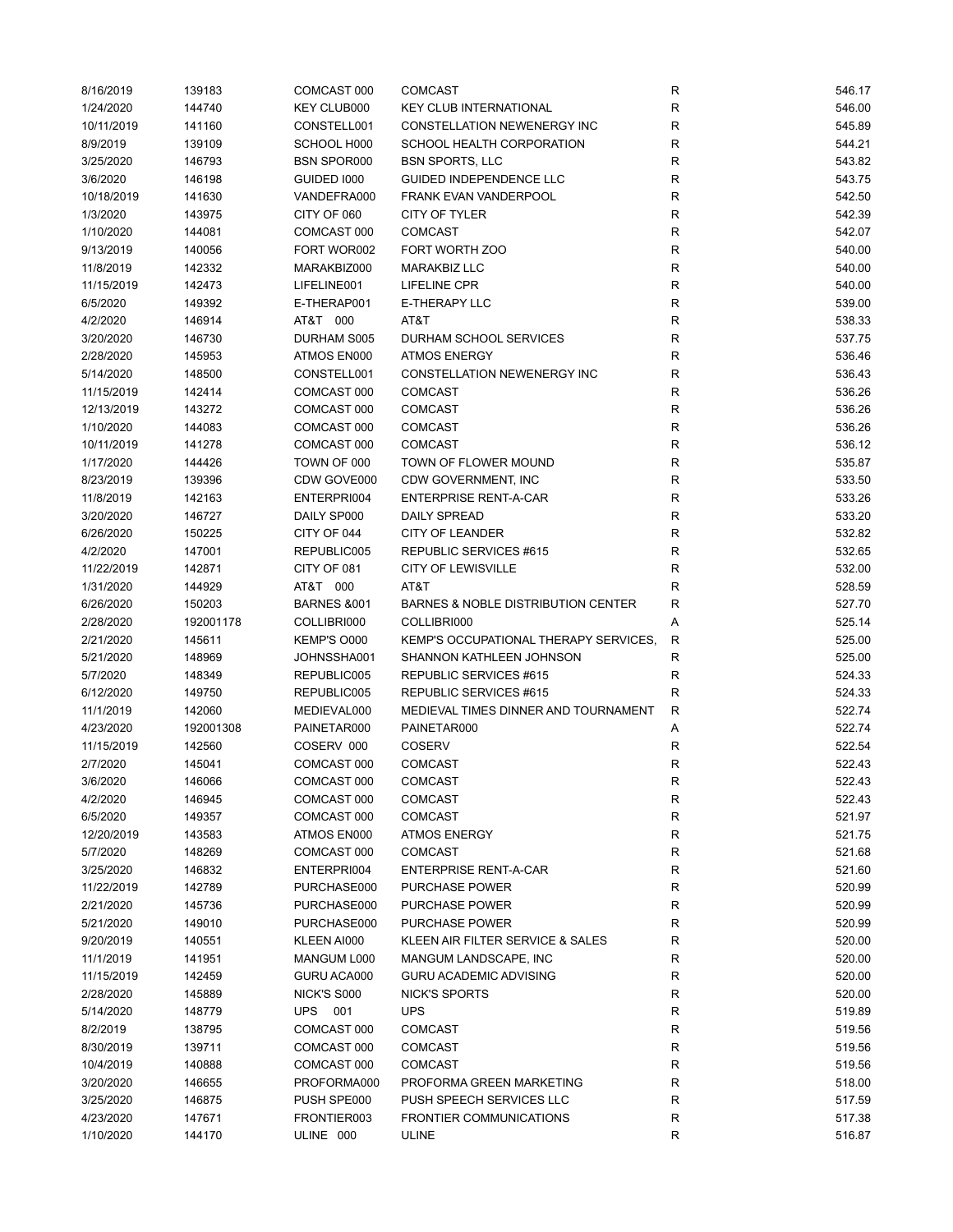| | | | | | |
|---|---|---|---|---|---|
| 8/16/2019 | 139183 | COMCAST 000 | COMCAST | R | 546.17 |
| 1/24/2020 | 144740 | KEY CLUB000 | KEY CLUB INTERNATIONAL | R | 546.00 |
| 10/11/2019 | 141160 | CONSTELL001 | CONSTELLATION NEWENERGY INC | R | 545.89 |
| 8/9/2019 | 139109 | SCHOOL H000 | SCHOOL HEALTH CORPORATION | R | 544.21 |
| 3/25/2020 | 146793 | BSN SPOR000 | BSN SPORTS, LLC | R | 543.82 |
| 3/6/2020 | 146198 | GUIDED I000 | GUIDED INDEPENDENCE LLC | R | 543.75 |
| 10/18/2019 | 141630 | VANDEFRA000 | FRANK EVAN VANDERPOOL | R | 542.50 |
| 1/3/2020 | 143975 | CITY OF 060 | CITY OF TYLER | R | 542.39 |
| 1/10/2020 | 144081 | COMCAST 000 | COMCAST | R | 542.07 |
| 9/13/2019 | 140056 | FORT WOR002 | FORT WORTH ZOO | R | 540.00 |
| 11/8/2019 | 142332 | MARAKBIZ000 | MARAKBIZ LLC | R | 540.00 |
| 11/15/2019 | 142473 | LIFELINE001 | LIFELINE CPR | R | 540.00 |
| 6/5/2020 | 149392 | E-THERAP001 | E-THERAPY LLC | R | 539.00 |
| 4/2/2020 | 146914 | AT&T 000 | AT&T | R | 538.33 |
| 3/20/2020 | 146730 | DURHAM S005 | DURHAM SCHOOL SERVICES | R | 537.75 |
| 2/28/2020 | 145953 | ATMOS EN000 | ATMOS ENERGY | R | 536.46 |
| 5/14/2020 | 148500 | CONSTELL001 | CONSTELLATION NEWENERGY INC | R | 536.43 |
| 11/15/2019 | 142414 | COMCAST 000 | COMCAST | R | 536.26 |
| 12/13/2019 | 143272 | COMCAST 000 | COMCAST | R | 536.26 |
| 1/10/2020 | 144083 | COMCAST 000 | COMCAST | R | 536.26 |
| 10/11/2019 | 141278 | COMCAST 000 | COMCAST | R | 536.12 |
| 1/17/2020 | 144426 | TOWN OF 000 | TOWN OF FLOWER MOUND | R | 535.87 |
| 8/23/2019 | 139396 | CDW GOVE000 | CDW GOVERNMENT, INC | R | 533.50 |
| 11/8/2019 | 142163 | ENTERPRI004 | ENTERPRISE RENT-A-CAR | R | 533.26 |
| 3/20/2020 | 146727 | DAILY SP000 | DAILY SPREAD | R | 533.20 |
| 6/26/2020 | 150225 | CITY OF 044 | CITY OF LEANDER | R | 532.82 |
| 4/2/2020 | 147001 | REPUBLIC005 | REPUBLIC SERVICES #615 | R | 532.65 |
| 11/22/2019 | 142871 | CITY OF 081 | CITY OF LEWISVILLE | R | 532.00 |
| 1/31/2020 | 144929 | AT&T 000 | AT&T | R | 528.59 |
| 6/26/2020 | 150203 | BARNES &001 | BARNES & NOBLE DISTRIBUTION CENTER | R | 527.70 |
| 2/28/2020 | 192001178 | COLLIBRI000 | COLLIBRI000 | A | 525.14 |
| 2/21/2020 | 145611 | KEMP'S O000 | KEMP'S OCCUPATIONAL THERAPY SERVICES, | R | 525.00 |
| 5/21/2020 | 148969 | JOHNSSHA001 | SHANNON KATHLEEN JOHNSON | R | 525.00 |
| 5/7/2020 | 148349 | REPUBLIC005 | REPUBLIC SERVICES #615 | R | 524.33 |
| 6/12/2020 | 149750 | REPUBLIC005 | REPUBLIC SERVICES #615 | R | 524.33 |
| 11/1/2019 | 142060 | MEDIEVAL000 | MEDIEVAL TIMES DINNER AND TOURNAMENT | R | 522.74 |
| 4/23/2020 | 192001308 | PAINETAR000 | PAINETAR000 | A | 522.74 |
| 11/15/2019 | 142560 | COSERV 000 | COSERV | R | 522.54 |
| 2/7/2020 | 145041 | COMCAST 000 | COMCAST | R | 522.43 |
| 3/6/2020 | 146066 | COMCAST 000 | COMCAST | R | 522.43 |
| 4/2/2020 | 146945 | COMCAST 000 | COMCAST | R | 522.43 |
| 6/5/2020 | 149357 | COMCAST 000 | COMCAST | R | 521.97 |
| 12/20/2019 | 143583 | ATMOS EN000 | ATMOS ENERGY | R | 521.75 |
| 5/7/2020 | 148269 | COMCAST 000 | COMCAST | R | 521.68 |
| 3/25/2020 | 146832 | ENTERPRI004 | ENTERPRISE RENT-A-CAR | R | 521.60 |
| 11/22/2019 | 142789 | PURCHASE000 | PURCHASE POWER | R | 520.99 |
| 2/21/2020 | 145736 | PURCHASE000 | PURCHASE POWER | R | 520.99 |
| 5/21/2020 | 149010 | PURCHASE000 | PURCHASE POWER | R | 520.99 |
| 9/20/2019 | 140551 | KLEEN AI000 | KLEEN AIR FILTER SERVICE & SALES | R | 520.00 |
| 11/1/2019 | 141951 | MANGUM L000 | MANGUM LANDSCAPE, INC | R | 520.00 |
| 11/15/2019 | 142459 | GURU ACA000 | GURU ACADEMIC ADVISING | R | 520.00 |
| 2/28/2020 | 145889 | NICK'S S000 | NICK'S SPORTS | R | 520.00 |
| 5/14/2020 | 148779 | UPS 001 | UPS | R | 519.89 |
| 8/2/2019 | 138795 | COMCAST 000 | COMCAST | R | 519.56 |
| 8/30/2019 | 139711 | COMCAST 000 | COMCAST | R | 519.56 |
| 10/4/2019 | 140888 | COMCAST 000 | COMCAST | R | 519.56 |
| 3/20/2020 | 146655 | PROFORMA000 | PROFORMA GREEN MARKETING | R | 518.00 |
| 3/25/2020 | 146875 | PUSH SPE000 | PUSH SPEECH SERVICES LLC | R | 517.59 |
| 4/23/2020 | 147671 | FRONTIER003 | FRONTIER COMMUNICATIONS | R | 517.38 |
| 1/10/2020 | 144170 | ULINE 000 | ULINE | R | 516.87 |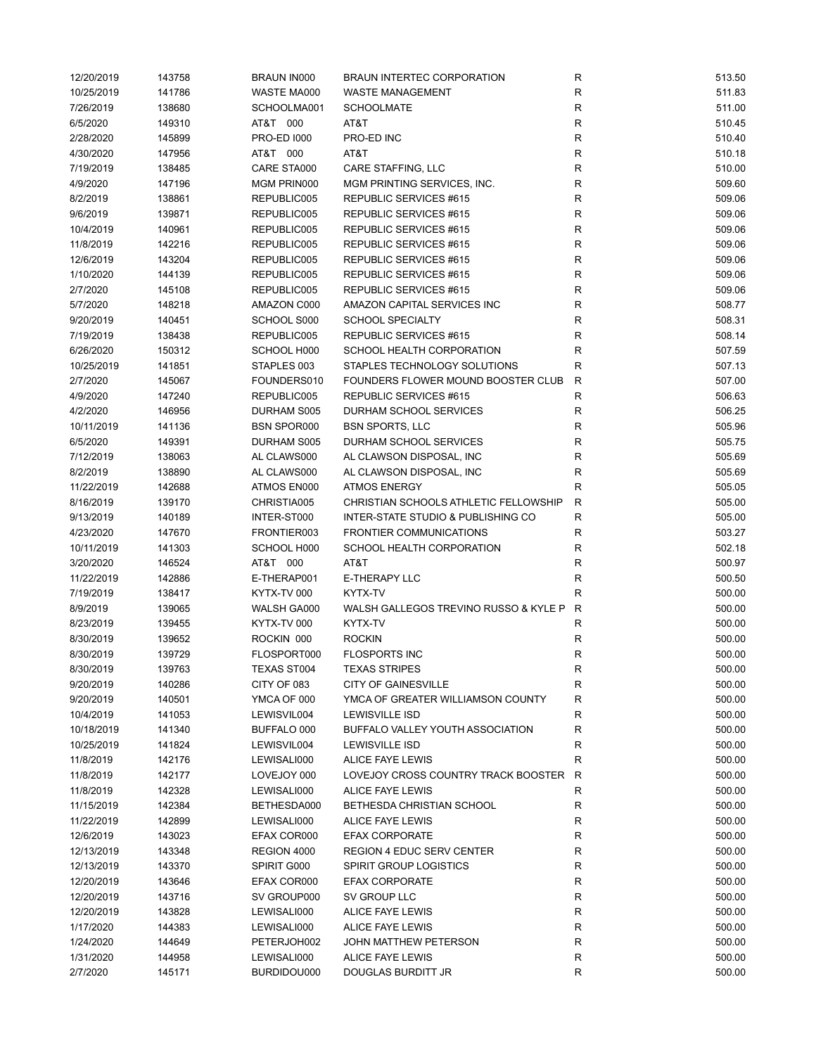| | | | | | |
|---|---|---|---|---|---|
| 12/20/2019 | 143758 | BRAUN IN000 | BRAUN INTERTEC CORPORATION | R | 513.50 |
| 10/25/2019 | 141786 | WASTE MA000 | WASTE MANAGEMENT | R | 511.83 |
| 7/26/2019 | 138680 | SCHOOLMA001 | SCHOOLMATE | R | 511.00 |
| 6/5/2020 | 149310 | AT&T 000 | AT&T | R | 510.45 |
| 2/28/2020 | 145899 | PRO-ED I000 | PRO-ED INC | R | 510.40 |
| 4/30/2020 | 147956 | AT&T 000 | AT&T | R | 510.18 |
| 7/19/2019 | 138485 | CARE STA000 | CARE STAFFING, LLC | R | 510.00 |
| 4/9/2020 | 147196 | MGM PRIN000 | MGM PRINTING SERVICES, INC. | R | 509.60 |
| 8/2/2019 | 138861 | REPUBLIC005 | REPUBLIC SERVICES #615 | R | 509.06 |
| 9/6/2019 | 139871 | REPUBLIC005 | REPUBLIC SERVICES #615 | R | 509.06 |
| 10/4/2019 | 140961 | REPUBLIC005 | REPUBLIC SERVICES #615 | R | 509.06 |
| 11/8/2019 | 142216 | REPUBLIC005 | REPUBLIC SERVICES #615 | R | 509.06 |
| 12/6/2019 | 143204 | REPUBLIC005 | REPUBLIC SERVICES #615 | R | 509.06 |
| 1/10/2020 | 144139 | REPUBLIC005 | REPUBLIC SERVICES #615 | R | 509.06 |
| 2/7/2020 | 145108 | REPUBLIC005 | REPUBLIC SERVICES #615 | R | 509.06 |
| 5/7/2020 | 148218 | AMAZON C000 | AMAZON CAPITAL SERVICES INC | R | 508.77 |
| 9/20/2019 | 140451 | SCHOOL S000 | SCHOOL SPECIALTY | R | 508.31 |
| 7/19/2019 | 138438 | REPUBLIC005 | REPUBLIC SERVICES #615 | R | 508.14 |
| 6/26/2020 | 150312 | SCHOOL H000 | SCHOOL HEALTH CORPORATION | R | 507.59 |
| 10/25/2019 | 141851 | STAPLES 003 | STAPLES TECHNOLOGY SOLUTIONS | R | 507.13 |
| 2/7/2020 | 145067 | FOUNDERS010 | FOUNDERS FLOWER MOUND BOOSTER CLUB | R | 507.00 |
| 4/9/2020 | 147240 | REPUBLIC005 | REPUBLIC SERVICES #615 | R | 506.63 |
| 4/2/2020 | 146956 | DURHAM S005 | DURHAM SCHOOL SERVICES | R | 506.25 |
| 10/11/2019 | 141136 | BSN SPOR000 | BSN SPORTS, LLC | R | 505.96 |
| 6/5/2020 | 149391 | DURHAM S005 | DURHAM SCHOOL SERVICES | R | 505.75 |
| 7/12/2019 | 138063 | AL CLAWS000 | AL CLAWSON DISPOSAL, INC | R | 505.69 |
| 8/2/2019 | 138890 | AL CLAWS000 | AL CLAWSON DISPOSAL, INC | R | 505.69 |
| 11/22/2019 | 142688 | ATMOS EN000 | ATMOS ENERGY | R | 505.05 |
| 8/16/2019 | 139170 | CHRISTIA005 | CHRISTIAN SCHOOLS ATHLETIC FELLOWSHIP | R | 505.00 |
| 9/13/2019 | 140189 | INTER-ST000 | INTER-STATE STUDIO & PUBLISHING CO | R | 505.00 |
| 4/23/2020 | 147670 | FRONTIER003 | FRONTIER COMMUNICATIONS | R | 503.27 |
| 10/11/2019 | 141303 | SCHOOL H000 | SCHOOL HEALTH CORPORATION | R | 502.18 |
| 3/20/2020 | 146524 | AT&T 000 | AT&T | R | 500.97 |
| 11/22/2019 | 142886 | E-THERAP001 | E-THERAPY LLC | R | 500.50 |
| 7/19/2019 | 138417 | KYTX-TV 000 | KYTX-TV | R | 500.00 |
| 8/9/2019 | 139065 | WALSH GA000 | WALSH GALLEGOS TREVINO RUSSO & KYLE P | R | 500.00 |
| 8/23/2019 | 139455 | KYTX-TV 000 | KYTX-TV | R | 500.00 |
| 8/30/2019 | 139652 | ROCKIN 000 | ROCKIN | R | 500.00 |
| 8/30/2019 | 139729 | FLOSPORT000 | FLOSPORTS INC | R | 500.00 |
| 8/30/2019 | 139763 | TEXAS ST004 | TEXAS STRIPES | R | 500.00 |
| 9/20/2019 | 140286 | CITY OF 083 | CITY OF GAINESVILLE | R | 500.00 |
| 9/20/2019 | 140501 | YMCA OF 000 | YMCA OF GREATER WILLIAMSON COUNTY | R | 500.00 |
| 10/4/2019 | 141053 | LEWISVIL004 | LEWISVILLE ISD | R | 500.00 |
| 10/18/2019 | 141340 | BUFFALO 000 | BUFFALO VALLEY YOUTH ASSOCIATION | R | 500.00 |
| 10/25/2019 | 141824 | LEWISVIL004 | LEWISVILLE ISD | R | 500.00 |
| 11/8/2019 | 142176 | LEWISALI000 | ALICE FAYE LEWIS | R | 500.00 |
| 11/8/2019 | 142177 | LOVEJOY 000 | LOVEJOY CROSS COUNTRY TRACK BOOSTER | R | 500.00 |
| 11/8/2019 | 142328 | LEWISALI000 | ALICE FAYE LEWIS | R | 500.00 |
| 11/15/2019 | 142384 | BETHESDA000 | BETHESDA CHRISTIAN SCHOOL | R | 500.00 |
| 11/22/2019 | 142899 | LEWISALI000 | ALICE FAYE LEWIS | R | 500.00 |
| 12/6/2019 | 143023 | EFAX COR000 | EFAX CORPORATE | R | 500.00 |
| 12/13/2019 | 143348 | REGION 4000 | REGION 4 EDUC SERV CENTER | R | 500.00 |
| 12/13/2019 | 143370 | SPIRIT G000 | SPIRIT GROUP LOGISTICS | R | 500.00 |
| 12/20/2019 | 143646 | EFAX COR000 | EFAX CORPORATE | R | 500.00 |
| 12/20/2019 | 143716 | SV GROUP000 | SV GROUP LLC | R | 500.00 |
| 12/20/2019 | 143828 | LEWISALI000 | ALICE FAYE LEWIS | R | 500.00 |
| 1/17/2020 | 144383 | LEWISALI000 | ALICE FAYE LEWIS | R | 500.00 |
| 1/24/2020 | 144649 | PETERJOH002 | JOHN MATTHEW PETERSON | R | 500.00 |
| 1/31/2020 | 144958 | LEWISALI000 | ALICE FAYE LEWIS | R | 500.00 |
| 2/7/2020 | 145171 | BURDIDOU000 | DOUGLAS BURDITT JR | R | 500.00 |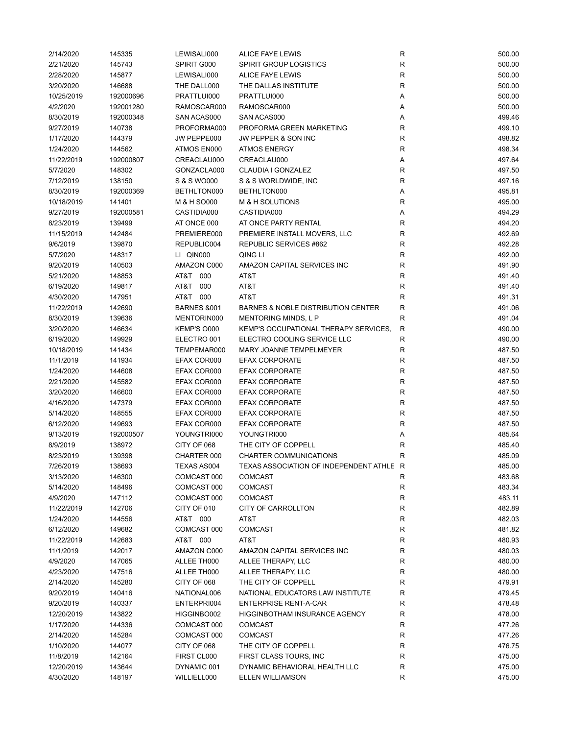| | | | | | |
|---|---|---|---|---|---|
| 2/14/2020 | 145335 | LEWISALI000 | ALICE FAYE LEWIS | R | 500.00 |
| 2/21/2020 | 145743 | SPIRIT G000 | SPIRIT GROUP LOGISTICS | R | 500.00 |
| 2/28/2020 | 145877 | LEWISALI000 | ALICE FAYE LEWIS | R | 500.00 |
| 3/20/2020 | 146688 | THE DALL000 | THE DALLAS INSTITUTE | R | 500.00 |
| 10/25/2019 | 192000696 | PRATTLUI000 | PRATTLUI000 | A | 500.00 |
| 4/2/2020 | 192001280 | RAMOSCAR000 | RAMOSCAR000 | A | 500.00 |
| 8/30/2019 | 192000348 | SAN ACAS000 | SAN ACAS000 | A | 499.46 |
| 9/27/2019 | 140738 | PROFORMA000 | PROFORMA GREEN MARKETING | R | 499.10 |
| 1/17/2020 | 144379 | JW PEPPE000 | JW PEPPER & SON INC | R | 498.82 |
| 1/24/2020 | 144562 | ATMOS EN000 | ATMOS ENERGY | R | 498.34 |
| 11/22/2019 | 192000807 | CREACLAU000 | CREACLAU000 | A | 497.64 |
| 5/7/2020 | 148302 | GONZACLA000 | CLAUDIA I GONZALEZ | R | 497.50 |
| 7/12/2019 | 138150 | S & S WO000 | S & S WORLDWIDE, INC | R | 497.16 |
| 8/30/2019 | 192000369 | BETHLTON000 | BETHLTON000 | A | 495.81 |
| 10/18/2019 | 141401 | M & H SO000 | M & H SOLUTIONS | R | 495.00 |
| 9/27/2019 | 192000581 | CASTIDIA000 | CASTIDIA000 | A | 494.29 |
| 8/23/2019 | 139499 | AT ONCE 000 | AT ONCE PARTY RENTAL | R | 494.20 |
| 11/15/2019 | 142484 | PREMIERE000 | PREMIERE INSTALL MOVERS, LLC | R | 492.69 |
| 9/6/2019 | 139870 | REPUBLIC004 | REPUBLIC SERVICES #862 | R | 492.28 |
| 5/7/2020 | 148317 | LI QIN000 | QING LI | R | 492.00 |
| 9/20/2019 | 140503 | AMAZON C000 | AMAZON CAPITAL SERVICES INC | R | 491.90 |
| 5/21/2020 | 148853 | AT&T 000 | AT&T | R | 491.40 |
| 6/19/2020 | 149817 | AT&T 000 | AT&T | R | 491.40 |
| 4/30/2020 | 147951 | AT&T 000 | AT&T | R | 491.31 |
| 11/22/2019 | 142690 | BARNES &001 | BARNES & NOBLE DISTRIBUTION CENTER | R | 491.06 |
| 8/30/2019 | 139636 | MENTORIN000 | MENTORING MINDS, L P | R | 491.04 |
| 3/20/2020 | 146634 | KEMP'S O000 | KEMP'S OCCUPATIONAL THERAPY SERVICES, | R | 490.00 |
| 6/19/2020 | 149929 | ELECTRO 001 | ELECTRO COOLING SERVICE LLC | R | 490.00 |
| 10/18/2019 | 141434 | TEMPEMAR000 | MARY JOANNE TEMPELMEYER | R | 487.50 |
| 11/1/2019 | 141934 | EFAX COR000 | EFAX CORPORATE | R | 487.50 |
| 1/24/2020 | 144608 | EFAX COR000 | EFAX CORPORATE | R | 487.50 |
| 2/21/2020 | 145582 | EFAX COR000 | EFAX CORPORATE | R | 487.50 |
| 3/20/2020 | 146600 | EFAX COR000 | EFAX CORPORATE | R | 487.50 |
| 4/16/2020 | 147379 | EFAX COR000 | EFAX CORPORATE | R | 487.50 |
| 5/14/2020 | 148555 | EFAX COR000 | EFAX CORPORATE | R | 487.50 |
| 6/12/2020 | 149693 | EFAX COR000 | EFAX CORPORATE | R | 487.50 |
| 9/13/2019 | 192000507 | YOUNGTRI000 | YOUNGTRI000 | A | 485.64 |
| 8/9/2019 | 138972 | CITY OF 068 | THE CITY OF COPPELL | R | 485.40 |
| 8/23/2019 | 139398 | CHARTER 000 | CHARTER COMMUNICATIONS | R | 485.09 |
| 7/26/2019 | 138693 | TEXAS AS004 | TEXAS ASSOCIATION OF INDEPENDENT ATHLE | R | 485.00 |
| 3/13/2020 | 146300 | COMCAST 000 | COMCAST | R | 483.68 |
| 5/14/2020 | 148496 | COMCAST 000 | COMCAST | R | 483.34 |
| 4/9/2020 | 147112 | COMCAST 000 | COMCAST | R | 483.11 |
| 11/22/2019 | 142706 | CITY OF 010 | CITY OF CARROLLTON | R | 482.89 |
| 1/24/2020 | 144556 | AT&T 000 | AT&T | R | 482.03 |
| 6/12/2020 | 149682 | COMCAST 000 | COMCAST | R | 481.82 |
| 11/22/2019 | 142683 | AT&T 000 | AT&T | R | 480.93 |
| 11/1/2019 | 142017 | AMAZON C000 | AMAZON CAPITAL SERVICES INC | R | 480.03 |
| 4/9/2020 | 147065 | ALLEE TH000 | ALLEE THERAPY, LLC | R | 480.00 |
| 4/23/2020 | 147516 | ALLEE TH000 | ALLEE THERAPY, LLC | R | 480.00 |
| 2/14/2020 | 145280 | CITY OF 068 | THE CITY OF COPPELL | R | 479.91 |
| 9/20/2019 | 140416 | NATIONAL006 | NATIONAL EDUCATORS LAW INSTITUTE | R | 479.45 |
| 9/20/2019 | 140337 | ENTERPRI004 | ENTERPRISE RENT-A-CAR | R | 478.48 |
| 12/20/2019 | 143822 | HIGGINBO002 | HIGGINBOTHAM INSURANCE AGENCY | R | 478.00 |
| 1/17/2020 | 144336 | COMCAST 000 | COMCAST | R | 477.26 |
| 2/14/2020 | 145284 | COMCAST 000 | COMCAST | R | 477.26 |
| 1/10/2020 | 144077 | CITY OF 068 | THE CITY OF COPPELL | R | 476.75 |
| 11/8/2019 | 142164 | FIRST CL000 | FIRST CLASS TOURS, INC | R | 475.00 |
| 12/20/2019 | 143644 | DYNAMIC 001 | DYNAMIC BEHAVIORAL HEALTH LLC | R | 475.00 |
| 4/30/2020 | 148197 | WILLIELL000 | ELLEN WILLIAMSON | R | 475.00 |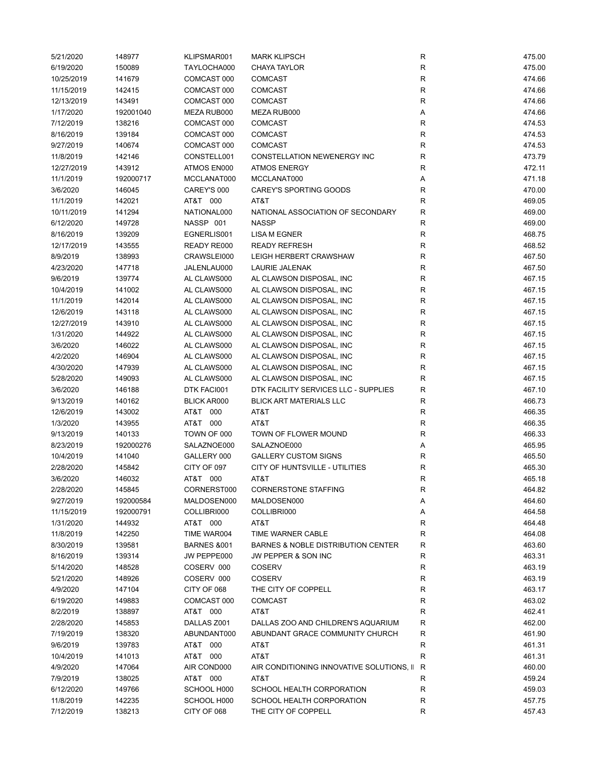| | | | | | |
|---|---|---|---|---|---|
| 5/21/2020 | 148977 | KLIPSMAR001 | MARK KLIPSCH | R | 475.00 |
| 6/19/2020 | 150089 | TAYLOCHA000 | CHAYA TAYLOR | R | 475.00 |
| 10/25/2019 | 141679 | COMCAST 000 | COMCAST | R | 474.66 |
| 11/15/2019 | 142415 | COMCAST 000 | COMCAST | R | 474.66 |
| 12/13/2019 | 143491 | COMCAST 000 | COMCAST | R | 474.66 |
| 1/17/2020 | 192001040 | MEZA RUB000 | MEZA RUB000 | A | 474.66 |
| 7/12/2019 | 138216 | COMCAST 000 | COMCAST | R | 474.53 |
| 8/16/2019 | 139184 | COMCAST 000 | COMCAST | R | 474.53 |
| 9/27/2019 | 140674 | COMCAST 000 | COMCAST | R | 474.53 |
| 11/8/2019 | 142146 | CONSTELL001 | CONSTELLATION NEWENERGY INC | R | 473.79 |
| 12/27/2019 | 143912 | ATMOS EN000 | ATMOS ENERGY | R | 472.11 |
| 11/1/2019 | 192000717 | MCCLANAT000 | MCCLANAT000 | A | 471.18 |
| 3/6/2020 | 146045 | CAREY'S 000 | CAREY'S SPORTING GOODS | R | 470.00 |
| 11/1/2019 | 142021 | AT&T 000 | AT&T | R | 469.05 |
| 10/11/2019 | 141294 | NATIONAL000 | NATIONAL ASSOCIATION OF SECONDARY | R | 469.00 |
| 6/12/2020 | 149728 | NASSP 001 | NASSP | R | 469.00 |
| 8/16/2019 | 139209 | EGNERLIS001 | LISA M EGNER | R | 468.75 |
| 12/17/2019 | 143555 | READY RE000 | READY REFRESH | R | 468.52 |
| 8/9/2019 | 138993 | CRAWSLEI000 | LEIGH HERBERT CRAWSHAW | R | 467.50 |
| 4/23/2020 | 147718 | JALENLAU000 | LAURIE JALENAK | R | 467.50 |
| 9/6/2019 | 139774 | AL CLAWS000 | AL CLAWSON DISPOSAL, INC | R | 467.15 |
| 10/4/2019 | 141002 | AL CLAWS000 | AL CLAWSON DISPOSAL, INC | R | 467.15 |
| 11/1/2019 | 142014 | AL CLAWS000 | AL CLAWSON DISPOSAL, INC | R | 467.15 |
| 12/6/2019 | 143118 | AL CLAWS000 | AL CLAWSON DISPOSAL, INC | R | 467.15 |
| 12/27/2019 | 143910 | AL CLAWS000 | AL CLAWSON DISPOSAL, INC | R | 467.15 |
| 1/31/2020 | 144922 | AL CLAWS000 | AL CLAWSON DISPOSAL, INC | R | 467.15 |
| 3/6/2020 | 146022 | AL CLAWS000 | AL CLAWSON DISPOSAL, INC | R | 467.15 |
| 4/2/2020 | 146904 | AL CLAWS000 | AL CLAWSON DISPOSAL, INC | R | 467.15 |
| 4/30/2020 | 147939 | AL CLAWS000 | AL CLAWSON DISPOSAL, INC | R | 467.15 |
| 5/28/2020 | 149093 | AL CLAWS000 | AL CLAWSON DISPOSAL, INC | R | 467.15 |
| 3/6/2020 | 146188 | DTK FACI001 | DTK FACILITY SERVICES LLC - SUPPLIES | R | 467.10 |
| 9/13/2019 | 140162 | BLICK AR000 | BLICK ART MATERIALS LLC | R | 466.73 |
| 12/6/2019 | 143002 | AT&T 000 | AT&T | R | 466.35 |
| 1/3/2020 | 143955 | AT&T 000 | AT&T | R | 466.35 |
| 9/13/2019 | 140133 | TOWN OF 000 | TOWN OF FLOWER MOUND | R | 466.33 |
| 8/23/2019 | 192000276 | SALAZNOE000 | SALAZNOE000 | A | 465.95 |
| 10/4/2019 | 141040 | GALLERY 000 | GALLERY CUSTOM SIGNS | R | 465.50 |
| 2/28/2020 | 145842 | CITY OF 097 | CITY OF HUNTSVILLE - UTILITIES | R | 465.30 |
| 3/6/2020 | 146032 | AT&T 000 | AT&T | R | 465.18 |
| 2/28/2020 | 145845 | CORNERST000 | CORNERSTONE STAFFING | R | 464.82 |
| 9/27/2019 | 192000584 | MALDOSEN000 | MALDOSEN000 | A | 464.60 |
| 11/15/2019 | 192000791 | COLLIBRI000 | COLLIBRI000 | A | 464.58 |
| 1/31/2020 | 144932 | AT&T 000 | AT&T | R | 464.48 |
| 11/8/2019 | 142250 | TIME WAR004 | TIME WARNER CABLE | R | 464.08 |
| 8/30/2019 | 139581 | BARNES &001 | BARNES & NOBLE DISTRIBUTION CENTER | R | 463.60 |
| 8/16/2019 | 139314 | JW PEPPE000 | JW PEPPER & SON INC | R | 463.31 |
| 5/14/2020 | 148528 | COSERV 000 | COSERV | R | 463.19 |
| 5/21/2020 | 148926 | COSERV 000 | COSERV | R | 463.19 |
| 4/9/2020 | 147104 | CITY OF 068 | THE CITY OF COPPELL | R | 463.17 |
| 6/19/2020 | 149883 | COMCAST 000 | COMCAST | R | 463.02 |
| 8/2/2019 | 138897 | AT&T 000 | AT&T | R | 462.41 |
| 2/28/2020 | 145853 | DALLAS Z001 | DALLAS ZOO AND CHILDREN'S AQUARIUM | R | 462.00 |
| 7/19/2019 | 138320 | ABUNDANT000 | ABUNDANT GRACE COMMUNITY CHURCH | R | 461.90 |
| 9/6/2019 | 139783 | AT&T 000 | AT&T | R | 461.31 |
| 10/4/2019 | 141013 | AT&T 000 | AT&T | R | 461.31 |
| 4/9/2020 | 147064 | AIR COND000 | AIR CONDITIONING INNOVATIVE SOLUTIONS, I | R | 460.00 |
| 7/9/2019 | 138025 | AT&T 000 | AT&T | R | 459.24 |
| 6/12/2020 | 149766 | SCHOOL H000 | SCHOOL HEALTH CORPORATION | R | 459.03 |
| 11/8/2019 | 142235 | SCHOOL H000 | SCHOOL HEALTH CORPORATION | R | 457.75 |
| 7/12/2019 | 138213 | CITY OF 068 | THE CITY OF COPPELL | R | 457.43 |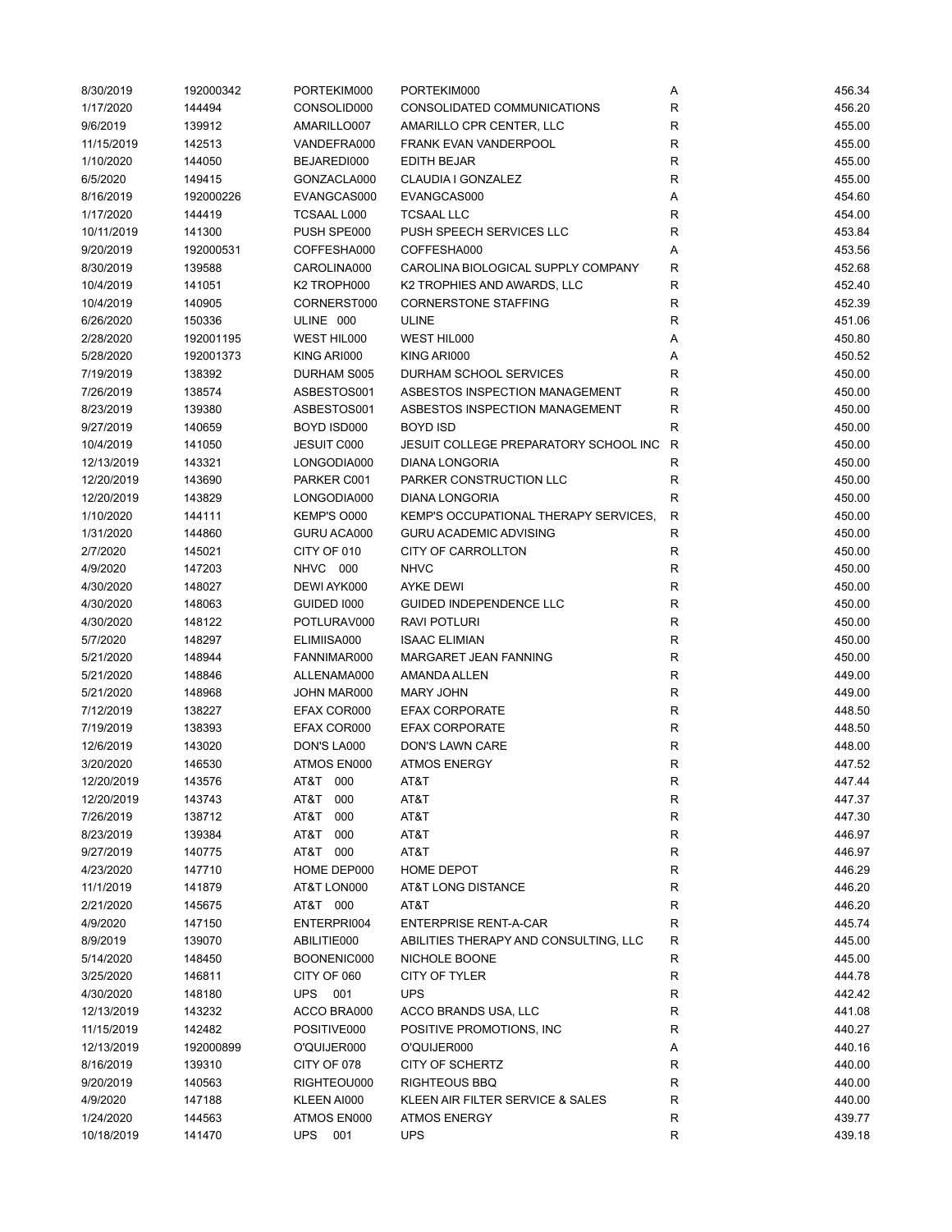| | | | | | |
|---|---|---|---|---|---|
| 8/30/2019 | 192000342 | PORTEKIM000 | PORTEKIM000 | A | 456.34 |
| 1/17/2020 | 144494 | CONSOLID000 | CONSOLIDATED COMMUNICATIONS | R | 456.20 |
| 9/6/2019 | 139912 | AMARILLO007 | AMARILLO CPR CENTER, LLC | R | 455.00 |
| 11/15/2019 | 142513 | VANDEFRA000 | FRANK EVAN VANDERPOOL | R | 455.00 |
| 1/10/2020 | 144050 | BEJAREDI000 | EDITH BEJAR | R | 455.00 |
| 6/5/2020 | 149415 | GONZACLA000 | CLAUDIA I GONZALEZ | R | 455.00 |
| 8/16/2019 | 192000226 | EVANGCAS000 | EVANGCAS000 | A | 454.60 |
| 1/17/2020 | 144419 | TCSAAL L000 | TCSAAL LLC | R | 454.00 |
| 10/11/2019 | 141300 | PUSH SPE000 | PUSH SPEECH SERVICES LLC | R | 453.84 |
| 9/20/2019 | 192000531 | COFFESHA000 | COFFESHA000 | A | 453.56 |
| 8/30/2019 | 139588 | CAROLINA000 | CAROLINA BIOLOGICAL SUPPLY COMPANY | R | 452.68 |
| 10/4/2019 | 141051 | K2 TROPH000 | K2 TROPHIES AND AWARDS, LLC | R | 452.40 |
| 10/4/2019 | 140905 | CORNERST000 | CORNERSTONE STAFFING | R | 452.39 |
| 6/26/2020 | 150336 | ULINE 000 | ULINE | R | 451.06 |
| 2/28/2020 | 192001195 | WEST HIL000 | WEST HIL000 | A | 450.80 |
| 5/28/2020 | 192001373 | KING ARI000 | KING ARI000 | A | 450.52 |
| 7/19/2019 | 138392 | DURHAM S005 | DURHAM SCHOOL SERVICES | R | 450.00 |
| 7/26/2019 | 138574 | ASBESTOS001 | ASBESTOS INSPECTION MANAGEMENT | R | 450.00 |
| 8/23/2019 | 139380 | ASBESTOS001 | ASBESTOS INSPECTION MANAGEMENT | R | 450.00 |
| 9/27/2019 | 140659 | BOYD ISD000 | BOYD ISD | R | 450.00 |
| 10/4/2019 | 141050 | JESUIT C000 | JESUIT COLLEGE PREPARATORY SCHOOL INC | R | 450.00 |
| 12/13/2019 | 143321 | LONGODIA000 | DIANA LONGORIA | R | 450.00 |
| 12/20/2019 | 143690 | PARKER C001 | PARKER CONSTRUCTION LLC | R | 450.00 |
| 12/20/2019 | 143829 | LONGODIA000 | DIANA LONGORIA | R | 450.00 |
| 1/10/2020 | 144111 | KEMP'S O000 | KEMP'S OCCUPATIONAL THERAPY SERVICES, | R | 450.00 |
| 1/31/2020 | 144860 | GURU ACA000 | GURU ACADEMIC ADVISING | R | 450.00 |
| 2/7/2020 | 145021 | CITY OF 010 | CITY OF CARROLLTON | R | 450.00 |
| 4/9/2020 | 147203 | NHVC 000 | NHVC | R | 450.00 |
| 4/30/2020 | 148027 | DEWI AYK000 | AYKE DEWI | R | 450.00 |
| 4/30/2020 | 148063 | GUIDED I000 | GUIDED INDEPENDENCE LLC | R | 450.00 |
| 4/30/2020 | 148122 | POTLURAV000 | RAVI POTLURI | R | 450.00 |
| 5/7/2020 | 148297 | ELIMIISA000 | ISAAC ELIMIAN | R | 450.00 |
| 5/21/2020 | 148944 | FANNIMAR000 | MARGARET JEAN FANNING | R | 450.00 |
| 5/21/2020 | 148846 | ALLENAMA000 | AMANDA ALLEN | R | 449.00 |
| 5/21/2020 | 148968 | JOHN MAR000 | MARY JOHN | R | 449.00 |
| 7/12/2019 | 138227 | EFAX COR000 | EFAX CORPORATE | R | 448.50 |
| 7/19/2019 | 138393 | EFAX COR000 | EFAX CORPORATE | R | 448.50 |
| 12/6/2019 | 143020 | DON'S LA000 | DON'S LAWN CARE | R | 448.00 |
| 3/20/2020 | 146530 | ATMOS EN000 | ATMOS ENERGY | R | 447.52 |
| 12/20/2019 | 143576 | AT&T 000 | AT&T | R | 447.44 |
| 12/20/2019 | 143743 | AT&T 000 | AT&T | R | 447.37 |
| 7/26/2019 | 138712 | AT&T 000 | AT&T | R | 447.30 |
| 8/23/2019 | 139384 | AT&T 000 | AT&T | R | 446.97 |
| 9/27/2019 | 140775 | AT&T 000 | AT&T | R | 446.97 |
| 4/23/2020 | 147710 | HOME DEP000 | HOME DEPOT | R | 446.29 |
| 11/1/2019 | 141879 | AT&T LON000 | AT&T LONG DISTANCE | R | 446.20 |
| 2/21/2020 | 145675 | AT&T 000 | AT&T | R | 446.20 |
| 4/9/2020 | 147150 | ENTERPRI004 | ENTERPRISE RENT-A-CAR | R | 445.74 |
| 8/9/2019 | 139070 | ABILITIE000 | ABILITIES THERAPY AND CONSULTING, LLC | R | 445.00 |
| 5/14/2020 | 148450 | BOONENIC000 | NICHOLE BOONE | R | 445.00 |
| 3/25/2020 | 146811 | CITY OF 060 | CITY OF TYLER | R | 444.78 |
| 4/30/2020 | 148180 | UPS 001 | UPS | R | 442.42 |
| 12/13/2019 | 143232 | ACCO BRA000 | ACCO BRANDS USA, LLC | R | 441.08 |
| 11/15/2019 | 142482 | POSITIVE000 | POSITIVE PROMOTIONS, INC | R | 440.27 |
| 12/13/2019 | 192000899 | O'QUIJER000 | O'QUIJER000 | A | 440.16 |
| 8/16/2019 | 139310 | CITY OF 078 | CITY OF SCHERTZ | R | 440.00 |
| 9/20/2019 | 140563 | RIGHTEOU000 | RIGHTEOUS BBQ | R | 440.00 |
| 4/9/2020 | 147188 | KLEEN AI000 | KLEEN AIR FILTER SERVICE & SALES | R | 440.00 |
| 1/24/2020 | 144563 | ATMOS EN000 | ATMOS ENERGY | R | 439.77 |
| 10/18/2019 | 141470 | UPS 001 | UPS | R | 439.18 |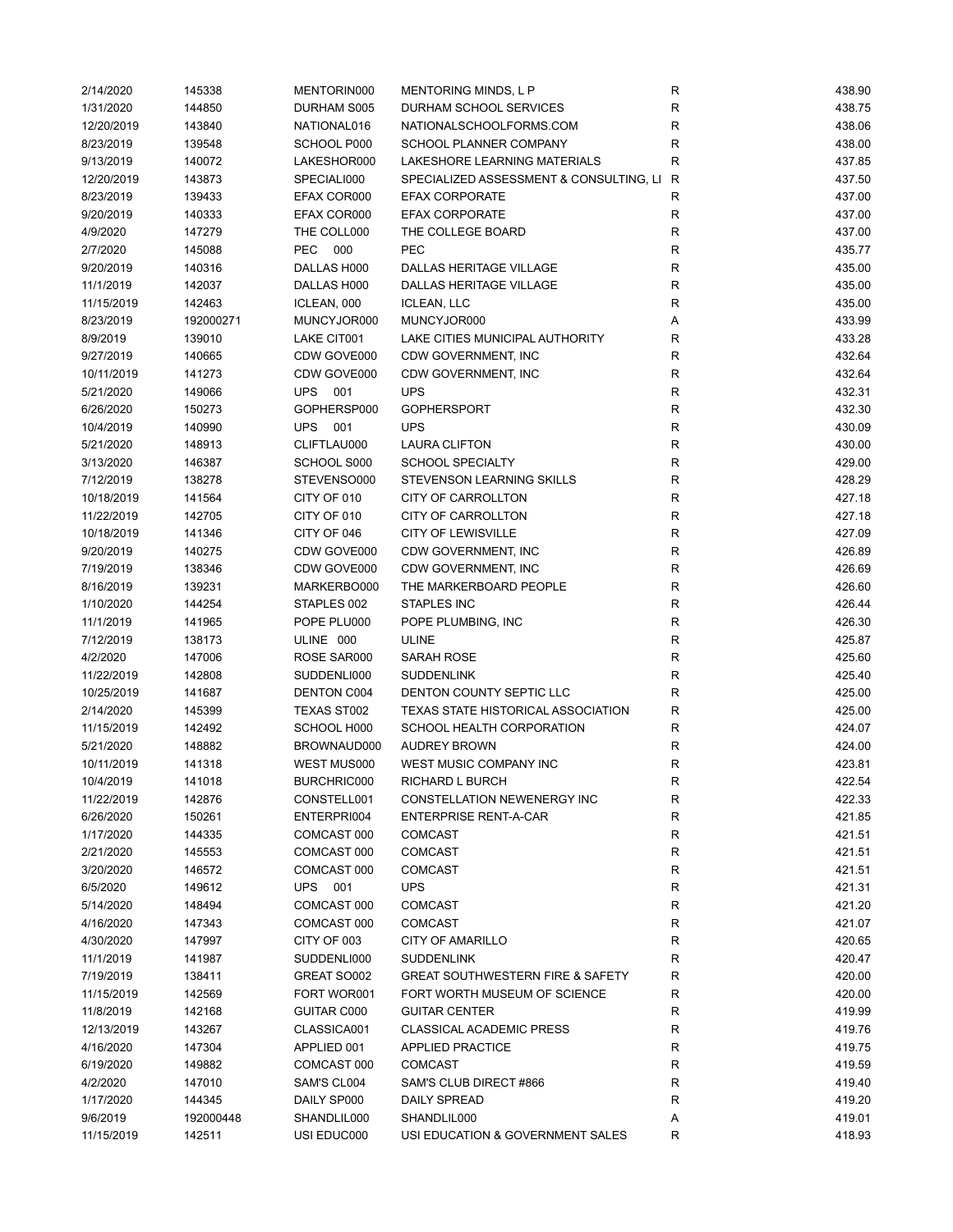| | | | | | |
|---|---|---|---|---|---|
| 2/14/2020 | 145338 | MENTORIN000 | MENTORING MINDS, L P | R | 438.90 |
| 1/31/2020 | 144850 | DURHAM S005 | DURHAM SCHOOL SERVICES | R | 438.75 |
| 12/20/2019 | 143840 | NATIONAL016 | NATIONALSCHOOLFORMS.COM | R | 438.06 |
| 8/23/2019 | 139548 | SCHOOL P000 | SCHOOL PLANNER COMPANY | R | 438.00 |
| 9/13/2019 | 140072 | LAKESHOR000 | LAKESHORE LEARNING MATERIALS | R | 437.85 |
| 12/20/2019 | 143873 | SPECIALI000 | SPECIALIZED ASSESSMENT & CONSULTING, LI | R | 437.50 |
| 8/23/2019 | 139433 | EFAX COR000 | EFAX CORPORATE | R | 437.00 |
| 9/20/2019 | 140333 | EFAX COR000 | EFAX CORPORATE | R | 437.00 |
| 4/9/2020 | 147279 | THE COLL000 | THE COLLEGE BOARD | R | 437.00 |
| 2/7/2020 | 145088 | PEC 000 | PEC | R | 435.77 |
| 9/20/2019 | 140316 | DALLAS H000 | DALLAS HERITAGE VILLAGE | R | 435.00 |
| 11/1/2019 | 142037 | DALLAS H000 | DALLAS HERITAGE VILLAGE | R | 435.00 |
| 11/15/2019 | 142463 | ICLEAN, 000 | ICLEAN, LLC | R | 435.00 |
| 8/23/2019 | 192000271 | MUNCYJOR000 | MUNCYJOR000 | A | 433.99 |
| 8/9/2019 | 139010 | LAKE CIT001 | LAKE CITIES MUNICIPAL AUTHORITY | R | 433.28 |
| 9/27/2019 | 140665 | CDW GOVE000 | CDW GOVERNMENT, INC | R | 432.64 |
| 10/11/2019 | 141273 | CDW GOVE000 | CDW GOVERNMENT, INC | R | 432.64 |
| 5/21/2020 | 149066 | UPS 001 | UPS | R | 432.31 |
| 6/26/2020 | 150273 | GOPHERSP000 | GOPHERSPORT | R | 432.30 |
| 10/4/2019 | 140990 | UPS 001 | UPS | R | 430.09 |
| 5/21/2020 | 148913 | CLIFTLAU000 | LAURA CLIFTON | R | 430.00 |
| 3/13/2020 | 146387 | SCHOOL S000 | SCHOOL SPECIALTY | R | 429.00 |
| 7/12/2019 | 138278 | STEVENSO000 | STEVENSON LEARNING SKILLS | R | 428.29 |
| 10/18/2019 | 141564 | CITY OF 010 | CITY OF CARROLLTON | R | 427.18 |
| 11/22/2019 | 142705 | CITY OF 010 | CITY OF CARROLLTON | R | 427.18 |
| 10/18/2019 | 141346 | CITY OF 046 | CITY OF LEWISVILLE | R | 427.09 |
| 9/20/2019 | 140275 | CDW GOVE000 | CDW GOVERNMENT, INC | R | 426.89 |
| 7/19/2019 | 138346 | CDW GOVE000 | CDW GOVERNMENT, INC | R | 426.69 |
| 8/16/2019 | 139231 | MARKERBO000 | THE MARKERBOARD PEOPLE | R | 426.60 |
| 1/10/2020 | 144254 | STAPLES 002 | STAPLES INC | R | 426.44 |
| 11/1/2019 | 141965 | POPE PLU000 | POPE PLUMBING, INC | R | 426.30 |
| 7/12/2019 | 138173 | ULINE 000 | ULINE | R | 425.87 |
| 4/2/2020 | 147006 | ROSE SAR000 | SARAH ROSE | R | 425.60 |
| 11/22/2019 | 142808 | SUDDENLI000 | SUDDENLINK | R | 425.40 |
| 10/25/2019 | 141687 | DENTON C004 | DENTON COUNTY SEPTIC LLC | R | 425.00 |
| 2/14/2020 | 145399 | TEXAS ST002 | TEXAS STATE HISTORICAL ASSOCIATION | R | 425.00 |
| 11/15/2019 | 142492 | SCHOOL H000 | SCHOOL HEALTH CORPORATION | R | 424.07 |
| 5/21/2020 | 148882 | BROWNAUD000 | AUDREY BROWN | R | 424.00 |
| 10/11/2019 | 141318 | WEST MUS000 | WEST MUSIC COMPANY INC | R | 423.81 |
| 10/4/2019 | 141018 | BURCHRIC000 | RICHARD L BURCH | R | 422.54 |
| 11/22/2019 | 142876 | CONSTELL001 | CONSTELLATION NEWENERGY INC | R | 422.33 |
| 6/26/2020 | 150261 | ENTERPRI004 | ENTERPRISE RENT-A-CAR | R | 421.85 |
| 1/17/2020 | 144335 | COMCAST 000 | COMCAST | R | 421.51 |
| 2/21/2020 | 145553 | COMCAST 000 | COMCAST | R | 421.51 |
| 3/20/2020 | 146572 | COMCAST 000 | COMCAST | R | 421.51 |
| 6/5/2020 | 149612 | UPS 001 | UPS | R | 421.31 |
| 5/14/2020 | 148494 | COMCAST 000 | COMCAST | R | 421.20 |
| 4/16/2020 | 147343 | COMCAST 000 | COMCAST | R | 421.07 |
| 4/30/2020 | 147997 | CITY OF 003 | CITY OF AMARILLO | R | 420.65 |
| 11/1/2019 | 141987 | SUDDENLI000 | SUDDENLINK | R | 420.47 |
| 7/19/2019 | 138411 | GREAT SO002 | GREAT SOUTHWESTERN FIRE & SAFETY | R | 420.00 |
| 11/15/2019 | 142569 | FORT WOR001 | FORT WORTH MUSEUM OF SCIENCE | R | 420.00 |
| 11/8/2019 | 142168 | GUITAR C000 | GUITAR CENTER | R | 419.99 |
| 12/13/2019 | 143267 | CLASSICA001 | CLASSICAL ACADEMIC PRESS | R | 419.76 |
| 4/16/2020 | 147304 | APPLIED 001 | APPLIED PRACTICE | R | 419.75 |
| 6/19/2020 | 149882 | COMCAST 000 | COMCAST | R | 419.59 |
| 4/2/2020 | 147010 | SAM'S CL004 | SAM'S CLUB DIRECT #866 | R | 419.40 |
| 1/17/2020 | 144345 | DAILY SP000 | DAILY SPREAD | R | 419.20 |
| 9/6/2019 | 192000448 | SHANDLIL000 | SHANDLIL000 | A | 419.01 |
| 11/15/2019 | 142511 | USI EDUC000 | USI EDUCATION & GOVERNMENT SALES | R | 418.93 |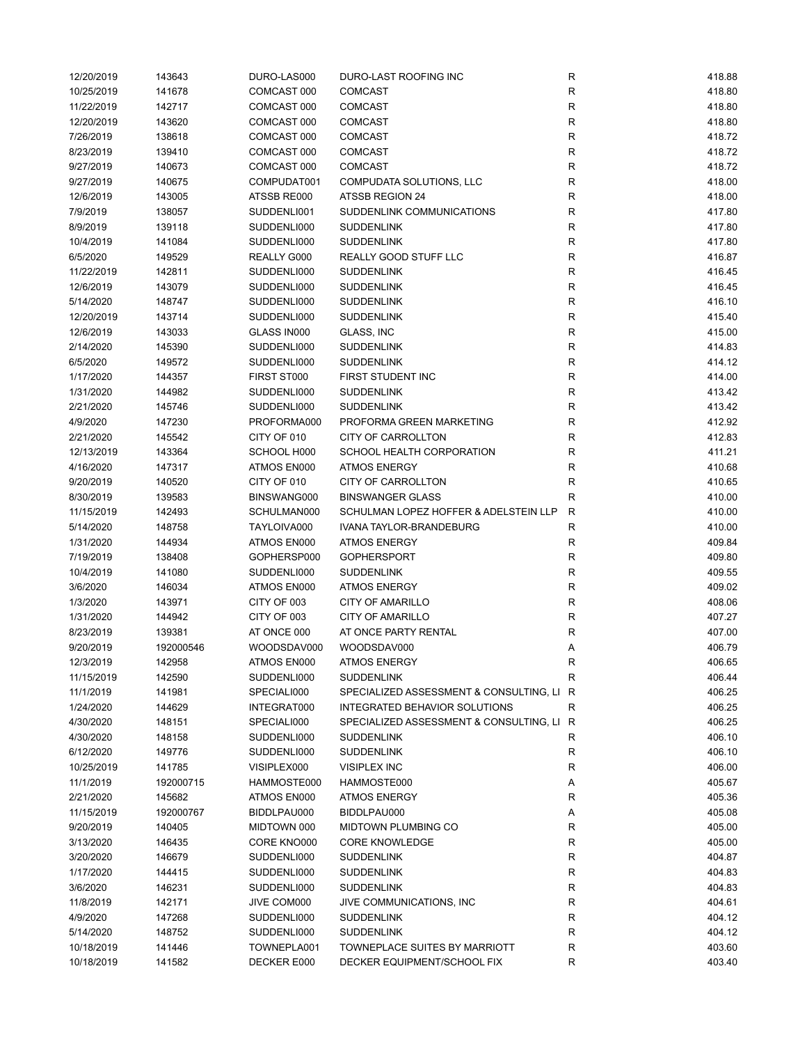| | | | | | |
|---|---|---|---|---|---|
| 12/20/2019 | 143643 | DURO-LAS000 | DURO-LAST ROOFING INC | R | 418.88 |
| 10/25/2019 | 141678 | COMCAST 000 | COMCAST | R | 418.80 |
| 11/22/2019 | 142717 | COMCAST 000 | COMCAST | R | 418.80 |
| 12/20/2019 | 143620 | COMCAST 000 | COMCAST | R | 418.80 |
| 7/26/2019 | 138618 | COMCAST 000 | COMCAST | R | 418.72 |
| 8/23/2019 | 139410 | COMCAST 000 | COMCAST | R | 418.72 |
| 9/27/2019 | 140673 | COMCAST 000 | COMCAST | R | 418.72 |
| 9/27/2019 | 140675 | COMPUDAT001 | COMPUDATA SOLUTIONS, LLC | R | 418.00 |
| 12/6/2019 | 143005 | ATSSB RE000 | ATSSB REGION 24 | R | 418.00 |
| 7/9/2019 | 138057 | SUDDENLI001 | SUDDENLINK COMMUNICATIONS | R | 417.80 |
| 8/9/2019 | 139118 | SUDDENLI000 | SUDDENLINK | R | 417.80 |
| 10/4/2019 | 141084 | SUDDENLI000 | SUDDENLINK | R | 417.80 |
| 6/5/2020 | 149529 | REALLY G000 | REALLY GOOD STUFF LLC | R | 416.87 |
| 11/22/2019 | 142811 | SUDDENLI000 | SUDDENLINK | R | 416.45 |
| 12/6/2019 | 143079 | SUDDENLI000 | SUDDENLINK | R | 416.45 |
| 5/14/2020 | 148747 | SUDDENLI000 | SUDDENLINK | R | 416.10 |
| 12/20/2019 | 143714 | SUDDENLI000 | SUDDENLINK | R | 415.40 |
| 12/6/2019 | 143033 | GLASS IN000 | GLASS, INC | R | 415.00 |
| 2/14/2020 | 145390 | SUDDENLI000 | SUDDENLINK | R | 414.83 |
| 6/5/2020 | 149572 | SUDDENLI000 | SUDDENLINK | R | 414.12 |
| 1/17/2020 | 144357 | FIRST ST000 | FIRST STUDENT INC | R | 414.00 |
| 1/31/2020 | 144982 | SUDDENLI000 | SUDDENLINK | R | 413.42 |
| 2/21/2020 | 145746 | SUDDENLI000 | SUDDENLINK | R | 413.42 |
| 4/9/2020 | 147230 | PROFORMA000 | PROFORMA GREEN MARKETING | R | 412.92 |
| 2/21/2020 | 145542 | CITY OF 010 | CITY OF CARROLLTON | R | 412.83 |
| 12/13/2019 | 143364 | SCHOOL H000 | SCHOOL HEALTH CORPORATION | R | 411.21 |
| 4/16/2020 | 147317 | ATMOS EN000 | ATMOS ENERGY | R | 410.68 |
| 9/20/2019 | 140520 | CITY OF 010 | CITY OF CARROLLTON | R | 410.65 |
| 8/30/2019 | 139583 | BINSWANG000 | BINSWANGER GLASS | R | 410.00 |
| 11/15/2019 | 142493 | SCHULMAN000 | SCHULMAN LOPEZ HOFFER & ADELSTEIN LLP | R | 410.00 |
| 5/14/2020 | 148758 | TAYLOIVA000 | IVANA TAYLOR-BRANDEBURG | R | 410.00 |
| 1/31/2020 | 144934 | ATMOS EN000 | ATMOS ENERGY | R | 409.84 |
| 7/19/2019 | 138408 | GOPHERSP000 | GOPHERSPORT | R | 409.80 |
| 10/4/2019 | 141080 | SUDDENLI000 | SUDDENLINK | R | 409.55 |
| 3/6/2020 | 146034 | ATMOS EN000 | ATMOS ENERGY | R | 409.02 |
| 1/3/2020 | 143971 | CITY OF 003 | CITY OF AMARILLO | R | 408.06 |
| 1/31/2020 | 144942 | CITY OF 003 | CITY OF AMARILLO | R | 407.27 |
| 8/23/2019 | 139381 | AT ONCE 000 | AT ONCE PARTY RENTAL | R | 407.00 |
| 9/20/2019 | 192000546 | WOODSDAV000 | WOODSDAV000 | A | 406.79 |
| 12/3/2019 | 142958 | ATMOS EN000 | ATMOS ENERGY | R | 406.65 |
| 11/15/2019 | 142590 | SUDDENLI000 | SUDDENLINK | R | 406.44 |
| 11/1/2019 | 141981 | SPECIALI000 | SPECIALIZED ASSESSMENT & CONSULTING, LI | R | 406.25 |
| 1/24/2020 | 144629 | INTEGRAT000 | INTEGRATED BEHAVIOR SOLUTIONS | R | 406.25 |
| 4/30/2020 | 148151 | SPECIALI000 | SPECIALIZED ASSESSMENT & CONSULTING, LI | R | 406.25 |
| 4/30/2020 | 148158 | SUDDENLI000 | SUDDENLINK | R | 406.10 |
| 6/12/2020 | 149776 | SUDDENLI000 | SUDDENLINK | R | 406.10 |
| 10/25/2019 | 141785 | VISIPLEX000 | VISIPLEX INC | R | 406.00 |
| 11/1/2019 | 192000715 | HAMMOSTE000 | HAMMOSTE000 | A | 405.67 |
| 2/21/2020 | 145682 | ATMOS EN000 | ATMOS ENERGY | R | 405.36 |
| 11/15/2019 | 192000767 | BIDDLPAU000 | BIDDLPAU000 | A | 405.08 |
| 9/20/2019 | 140405 | MIDTOWN 000 | MIDTOWN PLUMBING CO | R | 405.00 |
| 3/13/2020 | 146435 | CORE KNO000 | CORE KNOWLEDGE | R | 405.00 |
| 3/20/2020 | 146679 | SUDDENLI000 | SUDDENLINK | R | 404.87 |
| 1/17/2020 | 144415 | SUDDENLI000 | SUDDENLINK | R | 404.83 |
| 3/6/2020 | 146231 | SUDDENLI000 | SUDDENLINK | R | 404.83 |
| 11/8/2019 | 142171 | JIVE COM000 | JIVE COMMUNICATIONS, INC | R | 404.61 |
| 4/9/2020 | 147268 | SUDDENLI000 | SUDDENLINK | R | 404.12 |
| 5/14/2020 | 148752 | SUDDENLI000 | SUDDENLINK | R | 404.12 |
| 10/18/2019 | 141446 | TOWNEPLA001 | TOWNEPLACE SUITES BY MARRIOTT | R | 403.60 |
| 10/18/2019 | 141582 | DECKER E000 | DECKER EQUIPMENT/SCHOOL FIX | R | 403.40 |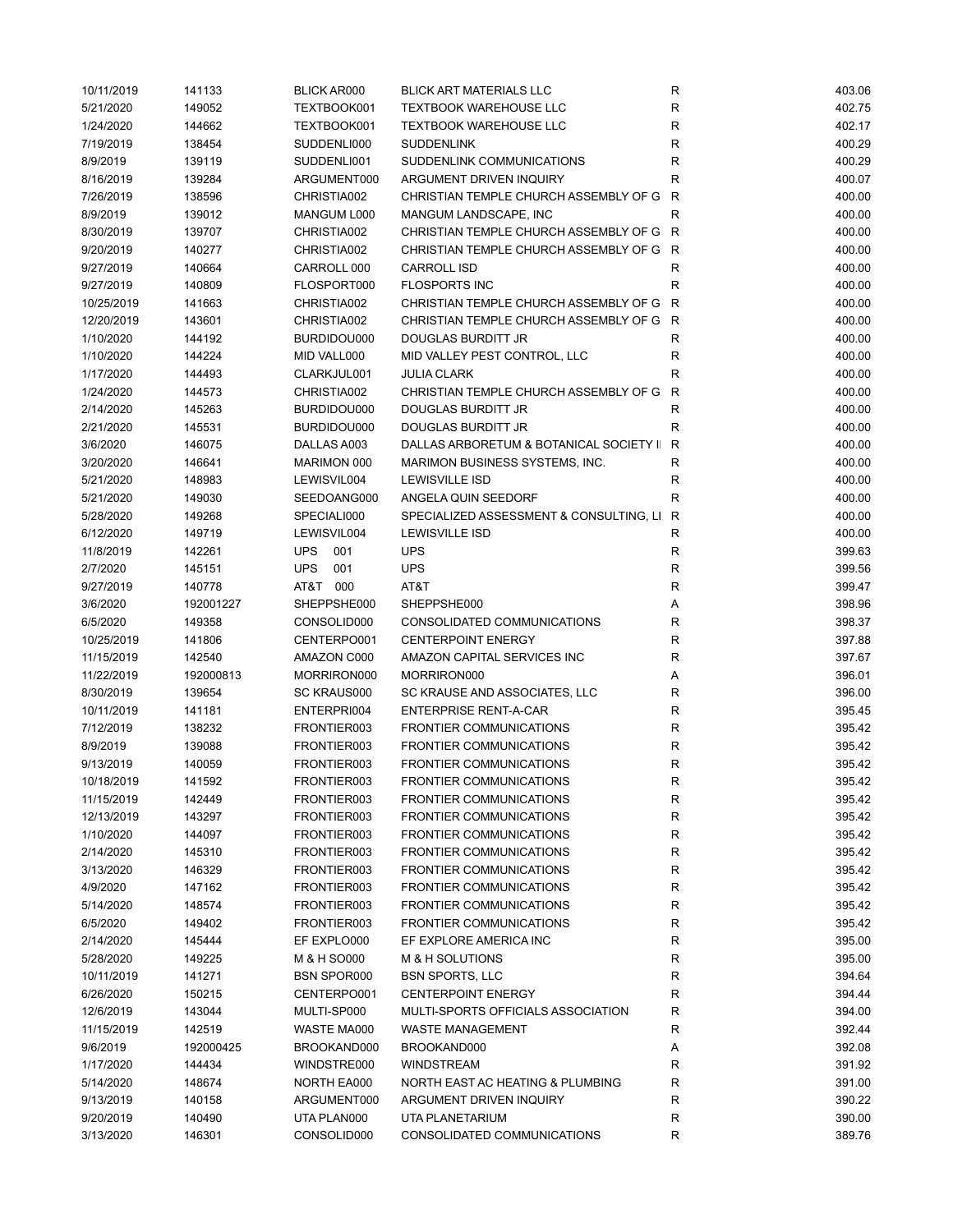| | | | | | |
|---|---|---|---|---|---|
| 10/11/2019 | 141133 | BLICK AR000 | BLICK ART MATERIALS LLC | R | 403.06 |
| 5/21/2020 | 149052 | TEXTBOOK001 | TEXTBOOK WAREHOUSE LLC | R | 402.75 |
| 1/24/2020 | 144662 | TEXTBOOK001 | TEXTBOOK WAREHOUSE LLC | R | 402.17 |
| 7/19/2019 | 138454 | SUDDENLI000 | SUDDENLINK | R | 400.29 |
| 8/9/2019 | 139119 | SUDDENLI001 | SUDDENLINK COMMUNICATIONS | R | 400.29 |
| 8/16/2019 | 139284 | ARGUMENT000 | ARGUMENT DRIVEN INQUIRY | R | 400.07 |
| 7/26/2019 | 138596 | CHRISTIA002 | CHRISTIAN TEMPLE CHURCH ASSEMBLY OF G | R | 400.00 |
| 8/9/2019 | 139012 | MANGUM L000 | MANGUM LANDSCAPE, INC | R | 400.00 |
| 8/30/2019 | 139707 | CHRISTIA002 | CHRISTIAN TEMPLE CHURCH ASSEMBLY OF G | R | 400.00 |
| 9/20/2019 | 140277 | CHRISTIA002 | CHRISTIAN TEMPLE CHURCH ASSEMBLY OF G | R | 400.00 |
| 9/27/2019 | 140664 | CARROLL 000 | CARROLL ISD | R | 400.00 |
| 9/27/2019 | 140809 | FLOSPORT000 | FLOSPORTS INC | R | 400.00 |
| 10/25/2019 | 141663 | CHRISTIA002 | CHRISTIAN TEMPLE CHURCH ASSEMBLY OF G | R | 400.00 |
| 12/20/2019 | 143601 | CHRISTIA002 | CHRISTIAN TEMPLE CHURCH ASSEMBLY OF G | R | 400.00 |
| 1/10/2020 | 144192 | BURDIDOU000 | DOUGLAS BURDITT JR | R | 400.00 |
| 1/10/2020 | 144224 | MID VALL000 | MID VALLEY PEST CONTROL, LLC | R | 400.00 |
| 1/17/2020 | 144493 | CLARKJUL001 | JULIA CLARK | R | 400.00 |
| 1/24/2020 | 144573 | CHRISTIA002 | CHRISTIAN TEMPLE CHURCH ASSEMBLY OF G | R | 400.00 |
| 2/14/2020 | 145263 | BURDIDOU000 | DOUGLAS BURDITT JR | R | 400.00 |
| 2/21/2020 | 145531 | BURDIDOU000 | DOUGLAS BURDITT JR | R | 400.00 |
| 3/6/2020 | 146075 | DALLAS A003 | DALLAS ARBORETUM & BOTANICAL SOCIETY I | R | 400.00 |
| 3/20/2020 | 146641 | MARIMON 000 | MARIMON BUSINESS SYSTEMS, INC. | R | 400.00 |
| 5/21/2020 | 148983 | LEWISVIL004 | LEWISVILLE ISD | R | 400.00 |
| 5/21/2020 | 149030 | SEEDOANG000 | ANGELA QUIN SEEDORF | R | 400.00 |
| 5/28/2020 | 149268 | SPECIALI000 | SPECIALIZED ASSESSMENT & CONSULTING, LI | R | 400.00 |
| 6/12/2020 | 149719 | LEWISVIL004 | LEWISVILLE ISD | R | 400.00 |
| 11/8/2019 | 142261 | UPS 001 | UPS | R | 399.63 |
| 2/7/2020 | 145151 | UPS 001 | UPS | R | 399.56 |
| 9/27/2019 | 140778 | AT&T 000 | AT&T | R | 399.47 |
| 3/6/2020 | 192001227 | SHEPPSHE000 | SHEPPSHE000 | A | 398.96 |
| 6/5/2020 | 149358 | CONSOLID000 | CONSOLIDATED COMMUNICATIONS | R | 398.37 |
| 10/25/2019 | 141806 | CENTERPO001 | CENTERPOINT ENERGY | R | 397.88 |
| 11/15/2019 | 142540 | AMAZON C000 | AMAZON CAPITAL SERVICES INC | R | 397.67 |
| 11/22/2019 | 192000813 | MORRIRON000 | MORRIRON000 | A | 396.01 |
| 8/30/2019 | 139654 | SC KRAUS000 | SC KRAUSE AND ASSOCIATES, LLC | R | 396.00 |
| 10/11/2019 | 141181 | ENTERPRI004 | ENTERPRISE RENT-A-CAR | R | 395.45 |
| 7/12/2019 | 138232 | FRONTIER003 | FRONTIER COMMUNICATIONS | R | 395.42 |
| 8/9/2019 | 139088 | FRONTIER003 | FRONTIER COMMUNICATIONS | R | 395.42 |
| 9/13/2019 | 140059 | FRONTIER003 | FRONTIER COMMUNICATIONS | R | 395.42 |
| 10/18/2019 | 141592 | FRONTIER003 | FRONTIER COMMUNICATIONS | R | 395.42 |
| 11/15/2019 | 142449 | FRONTIER003 | FRONTIER COMMUNICATIONS | R | 395.42 |
| 12/13/2019 | 143297 | FRONTIER003 | FRONTIER COMMUNICATIONS | R | 395.42 |
| 1/10/2020 | 144097 | FRONTIER003 | FRONTIER COMMUNICATIONS | R | 395.42 |
| 2/14/2020 | 145310 | FRONTIER003 | FRONTIER COMMUNICATIONS | R | 395.42 |
| 3/13/2020 | 146329 | FRONTIER003 | FRONTIER COMMUNICATIONS | R | 395.42 |
| 4/9/2020 | 147162 | FRONTIER003 | FRONTIER COMMUNICATIONS | R | 395.42 |
| 5/14/2020 | 148574 | FRONTIER003 | FRONTIER COMMUNICATIONS | R | 395.42 |
| 6/5/2020 | 149402 | FRONTIER003 | FRONTIER COMMUNICATIONS | R | 395.42 |
| 2/14/2020 | 145444 | EF EXPLO000 | EF EXPLORE AMERICA INC | R | 395.00 |
| 5/28/2020 | 149225 | M & H SO000 | M & H SOLUTIONS | R | 395.00 |
| 10/11/2019 | 141271 | BSN SPOR000 | BSN SPORTS, LLC | R | 394.64 |
| 6/26/2020 | 150215 | CENTERPO001 | CENTERPOINT ENERGY | R | 394.44 |
| 12/6/2019 | 143044 | MULTI-SP000 | MULTI-SPORTS OFFICIALS ASSOCIATION | R | 394.00 |
| 11/15/2019 | 142519 | WASTE MA000 | WASTE MANAGEMENT | R | 392.44 |
| 9/6/2019 | 192000425 | BROOKAND000 | BROOKAND000 | A | 392.08 |
| 1/17/2020 | 144434 | WINDSTRE000 | WINDSTREAM | R | 391.92 |
| 5/14/2020 | 148674 | NORTH EA000 | NORTH EAST AC HEATING & PLUMBING | R | 391.00 |
| 9/13/2019 | 140158 | ARGUMENT000 | ARGUMENT DRIVEN INQUIRY | R | 390.22 |
| 9/20/2019 | 140490 | UTA PLAN000 | UTA PLANETARIUM | R | 390.00 |
| 3/13/2020 | 146301 | CONSOLID000 | CONSOLIDATED COMMUNICATIONS | R | 389.76 |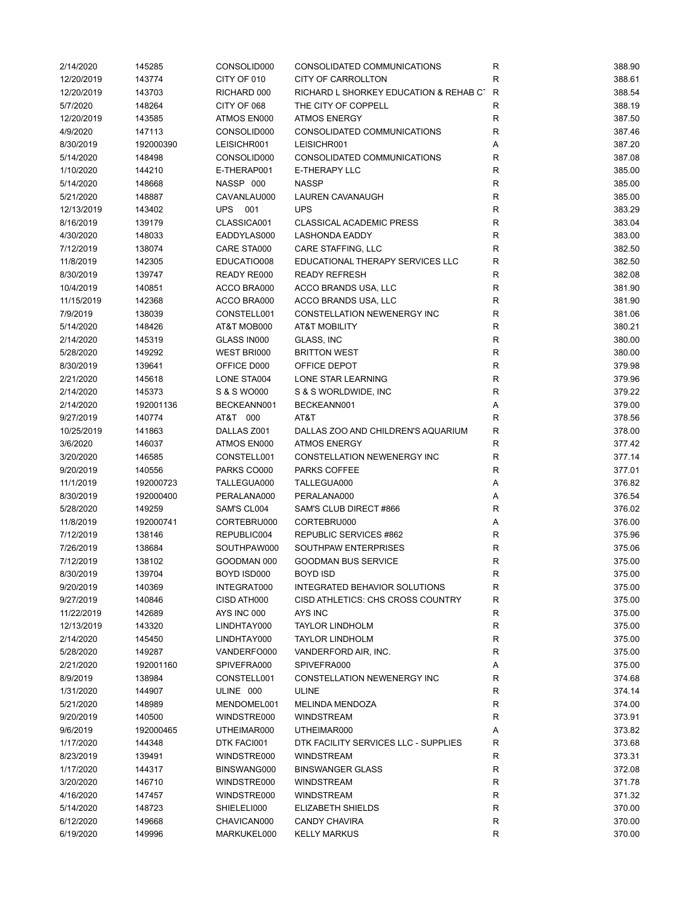| | | | | | |
|---|---|---|---|---|---|
| 2/14/2020 | 145285 | CONSOLID000 | CONSOLIDATED COMMUNICATIONS | R | 388.90 |
| 12/20/2019 | 143774 | CITY OF 010 | CITY OF CARROLLTON | R | 388.61 |
| 12/20/2019 | 143703 | RICHARD 000 | RICHARD L SHORKEY EDUCATION & REHAB CT | R | 388.54 |
| 5/7/2020 | 148264 | CITY OF 068 | THE CITY OF COPPELL | R | 388.19 |
| 12/20/2019 | 143585 | ATMOS EN000 | ATMOS ENERGY | R | 387.50 |
| 4/9/2020 | 147113 | CONSOLID000 | CONSOLIDATED COMMUNICATIONS | R | 387.46 |
| 8/30/2019 | 192000390 | LEISICHR001 | LEISICHR001 | A | 387.20 |
| 5/14/2020 | 148498 | CONSOLID000 | CONSOLIDATED COMMUNICATIONS | R | 387.08 |
| 1/10/2020 | 144210 | E-THERAP001 | E-THERAPY LLC | R | 385.00 |
| 5/14/2020 | 148668 | NASSP 000 | NASSP | R | 385.00 |
| 5/21/2020 | 148887 | CAVANLAU000 | LAUREN CAVANAUGH | R | 385.00 |
| 12/13/2019 | 143402 | UPS 001 | UPS | R | 383.29 |
| 8/16/2019 | 139179 | CLASSICA001 | CLASSICAL ACADEMIC PRESS | R | 383.04 |
| 4/30/2020 | 148033 | EADDYLAS000 | LASHONDA EADDY | R | 383.00 |
| 7/12/2019 | 138074 | CARE STA000 | CARE STAFFING, LLC | R | 382.50 |
| 11/8/2019 | 142305 | EDUCATIO008 | EDUCATIONAL THERAPY SERVICES LLC | R | 382.50 |
| 8/30/2019 | 139747 | READY RE000 | READY REFRESH | R | 382.08 |
| 10/4/2019 | 140851 | ACCO BRA000 | ACCO BRANDS USA, LLC | R | 381.90 |
| 11/15/2019 | 142368 | ACCO BRA000 | ACCO BRANDS USA, LLC | R | 381.90 |
| 7/9/2019 | 138039 | CONSTELL001 | CONSTELLATION NEWENERGY INC | R | 381.06 |
| 5/14/2020 | 148426 | AT&T MOB000 | AT&T MOBILITY | R | 380.21 |
| 2/14/2020 | 145319 | GLASS IN000 | GLASS, INC | R | 380.00 |
| 5/28/2020 | 149292 | WEST BRI000 | BRITTON WEST | R | 380.00 |
| 8/30/2019 | 139641 | OFFICE D000 | OFFICE DEPOT | R | 379.98 |
| 2/21/2020 | 145618 | LONE STA004 | LONE STAR LEARNING | R | 379.96 |
| 2/14/2020 | 145373 | S & S WO000 | S & S WORLDWIDE, INC | R | 379.22 |
| 2/14/2020 | 192001136 | BECKEANN001 | BECKEANN001 | A | 379.00 |
| 9/27/2019 | 140774 | AT&T 000 | AT&T | R | 378.56 |
| 10/25/2019 | 141863 | DALLAS Z001 | DALLAS ZOO AND CHILDREN'S AQUARIUM | R | 378.00 |
| 3/6/2020 | 146037 | ATMOS EN000 | ATMOS ENERGY | R | 377.42 |
| 3/20/2020 | 146585 | CONSTELL001 | CONSTELLATION NEWENERGY INC | R | 377.14 |
| 9/20/2019 | 140556 | PARKS CO000 | PARKS COFFEE | R | 377.01 |
| 11/1/2019 | 192000723 | TALLEGUA000 | TALLEGUA000 | A | 376.82 |
| 8/30/2019 | 192000400 | PERALANA000 | PERALANA000 | A | 376.54 |
| 5/28/2020 | 149259 | SAM'S CL004 | SAM'S CLUB DIRECT #866 | R | 376.02 |
| 11/8/2019 | 192000741 | CORTEBRU000 | CORTEBRU000 | A | 376.00 |
| 7/12/2019 | 138146 | REPUBLIC004 | REPUBLIC SERVICES #862 | R | 375.96 |
| 7/26/2019 | 138684 | SOUTHPAW000 | SOUTHPAW ENTERPRISES | R | 375.06 |
| 7/12/2019 | 138102 | GOODMAN 000 | GOODMAN BUS SERVICE | R | 375.00 |
| 8/30/2019 | 139704 | BOYD ISD000 | BOYD ISD | R | 375.00 |
| 9/20/2019 | 140369 | INTEGRAT000 | INTEGRATED BEHAVIOR SOLUTIONS | R | 375.00 |
| 9/27/2019 | 140846 | CISD ATH000 | CISD ATHLETICS: CHS CROSS COUNTRY | R | 375.00 |
| 11/22/2019 | 142689 | AYS INC 000 | AYS INC | R | 375.00 |
| 12/13/2019 | 143320 | LINDHTAY000 | TAYLOR LINDHOLM | R | 375.00 |
| 2/14/2020 | 145450 | LINDHTAY000 | TAYLOR LINDHOLM | R | 375.00 |
| 5/28/2020 | 149287 | VANDERFO000 | VANDERFORD AIR, INC. | R | 375.00 |
| 2/21/2020 | 192001160 | SPIVEFRA000 | SPIVEFRA000 | A | 375.00 |
| 8/9/2019 | 138984 | CONSTELL001 | CONSTELLATION NEWENERGY INC | R | 374.68 |
| 1/31/2020 | 144907 | ULINE 000 | ULINE | R | 374.14 |
| 5/21/2020 | 148989 | MENDOMEL001 | MELINDA MENDOZA | R | 374.00 |
| 9/20/2019 | 140500 | WINDSTRE000 | WINDSTREAM | R | 373.91 |
| 9/6/2019 | 192000465 | UTHEIMAR000 | UTHEIMAR000 | A | 373.82 |
| 1/17/2020 | 144348 | DTK FACI001 | DTK FACILITY SERVICES LLC - SUPPLIES | R | 373.68 |
| 8/23/2019 | 139491 | WINDSTRE000 | WINDSTREAM | R | 373.31 |
| 1/17/2020 | 144317 | BINSWANG000 | BINSWANGER GLASS | R | 372.08 |
| 3/20/2020 | 146710 | WINDSTRE000 | WINDSTREAM | R | 371.78 |
| 4/16/2020 | 147457 | WINDSTRE000 | WINDSTREAM | R | 371.32 |
| 5/14/2020 | 148723 | SHIELELI000 | ELIZABETH SHIELDS | R | 370.00 |
| 6/12/2020 | 149668 | CHAVICAN000 | CANDY CHAVIRA | R | 370.00 |
| 6/19/2020 | 149996 | MARKUKEL000 | KELLY MARKUS | R | 370.00 |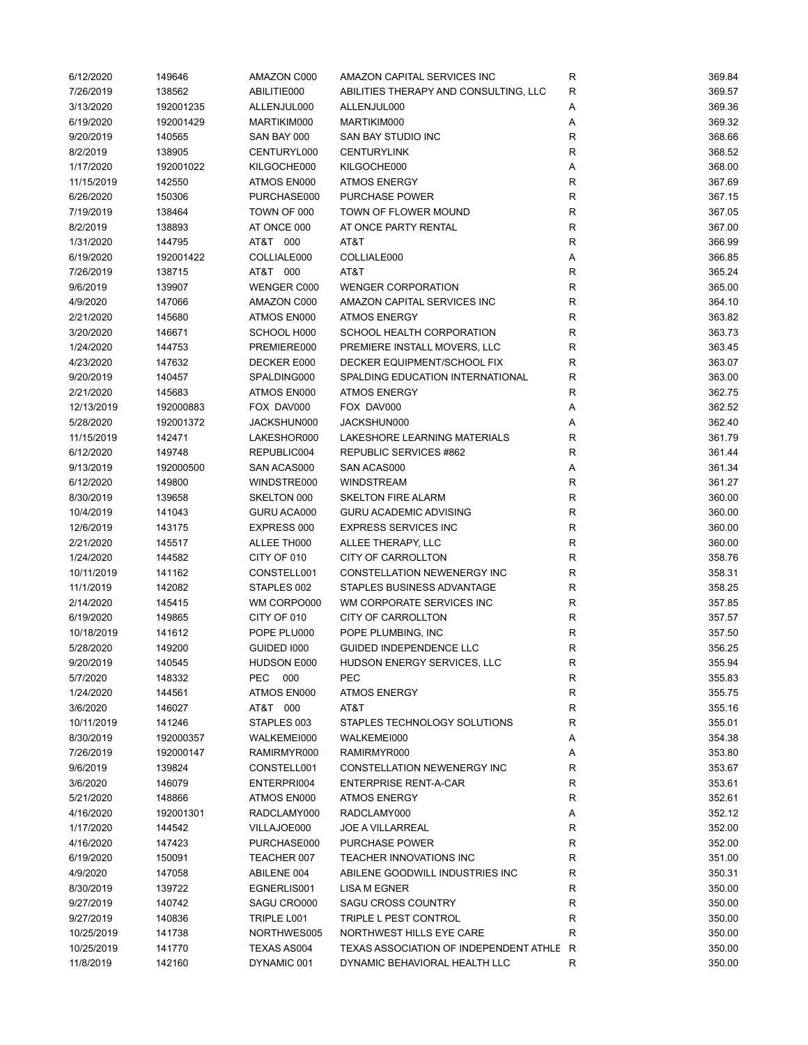| | | | | | |
|---|---|---|---|---|---|
| 6/12/2020 | 149646 | AMAZON C000 | AMAZON CAPITAL SERVICES INC | R | 369.84 |
| 7/26/2019 | 138562 | ABILITIE000 | ABILITIES THERAPY AND CONSULTING, LLC | R | 369.57 |
| 3/13/2020 | 192001235 | ALLENJUL000 | ALLENJUL000 | A | 369.36 |
| 6/19/2020 | 192001429 | MARTIKIM000 | MARTIKIM000 | A | 369.32 |
| 9/20/2019 | 140565 | SAN BAY 000 | SAN BAY STUDIO INC | R | 368.66 |
| 8/2/2019 | 138905 | CENTURYL000 | CENTURYLINK | R | 368.52 |
| 1/17/2020 | 192001022 | KILGOCHE000 | KILGOCHE000 | A | 368.00 |
| 11/15/2019 | 142550 | ATMOS EN000 | ATMOS ENERGY | R | 367.69 |
| 6/26/2020 | 150306 | PURCHASE000 | PURCHASE POWER | R | 367.15 |
| 7/19/2019 | 138464 | TOWN OF 000 | TOWN OF FLOWER MOUND | R | 367.05 |
| 8/2/2019 | 138893 | AT ONCE 000 | AT ONCE PARTY RENTAL | R | 367.00 |
| 1/31/2020 | 144795 | AT&T 000 | AT&T | R | 366.99 |
| 6/19/2020 | 192001422 | COLLIALE000 | COLLIALE000 | A | 366.85 |
| 7/26/2019 | 138715 | AT&T 000 | AT&T | R | 365.24 |
| 9/6/2019 | 139907 | WENGER C000 | WENGER CORPORATION | R | 365.00 |
| 4/9/2020 | 147066 | AMAZON C000 | AMAZON CAPITAL SERVICES INC | R | 364.10 |
| 2/21/2020 | 145680 | ATMOS EN000 | ATMOS ENERGY | R | 363.82 |
| 3/20/2020 | 146671 | SCHOOL H000 | SCHOOL HEALTH CORPORATION | R | 363.73 |
| 1/24/2020 | 144753 | PREMIERE000 | PREMIERE INSTALL MOVERS, LLC | R | 363.45 |
| 4/23/2020 | 147632 | DECKER E000 | DECKER EQUIPMENT/SCHOOL FIX | R | 363.07 |
| 9/20/2019 | 140457 | SPALDING000 | SPALDING EDUCATION INTERNATIONAL | R | 363.00 |
| 2/21/2020 | 145683 | ATMOS EN000 | ATMOS ENERGY | R | 362.75 |
| 12/13/2019 | 192000883 | FOX DAV000 | FOX DAV000 | A | 362.52 |
| 5/28/2020 | 192001372 | JACKSHUN000 | JACKSHUN000 | A | 362.40 |
| 11/15/2019 | 142471 | LAKESHOR000 | LAKESHORE LEARNING MATERIALS | R | 361.79 |
| 6/12/2020 | 149748 | REPUBLIC004 | REPUBLIC SERVICES #862 | R | 361.44 |
| 9/13/2019 | 192000500 | SAN ACAS000 | SAN ACAS000 | A | 361.34 |
| 6/12/2020 | 149800 | WINDSTRE000 | WINDSTREAM | R | 361.27 |
| 8/30/2019 | 139658 | SKELTON 000 | SKELTON FIRE ALARM | R | 360.00 |
| 10/4/2019 | 141043 | GURU ACA000 | GURU ACADEMIC ADVISING | R | 360.00 |
| 12/6/2019 | 143175 | EXPRESS 000 | EXPRESS SERVICES INC | R | 360.00 |
| 2/21/2020 | 145517 | ALLEE TH000 | ALLEE THERAPY, LLC | R | 360.00 |
| 1/24/2020 | 144582 | CITY OF 010 | CITY OF CARROLLTON | R | 358.76 |
| 10/11/2019 | 141162 | CONSTELL001 | CONSTELLATION NEWENERGY INC | R | 358.31 |
| 11/1/2019 | 142082 | STAPLES 002 | STAPLES BUSINESS ADVANTAGE | R | 358.25 |
| 2/14/2020 | 145415 | WM CORPO000 | WM CORPORATE SERVICES INC | R | 357.85 |
| 6/19/2020 | 149865 | CITY OF 010 | CITY OF CARROLLTON | R | 357.57 |
| 10/18/2019 | 141612 | POPE PLU000 | POPE PLUMBING, INC | R | 357.50 |
| 5/28/2020 | 149200 | GUIDED I000 | GUIDED INDEPENDENCE LLC | R | 356.25 |
| 9/20/2019 | 140545 | HUDSON E000 | HUDSON ENERGY SERVICES, LLC | R | 355.94 |
| 5/7/2020 | 148332 | PEC 000 | PEC | R | 355.83 |
| 1/24/2020 | 144561 | ATMOS EN000 | ATMOS ENERGY | R | 355.75 |
| 3/6/2020 | 146027 | AT&T 000 | AT&T | R | 355.16 |
| 10/11/2019 | 141246 | STAPLES 003 | STAPLES TECHNOLOGY SOLUTIONS | R | 355.01 |
| 8/30/2019 | 192000357 | WALKEMEI000 | WALKEMEI000 | A | 354.38 |
| 7/26/2019 | 192000147 | RAMIRMYR000 | RAMIRMYR000 | A | 353.80 |
| 9/6/2019 | 139824 | CONSTELL001 | CONSTELLATION NEWENERGY INC | R | 353.67 |
| 3/6/2020 | 146079 | ENTERPRI004 | ENTERPRISE RENT-A-CAR | R | 353.61 |
| 5/21/2020 | 148866 | ATMOS EN000 | ATMOS ENERGY | R | 352.61 |
| 4/16/2020 | 192001301 | RADCLAMY000 | RADCLAMY000 | A | 352.12 |
| 1/17/2020 | 144542 | VILLAJOE000 | JOE A VILLARREAL | R | 352.00 |
| 4/16/2020 | 147423 | PURCHASE000 | PURCHASE POWER | R | 352.00 |
| 6/19/2020 | 150091 | TEACHER 007 | TEACHER INNOVATIONS INC | R | 351.00 |
| 4/9/2020 | 147058 | ABILENE 004 | ABILENE GOODWILL INDUSTRIES INC | R | 350.31 |
| 8/30/2019 | 139722 | EGNERLIS001 | LISA M EGNER | R | 350.00 |
| 9/27/2019 | 140742 | SAGU CRO000 | SAGU CROSS COUNTRY | R | 350.00 |
| 9/27/2019 | 140836 | TRIPLE L001 | TRIPLE L PEST CONTROL | R | 350.00 |
| 10/25/2019 | 141738 | NORTHWES005 | NORTHWEST HILLS EYE CARE | R | 350.00 |
| 10/25/2019 | 141770 | TEXAS AS004 | TEXAS ASSOCIATION OF INDEPENDENT ATHLE | R | 350.00 |
| 11/8/2019 | 142160 | DYNAMIC 001 | DYNAMIC BEHAVIORAL HEALTH LLC | R | 350.00 |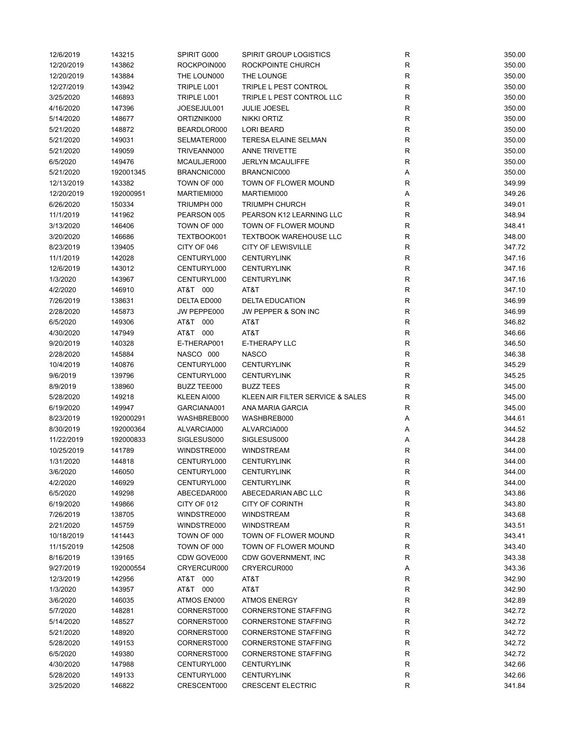| | | | | | |
|---|---|---|---|---|---|
| 12/6/2019 | 143215 | SPIRIT G000 | SPIRIT GROUP LOGISTICS | R | 350.00 |
| 12/20/2019 | 143862 | ROCKPOIN000 | ROCKPOINTE CHURCH | R | 350.00 |
| 12/20/2019 | 143884 | THE LOUN000 | THE LOUNGE | R | 350.00 |
| 12/27/2019 | 143942 | TRIPLE L001 | TRIPLE L PEST CONTROL | R | 350.00 |
| 3/25/2020 | 146893 | TRIPLE L001 | TRIPLE L PEST CONTROL LLC | R | 350.00 |
| 4/16/2020 | 147396 | JOESEJUL001 | JULIE JOESEL | R | 350.00 |
| 5/14/2020 | 148677 | ORTIZNIK000 | NIKKI ORTIZ | R | 350.00 |
| 5/21/2020 | 148872 | BEARDLOR000 | LORI BEARD | R | 350.00 |
| 5/21/2020 | 149031 | SELMATER000 | TERESA ELAINE SELMAN | R | 350.00 |
| 5/21/2020 | 149059 | TRIVEANN000 | ANNE TRIVETTE | R | 350.00 |
| 6/5/2020 | 149476 | MCAULJER000 | JERLYN MCAULIFFE | R | 350.00 |
| 5/21/2020 | 192001345 | BRANCNIC000 | BRANCNIC000 | A | 350.00 |
| 12/13/2019 | 143382 | TOWN OF 000 | TOWN OF FLOWER MOUND | R | 349.99 |
| 12/20/2019 | 192000951 | MARTIEMI000 | MARTIEMI000 | A | 349.26 |
| 6/26/2020 | 150334 | TRIUMPH 000 | TRIUMPH CHURCH | R | 349.01 |
| 11/1/2019 | 141962 | PEARSON 005 | PEARSON K12 LEARNING LLC | R | 348.94 |
| 3/13/2020 | 146406 | TOWN OF 000 | TOWN OF FLOWER MOUND | R | 348.41 |
| 3/20/2020 | 146686 | TEXTBOOK001 | TEXTBOOK WAREHOUSE LLC | R | 348.00 |
| 8/23/2019 | 139405 | CITY OF 046 | CITY OF LEWISVILLE | R | 347.72 |
| 11/1/2019 | 142028 | CENTURYL000 | CENTURYLINK | R | 347.16 |
| 12/6/2019 | 143012 | CENTURYL000 | CENTURYLINK | R | 347.16 |
| 1/3/2020 | 143967 | CENTURYL000 | CENTURYLINK | R | 347.16 |
| 4/2/2020 | 146910 | AT&T 000 | AT&T | R | 347.10 |
| 7/26/2019 | 138631 | DELTA ED000 | DELTA EDUCATION | R | 346.99 |
| 2/28/2020 | 145873 | JW PEPPE000 | JW PEPPER & SON INC | R | 346.99 |
| 6/5/2020 | 149306 | AT&T 000 | AT&T | R | 346.82 |
| 4/30/2020 | 147949 | AT&T 000 | AT&T | R | 346.66 |
| 9/20/2019 | 140328 | E-THERAP001 | E-THERAPY LLC | R | 346.50 |
| 2/28/2020 | 145884 | NASCO 000 | NASCO | R | 346.38 |
| 10/4/2019 | 140876 | CENTURYL000 | CENTURYLINK | R | 345.29 |
| 9/6/2019 | 139796 | CENTURYL000 | CENTURYLINK | R | 345.25 |
| 8/9/2019 | 138960 | BUZZ TEE000 | BUZZ TEES | R | 345.00 |
| 5/28/2020 | 149218 | KLEEN AI000 | KLEEN AIR FILTER SERVICE & SALES | R | 345.00 |
| 6/19/2020 | 149947 | GARCIANA001 | ANA MARIA GARCIA | R | 345.00 |
| 8/23/2019 | 192000291 | WASHBREB000 | WASHBREB000 | A | 344.61 |
| 8/30/2019 | 192000364 | ALVARCIA000 | ALVARCIA000 | A | 344.52 |
| 11/22/2019 | 192000833 | SIGLESUS000 | SIGLESUS000 | A | 344.28 |
| 10/25/2019 | 141789 | WINDSTRE000 | WINDSTREAM | R | 344.00 |
| 1/31/2020 | 144818 | CENTURYL000 | CENTURYLINK | R | 344.00 |
| 3/6/2020 | 146050 | CENTURYL000 | CENTURYLINK | R | 344.00 |
| 4/2/2020 | 146929 | CENTURYL000 | CENTURYLINK | R | 344.00 |
| 6/5/2020 | 149298 | ABECEDAR000 | ABECEDARIAN ABC LLC | R | 343.86 |
| 6/19/2020 | 149866 | CITY OF 012 | CITY OF CORINTH | R | 343.80 |
| 7/26/2019 | 138705 | WINDSTRE000 | WINDSTREAM | R | 343.68 |
| 2/21/2020 | 145759 | WINDSTRE000 | WINDSTREAM | R | 343.51 |
| 10/18/2019 | 141443 | TOWN OF 000 | TOWN OF FLOWER MOUND | R | 343.41 |
| 11/15/2019 | 142508 | TOWN OF 000 | TOWN OF FLOWER MOUND | R | 343.40 |
| 8/16/2019 | 139165 | CDW GOVE000 | CDW GOVERNMENT, INC | R | 343.38 |
| 9/27/2019 | 192000554 | CRYERCUR000 | CRYERCUR000 | A | 343.36 |
| 12/3/2019 | 142956 | AT&T 000 | AT&T | R | 342.90 |
| 1/3/2020 | 143957 | AT&T 000 | AT&T | R | 342.90 |
| 3/6/2020 | 146035 | ATMOS EN000 | ATMOS ENERGY | R | 342.89 |
| 5/7/2020 | 148281 | CORNERST000 | CORNERSTONE STAFFING | R | 342.72 |
| 5/14/2020 | 148527 | CORNERST000 | CORNERSTONE STAFFING | R | 342.72 |
| 5/21/2020 | 148920 | CORNERST000 | CORNERSTONE STAFFING | R | 342.72 |
| 5/28/2020 | 149153 | CORNERST000 | CORNERSTONE STAFFING | R | 342.72 |
| 6/5/2020 | 149380 | CORNERST000 | CORNERSTONE STAFFING | R | 342.72 |
| 4/30/2020 | 147988 | CENTURYL000 | CENTURYLINK | R | 342.66 |
| 5/28/2020 | 149133 | CENTURYL000 | CENTURYLINK | R | 342.66 |
| 3/25/2020 | 146822 | CRESCENT000 | CRESCENT ELECTRIC | R | 341.84 |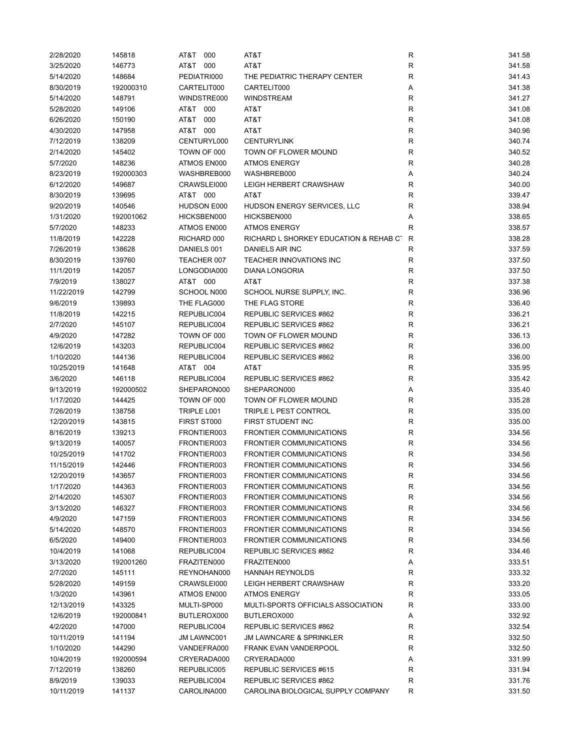| | | | | | |
|---|---|---|---|---|---|
| 2/28/2020 | 145818 | AT&T 000 | AT&T | R | 341.58 |
| 3/25/2020 | 146773 | AT&T 000 | AT&T | R | 341.58 |
| 5/14/2020 | 148684 | PEDIATRI000 | THE PEDIATRIC THERAPY CENTER | R | 341.43 |
| 8/30/2019 | 192000310 | CARTELIT000 | CARTELIT000 | A | 341.38 |
| 5/14/2020 | 148791 | WINDSTRE000 | WINDSTREAM | R | 341.27 |
| 5/28/2020 | 149106 | AT&T 000 | AT&T | R | 341.08 |
| 6/26/2020 | 150190 | AT&T 000 | AT&T | R | 341.08 |
| 4/30/2020 | 147958 | AT&T 000 | AT&T | R | 340.96 |
| 7/12/2019 | 138209 | CENTURYL000 | CENTURYLINK | R | 340.74 |
| 2/14/2020 | 145402 | TOWN OF 000 | TOWN OF FLOWER MOUND | R | 340.52 |
| 5/7/2020 | 148236 | ATMOS EN000 | ATMOS ENERGY | R | 340.28 |
| 8/23/2019 | 192000303 | WASHBREB000 | WASHBREB000 | A | 340.24 |
| 6/12/2020 | 149687 | CRAWSLEI000 | LEIGH HERBERT CRAWSHAW | R | 340.00 |
| 8/30/2019 | 139695 | AT&T 000 | AT&T | R | 339.47 |
| 9/20/2019 | 140546 | HUDSON E000 | HUDSON ENERGY SERVICES, LLC | R | 338.94 |
| 1/31/2020 | 192001062 | HICKSBEN000 | HICKSBEN000 | A | 338.65 |
| 5/7/2020 | 148233 | ATMOS EN000 | ATMOS ENERGY | R | 338.57 |
| 11/8/2019 | 142228 | RICHARD 000 | RICHARD L SHORKEY EDUCATION & REHAB CT | R | 338.28 |
| 7/26/2019 | 138628 | DANIELS 001 | DANIELS AIR INC | R | 337.59 |
| 8/30/2019 | 139760 | TEACHER 007 | TEACHER INNOVATIONS INC | R | 337.50 |
| 11/1/2019 | 142057 | LONGODIA000 | DIANA LONGORIA | R | 337.50 |
| 7/9/2019 | 138027 | AT&T 000 | AT&T | R | 337.38 |
| 11/22/2019 | 142799 | SCHOOL N000 | SCHOOL NURSE SUPPLY, INC. | R | 336.96 |
| 9/6/2019 | 139893 | THE FLAG000 | THE FLAG STORE | R | 336.40 |
| 11/8/2019 | 142215 | REPUBLIC004 | REPUBLIC SERVICES #862 | R | 336.21 |
| 2/7/2020 | 145107 | REPUBLIC004 | REPUBLIC SERVICES #862 | R | 336.21 |
| 4/9/2020 | 147282 | TOWN OF 000 | TOWN OF FLOWER MOUND | R | 336.13 |
| 12/6/2019 | 143203 | REPUBLIC004 | REPUBLIC SERVICES #862 | R | 336.00 |
| 1/10/2020 | 144136 | REPUBLIC004 | REPUBLIC SERVICES #862 | R | 336.00 |
| 10/25/2019 | 141648 | AT&T 004 | AT&T | R | 335.95 |
| 3/6/2020 | 146118 | REPUBLIC004 | REPUBLIC SERVICES #862 | R | 335.42 |
| 9/13/2019 | 192000502 | SHEPARON000 | SHEPARON000 | A | 335.40 |
| 1/17/2020 | 144425 | TOWN OF 000 | TOWN OF FLOWER MOUND | R | 335.28 |
| 7/26/2019 | 138758 | TRIPLE L001 | TRIPLE L PEST CONTROL | R | 335.00 |
| 12/20/2019 | 143815 | FIRST ST000 | FIRST STUDENT INC | R | 335.00 |
| 8/16/2019 | 139213 | FRONTIER003 | FRONTIER COMMUNICATIONS | R | 334.56 |
| 9/13/2019 | 140057 | FRONTIER003 | FRONTIER COMMUNICATIONS | R | 334.56 |
| 10/25/2019 | 141702 | FRONTIER003 | FRONTIER COMMUNICATIONS | R | 334.56 |
| 11/15/2019 | 142446 | FRONTIER003 | FRONTIER COMMUNICATIONS | R | 334.56 |
| 12/20/2019 | 143657 | FRONTIER003 | FRONTIER COMMUNICATIONS | R | 334.56 |
| 1/17/2020 | 144363 | FRONTIER003 | FRONTIER COMMUNICATIONS | R | 334.56 |
| 2/14/2020 | 145307 | FRONTIER003 | FRONTIER COMMUNICATIONS | R | 334.56 |
| 3/13/2020 | 146327 | FRONTIER003 | FRONTIER COMMUNICATIONS | R | 334.56 |
| 4/9/2020 | 147159 | FRONTIER003 | FRONTIER COMMUNICATIONS | R | 334.56 |
| 5/14/2020 | 148570 | FRONTIER003 | FRONTIER COMMUNICATIONS | R | 334.56 |
| 6/5/2020 | 149400 | FRONTIER003 | FRONTIER COMMUNICATIONS | R | 334.56 |
| 10/4/2019 | 141068 | REPUBLIC004 | REPUBLIC SERVICES #862 | R | 334.46 |
| 3/13/2020 | 192001260 | FRAZITEN000 | FRAZITEN000 | A | 333.51 |
| 2/7/2020 | 145111 | REYNOHAN000 | HANNAH REYNOLDS | R | 333.32 |
| 5/28/2020 | 149159 | CRAWSLEI000 | LEIGH HERBERT CRAWSHAW | R | 333.20 |
| 1/3/2020 | 143961 | ATMOS EN000 | ATMOS ENERGY | R | 333.05 |
| 12/13/2019 | 143325 | MULTI-SP000 | MULTI-SPORTS OFFICIALS ASSOCIATION | R | 333.00 |
| 12/6/2019 | 192000841 | BUTLEROX000 | BUTLEROX000 | A | 332.92 |
| 4/2/2020 | 147000 | REPUBLIC004 | REPUBLIC SERVICES #862 | R | 332.54 |
| 10/11/2019 | 141194 | JM LAWNC001 | JM LAWNCARE & SPRINKLER | R | 332.50 |
| 1/10/2020 | 144290 | VANDEFRA000 | FRANK EVAN VANDERPOOL | R | 332.50 |
| 10/4/2019 | 192000594 | CRYERADA000 | CRYERADA000 | A | 331.99 |
| 7/12/2019 | 138260 | REPUBLIC005 | REPUBLIC SERVICES #615 | R | 331.94 |
| 8/9/2019 | 139033 | REPUBLIC004 | REPUBLIC SERVICES #862 | R | 331.76 |
| 10/11/2019 | 141137 | CAROLINA000 | CAROLINA BIOLOGICAL SUPPLY COMPANY | R | 331.50 |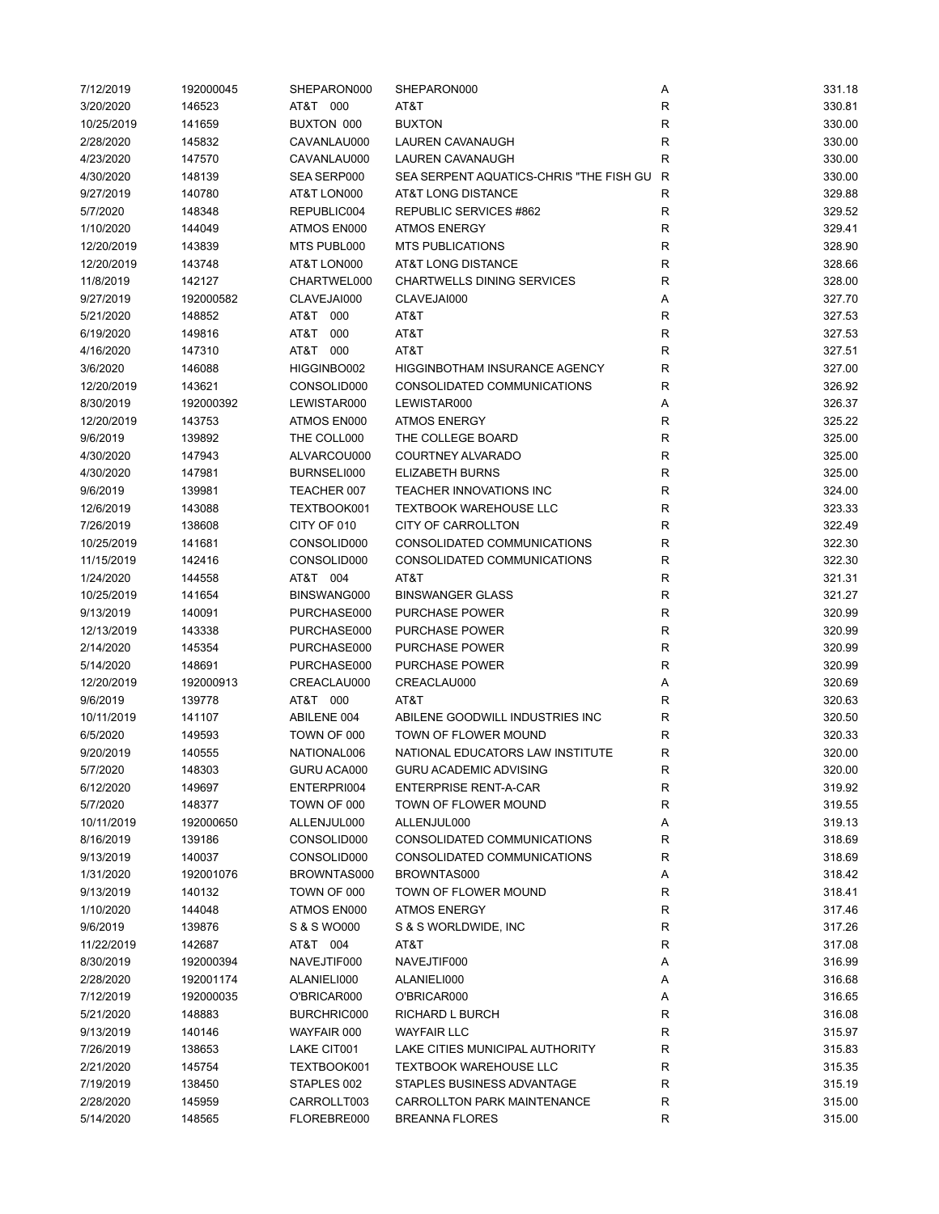| | | | | | |
|---|---|---|---|---|---|
| 7/12/2019 | 192000045 | SHEPARON000 | SHEPARON000 | A | 331.18 |
| 3/20/2020 | 146523 | AT&T 000 | AT&T | R | 330.81 |
| 10/25/2019 | 141659 | BUXTON 000 | BUXTON | R | 330.00 |
| 2/28/2020 | 145832 | CAVANLAU000 | LAUREN CAVANAUGH | R | 330.00 |
| 4/23/2020 | 147570 | CAVANLAU000 | LAUREN CAVANAUGH | R | 330.00 |
| 4/30/2020 | 148139 | SEA SERP000 | SEA SERPENT AQUATICS-CHRIS "THE FISH GU | R | 330.00 |
| 9/27/2019 | 140780 | AT&T LON000 | AT&T LONG DISTANCE | R | 329.88 |
| 5/7/2020 | 148348 | REPUBLIC004 | REPUBLIC SERVICES #862 | R | 329.52 |
| 1/10/2020 | 144049 | ATMOS EN000 | ATMOS ENERGY | R | 329.41 |
| 12/20/2019 | 143839 | MTS PUBL000 | MTS PUBLICATIONS | R | 328.90 |
| 12/20/2019 | 143748 | AT&T LON000 | AT&T LONG DISTANCE | R | 328.66 |
| 11/8/2019 | 142127 | CHARTWEL000 | CHARTWELLS DINING SERVICES | R | 328.00 |
| 9/27/2019 | 192000582 | CLAVEJAI000 | CLAVEJAI000 | A | 327.70 |
| 5/21/2020 | 148852 | AT&T 000 | AT&T | R | 327.53 |
| 6/19/2020 | 149816 | AT&T 000 | AT&T | R | 327.53 |
| 4/16/2020 | 147310 | AT&T 000 | AT&T | R | 327.51 |
| 3/6/2020 | 146088 | HIGGINBO002 | HIGGINBOTHAM INSURANCE AGENCY | R | 327.00 |
| 12/20/2019 | 143621 | CONSOLID000 | CONSOLIDATED COMMUNICATIONS | R | 326.92 |
| 8/30/2019 | 192000392 | LEWISTAR000 | LEWISTAR000 | A | 326.37 |
| 12/20/2019 | 143753 | ATMOS EN000 | ATMOS ENERGY | R | 325.22 |
| 9/6/2019 | 139892 | THE COLL000 | THE COLLEGE BOARD | R | 325.00 |
| 4/30/2020 | 147943 | ALVARCOU000 | COURTNEY ALVARADO | R | 325.00 |
| 4/30/2020 | 147981 | BURNSELI000 | ELIZABETH BURNS | R | 325.00 |
| 9/6/2019 | 139981 | TEACHER 007 | TEACHER INNOVATIONS INC | R | 324.00 |
| 12/6/2019 | 143088 | TEXTBOOK001 | TEXTBOOK WAREHOUSE LLC | R | 323.33 |
| 7/26/2019 | 138608 | CITY OF 010 | CITY OF CARROLLTON | R | 322.49 |
| 10/25/2019 | 141681 | CONSOLID000 | CONSOLIDATED COMMUNICATIONS | R | 322.30 |
| 11/15/2019 | 142416 | CONSOLID000 | CONSOLIDATED COMMUNICATIONS | R | 322.30 |
| 1/24/2020 | 144558 | AT&T 004 | AT&T | R | 321.31 |
| 10/25/2019 | 141654 | BINSWANG000 | BINSWANGER GLASS | R | 321.27 |
| 9/13/2019 | 140091 | PURCHASE000 | PURCHASE POWER | R | 320.99 |
| 12/13/2019 | 143338 | PURCHASE000 | PURCHASE POWER | R | 320.99 |
| 2/14/2020 | 145354 | PURCHASE000 | PURCHASE POWER | R | 320.99 |
| 5/14/2020 | 148691 | PURCHASE000 | PURCHASE POWER | R | 320.99 |
| 12/20/2019 | 192000913 | CREACLAU000 | CREACLAU000 | A | 320.69 |
| 9/6/2019 | 139778 | AT&T 000 | AT&T | R | 320.63 |
| 10/11/2019 | 141107 | ABILENE 004 | ABILENE GOODWILL INDUSTRIES INC | R | 320.50 |
| 6/5/2020 | 149593 | TOWN OF 000 | TOWN OF FLOWER MOUND | R | 320.33 |
| 9/20/2019 | 140555 | NATIONAL006 | NATIONAL EDUCATORS LAW INSTITUTE | R | 320.00 |
| 5/7/2020 | 148303 | GURU ACA000 | GURU ACADEMIC ADVISING | R | 320.00 |
| 6/12/2020 | 149697 | ENTERPRI004 | ENTERPRISE RENT-A-CAR | R | 319.92 |
| 5/7/2020 | 148377 | TOWN OF 000 | TOWN OF FLOWER MOUND | R | 319.55 |
| 10/11/2019 | 192000650 | ALLENJUL000 | ALLENJUL000 | A | 319.13 |
| 8/16/2019 | 139186 | CONSOLID000 | CONSOLIDATED COMMUNICATIONS | R | 318.69 |
| 9/13/2019 | 140037 | CONSOLID000 | CONSOLIDATED COMMUNICATIONS | R | 318.69 |
| 1/31/2020 | 192001076 | BROWNTAS000 | BROWNTAS000 | A | 318.42 |
| 9/13/2019 | 140132 | TOWN OF 000 | TOWN OF FLOWER MOUND | R | 318.41 |
| 1/10/2020 | 144048 | ATMOS EN000 | ATMOS ENERGY | R | 317.46 |
| 9/6/2019 | 139876 | S & S WO000 | S & S WORLDWIDE, INC | R | 317.26 |
| 11/22/2019 | 142687 | AT&T 004 | AT&T | R | 317.08 |
| 8/30/2019 | 192000394 | NAVEJTIF000 | NAVEJTIF000 | A | 316.99 |
| 2/28/2020 | 192001174 | ALANIELI000 | ALANIELI000 | A | 316.68 |
| 7/12/2019 | 192000035 | O'BRICAR000 | O'BRICAR000 | A | 316.65 |
| 5/21/2020 | 148883 | BURCHRIC000 | RICHARD L BURCH | R | 316.08 |
| 9/13/2019 | 140146 | WAYFAIR 000 | WAYFAIR LLC | R | 315.97 |
| 7/26/2019 | 138653 | LAKE CIT001 | LAKE CITIES MUNICIPAL AUTHORITY | R | 315.83 |
| 2/21/2020 | 145754 | TEXTBOOK001 | TEXTBOOK WAREHOUSE LLC | R | 315.35 |
| 7/19/2019 | 138450 | STAPLES 002 | STAPLES BUSINESS ADVANTAGE | R | 315.19 |
| 2/28/2020 | 145959 | CARROLLT003 | CARROLLTON PARK MAINTENANCE | R | 315.00 |
| 5/14/2020 | 148565 | FLOREBRE000 | BREANNA FLORES | R | 315.00 |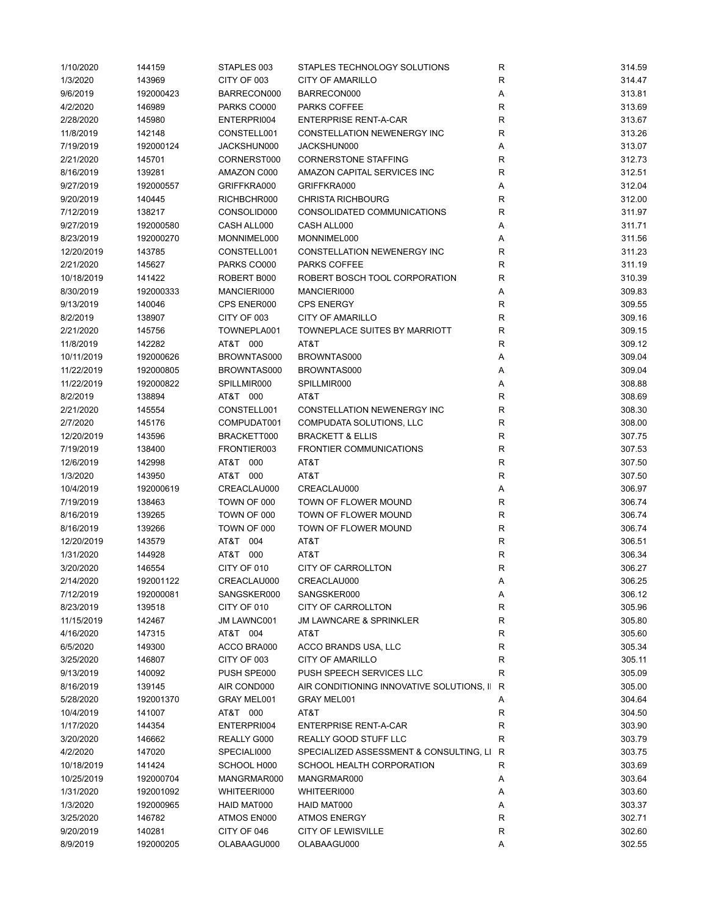| | | | | | |
|---|---|---|---|---|---|
| 1/10/2020 | 144159 | STAPLES 003 | STAPLES TECHNOLOGY SOLUTIONS | R | 314.59 |
| 1/3/2020 | 143969 | CITY OF 003 | CITY OF AMARILLO | R | 314.47 |
| 9/6/2019 | 192000423 | BARRECON000 | BARRECON000 | A | 313.81 |
| 4/2/2020 | 146989 | PARKS CO000 | PARKS COFFEE | R | 313.69 |
| 2/28/2020 | 145980 | ENTERPRI004 | ENTERPRISE RENT-A-CAR | R | 313.67 |
| 11/8/2019 | 142148 | CONSTELL001 | CONSTELLATION NEWENERGY INC | R | 313.26 |
| 7/19/2019 | 192000124 | JACKSHUN000 | JACKSHUN000 | A | 313.07 |
| 2/21/2020 | 145701 | CORNERST000 | CORNERSTONE STAFFING | R | 312.73 |
| 8/16/2019 | 139281 | AMAZON C000 | AMAZON CAPITAL SERVICES INC | R | 312.51 |
| 9/27/2019 | 192000557 | GRIFFKRA000 | GRIFFKRA000 | A | 312.04 |
| 9/20/2019 | 140445 | RICHBCHR000 | CHRISTA RICHBOURG | R | 312.00 |
| 7/12/2019 | 138217 | CONSOLID000 | CONSOLIDATED COMMUNICATIONS | R | 311.97 |
| 9/27/2019 | 192000580 | CASH ALL000 | CASH ALL000 | A | 311.71 |
| 8/23/2019 | 192000270 | MONNIMEL000 | MONNIMEL000 | A | 311.56 |
| 12/20/2019 | 143785 | CONSTELL001 | CONSTELLATION NEWENERGY INC | R | 311.23 |
| 2/21/2020 | 145627 | PARKS CO000 | PARKS COFFEE | R | 311.19 |
| 10/18/2019 | 141422 | ROBERT B000 | ROBERT BOSCH TOOL CORPORATION | R | 310.39 |
| 8/30/2019 | 192000333 | MANCIERI000 | MANCIERI000 | A | 309.83 |
| 9/13/2019 | 140046 | CPS ENER000 | CPS ENERGY | R | 309.55 |
| 8/2/2019 | 138907 | CITY OF 003 | CITY OF AMARILLO | R | 309.16 |
| 2/21/2020 | 145756 | TOWNEPLA001 | TOWNEPLACE SUITES BY MARRIOTT | R | 309.15 |
| 11/8/2019 | 142282 | AT&T 000 | AT&T | R | 309.12 |
| 10/11/2019 | 192000626 | BROWNTAS000 | BROWNTAS000 | A | 309.04 |
| 11/22/2019 | 192000805 | BROWNTAS000 | BROWNTAS000 | A | 309.04 |
| 11/22/2019 | 192000822 | SPILLMIR000 | SPILLMIR000 | A | 308.88 |
| 8/2/2019 | 138894 | AT&T 000 | AT&T | R | 308.69 |
| 2/21/2020 | 145554 | CONSTELL001 | CONSTELLATION NEWENERGY INC | R | 308.30 |
| 2/7/2020 | 145176 | COMPUDAT001 | COMPUDATA SOLUTIONS, LLC | R | 308.00 |
| 12/20/2019 | 143596 | BRACKETT000 | BRACKETT & ELLIS | R | 307.75 |
| 7/19/2019 | 138400 | FRONTIER003 | FRONTIER COMMUNICATIONS | R | 307.53 |
| 12/6/2019 | 142998 | AT&T 000 | AT&T | R | 307.50 |
| 1/3/2020 | 143950 | AT&T 000 | AT&T | R | 307.50 |
| 10/4/2019 | 192000619 | CREACLAU000 | CREACLAU000 | A | 306.97 |
| 7/19/2019 | 138463 | TOWN OF 000 | TOWN OF FLOWER MOUND | R | 306.74 |
| 8/16/2019 | 139265 | TOWN OF 000 | TOWN OF FLOWER MOUND | R | 306.74 |
| 8/16/2019 | 139266 | TOWN OF 000 | TOWN OF FLOWER MOUND | R | 306.74 |
| 12/20/2019 | 143579 | AT&T 004 | AT&T | R | 306.51 |
| 1/31/2020 | 144928 | AT&T 000 | AT&T | R | 306.34 |
| 3/20/2020 | 146554 | CITY OF 010 | CITY OF CARROLLTON | R | 306.27 |
| 2/14/2020 | 192001122 | CREACLAU000 | CREACLAU000 | A | 306.25 |
| 7/12/2019 | 192000081 | SANGSKER000 | SANGSKER000 | A | 306.12 |
| 8/23/2019 | 139518 | CITY OF 010 | CITY OF CARROLLTON | R | 305.96 |
| 11/15/2019 | 142467 | JM LAWNC001 | JM LAWNCARE & SPRINKLER | R | 305.80 |
| 4/16/2020 | 147315 | AT&T 004 | AT&T | R | 305.60 |
| 6/5/2020 | 149300 | ACCO BRA000 | ACCO BRANDS USA, LLC | R | 305.34 |
| 3/25/2020 | 146807 | CITY OF 003 | CITY OF AMARILLO | R | 305.11 |
| 9/13/2019 | 140092 | PUSH SPE000 | PUSH SPEECH SERVICES LLC | R | 305.09 |
| 8/16/2019 | 139145 | AIR COND000 | AIR CONDITIONING INNOVATIVE SOLUTIONS, II | R | 305.00 |
| 5/28/2020 | 192001370 | GRAY MEL001 | GRAY MEL001 | A | 304.64 |
| 10/4/2019 | 141007 | AT&T 000 | AT&T | R | 304.50 |
| 1/17/2020 | 144354 | ENTERPRI004 | ENTERPRISE RENT-A-CAR | R | 303.90 |
| 3/20/2020 | 146662 | REALLY G000 | REALLY GOOD STUFF LLC | R | 303.79 |
| 4/2/2020 | 147020 | SPECIALI000 | SPECIALIZED ASSESSMENT & CONSULTING, LI | R | 303.75 |
| 10/18/2019 | 141424 | SCHOOL H000 | SCHOOL HEALTH CORPORATION | R | 303.69 |
| 10/25/2019 | 192000704 | MANGRMAR000 | MANGRMAR000 | A | 303.64 |
| 1/31/2020 | 192001092 | WHITEERI000 | WHITEERI000 | A | 303.60 |
| 1/3/2020 | 192000965 | HAID MAT000 | HAID MAT000 | A | 303.37 |
| 3/25/2020 | 146782 | ATMOS EN000 | ATMOS ENERGY | R | 302.71 |
| 9/20/2019 | 140281 | CITY OF 046 | CITY OF LEWISVILLE | R | 302.60 |
| 8/9/2019 | 192000205 | OLABAAGU000 | OLABAAGU000 | A | 302.55 |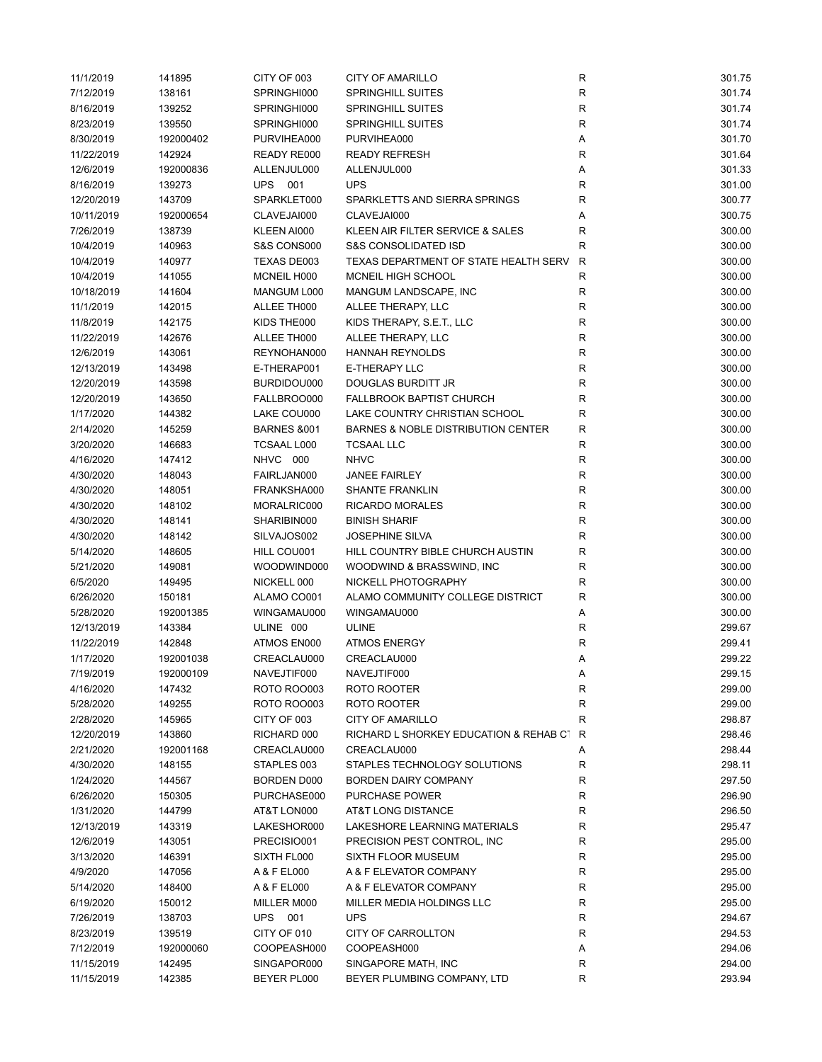| | | | | | |
|---|---|---|---|---|---|
| 11/1/2019 | 141895 | CITY OF 003 | CITY OF AMARILLO | R | 301.75 |
| 7/12/2019 | 138161 | SPRINGHI000 | SPRINGHILL SUITES | R | 301.74 |
| 8/16/2019 | 139252 | SPRINGHI000 | SPRINGHILL SUITES | R | 301.74 |
| 8/23/2019 | 139550 | SPRINGHI000 | SPRINGHILL SUITES | R | 301.74 |
| 8/30/2019 | 192000402 | PURVIHEA000 | PURVIHEA000 | A | 301.70 |
| 11/22/2019 | 142924 | READY RE000 | READY REFRESH | R | 301.64 |
| 12/6/2019 | 192000836 | ALLENJUL000 | ALLENJUL000 | A | 301.33 |
| 8/16/2019 | 139273 | UPS 001 | UPS | R | 301.00 |
| 12/20/2019 | 143709 | SPARKLET000 | SPARKLETTS AND SIERRA SPRINGS | R | 300.77 |
| 10/11/2019 | 192000654 | CLAVEJAI000 | CLAVEJAI000 | A | 300.75 |
| 7/26/2019 | 138739 | KLEEN AI000 | KLEEN AIR FILTER SERVICE & SALES | R | 300.00 |
| 10/4/2019 | 140963 | S&S CONS000 | S&S CONSOLIDATED ISD | R | 300.00 |
| 10/4/2019 | 140977 | TEXAS DE003 | TEXAS DEPARTMENT OF STATE HEALTH SERV | R | 300.00 |
| 10/4/2019 | 141055 | MCNEIL H000 | MCNEIL HIGH SCHOOL | R | 300.00 |
| 10/18/2019 | 141604 | MANGUM L000 | MANGUM LANDSCAPE, INC | R | 300.00 |
| 11/1/2019 | 142015 | ALLEE TH000 | ALLEE THERAPY, LLC | R | 300.00 |
| 11/8/2019 | 142175 | KIDS THE000 | KIDS THERAPY, S.E.T., LLC | R | 300.00 |
| 11/22/2019 | 142676 | ALLEE TH000 | ALLEE THERAPY, LLC | R | 300.00 |
| 12/6/2019 | 143061 | REYNOHAN000 | HANNAH REYNOLDS | R | 300.00 |
| 12/13/2019 | 143498 | E-THERAP001 | E-THERAPY LLC | R | 300.00 |
| 12/20/2019 | 143598 | BURDIDOU000 | DOUGLAS BURDITT JR | R | 300.00 |
| 12/20/2019 | 143650 | FALLBROO000 | FALLBROOK BAPTIST CHURCH | R | 300.00 |
| 1/17/2020 | 144382 | LAKE COU000 | LAKE COUNTRY CHRISTIAN SCHOOL | R | 300.00 |
| 2/14/2020 | 145259 | BARNES &001 | BARNES & NOBLE DISTRIBUTION CENTER | R | 300.00 |
| 3/20/2020 | 146683 | TCSAAL L000 | TCSAAL LLC | R | 300.00 |
| 4/16/2020 | 147412 | NHVC 000 | NHVC | R | 300.00 |
| 4/30/2020 | 148043 | FAIRLJAN000 | JANEE FAIRLEY | R | 300.00 |
| 4/30/2020 | 148051 | FRANKSHA000 | SHANTE FRANKLIN | R | 300.00 |
| 4/30/2020 | 148102 | MORALRIC000 | RICARDO MORALES | R | 300.00 |
| 4/30/2020 | 148141 | SHARIBIN000 | BINISH SHARIF | R | 300.00 |
| 4/30/2020 | 148142 | SILVAJOS002 | JOSEPHINE SILVA | R | 300.00 |
| 5/14/2020 | 148605 | HILL COU001 | HILL COUNTRY BIBLE CHURCH AUSTIN | R | 300.00 |
| 5/21/2020 | 149081 | WOODWIND000 | WOODWIND & BRASSWIND, INC | R | 300.00 |
| 6/5/2020 | 149495 | NICKELL 000 | NICKELL PHOTOGRAPHY | R | 300.00 |
| 6/26/2020 | 150181 | ALAMO CO001 | ALAMO COMMUNITY COLLEGE DISTRICT | R | 300.00 |
| 5/28/2020 | 192001385 | WINGAMAU000 | WINGAMAU000 | A | 300.00 |
| 12/13/2019 | 143384 | ULINE 000 | ULINE | R | 299.67 |
| 11/22/2019 | 142848 | ATMOS EN000 | ATMOS ENERGY | R | 299.41 |
| 1/17/2020 | 192001038 | CREACLAU000 | CREACLAU000 | A | 299.22 |
| 7/19/2019 | 192000109 | NAVEJTIF000 | NAVEJTIF000 | A | 299.15 |
| 4/16/2020 | 147432 | ROTO ROO003 | ROTO ROOTER | R | 299.00 |
| 5/28/2020 | 149255 | ROTO ROO003 | ROTO ROOTER | R | 299.00 |
| 2/28/2020 | 145965 | CITY OF 003 | CITY OF AMARILLO | R | 298.87 |
| 12/20/2019 | 143860 | RICHARD 000 | RICHARD L SHORKEY EDUCATION & REHAB CT | R | 298.46 |
| 2/21/2020 | 192001168 | CREACLAU000 | CREACLAU000 | A | 298.44 |
| 4/30/2020 | 148155 | STAPLES 003 | STAPLES TECHNOLOGY SOLUTIONS | R | 298.11 |
| 1/24/2020 | 144567 | BORDEN D000 | BORDEN DAIRY COMPANY | R | 297.50 |
| 6/26/2020 | 150305 | PURCHASE000 | PURCHASE POWER | R | 296.90 |
| 1/31/2020 | 144799 | AT&T LON000 | AT&T LONG DISTANCE | R | 296.50 |
| 12/13/2019 | 143319 | LAKESHOR000 | LAKESHORE LEARNING MATERIALS | R | 295.47 |
| 12/6/2019 | 143051 | PRECISIO001 | PRECISION PEST CONTROL, INC | R | 295.00 |
| 3/13/2020 | 146391 | SIXTH FL000 | SIXTH FLOOR MUSEUM | R | 295.00 |
| 4/9/2020 | 147056 | A & F EL000 | A & F ELEVATOR COMPANY | R | 295.00 |
| 5/14/2020 | 148400 | A & F EL000 | A & F ELEVATOR COMPANY | R | 295.00 |
| 6/19/2020 | 150012 | MILLER M000 | MILLER MEDIA HOLDINGS LLC | R | 295.00 |
| 7/26/2019 | 138703 | UPS 001 | UPS | R | 294.67 |
| 8/23/2019 | 139519 | CITY OF 010 | CITY OF CARROLLTON | R | 294.53 |
| 7/12/2019 | 192000060 | COOPEASH000 | COOPEASH000 | A | 294.06 |
| 11/15/2019 | 142495 | SINGAPOR000 | SINGAPORE MATH, INC | R | 294.00 |
| 11/15/2019 | 142385 | BEYER PL000 | BEYER PLUMBING COMPANY, LTD | R | 293.94 |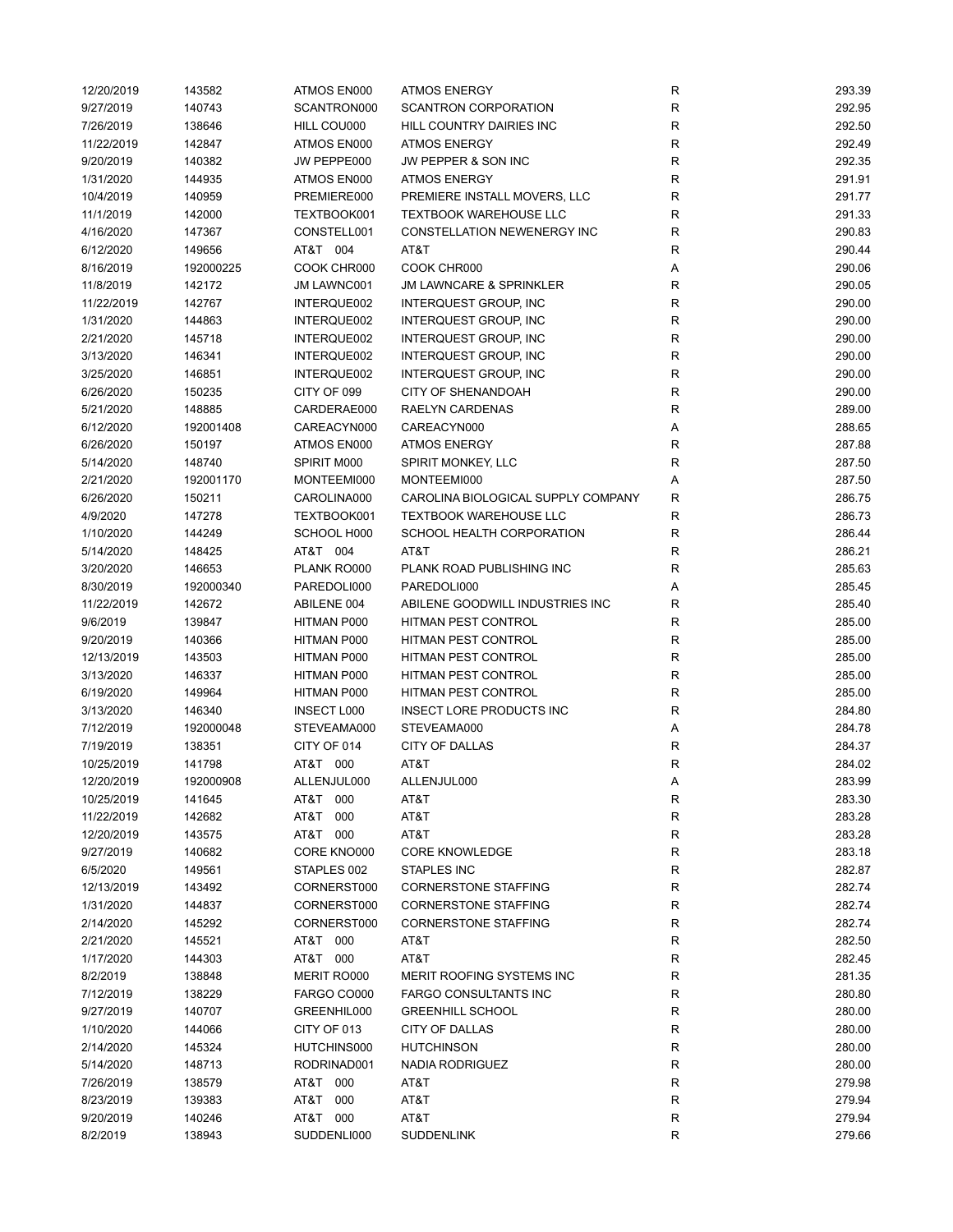| | | | | | |
|---|---|---|---|---|---|
| 12/20/2019 | 143582 | ATMOS EN000 | ATMOS ENERGY | R | 293.39 |
| 9/27/2019 | 140743 | SCANTRON000 | SCANTRON CORPORATION | R | 292.95 |
| 7/26/2019 | 138646 | HILL COU000 | HILL COUNTRY DAIRIES INC | R | 292.50 |
| 11/22/2019 | 142847 | ATMOS EN000 | ATMOS ENERGY | R | 292.49 |
| 9/20/2019 | 140382 | JW PEPPE000 | JW PEPPER & SON INC | R | 292.35 |
| 1/31/2020 | 144935 | ATMOS EN000 | ATMOS ENERGY | R | 291.91 |
| 10/4/2019 | 140959 | PREMIERE000 | PREMIERE INSTALL MOVERS, LLC | R | 291.77 |
| 11/1/2019 | 142000 | TEXTBOOK001 | TEXTBOOK WAREHOUSE LLC | R | 291.33 |
| 4/16/2020 | 147367 | CONSTELL001 | CONSTELLATION NEWENERGY INC | R | 290.83 |
| 6/12/2020 | 149656 | AT&T 004 | AT&T | R | 290.44 |
| 8/16/2019 | 192000225 | COOK CHR000 | COOK CHR000 | A | 290.06 |
| 11/8/2019 | 142172 | JM LAWNC001 | JM LAWNCARE & SPRINKLER | R | 290.05 |
| 11/22/2019 | 142767 | INTERQUE002 | INTERQUEST GROUP, INC | R | 290.00 |
| 1/31/2020 | 144863 | INTERQUE002 | INTERQUEST GROUP, INC | R | 290.00 |
| 2/21/2020 | 145718 | INTERQUE002 | INTERQUEST GROUP, INC | R | 290.00 |
| 3/13/2020 | 146341 | INTERQUE002 | INTERQUEST GROUP, INC | R | 290.00 |
| 3/25/2020 | 146851 | INTERQUE002 | INTERQUEST GROUP, INC | R | 290.00 |
| 6/26/2020 | 150235 | CITY OF 099 | CITY OF SHENANDOAH | R | 290.00 |
| 5/21/2020 | 148885 | CARDERAE000 | RAELYN CARDENAS | R | 289.00 |
| 6/12/2020 | 192001408 | CAREACYN000 | CAREACYN000 | A | 288.65 |
| 6/26/2020 | 150197 | ATMOS EN000 | ATMOS ENERGY | R | 287.88 |
| 5/14/2020 | 148740 | SPIRIT M000 | SPIRIT MONKEY, LLC | R | 287.50 |
| 2/21/2020 | 192001170 | MONTEEMI000 | MONTEEMI000 | A | 287.50 |
| 6/26/2020 | 150211 | CAROLINA000 | CAROLINA BIOLOGICAL SUPPLY COMPANY | R | 286.75 |
| 4/9/2020 | 147278 | TEXTBOOK001 | TEXTBOOK WAREHOUSE LLC | R | 286.73 |
| 1/10/2020 | 144249 | SCHOOL H000 | SCHOOL HEALTH CORPORATION | R | 286.44 |
| 5/14/2020 | 148425 | AT&T 004 | AT&T | R | 286.21 |
| 3/20/2020 | 146653 | PLANK RO000 | PLANK ROAD PUBLISHING INC | R | 285.63 |
| 8/30/2019 | 192000340 | PAREDOLI000 | PAREDOLI000 | A | 285.45 |
| 11/22/2019 | 142672 | ABILENE 004 | ABILENE GOODWILL INDUSTRIES INC | R | 285.40 |
| 9/6/2019 | 139847 | HITMAN P000 | HITMAN PEST CONTROL | R | 285.00 |
| 9/20/2019 | 140366 | HITMAN P000 | HITMAN PEST CONTROL | R | 285.00 |
| 12/13/2019 | 143503 | HITMAN P000 | HITMAN PEST CONTROL | R | 285.00 |
| 3/13/2020 | 146337 | HITMAN P000 | HITMAN PEST CONTROL | R | 285.00 |
| 6/19/2020 | 149964 | HITMAN P000 | HITMAN PEST CONTROL | R | 285.00 |
| 3/13/2020 | 146340 | INSECT L000 | INSECT LORE PRODUCTS INC | R | 284.80 |
| 7/12/2019 | 192000048 | STEVEAMA000 | STEVEAMA000 | A | 284.78 |
| 7/19/2019 | 138351 | CITY OF 014 | CITY OF DALLAS | R | 284.37 |
| 10/25/2019 | 141798 | AT&T 000 | AT&T | R | 284.02 |
| 12/20/2019 | 192000908 | ALLENJUL000 | ALLENJUL000 | A | 283.99 |
| 10/25/2019 | 141645 | AT&T 000 | AT&T | R | 283.30 |
| 11/22/2019 | 142682 | AT&T 000 | AT&T | R | 283.28 |
| 12/20/2019 | 143575 | AT&T 000 | AT&T | R | 283.28 |
| 9/27/2019 | 140682 | CORE KNO000 | CORE KNOWLEDGE | R | 283.18 |
| 6/5/2020 | 149561 | STAPLES 002 | STAPLES INC | R | 282.87 |
| 12/13/2019 | 143492 | CORNERST000 | CORNERSTONE STAFFING | R | 282.74 |
| 1/31/2020 | 144837 | CORNERST000 | CORNERSTONE STAFFING | R | 282.74 |
| 2/14/2020 | 145292 | CORNERST000 | CORNERSTONE STAFFING | R | 282.74 |
| 2/21/2020 | 145521 | AT&T 000 | AT&T | R | 282.50 |
| 1/17/2020 | 144303 | AT&T 000 | AT&T | R | 282.45 |
| 8/2/2019 | 138848 | MERIT RO000 | MERIT ROOFING SYSTEMS INC | R | 281.35 |
| 7/12/2019 | 138229 | FARGO CO000 | FARGO CONSULTANTS INC | R | 280.80 |
| 9/27/2019 | 140707 | GREENHIL000 | GREENHILL SCHOOL | R | 280.00 |
| 1/10/2020 | 144066 | CITY OF 013 | CITY OF DALLAS | R | 280.00 |
| 2/14/2020 | 145324 | HUTCHINS000 | HUTCHINSON | R | 280.00 |
| 5/14/2020 | 148713 | RODRINAD001 | NADIA RODRIGUEZ | R | 280.00 |
| 7/26/2019 | 138579 | AT&T 000 | AT&T | R | 279.98 |
| 8/23/2019 | 139383 | AT&T 000 | AT&T | R | 279.94 |
| 9/20/2019 | 140246 | AT&T 000 | AT&T | R | 279.94 |
| 8/2/2019 | 138943 | SUDDENLI000 | SUDDENLINK | R | 279.66 |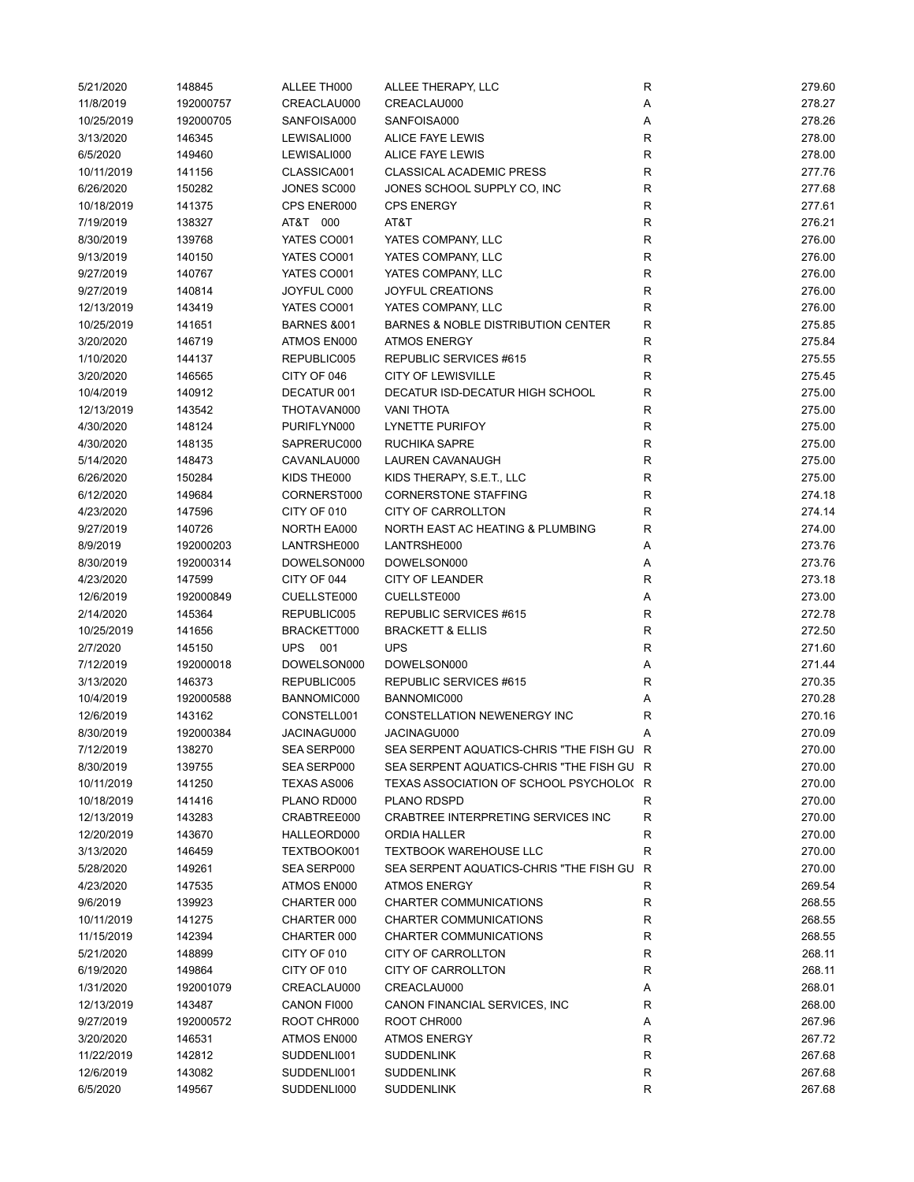| | | | | | |
|---|---|---|---|---|---|
| 5/21/2020 | 148845 | ALLEE TH000 | ALLEE THERAPY, LLC | R | 279.60 |
| 11/8/2019 | 192000757 | CREACLAU000 | CREACLAU000 | A | 278.27 |
| 10/25/2019 | 192000705 | SANFOISA000 | SANFOISA000 | A | 278.26 |
| 3/13/2020 | 146345 | LEWISALI000 | ALICE FAYE LEWIS | R | 278.00 |
| 6/5/2020 | 149460 | LEWISALI000 | ALICE FAYE LEWIS | R | 278.00 |
| 10/11/2019 | 141156 | CLASSICA001 | CLASSICAL ACADEMIC PRESS | R | 277.76 |
| 6/26/2020 | 150282 | JONES SC000 | JONES SCHOOL SUPPLY CO, INC | R | 277.68 |
| 10/18/2019 | 141375 | CPS ENER000 | CPS ENERGY | R | 277.61 |
| 7/19/2019 | 138327 | AT&T 000 | AT&T | R | 276.21 |
| 8/30/2019 | 139768 | YATES CO001 | YATES COMPANY, LLC | R | 276.00 |
| 9/13/2019 | 140150 | YATES CO001 | YATES COMPANY, LLC | R | 276.00 |
| 9/27/2019 | 140767 | YATES CO001 | YATES COMPANY, LLC | R | 276.00 |
| 9/27/2019 | 140814 | JOYFUL C000 | JOYFUL CREATIONS | R | 276.00 |
| 12/13/2019 | 143419 | YATES CO001 | YATES COMPANY, LLC | R | 276.00 |
| 10/25/2019 | 141651 | BARNES &001 | BARNES & NOBLE DISTRIBUTION CENTER | R | 275.85 |
| 3/20/2020 | 146719 | ATMOS EN000 | ATMOS ENERGY | R | 275.84 |
| 1/10/2020 | 144137 | REPUBLIC005 | REPUBLIC SERVICES #615 | R | 275.55 |
| 3/20/2020 | 146565 | CITY OF 046 | CITY OF LEWISVILLE | R | 275.45 |
| 10/4/2019 | 140912 | DECATUR 001 | DECATUR ISD-DECATUR HIGH SCHOOL | R | 275.00 |
| 12/13/2019 | 143542 | THOTAVAN000 | VANI THOTA | R | 275.00 |
| 4/30/2020 | 148124 | PURIFLYN000 | LYNETTE PURIFOY | R | 275.00 |
| 4/30/2020 | 148135 | SAPRERUC000 | RUCHIKA SAPRE | R | 275.00 |
| 5/14/2020 | 148473 | CAVANLAU000 | LAUREN CAVANAUGH | R | 275.00 |
| 6/26/2020 | 150284 | KIDS THE000 | KIDS THERAPY, S.E.T., LLC | R | 275.00 |
| 6/12/2020 | 149684 | CORNERST000 | CORNERSTONE STAFFING | R | 274.18 |
| 4/23/2020 | 147596 | CITY OF 010 | CITY OF CARROLLTON | R | 274.14 |
| 9/27/2019 | 140726 | NORTH EA000 | NORTH EAST AC HEATING & PLUMBING | R | 274.00 |
| 8/9/2019 | 192000203 | LANTRSHE000 | LANTRSHE000 | A | 273.76 |
| 8/30/2019 | 192000314 | DOWELSON000 | DOWELSON000 | A | 273.76 |
| 4/23/2020 | 147599 | CITY OF 044 | CITY OF LEANDER | R | 273.18 |
| 12/6/2019 | 192000849 | CUELLSTE000 | CUELLSTE000 | A | 273.00 |
| 2/14/2020 | 145364 | REPUBLIC005 | REPUBLIC SERVICES #615 | R | 272.78 |
| 10/25/2019 | 141656 | BRACKETT000 | BRACKETT & ELLIS | R | 272.50 |
| 2/7/2020 | 145150 | UPS 001 | UPS | R | 271.60 |
| 7/12/2019 | 192000018 | DOWELSON000 | DOWELSON000 | A | 271.44 |
| 3/13/2020 | 146373 | REPUBLIC005 | REPUBLIC SERVICES #615 | R | 270.35 |
| 10/4/2019 | 192000588 | BANNOMIC000 | BANNOMIC000 | A | 270.28 |
| 12/6/2019 | 143162 | CONSTELL001 | CONSTELLATION NEWENERGY INC | R | 270.16 |
| 8/30/2019 | 192000384 | JACINAGU000 | JACINAGU000 | A | 270.09 |
| 7/12/2019 | 138270 | SEA SERP000 | SEA SERPENT AQUATICS-CHRIS "THE FISH GU | R | 270.00 |
| 8/30/2019 | 139755 | SEA SERP000 | SEA SERPENT AQUATICS-CHRIS "THE FISH GU | R | 270.00 |
| 10/11/2019 | 141250 | TEXAS AS006 | TEXAS ASSOCIATION OF SCHOOL PSYCHOLO( | R | 270.00 |
| 10/18/2019 | 141416 | PLANO RD000 | PLANO RDSPD | R | 270.00 |
| 12/13/2019 | 143283 | CRABTREE000 | CRABTREE INTERPRETING SERVICES INC | R | 270.00 |
| 12/20/2019 | 143670 | HALLEORD000 | ORDIA HALLER | R | 270.00 |
| 3/13/2020 | 146459 | TEXTBOOK001 | TEXTBOOK WAREHOUSE LLC | R | 270.00 |
| 5/28/2020 | 149261 | SEA SERP000 | SEA SERPENT AQUATICS-CHRIS "THE FISH GU | R | 270.00 |
| 4/23/2020 | 147535 | ATMOS EN000 | ATMOS ENERGY | R | 269.54 |
| 9/6/2019 | 139923 | CHARTER 000 | CHARTER COMMUNICATIONS | R | 268.55 |
| 10/11/2019 | 141275 | CHARTER 000 | CHARTER COMMUNICATIONS | R | 268.55 |
| 11/15/2019 | 142394 | CHARTER 000 | CHARTER COMMUNICATIONS | R | 268.55 |
| 5/21/2020 | 148899 | CITY OF 010 | CITY OF CARROLLTON | R | 268.11 |
| 6/19/2020 | 149864 | CITY OF 010 | CITY OF CARROLLTON | R | 268.11 |
| 1/31/2020 | 192001079 | CREACLAU000 | CREACLAU000 | A | 268.01 |
| 12/13/2019 | 143487 | CANON FI000 | CANON FINANCIAL SERVICES, INC | R | 268.00 |
| 9/27/2019 | 192000572 | ROOT CHR000 | ROOT CHR000 | A | 267.96 |
| 3/20/2020 | 146531 | ATMOS EN000 | ATMOS ENERGY | R | 267.72 |
| 11/22/2019 | 142812 | SUDDENLI001 | SUDDENLINK | R | 267.68 |
| 12/6/2019 | 143082 | SUDDENLI001 | SUDDENLINK | R | 267.68 |
| 6/5/2020 | 149567 | SUDDENLI000 | SUDDENLINK | R | 267.68 |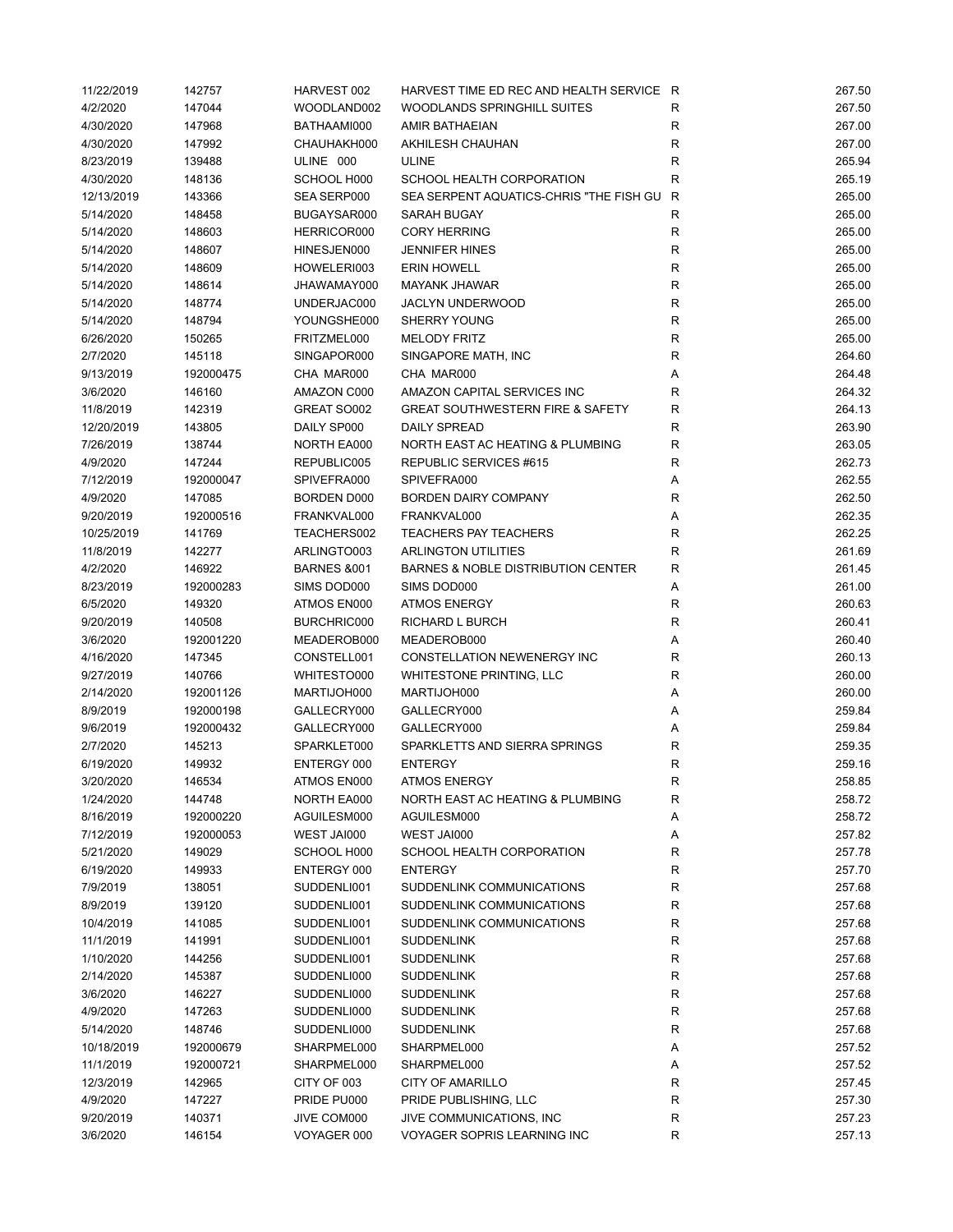| | | | | | |
|---|---|---|---|---|---|
| 11/22/2019 | 142757 | HARVEST 002 | HARVEST TIME ED REC AND HEALTH SERVICE | R | 267.50 |
| 4/2/2020 | 147044 | WOODLAND002 | WOODLANDS SPRINGHILL SUITES | R | 267.50 |
| 4/30/2020 | 147968 | BATHAAMI000 | AMIR BATHAEIAN | R | 267.00 |
| 4/30/2020 | 147992 | CHAUHAKH000 | AKHILESH CHAUHAN | R | 267.00 |
| 8/23/2019 | 139488 | ULINE 000 | ULINE | R | 265.94 |
| 4/30/2020 | 148136 | SCHOOL H000 | SCHOOL HEALTH CORPORATION | R | 265.19 |
| 12/13/2019 | 143366 | SEA SERP000 | SEA SERPENT AQUATICS-CHRIS "THE FISH GU | R | 265.00 |
| 5/14/2020 | 148458 | BUGAYSAR000 | SARAH BUGAY | R | 265.00 |
| 5/14/2020 | 148603 | HERRICOR000 | CORY HERRING | R | 265.00 |
| 5/14/2020 | 148607 | HINESJEN000 | JENNIFER HINES | R | 265.00 |
| 5/14/2020 | 148609 | HOWELERI003 | ERIN HOWELL | R | 265.00 |
| 5/14/2020 | 148614 | JHAWAMAY000 | MAYANK JHAWAR | R | 265.00 |
| 5/14/2020 | 148774 | UNDERJAC000 | JACLYN UNDERWOOD | R | 265.00 |
| 5/14/2020 | 148794 | YOUNGSHE000 | SHERRY YOUNG | R | 265.00 |
| 6/26/2020 | 150265 | FRITZMEL000 | MELODY FRITZ | R | 265.00 |
| 2/7/2020 | 145118 | SINGAPOR000 | SINGAPORE MATH, INC | R | 264.60 |
| 9/13/2019 | 192000475 | CHA MAR000 | CHA MAR000 | A | 264.48 |
| 3/6/2020 | 146160 | AMAZON C000 | AMAZON CAPITAL SERVICES INC | R | 264.32 |
| 11/8/2019 | 142319 | GREAT SO002 | GREAT SOUTHWESTERN FIRE & SAFETY | R | 264.13 |
| 12/20/2019 | 143805 | DAILY SP000 | DAILY SPREAD | R | 263.90 |
| 7/26/2019 | 138744 | NORTH EA000 | NORTH EAST AC HEATING & PLUMBING | R | 263.05 |
| 4/9/2020 | 147244 | REPUBLIC005 | REPUBLIC SERVICES #615 | R | 262.73 |
| 7/12/2019 | 192000047 | SPIVEFRA000 | SPIVEFRA000 | A | 262.55 |
| 4/9/2020 | 147085 | BORDEN D000 | BORDEN DAIRY COMPANY | R | 262.50 |
| 9/20/2019 | 192000516 | FRANKVAL000 | FRANKVAL000 | A | 262.35 |
| 10/25/2019 | 141769 | TEACHERS002 | TEACHERS PAY TEACHERS | R | 262.25 |
| 11/8/2019 | 142277 | ARLINGTO003 | ARLINGTON UTILITIES | R | 261.69 |
| 4/2/2020 | 146922 | BARNES &001 | BARNES & NOBLE DISTRIBUTION CENTER | R | 261.45 |
| 8/23/2019 | 192000283 | SIMS DOD000 | SIMS DOD000 | A | 261.00 |
| 6/5/2020 | 149320 | ATMOS EN000 | ATMOS ENERGY | R | 260.63 |
| 9/20/2019 | 140508 | BURCHRIC000 | RICHARD L BURCH | R | 260.41 |
| 3/6/2020 | 192001220 | MEADEROB000 | MEADEROB000 | A | 260.40 |
| 4/16/2020 | 147345 | CONSTELL001 | CONSTELLATION NEWENERGY INC | R | 260.13 |
| 9/27/2019 | 140766 | WHITESTO000 | WHITESTONE PRINTING, LLC | R | 260.00 |
| 2/14/2020 | 192001126 | MARTIJOH000 | MARTIJOH000 | A | 260.00 |
| 8/9/2019 | 192000198 | GALLECRY000 | GALLECRY000 | A | 259.84 |
| 9/6/2019 | 192000432 | GALLECRY000 | GALLECRY000 | A | 259.84 |
| 2/7/2020 | 145213 | SPARKLET000 | SPARKLETTS AND SIERRA SPRINGS | R | 259.35 |
| 6/19/2020 | 149932 | ENTERGY 000 | ENTERGY | R | 259.16 |
| 3/20/2020 | 146534 | ATMOS EN000 | ATMOS ENERGY | R | 258.85 |
| 1/24/2020 | 144748 | NORTH EA000 | NORTH EAST AC HEATING & PLUMBING | R | 258.72 |
| 8/16/2019 | 192000220 | AGUILESM000 | AGUILESM000 | A | 258.72 |
| 7/12/2019 | 192000053 | WEST JAI000 | WEST JAI000 | A | 257.82 |
| 5/21/2020 | 149029 | SCHOOL H000 | SCHOOL HEALTH CORPORATION | R | 257.78 |
| 6/19/2020 | 149933 | ENTERGY 000 | ENTERGY | R | 257.70 |
| 7/9/2019 | 138051 | SUDDENLI001 | SUDDENLINK COMMUNICATIONS | R | 257.68 |
| 8/9/2019 | 139120 | SUDDENLI001 | SUDDENLINK COMMUNICATIONS | R | 257.68 |
| 10/4/2019 | 141085 | SUDDENLI001 | SUDDENLINK COMMUNICATIONS | R | 257.68 |
| 11/1/2019 | 141991 | SUDDENLI001 | SUDDENLINK | R | 257.68 |
| 1/10/2020 | 144256 | SUDDENLI001 | SUDDENLINK | R | 257.68 |
| 2/14/2020 | 145387 | SUDDENLI000 | SUDDENLINK | R | 257.68 |
| 3/6/2020 | 146227 | SUDDENLI000 | SUDDENLINK | R | 257.68 |
| 4/9/2020 | 147263 | SUDDENLI000 | SUDDENLINK | R | 257.68 |
| 5/14/2020 | 148746 | SUDDENLI000 | SUDDENLINK | R | 257.68 |
| 10/18/2019 | 192000679 | SHARPMEL000 | SHARPMEL000 | A | 257.52 |
| 11/1/2019 | 192000721 | SHARPMEL000 | SHARPMEL000 | A | 257.52 |
| 12/3/2019 | 142965 | CITY OF 003 | CITY OF AMARILLO | R | 257.45 |
| 4/9/2020 | 147227 | PRIDE PU000 | PRIDE PUBLISHING, LLC | R | 257.30 |
| 9/20/2019 | 140371 | JIVE COM000 | JIVE COMMUNICATIONS, INC | R | 257.23 |
| 3/6/2020 | 146154 | VOYAGER 000 | VOYAGER SOPRIS LEARNING INC | R | 257.13 |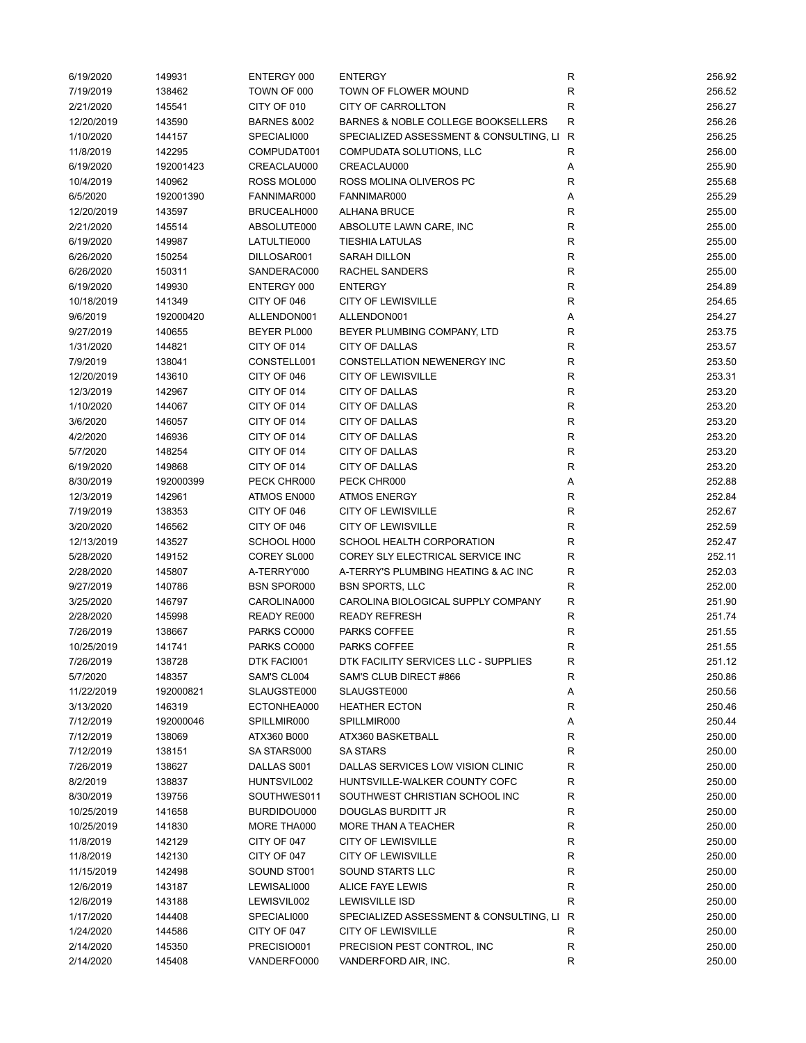| | | | | | |
|---|---|---|---|---|---|
| 6/19/2020 | 149931 | ENTERGY 000 | ENTERGY | R | 256.92 |
| 7/19/2019 | 138462 | TOWN OF 000 | TOWN OF FLOWER MOUND | R | 256.52 |
| 2/21/2020 | 145541 | CITY OF 010 | CITY OF CARROLLTON | R | 256.27 |
| 12/20/2019 | 143590 | BARNES &002 | BARNES & NOBLE COLLEGE BOOKSELLERS | R | 256.26 |
| 1/10/2020 | 144157 | SPECIALI000 | SPECIALIZED ASSESSMENT & CONSULTING, LI | R | 256.25 |
| 11/8/2019 | 142295 | COMPUDAT001 | COMPUDATA SOLUTIONS, LLC | R | 256.00 |
| 6/19/2020 | 192001423 | CREACLAU000 | CREACLAU000 | A | 255.90 |
| 10/4/2019 | 140962 | ROSS MOL000 | ROSS MOLINA OLIVEROS PC | R | 255.68 |
| 6/5/2020 | 192001390 | FANNIMAR000 | FANNIMAR000 | A | 255.29 |
| 12/20/2019 | 143597 | BRUCEALH000 | ALHANA BRUCE | R | 255.00 |
| 2/21/2020 | 145514 | ABSOLUTE000 | ABSOLUTE LAWN CARE, INC | R | 255.00 |
| 6/19/2020 | 149987 | LATULTIE000 | TIESHIA LATULAS | R | 255.00 |
| 6/26/2020 | 150254 | DILLOSAR001 | SARAH DILLON | R | 255.00 |
| 6/26/2020 | 150311 | SANDERAC000 | RACHEL SANDERS | R | 255.00 |
| 6/19/2020 | 149930 | ENTERGY 000 | ENTERGY | R | 254.89 |
| 10/18/2019 | 141349 | CITY OF 046 | CITY OF LEWISVILLE | R | 254.65 |
| 9/6/2019 | 192000420 | ALLENDON001 | ALLENDON001 | A | 254.27 |
| 9/27/2019 | 140655 | BEYER PL000 | BEYER PLUMBING COMPANY, LTD | R | 253.75 |
| 1/31/2020 | 144821 | CITY OF 014 | CITY OF DALLAS | R | 253.57 |
| 7/9/2019 | 138041 | CONSTELL001 | CONSTELLATION NEWENERGY INC | R | 253.50 |
| 12/20/2019 | 143610 | CITY OF 046 | CITY OF LEWISVILLE | R | 253.31 |
| 12/3/2019 | 142967 | CITY OF 014 | CITY OF DALLAS | R | 253.20 |
| 1/10/2020 | 144067 | CITY OF 014 | CITY OF DALLAS | R | 253.20 |
| 3/6/2020 | 146057 | CITY OF 014 | CITY OF DALLAS | R | 253.20 |
| 4/2/2020 | 146936 | CITY OF 014 | CITY OF DALLAS | R | 253.20 |
| 5/7/2020 | 148254 | CITY OF 014 | CITY OF DALLAS | R | 253.20 |
| 6/19/2020 | 149868 | CITY OF 014 | CITY OF DALLAS | R | 253.20 |
| 8/30/2019 | 192000399 | PECK CHR000 | PECK CHR000 | A | 252.88 |
| 12/3/2019 | 142961 | ATMOS EN000 | ATMOS ENERGY | R | 252.84 |
| 7/19/2019 | 138353 | CITY OF 046 | CITY OF LEWISVILLE | R | 252.67 |
| 3/20/2020 | 146562 | CITY OF 046 | CITY OF LEWISVILLE | R | 252.59 |
| 12/13/2019 | 143527 | SCHOOL H000 | SCHOOL HEALTH CORPORATION | R | 252.47 |
| 5/28/2020 | 149152 | COREY SL000 | COREY SLY ELECTRICAL SERVICE INC | R | 252.11 |
| 2/28/2020 | 145807 | A-TERRY'000 | A-TERRY'S PLUMBING HEATING & AC INC | R | 252.03 |
| 9/27/2019 | 140786 | BSN SPOR000 | BSN SPORTS, LLC | R | 252.00 |
| 3/25/2020 | 146797 | CAROLINA000 | CAROLINA BIOLOGICAL SUPPLY COMPANY | R | 251.90 |
| 2/28/2020 | 145998 | READY RE000 | READY REFRESH | R | 251.74 |
| 7/26/2019 | 138667 | PARKS CO000 | PARKS COFFEE | R | 251.55 |
| 10/25/2019 | 141741 | PARKS CO000 | PARKS COFFEE | R | 251.55 |
| 7/26/2019 | 138728 | DTK FACI001 | DTK FACILITY SERVICES LLC - SUPPLIES | R | 251.12 |
| 5/7/2020 | 148357 | SAM'S CL004 | SAM'S CLUB DIRECT #866 | R | 250.86 |
| 11/22/2019 | 192000821 | SLAUGSTE000 | SLAUGSTE000 | A | 250.56 |
| 3/13/2020 | 146319 | ECTONHEA000 | HEATHER ECTON | R | 250.46 |
| 7/12/2019 | 192000046 | SPILLMIR000 | SPILLMIR000 | A | 250.44 |
| 7/12/2019 | 138069 | ATX360 B000 | ATX360 BASKETBALL | R | 250.00 |
| 7/12/2019 | 138151 | SA STARS000 | SA STARS | R | 250.00 |
| 7/26/2019 | 138627 | DALLAS S001 | DALLAS SERVICES LOW VISION CLINIC | R | 250.00 |
| 8/2/2019 | 138837 | HUNTSVIL002 | HUNTSVILLE-WALKER COUNTY COFC | R | 250.00 |
| 8/30/2019 | 139756 | SOUTHWES011 | SOUTHWEST CHRISTIAN SCHOOL INC | R | 250.00 |
| 10/25/2019 | 141658 | BURDIDOU000 | DOUGLAS BURDITT JR | R | 250.00 |
| 10/25/2019 | 141830 | MORE THA000 | MORE THAN A TEACHER | R | 250.00 |
| 11/8/2019 | 142129 | CITY OF 047 | CITY OF LEWISVILLE | R | 250.00 |
| 11/8/2019 | 142130 | CITY OF 047 | CITY OF LEWISVILLE | R | 250.00 |
| 11/15/2019 | 142498 | SOUND ST001 | SOUND STARTS LLC | R | 250.00 |
| 12/6/2019 | 143187 | LEWISALI000 | ALICE FAYE LEWIS | R | 250.00 |
| 12/6/2019 | 143188 | LEWISVIL002 | LEWISVILLE ISD | R | 250.00 |
| 1/17/2020 | 144408 | SPECIALI000 | SPECIALIZED ASSESSMENT & CONSULTING, LI | R | 250.00 |
| 1/24/2020 | 144586 | CITY OF 047 | CITY OF LEWISVILLE | R | 250.00 |
| 2/14/2020 | 145350 | PRECISIO001 | PRECISION PEST CONTROL, INC | R | 250.00 |
| 2/14/2020 | 145408 | VANDERFO000 | VANDERFORD AIR, INC. | R | 250.00 |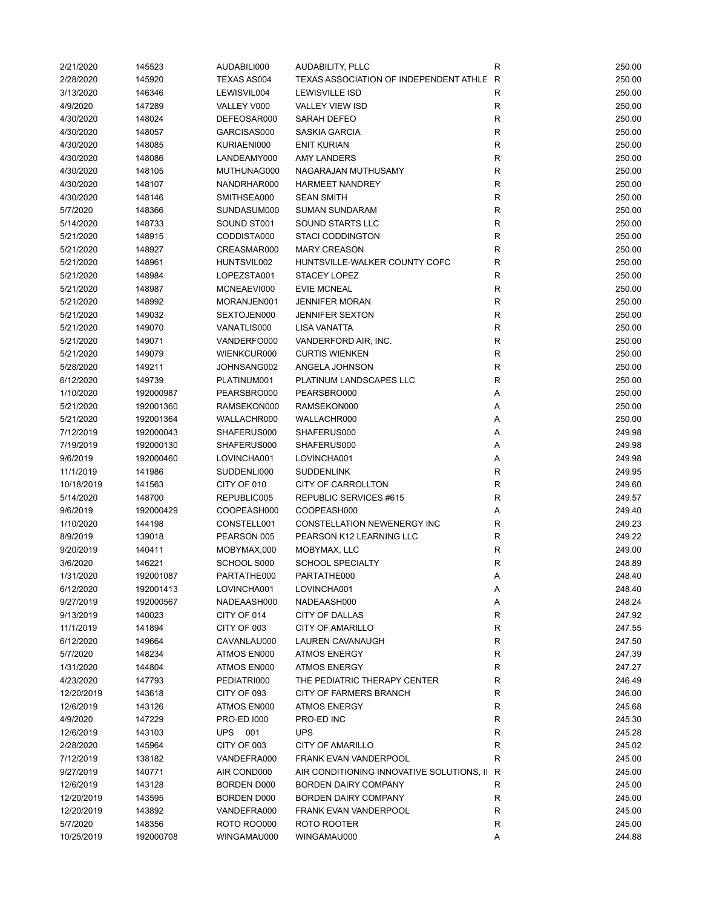| | | | | | |
|---|---|---|---|---|---|
| 2/21/2020 | 145523 | AUDABILI000 | AUDABILITY, PLLC | R | 250.00 |
| 2/28/2020 | 145920 | TEXAS AS004 | TEXAS ASSOCIATION OF INDEPENDENT ATHLE | R | 250.00 |
| 3/13/2020 | 146346 | LEWISVIL004 | LEWISVILLE ISD | R | 250.00 |
| 4/9/2020 | 147289 | VALLEY V000 | VALLEY VIEW ISD | R | 250.00 |
| 4/30/2020 | 148024 | DEFEOSAR000 | SARAH DEFEO | R | 250.00 |
| 4/30/2020 | 148057 | GARCISAS000 | SASKIA GARCIA | R | 250.00 |
| 4/30/2020 | 148085 | KURIAENI000 | ENIT KURIAN | R | 250.00 |
| 4/30/2020 | 148086 | LANDEAMY000 | AMY LANDERS | R | 250.00 |
| 4/30/2020 | 148105 | MUTHUNAG000 | NAGARAJAN MUTHUSAMY | R | 250.00 |
| 4/30/2020 | 148107 | NANDRHAR000 | HARMEET NANDREY | R | 250.00 |
| 4/30/2020 | 148146 | SMITHSEA000 | SEAN SMITH | R | 250.00 |
| 5/7/2020 | 148366 | SUNDASUM000 | SUMAN SUNDARAM | R | 250.00 |
| 5/14/2020 | 148733 | SOUND ST001 | SOUND STARTS LLC | R | 250.00 |
| 5/21/2020 | 148915 | CODDISTA000 | STACI CODDINGTON | R | 250.00 |
| 5/21/2020 | 148927 | CREASMAR000 | MARY CREASON | R | 250.00 |
| 5/21/2020 | 148961 | HUNTSVIL002 | HUNTSVILLE-WALKER COUNTY COFC | R | 250.00 |
| 5/21/2020 | 148984 | LOPEZSTA001 | STACEY LOPEZ | R | 250.00 |
| 5/21/2020 | 148987 | MCNEAEVI000 | EVIE MCNEAL | R | 250.00 |
| 5/21/2020 | 148992 | MORANJEN001 | JENNIFER MORAN | R | 250.00 |
| 5/21/2020 | 149032 | SEXTOJEN000 | JENNIFER SEXTON | R | 250.00 |
| 5/21/2020 | 149070 | VANATLIS000 | LISA VANATTA | R | 250.00 |
| 5/21/2020 | 149071 | VANDERFO000 | VANDERFORD AIR, INC. | R | 250.00 |
| 5/21/2020 | 149079 | WIENKCUR000 | CURTIS WIENKEN | R | 250.00 |
| 5/28/2020 | 149211 | JOHNSANG002 | ANGELA JOHNSON | R | 250.00 |
| 6/12/2020 | 149739 | PLATINUM001 | PLATINUM LANDSCAPES LLC | R | 250.00 |
| 1/10/2020 | 192000987 | PEARSBRO000 | PEARSBRO000 | A | 250.00 |
| 5/21/2020 | 192001360 | RAMSEKON000 | RAMSEKON000 | A | 250.00 |
| 5/21/2020 | 192001364 | WALLACHR000 | WALLACHR000 | A | 250.00 |
| 7/12/2019 | 192000043 | SHAFERUS000 | SHAFERUS000 | A | 249.98 |
| 7/19/2019 | 192000130 | SHAFERUS000 | SHAFERUS000 | A | 249.98 |
| 9/6/2019 | 192000460 | LOVINCHA001 | LOVINCHA001 | A | 249.98 |
| 11/1/2019 | 141986 | SUDDENLI000 | SUDDENLINK | R | 249.95 |
| 10/18/2019 | 141563 | CITY OF 010 | CITY OF CARROLLTON | R | 249.60 |
| 5/14/2020 | 148700 | REPUBLIC005 | REPUBLIC SERVICES #615 | R | 249.57 |
| 9/6/2019 | 192000429 | COOPEASH000 | COOPEASH000 | A | 249.40 |
| 1/10/2020 | 144198 | CONSTELL001 | CONSTELLATION NEWENERGY INC | R | 249.23 |
| 8/9/2019 | 139018 | PEARSON 005 | PEARSON K12 LEARNING LLC | R | 249.22 |
| 9/20/2019 | 140411 | MOBYMAX,000 | MOBYMAX, LLC | R | 249.00 |
| 3/6/2020 | 146221 | SCHOOL S000 | SCHOOL SPECIALTY | R | 248.89 |
| 1/31/2020 | 192001087 | PARTATHE000 | PARTATHE000 | A | 248.40 |
| 6/12/2020 | 192001413 | LOVINCHA001 | LOVINCHA001 | A | 248.40 |
| 9/27/2019 | 192000567 | NADEAASH000 | NADEAASH000 | A | 248.24 |
| 9/13/2019 | 140023 | CITY OF 014 | CITY OF DALLAS | R | 247.92 |
| 11/1/2019 | 141894 | CITY OF 003 | CITY OF AMARILLO | R | 247.55 |
| 6/12/2020 | 149664 | CAVANLAU000 | LAUREN CAVANAUGH | R | 247.50 |
| 5/7/2020 | 148234 | ATMOS EN000 | ATMOS ENERGY | R | 247.39 |
| 1/31/2020 | 144804 | ATMOS EN000 | ATMOS ENERGY | R | 247.27 |
| 4/23/2020 | 147793 | PEDIATRI000 | THE PEDIATRIC THERAPY CENTER | R | 246.49 |
| 12/20/2019 | 143618 | CITY OF 093 | CITY OF FARMERS BRANCH | R | 246.00 |
| 12/6/2019 | 143126 | ATMOS EN000 | ATMOS ENERGY | R | 245.68 |
| 4/9/2020 | 147229 | PRO-ED I000 | PRO-ED INC | R | 245.30 |
| 12/6/2019 | 143103 | UPS 001 | UPS | R | 245.28 |
| 2/28/2020 | 145964 | CITY OF 003 | CITY OF AMARILLO | R | 245.02 |
| 7/12/2019 | 138182 | VANDEFRA000 | FRANK EVAN VANDERPOOL | R | 245.00 |
| 9/27/2019 | 140771 | AIR COND000 | AIR CONDITIONING INNOVATIVE SOLUTIONS, I | R | 245.00 |
| 12/6/2019 | 143128 | BORDEN D000 | BORDEN DAIRY COMPANY | R | 245.00 |
| 12/20/2019 | 143595 | BORDEN D000 | BORDEN DAIRY COMPANY | R | 245.00 |
| 12/20/2019 | 143892 | VANDEFRA000 | FRANK EVAN VANDERPOOL | R | 245.00 |
| 5/7/2020 | 148356 | ROTO ROO000 | ROTO ROOTER | R | 245.00 |
| 10/25/2019 | 192000708 | WINGAMAU000 | WINGAMAU000 | A | 244.88 |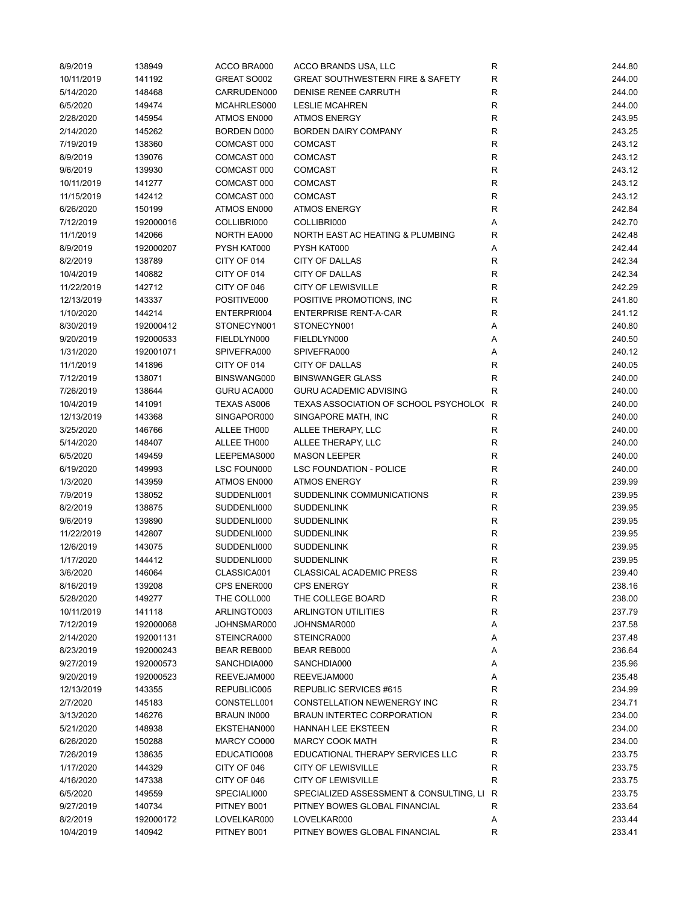| | | | | | |
|---|---|---|---|---|---|
| 8/9/2019 | 138949 | ACCO BRA000 | ACCO BRANDS USA, LLC | R | 244.80 |
| 10/11/2019 | 141192 | GREAT SO002 | GREAT SOUTHWESTERN FIRE & SAFETY | R | 244.00 |
| 5/14/2020 | 148468 | CARRUDEN000 | DENISE RENEE CARRUTH | R | 244.00 |
| 6/5/2020 | 149474 | MCAHRLES000 | LESLIE MCAHREN | R | 244.00 |
| 2/28/2020 | 145954 | ATMOS EN000 | ATMOS ENERGY | R | 243.95 |
| 2/14/2020 | 145262 | BORDEN D000 | BORDEN DAIRY COMPANY | R | 243.25 |
| 7/19/2019 | 138360 | COMCAST 000 | COMCAST | R | 243.12 |
| 8/9/2019 | 139076 | COMCAST 000 | COMCAST | R | 243.12 |
| 9/6/2019 | 139930 | COMCAST 000 | COMCAST | R | 243.12 |
| 10/11/2019 | 141277 | COMCAST 000 | COMCAST | R | 243.12 |
| 11/15/2019 | 142412 | COMCAST 000 | COMCAST | R | 243.12 |
| 6/26/2020 | 150199 | ATMOS EN000 | ATMOS ENERGY | R | 242.84 |
| 7/12/2019 | 192000016 | COLLIBRI000 | COLLIBRI000 | A | 242.70 |
| 11/1/2019 | 142066 | NORTH EA000 | NORTH EAST AC HEATING & PLUMBING | R | 242.48 |
| 8/9/2019 | 192000207 | PYSH KAT000 | PYSH KAT000 | A | 242.44 |
| 8/2/2019 | 138789 | CITY OF 014 | CITY OF DALLAS | R | 242.34 |
| 10/4/2019 | 140882 | CITY OF 014 | CITY OF DALLAS | R | 242.34 |
| 11/22/2019 | 142712 | CITY OF 046 | CITY OF LEWISVILLE | R | 242.29 |
| 12/13/2019 | 143337 | POSITIVE000 | POSITIVE PROMOTIONS, INC | R | 241.80 |
| 1/10/2020 | 144214 | ENTERPRI004 | ENTERPRISE RENT-A-CAR | R | 241.12 |
| 8/30/2019 | 192000412 | STONECYN001 | STONECYN001 | A | 240.80 |
| 9/20/2019 | 192000533 | FIELDLYN000 | FIELDLYN000 | A | 240.50 |
| 1/31/2020 | 192001071 | SPIVEFRA000 | SPIVEFRA000 | A | 240.12 |
| 11/1/2019 | 141896 | CITY OF 014 | CITY OF DALLAS | R | 240.05 |
| 7/12/2019 | 138071 | BINSWANG000 | BINSWANGER GLASS | R | 240.00 |
| 7/26/2019 | 138644 | GURU ACA000 | GURU ACADEMIC ADVISING | R | 240.00 |
| 10/4/2019 | 141091 | TEXAS AS006 | TEXAS ASSOCIATION OF SCHOOL PSYCHOLO( | R | 240.00 |
| 12/13/2019 | 143368 | SINGAPOR000 | SINGAPORE MATH, INC | R | 240.00 |
| 3/25/2020 | 146766 | ALLEE TH000 | ALLEE THERAPY, LLC | R | 240.00 |
| 5/14/2020 | 148407 | ALLEE TH000 | ALLEE THERAPY, LLC | R | 240.00 |
| 6/5/2020 | 149459 | LEEPEMAS000 | MASON LEEPER | R | 240.00 |
| 6/19/2020 | 149993 | LSC FOUN000 | LSC FOUNDATION - POLICE | R | 240.00 |
| 1/3/2020 | 143959 | ATMOS EN000 | ATMOS ENERGY | R | 239.99 |
| 7/9/2019 | 138052 | SUDDENLI001 | SUDDENLINK COMMUNICATIONS | R | 239.95 |
| 8/2/2019 | 138875 | SUDDENLI000 | SUDDENLINK | R | 239.95 |
| 9/6/2019 | 139890 | SUDDENLI000 | SUDDENLINK | R | 239.95 |
| 11/22/2019 | 142807 | SUDDENLI000 | SUDDENLINK | R | 239.95 |
| 12/6/2019 | 143075 | SUDDENLI000 | SUDDENLINK | R | 239.95 |
| 1/17/2020 | 144412 | SUDDENLI000 | SUDDENLINK | R | 239.95 |
| 3/6/2020 | 146064 | CLASSICA001 | CLASSICAL ACADEMIC PRESS | R | 239.40 |
| 8/16/2019 | 139208 | CPS ENER000 | CPS ENERGY | R | 238.16 |
| 5/28/2020 | 149277 | THE COLL000 | THE COLLEGE BOARD | R | 238.00 |
| 10/11/2019 | 141118 | ARLINGTO003 | ARLINGTON UTILITIES | R | 237.79 |
| 7/12/2019 | 192000068 | JOHNSMAR000 | JOHNSMAR000 | A | 237.58 |
| 2/14/2020 | 192001131 | STEINCRA000 | STEINCRA000 | A | 237.48 |
| 8/23/2019 | 192000243 | BEAR REB000 | BEAR REB000 | A | 236.64 |
| 9/27/2019 | 192000573 | SANCHDIA000 | SANCHDIA000 | A | 235.96 |
| 9/20/2019 | 192000523 | REEVEJAM000 | REEVEJAM000 | A | 235.48 |
| 12/13/2019 | 143355 | REPUBLIC005 | REPUBLIC SERVICES #615 | R | 234.99 |
| 2/7/2020 | 145183 | CONSTELL001 | CONSTELLATION NEWENERGY INC | R | 234.71 |
| 3/13/2020 | 146276 | BRAUN IN000 | BRAUN INTERTEC CORPORATION | R | 234.00 |
| 5/21/2020 | 148938 | EKSTEHAN000 | HANNAH LEE EKSTEEN | R | 234.00 |
| 6/26/2020 | 150288 | MARCY CO000 | MARCY COOK MATH | R | 234.00 |
| 7/26/2019 | 138635 | EDUCATIO008 | EDUCATIONAL THERAPY SERVICES LLC | R | 233.75 |
| 1/17/2020 | 144329 | CITY OF 046 | CITY OF LEWISVILLE | R | 233.75 |
| 4/16/2020 | 147338 | CITY OF 046 | CITY OF LEWISVILLE | R | 233.75 |
| 6/5/2020 | 149559 | SPECIALI000 | SPECIALIZED ASSESSMENT & CONSULTING, LI | R | 233.75 |
| 9/27/2019 | 140734 | PITNEY B001 | PITNEY BOWES GLOBAL FINANCIAL | R | 233.64 |
| 8/2/2019 | 192000172 | LOVELKAR000 | LOVELKAR000 | A | 233.44 |
| 10/4/2019 | 140942 | PITNEY B001 | PITNEY BOWES GLOBAL FINANCIAL | R | 233.41 |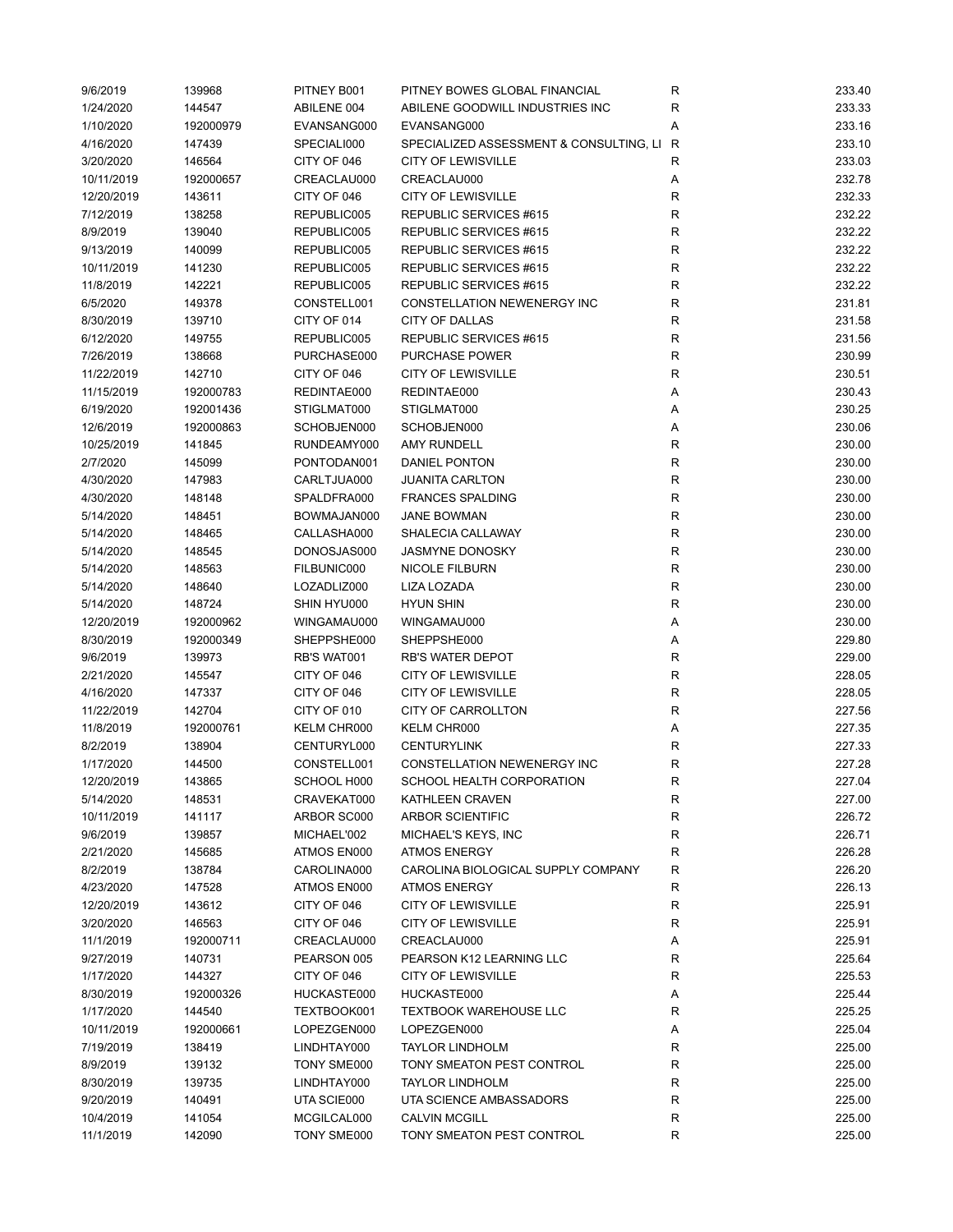| | | | | | |
|---|---|---|---|---|---|
| 9/6/2019 | 139968 | PITNEY B001 | PITNEY BOWES GLOBAL FINANCIAL | R | 233.40 |
| 1/24/2020 | 144547 | ABILENE 004 | ABILENE GOODWILL INDUSTRIES INC | R | 233.33 |
| 1/10/2020 | 192000979 | EVANSANG000 | EVANSANG000 | A | 233.16 |
| 4/16/2020 | 147439 | SPECIALI000 | SPECIALIZED ASSESSMENT & CONSULTING, LI | R | 233.10 |
| 3/20/2020 | 146564 | CITY OF 046 | CITY OF LEWISVILLE | R | 233.03 |
| 10/11/2019 | 192000657 | CREACLAU000 | CREACLAU000 | A | 232.78 |
| 12/20/2019 | 143611 | CITY OF 046 | CITY OF LEWISVILLE | R | 232.33 |
| 7/12/2019 | 138258 | REPUBLIC005 | REPUBLIC SERVICES #615 | R | 232.22 |
| 8/9/2019 | 139040 | REPUBLIC005 | REPUBLIC SERVICES #615 | R | 232.22 |
| 9/13/2019 | 140099 | REPUBLIC005 | REPUBLIC SERVICES #615 | R | 232.22 |
| 10/11/2019 | 141230 | REPUBLIC005 | REPUBLIC SERVICES #615 | R | 232.22 |
| 11/8/2019 | 142221 | REPUBLIC005 | REPUBLIC SERVICES #615 | R | 232.22 |
| 6/5/2020 | 149378 | CONSTELL001 | CONSTELLATION NEWENERGY INC | R | 231.81 |
| 8/30/2019 | 139710 | CITY OF 014 | CITY OF DALLAS | R | 231.58 |
| 6/12/2020 | 149755 | REPUBLIC005 | REPUBLIC SERVICES #615 | R | 231.56 |
| 7/26/2019 | 138668 | PURCHASE000 | PURCHASE POWER | R | 230.99 |
| 11/22/2019 | 142710 | CITY OF 046 | CITY OF LEWISVILLE | R | 230.51 |
| 11/15/2019 | 192000783 | REDINTAE000 | REDINTAE000 | A | 230.43 |
| 6/19/2020 | 192001436 | STIGLMAT000 | STIGLMAT000 | A | 230.25 |
| 12/6/2019 | 192000863 | SCHOBJEN000 | SCHOBJEN000 | A | 230.06 |
| 10/25/2019 | 141845 | RUNDEAMY000 | AMY RUNDELL | R | 230.00 |
| 2/7/2020 | 145099 | PONTODAN001 | DANIEL PONTON | R | 230.00 |
| 4/30/2020 | 147983 | CARLTJUA000 | JUANITA CARLTON | R | 230.00 |
| 4/30/2020 | 148148 | SPALDFRA000 | FRANCES SPALDING | R | 230.00 |
| 5/14/2020 | 148451 | BOWMAJAN000 | JANE BOWMAN | R | 230.00 |
| 5/14/2020 | 148465 | CALLASHA000 | SHALECIA CALLAWAY | R | 230.00 |
| 5/14/2020 | 148545 | DONOSJAS000 | JASMYNE DONOSKY | R | 230.00 |
| 5/14/2020 | 148563 | FILBUNIC000 | NICOLE FILBURN | R | 230.00 |
| 5/14/2020 | 148640 | LOZADLIZ000 | LIZA LOZADA | R | 230.00 |
| 5/14/2020 | 148724 | SHIN HYU000 | HYUN SHIN | R | 230.00 |
| 12/20/2019 | 192000962 | WINGAMAU000 | WINGAMAU000 | A | 230.00 |
| 8/30/2019 | 192000349 | SHEPPSHE000 | SHEPPSHE000 | A | 229.80 |
| 9/6/2019 | 139973 | RB'S WAT001 | RB'S WATER DEPOT | R | 229.00 |
| 2/21/2020 | 145547 | CITY OF 046 | CITY OF LEWISVILLE | R | 228.05 |
| 4/16/2020 | 147337 | CITY OF 046 | CITY OF LEWISVILLE | R | 228.05 |
| 11/22/2019 | 142704 | CITY OF 010 | CITY OF CARROLLTON | R | 227.56 |
| 11/8/2019 | 192000761 | KELM CHR000 | KELM CHR000 | A | 227.35 |
| 8/2/2019 | 138904 | CENTURYL000 | CENTURYLINK | R | 227.33 |
| 1/17/2020 | 144500 | CONSTELL001 | CONSTELLATION NEWENERGY INC | R | 227.28 |
| 12/20/2019 | 143865 | SCHOOL H000 | SCHOOL HEALTH CORPORATION | R | 227.04 |
| 5/14/2020 | 148531 | CRAVEKAT000 | KATHLEEN CRAVEN | R | 227.00 |
| 10/11/2019 | 141117 | ARBOR SC000 | ARBOR SCIENTIFIC | R | 226.72 |
| 9/6/2019 | 139857 | MICHAEL'002 | MICHAEL'S KEYS, INC | R | 226.71 |
| 2/21/2020 | 145685 | ATMOS EN000 | ATMOS ENERGY | R | 226.28 |
| 8/2/2019 | 138784 | CAROLINA000 | CAROLINA BIOLOGICAL SUPPLY COMPANY | R | 226.20 |
| 4/23/2020 | 147528 | ATMOS EN000 | ATMOS ENERGY | R | 226.13 |
| 12/20/2019 | 143612 | CITY OF 046 | CITY OF LEWISVILLE | R | 225.91 |
| 3/20/2020 | 146563 | CITY OF 046 | CITY OF LEWISVILLE | R | 225.91 |
| 11/1/2019 | 192000711 | CREACLAU000 | CREACLAU000 | A | 225.91 |
| 9/27/2019 | 140731 | PEARSON 005 | PEARSON K12 LEARNING LLC | R | 225.64 |
| 1/17/2020 | 144327 | CITY OF 046 | CITY OF LEWISVILLE | R | 225.53 |
| 8/30/2019 | 192000326 | HUCKASTE000 | HUCKASTE000 | A | 225.44 |
| 1/17/2020 | 144540 | TEXTBOOK001 | TEXTBOOK WAREHOUSE LLC | R | 225.25 |
| 10/11/2019 | 192000661 | LOPEZGEN000 | LOPEZGEN000 | A | 225.04 |
| 7/19/2019 | 138419 | LINDHTAY000 | TAYLOR LINDHOLM | R | 225.00 |
| 8/9/2019 | 139132 | TONY SME000 | TONY SMEATON PEST CONTROL | R | 225.00 |
| 8/30/2019 | 139735 | LINDHTAY000 | TAYLOR LINDHOLM | R | 225.00 |
| 9/20/2019 | 140491 | UTA SCIE000 | UTA SCIENCE AMBASSADORS | R | 225.00 |
| 10/4/2019 | 141054 | MCGILCAL000 | CALVIN MCGILL | R | 225.00 |
| 11/1/2019 | 142090 | TONY SME000 | TONY SMEATON PEST CONTROL | R | 225.00 |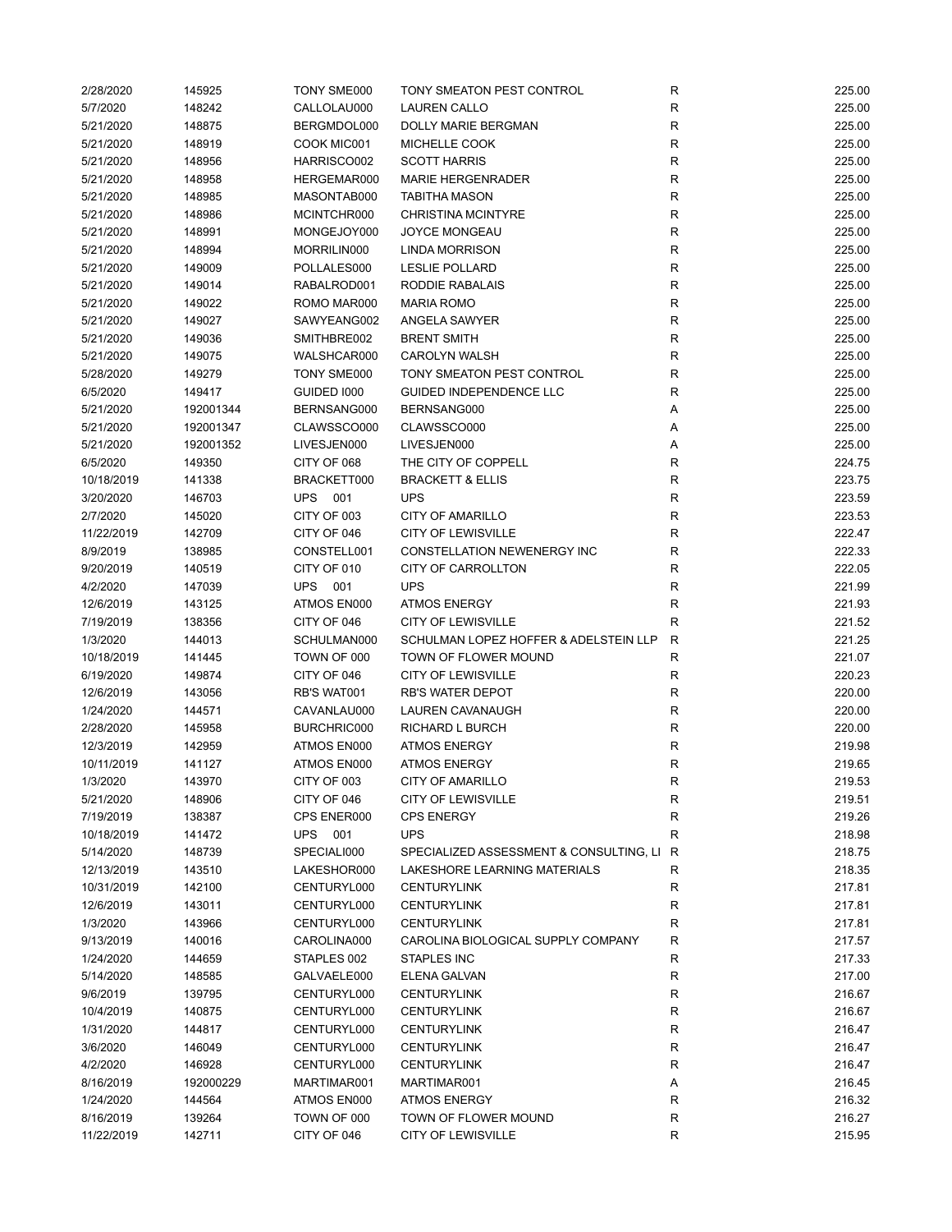| | | | | | |
|---|---|---|---|---|---|
| 2/28/2020 | 145925 | TONY SME000 | TONY SMEATON PEST CONTROL | R | 225.00 |
| 5/7/2020 | 148242 | CALLOLAU000 | LAUREN CALLO | R | 225.00 |
| 5/21/2020 | 148875 | BERGMDOL000 | DOLLY MARIE BERGMAN | R | 225.00 |
| 5/21/2020 | 148919 | COOK MIC001 | MICHELLE COOK | R | 225.00 |
| 5/21/2020 | 148956 | HARRISCO002 | SCOTT HARRIS | R | 225.00 |
| 5/21/2020 | 148958 | HERGEMAR000 | MARIE HERGENRADER | R | 225.00 |
| 5/21/2020 | 148985 | MASONTAB000 | TABITHA MASON | R | 225.00 |
| 5/21/2020 | 148986 | MCINTCHR000 | CHRISTINA MCINTYRE | R | 225.00 |
| 5/21/2020 | 148991 | MONGEJOY000 | JOYCE MONGEAU | R | 225.00 |
| 5/21/2020 | 148994 | MORRILIN000 | LINDA MORRISON | R | 225.00 |
| 5/21/2020 | 149009 | POLLALES000 | LESLIE POLLARD | R | 225.00 |
| 5/21/2020 | 149014 | RABALROD001 | RODDIE RABALAIS | R | 225.00 |
| 5/21/2020 | 149022 | ROMO MAR000 | MARIA ROMO | R | 225.00 |
| 5/21/2020 | 149027 | SAWYEANG002 | ANGELA SAWYER | R | 225.00 |
| 5/21/2020 | 149036 | SMITHBRE002 | BRENT SMITH | R | 225.00 |
| 5/21/2020 | 149075 | WALSHCAR000 | CAROLYN WALSH | R | 225.00 |
| 5/28/2020 | 149279 | TONY SME000 | TONY SMEATON PEST CONTROL | R | 225.00 |
| 6/5/2020 | 149417 | GUIDED I000 | GUIDED INDEPENDENCE LLC | R | 225.00 |
| 5/21/2020 | 192001344 | BERNSANG000 | BERNSANG000 | A | 225.00 |
| 5/21/2020 | 192001347 | CLAWSSCO000 | CLAWSSCO000 | A | 225.00 |
| 5/21/2020 | 192001352 | LIVESJEN000 | LIVESJEN000 | A | 225.00 |
| 6/5/2020 | 149350 | CITY OF 068 | THE CITY OF COPPELL | R | 224.75 |
| 10/18/2019 | 141338 | BRACKETT000 | BRACKETT & ELLIS | R | 223.75 |
| 3/20/2020 | 146703 | UPS 001 | UPS | R | 223.59 |
| 2/7/2020 | 145020 | CITY OF 003 | CITY OF AMARILLO | R | 223.53 |
| 11/22/2019 | 142709 | CITY OF 046 | CITY OF LEWISVILLE | R | 222.47 |
| 8/9/2019 | 138985 | CONSTELL001 | CONSTELLATION NEWENERGY INC | R | 222.33 |
| 9/20/2019 | 140519 | CITY OF 010 | CITY OF CARROLLTON | R | 222.05 |
| 4/2/2020 | 147039 | UPS 001 | UPS | R | 221.99 |
| 12/6/2019 | 143125 | ATMOS EN000 | ATMOS ENERGY | R | 221.93 |
| 7/19/2019 | 138356 | CITY OF 046 | CITY OF LEWISVILLE | R | 221.52 |
| 1/3/2020 | 144013 | SCHULMAN000 | SCHULMAN LOPEZ HOFFER & ADELSTEIN LLP | R | 221.25 |
| 10/18/2019 | 141445 | TOWN OF 000 | TOWN OF FLOWER MOUND | R | 221.07 |
| 6/19/2020 | 149874 | CITY OF 046 | CITY OF LEWISVILLE | R | 220.23 |
| 12/6/2019 | 143056 | RB'S WAT001 | RB'S WATER DEPOT | R | 220.00 |
| 1/24/2020 | 144571 | CAVANLAU000 | LAUREN CAVANAUGH | R | 220.00 |
| 2/28/2020 | 145958 | BURCHRIC000 | RICHARD L BURCH | R | 220.00 |
| 12/3/2019 | 142959 | ATMOS EN000 | ATMOS ENERGY | R | 219.98 |
| 10/11/2019 | 141127 | ATMOS EN000 | ATMOS ENERGY | R | 219.65 |
| 1/3/2020 | 143970 | CITY OF 003 | CITY OF AMARILLO | R | 219.53 |
| 5/21/2020 | 148906 | CITY OF 046 | CITY OF LEWISVILLE | R | 219.51 |
| 7/19/2019 | 138387 | CPS ENER000 | CPS ENERGY | R | 219.26 |
| 10/18/2019 | 141472 | UPS 001 | UPS | R | 218.98 |
| 5/14/2020 | 148739 | SPECIALI000 | SPECIALIZED ASSESSMENT & CONSULTING, LI | R | 218.75 |
| 12/13/2019 | 143510 | LAKESHOR000 | LAKESHORE LEARNING MATERIALS | R | 218.35 |
| 10/31/2019 | 142100 | CENTURYL000 | CENTURYLINK | R | 217.81 |
| 12/6/2019 | 143011 | CENTURYL000 | CENTURYLINK | R | 217.81 |
| 1/3/2020 | 143966 | CENTURYL000 | CENTURYLINK | R | 217.81 |
| 9/13/2019 | 140016 | CAROLINA000 | CAROLINA BIOLOGICAL SUPPLY COMPANY | R | 217.57 |
| 1/24/2020 | 144659 | STAPLES 002 | STAPLES INC | R | 217.33 |
| 5/14/2020 | 148585 | GALVAELE000 | ELENA GALVAN | R | 217.00 |
| 9/6/2019 | 139795 | CENTURYL000 | CENTURYLINK | R | 216.67 |
| 10/4/2019 | 140875 | CENTURYL000 | CENTURYLINK | R | 216.67 |
| 1/31/2020 | 144817 | CENTURYL000 | CENTURYLINK | R | 216.47 |
| 3/6/2020 | 146049 | CENTURYL000 | CENTURYLINK | R | 216.47 |
| 4/2/2020 | 146928 | CENTURYL000 | CENTURYLINK | R | 216.47 |
| 8/16/2019 | 192000229 | MARTIMAR001 | MARTIMAR001 | A | 216.45 |
| 1/24/2020 | 144564 | ATMOS EN000 | ATMOS ENERGY | R | 216.32 |
| 8/16/2019 | 139264 | TOWN OF 000 | TOWN OF FLOWER MOUND | R | 216.27 |
| 11/22/2019 | 142711 | CITY OF 046 | CITY OF LEWISVILLE | R | 215.95 |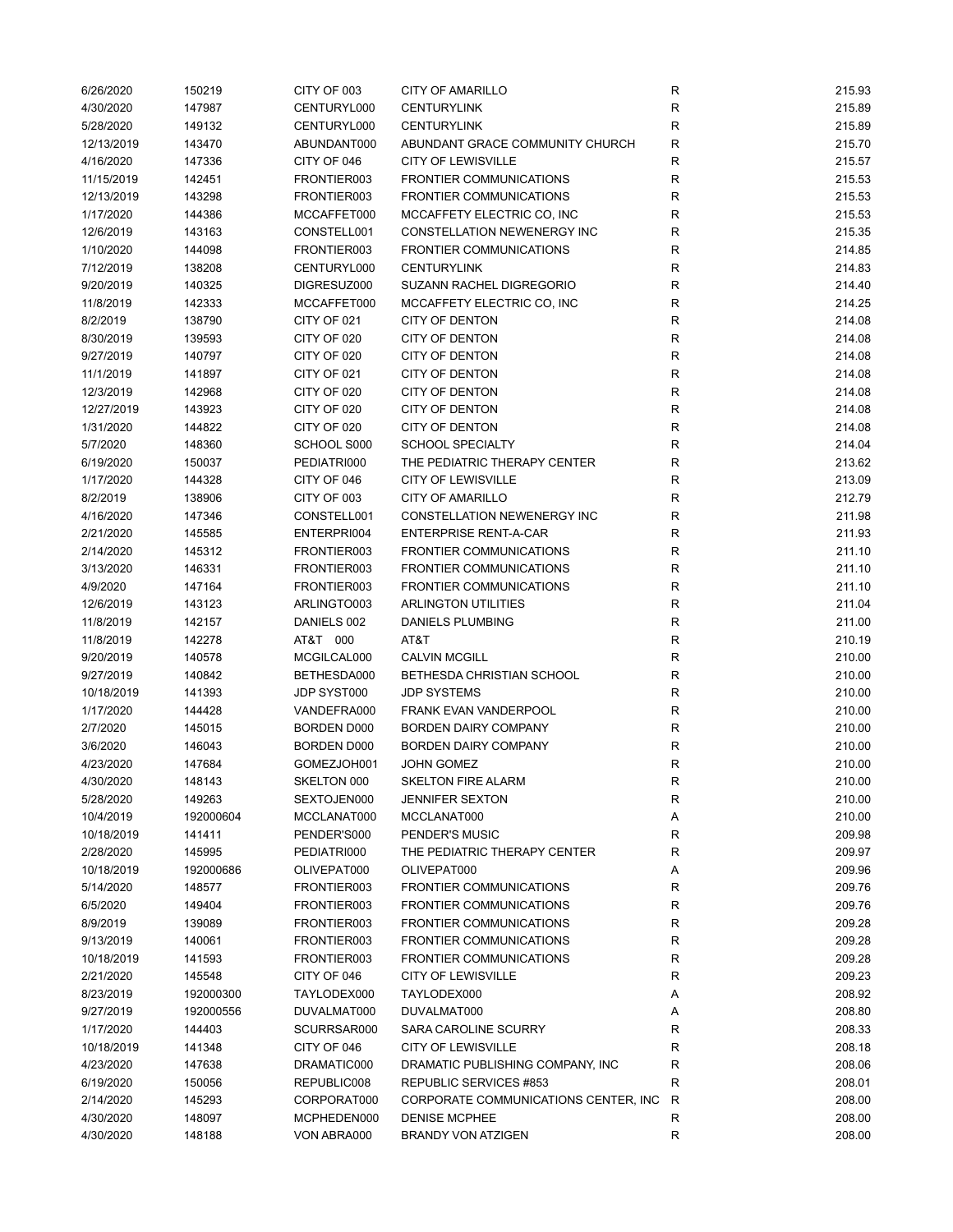| | | | | | |
|---|---|---|---|---|---|
| 6/26/2020 | 150219 | CITY OF 003 | CITY OF AMARILLO | R | 215.93 |
| 4/30/2020 | 147987 | CENTURYL000 | CENTURYLINK | R | 215.89 |
| 5/28/2020 | 149132 | CENTURYL000 | CENTURYLINK | R | 215.89 |
| 12/13/2019 | 143470 | ABUNDANT000 | ABUNDANT GRACE COMMUNITY CHURCH | R | 215.70 |
| 4/16/2020 | 147336 | CITY OF 046 | CITY OF LEWISVILLE | R | 215.57 |
| 11/15/2019 | 142451 | FRONTIER003 | FRONTIER COMMUNICATIONS | R | 215.53 |
| 12/13/2019 | 143298 | FRONTIER003 | FRONTIER COMMUNICATIONS | R | 215.53 |
| 1/17/2020 | 144386 | MCCAFFET000 | MCCAFFETY ELECTRIC CO, INC | R | 215.53 |
| 12/6/2019 | 143163 | CONSTELL001 | CONSTELLATION NEWENERGY INC | R | 215.35 |
| 1/10/2020 | 144098 | FRONTIER003 | FRONTIER COMMUNICATIONS | R | 214.85 |
| 7/12/2019 | 138208 | CENTURYL000 | CENTURYLINK | R | 214.83 |
| 9/20/2019 | 140325 | DIGRESUZ000 | SUZANN RACHEL DIGREGORIO | R | 214.40 |
| 11/8/2019 | 142333 | MCCAFFET000 | MCCAFFETY ELECTRIC CO, INC | R | 214.25 |
| 8/2/2019 | 138790 | CITY OF 021 | CITY OF DENTON | R | 214.08 |
| 8/30/2019 | 139593 | CITY OF 020 | CITY OF DENTON | R | 214.08 |
| 9/27/2019 | 140797 | CITY OF 020 | CITY OF DENTON | R | 214.08 |
| 11/1/2019 | 141897 | CITY OF 021 | CITY OF DENTON | R | 214.08 |
| 12/3/2019 | 142968 | CITY OF 020 | CITY OF DENTON | R | 214.08 |
| 12/27/2019 | 143923 | CITY OF 020 | CITY OF DENTON | R | 214.08 |
| 1/31/2020 | 144822 | CITY OF 020 | CITY OF DENTON | R | 214.08 |
| 5/7/2020 | 148360 | SCHOOL S000 | SCHOOL SPECIALTY | R | 214.04 |
| 6/19/2020 | 150037 | PEDIATRI000 | THE PEDIATRIC THERAPY CENTER | R | 213.62 |
| 1/17/2020 | 144328 | CITY OF 046 | CITY OF LEWISVILLE | R | 213.09 |
| 8/2/2019 | 138906 | CITY OF 003 | CITY OF AMARILLO | R | 212.79 |
| 4/16/2020 | 147346 | CONSTELL001 | CONSTELLATION NEWENERGY INC | R | 211.98 |
| 2/21/2020 | 145585 | ENTERPRI004 | ENTERPRISE RENT-A-CAR | R | 211.93 |
| 2/14/2020 | 145312 | FRONTIER003 | FRONTIER COMMUNICATIONS | R | 211.10 |
| 3/13/2020 | 146331 | FRONTIER003 | FRONTIER COMMUNICATIONS | R | 211.10 |
| 4/9/2020 | 147164 | FRONTIER003 | FRONTIER COMMUNICATIONS | R | 211.10 |
| 12/6/2019 | 143123 | ARLINGTO003 | ARLINGTON UTILITIES | R | 211.04 |
| 11/8/2019 | 142157 | DANIELS 002 | DANIELS PLUMBING | R | 211.00 |
| 11/8/2019 | 142278 | AT&T 000 | AT&T | R | 210.19 |
| 9/20/2019 | 140578 | MCGILCAL000 | CALVIN MCGILL | R | 210.00 |
| 9/27/2019 | 140842 | BETHESDA000 | BETHESDA CHRISTIAN SCHOOL | R | 210.00 |
| 10/18/2019 | 141393 | JDP SYST000 | JDP SYSTEMS | R | 210.00 |
| 1/17/2020 | 144428 | VANDEFRA000 | FRANK EVAN VANDERPOOL | R | 210.00 |
| 2/7/2020 | 145015 | BORDEN D000 | BORDEN DAIRY COMPANY | R | 210.00 |
| 3/6/2020 | 146043 | BORDEN D000 | BORDEN DAIRY COMPANY | R | 210.00 |
| 4/23/2020 | 147684 | GOMEZJOH001 | JOHN GOMEZ | R | 210.00 |
| 4/30/2020 | 148143 | SKELTON 000 | SKELTON FIRE ALARM | R | 210.00 |
| 5/28/2020 | 149263 | SEXTOJEN000 | JENNIFER SEXTON | R | 210.00 |
| 10/4/2019 | 192000604 | MCCLANAT000 | MCCLANAT000 | A | 210.00 |
| 10/18/2019 | 141411 | PENDER'S000 | PENDER'S MUSIC | R | 209.98 |
| 2/28/2020 | 145995 | PEDIATRI000 | THE PEDIATRIC THERAPY CENTER | R | 209.97 |
| 10/18/2019 | 192000686 | OLIVEPAT000 | OLIVEPAT000 | A | 209.96 |
| 5/14/2020 | 148577 | FRONTIER003 | FRONTIER COMMUNICATIONS | R | 209.76 |
| 6/5/2020 | 149404 | FRONTIER003 | FRONTIER COMMUNICATIONS | R | 209.76 |
| 8/9/2019 | 139089 | FRONTIER003 | FRONTIER COMMUNICATIONS | R | 209.28 |
| 9/13/2019 | 140061 | FRONTIER003 | FRONTIER COMMUNICATIONS | R | 209.28 |
| 10/18/2019 | 141593 | FRONTIER003 | FRONTIER COMMUNICATIONS | R | 209.28 |
| 2/21/2020 | 145548 | CITY OF 046 | CITY OF LEWISVILLE | R | 209.23 |
| 8/23/2019 | 192000300 | TAYLODEX000 | TAYLODEX000 | A | 208.92 |
| 9/27/2019 | 192000556 | DUVALMAT000 | DUVALMAT000 | A | 208.80 |
| 1/17/2020 | 144403 | SCURRSAR000 | SARA CAROLINE SCURRY | R | 208.33 |
| 10/18/2019 | 141348 | CITY OF 046 | CITY OF LEWISVILLE | R | 208.18 |
| 4/23/2020 | 147638 | DRAMATIC000 | DRAMATIC PUBLISHING COMPANY, INC | R | 208.06 |
| 6/19/2020 | 150056 | REPUBLIC008 | REPUBLIC SERVICES #853 | R | 208.01 |
| 2/14/2020 | 145293 | CORPORAT000 | CORPORATE COMMUNICATIONS CENTER, INC | R | 208.00 |
| 4/30/2020 | 148097 | MCPHEDEN000 | DENISE MCPHEE | R | 208.00 |
| 4/30/2020 | 148188 | VON ABRA000 | BRANDY VON ATZIGEN | R | 208.00 |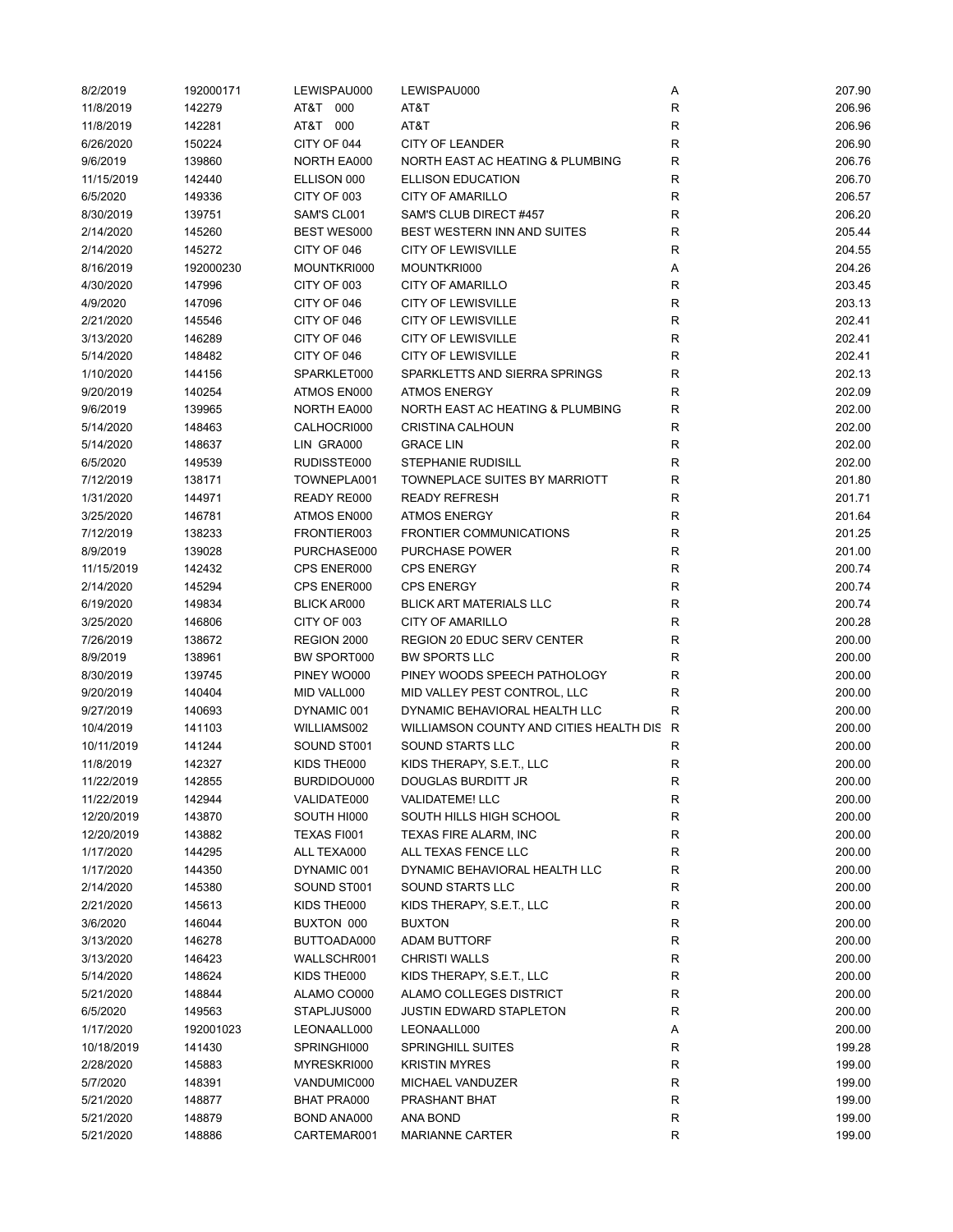| | | | | | |
|---|---|---|---|---|---|
| 8/2/2019 | 192000171 | LEWISPAU000 | LEWISPAU000 | A | 207.90 |
| 11/8/2019 | 142279 | AT&T 000 | AT&T | R | 206.96 |
| 11/8/2019 | 142281 | AT&T 000 | AT&T | R | 206.96 |
| 6/26/2020 | 150224 | CITY OF 044 | CITY OF LEANDER | R | 206.90 |
| 9/6/2019 | 139860 | NORTH EA000 | NORTH EAST AC HEATING & PLUMBING | R | 206.76 |
| 11/15/2019 | 142440 | ELLISON 000 | ELLISON EDUCATION | R | 206.70 |
| 6/5/2020 | 149336 | CITY OF 003 | CITY OF AMARILLO | R | 206.57 |
| 8/30/2019 | 139751 | SAM'S CL001 | SAM'S CLUB DIRECT #457 | R | 206.20 |
| 2/14/2020 | 145260 | BEST WES000 | BEST WESTERN INN AND SUITES | R | 205.44 |
| 2/14/2020 | 145272 | CITY OF 046 | CITY OF LEWISVILLE | R | 204.55 |
| 8/16/2019 | 192000230 | MOUNTKRI000 | MOUNTKRI000 | A | 204.26 |
| 4/30/2020 | 147996 | CITY OF 003 | CITY OF AMARILLO | R | 203.45 |
| 4/9/2020 | 147096 | CITY OF 046 | CITY OF LEWISVILLE | R | 203.13 |
| 2/21/2020 | 145546 | CITY OF 046 | CITY OF LEWISVILLE | R | 202.41 |
| 3/13/2020 | 146289 | CITY OF 046 | CITY OF LEWISVILLE | R | 202.41 |
| 5/14/2020 | 148482 | CITY OF 046 | CITY OF LEWISVILLE | R | 202.41 |
| 1/10/2020 | 144156 | SPARKLET000 | SPARKLETTS AND SIERRA SPRINGS | R | 202.13 |
| 9/20/2019 | 140254 | ATMOS EN000 | ATMOS ENERGY | R | 202.09 |
| 9/6/2019 | 139965 | NORTH EA000 | NORTH EAST AC HEATING & PLUMBING | R | 202.00 |
| 5/14/2020 | 148463 | CALHOCRI000 | CRISTINA CALHOUN | R | 202.00 |
| 5/14/2020 | 148637 | LIN GRA000 | GRACE LIN | R | 202.00 |
| 6/5/2020 | 149539 | RUDISSTE000 | STEPHANIE RUDISILL | R | 202.00 |
| 7/12/2019 | 138171 | TOWNEPLA001 | TOWNEPLACE SUITES BY MARRIOTT | R | 201.80 |
| 1/31/2020 | 144971 | READY RE000 | READY REFRESH | R | 201.71 |
| 3/25/2020 | 146781 | ATMOS EN000 | ATMOS ENERGY | R | 201.64 |
| 7/12/2019 | 138233 | FRONTIER003 | FRONTIER COMMUNICATIONS | R | 201.25 |
| 8/9/2019 | 139028 | PURCHASE000 | PURCHASE POWER | R | 201.00 |
| 11/15/2019 | 142432 | CPS ENER000 | CPS ENERGY | R | 200.74 |
| 2/14/2020 | 145294 | CPS ENER000 | CPS ENERGY | R | 200.74 |
| 6/19/2020 | 149834 | BLICK AR000 | BLICK ART MATERIALS LLC | R | 200.74 |
| 3/25/2020 | 146806 | CITY OF 003 | CITY OF AMARILLO | R | 200.28 |
| 7/26/2019 | 138672 | REGION 2000 | REGION 20 EDUC SERV CENTER | R | 200.00 |
| 8/9/2019 | 138961 | BW SPORT000 | BW SPORTS LLC | R | 200.00 |
| 8/30/2019 | 139745 | PINEY WO000 | PINEY WOODS SPEECH PATHOLOGY | R | 200.00 |
| 9/20/2019 | 140404 | MID VALL000 | MID VALLEY PEST CONTROL, LLC | R | 200.00 |
| 9/27/2019 | 140693 | DYNAMIC 001 | DYNAMIC BEHAVIORAL HEALTH LLC | R | 200.00 |
| 10/4/2019 | 141103 | WILLIAMS002 | WILLIAMSON COUNTY AND CITIES HEALTH DIS | R | 200.00 |
| 10/11/2019 | 141244 | SOUND ST001 | SOUND STARTS LLC | R | 200.00 |
| 11/8/2019 | 142327 | KIDS THE000 | KIDS THERAPY, S.E.T., LLC | R | 200.00 |
| 11/22/2019 | 142855 | BURDIDOU000 | DOUGLAS BURDITT JR | R | 200.00 |
| 11/22/2019 | 142944 | VALIDATE000 | VALIDATEME! LLC | R | 200.00 |
| 12/20/2019 | 143870 | SOUTH HI000 | SOUTH HILLS HIGH SCHOOL | R | 200.00 |
| 12/20/2019 | 143882 | TEXAS FI001 | TEXAS FIRE ALARM, INC | R | 200.00 |
| 1/17/2020 | 144295 | ALL TEXA000 | ALL TEXAS FENCE LLC | R | 200.00 |
| 1/17/2020 | 144350 | DYNAMIC 001 | DYNAMIC BEHAVIORAL HEALTH LLC | R | 200.00 |
| 2/14/2020 | 145380 | SOUND ST001 | SOUND STARTS LLC | R | 200.00 |
| 2/21/2020 | 145613 | KIDS THE000 | KIDS THERAPY, S.E.T., LLC | R | 200.00 |
| 3/6/2020 | 146044 | BUXTON 000 | BUXTON | R | 200.00 |
| 3/13/2020 | 146278 | BUTTOADA000 | ADAM BUTTORF | R | 200.00 |
| 3/13/2020 | 146423 | WALLSCHR001 | CHRISTI WALLS | R | 200.00 |
| 5/14/2020 | 148624 | KIDS THE000 | KIDS THERAPY, S.E.T., LLC | R | 200.00 |
| 5/21/2020 | 148844 | ALAMO CO000 | ALAMO COLLEGES DISTRICT | R | 200.00 |
| 6/5/2020 | 149563 | STAPLJUS000 | JUSTIN EDWARD STAPLETON | R | 200.00 |
| 1/17/2020 | 192001023 | LEONAALL000 | LEONAALL000 | A | 200.00 |
| 10/18/2019 | 141430 | SPRINGHI000 | SPRINGHILL SUITES | R | 199.28 |
| 2/28/2020 | 145883 | MYRESKRI000 | KRISTIN MYRES | R | 199.00 |
| 5/7/2020 | 148391 | VANDUMIC000 | MICHAEL VANDUZER | R | 199.00 |
| 5/21/2020 | 148877 | BHAT PRA000 | PRASHANT BHAT | R | 199.00 |
| 5/21/2020 | 148879 | BOND ANA000 | ANA BOND | R | 199.00 |
| 5/21/2020 | 148886 | CARTEMAR001 | MARIANNE CARTER | R | 199.00 |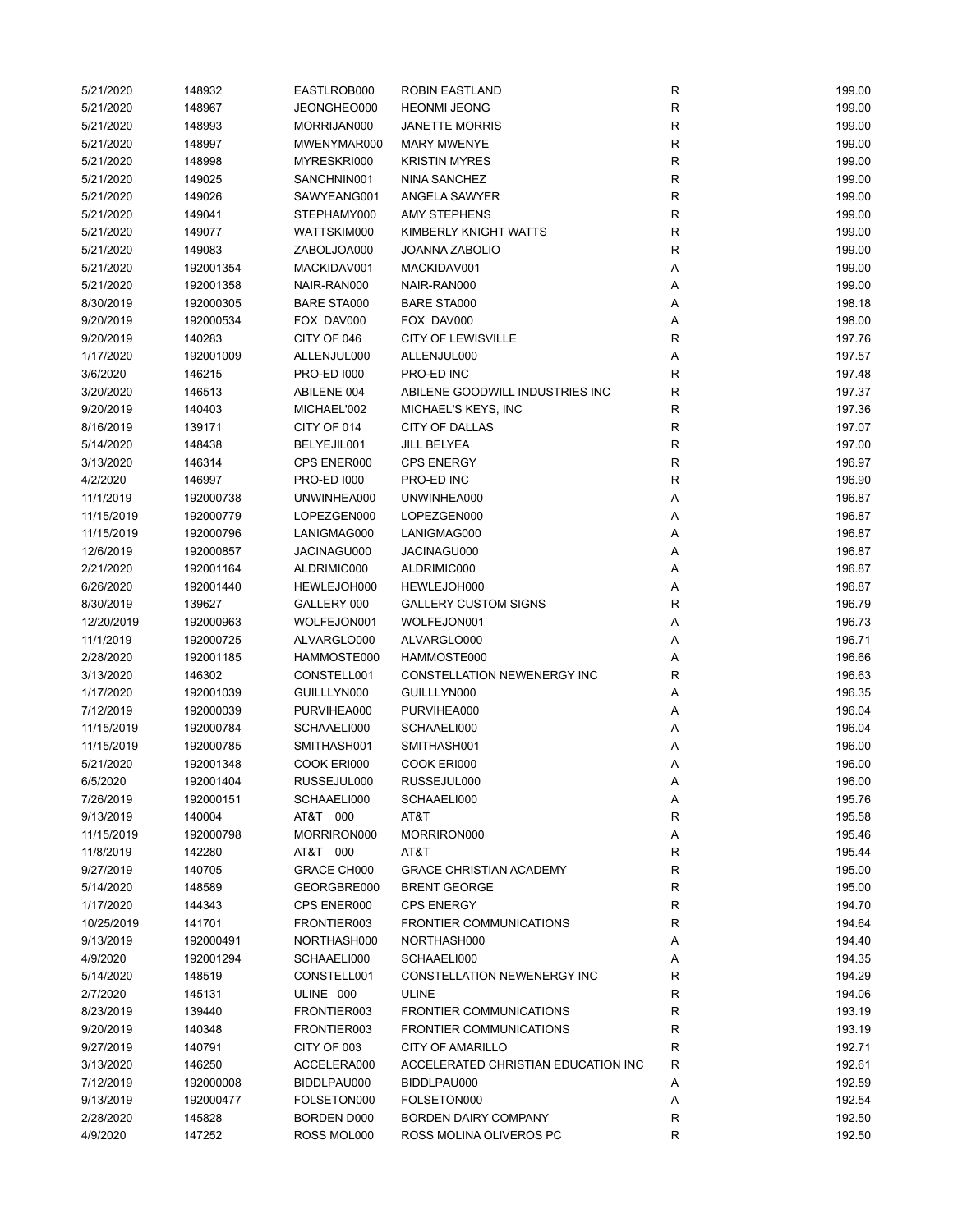| | | | | | |
|---|---|---|---|---|---|
| 5/21/2020 | 148932 | EASTLROB000 | ROBIN EASTLAND | R | 199.00 |
| 5/21/2020 | 148967 | JEONGHEO000 | HEONMI JEONG | R | 199.00 |
| 5/21/2020 | 148993 | MORRIJAN000 | JANETTE MORRIS | R | 199.00 |
| 5/21/2020 | 148997 | MWENYMAR000 | MARY MWENYE | R | 199.00 |
| 5/21/2020 | 148998 | MYRESKRI000 | KRISTIN MYRES | R | 199.00 |
| 5/21/2020 | 149025 | SANCHNIN001 | NINA SANCHEZ | R | 199.00 |
| 5/21/2020 | 149026 | SAWYEANG001 | ANGELA SAWYER | R | 199.00 |
| 5/21/2020 | 149041 | STEPHAMY000 | AMY STEPHENS | R | 199.00 |
| 5/21/2020 | 149077 | WATTSKIM000 | KIMBERLY KNIGHT WATTS | R | 199.00 |
| 5/21/2020 | 149083 | ZABOLJOA000 | JOANNA ZABOLIO | R | 199.00 |
| 5/21/2020 | 192001354 | MACKIDAV001 | MACKIDAV001 | A | 199.00 |
| 5/21/2020 | 192001358 | NAIR-RAN000 | NAIR-RAN000 | A | 199.00 |
| 8/30/2019 | 192000305 | BARE STA000 | BARE STA000 | A | 198.18 |
| 9/20/2019 | 192000534 | FOX DAV000 | FOX DAV000 | A | 198.00 |
| 9/20/2019 | 140283 | CITY OF 046 | CITY OF LEWISVILLE | R | 197.76 |
| 1/17/2020 | 192001009 | ALLENJUL000 | ALLENJUL000 | A | 197.57 |
| 3/6/2020 | 146215 | PRO-ED I000 | PRO-ED INC | R | 197.48 |
| 3/20/2020 | 146513 | ABILENE 004 | ABILENE GOODWILL INDUSTRIES INC | R | 197.37 |
| 9/20/2019 | 140403 | MICHAEL'002 | MICHAEL'S KEYS, INC | R | 197.36 |
| 8/16/2019 | 139171 | CITY OF 014 | CITY OF DALLAS | R | 197.07 |
| 5/14/2020 | 148438 | BELYEJIL001 | JILL BELYEA | R | 197.00 |
| 3/13/2020 | 146314 | CPS ENER000 | CPS ENERGY | R | 196.97 |
| 4/2/2020 | 146997 | PRO-ED I000 | PRO-ED INC | R | 196.90 |
| 11/1/2019 | 192000738 | UNWINHEA000 | UNWINHEA000 | A | 196.87 |
| 11/15/2019 | 192000779 | LOPEZGEN000 | LOPEZGEN000 | A | 196.87 |
| 11/15/2019 | 192000796 | LANIGMAG000 | LANIGMAG000 | A | 196.87 |
| 12/6/2019 | 192000857 | JACINAGU000 | JACINAGU000 | A | 196.87 |
| 2/21/2020 | 192001164 | ALDRIMIC000 | ALDRIMIC000 | A | 196.87 |
| 6/26/2020 | 192001440 | HEWLEJOH000 | HEWLEJOH000 | A | 196.87 |
| 8/30/2019 | 139627 | GALLERY 000 | GALLERY CUSTOM SIGNS | R | 196.79 |
| 12/20/2019 | 192000963 | WOLFEJON001 | WOLFEJON001 | A | 196.73 |
| 11/1/2019 | 192000725 | ALVARGLO000 | ALVARGLO000 | A | 196.71 |
| 2/28/2020 | 192001185 | HAMMOSTE000 | HAMMOSTE000 | A | 196.66 |
| 3/13/2020 | 146302 | CONSTELL001 | CONSTELLATION NEWENERGY INC | R | 196.63 |
| 1/17/2020 | 192001039 | GUILLLYN000 | GUILLLYN000 | A | 196.35 |
| 7/12/2019 | 192000039 | PURVIHEA000 | PURVIHEA000 | A | 196.04 |
| 11/15/2019 | 192000784 | SCHAAELI000 | SCHAAELI000 | A | 196.04 |
| 11/15/2019 | 192000785 | SMITHASH001 | SMITHASH001 | A | 196.00 |
| 5/21/2020 | 192001348 | COOK ERI000 | COOK ERI000 | A | 196.00 |
| 6/5/2020 | 192001404 | RUSSEJUL000 | RUSSEJUL000 | A | 196.00 |
| 7/26/2019 | 192000151 | SCHAAELI000 | SCHAAELI000 | A | 195.76 |
| 9/13/2019 | 140004 | AT&T 000 | AT&T | R | 195.58 |
| 11/15/2019 | 192000798 | MORRIRON000 | MORRIRON000 | A | 195.46 |
| 11/8/2019 | 142280 | AT&T 000 | AT&T | R | 195.44 |
| 9/27/2019 | 140705 | GRACE CH000 | GRACE CHRISTIAN ACADEMY | R | 195.00 |
| 5/14/2020 | 148589 | GEORGBRE000 | BRENT GEORGE | R | 195.00 |
| 1/17/2020 | 144343 | CPS ENER000 | CPS ENERGY | R | 194.70 |
| 10/25/2019 | 141701 | FRONTIER003 | FRONTIER COMMUNICATIONS | R | 194.64 |
| 9/13/2019 | 192000491 | NORTHASH000 | NORTHASH000 | A | 194.40 |
| 4/9/2020 | 192001294 | SCHAAELI000 | SCHAAELI000 | A | 194.35 |
| 5/14/2020 | 148519 | CONSTELL001 | CONSTELLATION NEWENERGY INC | R | 194.29 |
| 2/7/2020 | 145131 | ULINE 000 | ULINE | R | 194.06 |
| 8/23/2019 | 139440 | FRONTIER003 | FRONTIER COMMUNICATIONS | R | 193.19 |
| 9/20/2019 | 140348 | FRONTIER003 | FRONTIER COMMUNICATIONS | R | 193.19 |
| 9/27/2019 | 140791 | CITY OF 003 | CITY OF AMARILLO | R | 192.71 |
| 3/13/2020 | 146250 | ACCELERA000 | ACCELERATED CHRISTIAN EDUCATION INC | R | 192.61 |
| 7/12/2019 | 192000008 | BIDDLPAU000 | BIDDLPAU000 | A | 192.59 |
| 9/13/2019 | 192000477 | FOLSETON000 | FOLSETON000 | A | 192.54 |
| 2/28/2020 | 145828 | BORDEN D000 | BORDEN DAIRY COMPANY | R | 192.50 |
| 4/9/2020 | 147252 | ROSS MOL000 | ROSS MOLINA OLIVEROS PC | R | 192.50 |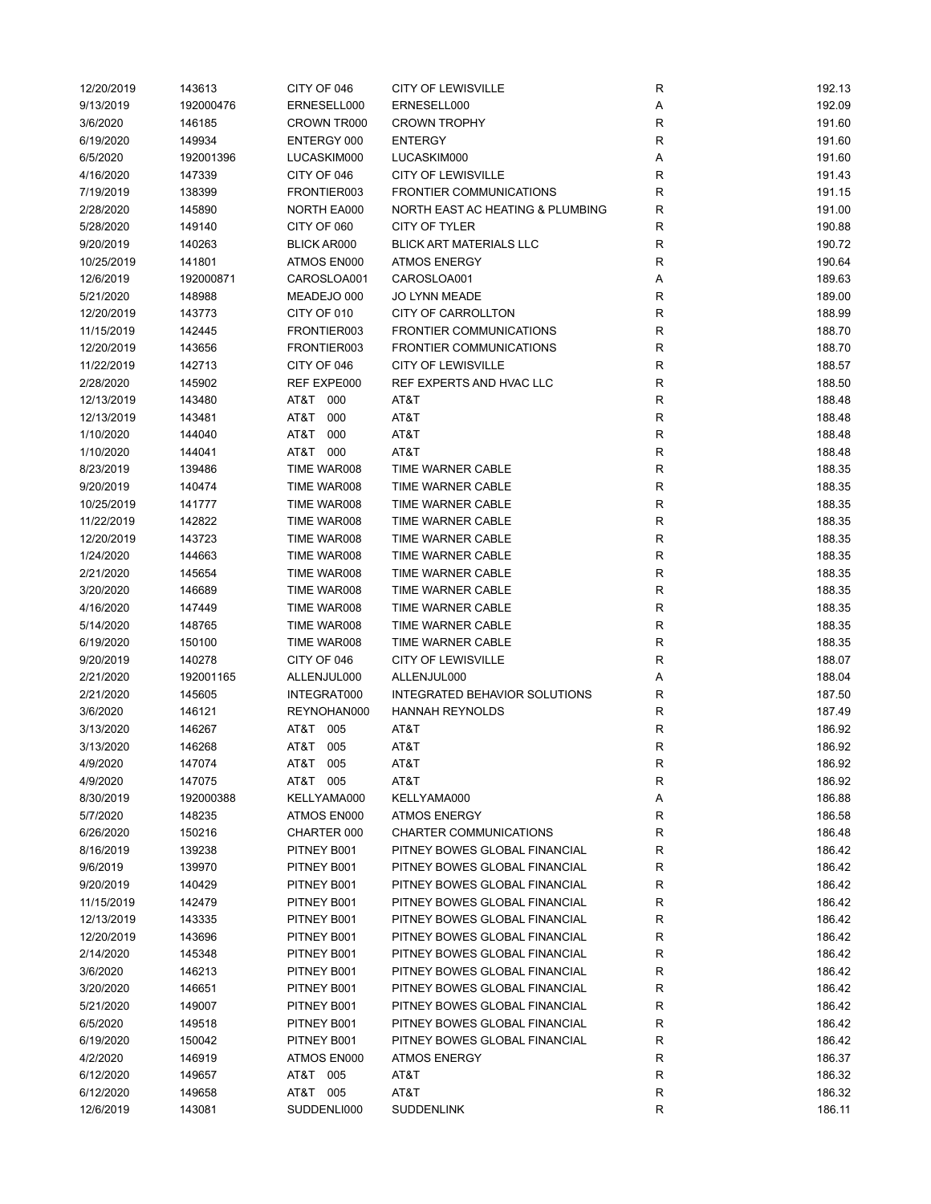| 12/20/2019 | 143613 | CITY OF 046 | CITY OF LEWISVILLE | R | 192.13 |
|---|---|---|---|---|---|
| 9/13/2019 | 192000476 | ERNESELL000 | ERNESELL000 | A | 192.09 |
| 3/6/2020 | 146185 | CROWN TR000 | CROWN TROPHY | R | 191.60 |
| 6/19/2020 | 149934 | ENTERGY 000 | ENTERGY | R | 191.60 |
| 6/5/2020 | 192001396 | LUCASKIM000 | LUCASKIM000 | A | 191.60 |
| 4/16/2020 | 147339 | CITY OF 046 | CITY OF LEWISVILLE | R | 191.43 |
| 7/19/2019 | 138399 | FRONTIER003 | FRONTIER COMMUNICATIONS | R | 191.15 |
| 2/28/2020 | 145890 | NORTH EA000 | NORTH EAST AC HEATING & PLUMBING | R | 191.00 |
| 5/28/2020 | 149140 | CITY OF 060 | CITY OF TYLER | R | 190.88 |
| 9/20/2019 | 140263 | BLICK AR000 | BLICK ART MATERIALS LLC | R | 190.72 |
| 10/25/2019 | 141801 | ATMOS EN000 | ATMOS ENERGY | R | 190.64 |
| 12/6/2019 | 192000871 | CAROSLOA001 | CAROSLOA001 | A | 189.63 |
| 5/21/2020 | 148988 | MEADEJO 000 | JO LYNN MEADE | R | 189.00 |
| 12/20/2019 | 143773 | CITY OF 010 | CITY OF CARROLLTON | R | 188.99 |
| 11/15/2019 | 142445 | FRONTIER003 | FRONTIER COMMUNICATIONS | R | 188.70 |
| 12/20/2019 | 143656 | FRONTIER003 | FRONTIER COMMUNICATIONS | R | 188.70 |
| 11/22/2019 | 142713 | CITY OF 046 | CITY OF LEWISVILLE | R | 188.57 |
| 2/28/2020 | 145902 | REF EXPE000 | REF EXPERTS AND HVAC LLC | R | 188.50 |
| 12/13/2019 | 143480 | AT&T 000 | AT&T | R | 188.48 |
| 12/13/2019 | 143481 | AT&T 000 | AT&T | R | 188.48 |
| 1/10/2020 | 144040 | AT&T 000 | AT&T | R | 188.48 |
| 1/10/2020 | 144041 | AT&T 000 | AT&T | R | 188.48 |
| 8/23/2019 | 139486 | TIME WAR008 | TIME WARNER CABLE | R | 188.35 |
| 9/20/2019 | 140474 | TIME WAR008 | TIME WARNER CABLE | R | 188.35 |
| 10/25/2019 | 141777 | TIME WAR008 | TIME WARNER CABLE | R | 188.35 |
| 11/22/2019 | 142822 | TIME WAR008 | TIME WARNER CABLE | R | 188.35 |
| 12/20/2019 | 143723 | TIME WAR008 | TIME WARNER CABLE | R | 188.35 |
| 1/24/2020 | 144663 | TIME WAR008 | TIME WARNER CABLE | R | 188.35 |
| 2/21/2020 | 145654 | TIME WAR008 | TIME WARNER CABLE | R | 188.35 |
| 3/20/2020 | 146689 | TIME WAR008 | TIME WARNER CABLE | R | 188.35 |
| 4/16/2020 | 147449 | TIME WAR008 | TIME WARNER CABLE | R | 188.35 |
| 5/14/2020 | 148765 | TIME WAR008 | TIME WARNER CABLE | R | 188.35 |
| 6/19/2020 | 150100 | TIME WAR008 | TIME WARNER CABLE | R | 188.35 |
| 9/20/2019 | 140278 | CITY OF 046 | CITY OF LEWISVILLE | R | 188.07 |
| 2/21/2020 | 192001165 | ALLENJUL000 | ALLENJUL000 | A | 188.04 |
| 2/21/2020 | 145605 | INTEGRAT000 | INTEGRATED BEHAVIOR SOLUTIONS | R | 187.50 |
| 3/6/2020 | 146121 | REYNOHAN000 | HANNAH REYNOLDS | R | 187.49 |
| 3/13/2020 | 146267 | AT&T 005 | AT&T | R | 186.92 |
| 3/13/2020 | 146268 | AT&T 005 | AT&T | R | 186.92 |
| 4/9/2020 | 147074 | AT&T 005 | AT&T | R | 186.92 |
| 4/9/2020 | 147075 | AT&T 005 | AT&T | R | 186.92 |
| 8/30/2019 | 192000388 | KELLYAMA000 | KELLYAMA000 | A | 186.88 |
| 5/7/2020 | 148235 | ATMOS EN000 | ATMOS ENERGY | R | 186.58 |
| 6/26/2020 | 150216 | CHARTER 000 | CHARTER COMMUNICATIONS | R | 186.48 |
| 8/16/2019 | 139238 | PITNEY B001 | PITNEY BOWES GLOBAL FINANCIAL | R | 186.42 |
| 9/6/2019 | 139970 | PITNEY B001 | PITNEY BOWES GLOBAL FINANCIAL | R | 186.42 |
| 9/20/2019 | 140429 | PITNEY B001 | PITNEY BOWES GLOBAL FINANCIAL | R | 186.42 |
| 11/15/2019 | 142479 | PITNEY B001 | PITNEY BOWES GLOBAL FINANCIAL | R | 186.42 |
| 12/13/2019 | 143335 | PITNEY B001 | PITNEY BOWES GLOBAL FINANCIAL | R | 186.42 |
| 12/20/2019 | 143696 | PITNEY B001 | PITNEY BOWES GLOBAL FINANCIAL | R | 186.42 |
| 2/14/2020 | 145348 | PITNEY B001 | PITNEY BOWES GLOBAL FINANCIAL | R | 186.42 |
| 3/6/2020 | 146213 | PITNEY B001 | PITNEY BOWES GLOBAL FINANCIAL | R | 186.42 |
| 3/20/2020 | 146651 | PITNEY B001 | PITNEY BOWES GLOBAL FINANCIAL | R | 186.42 |
| 5/21/2020 | 149007 | PITNEY B001 | PITNEY BOWES GLOBAL FINANCIAL | R | 186.42 |
| 6/5/2020 | 149518 | PITNEY B001 | PITNEY BOWES GLOBAL FINANCIAL | R | 186.42 |
| 6/19/2020 | 150042 | PITNEY B001 | PITNEY BOWES GLOBAL FINANCIAL | R | 186.42 |
| 4/2/2020 | 146919 | ATMOS EN000 | ATMOS ENERGY | R | 186.37 |
| 6/12/2020 | 149657 | AT&T 005 | AT&T | R | 186.32 |
| 6/12/2020 | 149658 | AT&T 005 | AT&T | R | 186.32 |
| 12/6/2019 | 143081 | SUDDENLI000 | SUDDENLINK | R | 186.11 |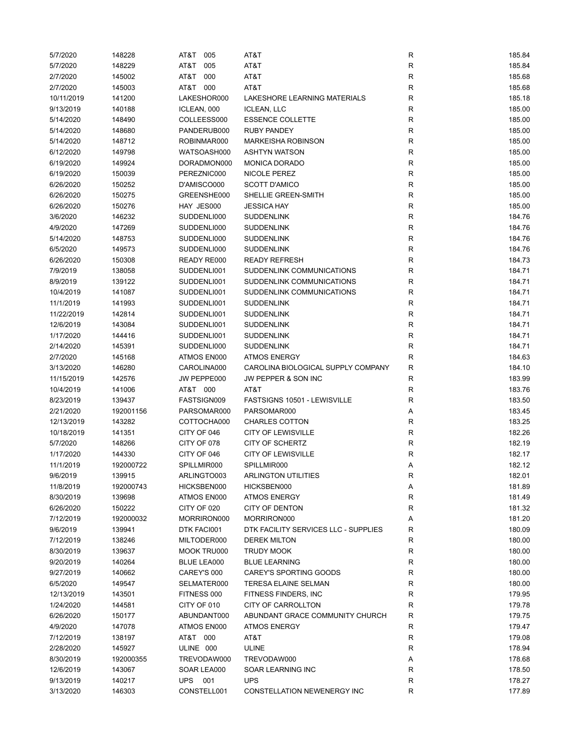| | | | | | |
|---|---|---|---|---|---|
| 5/7/2020 | 148228 | AT&T 005 | AT&T | R | 185.84 |
| 5/7/2020 | 148229 | AT&T 005 | AT&T | R | 185.84 |
| 2/7/2020 | 145002 | AT&T 000 | AT&T | R | 185.68 |
| 2/7/2020 | 145003 | AT&T 000 | AT&T | R | 185.68 |
| 10/11/2019 | 141200 | LAKESHOR000 | LAKESHORE LEARNING MATERIALS | R | 185.18 |
| 9/13/2019 | 140188 | ICLEAN, 000 | ICLEAN, LLC | R | 185.00 |
| 5/14/2020 | 148490 | COLLEESS000 | ESSENCE COLLETTE | R | 185.00 |
| 5/14/2020 | 148680 | PANDERUB000 | RUBY PANDEY | R | 185.00 |
| 5/14/2020 | 148712 | ROBINMAR000 | MARKEISHA ROBINSON | R | 185.00 |
| 6/12/2020 | 149798 | WATSOASH000 | ASHTYN WATSON | R | 185.00 |
| 6/19/2020 | 149924 | DORADMON000 | MONICA DORADO | R | 185.00 |
| 6/19/2020 | 150039 | PEREZNIC000 | NICOLE PEREZ | R | 185.00 |
| 6/26/2020 | 150252 | D'AMISCO000 | SCOTT D'AMICO | R | 185.00 |
| 6/26/2020 | 150275 | GREENSHE000 | SHELLIE GREEN-SMITH | R | 185.00 |
| 6/26/2020 | 150276 | HAY JES000 | JESSICA HAY | R | 185.00 |
| 3/6/2020 | 146232 | SUDDENLI000 | SUDDENLINK | R | 184.76 |
| 4/9/2020 | 147269 | SUDDENLI000 | SUDDENLINK | R | 184.76 |
| 5/14/2020 | 148753 | SUDDENLI000 | SUDDENLINK | R | 184.76 |
| 6/5/2020 | 149573 | SUDDENLI000 | SUDDENLINK | R | 184.76 |
| 6/26/2020 | 150308 | READY RE000 | READY REFRESH | R | 184.73 |
| 7/9/2019 | 138058 | SUDDENLI001 | SUDDENLINK COMMUNICATIONS | R | 184.71 |
| 8/9/2019 | 139122 | SUDDENLI001 | SUDDENLINK COMMUNICATIONS | R | 184.71 |
| 10/4/2019 | 141087 | SUDDENLI001 | SUDDENLINK COMMUNICATIONS | R | 184.71 |
| 11/1/2019 | 141993 | SUDDENLI001 | SUDDENLINK | R | 184.71 |
| 11/22/2019 | 142814 | SUDDENLI001 | SUDDENLINK | R | 184.71 |
| 12/6/2019 | 143084 | SUDDENLI001 | SUDDENLINK | R | 184.71 |
| 1/17/2020 | 144416 | SUDDENLI001 | SUDDENLINK | R | 184.71 |
| 2/14/2020 | 145391 | SUDDENLI000 | SUDDENLINK | R | 184.71 |
| 2/7/2020 | 145168 | ATMOS EN000 | ATMOS ENERGY | R | 184.63 |
| 3/13/2020 | 146280 | CAROLINA000 | CAROLINA BIOLOGICAL SUPPLY COMPANY | R | 184.10 |
| 11/15/2019 | 142576 | JW PEPPE000 | JW PEPPER & SON INC | R | 183.99 |
| 10/4/2019 | 141006 | AT&T 000 | AT&T | R | 183.76 |
| 8/23/2019 | 139437 | FASTSIGN009 | FASTSIGNS 10501 - LEWISVILLE | R | 183.50 |
| 2/21/2020 | 192001156 | PARSOMAR000 | PARSOMAR000 | A | 183.45 |
| 12/13/2019 | 143282 | COTTOCHA000 | CHARLES COTTON | R | 183.25 |
| 10/18/2019 | 141351 | CITY OF 046 | CITY OF LEWISVILLE | R | 182.26 |
| 5/7/2020 | 148266 | CITY OF 078 | CITY OF SCHERTZ | R | 182.19 |
| 1/17/2020 | 144330 | CITY OF 046 | CITY OF LEWISVILLE | R | 182.17 |
| 11/1/2019 | 192000722 | SPILLMIR000 | SPILLMIR000 | A | 182.12 |
| 9/6/2019 | 139915 | ARLINGTO003 | ARLINGTON UTILITIES | R | 182.01 |
| 11/8/2019 | 192000743 | HICKSBEN000 | HICKSBEN000 | A | 181.89 |
| 8/30/2019 | 139698 | ATMOS EN000 | ATMOS ENERGY | R | 181.49 |
| 6/26/2020 | 150222 | CITY OF 020 | CITY OF DENTON | R | 181.32 |
| 7/12/2019 | 192000032 | MORRIRON000 | MORRIRON000 | A | 181.20 |
| 9/6/2019 | 139941 | DTK FACI001 | DTK FACILITY SERVICES LLC - SUPPLIES | R | 180.09 |
| 7/12/2019 | 138246 | MILTODER000 | DEREK MILTON | R | 180.00 |
| 8/30/2019 | 139637 | MOOK TRU000 | TRUDY MOOK | R | 180.00 |
| 9/20/2019 | 140264 | BLUE LEA000 | BLUE LEARNING | R | 180.00 |
| 9/27/2019 | 140662 | CAREY'S 000 | CAREY'S SPORTING GOODS | R | 180.00 |
| 6/5/2020 | 149547 | SELMATER000 | TERESA ELAINE SELMAN | R | 180.00 |
| 12/13/2019 | 143501 | FITNESS 000 | FITNESS FINDERS, INC | R | 179.95 |
| 1/24/2020 | 144581 | CITY OF 010 | CITY OF CARROLLTON | R | 179.78 |
| 6/26/2020 | 150177 | ABUNDANT000 | ABUNDANT GRACE COMMUNITY CHURCH | R | 179.75 |
| 4/9/2020 | 147078 | ATMOS EN000 | ATMOS ENERGY | R | 179.47 |
| 7/12/2019 | 138197 | AT&T 000 | AT&T | R | 179.08 |
| 2/28/2020 | 145927 | ULINE 000 | ULINE | R | 178.94 |
| 8/30/2019 | 192000355 | TREVODAW000 | TREVODAW000 | A | 178.68 |
| 12/6/2019 | 143067 | SOAR LEA000 | SOAR LEARNING INC | R | 178.50 |
| 9/13/2019 | 140217 | UPS 001 | UPS | R | 178.27 |
| 3/13/2020 | 146303 | CONSTELL001 | CONSTELLATION NEWENERGY INC | R | 177.89 |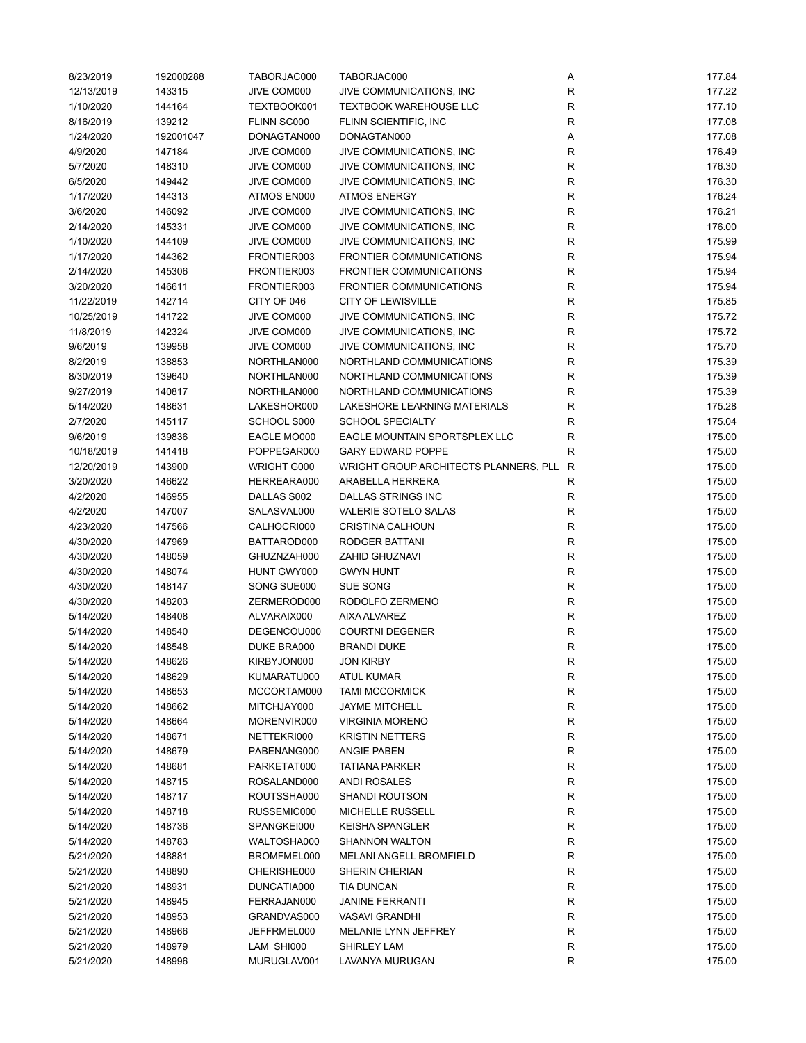| | | | | | |
|---|---|---|---|---|---|
| 8/23/2019 | 192000288 | TABORJAC000 | TABORJAC000 | A | 177.84 |
| 12/13/2019 | 143315 | JIVE COM000 | JIVE COMMUNICATIONS, INC | R | 177.22 |
| 1/10/2020 | 144164 | TEXTBOOK001 | TEXTBOOK WAREHOUSE LLC | R | 177.10 |
| 8/16/2019 | 139212 | FLINN SC000 | FLINN SCIENTIFIC, INC | R | 177.08 |
| 1/24/2020 | 192001047 | DONAGTAN000 | DONAGTAN000 | A | 177.08 |
| 4/9/2020 | 147184 | JIVE COM000 | JIVE COMMUNICATIONS, INC | R | 176.49 |
| 5/7/2020 | 148310 | JIVE COM000 | JIVE COMMUNICATIONS, INC | R | 176.30 |
| 6/5/2020 | 149442 | JIVE COM000 | JIVE COMMUNICATIONS, INC | R | 176.30 |
| 1/17/2020 | 144313 | ATMOS EN000 | ATMOS ENERGY | R | 176.24 |
| 3/6/2020 | 146092 | JIVE COM000 | JIVE COMMUNICATIONS, INC | R | 176.21 |
| 2/14/2020 | 145331 | JIVE COM000 | JIVE COMMUNICATIONS, INC | R | 176.00 |
| 1/10/2020 | 144109 | JIVE COM000 | JIVE COMMUNICATIONS, INC | R | 175.99 |
| 1/17/2020 | 144362 | FRONTIER003 | FRONTIER COMMUNICATIONS | R | 175.94 |
| 2/14/2020 | 145306 | FRONTIER003 | FRONTIER COMMUNICATIONS | R | 175.94 |
| 3/20/2020 | 146611 | FRONTIER003 | FRONTIER COMMUNICATIONS | R | 175.94 |
| 11/22/2019 | 142714 | CITY OF 046 | CITY OF LEWISVILLE | R | 175.85 |
| 10/25/2019 | 141722 | JIVE COM000 | JIVE COMMUNICATIONS, INC | R | 175.72 |
| 11/8/2019 | 142324 | JIVE COM000 | JIVE COMMUNICATIONS, INC | R | 175.72 |
| 9/6/2019 | 139958 | JIVE COM000 | JIVE COMMUNICATIONS, INC | R | 175.70 |
| 8/2/2019 | 138853 | NORTHLAN000 | NORTHLAND COMMUNICATIONS | R | 175.39 |
| 8/30/2019 | 139640 | NORTHLAN000 | NORTHLAND COMMUNICATIONS | R | 175.39 |
| 9/27/2019 | 140817 | NORTHLAN000 | NORTHLAND COMMUNICATIONS | R | 175.39 |
| 5/14/2020 | 148631 | LAKESHOR000 | LAKESHORE LEARNING MATERIALS | R | 175.28 |
| 2/7/2020 | 145117 | SCHOOL S000 | SCHOOL SPECIALTY | R | 175.04 |
| 9/6/2019 | 139836 | EAGLE MO000 | EAGLE MOUNTAIN SPORTSPLEX LLC | R | 175.00 |
| 10/18/2019 | 141418 | POPPEGAR000 | GARY EDWARD POPPE | R | 175.00 |
| 12/20/2019 | 143900 | WRIGHT G000 | WRIGHT GROUP ARCHITECTS PLANNERS, PLL | R | 175.00 |
| 3/20/2020 | 146622 | HERREARA000 | ARABELLA HERRERA | R | 175.00 |
| 4/2/2020 | 146955 | DALLAS S002 | DALLAS STRINGS INC | R | 175.00 |
| 4/2/2020 | 147007 | SALASVAL000 | VALERIE SOTELO SALAS | R | 175.00 |
| 4/23/2020 | 147566 | CALHOCRI000 | CRISTINA CALHOUN | R | 175.00 |
| 4/30/2020 | 147969 | BATTAROD000 | RODGER BATTANI | R | 175.00 |
| 4/30/2020 | 148059 | GHUZNZAH000 | ZAHID GHUZNAVI | R | 175.00 |
| 4/30/2020 | 148074 | HUNT GWY000 | GWYN HUNT | R | 175.00 |
| 4/30/2020 | 148147 | SONG SUE000 | SUE SONG | R | 175.00 |
| 4/30/2020 | 148203 | ZERMEROD000 | RODOLFO ZERMENO | R | 175.00 |
| 5/14/2020 | 148408 | ALVARAIX000 | AIXA ALVAREZ | R | 175.00 |
| 5/14/2020 | 148540 | DEGENCOU000 | COURTNI DEGENER | R | 175.00 |
| 5/14/2020 | 148548 | DUKE BRA000 | BRANDI DUKE | R | 175.00 |
| 5/14/2020 | 148626 | KIRBYJON000 | JON KIRBY | R | 175.00 |
| 5/14/2020 | 148629 | KUMARATU000 | ATUL KUMAR | R | 175.00 |
| 5/14/2020 | 148653 | MCCORTAM000 | TAMI MCCORMICK | R | 175.00 |
| 5/14/2020 | 148662 | MITCHJAY000 | JAYME MITCHELL | R | 175.00 |
| 5/14/2020 | 148664 | MORENVIR000 | VIRGINIA MORENO | R | 175.00 |
| 5/14/2020 | 148671 | NETTEKRI000 | KRISTIN NETTERS | R | 175.00 |
| 5/14/2020 | 148679 | PABENANG000 | ANGIE PABEN | R | 175.00 |
| 5/14/2020 | 148681 | PARKETAT000 | TATIANA PARKER | R | 175.00 |
| 5/14/2020 | 148715 | ROSALAND000 | ANDI ROSALES | R | 175.00 |
| 5/14/2020 | 148717 | ROUTSSHA000 | SHANDI ROUTSON | R | 175.00 |
| 5/14/2020 | 148718 | RUSSEMIC000 | MICHELLE RUSSELL | R | 175.00 |
| 5/14/2020 | 148736 | SPANGKEI000 | KEISHA SPANGLER | R | 175.00 |
| 5/14/2020 | 148783 | WALTOSHA000 | SHANNON WALTON | R | 175.00 |
| 5/21/2020 | 148881 | BROMFMEL000 | MELANI ANGELL BROMFIELD | R | 175.00 |
| 5/21/2020 | 148890 | CHERISHE000 | SHERIN CHERIAN | R | 175.00 |
| 5/21/2020 | 148931 | DUNCATIA000 | TIA DUNCAN | R | 175.00 |
| 5/21/2020 | 148945 | FERRAJAN000 | JANINE FERRANTI | R | 175.00 |
| 5/21/2020 | 148953 | GRANDVAS000 | VASAVI GRANDHI | R | 175.00 |
| 5/21/2020 | 148966 | JEFFRMEL000 | MELANIE LYNN JEFFREY | R | 175.00 |
| 5/21/2020 | 148979 | LAM SHI000 | SHIRLEY LAM | R | 175.00 |
| 5/21/2020 | 148996 | MURUGLAV001 | LAVANYA MURUGAN | R | 175.00 |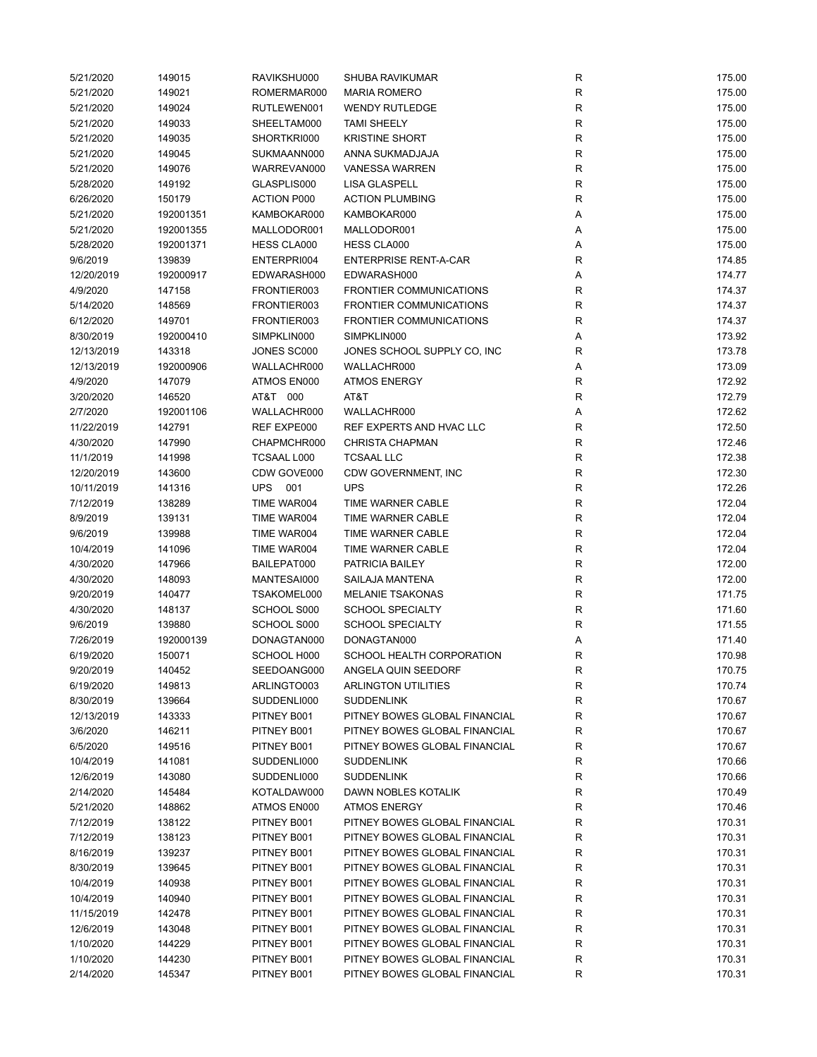| | | | | | |
|---|---|---|---|---|---|
| 5/21/2020 | 149015 | RAVIKSHU000 | SHUBA RAVIKUMAR | R | 175.00 |
| 5/21/2020 | 149021 | ROMERMAR000 | MARIA ROMERO | R | 175.00 |
| 5/21/2020 | 149024 | RUTLEWEN001 | WENDY RUTLEDGE | R | 175.00 |
| 5/21/2020 | 149033 | SHEELTAM000 | TAMI SHEELY | R | 175.00 |
| 5/21/2020 | 149035 | SHORTKRI000 | KRISTINE SHORT | R | 175.00 |
| 5/21/2020 | 149045 | SUKMAANN000 | ANNA SUKMADJAJA | R | 175.00 |
| 5/21/2020 | 149076 | WARREVAN000 | VANESSA WARREN | R | 175.00 |
| 5/28/2020 | 149192 | GLASPLIS000 | LISA GLASPELL | R | 175.00 |
| 6/26/2020 | 150179 | ACTION P000 | ACTION PLUMBING | R | 175.00 |
| 5/21/2020 | 192001351 | KAMBOKAR000 | KAMBOKAR000 | A | 175.00 |
| 5/21/2020 | 192001355 | MALLODOR001 | MALLODOR001 | A | 175.00 |
| 5/28/2020 | 192001371 | HESS CLA000 | HESS CLA000 | A | 175.00 |
| 9/6/2019 | 139839 | ENTERPRI004 | ENTERPRISE RENT-A-CAR | R | 174.85 |
| 12/20/2019 | 192000917 | EDWARASH000 | EDWARASH000 | A | 174.77 |
| 4/9/2020 | 147158 | FRONTIER003 | FRONTIER COMMUNICATIONS | R | 174.37 |
| 5/14/2020 | 148569 | FRONTIER003 | FRONTIER COMMUNICATIONS | R | 174.37 |
| 6/12/2020 | 149701 | FRONTIER003 | FRONTIER COMMUNICATIONS | R | 174.37 |
| 8/30/2019 | 192000410 | SIMPKLIN000 | SIMPKLIN000 | A | 173.92 |
| 12/13/2019 | 143318 | JONES SC000 | JONES SCHOOL SUPPLY CO, INC | R | 173.78 |
| 12/13/2019 | 192000906 | WALLACHR000 | WALLACHR000 | A | 173.09 |
| 4/9/2020 | 147079 | ATMOS EN000 | ATMOS ENERGY | R | 172.92 |
| 3/20/2020 | 146520 | AT&T 000 | AT&T | R | 172.79 |
| 2/7/2020 | 192001106 | WALLACHR000 | WALLACHR000 | A | 172.62 |
| 11/22/2019 | 142791 | REF EXPE000 | REF EXPERTS AND HVAC LLC | R | 172.50 |
| 4/30/2020 | 147990 | CHAPMCHR000 | CHRISTA CHAPMAN | R | 172.46 |
| 11/1/2019 | 141998 | TCSAAL L000 | TCSAAL LLC | R | 172.38 |
| 12/20/2019 | 143600 | CDW GOVE000 | CDW GOVERNMENT, INC | R | 172.30 |
| 10/11/2019 | 141316 | UPS 001 | UPS | R | 172.26 |
| 7/12/2019 | 138289 | TIME WAR004 | TIME WARNER CABLE | R | 172.04 |
| 8/9/2019 | 139131 | TIME WAR004 | TIME WARNER CABLE | R | 172.04 |
| 9/6/2019 | 139988 | TIME WAR004 | TIME WARNER CABLE | R | 172.04 |
| 10/4/2019 | 141096 | TIME WAR004 | TIME WARNER CABLE | R | 172.04 |
| 4/30/2020 | 147966 | BAILEPAT000 | PATRICIA BAILEY | R | 172.00 |
| 4/30/2020 | 148093 | MANTESAI000 | SAILAJA MANTENA | R | 172.00 |
| 9/20/2019 | 140477 | TSAKOMEL000 | MELANIE TSAKONAS | R | 171.75 |
| 4/30/2020 | 148137 | SCHOOL S000 | SCHOOL SPECIALTY | R | 171.60 |
| 9/6/2019 | 139880 | SCHOOL S000 | SCHOOL SPECIALTY | R | 171.55 |
| 7/26/2019 | 192000139 | DONAGTAN000 | DONAGTAN000 | A | 171.40 |
| 6/19/2020 | 150071 | SCHOOL H000 | SCHOOL HEALTH CORPORATION | R | 170.98 |
| 9/20/2019 | 140452 | SEEDOANG000 | ANGELA QUIN SEEDORF | R | 170.75 |
| 6/19/2020 | 149813 | ARLINGTO003 | ARLINGTON UTILITIES | R | 170.74 |
| 8/30/2019 | 139664 | SUDDENLI000 | SUDDENLINK | R | 170.67 |
| 12/13/2019 | 143333 | PITNEY B001 | PITNEY BOWES GLOBAL FINANCIAL | R | 170.67 |
| 3/6/2020 | 146211 | PITNEY B001 | PITNEY BOWES GLOBAL FINANCIAL | R | 170.67 |
| 6/5/2020 | 149516 | PITNEY B001 | PITNEY BOWES GLOBAL FINANCIAL | R | 170.67 |
| 10/4/2019 | 141081 | SUDDENLI000 | SUDDENLINK | R | 170.66 |
| 12/6/2019 | 143080 | SUDDENLI000 | SUDDENLINK | R | 170.66 |
| 2/14/2020 | 145484 | KOTALDAW000 | DAWN NOBLES KOTALIK | R | 170.49 |
| 5/21/2020 | 148862 | ATMOS EN000 | ATMOS ENERGY | R | 170.46 |
| 7/12/2019 | 138122 | PITNEY B001 | PITNEY BOWES GLOBAL FINANCIAL | R | 170.31 |
| 7/12/2019 | 138123 | PITNEY B001 | PITNEY BOWES GLOBAL FINANCIAL | R | 170.31 |
| 8/16/2019 | 139237 | PITNEY B001 | PITNEY BOWES GLOBAL FINANCIAL | R | 170.31 |
| 8/30/2019 | 139645 | PITNEY B001 | PITNEY BOWES GLOBAL FINANCIAL | R | 170.31 |
| 10/4/2019 | 140938 | PITNEY B001 | PITNEY BOWES GLOBAL FINANCIAL | R | 170.31 |
| 10/4/2019 | 140940 | PITNEY B001 | PITNEY BOWES GLOBAL FINANCIAL | R | 170.31 |
| 11/15/2019 | 142478 | PITNEY B001 | PITNEY BOWES GLOBAL FINANCIAL | R | 170.31 |
| 12/6/2019 | 143048 | PITNEY B001 | PITNEY BOWES GLOBAL FINANCIAL | R | 170.31 |
| 1/10/2020 | 144229 | PITNEY B001 | PITNEY BOWES GLOBAL FINANCIAL | R | 170.31 |
| 1/10/2020 | 144230 | PITNEY B001 | PITNEY BOWES GLOBAL FINANCIAL | R | 170.31 |
| 2/14/2020 | 145347 | PITNEY B001 | PITNEY BOWES GLOBAL FINANCIAL | R | 170.31 |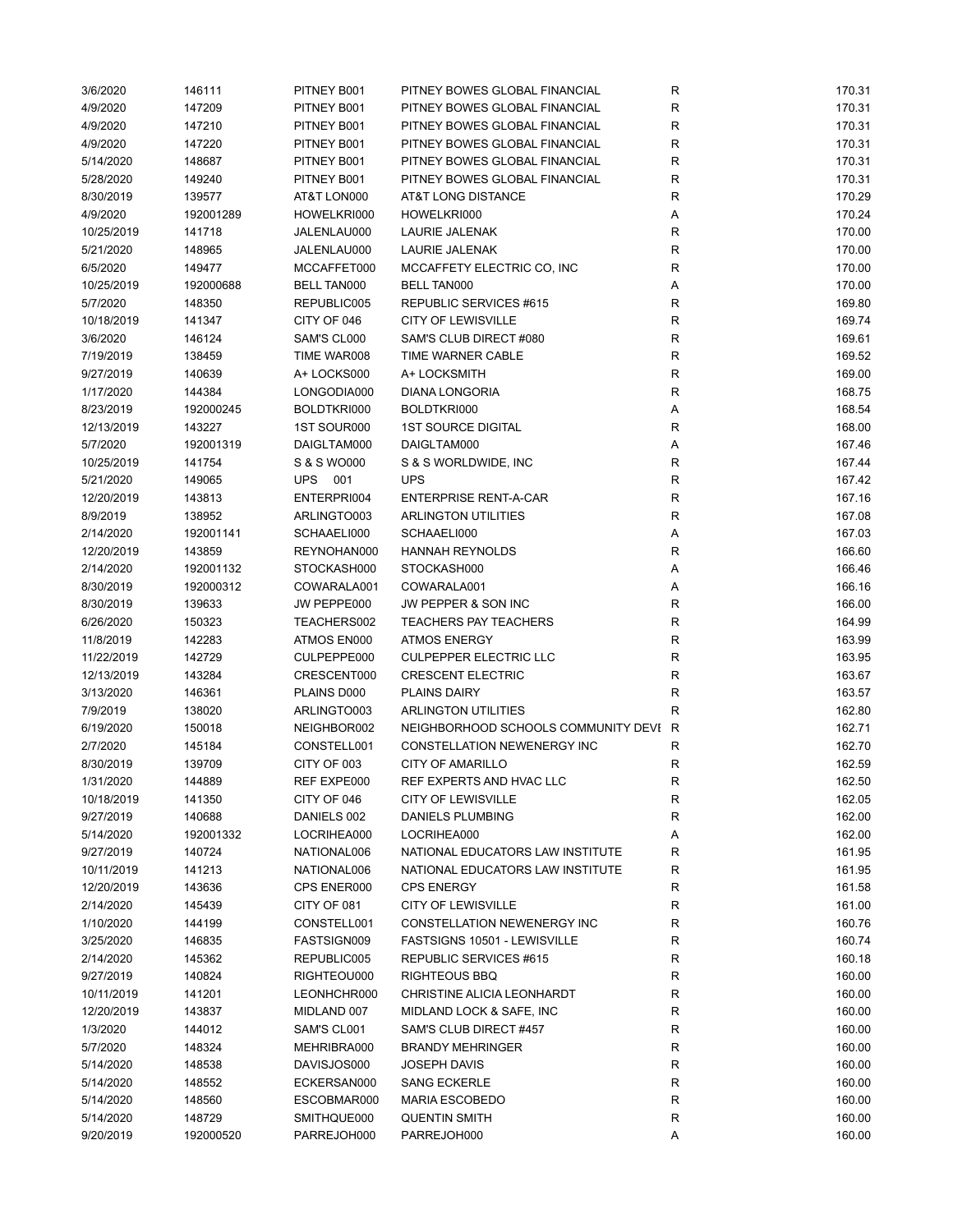| | | | | | |
|---|---|---|---|---|---|
| 3/6/2020 | 146111 | PITNEY B001 | PITNEY BOWES GLOBAL FINANCIAL | R | 170.31 |
| 4/9/2020 | 147209 | PITNEY B001 | PITNEY BOWES GLOBAL FINANCIAL | R | 170.31 |
| 4/9/2020 | 147210 | PITNEY B001 | PITNEY BOWES GLOBAL FINANCIAL | R | 170.31 |
| 4/9/2020 | 147220 | PITNEY B001 | PITNEY BOWES GLOBAL FINANCIAL | R | 170.31 |
| 5/14/2020 | 148687 | PITNEY B001 | PITNEY BOWES GLOBAL FINANCIAL | R | 170.31 |
| 5/28/2020 | 149240 | PITNEY B001 | PITNEY BOWES GLOBAL FINANCIAL | R | 170.31 |
| 8/30/2019 | 139577 | AT&T LON000 | AT&T LONG DISTANCE | R | 170.29 |
| 4/9/2020 | 192001289 | HOWELKRI000 | HOWELKRI000 | A | 170.24 |
| 10/25/2019 | 141718 | JALENLAU000 | LAURIE JALENAK | R | 170.00 |
| 5/21/2020 | 148965 | JALENLAU000 | LAURIE JALENAK | R | 170.00 |
| 6/5/2020 | 149477 | MCCAFFET000 | MCCAFFETY ELECTRIC CO, INC | R | 170.00 |
| 10/25/2019 | 192000688 | BELL TAN000 | BELL TAN000 | A | 170.00 |
| 5/7/2020 | 148350 | REPUBLIC005 | REPUBLIC SERVICES #615 | R | 169.80 |
| 10/18/2019 | 141347 | CITY OF 046 | CITY OF LEWISVILLE | R | 169.74 |
| 3/6/2020 | 146124 | SAM'S CL000 | SAM'S CLUB DIRECT #080 | R | 169.61 |
| 7/19/2019 | 138459 | TIME WAR008 | TIME WARNER CABLE | R | 169.52 |
| 9/27/2019 | 140639 | A+ LOCKS000 | A+ LOCKSMITH | R | 169.00 |
| 1/17/2020 | 144384 | LONGODIA000 | DIANA LONGORIA | R | 168.75 |
| 8/23/2019 | 192000245 | BOLDTKRI000 | BOLDTKRI000 | A | 168.54 |
| 12/13/2019 | 143227 | 1ST SOUR000 | 1ST SOURCE DIGITAL | R | 168.00 |
| 5/7/2020 | 192001319 | DAIGLTAM000 | DAIGLTAM000 | A | 167.46 |
| 10/25/2019 | 141754 | S & S WO000 | S & S WORLDWIDE, INC | R | 167.44 |
| 5/21/2020 | 149065 | UPS 001 | UPS | R | 167.42 |
| 12/20/2019 | 143813 | ENTERPRI004 | ENTERPRISE RENT-A-CAR | R | 167.16 |
| 8/9/2019 | 138952 | ARLINGTO003 | ARLINGTON UTILITIES | R | 167.08 |
| 2/14/2020 | 192001141 | SCHAAELI000 | SCHAAELI000 | A | 167.03 |
| 12/20/2019 | 143859 | REYNOHAN000 | HANNAH REYNOLDS | R | 166.60 |
| 2/14/2020 | 192001132 | STOCKASH000 | STOCKASH000 | A | 166.46 |
| 8/30/2019 | 192000312 | COWARALA001 | COWARALA001 | A | 166.16 |
| 8/30/2019 | 139633 | JW PEPPE000 | JW PEPPER & SON INC | R | 166.00 |
| 6/26/2020 | 150323 | TEACHERS002 | TEACHERS PAY TEACHERS | R | 164.99 |
| 11/8/2019 | 142283 | ATMOS EN000 | ATMOS ENERGY | R | 163.99 |
| 11/22/2019 | 142729 | CULPEPPE000 | CULPEPPER ELECTRIC LLC | R | 163.95 |
| 12/13/2019 | 143284 | CRESCENT000 | CRESCENT ELECTRIC | R | 163.67 |
| 3/13/2020 | 146361 | PLAINS D000 | PLAINS DAIRY | R | 163.57 |
| 7/9/2019 | 138020 | ARLINGTO003 | ARLINGTON UTILITIES | R | 162.80 |
| 6/19/2020 | 150018 | NEIGHBOR002 | NEIGHBORHOOD SCHOOLS COMMUNITY DEVE | R | 162.71 |
| 2/7/2020 | 145184 | CONSTELL001 | CONSTELLATION NEWENERGY INC | R | 162.70 |
| 8/30/2019 | 139709 | CITY OF 003 | CITY OF AMARILLO | R | 162.59 |
| 1/31/2020 | 144889 | REF EXPE000 | REF EXPERTS AND HVAC LLC | R | 162.50 |
| 10/18/2019 | 141350 | CITY OF 046 | CITY OF LEWISVILLE | R | 162.05 |
| 9/27/2019 | 140688 | DANIELS 002 | DANIELS PLUMBING | R | 162.00 |
| 5/14/2020 | 192001332 | LOCRIHEA000 | LOCRIHEA000 | A | 162.00 |
| 9/27/2019 | 140724 | NATIONAL006 | NATIONAL EDUCATORS LAW INSTITUTE | R | 161.95 |
| 10/11/2019 | 141213 | NATIONAL006 | NATIONAL EDUCATORS LAW INSTITUTE | R | 161.95 |
| 12/20/2019 | 143636 | CPS ENER000 | CPS ENERGY | R | 161.58 |
| 2/14/2020 | 145439 | CITY OF 081 | CITY OF LEWISVILLE | R | 161.00 |
| 1/10/2020 | 144199 | CONSTELL001 | CONSTELLATION NEWENERGY INC | R | 160.76 |
| 3/25/2020 | 146835 | FASTSIGN009 | FASTSIGNS 10501 - LEWISVILLE | R | 160.74 |
| 2/14/2020 | 145362 | REPUBLIC005 | REPUBLIC SERVICES #615 | R | 160.18 |
| 9/27/2019 | 140824 | RIGHTEOU000 | RIGHTEOUS BBQ | R | 160.00 |
| 10/11/2019 | 141201 | LEONHCHR000 | CHRISTINE ALICIA LEONHARDT | R | 160.00 |
| 12/20/2019 | 143837 | MIDLAND 007 | MIDLAND LOCK & SAFE, INC | R | 160.00 |
| 1/3/2020 | 144012 | SAM'S CL001 | SAM'S CLUB DIRECT #457 | R | 160.00 |
| 5/7/2020 | 148324 | MEHRIBRA000 | BRANDY MEHRINGER | R | 160.00 |
| 5/14/2020 | 148538 | DAVISJOS000 | JOSEPH DAVIS | R | 160.00 |
| 5/14/2020 | 148552 | ECKERSAN000 | SANG ECKERLE | R | 160.00 |
| 5/14/2020 | 148560 | ESCOBMAR000 | MARIA ESCOBEDO | R | 160.00 |
| 5/14/2020 | 148729 | SMITHQUE000 | QUENTIN SMITH | R | 160.00 |
| 9/20/2019 | 192000520 | PARREJOH000 | PARREJOH000 | A | 160.00 |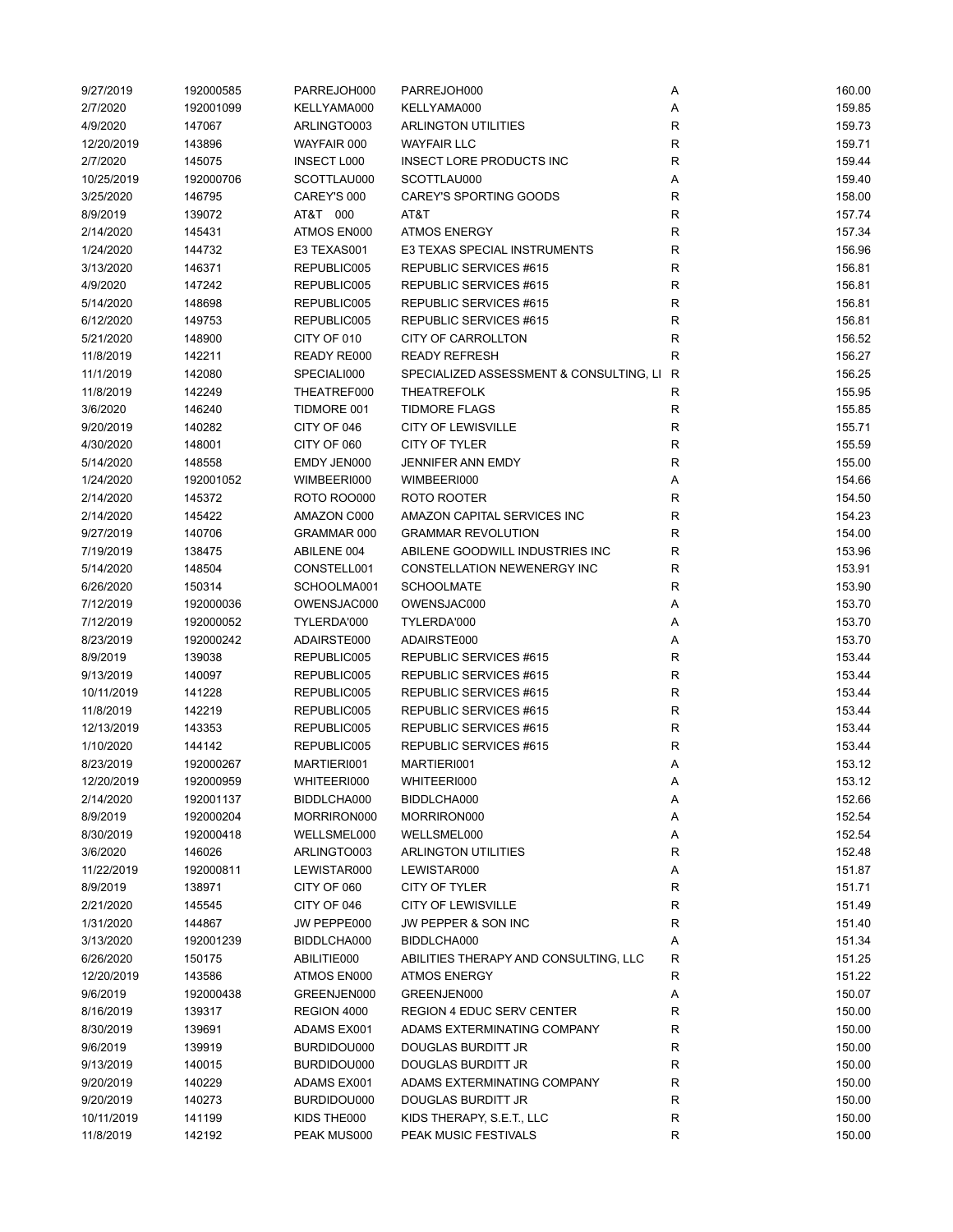| | | | | | |
|---|---|---|---|---|---|
| 9/27/2019 | 192000585 | PARREJOH000 | PARREJOH000 | A | 160.00 |
| 2/7/2020 | 192001099 | KELLYAMA000 | KELLYAMA000 | A | 159.85 |
| 4/9/2020 | 147067 | ARLINGTO003 | ARLINGTON UTILITIES | R | 159.73 |
| 12/20/2019 | 143896 | WAYFAIR 000 | WAYFAIR LLC | R | 159.71 |
| 2/7/2020 | 145075 | INSECT L000 | INSECT LORE PRODUCTS INC | R | 159.44 |
| 10/25/2019 | 192000706 | SCOTTLAU000 | SCOTTLAU000 | A | 159.40 |
| 3/25/2020 | 146795 | CAREY'S 000 | CAREY'S SPORTING GOODS | R | 158.00 |
| 8/9/2019 | 139072 | AT&T 000 | AT&T | R | 157.74 |
| 2/14/2020 | 145431 | ATMOS EN000 | ATMOS ENERGY | R | 157.34 |
| 1/24/2020 | 144732 | E3 TEXAS001 | E3 TEXAS SPECIAL INSTRUMENTS | R | 156.96 |
| 3/13/2020 | 146371 | REPUBLIC005 | REPUBLIC SERVICES #615 | R | 156.81 |
| 4/9/2020 | 147242 | REPUBLIC005 | REPUBLIC SERVICES #615 | R | 156.81 |
| 5/14/2020 | 148698 | REPUBLIC005 | REPUBLIC SERVICES #615 | R | 156.81 |
| 6/12/2020 | 149753 | REPUBLIC005 | REPUBLIC SERVICES #615 | R | 156.81 |
| 5/21/2020 | 148900 | CITY OF 010 | CITY OF CARROLLTON | R | 156.52 |
| 11/8/2019 | 142211 | READY RE000 | READY REFRESH | R | 156.27 |
| 11/1/2019 | 142080 | SPECIALI000 | SPECIALIZED ASSESSMENT & CONSULTING, LI | R | 156.25 |
| 11/8/2019 | 142249 | THEATREF000 | THEATREFOLK | R | 155.95 |
| 3/6/2020 | 146240 | TIDMORE 001 | TIDMORE FLAGS | R | 155.85 |
| 9/20/2019 | 140282 | CITY OF 046 | CITY OF LEWISVILLE | R | 155.71 |
| 4/30/2020 | 148001 | CITY OF 060 | CITY OF TYLER | R | 155.59 |
| 5/14/2020 | 148558 | EMDY JEN000 | JENNIFER ANN EMDY | R | 155.00 |
| 1/24/2020 | 192001052 | WIMBEERI000 | WIMBEERI000 | A | 154.66 |
| 2/14/2020 | 145372 | ROTO ROO000 | ROTO ROOTER | R | 154.50 |
| 2/14/2020 | 145422 | AMAZON C000 | AMAZON CAPITAL SERVICES INC | R | 154.23 |
| 9/27/2019 | 140706 | GRAMMAR 000 | GRAMMAR REVOLUTION | R | 154.00 |
| 7/19/2019 | 138475 | ABILENE 004 | ABILENE GOODWILL INDUSTRIES INC | R | 153.96 |
| 5/14/2020 | 148504 | CONSTELL001 | CONSTELLATION NEWENERGY INC | R | 153.91 |
| 6/26/2020 | 150314 | SCHOOLMA001 | SCHOOLMATE | R | 153.90 |
| 7/12/2019 | 192000036 | OWENSJAC000 | OWENSJAC000 | A | 153.70 |
| 7/12/2019 | 192000052 | TYLERDA'000 | TYLERDA'000 | A | 153.70 |
| 8/23/2019 | 192000242 | ADAIRSTE000 | ADAIRSTE000 | A | 153.70 |
| 8/9/2019 | 139038 | REPUBLIC005 | REPUBLIC SERVICES #615 | R | 153.44 |
| 9/13/2019 | 140097 | REPUBLIC005 | REPUBLIC SERVICES #615 | R | 153.44 |
| 10/11/2019 | 141228 | REPUBLIC005 | REPUBLIC SERVICES #615 | R | 153.44 |
| 11/8/2019 | 142219 | REPUBLIC005 | REPUBLIC SERVICES #615 | R | 153.44 |
| 12/13/2019 | 143353 | REPUBLIC005 | REPUBLIC SERVICES #615 | R | 153.44 |
| 1/10/2020 | 144142 | REPUBLIC005 | REPUBLIC SERVICES #615 | R | 153.44 |
| 8/23/2019 | 192000267 | MARTIERI001 | MARTIERI001 | A | 153.12 |
| 12/20/2019 | 192000959 | WHITEERI000 | WHITEERI000 | A | 153.12 |
| 2/14/2020 | 192001137 | BIDDLCHA000 | BIDDLCHA000 | A | 152.66 |
| 8/9/2019 | 192000204 | MORRIRON000 | MORRIRON000 | A | 152.54 |
| 8/30/2019 | 192000418 | WELLSMEL000 | WELLSMEL000 | A | 152.54 |
| 3/6/2020 | 146026 | ARLINGTO003 | ARLINGTON UTILITIES | R | 152.48 |
| 11/22/2019 | 192000811 | LEWISTAR000 | LEWISTAR000 | A | 151.87 |
| 8/9/2019 | 138971 | CITY OF 060 | CITY OF TYLER | R | 151.71 |
| 2/21/2020 | 145545 | CITY OF 046 | CITY OF LEWISVILLE | R | 151.49 |
| 1/31/2020 | 144867 | JW PEPPE000 | JW PEPPER & SON INC | R | 151.40 |
| 3/13/2020 | 192001239 | BIDDLCHA000 | BIDDLCHA000 | A | 151.34 |
| 6/26/2020 | 150175 | ABILITIE000 | ABILITIES THERAPY AND CONSULTING, LLC | R | 151.25 |
| 12/20/2019 | 143586 | ATMOS EN000 | ATMOS ENERGY | R | 151.22 |
| 9/6/2019 | 192000438 | GREENJEN000 | GREENJEN000 | A | 150.07 |
| 8/16/2019 | 139317 | REGION 4000 | REGION 4 EDUC SERV CENTER | R | 150.00 |
| 8/30/2019 | 139691 | ADAMS EX001 | ADAMS EXTERMINATING COMPANY | R | 150.00 |
| 9/6/2019 | 139919 | BURDIDOU000 | DOUGLAS BURDITT JR | R | 150.00 |
| 9/13/2019 | 140015 | BURDIDOU000 | DOUGLAS BURDITT JR | R | 150.00 |
| 9/20/2019 | 140229 | ADAMS EX001 | ADAMS EXTERMINATING COMPANY | R | 150.00 |
| 9/20/2019 | 140273 | BURDIDOU000 | DOUGLAS BURDITT JR | R | 150.00 |
| 10/11/2019 | 141199 | KIDS THE000 | KIDS THERAPY, S.E.T., LLC | R | 150.00 |
| 11/8/2019 | 142192 | PEAK MUS000 | PEAK MUSIC FESTIVALS | R | 150.00 |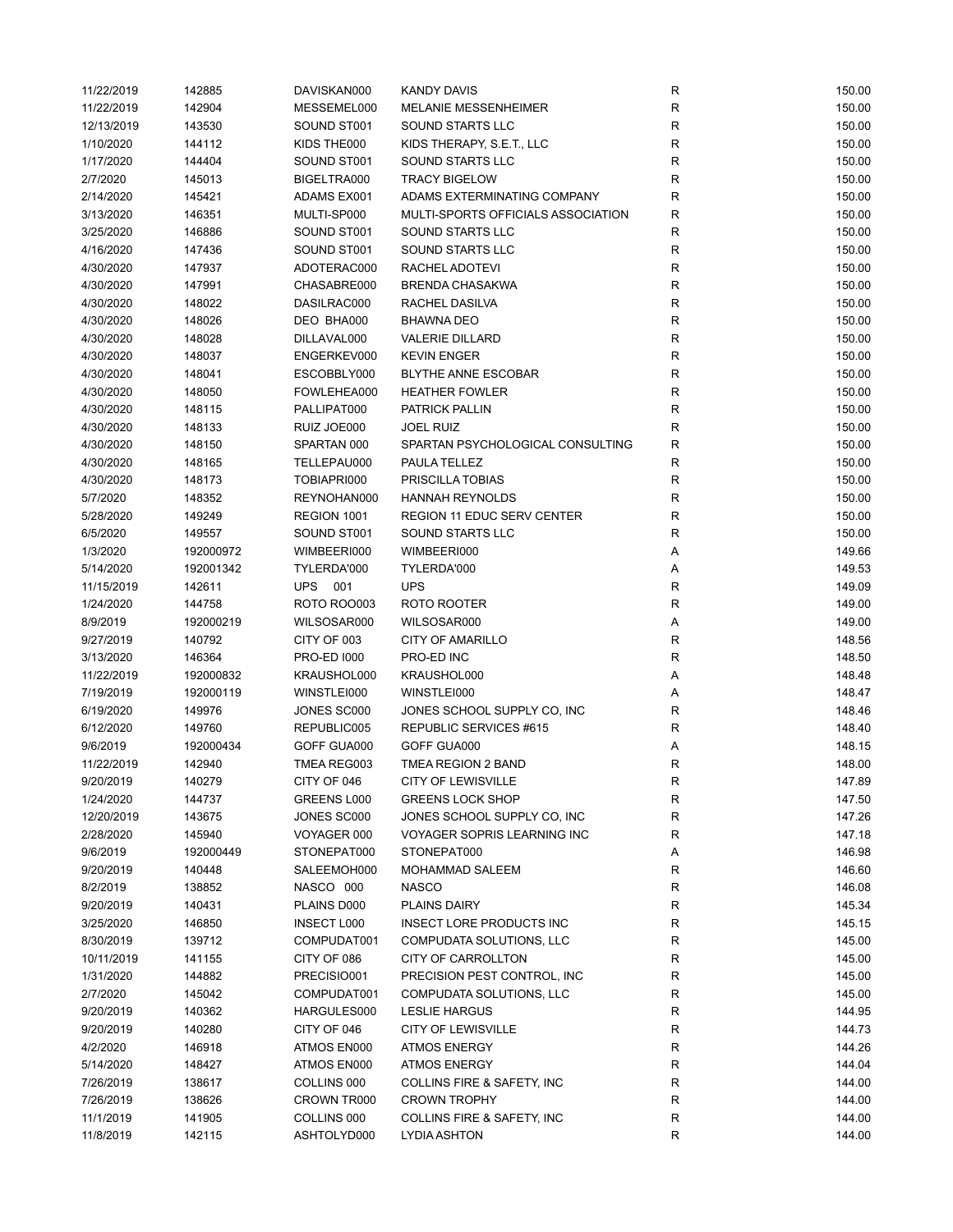| | | | | | |
|---|---|---|---|---|---|
| 11/22/2019 | 142885 | DAVISKAN000 | KANDY DAVIS | R | 150.00 |
| 11/22/2019 | 142904 | MESSEMEL000 | MELANIE MESSENHEIMER | R | 150.00 |
| 12/13/2019 | 143530 | SOUND ST001 | SOUND STARTS LLC | R | 150.00 |
| 1/10/2020 | 144112 | KIDS THE000 | KIDS THERAPY, S.E.T., LLC | R | 150.00 |
| 1/17/2020 | 144404 | SOUND ST001 | SOUND STARTS LLC | R | 150.00 |
| 2/7/2020 | 145013 | BIGELTRA000 | TRACY BIGELOW | R | 150.00 |
| 2/14/2020 | 145421 | ADAMS EX001 | ADAMS EXTERMINATING COMPANY | R | 150.00 |
| 3/13/2020 | 146351 | MULTI-SP000 | MULTI-SPORTS OFFICIALS ASSOCIATION | R | 150.00 |
| 3/25/2020 | 146886 | SOUND ST001 | SOUND STARTS LLC | R | 150.00 |
| 4/16/2020 | 147436 | SOUND ST001 | SOUND STARTS LLC | R | 150.00 |
| 4/30/2020 | 147937 | ADOTERAC000 | RACHEL ADOTEVI | R | 150.00 |
| 4/30/2020 | 147991 | CHASABRE000 | BRENDA CHASAKWA | R | 150.00 |
| 4/30/2020 | 148022 | DASILRAC000 | RACHEL DASILVA | R | 150.00 |
| 4/30/2020 | 148026 | DEO BHA000 | BHAWNA DEO | R | 150.00 |
| 4/30/2020 | 148028 | DILLAVAL000 | VALERIE DILLARD | R | 150.00 |
| 4/30/2020 | 148037 | ENGERKEV000 | KEVIN ENGER | R | 150.00 |
| 4/30/2020 | 148041 | ESCOBBLY000 | BLYTHE ANNE ESCOBAR | R | 150.00 |
| 4/30/2020 | 148050 | FOWLEHEA000 | HEATHER FOWLER | R | 150.00 |
| 4/30/2020 | 148115 | PALLIPAT000 | PATRICK PALLIN | R | 150.00 |
| 4/30/2020 | 148133 | RUIZ JOE000 | JOEL RUIZ | R | 150.00 |
| 4/30/2020 | 148150 | SPARTAN 000 | SPARTAN PSYCHOLOGICAL CONSULTING | R | 150.00 |
| 4/30/2020 | 148165 | TELLEPAU000 | PAULA TELLEZ | R | 150.00 |
| 4/30/2020 | 148173 | TOBIAPRI000 | PRISCILLA TOBIAS | R | 150.00 |
| 5/7/2020 | 148352 | REYNOHAN000 | HANNAH REYNOLDS | R | 150.00 |
| 5/28/2020 | 149249 | REGION 1001 | REGION 11 EDUC SERV CENTER | R | 150.00 |
| 6/5/2020 | 149557 | SOUND ST001 | SOUND STARTS LLC | R | 150.00 |
| 1/3/2020 | 192000972 | WIMBEERI000 | WIMBEERI000 | A | 149.66 |
| 5/14/2020 | 192001342 | TYLERDA'000 | TYLERDA'000 | A | 149.53 |
| 11/15/2019 | 142611 | UPS 001 | UPS | R | 149.09 |
| 1/24/2020 | 144758 | ROTO ROO003 | ROTO ROOTER | R | 149.00 |
| 8/9/2019 | 192000219 | WILSOSAR000 | WILSOSAR000 | A | 149.00 |
| 9/27/2019 | 140792 | CITY OF 003 | CITY OF AMARILLO | R | 148.56 |
| 3/13/2020 | 146364 | PRO-ED I000 | PRO-ED INC | R | 148.50 |
| 11/22/2019 | 192000832 | KRAUSHOL000 | KRAUSHOL000 | A | 148.48 |
| 7/19/2019 | 192000119 | WINSTLEI000 | WINSTLEI000 | A | 148.47 |
| 6/19/2020 | 149976 | JONES SC000 | JONES SCHOOL SUPPLY CO, INC | R | 148.46 |
| 6/12/2020 | 149760 | REPUBLIC005 | REPUBLIC SERVICES #615 | R | 148.40 |
| 9/6/2019 | 192000434 | GOFF GUA000 | GOFF GUA000 | A | 148.15 |
| 11/22/2019 | 142940 | TMEA REG003 | TMEA REGION 2 BAND | R | 148.00 |
| 9/20/2019 | 140279 | CITY OF 046 | CITY OF LEWISVILLE | R | 147.89 |
| 1/24/2020 | 144737 | GREENS L000 | GREENS LOCK SHOP | R | 147.50 |
| 12/20/2019 | 143675 | JONES SC000 | JONES SCHOOL SUPPLY CO, INC | R | 147.26 |
| 2/28/2020 | 145940 | VOYAGER 000 | VOYAGER SOPRIS LEARNING INC | R | 147.18 |
| 9/6/2019 | 192000449 | STONEPAT000 | STONEPAT000 | A | 146.98 |
| 9/20/2019 | 140448 | SALEEMOH000 | MOHAMMAD SALEEM | R | 146.60 |
| 8/2/2019 | 138852 | NASCO 000 | NASCO | R | 146.08 |
| 9/20/2019 | 140431 | PLAINS D000 | PLAINS DAIRY | R | 145.34 |
| 3/25/2020 | 146850 | INSECT L000 | INSECT LORE PRODUCTS INC | R | 145.15 |
| 8/30/2019 | 139712 | COMPUDAT001 | COMPUDATA SOLUTIONS, LLC | R | 145.00 |
| 10/11/2019 | 141155 | CITY OF 086 | CITY OF CARROLLTON | R | 145.00 |
| 1/31/2020 | 144882 | PRECISIO001 | PRECISION PEST CONTROL, INC | R | 145.00 |
| 2/7/2020 | 145042 | COMPUDAT001 | COMPUDATA SOLUTIONS, LLC | R | 145.00 |
| 9/20/2019 | 140362 | HARGULES000 | LESLIE HARGUS | R | 144.95 |
| 9/20/2019 | 140280 | CITY OF 046 | CITY OF LEWISVILLE | R | 144.73 |
| 4/2/2020 | 146918 | ATMOS EN000 | ATMOS ENERGY | R | 144.26 |
| 5/14/2020 | 148427 | ATMOS EN000 | ATMOS ENERGY | R | 144.04 |
| 7/26/2019 | 138617 | COLLINS 000 | COLLINS FIRE & SAFETY, INC | R | 144.00 |
| 7/26/2019 | 138626 | CROWN TR000 | CROWN TROPHY | R | 144.00 |
| 11/1/2019 | 141905 | COLLINS 000 | COLLINS FIRE & SAFETY, INC | R | 144.00 |
| 11/8/2019 | 142115 | ASHTOLYD000 | LYDIA ASHTON | R | 144.00 |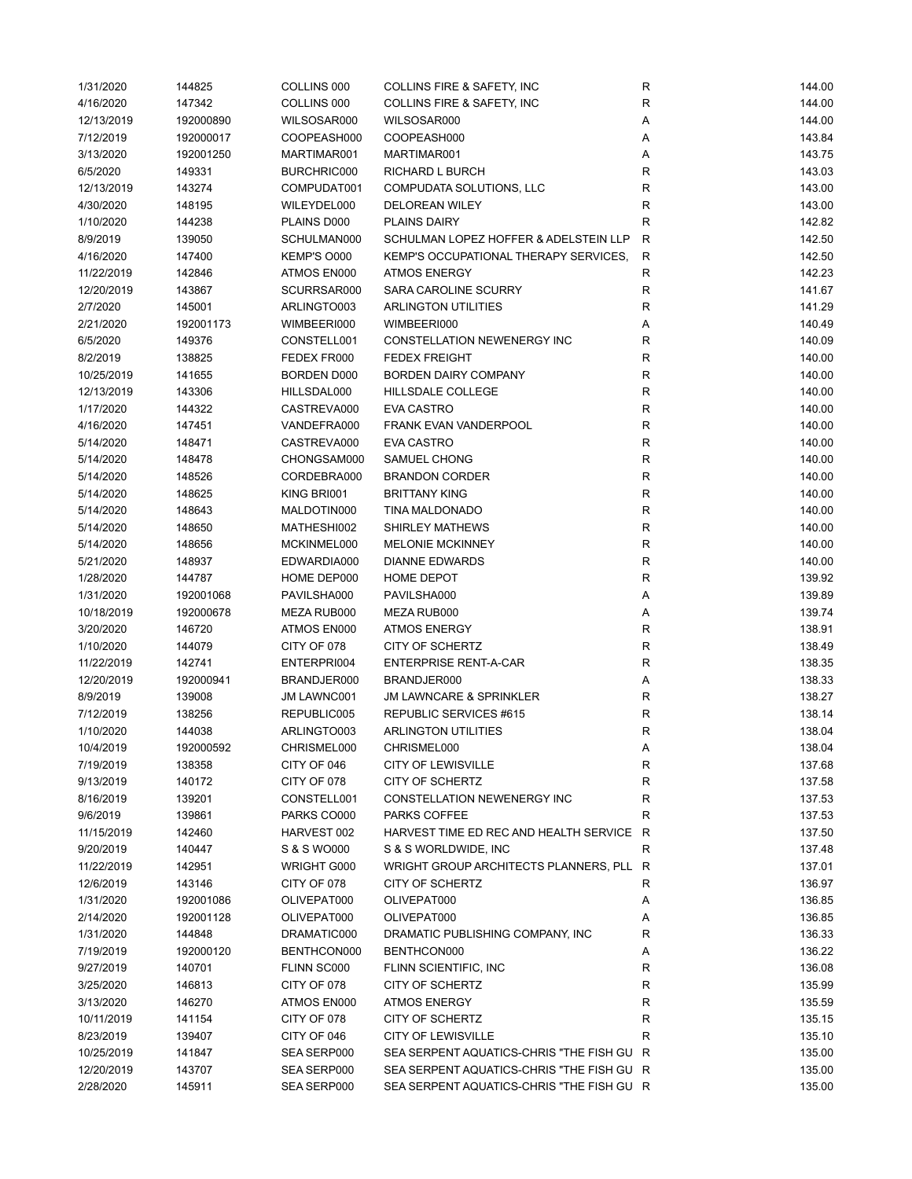| | | | | | |
|---|---|---|---|---|---|
| 1/31/2020 | 144825 | COLLINS 000 | COLLINS FIRE & SAFETY, INC | R | 144.00 |
| 4/16/2020 | 147342 | COLLINS 000 | COLLINS FIRE & SAFETY, INC | R | 144.00 |
| 12/13/2019 | 192000890 | WILSOSAR000 | WILSOSAR000 | A | 144.00 |
| 7/12/2019 | 192000017 | COOPEASH000 | COOPEASH000 | A | 143.84 |
| 3/13/2020 | 192001250 | MARTIMAR001 | MARTIMAR001 | A | 143.75 |
| 6/5/2020 | 149331 | BURCHRIC000 | RICHARD L BURCH | R | 143.03 |
| 12/13/2019 | 143274 | COMPUDAT001 | COMPUDATA SOLUTIONS, LLC | R | 143.00 |
| 4/30/2020 | 148195 | WILEYDEL000 | DELOREAN WILEY | R | 143.00 |
| 1/10/2020 | 144238 | PLAINS D000 | PLAINS DAIRY | R | 142.82 |
| 8/9/2019 | 139050 | SCHULMAN000 | SCHULMAN LOPEZ HOFFER & ADELSTEIN LLP | R | 142.50 |
| 4/16/2020 | 147400 | KEMP'S O000 | KEMP'S OCCUPATIONAL THERAPY SERVICES, | R | 142.50 |
| 11/22/2019 | 142846 | ATMOS EN000 | ATMOS ENERGY | R | 142.23 |
| 12/20/2019 | 143867 | SCURRSAR000 | SARA CAROLINE SCURRY | R | 141.67 |
| 2/7/2020 | 145001 | ARLINGTO003 | ARLINGTON UTILITIES | R | 141.29 |
| 2/21/2020 | 192001173 | WIMBEERI000 | WIMBEERI000 | A | 140.49 |
| 6/5/2020 | 149376 | CONSTELL001 | CONSTELLATION NEWENERGY INC | R | 140.09 |
| 8/2/2019 | 138825 | FEDEX FR000 | FEDEX FREIGHT | R | 140.00 |
| 10/25/2019 | 141655 | BORDEN D000 | BORDEN DAIRY COMPANY | R | 140.00 |
| 12/13/2019 | 143306 | HILLSDAL000 | HILLSDALE COLLEGE | R | 140.00 |
| 1/17/2020 | 144322 | CASTREVA000 | EVA CASTRO | R | 140.00 |
| 4/16/2020 | 147451 | VANDEFRA000 | FRANK EVAN VANDERPOOL | R | 140.00 |
| 5/14/2020 | 148471 | CASTREVA000 | EVA CASTRO | R | 140.00 |
| 5/14/2020 | 148478 | CHONGSAM000 | SAMUEL CHONG | R | 140.00 |
| 5/14/2020 | 148526 | CORDEBRA000 | BRANDON CORDER | R | 140.00 |
| 5/14/2020 | 148625 | KING BRI001 | BRITTANY KING | R | 140.00 |
| 5/14/2020 | 148643 | MALDOTIN000 | TINA MALDONADO | R | 140.00 |
| 5/14/2020 | 148650 | MATHESHI002 | SHIRLEY MATHEWS | R | 140.00 |
| 5/14/2020 | 148656 | MCKINMEL000 | MELONIE MCKINNEY | R | 140.00 |
| 5/21/2020 | 148937 | EDWARDIA000 | DIANNE EDWARDS | R | 140.00 |
| 1/28/2020 | 144787 | HOME DEP000 | HOME DEPOT | R | 139.92 |
| 1/31/2020 | 192001068 | PAVILSHA000 | PAVILSHA000 | A | 139.89 |
| 10/18/2019 | 192000678 | MEZA RUB000 | MEZA RUB000 | A | 139.74 |
| 3/20/2020 | 146720 | ATMOS EN000 | ATMOS ENERGY | R | 138.91 |
| 1/10/2020 | 144079 | CITY OF 078 | CITY OF SCHERTZ | R | 138.49 |
| 11/22/2019 | 142741 | ENTERPRI004 | ENTERPRISE RENT-A-CAR | R | 138.35 |
| 12/20/2019 | 192000941 | BRANDJER000 | BRANDJER000 | A | 138.33 |
| 8/9/2019 | 139008 | JM LAWNC001 | JM LAWNCARE & SPRINKLER | R | 138.27 |
| 7/12/2019 | 138256 | REPUBLIC005 | REPUBLIC SERVICES #615 | R | 138.14 |
| 1/10/2020 | 144038 | ARLINGTO003 | ARLINGTON UTILITIES | R | 138.04 |
| 10/4/2019 | 192000592 | CHRISMEL000 | CHRISMEL000 | A | 138.04 |
| 7/19/2019 | 138358 | CITY OF 046 | CITY OF LEWISVILLE | R | 137.68 |
| 9/13/2019 | 140172 | CITY OF 078 | CITY OF SCHERTZ | R | 137.58 |
| 8/16/2019 | 139201 | CONSTELL001 | CONSTELLATION NEWENERGY INC | R | 137.53 |
| 9/6/2019 | 139861 | PARKS CO000 | PARKS COFFEE | R | 137.53 |
| 11/15/2019 | 142460 | HARVEST 002 | HARVEST TIME ED REC AND HEALTH SERVICE | R | 137.50 |
| 9/20/2019 | 140447 | S & S WO000 | S & S WORLDWIDE, INC | R | 137.48 |
| 11/22/2019 | 142951 | WRIGHT G000 | WRIGHT GROUP ARCHITECTS PLANNERS, PLL | R | 137.01 |
| 12/6/2019 | 143146 | CITY OF 078 | CITY OF SCHERTZ | R | 136.97 |
| 1/31/2020 | 192001086 | OLIVEPAT000 | OLIVEPAT000 | A | 136.85 |
| 2/14/2020 | 192001128 | OLIVEPAT000 | OLIVEPAT000 | A | 136.85 |
| 1/31/2020 | 144848 | DRAMATIC000 | DRAMATIC PUBLISHING COMPANY, INC | R | 136.33 |
| 7/19/2019 | 192000120 | BENTHCON000 | BENTHCON000 | A | 136.22 |
| 9/27/2019 | 140701 | FLINN SC000 | FLINN SCIENTIFIC, INC | R | 136.08 |
| 3/25/2020 | 146813 | CITY OF 078 | CITY OF SCHERTZ | R | 135.99 |
| 3/13/2020 | 146270 | ATMOS EN000 | ATMOS ENERGY | R | 135.59 |
| 10/11/2019 | 141154 | CITY OF 078 | CITY OF SCHERTZ | R | 135.15 |
| 8/23/2019 | 139407 | CITY OF 046 | CITY OF LEWISVILLE | R | 135.10 |
| 10/25/2019 | 141847 | SEA SERP000 | SEA SERPENT AQUATICS-CHRIS "THE FISH GU | R | 135.00 |
| 12/20/2019 | 143707 | SEA SERP000 | SEA SERPENT AQUATICS-CHRIS "THE FISH GU | R | 135.00 |
| 2/28/2020 | 145911 | SEA SERP000 | SEA SERPENT AQUATICS-CHRIS "THE FISH GU | R | 135.00 |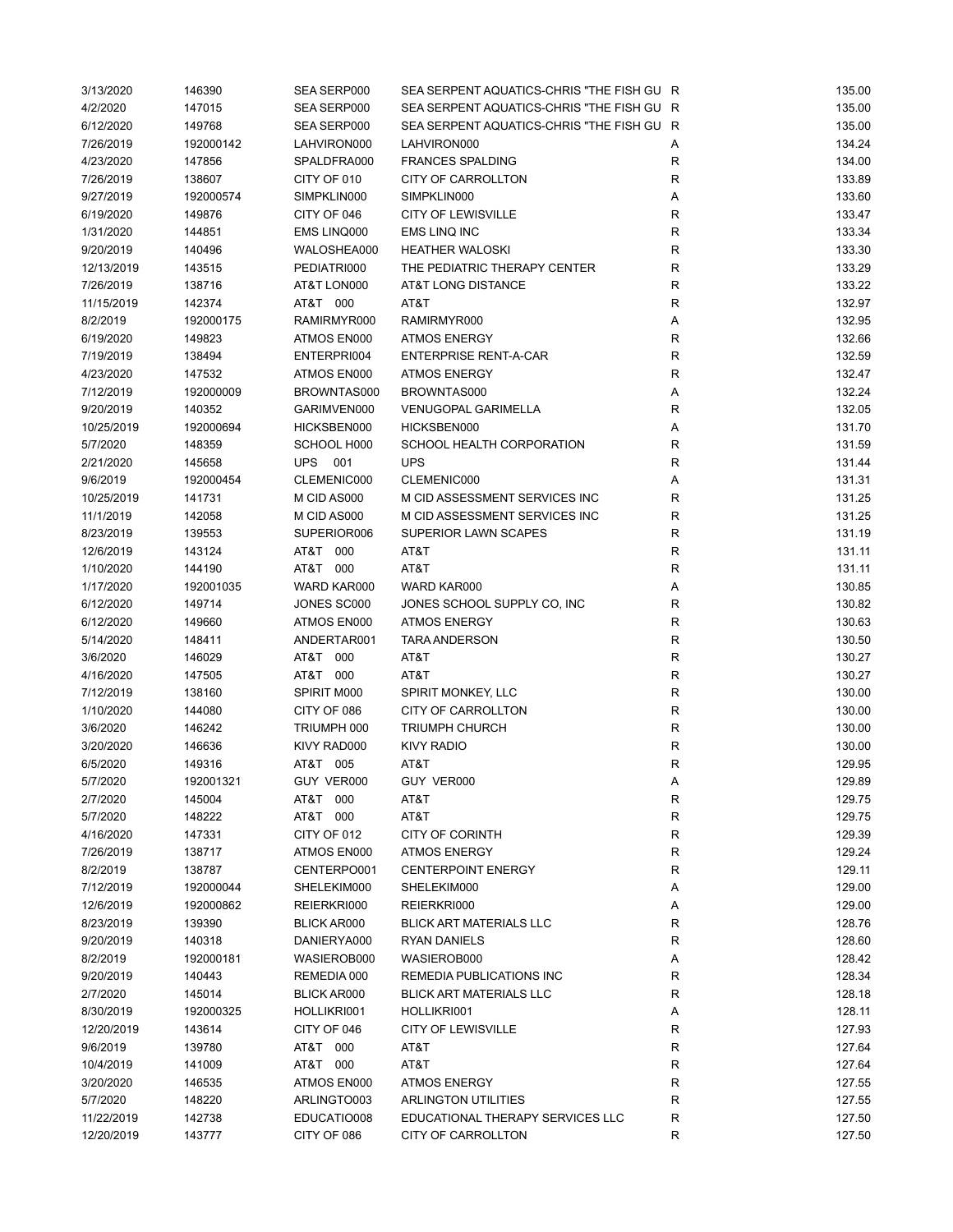| | | | | | |
|---|---|---|---|---|---|
| 3/13/2020 | 146390 | SEA SERP000 | SEA SERPENT AQUATICS-CHRIS "THE FISH GU | R | 135.00 |
| 4/2/2020 | 147015 | SEA SERP000 | SEA SERPENT AQUATICS-CHRIS "THE FISH GU | R | 135.00 |
| 6/12/2020 | 149768 | SEA SERP000 | SEA SERPENT AQUATICS-CHRIS "THE FISH GU | R | 135.00 |
| 7/26/2019 | 192000142 | LAHVIRON000 | LAHVIRON000 | A | 134.24 |
| 4/23/2020 | 147856 | SPALDFRA000 | FRANCES SPALDING | R | 134.00 |
| 7/26/2019 | 138607 | CITY OF 010 | CITY OF CARROLLTON | R | 133.89 |
| 9/27/2019 | 192000574 | SIMPKLIN000 | SIMPKLIN000 | A | 133.60 |
| 6/19/2020 | 149876 | CITY OF 046 | CITY OF LEWISVILLE | R | 133.47 |
| 1/31/2020 | 144851 | EMS LINQ000 | EMS LINQ INC | R | 133.34 |
| 9/20/2019 | 140496 | WALOSHEA000 | HEATHER WALOSKI | R | 133.30 |
| 12/13/2019 | 143515 | PEDIATRI000 | THE PEDIATRIC THERAPY CENTER | R | 133.29 |
| 7/26/2019 | 138716 | AT&T LON000 | AT&T LONG DISTANCE | R | 133.22 |
| 11/15/2019 | 142374 | AT&T 000 | AT&T | R | 132.97 |
| 8/2/2019 | 192000175 | RAMIRMYR000 | RAMIRMYR000 | A | 132.95 |
| 6/19/2020 | 149823 | ATMOS EN000 | ATMOS ENERGY | R | 132.66 |
| 7/19/2019 | 138494 | ENTERPRI004 | ENTERPRISE RENT-A-CAR | R | 132.59 |
| 4/23/2020 | 147532 | ATMOS EN000 | ATMOS ENERGY | R | 132.47 |
| 7/12/2019 | 192000009 | BROWNTAS000 | BROWNTAS000 | A | 132.24 |
| 9/20/2019 | 140352 | GARIMVEN000 | VENUGOPAL GARIMELLA | R | 132.05 |
| 10/25/2019 | 192000694 | HICKSBEN000 | HICKSBEN000 | A | 131.70 |
| 5/7/2020 | 148359 | SCHOOL H000 | SCHOOL HEALTH CORPORATION | R | 131.59 |
| 2/21/2020 | 145658 | UPS 001 | UPS | R | 131.44 |
| 9/6/2019 | 192000454 | CLEMENIC000 | CLEMENIC000 | A | 131.31 |
| 10/25/2019 | 141731 | M CID AS000 | M CID ASSESSMENT SERVICES INC | R | 131.25 |
| 11/1/2019 | 142058 | M CID AS000 | M CID ASSESSMENT SERVICES INC | R | 131.25 |
| 8/23/2019 | 139553 | SUPERIOR006 | SUPERIOR LAWN SCAPES | R | 131.19 |
| 12/6/2019 | 143124 | AT&T 000 | AT&T | R | 131.11 |
| 1/10/2020 | 144190 | AT&T 000 | AT&T | R | 131.11 |
| 1/17/2020 | 192001035 | WARD KAR000 | WARD KAR000 | A | 130.85 |
| 6/12/2020 | 149714 | JONES SC000 | JONES SCHOOL SUPPLY CO, INC | R | 130.82 |
| 6/12/2020 | 149660 | ATMOS EN000 | ATMOS ENERGY | R | 130.63 |
| 5/14/2020 | 148411 | ANDERTAR001 | TARA ANDERSON | R | 130.50 |
| 3/6/2020 | 146029 | AT&T 000 | AT&T | R | 130.27 |
| 4/16/2020 | 147505 | AT&T 000 | AT&T | R | 130.27 |
| 7/12/2019 | 138160 | SPIRIT M000 | SPIRIT MONKEY, LLC | R | 130.00 |
| 1/10/2020 | 144080 | CITY OF 086 | CITY OF CARROLLTON | R | 130.00 |
| 3/6/2020 | 146242 | TRIUMPH 000 | TRIUMPH CHURCH | R | 130.00 |
| 3/20/2020 | 146636 | KIVY RAD000 | KIVY RADIO | R | 130.00 |
| 6/5/2020 | 149316 | AT&T 005 | AT&T | R | 129.95 |
| 5/7/2020 | 192001321 | GUY VER000 | GUY VER000 | A | 129.89 |
| 2/7/2020 | 145004 | AT&T 000 | AT&T | R | 129.75 |
| 5/7/2020 | 148222 | AT&T 000 | AT&T | R | 129.75 |
| 4/16/2020 | 147331 | CITY OF 012 | CITY OF CORINTH | R | 129.39 |
| 7/26/2019 | 138717 | ATMOS EN000 | ATMOS ENERGY | R | 129.24 |
| 8/2/2019 | 138787 | CENTERPO001 | CENTERPOINT ENERGY | R | 129.11 |
| 7/12/2019 | 192000044 | SHELEKIM000 | SHELEKIM000 | A | 129.00 |
| 12/6/2019 | 192000862 | REIERKRI000 | REIERKRI000 | A | 129.00 |
| 8/23/2019 | 139390 | BLICK AR000 | BLICK ART MATERIALS LLC | R | 128.76 |
| 9/20/2019 | 140318 | DANIERYA000 | RYAN DANIELS | R | 128.60 |
| 8/2/2019 | 192000181 | WASIEROB000 | WASIEROB000 | A | 128.42 |
| 9/20/2019 | 140443 | REMEDIA 000 | REMEDIA PUBLICATIONS INC | R | 128.34 |
| 2/7/2020 | 145014 | BLICK AR000 | BLICK ART MATERIALS LLC | R | 128.18 |
| 8/30/2019 | 192000325 | HOLLIKRI001 | HOLLIKRI001 | A | 128.11 |
| 12/20/2019 | 143614 | CITY OF 046 | CITY OF LEWISVILLE | R | 127.93 |
| 9/6/2019 | 139780 | AT&T 000 | AT&T | R | 127.64 |
| 10/4/2019 | 141009 | AT&T 000 | AT&T | R | 127.64 |
| 3/20/2020 | 146535 | ATMOS EN000 | ATMOS ENERGY | R | 127.55 |
| 5/7/2020 | 148220 | ARLINGTO003 | ARLINGTON UTILITIES | R | 127.55 |
| 11/22/2019 | 142738 | EDUCATIO008 | EDUCATIONAL THERAPY SERVICES LLC | R | 127.50 |
| 12/20/2019 | 143777 | CITY OF 086 | CITY OF CARROLLTON | R | 127.50 |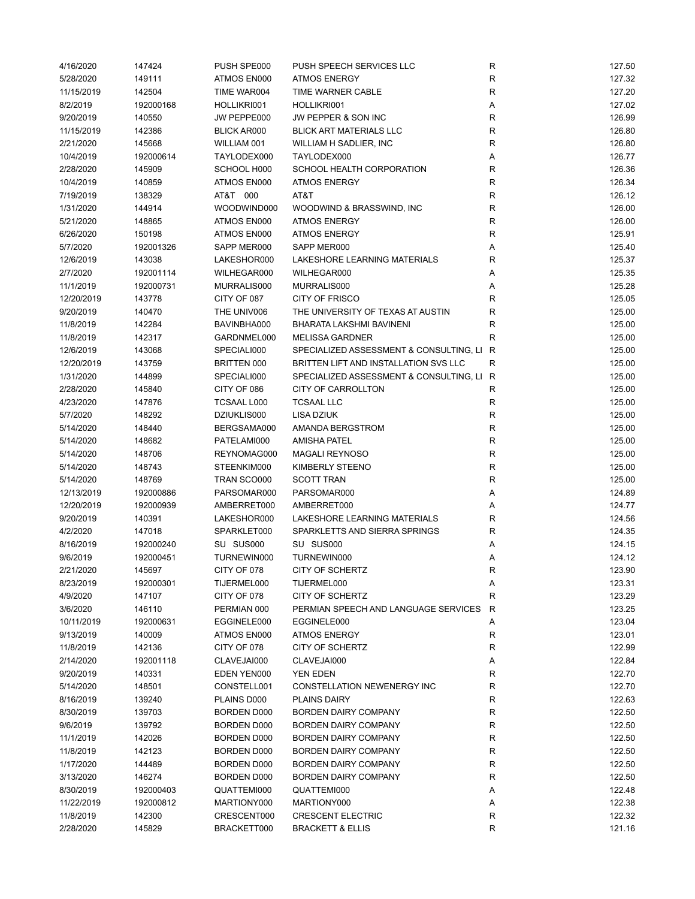| | | | | | |
|---|---|---|---|---|---|
| 4/16/2020 | 147424 | PUSH SPE000 | PUSH SPEECH SERVICES LLC | R | 127.50 |
| 5/28/2020 | 149111 | ATMOS EN000 | ATMOS ENERGY | R | 127.32 |
| 11/15/2019 | 142504 | TIME WAR004 | TIME WARNER CABLE | R | 127.20 |
| 8/2/2019 | 192000168 | HOLLIKRI001 | HOLLIKRI001 | A | 127.02 |
| 9/20/2019 | 140550 | JW PEPPE000 | JW PEPPER & SON INC | R | 126.99 |
| 11/15/2019 | 142386 | BLICK AR000 | BLICK ART MATERIALS LLC | R | 126.80 |
| 2/21/2020 | 145668 | WILLIAM 001 | WILLIAM H SADLIER, INC | R | 126.80 |
| 10/4/2019 | 192000614 | TAYLODEX000 | TAYLODEX000 | A | 126.77 |
| 2/28/2020 | 145909 | SCHOOL H000 | SCHOOL HEALTH CORPORATION | R | 126.36 |
| 10/4/2019 | 140859 | ATMOS EN000 | ATMOS ENERGY | R | 126.34 |
| 7/19/2019 | 138329 | AT&T 000 | AT&T | R | 126.12 |
| 1/31/2020 | 144914 | WOODWIND000 | WOODWIND & BRASSWIND, INC | R | 126.00 |
| 5/21/2020 | 148865 | ATMOS EN000 | ATMOS ENERGY | R | 126.00 |
| 6/26/2020 | 150198 | ATMOS EN000 | ATMOS ENERGY | R | 125.91 |
| 5/7/2020 | 192001326 | SAPP MER000 | SAPP MER000 | A | 125.40 |
| 12/6/2019 | 143038 | LAKESHOR000 | LAKESHORE LEARNING MATERIALS | R | 125.37 |
| 2/7/2020 | 192001114 | WILHEGAR000 | WILHEGAR000 | A | 125.35 |
| 11/1/2019 | 192000731 | MURRALIS000 | MURRALIS000 | A | 125.28 |
| 12/20/2019 | 143778 | CITY OF 087 | CITY OF FRISCO | R | 125.05 |
| 9/20/2019 | 140470 | THE UNIV006 | THE UNIVERSITY OF TEXAS AT AUSTIN | R | 125.00 |
| 11/8/2019 | 142284 | BAVINBHA000 | BHARATA LAKSHMI BAVINENI | R | 125.00 |
| 11/8/2019 | 142317 | GARDNMEL000 | MELISSA GARDNER | R | 125.00 |
| 12/6/2019 | 143068 | SPECIALI000 | SPECIALIZED ASSESSMENT & CONSULTING, LI | R | 125.00 |
| 12/20/2019 | 143759 | BRITTEN 000 | BRITTEN LIFT AND INSTALLATION SVS LLC | R | 125.00 |
| 1/31/2020 | 144899 | SPECIALI000 | SPECIALIZED ASSESSMENT & CONSULTING, LI | R | 125.00 |
| 2/28/2020 | 145840 | CITY OF 086 | CITY OF CARROLLTON | R | 125.00 |
| 4/23/2020 | 147876 | TCSAAL L000 | TCSAAL LLC | R | 125.00 |
| 5/7/2020 | 148292 | DZIUKLIS000 | LISA DZIUK | R | 125.00 |
| 5/14/2020 | 148440 | BERGSAMA000 | AMANDA BERGSTROM | R | 125.00 |
| 5/14/2020 | 148682 | PATELAMI000 | AMISHA PATEL | R | 125.00 |
| 5/14/2020 | 148706 | REYNOMAG000 | MAGALI REYNOSO | R | 125.00 |
| 5/14/2020 | 148743 | STEENKIM000 | KIMBERLY STEENO | R | 125.00 |
| 5/14/2020 | 148769 | TRAN SCO000 | SCOTT TRAN | R | 125.00 |
| 12/13/2019 | 192000886 | PARSOMAR000 | PARSOMAR000 | A | 124.89 |
| 12/20/2019 | 192000939 | AMBERRET000 | AMBERRET000 | A | 124.77 |
| 9/20/2019 | 140391 | LAKESHOR000 | LAKESHORE LEARNING MATERIALS | R | 124.56 |
| 4/2/2020 | 147018 | SPARKLET000 | SPARKLETTS AND SIERRA SPRINGS | R | 124.35 |
| 8/16/2019 | 192000240 | SU SUS000 | SU SUS000 | A | 124.15 |
| 9/6/2019 | 192000451 | TURNEWIN000 | TURNEWIN000 | A | 124.12 |
| 2/21/2020 | 145697 | CITY OF 078 | CITY OF SCHERTZ | R | 123.90 |
| 8/23/2019 | 192000301 | TIJERMEL000 | TIJERMEL000 | A | 123.31 |
| 4/9/2020 | 147107 | CITY OF 078 | CITY OF SCHERTZ | R | 123.29 |
| 3/6/2020 | 146110 | PERMIAN 000 | PERMIAN SPEECH AND LANGUAGE SERVICES | R | 123.25 |
| 10/11/2019 | 192000631 | EGGINELE000 | EGGINELE000 | A | 123.04 |
| 9/13/2019 | 140009 | ATMOS EN000 | ATMOS ENERGY | R | 123.01 |
| 11/8/2019 | 142136 | CITY OF 078 | CITY OF SCHERTZ | R | 122.99 |
| 2/14/2020 | 192001118 | CLAVEJAI000 | CLAVEJAI000 | A | 122.84 |
| 9/20/2019 | 140331 | EDEN YEN000 | YEN EDEN | R | 122.70 |
| 5/14/2020 | 148501 | CONSTELL001 | CONSTELLATION NEWENERGY INC | R | 122.70 |
| 8/16/2019 | 139240 | PLAINS D000 | PLAINS DAIRY | R | 122.63 |
| 8/30/2019 | 139703 | BORDEN D000 | BORDEN DAIRY COMPANY | R | 122.50 |
| 9/6/2019 | 139792 | BORDEN D000 | BORDEN DAIRY COMPANY | R | 122.50 |
| 11/1/2019 | 142026 | BORDEN D000 | BORDEN DAIRY COMPANY | R | 122.50 |
| 11/8/2019 | 142123 | BORDEN D000 | BORDEN DAIRY COMPANY | R | 122.50 |
| 1/17/2020 | 144489 | BORDEN D000 | BORDEN DAIRY COMPANY | R | 122.50 |
| 3/13/2020 | 146274 | BORDEN D000 | BORDEN DAIRY COMPANY | R | 122.50 |
| 8/30/2019 | 192000403 | QUATTEMI000 | QUATTEMI000 | A | 122.48 |
| 11/22/2019 | 192000812 | MARTIONY000 | MARTIONY000 | A | 122.38 |
| 11/8/2019 | 142300 | CRESCENT000 | CRESCENT ELECTRIC | R | 122.32 |
| 2/28/2020 | 145829 | BRACKETT000 | BRACKETT & ELLIS | R | 121.16 |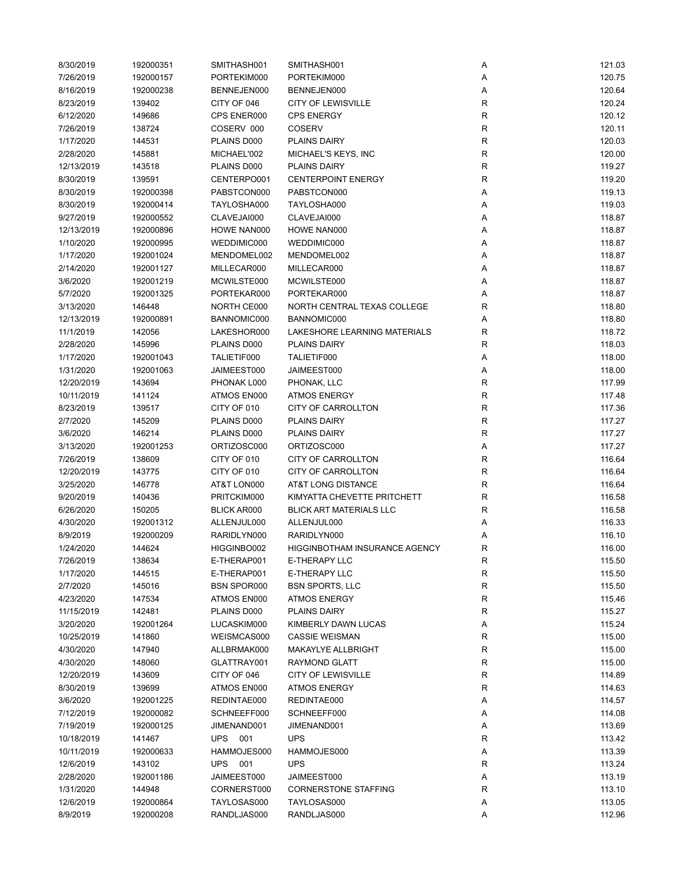| | | | | | |
|---|---|---|---|---|---|
| 8/30/2019 | 192000351 | SMITHASH001 | SMITHASH001 | A | 121.03 |
| 7/26/2019 | 192000157 | PORTEKIM000 | PORTEKIM000 | A | 120.75 |
| 8/16/2019 | 192000238 | BENNEJEN000 | BENNEJEN000 | A | 120.64 |
| 8/23/2019 | 139402 | CITY OF 046 | CITY OF LEWISVILLE | R | 120.24 |
| 6/12/2020 | 149686 | CPS ENER000 | CPS ENERGY | R | 120.12 |
| 7/26/2019 | 138724 | COSERV 000 | COSERV | R | 120.11 |
| 1/17/2020 | 144531 | PLAINS D000 | PLAINS DAIRY | R | 120.03 |
| 2/28/2020 | 145881 | MICHAEL'002 | MICHAEL'S KEYS, INC | R | 120.00 |
| 12/13/2019 | 143518 | PLAINS D000 | PLAINS DAIRY | R | 119.27 |
| 8/30/2019 | 139591 | CENTERPO001 | CENTERPOINT ENERGY | R | 119.20 |
| 8/30/2019 | 192000398 | PABSTCON000 | PABSTCON000 | A | 119.13 |
| 8/30/2019 | 192000414 | TAYLOSHA000 | TAYLOSHA000 | A | 119.03 |
| 9/27/2019 | 192000552 | CLAVEJAI000 | CLAVEJAI000 | A | 118.87 |
| 12/13/2019 | 192000896 | HOWE NAN000 | HOWE NAN000 | A | 118.87 |
| 1/10/2020 | 192000995 | WEDDIMIC000 | WEDDIMIC000 | A | 118.87 |
| 1/17/2020 | 192001024 | MENDOMEL002 | MENDOMEL002 | A | 118.87 |
| 2/14/2020 | 192001127 | MILLECAR000 | MILLECAR000 | A | 118.87 |
| 3/6/2020 | 192001219 | MCWILSTE000 | MCWILSTE000 | A | 118.87 |
| 5/7/2020 | 192001325 | PORTEKAR000 | PORTEKAR000 | A | 118.87 |
| 3/13/2020 | 146448 | NORTH CE000 | NORTH CENTRAL TEXAS COLLEGE | R | 118.80 |
| 12/13/2019 | 192000891 | BANNOMIC000 | BANNOMIC000 | A | 118.80 |
| 11/1/2019 | 142056 | LAKESHOR000 | LAKESHORE LEARNING MATERIALS | R | 118.72 |
| 2/28/2020 | 145996 | PLAINS D000 | PLAINS DAIRY | R | 118.03 |
| 1/17/2020 | 192001043 | TALIETIF000 | TALIETIF000 | A | 118.00 |
| 1/31/2020 | 192001063 | JAIMEEST000 | JAIMEEST000 | A | 118.00 |
| 12/20/2019 | 143694 | PHONAK L000 | PHONAK, LLC | R | 117.99 |
| 10/11/2019 | 141124 | ATMOS EN000 | ATMOS ENERGY | R | 117.48 |
| 8/23/2019 | 139517 | CITY OF 010 | CITY OF CARROLLTON | R | 117.36 |
| 2/7/2020 | 145209 | PLAINS D000 | PLAINS DAIRY | R | 117.27 |
| 3/6/2020 | 146214 | PLAINS D000 | PLAINS DAIRY | R | 117.27 |
| 3/13/2020 | 192001253 | ORTIZOSC000 | ORTIZOSC000 | A | 117.27 |
| 7/26/2019 | 138609 | CITY OF 010 | CITY OF CARROLLTON | R | 116.64 |
| 12/20/2019 | 143775 | CITY OF 010 | CITY OF CARROLLTON | R | 116.64 |
| 3/25/2020 | 146778 | AT&T LON000 | AT&T LONG DISTANCE | R | 116.64 |
| 9/20/2019 | 140436 | PRITCKIM000 | KIMYATTA CHEVETTE PRITCHETT | R | 116.58 |
| 6/26/2020 | 150205 | BLICK AR000 | BLICK ART MATERIALS LLC | R | 116.58 |
| 4/30/2020 | 192001312 | ALLENJUL000 | ALLENJUL000 | A | 116.33 |
| 8/9/2019 | 192000209 | RARIDLYN000 | RARIDLYN000 | A | 116.10 |
| 1/24/2020 | 144624 | HIGGINBO002 | HIGGINBOTHAM INSURANCE AGENCY | R | 116.00 |
| 7/26/2019 | 138634 | E-THERAP001 | E-THERAPY LLC | R | 115.50 |
| 1/17/2020 | 144515 | E-THERAP001 | E-THERAPY LLC | R | 115.50 |
| 2/7/2020 | 145016 | BSN SPOR000 | BSN SPORTS, LLC | R | 115.50 |
| 4/23/2020 | 147534 | ATMOS EN000 | ATMOS ENERGY | R | 115.46 |
| 11/15/2019 | 142481 | PLAINS D000 | PLAINS DAIRY | R | 115.27 |
| 3/20/2020 | 192001264 | LUCASKIM000 | KIMBERLY DAWN LUCAS | A | 115.24 |
| 10/25/2019 | 141860 | WEISMCAS000 | CASSIE WEISMAN | R | 115.00 |
| 4/30/2020 | 147940 | ALLBRMAK000 | MAKAYLYE ALLBRIGHT | R | 115.00 |
| 4/30/2020 | 148060 | GLATTRAY001 | RAYMOND GLATT | R | 115.00 |
| 12/20/2019 | 143609 | CITY OF 046 | CITY OF LEWISVILLE | R | 114.89 |
| 8/30/2019 | 139699 | ATMOS EN000 | ATMOS ENERGY | R | 114.63 |
| 3/6/2020 | 192001225 | REDINTAE000 | REDINTAE000 | A | 114.57 |
| 7/12/2019 | 192000082 | SCHNEEFF000 | SCHNEEFF000 | A | 114.08 |
| 7/19/2019 | 192000125 | JIMENAND001 | JIMENAND001 | A | 113.69 |
| 10/18/2019 | 141467 | UPS 001 | UPS | R | 113.42 |
| 10/11/2019 | 192000633 | HAMMOJES000 | HAMMOJES000 | A | 113.39 |
| 12/6/2019 | 143102 | UPS 001 | UPS | R | 113.24 |
| 2/28/2020 | 192001186 | JAIMEEST000 | JAIMEEST000 | A | 113.19 |
| 1/31/2020 | 144948 | CORNERST000 | CORNERSTONE STAFFING | R | 113.10 |
| 12/6/2019 | 192000864 | TAYLOSAS000 | TAYLOSAS000 | A | 113.05 |
| 8/9/2019 | 192000208 | RANDLJAS000 | RANDLJAS000 | A | 112.96 |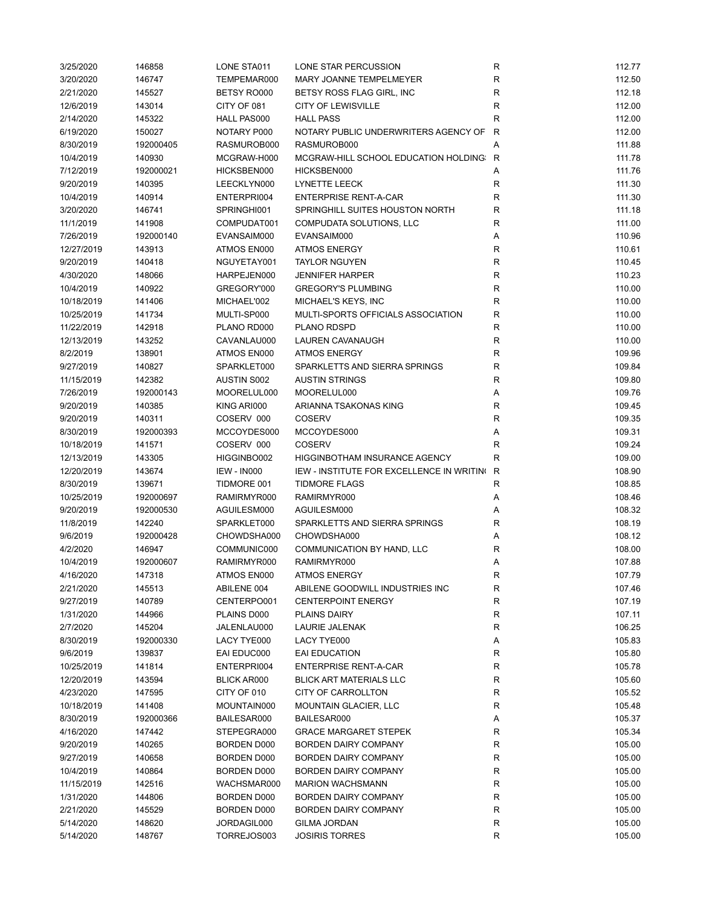| | | | | | |
|---|---|---|---|---|---|
| 3/25/2020 | 146858 | LONE STA011 | LONE STAR PERCUSSION | R | 112.77 |
| 3/20/2020 | 146747 | TEMPEMAR000 | MARY JOANNE TEMPELMEYER | R | 112.50 |
| 2/21/2020 | 145527 | BETSY RO000 | BETSY ROSS FLAG GIRL, INC | R | 112.18 |
| 12/6/2019 | 143014 | CITY OF 081 | CITY OF LEWISVILLE | R | 112.00 |
| 2/14/2020 | 145322 | HALL PAS000 | HALL PASS | R | 112.00 |
| 6/19/2020 | 150027 | NOTARY P000 | NOTARY PUBLIC UNDERWRITERS AGENCY OF | R | 112.00 |
| 8/30/2019 | 192000405 | RASMUROB000 | RASMUROB000 | A | 111.88 |
| 10/4/2019 | 140930 | MCGRAW-H000 | MCGRAW-HILL SCHOOL EDUCATION HOLDING | R | 111.78 |
| 7/12/2019 | 192000021 | HICKSBEN000 | HICKSBEN000 | A | 111.76 |
| 9/20/2019 | 140395 | LEECKLYN000 | LYNETTE LEECK | R | 111.30 |
| 10/4/2019 | 140914 | ENTERPRI004 | ENTERPRISE RENT-A-CAR | R | 111.30 |
| 3/20/2020 | 146741 | SPRINGHI001 | SPRINGHILL SUITES HOUSTON NORTH | R | 111.18 |
| 11/1/2019 | 141908 | COMPUDAT001 | COMPUDATA SOLUTIONS, LLC | R | 111.00 |
| 7/26/2019 | 192000140 | EVANSAIM000 | EVANSAIM000 | A | 110.96 |
| 12/27/2019 | 143913 | ATMOS EN000 | ATMOS ENERGY | R | 110.61 |
| 9/20/2019 | 140418 | NGUYETAY001 | TAYLOR NGUYEN | R | 110.45 |
| 4/30/2020 | 148066 | HARPEJEN000 | JENNIFER HARPER | R | 110.23 |
| 10/4/2019 | 140922 | GREGORY'000 | GREGORY'S PLUMBING | R | 110.00 |
| 10/18/2019 | 141406 | MICHAEL'002 | MICHAEL'S KEYS, INC | R | 110.00 |
| 10/25/2019 | 141734 | MULTI-SP000 | MULTI-SPORTS OFFICIALS ASSOCIATION | R | 110.00 |
| 11/22/2019 | 142918 | PLANO RD000 | PLANO RDSPD | R | 110.00 |
| 12/13/2019 | 143252 | CAVANLAU000 | LAUREN CAVANAUGH | R | 110.00 |
| 8/2/2019 | 138901 | ATMOS EN000 | ATMOS ENERGY | R | 109.96 |
| 9/27/2019 | 140827 | SPARKLET000 | SPARKLETTS AND SIERRA SPRINGS | R | 109.84 |
| 11/15/2019 | 142382 | AUSTIN S002 | AUSTIN STRINGS | R | 109.80 |
| 7/26/2019 | 192000143 | MOORELUL000 | MOORELUL000 | A | 109.76 |
| 9/20/2019 | 140385 | KING ARI000 | ARIANNA TSAKONAS KING | R | 109.45 |
| 9/20/2019 | 140311 | COSERV 000 | COSERV | R | 109.35 |
| 8/30/2019 | 192000393 | MCCOYDES000 | MCCOYDES000 | A | 109.31 |
| 10/18/2019 | 141571 | COSERV 000 | COSERV | R | 109.24 |
| 12/13/2019 | 143305 | HIGGINBO002 | HIGGINBOTHAM INSURANCE AGENCY | R | 109.00 |
| 12/20/2019 | 143674 | IEW - IN000 | IEW - INSTITUTE FOR EXCELLENCE IN WRITING | R | 108.90 |
| 8/30/2019 | 139671 | TIDMORE 001 | TIDMORE FLAGS | R | 108.85 |
| 10/25/2019 | 192000697 | RAMIRMYR000 | RAMIRMYR000 | A | 108.46 |
| 9/20/2019 | 192000530 | AGUILESM000 | AGUILESM000 | A | 108.32 |
| 11/8/2019 | 142240 | SPARKLET000 | SPARKLETTS AND SIERRA SPRINGS | R | 108.19 |
| 9/6/2019 | 192000428 | CHOWDSHA000 | CHOWDSHA000 | A | 108.12 |
| 4/2/2020 | 146947 | COMMUNIC000 | COMMUNICATION BY HAND, LLC | R | 108.00 |
| 10/4/2019 | 192000607 | RAMIRMYR000 | RAMIRMYR000 | A | 107.88 |
| 4/16/2020 | 147318 | ATMOS EN000 | ATMOS ENERGY | R | 107.79 |
| 2/21/2020 | 145513 | ABILENE 004 | ABILENE GOODWILL INDUSTRIES INC | R | 107.46 |
| 9/27/2019 | 140789 | CENTERPO001 | CENTERPOINT ENERGY | R | 107.19 |
| 1/31/2020 | 144966 | PLAINS D000 | PLAINS DAIRY | R | 107.11 |
| 2/7/2020 | 145204 | JALENLAU000 | LAURIE JALENAK | R | 106.25 |
| 8/30/2019 | 192000330 | LACY TYE000 | LACY TYE000 | A | 105.83 |
| 9/6/2019 | 139837 | EAI EDUC000 | EAI EDUCATION | R | 105.80 |
| 10/25/2019 | 141814 | ENTERPRI004 | ENTERPRISE RENT-A-CAR | R | 105.78 |
| 12/20/2019 | 143594 | BLICK AR000 | BLICK ART MATERIALS LLC | R | 105.60 |
| 4/23/2020 | 147595 | CITY OF 010 | CITY OF CARROLLTON | R | 105.52 |
| 10/18/2019 | 141408 | MOUNTAIN000 | MOUNTAIN GLACIER, LLC | R | 105.48 |
| 8/30/2019 | 192000366 | BAILESAR000 | BAILESAR000 | A | 105.37 |
| 4/16/2020 | 147442 | STEPEGRA000 | GRACE MARGARET STEPEK | R | 105.34 |
| 9/20/2019 | 140265 | BORDEN D000 | BORDEN DAIRY COMPANY | R | 105.00 |
| 9/27/2019 | 140658 | BORDEN D000 | BORDEN DAIRY COMPANY | R | 105.00 |
| 10/4/2019 | 140864 | BORDEN D000 | BORDEN DAIRY COMPANY | R | 105.00 |
| 11/15/2019 | 142516 | WACHSMAR000 | MARION WACHSMANN | R | 105.00 |
| 1/31/2020 | 144806 | BORDEN D000 | BORDEN DAIRY COMPANY | R | 105.00 |
| 2/21/2020 | 145529 | BORDEN D000 | BORDEN DAIRY COMPANY | R | 105.00 |
| 5/14/2020 | 148620 | JORDAGIL000 | GILMA JORDAN | R | 105.00 |
| 5/14/2020 | 148767 | TORREJOS003 | JOSIRIS TORRES | R | 105.00 |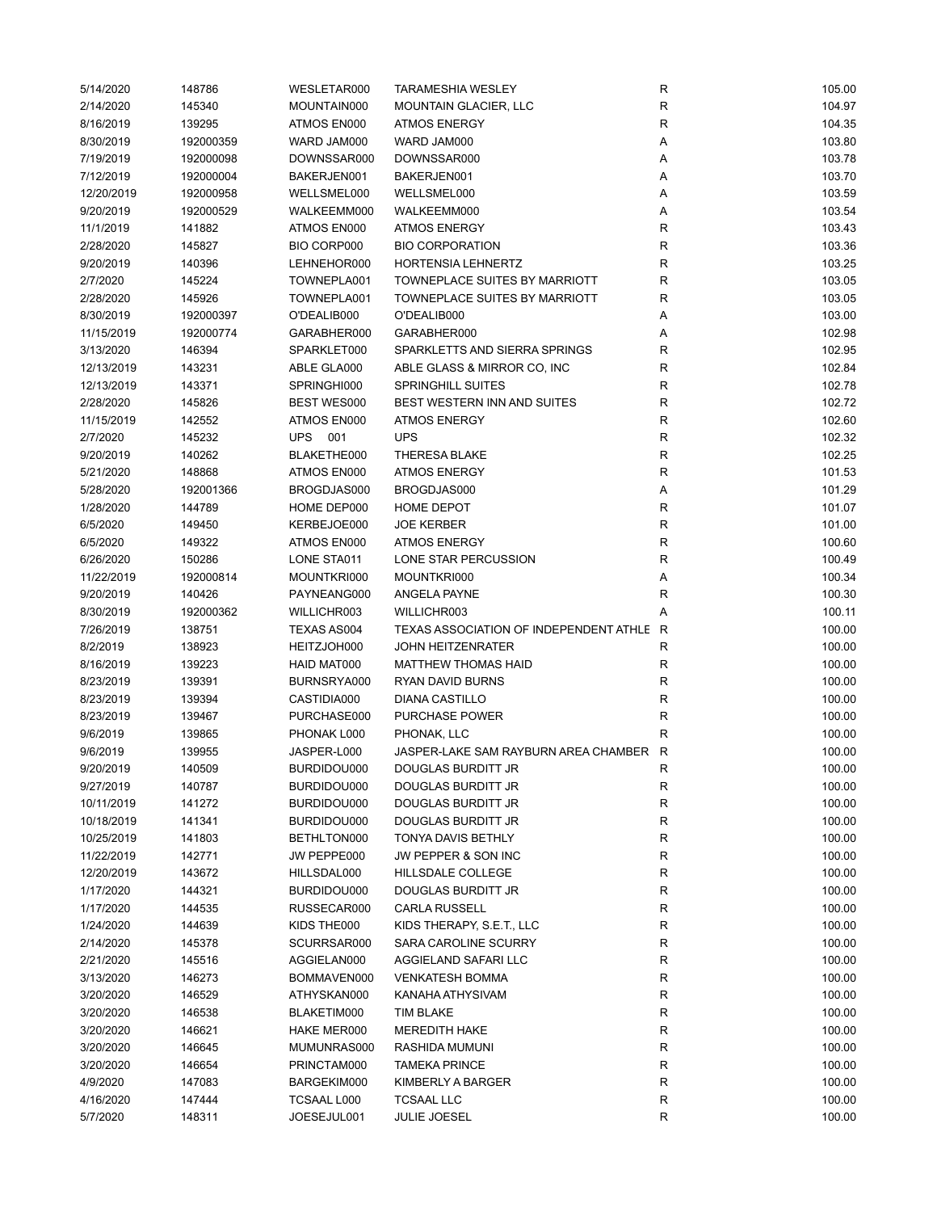| | | | | | |
|---|---|---|---|---|---|
| 5/14/2020 | 148786 | WESLETAR000 | TARAMESHIA WESLEY | R | 105.00 |
| 2/14/2020 | 145340 | MOUNTAIN000 | MOUNTAIN GLACIER, LLC | R | 104.97 |
| 8/16/2019 | 139295 | ATMOS EN000 | ATMOS ENERGY | R | 104.35 |
| 8/30/2019 | 192000359 | WARD JAM000 | WARD JAM000 | A | 103.80 |
| 7/19/2019 | 192000098 | DOWNSSAR000 | DOWNSSAR000 | A | 103.78 |
| 7/12/2019 | 192000004 | BAKERJEN001 | BAKERJEN001 | A | 103.70 |
| 12/20/2019 | 192000958 | WELLSMEL000 | WELLSMEL000 | A | 103.59 |
| 9/20/2019 | 192000529 | WALKEEMM000 | WALKEEMM000 | A | 103.54 |
| 11/1/2019 | 141882 | ATMOS EN000 | ATMOS ENERGY | R | 103.43 |
| 2/28/2020 | 145827 | BIO CORP000 | BIO CORPORATION | R | 103.36 |
| 9/20/2019 | 140396 | LEHNEHOR000 | HORTENSIA LEHNERTZ | R | 103.25 |
| 2/7/2020 | 145224 | TOWNEPLA001 | TOWNEPLACE SUITES BY MARRIOTT | R | 103.05 |
| 2/28/2020 | 145926 | TOWNEPLA001 | TOWNEPLACE SUITES BY MARRIOTT | R | 103.05 |
| 8/30/2019 | 192000397 | O'DEALIB000 | O'DEALIB000 | A | 103.00 |
| 11/15/2019 | 192000774 | GARABHER000 | GARABHER000 | A | 102.98 |
| 3/13/2020 | 146394 | SPARKLET000 | SPARKLETTS AND SIERRA SPRINGS | R | 102.95 |
| 12/13/2019 | 143231 | ABLE GLA000 | ABLE GLASS & MIRROR CO, INC | R | 102.84 |
| 12/13/2019 | 143371 | SPRINGHI000 | SPRINGHILL SUITES | R | 102.78 |
| 2/28/2020 | 145826 | BEST WES000 | BEST WESTERN INN AND SUITES | R | 102.72 |
| 11/15/2019 | 142552 | ATMOS EN000 | ATMOS ENERGY | R | 102.60 |
| 2/7/2020 | 145232 | UPS 001 | UPS | R | 102.32 |
| 9/20/2019 | 140262 | BLAKETHE000 | THERESA BLAKE | R | 102.25 |
| 5/21/2020 | 148868 | ATMOS EN000 | ATMOS ENERGY | R | 101.53 |
| 5/28/2020 | 192001366 | BROGDJAS000 | BROGDJAS000 | A | 101.29 |
| 1/28/2020 | 144789 | HOME DEP000 | HOME DEPOT | R | 101.07 |
| 6/5/2020 | 149450 | KERBEJOE000 | JOE KERBER | R | 101.00 |
| 6/5/2020 | 149322 | ATMOS EN000 | ATMOS ENERGY | R | 100.60 |
| 6/26/2020 | 150286 | LONE STA011 | LONE STAR PERCUSSION | R | 100.49 |
| 11/22/2019 | 192000814 | MOUNTKRI000 | MOUNTKRI000 | A | 100.34 |
| 9/20/2019 | 140426 | PAYNEANG000 | ANGELA PAYNE | R | 100.30 |
| 8/30/2019 | 192000362 | WILLICHR003 | WILLICHR003 | A | 100.11 |
| 7/26/2019 | 138751 | TEXAS AS004 | TEXAS ASSOCIATION OF INDEPENDENT ATHLE | R | 100.00 |
| 8/2/2019 | 138923 | HEITZJOH000 | JOHN HEITZENRATER | R | 100.00 |
| 8/16/2019 | 139223 | HAID MAT000 | MATTHEW THOMAS HAID | R | 100.00 |
| 8/23/2019 | 139391 | BURNSRYA000 | RYAN DAVID BURNS | R | 100.00 |
| 8/23/2019 | 139394 | CASTIDIA000 | DIANA CASTILLO | R | 100.00 |
| 8/23/2019 | 139467 | PURCHASE000 | PURCHASE POWER | R | 100.00 |
| 9/6/2019 | 139865 | PHONAK L000 | PHONAK, LLC | R | 100.00 |
| 9/6/2019 | 139955 | JASPER-L000 | JASPER-LAKE SAM RAYBURN AREA CHAMBER | R | 100.00 |
| 9/20/2019 | 140509 | BURDIDOU000 | DOUGLAS BURDITT JR | R | 100.00 |
| 9/27/2019 | 140787 | BURDIDOU000 | DOUGLAS BURDITT JR | R | 100.00 |
| 10/11/2019 | 141272 | BURDIDOU000 | DOUGLAS BURDITT JR | R | 100.00 |
| 10/18/2019 | 141341 | BURDIDOU000 | DOUGLAS BURDITT JR | R | 100.00 |
| 10/25/2019 | 141803 | BETHLTON000 | TONYA DAVIS BETHLY | R | 100.00 |
| 11/22/2019 | 142771 | JW PEPPE000 | JW PEPPER & SON INC | R | 100.00 |
| 12/20/2019 | 143672 | HILLSDAL000 | HILLSDALE COLLEGE | R | 100.00 |
| 1/17/2020 | 144321 | BURDIDOU000 | DOUGLAS BURDITT JR | R | 100.00 |
| 1/17/2020 | 144535 | RUSSECAR000 | CARLA RUSSELL | R | 100.00 |
| 1/24/2020 | 144639 | KIDS THE000 | KIDS THERAPY, S.E.T., LLC | R | 100.00 |
| 2/14/2020 | 145378 | SCURRSAR000 | SARA CAROLINE SCURRY | R | 100.00 |
| 2/21/2020 | 145516 | AGGIELAN000 | AGGIELAND SAFARI LLC | R | 100.00 |
| 3/13/2020 | 146273 | BOMMAVEN000 | VENKATESH BOMMA | R | 100.00 |
| 3/20/2020 | 146529 | ATHYSKAN000 | KANAHA ATHYSIVAM | R | 100.00 |
| 3/20/2020 | 146538 | BLAKETIM000 | TIM BLAKE | R | 100.00 |
| 3/20/2020 | 146621 | HAKE MER000 | MEREDITH HAKE | R | 100.00 |
| 3/20/2020 | 146645 | MUMUNRAS000 | RASHIDA MUMUNI | R | 100.00 |
| 3/20/2020 | 146654 | PRINCTAM000 | TAMEKA PRINCE | R | 100.00 |
| 4/9/2020 | 147083 | BARGEKIM000 | KIMBERLY A BARGER | R | 100.00 |
| 4/16/2020 | 147444 | TCSAAL L000 | TCSAAL LLC | R | 100.00 |
| 5/7/2020 | 148311 | JOESEJUL001 | JULIE JOESEL | R | 100.00 |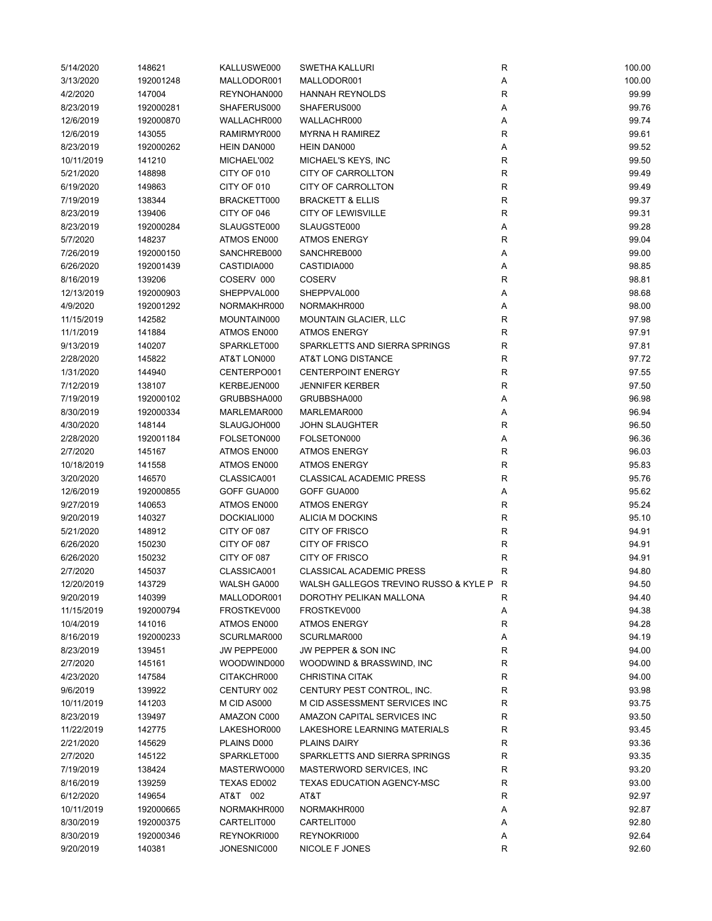| | | | | | |
|---|---|---|---|---|---|
| 5/14/2020 | 148621 | KALLUSWE000 | SWETHA KALLURI | R | 100.00 |
| 3/13/2020 | 192001248 | MALLODOR001 | MALLODOR001 | A | 100.00 |
| 4/2/2020 | 147004 | REYNOHAN000 | HANNAH REYNOLDS | R | 99.99 |
| 8/23/2019 | 192000281 | SHAFERUS000 | SHAFERUS000 | A | 99.76 |
| 12/6/2019 | 192000870 | WALLACHR000 | WALLACHR000 | A | 99.74 |
| 12/6/2019 | 143055 | RAMIRMYR000 | MYRNA H RAMIREZ | R | 99.61 |
| 8/23/2019 | 192000262 | HEIN DAN000 | HEIN DAN000 | A | 99.52 |
| 10/11/2019 | 141210 | MICHAEL'002 | MICHAEL'S KEYS, INC | R | 99.50 |
| 5/21/2020 | 148898 | CITY OF 010 | CITY OF CARROLLTON | R | 99.49 |
| 6/19/2020 | 149863 | CITY OF 010 | CITY OF CARROLLTON | R | 99.49 |
| 7/19/2019 | 138344 | BRACKETT000 | BRACKETT & ELLIS | R | 99.37 |
| 8/23/2019 | 139406 | CITY OF 046 | CITY OF LEWISVILLE | R | 99.31 |
| 8/23/2019 | 192000284 | SLAUGSTE000 | SLAUGSTE000 | A | 99.28 |
| 5/7/2020 | 148237 | ATMOS EN000 | ATMOS ENERGY | R | 99.04 |
| 7/26/2019 | 192000150 | SANCHREB000 | SANCHREB000 | A | 99.00 |
| 6/26/2020 | 192001439 | CASTIDIA000 | CASTIDIA000 | A | 98.85 |
| 8/16/2019 | 139206 | COSERV 000 | COSERV | R | 98.81 |
| 12/13/2019 | 192000903 | SHEPPVAL000 | SHEPPVAL000 | A | 98.68 |
| 4/9/2020 | 192001292 | NORMAKHR000 | NORMAKHR000 | A | 98.00 |
| 11/15/2019 | 142582 | MOUNTAIN000 | MOUNTAIN GLACIER, LLC | R | 97.98 |
| 11/1/2019 | 141884 | ATMOS EN000 | ATMOS ENERGY | R | 97.91 |
| 9/13/2019 | 140207 | SPARKLET000 | SPARKLETTS AND SIERRA SPRINGS | R | 97.81 |
| 2/28/2020 | 145822 | AT&T LON000 | AT&T LONG DISTANCE | R | 97.72 |
| 1/31/2020 | 144940 | CENTERPO001 | CENTERPOINT ENERGY | R | 97.55 |
| 7/12/2019 | 138107 | KERBEJEN000 | JENNIFER KERBER | R | 97.50 |
| 7/19/2019 | 192000102 | GRUBBSHA000 | GRUBBSHA000 | A | 96.98 |
| 8/30/2019 | 192000334 | MARLEMAR000 | MARLEMAR000 | A | 96.94 |
| 4/30/2020 | 148144 | SLAUGJOH000 | JOHN SLAUGHTER | R | 96.50 |
| 2/28/2020 | 192001184 | FOLSETON000 | FOLSETON000 | A | 96.36 |
| 2/7/2020 | 145167 | ATMOS EN000 | ATMOS ENERGY | R | 96.03 |
| 10/18/2019 | 141558 | ATMOS EN000 | ATMOS ENERGY | R | 95.83 |
| 3/20/2020 | 146570 | CLASSICA001 | CLASSICAL ACADEMIC PRESS | R | 95.76 |
| 12/6/2019 | 192000855 | GOFF GUA000 | GOFF GUA000 | A | 95.62 |
| 9/27/2019 | 140653 | ATMOS EN000 | ATMOS ENERGY | R | 95.24 |
| 9/20/2019 | 140327 | DOCKIALI000 | ALICIA M DOCKINS | R | 95.10 |
| 5/21/2020 | 148912 | CITY OF 087 | CITY OF FRISCO | R | 94.91 |
| 6/26/2020 | 150230 | CITY OF 087 | CITY OF FRISCO | R | 94.91 |
| 6/26/2020 | 150232 | CITY OF 087 | CITY OF FRISCO | R | 94.91 |
| 2/7/2020 | 145037 | CLASSICA001 | CLASSICAL ACADEMIC PRESS | R | 94.80 |
| 12/20/2019 | 143729 | WALSH GA000 | WALSH GALLEGOS TREVINO RUSSO & KYLE P | R | 94.50 |
| 9/20/2019 | 140399 | MALLODOR001 | DOROTHY PELIKAN MALLONA | R | 94.40 |
| 11/15/2019 | 192000794 | FROSTKEV000 | FROSTKEV000 | A | 94.38 |
| 10/4/2019 | 141016 | ATMOS EN000 | ATMOS ENERGY | R | 94.28 |
| 8/16/2019 | 192000233 | SCURLMAR000 | SCURLMAR000 | A | 94.19 |
| 8/23/2019 | 139451 | JW PEPPE000 | JW PEPPER & SON INC | R | 94.00 |
| 2/7/2020 | 145161 | WOODWIND000 | WOODWIND & BRASSWIND, INC | R | 94.00 |
| 4/23/2020 | 147584 | CITAKCHR000 | CHRISTINA CITAK | R | 94.00 |
| 9/6/2019 | 139922 | CENTURY 002 | CENTURY PEST CONTROL, INC. | R | 93.98 |
| 10/11/2019 | 141203 | M CID AS000 | M CID ASSESSMENT SERVICES INC | R | 93.75 |
| 8/23/2019 | 139497 | AMAZON C000 | AMAZON CAPITAL SERVICES INC | R | 93.50 |
| 11/22/2019 | 142775 | LAKESHOR000 | LAKESHORE LEARNING MATERIALS | R | 93.45 |
| 2/21/2020 | 145629 | PLAINS D000 | PLAINS DAIRY | R | 93.36 |
| 2/7/2020 | 145122 | SPARKLET000 | SPARKLETTS AND SIERRA SPRINGS | R | 93.35 |
| 7/19/2019 | 138424 | MASTERWO000 | MASTERWORD SERVICES, INC | R | 93.20 |
| 8/16/2019 | 139259 | TEXAS ED002 | TEXAS EDUCATION AGENCY-MSC | R | 93.00 |
| 6/12/2020 | 149654 | AT&T 002 | AT&T | R | 92.97 |
| 10/11/2019 | 192000665 | NORMAKHR000 | NORMAKHR000 | A | 92.87 |
| 8/30/2019 | 192000375 | CARTELIT000 | CARTELIT000 | A | 92.80 |
| 8/30/2019 | 192000346 | REYNOKRI000 | REYNOKRI000 | A | 92.64 |
| 9/20/2019 | 140381 | JONESNIC000 | NICOLE F JONES | R | 92.60 |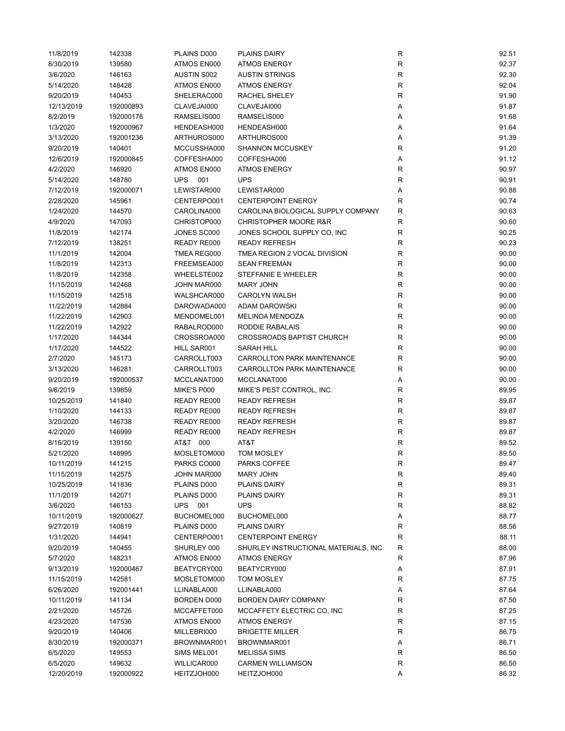| | | | | | |
|---|---|---|---|---|---|
| 11/8/2019 | 142338 | PLAINS D000 | PLAINS DAIRY | R | 92.51 |
| 8/30/2019 | 139580 | ATMOS EN000 | ATMOS ENERGY | R | 92.37 |
| 3/6/2020 | 146163 | AUSTIN S002 | AUSTIN STRINGS | R | 92.30 |
| 5/14/2020 | 148428 | ATMOS EN000 | ATMOS ENERGY | R | 92.04 |
| 9/20/2019 | 140453 | SHELERAC000 | RACHEL SHELEY | R | 91.90 |
| 12/13/2019 | 192000893 | CLAVEJAI000 | CLAVEJAI000 | A | 91.87 |
| 8/2/2019 | 192000176 | RAMSELIS000 | RAMSELIS000 | A | 91.68 |
| 1/3/2020 | 192000967 | HENDEASH000 | HENDEASH000 | A | 91.64 |
| 3/13/2020 | 192001236 | ARTHUROS000 | ARTHUROS000 | A | 91.39 |
| 9/20/2019 | 140401 | MCCUSSHA000 | SHANNON MCCUSKEY | R | 91.20 |
| 12/6/2019 | 192000845 | COFFESHA000 | COFFESHA000 | A | 91.12 |
| 4/2/2020 | 146920 | ATMOS EN000 | ATMOS ENERGY | R | 90.97 |
| 5/14/2020 | 148780 | UPS 001 | UPS | R | 90.91 |
| 7/12/2019 | 192000071 | LEWISTAR000 | LEWISTAR000 | A | 90.88 |
| 2/28/2020 | 145961 | CENTERPO001 | CENTERPOINT ENERGY | R | 90.74 |
| 1/24/2020 | 144570 | CAROLINA000 | CAROLINA BIOLOGICAL SUPPLY COMPANY | R | 90.63 |
| 4/9/2020 | 147093 | CHRISTOP000 | CHRISTOPHER MOORE R&R | R | 90.60 |
| 11/8/2019 | 142174 | JONES SC000 | JONES SCHOOL SUPPLY CO, INC | R | 90.25 |
| 7/12/2019 | 138251 | READY RE000 | READY REFRESH | R | 90.23 |
| 11/1/2019 | 142004 | TMEA REG000 | TMEA REGION 2 VOCAL DIVISION | R | 90.00 |
| 11/8/2019 | 142313 | FREEMSEA000 | SEAN FREEMAN | R | 90.00 |
| 11/8/2019 | 142358 | WHEELSTE002 | STEFFANIE E WHEELER | R | 90.00 |
| 11/15/2019 | 142468 | JOHN MAR000 | MARY JOHN | R | 90.00 |
| 11/15/2019 | 142518 | WALSHCAR000 | CAROLYN WALSH | R | 90.00 |
| 11/22/2019 | 142884 | DAROWADA000 | ADAM DAROWSKI | R | 90.00 |
| 11/22/2019 | 142903 | MENDOMEL001 | MELINDA MENDOZA | R | 90.00 |
| 11/22/2019 | 142922 | RABALROD000 | RODDIE RABALAIS | R | 90.00 |
| 1/17/2020 | 144344 | CROSSROA000 | CROSSROADS BAPTIST CHURCH | R | 90.00 |
| 1/17/2020 | 144522 | HILL SAR001 | SARAH HILL | R | 90.00 |
| 2/7/2020 | 145173 | CARROLLT003 | CARROLLTON PARK MAINTENANCE | R | 90.00 |
| 3/13/2020 | 146281 | CARROLLT003 | CARROLLTON PARK MAINTENANCE | R | 90.00 |
| 9/20/2019 | 192000537 | MCCLANAT000 | MCCLANAT000 | A | 90.00 |
| 9/6/2019 | 139859 | MIKE'S P000 | MIKE'S PEST CONTROL, INC. | R | 89.95 |
| 10/25/2019 | 141840 | READY RE000 | READY REFRESH | R | 89.87 |
| 1/10/2020 | 144133 | READY RE000 | READY REFRESH | R | 89.87 |
| 3/20/2020 | 146738 | READY RE000 | READY REFRESH | R | 89.87 |
| 4/2/2020 | 146999 | READY RE000 | READY REFRESH | R | 89.87 |
| 8/16/2019 | 139150 | AT&T 000 | AT&T | R | 89.52 |
| 5/21/2020 | 148995 | MOSLETOM000 | TOM MOSLEY | R | 89.50 |
| 10/11/2019 | 141215 | PARKS CO000 | PARKS COFFEE | R | 89.47 |
| 11/15/2019 | 142575 | JOHN MAR000 | MARY JOHN | R | 89.40 |
| 10/25/2019 | 141836 | PLAINS D000 | PLAINS DAIRY | R | 89.31 |
| 11/1/2019 | 142071 | PLAINS D000 | PLAINS DAIRY | R | 89.31 |
| 3/6/2020 | 146153 | UPS 001 | UPS | R | 88.82 |
| 10/11/2019 | 192000627 | BUCHOMEL000 | BUCHOMEL000 | A | 88.77 |
| 9/27/2019 | 140819 | PLAINS D000 | PLAINS DAIRY | R | 88.56 |
| 1/31/2020 | 144941 | CENTERPO001 | CENTERPOINT ENERGY | R | 88.11 |
| 9/20/2019 | 140455 | SHURLEY 000 | SHURLEY INSTRUCTIONAL MATERIALS, INC | R | 88.00 |
| 5/7/2020 | 148231 | ATMOS EN000 | ATMOS ENERGY | R | 87.96 |
| 9/13/2019 | 192000467 | BEATYCRY000 | BEATYCRY000 | A | 87.91 |
| 11/15/2019 | 142581 | MOSLETOM000 | TOM MOSLEY | R | 87.75 |
| 6/26/2020 | 192001441 | LLINABLA000 | LLINABLA000 | A | 87.64 |
| 10/11/2019 | 141134 | BORDEN D000 | BORDEN DAIRY COMPANY | R | 87.50 |
| 2/21/2020 | 145726 | MCCAFFET000 | MCCAFFETY ELECTRIC CO, INC | R | 87.25 |
| 4/23/2020 | 147536 | ATMOS EN000 | ATMOS ENERGY | R | 87.15 |
| 9/20/2019 | 140406 | MILLEBRI000 | BRIGETTE MILLER | R | 86.75 |
| 8/30/2019 | 192000371 | BROWNMAR001 | BROWNMAR001 | A | 86.71 |
| 6/5/2020 | 149553 | SIMS MEL001 | MELISSA SIMS | R | 86.50 |
| 6/5/2020 | 149632 | WILLICAR000 | CARMEN WILLIAMSON | R | 86.50 |
| 12/20/2019 | 192000922 | HEITZJOH000 | HEITZJOH000 | A | 86.32 |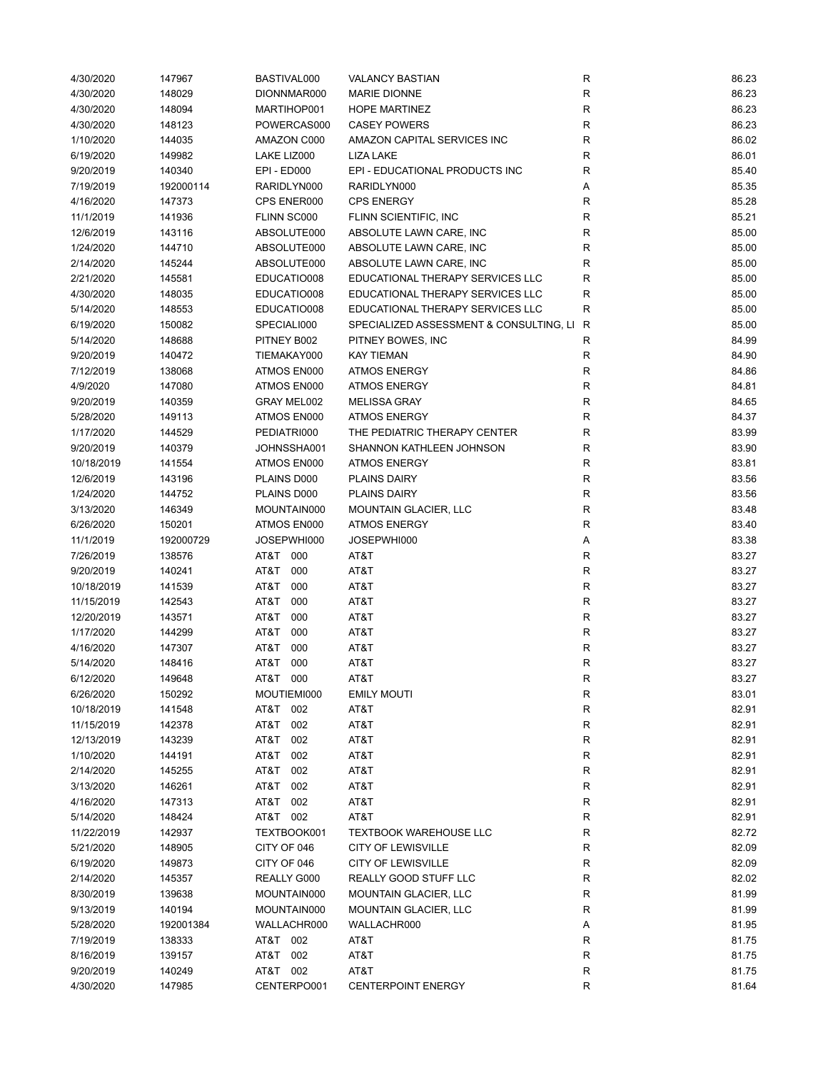| | | | | | |
|---|---|---|---|---|---|
| 4/30/2020 | 147967 | BASTIVAL000 | VALANCY BASTIAN | R | 86.23 |
| 4/30/2020 | 148029 | DIONNMAR000 | MARIE DIONNE | R | 86.23 |
| 4/30/2020 | 148094 | MARTIHOP001 | HOPE MARTINEZ | R | 86.23 |
| 4/30/2020 | 148123 | POWERCAS000 | CASEY POWERS | R | 86.23 |
| 1/10/2020 | 144035 | AMAZON C000 | AMAZON CAPITAL SERVICES INC | R | 86.02 |
| 6/19/2020 | 149982 | LAKE LIZ000 | LIZA LAKE | R | 86.01 |
| 9/20/2019 | 140340 | EPI - ED000 | EPI - EDUCATIONAL PRODUCTS INC | R | 85.40 |
| 7/19/2019 | 192000114 | RARIDLYN000 | RARIDLYN000 | A | 85.35 |
| 4/16/2020 | 147373 | CPS ENER000 | CPS ENERGY | R | 85.28 |
| 11/1/2019 | 141936 | FLINN SC000 | FLINN SCIENTIFIC, INC | R | 85.21 |
| 12/6/2019 | 143116 | ABSOLUTE000 | ABSOLUTE LAWN CARE, INC | R | 85.00 |
| 1/24/2020 | 144710 | ABSOLUTE000 | ABSOLUTE LAWN CARE, INC | R | 85.00 |
| 2/14/2020 | 145244 | ABSOLUTE000 | ABSOLUTE LAWN CARE, INC | R | 85.00 |
| 2/21/2020 | 145581 | EDUCATIO008 | EDUCATIONAL THERAPY SERVICES LLC | R | 85.00 |
| 4/30/2020 | 148035 | EDUCATIO008 | EDUCATIONAL THERAPY SERVICES LLC | R | 85.00 |
| 5/14/2020 | 148553 | EDUCATIO008 | EDUCATIONAL THERAPY SERVICES LLC | R | 85.00 |
| 6/19/2020 | 150082 | SPECIALI000 | SPECIALIZED ASSESSMENT & CONSULTING, LI | R | 85.00 |
| 5/14/2020 | 148688 | PITNEY B002 | PITNEY BOWES, INC | R | 84.99 |
| 9/20/2019 | 140472 | TIEMAKAY000 | KAY TIEMAN | R | 84.90 |
| 7/12/2019 | 138068 | ATMOS EN000 | ATMOS ENERGY | R | 84.86 |
| 4/9/2020 | 147080 | ATMOS EN000 | ATMOS ENERGY | R | 84.81 |
| 9/20/2019 | 140359 | GRAY MEL002 | MELISSA GRAY | R | 84.65 |
| 5/28/2020 | 149113 | ATMOS EN000 | ATMOS ENERGY | R | 84.37 |
| 1/17/2020 | 144529 | PEDIATRI000 | THE PEDIATRIC THERAPY CENTER | R | 83.99 |
| 9/20/2019 | 140379 | JOHNSSHA001 | SHANNON KATHLEEN JOHNSON | R | 83.90 |
| 10/18/2019 | 141554 | ATMOS EN000 | ATMOS ENERGY | R | 83.81 |
| 12/6/2019 | 143196 | PLAINS D000 | PLAINS DAIRY | R | 83.56 |
| 1/24/2020 | 144752 | PLAINS D000 | PLAINS DAIRY | R | 83.56 |
| 3/13/2020 | 146349 | MOUNTAIN000 | MOUNTAIN GLACIER, LLC | R | 83.48 |
| 6/26/2020 | 150201 | ATMOS EN000 | ATMOS ENERGY | R | 83.40 |
| 11/1/2019 | 192000729 | JOSEPWHI000 | JOSEPWHI000 | A | 83.38 |
| 7/26/2019 | 138576 | AT&T 000 | AT&T | R | 83.27 |
| 9/20/2019 | 140241 | AT&T 000 | AT&T | R | 83.27 |
| 10/18/2019 | 141539 | AT&T 000 | AT&T | R | 83.27 |
| 11/15/2019 | 142543 | AT&T 000 | AT&T | R | 83.27 |
| 12/20/2019 | 143571 | AT&T 000 | AT&T | R | 83.27 |
| 1/17/2020 | 144299 | AT&T 000 | AT&T | R | 83.27 |
| 4/16/2020 | 147307 | AT&T 000 | AT&T | R | 83.27 |
| 5/14/2020 | 148416 | AT&T 000 | AT&T | R | 83.27 |
| 6/12/2020 | 149648 | AT&T 000 | AT&T | R | 83.27 |
| 6/26/2020 | 150292 | MOUTIEMI000 | EMILY MOUTI | R | 83.01 |
| 10/18/2019 | 141548 | AT&T 002 | AT&T | R | 82.91 |
| 11/15/2019 | 142378 | AT&T 002 | AT&T | R | 82.91 |
| 12/13/2019 | 143239 | AT&T 002 | AT&T | R | 82.91 |
| 1/10/2020 | 144191 | AT&T 002 | AT&T | R | 82.91 |
| 2/14/2020 | 145255 | AT&T 002 | AT&T | R | 82.91 |
| 3/13/2020 | 146261 | AT&T 002 | AT&T | R | 82.91 |
| 4/16/2020 | 147313 | AT&T 002 | AT&T | R | 82.91 |
| 5/14/2020 | 148424 | AT&T 002 | AT&T | R | 82.91 |
| 11/22/2019 | 142937 | TEXTBOOK001 | TEXTBOOK WAREHOUSE LLC | R | 82.72 |
| 5/21/2020 | 148905 | CITY OF 046 | CITY OF LEWISVILLE | R | 82.09 |
| 6/19/2020 | 149873 | CITY OF 046 | CITY OF LEWISVILLE | R | 82.09 |
| 2/14/2020 | 145357 | REALLY G000 | REALLY GOOD STUFF LLC | R | 82.02 |
| 8/30/2019 | 139638 | MOUNTAIN000 | MOUNTAIN GLACIER, LLC | R | 81.99 |
| 9/13/2019 | 140194 | MOUNTAIN000 | MOUNTAIN GLACIER, LLC | R | 81.99 |
| 5/28/2020 | 192001384 | WALLACHR000 | WALLACHR000 | A | 81.95 |
| 7/19/2019 | 138333 | AT&T 002 | AT&T | R | 81.75 |
| 8/16/2019 | 139157 | AT&T 002 | AT&T | R | 81.75 |
| 9/20/2019 | 140249 | AT&T 002 | AT&T | R | 81.75 |
| 4/30/2020 | 147985 | CENTERPO001 | CENTERPOINT ENERGY | R | 81.64 |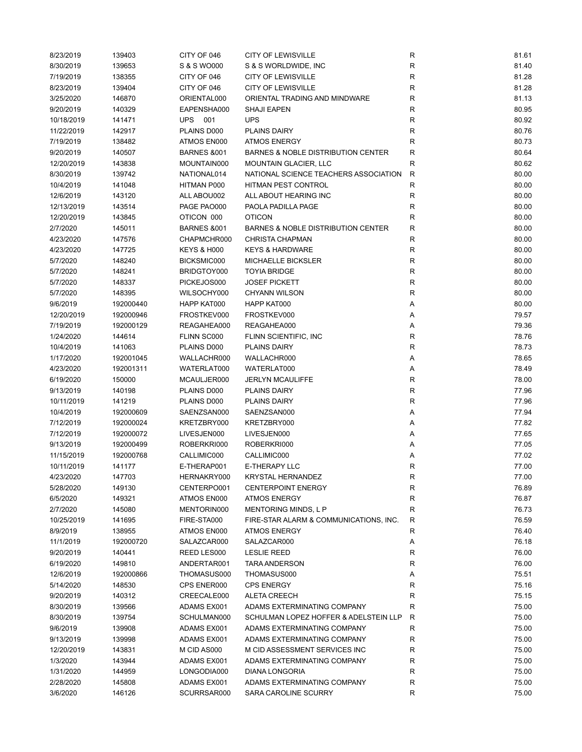| | | | | | |
|---|---|---|---|---|---|
| 8/23/2019 | 139403 | CITY OF 046 | CITY OF LEWISVILLE | R | 81.61 |
| 8/30/2019 | 139653 | S & S WO000 | S & S WORLDWIDE, INC | R | 81.40 |
| 7/19/2019 | 138355 | CITY OF 046 | CITY OF LEWISVILLE | R | 81.28 |
| 8/23/2019 | 139404 | CITY OF 046 | CITY OF LEWISVILLE | R | 81.28 |
| 3/25/2020 | 146870 | ORIENTAL000 | ORIENTAL TRADING AND MINDWARE | R | 81.13 |
| 9/20/2019 | 140329 | EAPENSHA000 | SHAJI EAPEN | R | 80.95 |
| 10/18/2019 | 141471 | UPS 001 | UPS | R | 80.92 |
| 11/22/2019 | 142917 | PLAINS D000 | PLAINS DAIRY | R | 80.76 |
| 7/19/2019 | 138482 | ATMOS EN000 | ATMOS ENERGY | R | 80.73 |
| 9/20/2019 | 140507 | BARNES &001 | BARNES & NOBLE DISTRIBUTION CENTER | R | 80.64 |
| 12/20/2019 | 143838 | MOUNTAIN000 | MOUNTAIN GLACIER, LLC | R | 80.62 |
| 8/30/2019 | 139742 | NATIONAL014 | NATIONAL SCIENCE TEACHERS ASSOCIATION | R | 80.00 |
| 10/4/2019 | 141048 | HITMAN P000 | HITMAN PEST CONTROL | R | 80.00 |
| 12/6/2019 | 143120 | ALL ABOU002 | ALL ABOUT HEARING INC | R | 80.00 |
| 12/13/2019 | 143514 | PAGE PAO000 | PAOLA PADILLA PAGE | R | 80.00 |
| 12/20/2019 | 143845 | OTICON 000 | OTICON | R | 80.00 |
| 2/7/2020 | 145011 | BARNES &001 | BARNES & NOBLE DISTRIBUTION CENTER | R | 80.00 |
| 4/23/2020 | 147576 | CHAPMCHR000 | CHRISTA CHAPMAN | R | 80.00 |
| 4/23/2020 | 147725 | KEYS & H000 | KEYS & HARDWARE | R | 80.00 |
| 5/7/2020 | 148240 | BICKSMIC000 | MICHAELLE BICKSLER | R | 80.00 |
| 5/7/2020 | 148241 | BRIDGTOY000 | TOYIA BRIDGE | R | 80.00 |
| 5/7/2020 | 148337 | PICKEJOS000 | JOSEF PICKETT | R | 80.00 |
| 5/7/2020 | 148395 | WILSOCHY000 | CHYANN WILSON | R | 80.00 |
| 9/6/2019 | 192000440 | HAPP KAT000 | HAPP KAT000 | A | 80.00 |
| 12/20/2019 | 192000946 | FROSTKEV000 | FROSTKEV000 | A | 79.57 |
| 7/19/2019 | 192000129 | REAGAHEA000 | REAGAHEA000 | A | 79.36 |
| 1/24/2020 | 144614 | FLINN SC000 | FLINN SCIENTIFIC, INC | R | 78.76 |
| 10/4/2019 | 141063 | PLAINS D000 | PLAINS DAIRY | R | 78.73 |
| 1/17/2020 | 192001045 | WALLACHR000 | WALLACHR000 | A | 78.65 |
| 4/23/2020 | 192001311 | WATERLAT000 | WATERLAT000 | A | 78.49 |
| 6/19/2020 | 150000 | MCAULJER000 | JERLYN MCAULIFFE | R | 78.00 |
| 9/13/2019 | 140198 | PLAINS D000 | PLAINS DAIRY | R | 77.96 |
| 10/11/2019 | 141219 | PLAINS D000 | PLAINS DAIRY | R | 77.96 |
| 10/4/2019 | 192000609 | SAENZSAN000 | SAENZSAN000 | A | 77.94 |
| 7/12/2019 | 192000024 | KRETZBRY000 | KRETZBRY000 | A | 77.82 |
| 7/12/2019 | 192000072 | LIVESJEN000 | LIVESJEN000 | A | 77.65 |
| 9/13/2019 | 192000499 | ROBERKRI000 | ROBERKRI000 | A | 77.05 |
| 11/15/2019 | 192000768 | CALLIMIC000 | CALLIMIC000 | A | 77.02 |
| 10/11/2019 | 141177 | E-THERAP001 | E-THERAPY LLC | R | 77.00 |
| 4/23/2020 | 147703 | HERNAKRY000 | KRYSTAL HERNANDEZ | R | 77.00 |
| 5/28/2020 | 149130 | CENTERPO001 | CENTERPOINT ENERGY | R | 76.89 |
| 6/5/2020 | 149321 | ATMOS EN000 | ATMOS ENERGY | R | 76.87 |
| 2/7/2020 | 145080 | MENTORIN000 | MENTORING MINDS, L P | R | 76.73 |
| 10/25/2019 | 141695 | FIRE-STA000 | FIRE-STAR ALARM & COMMUNICATIONS, INC. | R | 76.59 |
| 8/9/2019 | 138955 | ATMOS EN000 | ATMOS ENERGY | R | 76.40 |
| 11/1/2019 | 192000720 | SALAZCAR000 | SALAZCAR000 | A | 76.18 |
| 9/20/2019 | 140441 | REED LES000 | LESLIE REED | R | 76.00 |
| 6/19/2020 | 149810 | ANDERTAR001 | TARA ANDERSON | R | 76.00 |
| 12/6/2019 | 192000866 | THOMASUS000 | THOMASUS000 | A | 75.51 |
| 5/14/2020 | 148530 | CPS ENER000 | CPS ENERGY | R | 75.16 |
| 9/20/2019 | 140312 | CREECALE000 | ALETA CREECH | R | 75.15 |
| 8/30/2019 | 139566 | ADAMS EX001 | ADAMS EXTERMINATING COMPANY | R | 75.00 |
| 8/30/2019 | 139754 | SCHULMAN000 | SCHULMAN LOPEZ HOFFER & ADELSTEIN LLP | R | 75.00 |
| 9/6/2019 | 139908 | ADAMS EX001 | ADAMS EXTERMINATING COMPANY | R | 75.00 |
| 9/13/2019 | 139998 | ADAMS EX001 | ADAMS EXTERMINATING COMPANY | R | 75.00 |
| 12/20/2019 | 143831 | M CID AS000 | M CID ASSESSMENT SERVICES INC | R | 75.00 |
| 1/3/2020 | 143944 | ADAMS EX001 | ADAMS EXTERMINATING COMPANY | R | 75.00 |
| 1/31/2020 | 144959 | LONGODIA000 | DIANA LONGORIA | R | 75.00 |
| 2/28/2020 | 145808 | ADAMS EX001 | ADAMS EXTERMINATING COMPANY | R | 75.00 |
| 3/6/2020 | 146126 | SCURRSAR000 | SARA CAROLINE SCURRY | R | 75.00 |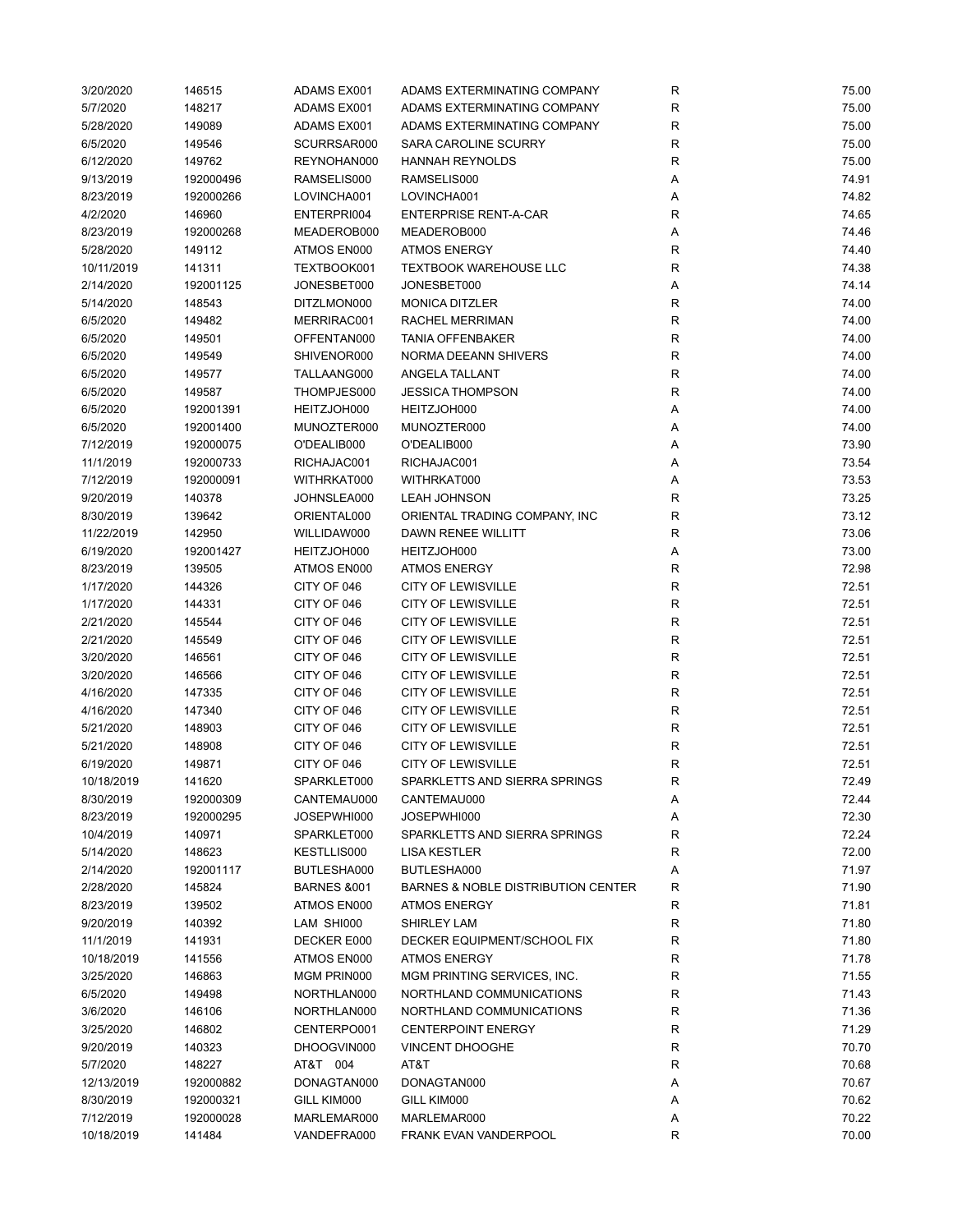| | | | | | |
|---|---|---|---|---|---|
| 3/20/2020 | 146515 | ADAMS EX001 | ADAMS EXTERMINATING COMPANY | R | 75.00 |
| 5/7/2020 | 148217 | ADAMS EX001 | ADAMS EXTERMINATING COMPANY | R | 75.00 |
| 5/28/2020 | 149089 | ADAMS EX001 | ADAMS EXTERMINATING COMPANY | R | 75.00 |
| 6/5/2020 | 149546 | SCURRSAR000 | SARA CAROLINE SCURRY | R | 75.00 |
| 6/12/2020 | 149762 | REYNOHAN000 | HANNAH REYNOLDS | R | 75.00 |
| 9/13/2019 | 192000496 | RAMSELIS000 | RAMSELIS000 | A | 74.91 |
| 8/23/2019 | 192000266 | LOVINCHA001 | LOVINCHA001 | A | 74.82 |
| 4/2/2020 | 146960 | ENTERPRI004 | ENTERPRISE RENT-A-CAR | R | 74.65 |
| 8/23/2019 | 192000268 | MEADEROB000 | MEADEROB000 | A | 74.46 |
| 5/28/2020 | 149112 | ATMOS EN000 | ATMOS ENERGY | R | 74.40 |
| 10/11/2019 | 141311 | TEXTBOOK001 | TEXTBOOK WAREHOUSE LLC | R | 74.38 |
| 2/14/2020 | 192001125 | JONESBET000 | JONESBET000 | A | 74.14 |
| 5/14/2020 | 148543 | DITZLMON000 | MONICA DITZLER | R | 74.00 |
| 6/5/2020 | 149482 | MERRIRAC001 | RACHEL MERRIMAN | R | 74.00 |
| 6/5/2020 | 149501 | OFFENTAN000 | TANIA OFFENBAKER | R | 74.00 |
| 6/5/2020 | 149549 | SHIVENOR000 | NORMA DEEANN SHIVERS | R | 74.00 |
| 6/5/2020 | 149577 | TALLAANG000 | ANGELA TALLANT | R | 74.00 |
| 6/5/2020 | 149587 | THOMPJES000 | JESSICA THOMPSON | R | 74.00 |
| 6/5/2020 | 192001391 | HEITZJOH000 | HEITZJOH000 | A | 74.00 |
| 6/5/2020 | 192001400 | MUNOZTER000 | MUNOZTER000 | A | 74.00 |
| 7/12/2019 | 192000075 | O'DEALIB000 | O'DEALIB000 | A | 73.90 |
| 11/1/2019 | 192000733 | RICHAJAC001 | RICHAJAC001 | A | 73.54 |
| 7/12/2019 | 192000091 | WITHRKAT000 | WITHRKAT000 | A | 73.53 |
| 9/20/2019 | 140378 | JOHNSLEA000 | LEAH JOHNSON | R | 73.25 |
| 8/30/2019 | 139642 | ORIENTAL000 | ORIENTAL TRADING COMPANY, INC | R | 73.12 |
| 11/22/2019 | 142950 | WILLIDAW000 | DAWN RENEE WILLITT | R | 73.06 |
| 6/19/2020 | 192001427 | HEITZJOH000 | HEITZJOH000 | A | 73.00 |
| 8/23/2019 | 139505 | ATMOS EN000 | ATMOS ENERGY | R | 72.98 |
| 1/17/2020 | 144326 | CITY OF 046 | CITY OF LEWISVILLE | R | 72.51 |
| 1/17/2020 | 144331 | CITY OF 046 | CITY OF LEWISVILLE | R | 72.51 |
| 2/21/2020 | 145544 | CITY OF 046 | CITY OF LEWISVILLE | R | 72.51 |
| 2/21/2020 | 145549 | CITY OF 046 | CITY OF LEWISVILLE | R | 72.51 |
| 3/20/2020 | 146561 | CITY OF 046 | CITY OF LEWISVILLE | R | 72.51 |
| 3/20/2020 | 146566 | CITY OF 046 | CITY OF LEWISVILLE | R | 72.51 |
| 4/16/2020 | 147335 | CITY OF 046 | CITY OF LEWISVILLE | R | 72.51 |
| 4/16/2020 | 147340 | CITY OF 046 | CITY OF LEWISVILLE | R | 72.51 |
| 5/21/2020 | 148903 | CITY OF 046 | CITY OF LEWISVILLE | R | 72.51 |
| 5/21/2020 | 148908 | CITY OF 046 | CITY OF LEWISVILLE | R | 72.51 |
| 6/19/2020 | 149871 | CITY OF 046 | CITY OF LEWISVILLE | R | 72.51 |
| 10/18/2019 | 141620 | SPARKLET000 | SPARKLETTS AND SIERRA SPRINGS | R | 72.49 |
| 8/30/2019 | 192000309 | CANTEMAU000 | CANTEMAU000 | A | 72.44 |
| 8/23/2019 | 192000295 | JOSEPWHI000 | JOSEPWHI000 | A | 72.30 |
| 10/4/2019 | 140971 | SPARKLET000 | SPARKLETTS AND SIERRA SPRINGS | R | 72.24 |
| 5/14/2020 | 148623 | KESTLLIS000 | LISA KESTLER | R | 72.00 |
| 2/14/2020 | 192001117 | BUTLESHA000 | BUTLESHA000 | A | 71.97 |
| 2/28/2020 | 145824 | BARNES &001 | BARNES & NOBLE DISTRIBUTION CENTER | R | 71.90 |
| 8/23/2019 | 139502 | ATMOS EN000 | ATMOS ENERGY | R | 71.81 |
| 9/20/2019 | 140392 | LAM SHI000 | SHIRLEY LAM | R | 71.80 |
| 11/1/2019 | 141931 | DECKER E000 | DECKER EQUIPMENT/SCHOOL FIX | R | 71.80 |
| 10/18/2019 | 141556 | ATMOS EN000 | ATMOS ENERGY | R | 71.78 |
| 3/25/2020 | 146863 | MGM PRIN000 | MGM PRINTING SERVICES, INC. | R | 71.55 |
| 6/5/2020 | 149498 | NORTHLAN000 | NORTHLAND COMMUNICATIONS | R | 71.43 |
| 3/6/2020 | 146106 | NORTHLAN000 | NORTHLAND COMMUNICATIONS | R | 71.36 |
| 3/25/2020 | 146802 | CENTERPO001 | CENTERPOINT ENERGY | R | 71.29 |
| 9/20/2019 | 140323 | DHOOGVIN000 | VINCENT DHOOGHE | R | 70.70 |
| 5/7/2020 | 148227 | AT&T 004 | AT&T | R | 70.68 |
| 12/13/2019 | 192000882 | DONAGTAN000 | DONAGTAN000 | A | 70.67 |
| 8/30/2019 | 192000321 | GILL KIM000 | GILL KIM000 | A | 70.62 |
| 7/12/2019 | 192000028 | MARLEMAR000 | MARLEMAR000 | A | 70.22 |
| 10/18/2019 | 141484 | VANDEFRA000 | FRANK EVAN VANDERPOOL | R | 70.00 |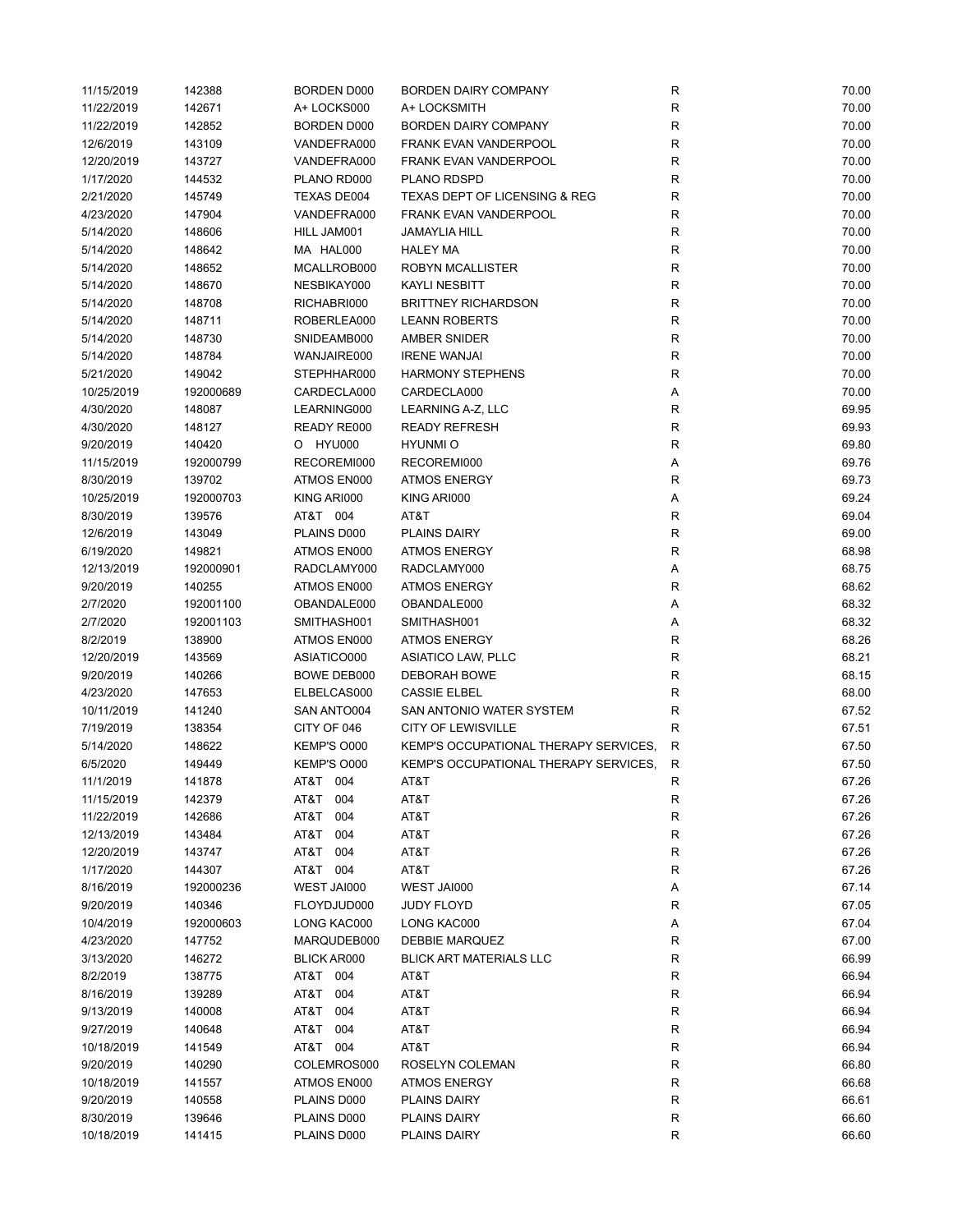| | | | | | |
|---|---|---|---|---|---|
| 11/15/2019 | 142388 | BORDEN D000 | BORDEN DAIRY COMPANY | R | 70.00 |
| 11/22/2019 | 142671 | A+ LOCKS000 | A+ LOCKSMITH | R | 70.00 |
| 11/22/2019 | 142852 | BORDEN D000 | BORDEN DAIRY COMPANY | R | 70.00 |
| 12/6/2019 | 143109 | VANDEFRA000 | FRANK EVAN VANDERPOOL | R | 70.00 |
| 12/20/2019 | 143727 | VANDEFRA000 | FRANK EVAN VANDERPOOL | R | 70.00 |
| 1/17/2020 | 144532 | PLANO RD000 | PLANO RDSPD | R | 70.00 |
| 2/21/2020 | 145749 | TEXAS DE004 | TEXAS DEPT OF LICENSING & REG | R | 70.00 |
| 4/23/2020 | 147904 | VANDEFRA000 | FRANK EVAN VANDERPOOL | R | 70.00 |
| 5/14/2020 | 148606 | HILL JAM001 | JAMAYLIA HILL | R | 70.00 |
| 5/14/2020 | 148642 | MA HAL000 | HALEY MA | R | 70.00 |
| 5/14/2020 | 148652 | MCALLROB000 | ROBYN MCALLISTER | R | 70.00 |
| 5/14/2020 | 148670 | NESBIKAY000 | KAYLI NESBITT | R | 70.00 |
| 5/14/2020 | 148708 | RICHABRI000 | BRITTNEY RICHARDSON | R | 70.00 |
| 5/14/2020 | 148711 | ROBERLEA000 | LEANN ROBERTS | R | 70.00 |
| 5/14/2020 | 148730 | SNIDEAMB000 | AMBER SNIDER | R | 70.00 |
| 5/14/2020 | 148784 | WANJAIRE000 | IRENE WANJAI | R | 70.00 |
| 5/21/2020 | 149042 | STEPHHAR000 | HARMONY STEPHENS | R | 70.00 |
| 10/25/2019 | 192000689 | CARDECLA000 | CARDECLA000 | A | 70.00 |
| 4/30/2020 | 148087 | LEARNING000 | LEARNING A-Z, LLC | R | 69.95 |
| 4/30/2020 | 148127 | READY RE000 | READY REFRESH | R | 69.93 |
| 9/20/2019 | 140420 | O HYU000 | HYUNMI O | R | 69.80 |
| 11/15/2019 | 192000799 | RECOREMI000 | RECOREMI000 | A | 69.76 |
| 8/30/2019 | 139702 | ATMOS EN000 | ATMOS ENERGY | R | 69.73 |
| 10/25/2019 | 192000703 | KING ARI000 | KING ARI000 | A | 69.24 |
| 8/30/2019 | 139576 | AT&T 004 | AT&T | R | 69.04 |
| 12/6/2019 | 143049 | PLAINS D000 | PLAINS DAIRY | R | 69.00 |
| 6/19/2020 | 149821 | ATMOS EN000 | ATMOS ENERGY | R | 68.98 |
| 12/13/2019 | 192000901 | RADCLAMY000 | RADCLAMY000 | A | 68.75 |
| 9/20/2019 | 140255 | ATMOS EN000 | ATMOS ENERGY | R | 68.62 |
| 2/7/2020 | 192001100 | OBANDALE000 | OBANDALE000 | A | 68.32 |
| 2/7/2020 | 192001103 | SMITHASH001 | SMITHASH001 | A | 68.32 |
| 8/2/2019 | 138900 | ATMOS EN000 | ATMOS ENERGY | R | 68.26 |
| 12/20/2019 | 143569 | ASIATICO000 | ASIATICO LAW, PLLC | R | 68.21 |
| 9/20/2019 | 140266 | BOWE DEB000 | DEBORAH BOWE | R | 68.15 |
| 4/23/2020 | 147653 | ELBELCAS000 | CASSIE ELBEL | R | 68.00 |
| 10/11/2019 | 141240 | SAN ANTO004 | SAN ANTONIO WATER SYSTEM | R | 67.52 |
| 7/19/2019 | 138354 | CITY OF 046 | CITY OF LEWISVILLE | R | 67.51 |
| 5/14/2020 | 148622 | KEMP'S O000 | KEMP'S OCCUPATIONAL THERAPY SERVICES, | R | 67.50 |
| 6/5/2020 | 149449 | KEMP'S O000 | KEMP'S OCCUPATIONAL THERAPY SERVICES, | R | 67.50 |
| 11/1/2019 | 141878 | AT&T 004 | AT&T | R | 67.26 |
| 11/15/2019 | 142379 | AT&T 004 | AT&T | R | 67.26 |
| 11/22/2019 | 142686 | AT&T 004 | AT&T | R | 67.26 |
| 12/13/2019 | 143484 | AT&T 004 | AT&T | R | 67.26 |
| 12/20/2019 | 143747 | AT&T 004 | AT&T | R | 67.26 |
| 1/17/2020 | 144307 | AT&T 004 | AT&T | R | 67.26 |
| 8/16/2019 | 192000236 | WEST JAI000 | WEST JAI000 | A | 67.14 |
| 9/20/2019 | 140346 | FLOYDJUD000 | JUDY FLOYD | R | 67.05 |
| 10/4/2019 | 192000603 | LONG KAC000 | LONG KAC000 | A | 67.04 |
| 4/23/2020 | 147752 | MARQUDEB000 | DEBBIE MARQUEZ | R | 67.00 |
| 3/13/2020 | 146272 | BLICK AR000 | BLICK ART MATERIALS LLC | R | 66.99 |
| 8/2/2019 | 138775 | AT&T 004 | AT&T | R | 66.94 |
| 8/16/2019 | 139289 | AT&T 004 | AT&T | R | 66.94 |
| 9/13/2019 | 140008 | AT&T 004 | AT&T | R | 66.94 |
| 9/27/2019 | 140648 | AT&T 004 | AT&T | R | 66.94 |
| 10/18/2019 | 141549 | AT&T 004 | AT&T | R | 66.94 |
| 9/20/2019 | 140290 | COLEMROS000 | ROSELYN COLEMAN | R | 66.80 |
| 10/18/2019 | 141557 | ATMOS EN000 | ATMOS ENERGY | R | 66.68 |
| 9/20/2019 | 140558 | PLAINS D000 | PLAINS DAIRY | R | 66.61 |
| 8/30/2019 | 139646 | PLAINS D000 | PLAINS DAIRY | R | 66.60 |
| 10/18/2019 | 141415 | PLAINS D000 | PLAINS DAIRY | R | 66.60 |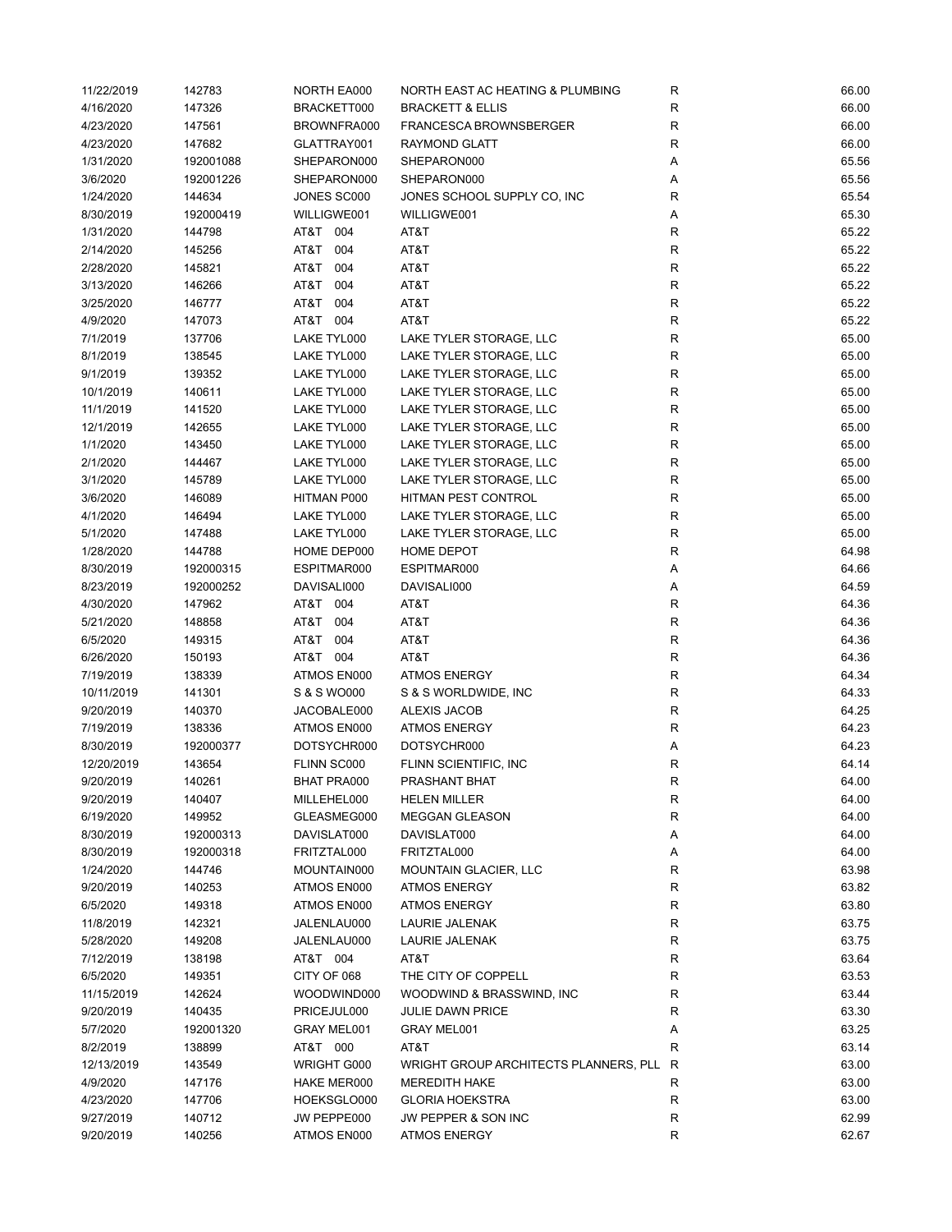| | | | | | |
|---|---|---|---|---|---|
| 11/22/2019 | 142783 | NORTH EA000 | NORTH EAST AC HEATING & PLUMBING | R | 66.00 |
| 4/16/2020 | 147326 | BRACKETT000 | BRACKETT & ELLIS | R | 66.00 |
| 4/23/2020 | 147561 | BROWNFRA000 | FRANCESCA BROWNSBERGER | R | 66.00 |
| 4/23/2020 | 147682 | GLATTRAY001 | RAYMOND GLATT | R | 66.00 |
| 1/31/2020 | 192001088 | SHEPARON000 | SHEPARON000 | A | 65.56 |
| 3/6/2020 | 192001226 | SHEPARON000 | SHEPARON000 | A | 65.56 |
| 1/24/2020 | 144634 | JONES SC000 | JONES SCHOOL SUPPLY CO, INC | R | 65.54 |
| 8/30/2019 | 192000419 | WILLIGWE001 | WILLIGWE001 | A | 65.30 |
| 1/31/2020 | 144798 | AT&T 004 | AT&T | R | 65.22 |
| 2/14/2020 | 145256 | AT&T 004 | AT&T | R | 65.22 |
| 2/28/2020 | 145821 | AT&T 004 | AT&T | R | 65.22 |
| 3/13/2020 | 146266 | AT&T 004 | AT&T | R | 65.22 |
| 3/25/2020 | 146777 | AT&T 004 | AT&T | R | 65.22 |
| 4/9/2020 | 147073 | AT&T 004 | AT&T | R | 65.22 |
| 7/1/2019 | 137706 | LAKE TYL000 | LAKE TYLER STORAGE, LLC | R | 65.00 |
| 8/1/2019 | 138545 | LAKE TYL000 | LAKE TYLER STORAGE, LLC | R | 65.00 |
| 9/1/2019 | 139352 | LAKE TYL000 | LAKE TYLER STORAGE, LLC | R | 65.00 |
| 10/1/2019 | 140611 | LAKE TYL000 | LAKE TYLER STORAGE, LLC | R | 65.00 |
| 11/1/2019 | 141520 | LAKE TYL000 | LAKE TYLER STORAGE, LLC | R | 65.00 |
| 12/1/2019 | 142655 | LAKE TYL000 | LAKE TYLER STORAGE, LLC | R | 65.00 |
| 1/1/2020 | 143450 | LAKE TYL000 | LAKE TYLER STORAGE, LLC | R | 65.00 |
| 2/1/2020 | 144467 | LAKE TYL000 | LAKE TYLER STORAGE, LLC | R | 65.00 |
| 3/1/2020 | 145789 | LAKE TYL000 | LAKE TYLER STORAGE, LLC | R | 65.00 |
| 3/6/2020 | 146089 | HITMAN P000 | HITMAN PEST CONTROL | R | 65.00 |
| 4/1/2020 | 146494 | LAKE TYL000 | LAKE TYLER STORAGE, LLC | R | 65.00 |
| 5/1/2020 | 147488 | LAKE TYL000 | LAKE TYLER STORAGE, LLC | R | 65.00 |
| 1/28/2020 | 144788 | HOME DEP000 | HOME DEPOT | R | 64.98 |
| 8/30/2019 | 192000315 | ESPITMAR000 | ESPITMAR000 | A | 64.66 |
| 8/23/2019 | 192000252 | DAVISALI000 | DAVISALI000 | A | 64.59 |
| 4/30/2020 | 147962 | AT&T 004 | AT&T | R | 64.36 |
| 5/21/2020 | 148858 | AT&T 004 | AT&T | R | 64.36 |
| 6/5/2020 | 149315 | AT&T 004 | AT&T | R | 64.36 |
| 6/26/2020 | 150193 | AT&T 004 | AT&T | R | 64.36 |
| 7/19/2019 | 138339 | ATMOS EN000 | ATMOS ENERGY | R | 64.34 |
| 10/11/2019 | 141301 | S & S WO000 | S & S WORLDWIDE, INC | R | 64.33 |
| 9/20/2019 | 140370 | JACOBALE000 | ALEXIS JACOB | R | 64.25 |
| 7/19/2019 | 138336 | ATMOS EN000 | ATMOS ENERGY | R | 64.23 |
| 8/30/2019 | 192000377 | DOTSYCHR000 | DOTSYCHR000 | A | 64.23 |
| 12/20/2019 | 143654 | FLINN SC000 | FLINN SCIENTIFIC, INC | R | 64.14 |
| 9/20/2019 | 140261 | BHAT PRA000 | PRASHANT BHAT | R | 64.00 |
| 9/20/2019 | 140407 | MILLEHEL000 | HELEN MILLER | R | 64.00 |
| 6/19/2020 | 149952 | GLEASMEG000 | MEGGAN GLEASON | R | 64.00 |
| 8/30/2019 | 192000313 | DAVISLAT000 | DAVISLAT000 | A | 64.00 |
| 8/30/2019 | 192000318 | FRITZTAL000 | FRITZTAL000 | A | 64.00 |
| 1/24/2020 | 144746 | MOUNTAIN000 | MOUNTAIN GLACIER, LLC | R | 63.98 |
| 9/20/2019 | 140253 | ATMOS EN000 | ATMOS ENERGY | R | 63.82 |
| 6/5/2020 | 149318 | ATMOS EN000 | ATMOS ENERGY | R | 63.80 |
| 11/8/2019 | 142321 | JALENLAU000 | LAURIE JALENAK | R | 63.75 |
| 5/28/2020 | 149208 | JALENLAU000 | LAURIE JALENAK | R | 63.75 |
| 7/12/2019 | 138198 | AT&T 004 | AT&T | R | 63.64 |
| 6/5/2020 | 149351 | CITY OF 068 | THE CITY OF COPPELL | R | 63.53 |
| 11/15/2019 | 142624 | WOODWIND000 | WOODWIND & BRASSWIND, INC | R | 63.44 |
| 9/20/2019 | 140435 | PRICEJUL000 | JULIE DAWN PRICE | R | 63.30 |
| 5/7/2020 | 192001320 | GRAY MEL001 | GRAY MEL001 | A | 63.25 |
| 8/2/2019 | 138899 | AT&T 000 | AT&T | R | 63.14 |
| 12/13/2019 | 143549 | WRIGHT G000 | WRIGHT GROUP ARCHITECTS PLANNERS, PLL | R | 63.00 |
| 4/9/2020 | 147176 | HAKE MER000 | MEREDITH HAKE | R | 63.00 |
| 4/23/2020 | 147706 | HOEKSGLO000 | GLORIA HOEKSTRA | R | 63.00 |
| 9/27/2019 | 140712 | JW PEPPE000 | JW PEPPER & SON INC | R | 62.99 |
| 9/20/2019 | 140256 | ATMOS EN000 | ATMOS ENERGY | R | 62.67 |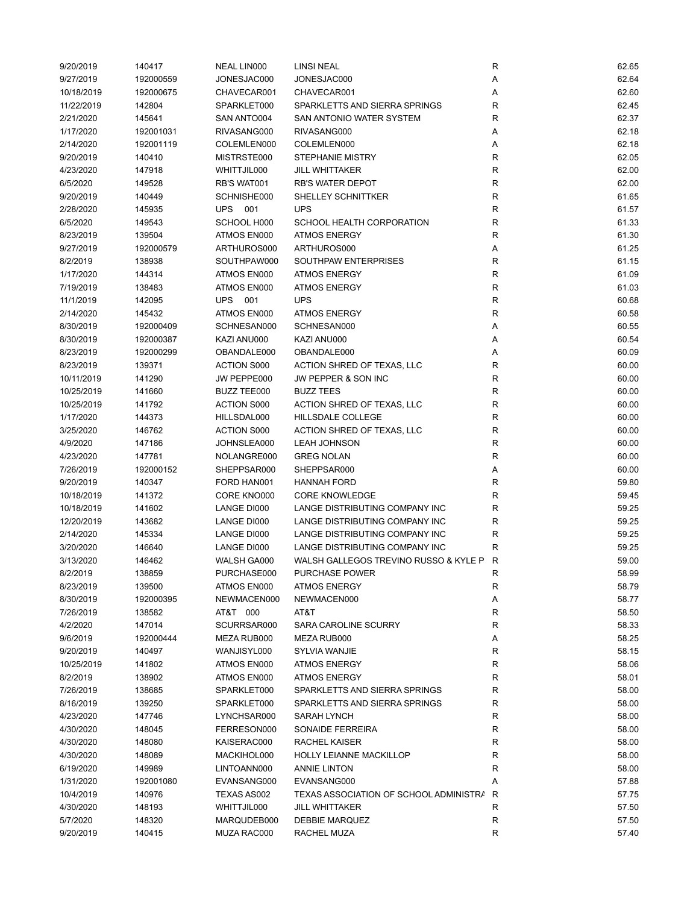| | | | | | |
|---|---|---|---|---|---|
| 9/20/2019 | 140417 | NEAL LIN000 | LINSI NEAL | R | 62.65 |
| 9/27/2019 | 192000559 | JONESJAC000 | JONESJAC000 | A | 62.64 |
| 10/18/2019 | 192000675 | CHAVECAR001 | CHAVECAR001 | A | 62.60 |
| 11/22/2019 | 142804 | SPARKLET000 | SPARKLETTS AND SIERRA SPRINGS | R | 62.45 |
| 2/21/2020 | 145641 | SAN ANTO004 | SAN ANTONIO WATER SYSTEM | R | 62.37 |
| 1/17/2020 | 192001031 | RIVASANG000 | RIVASANG000 | A | 62.18 |
| 2/14/2020 | 192001119 | COLEMLEN000 | COLEMLEN000 | A | 62.18 |
| 9/20/2019 | 140410 | MISTRSTE000 | STEPHANIE MISTRY | R | 62.05 |
| 4/23/2020 | 147918 | WHITTJIL000 | JILL WHITTAKER | R | 62.00 |
| 6/5/2020 | 149528 | RB'S WAT001 | RB'S WATER DEPOT | R | 62.00 |
| 9/20/2019 | 140449 | SCHNISHE000 | SHELLEY SCHNITTKER | R | 61.65 |
| 2/28/2020 | 145935 | UPS 001 | UPS | R | 61.57 |
| 6/5/2020 | 149543 | SCHOOL H000 | SCHOOL HEALTH CORPORATION | R | 61.33 |
| 8/23/2019 | 139504 | ATMOS EN000 | ATMOS ENERGY | R | 61.30 |
| 9/27/2019 | 192000579 | ARTHUROS000 | ARTHUROS000 | A | 61.25 |
| 8/2/2019 | 138938 | SOUTHPAW000 | SOUTHPAW ENTERPRISES | R | 61.15 |
| 1/17/2020 | 144314 | ATMOS EN000 | ATMOS ENERGY | R | 61.09 |
| 7/19/2019 | 138483 | ATMOS EN000 | ATMOS ENERGY | R | 61.03 |
| 11/1/2019 | 142095 | UPS 001 | UPS | R | 60.68 |
| 2/14/2020 | 145432 | ATMOS EN000 | ATMOS ENERGY | R | 60.58 |
| 8/30/2019 | 192000409 | SCHNESAN000 | SCHNESAN000 | A | 60.55 |
| 8/30/2019 | 192000387 | KAZI ANU000 | KAZI ANU000 | A | 60.54 |
| 8/23/2019 | 192000299 | OBANDALE000 | OBANDALE000 | A | 60.09 |
| 8/23/2019 | 139371 | ACTION S000 | ACTION SHRED OF TEXAS, LLC | R | 60.00 |
| 10/11/2019 | 141290 | JW PEPPE000 | JW PEPPER & SON INC | R | 60.00 |
| 10/25/2019 | 141660 | BUZZ TEE000 | BUZZ TEES | R | 60.00 |
| 10/25/2019 | 141792 | ACTION S000 | ACTION SHRED OF TEXAS, LLC | R | 60.00 |
| 1/17/2020 | 144373 | HILLSDAL000 | HILLSDALE COLLEGE | R | 60.00 |
| 3/25/2020 | 146762 | ACTION S000 | ACTION SHRED OF TEXAS, LLC | R | 60.00 |
| 4/9/2020 | 147186 | JOHNSLEA000 | LEAH JOHNSON | R | 60.00 |
| 4/23/2020 | 147781 | NOLANGRE000 | GREG NOLAN | R | 60.00 |
| 7/26/2019 | 192000152 | SHEPPSAR000 | SHEPPSAR000 | A | 60.00 |
| 9/20/2019 | 140347 | FORD HAN001 | HANNAH FORD | R | 59.80 |
| 10/18/2019 | 141372 | CORE KNO000 | CORE KNOWLEDGE | R | 59.45 |
| 10/18/2019 | 141602 | LANGE DI000 | LANGE DISTRIBUTING COMPANY INC | R | 59.25 |
| 12/20/2019 | 143682 | LANGE DI000 | LANGE DISTRIBUTING COMPANY INC | R | 59.25 |
| 2/14/2020 | 145334 | LANGE DI000 | LANGE DISTRIBUTING COMPANY INC | R | 59.25 |
| 3/20/2020 | 146640 | LANGE DI000 | LANGE DISTRIBUTING COMPANY INC | R | 59.25 |
| 3/13/2020 | 146462 | WALSH GA000 | WALSH GALLEGOS TREVINO RUSSO & KYLE P | R | 59.00 |
| 8/2/2019 | 138859 | PURCHASE000 | PURCHASE POWER | R | 58.99 |
| 8/23/2019 | 139500 | ATMOS EN000 | ATMOS ENERGY | R | 58.79 |
| 8/30/2019 | 192000395 | NEWMACEN000 | NEWMACEN000 | A | 58.77 |
| 7/26/2019 | 138582 | AT&T 000 | AT&T | R | 58.50 |
| 4/2/2020 | 147014 | SCURRSAR000 | SARA CAROLINE SCURRY | R | 58.33 |
| 9/6/2019 | 192000444 | MEZA RUB000 | MEZA RUB000 | A | 58.25 |
| 9/20/2019 | 140497 | WANJISYL000 | SYLVIA WANJIE | R | 58.15 |
| 10/25/2019 | 141802 | ATMOS EN000 | ATMOS ENERGY | R | 58.06 |
| 8/2/2019 | 138902 | ATMOS EN000 | ATMOS ENERGY | R | 58.01 |
| 7/26/2019 | 138685 | SPARKLET000 | SPARKLETTS AND SIERRA SPRINGS | R | 58.00 |
| 8/16/2019 | 139250 | SPARKLET000 | SPARKLETTS AND SIERRA SPRINGS | R | 58.00 |
| 4/23/2020 | 147746 | LYNCHSAR000 | SARAH LYNCH | R | 58.00 |
| 4/30/2020 | 148045 | FERRESON000 | SONAIDE FERREIRA | R | 58.00 |
| 4/30/2020 | 148080 | KAISERAC000 | RACHEL KAISER | R | 58.00 |
| 4/30/2020 | 148089 | MACKIHOL000 | HOLLY LEIANNE MACKILLOP | R | 58.00 |
| 6/19/2020 | 149989 | LINTOANN000 | ANNIE LINTON | R | 58.00 |
| 1/31/2020 | 192001080 | EVANSANG000 | EVANSANG000 | A | 57.88 |
| 10/4/2019 | 140976 | TEXAS AS002 | TEXAS ASSOCIATION OF SCHOOL ADMINISTRA | R | 57.75 |
| 4/30/2020 | 148193 | WHITTJIL000 | JILL WHITTAKER | R | 57.50 |
| 5/7/2020 | 148320 | MARQUDEB000 | DEBBIE MARQUEZ | R | 57.50 |
| 9/20/2019 | 140415 | MUZA RAC000 | RACHEL MUZA | R | 57.40 |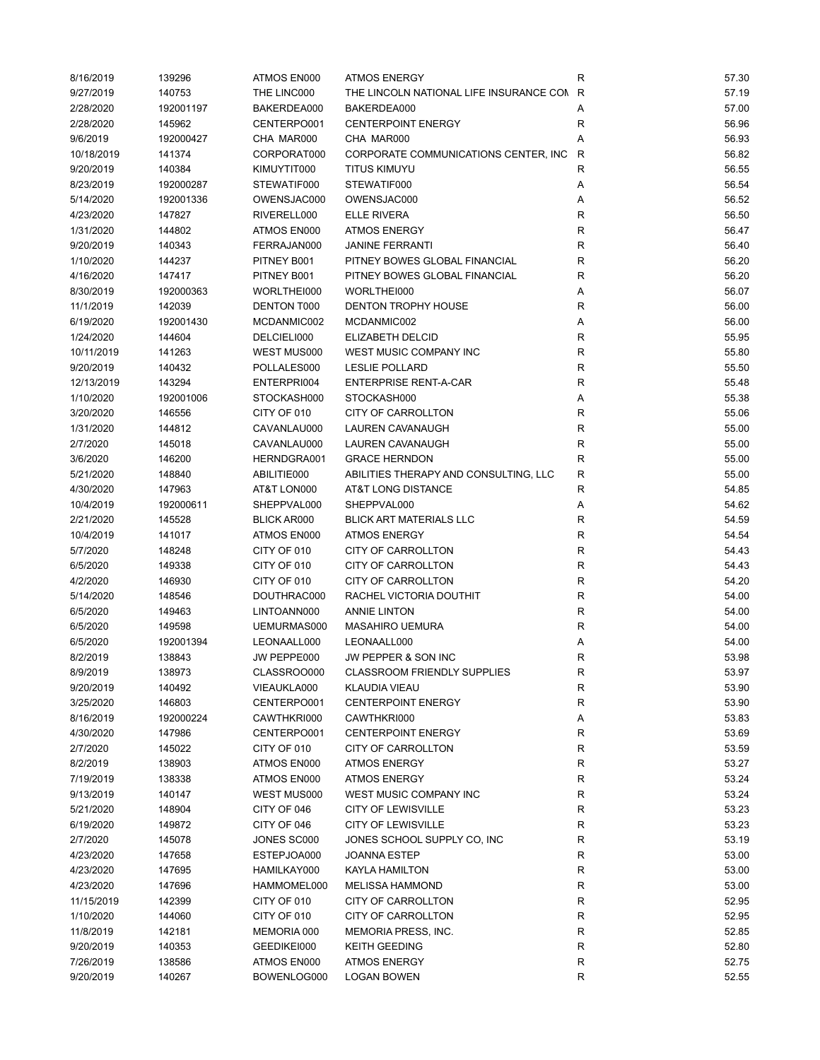| | | | | | |
|---|---|---|---|---|---|
| 8/16/2019 | 139296 | ATMOS EN000 | ATMOS ENERGY | R | 57.30 |
| 9/27/2019 | 140753 | THE LINC000 | THE LINCOLN NATIONAL LIFE INSURANCE COM | R | 57.19 |
| 2/28/2020 | 192001197 | BAKERDEA000 | BAKERDEA000 | A | 57.00 |
| 2/28/2020 | 145962 | CENTERPO001 | CENTERPOINT ENERGY | R | 56.96 |
| 9/6/2019 | 192000427 | CHA MAR000 | CHA MAR000 | A | 56.93 |
| 10/18/2019 | 141374 | CORPORAT000 | CORPORATE COMMUNICATIONS CENTER, INC | R | 56.82 |
| 9/20/2019 | 140384 | KIMUYTIT000 | TITUS KIMUYU | R | 56.55 |
| 8/23/2019 | 192000287 | STEWATIF000 | STEWATIF000 | A | 56.54 |
| 5/14/2020 | 192001336 | OWENSJAC000 | OWENSJAC000 | A | 56.52 |
| 4/23/2020 | 147827 | RIVERELL000 | ELLE RIVERA | R | 56.50 |
| 1/31/2020 | 144802 | ATMOS EN000 | ATMOS ENERGY | R | 56.47 |
| 9/20/2019 | 140343 | FERRAJAN000 | JANINE FERRANTI | R | 56.40 |
| 1/10/2020 | 144237 | PITNEY B001 | PITNEY BOWES GLOBAL FINANCIAL | R | 56.20 |
| 4/16/2020 | 147417 | PITNEY B001 | PITNEY BOWES GLOBAL FINANCIAL | R | 56.20 |
| 8/30/2019 | 192000363 | WORLTHEI000 | WORLTHEI000 | A | 56.07 |
| 11/1/2019 | 142039 | DENTON T000 | DENTON TROPHY HOUSE | R | 56.00 |
| 6/19/2020 | 192001430 | MCDANMIC002 | MCDANMIC002 | A | 56.00 |
| 1/24/2020 | 144604 | DELCIELI000 | ELIZABETH DELCID | R | 55.95 |
| 10/11/2019 | 141263 | WEST MUS000 | WEST MUSIC COMPANY INC | R | 55.80 |
| 9/20/2019 | 140432 | POLLALES000 | LESLIE POLLARD | R | 55.50 |
| 12/13/2019 | 143294 | ENTERPRI004 | ENTERPRISE RENT-A-CAR | R | 55.48 |
| 1/10/2020 | 192001006 | STOCKASH000 | STOCKASH000 | A | 55.38 |
| 3/20/2020 | 146556 | CITY OF 010 | CITY OF CARROLLTON | R | 55.06 |
| 1/31/2020 | 144812 | CAVANLAU000 | LAUREN CAVANAUGH | R | 55.00 |
| 2/7/2020 | 145018 | CAVANLAU000 | LAUREN CAVANAUGH | R | 55.00 |
| 3/6/2020 | 146200 | HERNDGRA001 | GRACE HERNDON | R | 55.00 |
| 5/21/2020 | 148840 | ABILITIE000 | ABILITIES THERAPY AND CONSULTING, LLC | R | 55.00 |
| 4/30/2020 | 147963 | AT&T LON000 | AT&T LONG DISTANCE | R | 54.85 |
| 10/4/2019 | 192000611 | SHEPPVAL000 | SHEPPVAL000 | A | 54.62 |
| 2/21/2020 | 145528 | BLICK AR000 | BLICK ART MATERIALS LLC | R | 54.59 |
| 10/4/2019 | 141017 | ATMOS EN000 | ATMOS ENERGY | R | 54.54 |
| 5/7/2020 | 148248 | CITY OF 010 | CITY OF CARROLLTON | R | 54.43 |
| 6/5/2020 | 149338 | CITY OF 010 | CITY OF CARROLLTON | R | 54.43 |
| 4/2/2020 | 146930 | CITY OF 010 | CITY OF CARROLLTON | R | 54.20 |
| 5/14/2020 | 148546 | DOUTHRAC000 | RACHEL VICTORIA DOUTHIT | R | 54.00 |
| 6/5/2020 | 149463 | LINTOANN000 | ANNIE LINTON | R | 54.00 |
| 6/5/2020 | 149598 | UEMURMAS000 | MASAHIRO UEMURA | R | 54.00 |
| 6/5/2020 | 192001394 | LEONAALL000 | LEONAALL000 | A | 54.00 |
| 8/2/2019 | 138843 | JW PEPPE000 | JW PEPPER & SON INC | R | 53.98 |
| 8/9/2019 | 138973 | CLASSROO000 | CLASSROOM FRIENDLY SUPPLIES | R | 53.97 |
| 9/20/2019 | 140492 | VIEAUKLA000 | KLAUDIA VIEAU | R | 53.90 |
| 3/25/2020 | 146803 | CENTERPO001 | CENTERPOINT ENERGY | R | 53.90 |
| 8/16/2019 | 192000224 | CAWTHKRI000 | CAWTHKRI000 | A | 53.83 |
| 4/30/2020 | 147986 | CENTERPO001 | CENTERPOINT ENERGY | R | 53.69 |
| 2/7/2020 | 145022 | CITY OF 010 | CITY OF CARROLLTON | R | 53.59 |
| 8/2/2019 | 138903 | ATMOS EN000 | ATMOS ENERGY | R | 53.27 |
| 7/19/2019 | 138338 | ATMOS EN000 | ATMOS ENERGY | R | 53.24 |
| 9/13/2019 | 140147 | WEST MUS000 | WEST MUSIC COMPANY INC | R | 53.24 |
| 5/21/2020 | 148904 | CITY OF 046 | CITY OF LEWISVILLE | R | 53.23 |
| 6/19/2020 | 149872 | CITY OF 046 | CITY OF LEWISVILLE | R | 53.23 |
| 2/7/2020 | 145078 | JONES SC000 | JONES SCHOOL SUPPLY CO, INC | R | 53.19 |
| 4/23/2020 | 147658 | ESTEPJOA000 | JOANNA ESTEP | R | 53.00 |
| 4/23/2020 | 147695 | HAMILKAY000 | KAYLA HAMILTON | R | 53.00 |
| 4/23/2020 | 147696 | HAMMOMEL000 | MELISSA HAMMOND | R | 53.00 |
| 11/15/2019 | 142399 | CITY OF 010 | CITY OF CARROLLTON | R | 52.95 |
| 1/10/2020 | 144060 | CITY OF 010 | CITY OF CARROLLTON | R | 52.95 |
| 11/8/2019 | 142181 | MEMORIA 000 | MEMORIA PRESS, INC. | R | 52.85 |
| 9/20/2019 | 140353 | GEEDIKEI000 | KEITH GEEDING | R | 52.80 |
| 7/26/2019 | 138586 | ATMOS EN000 | ATMOS ENERGY | R | 52.75 |
| 9/20/2019 | 140267 | BOWENLOG000 | LOGAN BOWEN | R | 52.55 |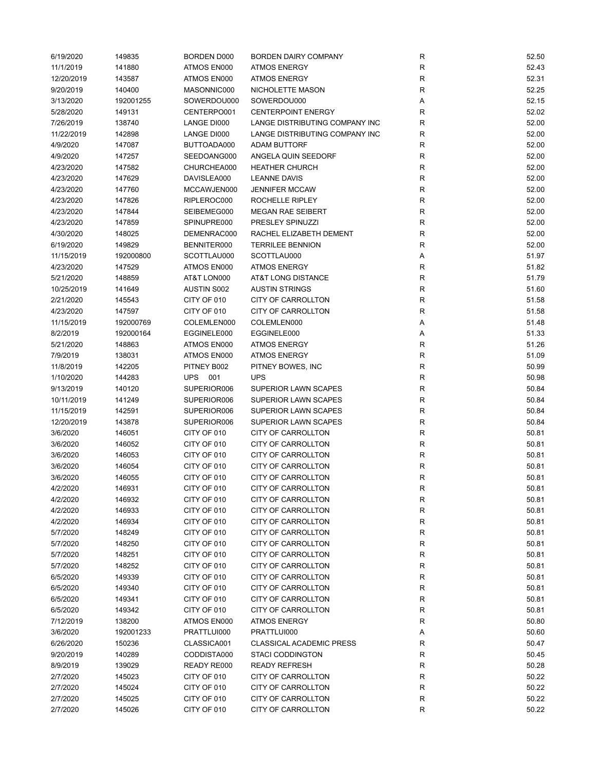| | | | | | |
|---|---|---|---|---|---|
| 6/19/2020 | 149835 | BORDEN D000 | BORDEN DAIRY COMPANY | R | 52.50 |
| 11/1/2019 | 141880 | ATMOS EN000 | ATMOS ENERGY | R | 52.43 |
| 12/20/2019 | 143587 | ATMOS EN000 | ATMOS ENERGY | R | 52.31 |
| 9/20/2019 | 140400 | MASONNIC000 | NICHOLETTE MASON | R | 52.25 |
| 3/13/2020 | 192001255 | SOWERDOU000 | SOWERDOU000 | A | 52.15 |
| 5/28/2020 | 149131 | CENTERPO001 | CENTERPOINT ENERGY | R | 52.02 |
| 7/26/2019 | 138740 | LANGE DI000 | LANGE DISTRIBUTING COMPANY INC | R | 52.00 |
| 11/22/2019 | 142898 | LANGE DI000 | LANGE DISTRIBUTING COMPANY INC | R | 52.00 |
| 4/9/2020 | 147087 | BUTTOADA000 | ADAM BUTTORF | R | 52.00 |
| 4/9/2020 | 147257 | SEEDOANG000 | ANGELA QUIN SEEDORF | R | 52.00 |
| 4/23/2020 | 147582 | CHURCHEA000 | HEATHER CHURCH | R | 52.00 |
| 4/23/2020 | 147629 | DAVISLEA000 | LEANNE DAVIS | R | 52.00 |
| 4/23/2020 | 147760 | MCCAWJEN000 | JENNIFER MCCAW | R | 52.00 |
| 4/23/2020 | 147826 | RIPLEROC000 | ROCHELLE RIPLEY | R | 52.00 |
| 4/23/2020 | 147844 | SEIBEMEG000 | MEGAN RAE SEIBERT | R | 52.00 |
| 4/23/2020 | 147859 | SPINUPRE000 | PRESLEY SPINUZZI | R | 52.00 |
| 4/30/2020 | 148025 | DEMENRAC000 | RACHEL ELIZABETH DEMENT | R | 52.00 |
| 6/19/2020 | 149829 | BENNITER000 | TERRILEE BENNION | R | 52.00 |
| 11/15/2019 | 192000800 | SCOTTLAU000 | SCOTTLAU000 | A | 51.97 |
| 4/23/2020 | 147529 | ATMOS EN000 | ATMOS ENERGY | R | 51.82 |
| 5/21/2020 | 148859 | AT&T LON000 | AT&T LONG DISTANCE | R | 51.79 |
| 10/25/2019 | 141649 | AUSTIN S002 | AUSTIN STRINGS | R | 51.60 |
| 2/21/2020 | 145543 | CITY OF 010 | CITY OF CARROLLTON | R | 51.58 |
| 4/23/2020 | 147597 | CITY OF 010 | CITY OF CARROLLTON | R | 51.58 |
| 11/15/2019 | 192000769 | COLEMLEN000 | COLEMLEN000 | A | 51.48 |
| 8/2/2019 | 192000164 | EGGINELE000 | EGGINELE000 | A | 51.33 |
| 5/21/2020 | 148863 | ATMOS EN000 | ATMOS ENERGY | R | 51.26 |
| 7/9/2019 | 138031 | ATMOS EN000 | ATMOS ENERGY | R | 51.09 |
| 11/8/2019 | 142205 | PITNEY B002 | PITNEY BOWES, INC | R | 50.99 |
| 1/10/2020 | 144283 | UPS 001 | UPS | R | 50.98 |
| 9/13/2019 | 140120 | SUPERIOR006 | SUPERIOR LAWN SCAPES | R | 50.84 |
| 10/11/2019 | 141249 | SUPERIOR006 | SUPERIOR LAWN SCAPES | R | 50.84 |
| 11/15/2019 | 142591 | SUPERIOR006 | SUPERIOR LAWN SCAPES | R | 50.84 |
| 12/20/2019 | 143878 | SUPERIOR006 | SUPERIOR LAWN SCAPES | R | 50.84 |
| 3/6/2020 | 146051 | CITY OF 010 | CITY OF CARROLLTON | R | 50.81 |
| 3/6/2020 | 146052 | CITY OF 010 | CITY OF CARROLLTON | R | 50.81 |
| 3/6/2020 | 146053 | CITY OF 010 | CITY OF CARROLLTON | R | 50.81 |
| 3/6/2020 | 146054 | CITY OF 010 | CITY OF CARROLLTON | R | 50.81 |
| 3/6/2020 | 146055 | CITY OF 010 | CITY OF CARROLLTON | R | 50.81 |
| 4/2/2020 | 146931 | CITY OF 010 | CITY OF CARROLLTON | R | 50.81 |
| 4/2/2020 | 146932 | CITY OF 010 | CITY OF CARROLLTON | R | 50.81 |
| 4/2/2020 | 146933 | CITY OF 010 | CITY OF CARROLLTON | R | 50.81 |
| 4/2/2020 | 146934 | CITY OF 010 | CITY OF CARROLLTON | R | 50.81 |
| 5/7/2020 | 148249 | CITY OF 010 | CITY OF CARROLLTON | R | 50.81 |
| 5/7/2020 | 148250 | CITY OF 010 | CITY OF CARROLLTON | R | 50.81 |
| 5/7/2020 | 148251 | CITY OF 010 | CITY OF CARROLLTON | R | 50.81 |
| 5/7/2020 | 148252 | CITY OF 010 | CITY OF CARROLLTON | R | 50.81 |
| 6/5/2020 | 149339 | CITY OF 010 | CITY OF CARROLLTON | R | 50.81 |
| 6/5/2020 | 149340 | CITY OF 010 | CITY OF CARROLLTON | R | 50.81 |
| 6/5/2020 | 149341 | CITY OF 010 | CITY OF CARROLLTON | R | 50.81 |
| 6/5/2020 | 149342 | CITY OF 010 | CITY OF CARROLLTON | R | 50.81 |
| 7/12/2019 | 138200 | ATMOS EN000 | ATMOS ENERGY | R | 50.80 |
| 3/6/2020 | 192001233 | PRATTLUI000 | PRATTLUI000 | A | 50.60 |
| 6/26/2020 | 150236 | CLASSICA001 | CLASSICAL ACADEMIC PRESS | R | 50.47 |
| 9/20/2019 | 140289 | CODDISTA000 | STACI CODDINGTON | R | 50.45 |
| 8/9/2019 | 139029 | READY RE000 | READY REFRESH | R | 50.28 |
| 2/7/2020 | 145023 | CITY OF 010 | CITY OF CARROLLTON | R | 50.22 |
| 2/7/2020 | 145024 | CITY OF 010 | CITY OF CARROLLTON | R | 50.22 |
| 2/7/2020 | 145025 | CITY OF 010 | CITY OF CARROLLTON | R | 50.22 |
| 2/7/2020 | 145026 | CITY OF 010 | CITY OF CARROLLTON | R | 50.22 |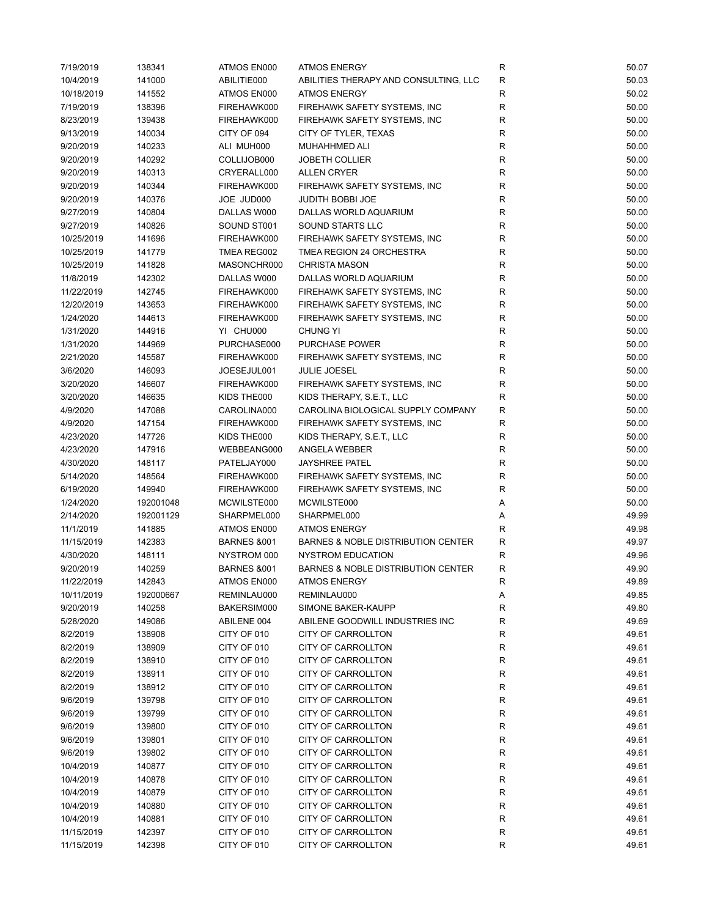| | | | | | |
|---|---|---|---|---|---|
| 7/19/2019 | 138341 | ATMOS EN000 | ATMOS ENERGY | R | 50.07 |
| 10/4/2019 | 141000 | ABILITIE000 | ABILITIES THERAPY AND CONSULTING, LLC | R | 50.03 |
| 10/18/2019 | 141552 | ATMOS EN000 | ATMOS ENERGY | R | 50.02 |
| 7/19/2019 | 138396 | FIREHAWK000 | FIREHAWK SAFETY SYSTEMS, INC | R | 50.00 |
| 8/23/2019 | 139438 | FIREHAWK000 | FIREHAWK SAFETY SYSTEMS, INC | R | 50.00 |
| 9/13/2019 | 140034 | CITY OF 094 | CITY OF TYLER, TEXAS | R | 50.00 |
| 9/20/2019 | 140233 | ALI MUH000 | MUHAHHMED ALI | R | 50.00 |
| 9/20/2019 | 140292 | COLLIJOB000 | JOBETH COLLIER | R | 50.00 |
| 9/20/2019 | 140313 | CRYERALL000 | ALLEN CRYER | R | 50.00 |
| 9/20/2019 | 140344 | FIREHAWK000 | FIREHAWK SAFETY SYSTEMS, INC | R | 50.00 |
| 9/20/2019 | 140376 | JOE JUD000 | JUDITH BOBBI JOE | R | 50.00 |
| 9/27/2019 | 140804 | DALLAS W000 | DALLAS WORLD AQUARIUM | R | 50.00 |
| 9/27/2019 | 140826 | SOUND ST001 | SOUND STARTS LLC | R | 50.00 |
| 10/25/2019 | 141696 | FIREHAWK000 | FIREHAWK SAFETY SYSTEMS, INC | R | 50.00 |
| 10/25/2019 | 141779 | TMEA REG002 | TMEA REGION 24 ORCHESTRA | R | 50.00 |
| 10/25/2019 | 141828 | MASONCHR000 | CHRISTA MASON | R | 50.00 |
| 11/8/2019 | 142302 | DALLAS W000 | DALLAS WORLD AQUARIUM | R | 50.00 |
| 11/22/2019 | 142745 | FIREHAWK000 | FIREHAWK SAFETY SYSTEMS, INC | R | 50.00 |
| 12/20/2019 | 143653 | FIREHAWK000 | FIREHAWK SAFETY SYSTEMS, INC | R | 50.00 |
| 1/24/2020 | 144613 | FIREHAWK000 | FIREHAWK SAFETY SYSTEMS, INC | R | 50.00 |
| 1/31/2020 | 144916 | YI CHU000 | CHUNG YI | R | 50.00 |
| 1/31/2020 | 144969 | PURCHASE000 | PURCHASE POWER | R | 50.00 |
| 2/21/2020 | 145587 | FIREHAWK000 | FIREHAWK SAFETY SYSTEMS, INC | R | 50.00 |
| 3/6/2020 | 146093 | JOESEJUL001 | JULIE JOESEL | R | 50.00 |
| 3/20/2020 | 146607 | FIREHAWK000 | FIREHAWK SAFETY SYSTEMS, INC | R | 50.00 |
| 3/20/2020 | 146635 | KIDS THE000 | KIDS THERAPY, S.E.T., LLC | R | 50.00 |
| 4/9/2020 | 147088 | CAROLINA000 | CAROLINA BIOLOGICAL SUPPLY COMPANY | R | 50.00 |
| 4/9/2020 | 147154 | FIREHAWK000 | FIREHAWK SAFETY SYSTEMS, INC | R | 50.00 |
| 4/23/2020 | 147726 | KIDS THE000 | KIDS THERAPY, S.E.T., LLC | R | 50.00 |
| 4/23/2020 | 147916 | WEBBEANG000 | ANGELA WEBBER | R | 50.00 |
| 4/30/2020 | 148117 | PATELJAY000 | JAYSHREE PATEL | R | 50.00 |
| 5/14/2020 | 148564 | FIREHAWK000 | FIREHAWK SAFETY SYSTEMS, INC | R | 50.00 |
| 6/19/2020 | 149940 | FIREHAWK000 | FIREHAWK SAFETY SYSTEMS, INC | R | 50.00 |
| 1/24/2020 | 192001048 | MCWILSTE000 | MCWILSTE000 | A | 50.00 |
| 2/14/2020 | 192001129 | SHARPMEL000 | SHARPMEL000 | A | 49.99 |
| 11/1/2019 | 141885 | ATMOS EN000 | ATMOS ENERGY | R | 49.98 |
| 11/15/2019 | 142383 | BARNES &001 | BARNES & NOBLE DISTRIBUTION CENTER | R | 49.97 |
| 4/30/2020 | 148111 | NYSTROM 000 | NYSTROM EDUCATION | R | 49.96 |
| 9/20/2019 | 140259 | BARNES &001 | BARNES & NOBLE DISTRIBUTION CENTER | R | 49.90 |
| 11/22/2019 | 142843 | ATMOS EN000 | ATMOS ENERGY | R | 49.89 |
| 10/11/2019 | 192000667 | REMINLAU000 | REMINLAU000 | A | 49.85 |
| 9/20/2019 | 140258 | BAKERSIM000 | SIMONE BAKER-KAUPP | R | 49.80 |
| 5/28/2020 | 149086 | ABILENE 004 | ABILENE GOODWILL INDUSTRIES INC | R | 49.69 |
| 8/2/2019 | 138908 | CITY OF 010 | CITY OF CARROLLTON | R | 49.61 |
| 8/2/2019 | 138909 | CITY OF 010 | CITY OF CARROLLTON | R | 49.61 |
| 8/2/2019 | 138910 | CITY OF 010 | CITY OF CARROLLTON | R | 49.61 |
| 8/2/2019 | 138911 | CITY OF 010 | CITY OF CARROLLTON | R | 49.61 |
| 8/2/2019 | 138912 | CITY OF 010 | CITY OF CARROLLTON | R | 49.61 |
| 9/6/2019 | 139798 | CITY OF 010 | CITY OF CARROLLTON | R | 49.61 |
| 9/6/2019 | 139799 | CITY OF 010 | CITY OF CARROLLTON | R | 49.61 |
| 9/6/2019 | 139800 | CITY OF 010 | CITY OF CARROLLTON | R | 49.61 |
| 9/6/2019 | 139801 | CITY OF 010 | CITY OF CARROLLTON | R | 49.61 |
| 9/6/2019 | 139802 | CITY OF 010 | CITY OF CARROLLTON | R | 49.61 |
| 10/4/2019 | 140877 | CITY OF 010 | CITY OF CARROLLTON | R | 49.61 |
| 10/4/2019 | 140878 | CITY OF 010 | CITY OF CARROLLTON | R | 49.61 |
| 10/4/2019 | 140879 | CITY OF 010 | CITY OF CARROLLTON | R | 49.61 |
| 10/4/2019 | 140880 | CITY OF 010 | CITY OF CARROLLTON | R | 49.61 |
| 10/4/2019 | 140881 | CITY OF 010 | CITY OF CARROLLTON | R | 49.61 |
| 11/15/2019 | 142397 | CITY OF 010 | CITY OF CARROLLTON | R | 49.61 |
| 11/15/2019 | 142398 | CITY OF 010 | CITY OF CARROLLTON | R | 49.61 |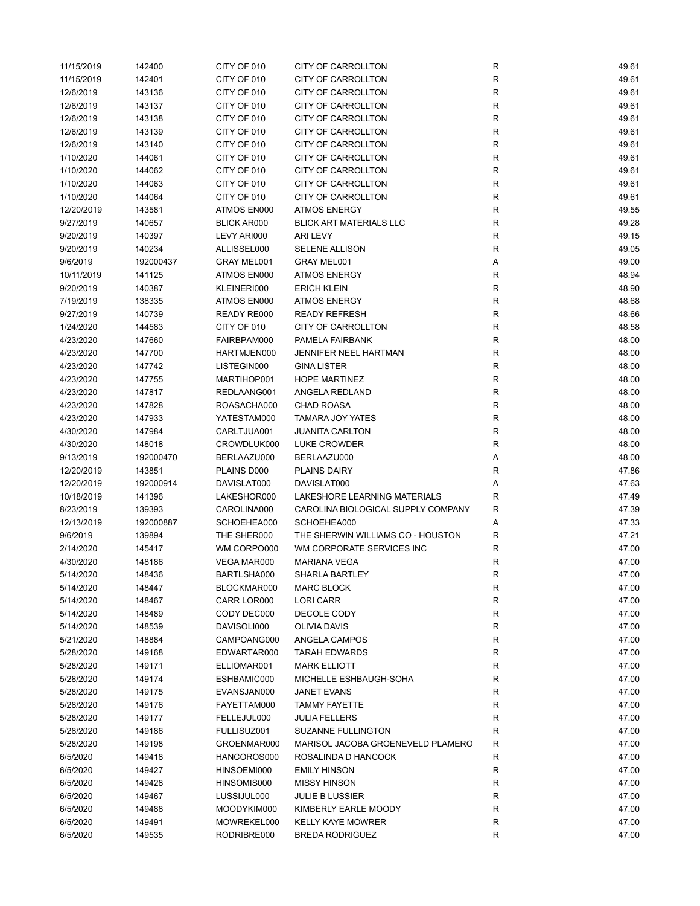| | | | | | |
|---|---|---|---|---|---|
| 11/15/2019 | 142400 | CITY OF 010 | CITY OF CARROLLTON | R | 49.61 |
| 11/15/2019 | 142401 | CITY OF 010 | CITY OF CARROLLTON | R | 49.61 |
| 12/6/2019 | 143136 | CITY OF 010 | CITY OF CARROLLTON | R | 49.61 |
| 12/6/2019 | 143137 | CITY OF 010 | CITY OF CARROLLTON | R | 49.61 |
| 12/6/2019 | 143138 | CITY OF 010 | CITY OF CARROLLTON | R | 49.61 |
| 12/6/2019 | 143139 | CITY OF 010 | CITY OF CARROLLTON | R | 49.61 |
| 12/6/2019 | 143140 | CITY OF 010 | CITY OF CARROLLTON | R | 49.61 |
| 1/10/2020 | 144061 | CITY OF 010 | CITY OF CARROLLTON | R | 49.61 |
| 1/10/2020 | 144062 | CITY OF 010 | CITY OF CARROLLTON | R | 49.61 |
| 1/10/2020 | 144063 | CITY OF 010 | CITY OF CARROLLTON | R | 49.61 |
| 1/10/2020 | 144064 | CITY OF 010 | CITY OF CARROLLTON | R | 49.61 |
| 12/20/2019 | 143581 | ATMOS EN000 | ATMOS ENERGY | R | 49.55 |
| 9/27/2019 | 140657 | BLICK AR000 | BLICK ART MATERIALS LLC | R | 49.28 |
| 9/20/2019 | 140397 | LEVY ARI000 | ARI LEVY | R | 49.15 |
| 9/20/2019 | 140234 | ALLISSEL000 | SELENE ALLISON | R | 49.05 |
| 9/6/2019 | 192000437 | GRAY MEL001 | GRAY MEL001 | A | 49.00 |
| 10/11/2019 | 141125 | ATMOS EN000 | ATMOS ENERGY | R | 48.94 |
| 9/20/2019 | 140387 | KLEINERI000 | ERICH KLEIN | R | 48.90 |
| 7/19/2019 | 138335 | ATMOS EN000 | ATMOS ENERGY | R | 48.68 |
| 9/27/2019 | 140739 | READY RE000 | READY REFRESH | R | 48.66 |
| 1/24/2020 | 144583 | CITY OF 010 | CITY OF CARROLLTON | R | 48.58 |
| 4/23/2020 | 147660 | FAIRBPAM000 | PAMELA FAIRBANK | R | 48.00 |
| 4/23/2020 | 147700 | HARTMJEN000 | JENNIFER NEEL HARTMAN | R | 48.00 |
| 4/23/2020 | 147742 | LISTEGIN000 | GINA LISTER | R | 48.00 |
| 4/23/2020 | 147755 | MARTIHOP001 | HOPE MARTINEZ | R | 48.00 |
| 4/23/2020 | 147817 | REDLAANG001 | ANGELA REDLAND | R | 48.00 |
| 4/23/2020 | 147828 | ROASACHA000 | CHAD ROASA | R | 48.00 |
| 4/23/2020 | 147933 | YATESTAM000 | TAMARA JOY YATES | R | 48.00 |
| 4/30/2020 | 147984 | CARLTJUA001 | JUANITA CARLTON | R | 48.00 |
| 4/30/2020 | 148018 | CROWDLUK000 | LUKE CROWDER | R | 48.00 |
| 9/13/2019 | 192000470 | BERLAAZU000 | BERLAAZU000 | A | 48.00 |
| 12/20/2019 | 143851 | PLAINS D000 | PLAINS DAIRY | R | 47.86 |
| 12/20/2019 | 192000914 | DAVISLAT000 | DAVISLAT000 | A | 47.63 |
| 10/18/2019 | 141396 | LAKESHOR000 | LAKESHORE LEARNING MATERIALS | R | 47.49 |
| 8/23/2019 | 139393 | CAROLINA000 | CAROLINA BIOLOGICAL SUPPLY COMPANY | R | 47.39 |
| 12/13/2019 | 192000887 | SCHOEHEA000 | SCHOEHEA000 | A | 47.33 |
| 9/6/2019 | 139894 | THE SHER000 | THE SHERWIN WILLIAMS CO - HOUSTON | R | 47.21 |
| 2/14/2020 | 145417 | WM CORPO000 | WM CORPORATE SERVICES INC | R | 47.00 |
| 4/30/2020 | 148186 | VEGA MAR000 | MARIANA VEGA | R | 47.00 |
| 5/14/2020 | 148436 | BARTLSHA000 | SHARLA BARTLEY | R | 47.00 |
| 5/14/2020 | 148447 | BLOCKMAR000 | MARC BLOCK | R | 47.00 |
| 5/14/2020 | 148467 | CARR LOR000 | LORI CARR | R | 47.00 |
| 5/14/2020 | 148489 | CODY DEC000 | DECOLE CODY | R | 47.00 |
| 5/14/2020 | 148539 | DAVISOLI000 | OLIVIA DAVIS | R | 47.00 |
| 5/21/2020 | 148884 | CAMPOANG000 | ANGELA CAMPOS | R | 47.00 |
| 5/28/2020 | 149168 | EDWARTAR000 | TARAH EDWARDS | R | 47.00 |
| 5/28/2020 | 149171 | ELLIOMAR001 | MARK ELLIOTT | R | 47.00 |
| 5/28/2020 | 149174 | ESHBAMIC000 | MICHELLE ESHBAUGH-SOHA | R | 47.00 |
| 5/28/2020 | 149175 | EVANSJAN000 | JANET EVANS | R | 47.00 |
| 5/28/2020 | 149176 | FAYETTAM000 | TAMMY FAYETTE | R | 47.00 |
| 5/28/2020 | 149177 | FELLEJUL000 | JULIA FELLERS | R | 47.00 |
| 5/28/2020 | 149186 | FULLISUZ001 | SUZANNE FULLINGTON | R | 47.00 |
| 5/28/2020 | 149198 | GROENMAR000 | MARISOL JACOBA GROENEVELD PLAMERO | R | 47.00 |
| 6/5/2020 | 149418 | HANCOROS000 | ROSALINDA D HANCOCK | R | 47.00 |
| 6/5/2020 | 149427 | HINSOEMI000 | EMILY HINSON | R | 47.00 |
| 6/5/2020 | 149428 | HINSOMIS000 | MISSY HINSON | R | 47.00 |
| 6/5/2020 | 149467 | LUSSIJUL000 | JULIE B LUSSIER | R | 47.00 |
| 6/5/2020 | 149488 | MOODYKIM000 | KIMBERLY EARLE MOODY | R | 47.00 |
| 6/5/2020 | 149491 | MOWREKEL000 | KELLY KAYE MOWRER | R | 47.00 |
| 6/5/2020 | 149535 | RODRIBRE000 | BREDA RODRIGUEZ | R | 47.00 |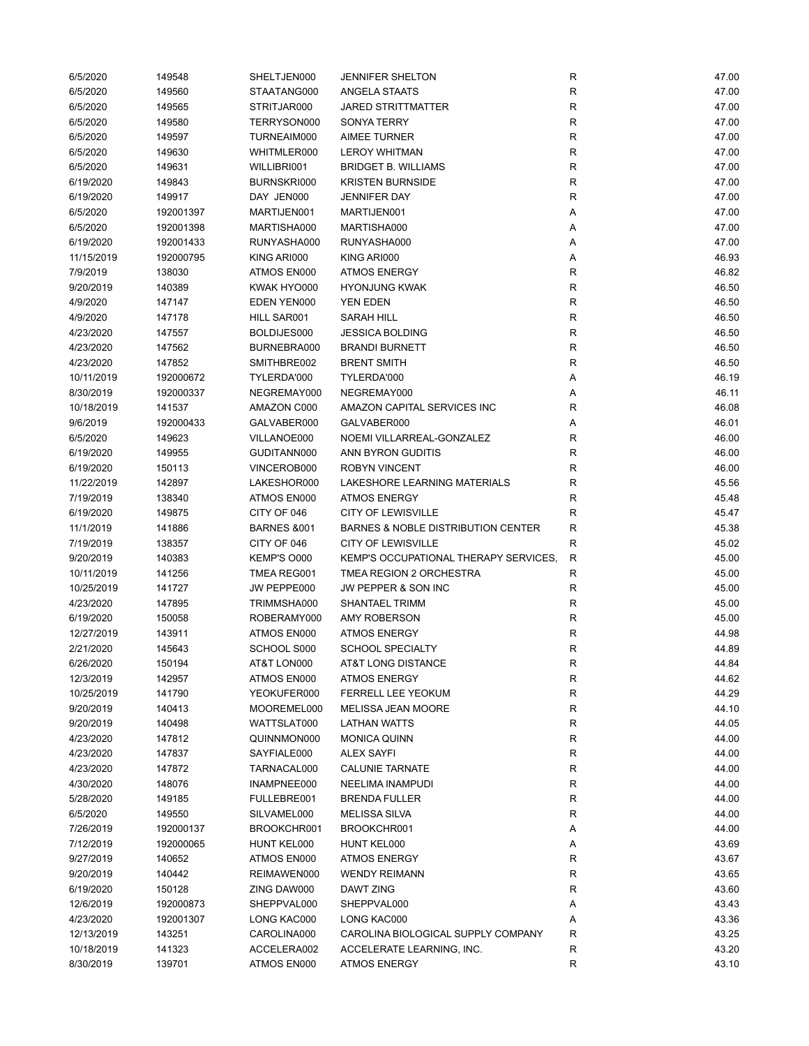| | | | | | |
|---|---|---|---|---|---|
| 6/5/2020 | 149548 | SHELTJEN000 | JENNIFER SHELTON | R | 47.00 |
| 6/5/2020 | 149560 | STAATANG000 | ANGELA STAATS | R | 47.00 |
| 6/5/2020 | 149565 | STRITJAR000 | JARED STRITTMATTER | R | 47.00 |
| 6/5/2020 | 149580 | TERRYSON000 | SONYA TERRY | R | 47.00 |
| 6/5/2020 | 149597 | TURNEAIM000 | AIMEE TURNER | R | 47.00 |
| 6/5/2020 | 149630 | WHITMLER000 | LEROY WHITMAN | R | 47.00 |
| 6/5/2020 | 149631 | WILLIBRI001 | BRIDGET B. WILLIAMS | R | 47.00 |
| 6/19/2020 | 149843 | BURNSKRI000 | KRISTEN BURNSIDE | R | 47.00 |
| 6/19/2020 | 149917 | DAY JEN000 | JENNIFER DAY | R | 47.00 |
| 6/5/2020 | 192001397 | MARTIJEN001 | MARTIJEN001 | A | 47.00 |
| 6/5/2020 | 192001398 | MARTISHA000 | MARTISHA000 | A | 47.00 |
| 6/19/2020 | 192001433 | RUNYASHA000 | RUNYASHA000 | A | 47.00 |
| 11/15/2019 | 192000795 | KING ARI000 | KING ARI000 | A | 46.93 |
| 7/9/2019 | 138030 | ATMOS EN000 | ATMOS ENERGY | R | 46.82 |
| 9/20/2019 | 140389 | KWAK HYO000 | HYONJUNG KWAK | R | 46.50 |
| 4/9/2020 | 147147 | EDEN YEN000 | YEN EDEN | R | 46.50 |
| 4/9/2020 | 147178 | HILL SAR001 | SARAH HILL | R | 46.50 |
| 4/23/2020 | 147557 | BOLDIJES000 | JESSICA BOLDING | R | 46.50 |
| 4/23/2020 | 147562 | BURNEBRA000 | BRANDI BURNETT | R | 46.50 |
| 4/23/2020 | 147852 | SMITHBRE002 | BRENT SMITH | R | 46.50 |
| 10/11/2019 | 192000672 | TYLERDA'000 | TYLERDA'000 | A | 46.19 |
| 8/30/2019 | 192000337 | NEGREMAY000 | NEGREMAY000 | A | 46.11 |
| 10/18/2019 | 141537 | AMAZON C000 | AMAZON CAPITAL SERVICES INC | R | 46.08 |
| 9/6/2019 | 192000433 | GALVABER000 | GALVABER000 | A | 46.01 |
| 6/5/2020 | 149623 | VILLANOE000 | NOEMI VILLARREAL-GONZALEZ | R | 46.00 |
| 6/19/2020 | 149955 | GUDITANN000 | ANN BYRON GUDITIS | R | 46.00 |
| 6/19/2020 | 150113 | VINCEROB000 | ROBYN VINCENT | R | 46.00 |
| 11/22/2019 | 142897 | LAKESHOR000 | LAKESHORE LEARNING MATERIALS | R | 45.56 |
| 7/19/2019 | 138340 | ATMOS EN000 | ATMOS ENERGY | R | 45.48 |
| 6/19/2020 | 149875 | CITY OF 046 | CITY OF LEWISVILLE | R | 45.47 |
| 11/1/2019 | 141886 | BARNES &001 | BARNES & NOBLE DISTRIBUTION CENTER | R | 45.38 |
| 7/19/2019 | 138357 | CITY OF 046 | CITY OF LEWISVILLE | R | 45.02 |
| 9/20/2019 | 140383 | KEMP'S O000 | KEMP'S OCCUPATIONAL THERAPY SERVICES, | R | 45.00 |
| 10/11/2019 | 141256 | TMEA REG001 | TMEA REGION 2 ORCHESTRA | R | 45.00 |
| 10/25/2019 | 141727 | JW PEPPE000 | JW PEPPER & SON INC | R | 45.00 |
| 4/23/2020 | 147895 | TRIMMSHA000 | SHANTAEL TRIMM | R | 45.00 |
| 6/19/2020 | 150058 | ROBERAMY000 | AMY ROBERSON | R | 45.00 |
| 12/27/2019 | 143911 | ATMOS EN000 | ATMOS ENERGY | R | 44.98 |
| 2/21/2020 | 145643 | SCHOOL S000 | SCHOOL SPECIALTY | R | 44.89 |
| 6/26/2020 | 150194 | AT&T LON000 | AT&T LONG DISTANCE | R | 44.84 |
| 12/3/2019 | 142957 | ATMOS EN000 | ATMOS ENERGY | R | 44.62 |
| 10/25/2019 | 141790 | YEOKUFER000 | FERRELL LEE YEOKUM | R | 44.29 |
| 9/20/2019 | 140413 | MOOREMEL000 | MELISSA JEAN MOORE | R | 44.10 |
| 9/20/2019 | 140498 | WATTSLAT000 | LATHAN WATTS | R | 44.05 |
| 4/23/2020 | 147812 | QUINNMON000 | MONICA QUINN | R | 44.00 |
| 4/23/2020 | 147837 | SAYFIALE000 | ALEX SAYFI | R | 44.00 |
| 4/23/2020 | 147872 | TARNACAL000 | CALUNIE TARNATE | R | 44.00 |
| 4/30/2020 | 148076 | INAMPNEE000 | NEELIMA INAMPUDI | R | 44.00 |
| 5/28/2020 | 149185 | FULLEBRE001 | BRENDA FULLER | R | 44.00 |
| 6/5/2020 | 149550 | SILVAMEL000 | MELISSA SILVA | R | 44.00 |
| 7/26/2019 | 192000137 | BROOKCHR001 | BROOKCHR001 | A | 44.00 |
| 7/12/2019 | 192000065 | HUNT KEL000 | HUNT KEL000 | A | 43.69 |
| 9/27/2019 | 140652 | ATMOS EN000 | ATMOS ENERGY | R | 43.67 |
| 9/20/2019 | 140442 | REIMAWEN000 | WENDY REIMANN | R | 43.65 |
| 6/19/2020 | 150128 | ZING DAW000 | DAWT ZING | R | 43.60 |
| 12/6/2019 | 192000873 | SHEPPVAL000 | SHEPPVAL000 | A | 43.43 |
| 4/23/2020 | 192001307 | LONG KAC000 | LONG KAC000 | A | 43.36 |
| 12/13/2019 | 143251 | CAROLINA000 | CAROLINA BIOLOGICAL SUPPLY COMPANY | R | 43.25 |
| 10/18/2019 | 141323 | ACCELERA002 | ACCELERATE LEARNING, INC. | R | 43.20 |
| 8/30/2019 | 139701 | ATMOS EN000 | ATMOS ENERGY | R | 43.10 |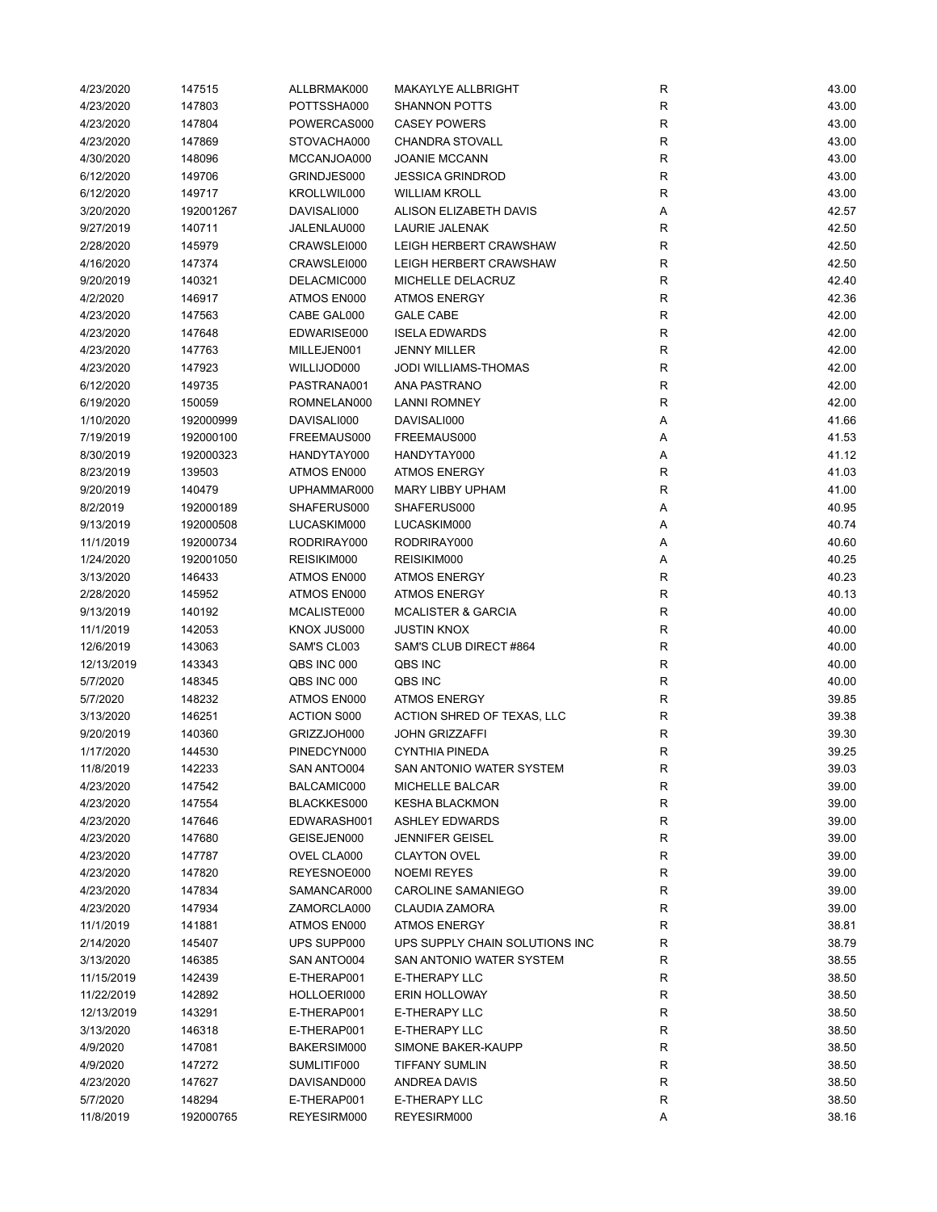| | | | | | |
|---|---|---|---|---|---|
| 4/23/2020 | 147515 | ALLBRMAK000 | MAKAYLYE ALLBRIGHT | R | 43.00 |
| 4/23/2020 | 147803 | POTTSSHA000 | SHANNON POTTS | R | 43.00 |
| 4/23/2020 | 147804 | POWERCAS000 | CASEY POWERS | R | 43.00 |
| 4/23/2020 | 147869 | STOVACHA000 | CHANDRA STOVALL | R | 43.00 |
| 4/30/2020 | 148096 | MCCANJOA000 | JOANIE MCCANN | R | 43.00 |
| 6/12/2020 | 149706 | GRINDJES000 | JESSICA GRINDROD | R | 43.00 |
| 6/12/2020 | 149717 | KROLLWIL000 | WILLIAM KROLL | R | 43.00 |
| 3/20/2020 | 192001267 | DAVISALI000 | ALISON ELIZABETH DAVIS | A | 42.57 |
| 9/27/2019 | 140711 | JALENLAU000 | LAURIE JALENAK | R | 42.50 |
| 2/28/2020 | 145979 | CRAWSLEI000 | LEIGH HERBERT CRAWSHAW | R | 42.50 |
| 4/16/2020 | 147374 | CRAWSLEI000 | LEIGH HERBERT CRAWSHAW | R | 42.50 |
| 9/20/2019 | 140321 | DELACMIC000 | MICHELLE DELACRUZ | R | 42.40 |
| 4/2/2020 | 146917 | ATMOS EN000 | ATMOS ENERGY | R | 42.36 |
| 4/23/2020 | 147563 | CABE GAL000 | GALE CABE | R | 42.00 |
| 4/23/2020 | 147648 | EDWARISE000 | ISELA EDWARDS | R | 42.00 |
| 4/23/2020 | 147763 | MILLEJEN001 | JENNY MILLER | R | 42.00 |
| 4/23/2020 | 147923 | WILLIJOD000 | JODI WILLIAMS-THOMAS | R | 42.00 |
| 6/12/2020 | 149735 | PASTRANA001 | ANA PASTRANO | R | 42.00 |
| 6/19/2020 | 150059 | ROMNELAN000 | LANNI ROMNEY | R | 42.00 |
| 1/10/2020 | 192000999 | DAVISALI000 | DAVISALI000 | A | 41.66 |
| 7/19/2019 | 192000100 | FREEMAUS000 | FREEMAUS000 | A | 41.53 |
| 8/30/2019 | 192000323 | HANDYTAY000 | HANDYTAY000 | A | 41.12 |
| 8/23/2019 | 139503 | ATMOS EN000 | ATMOS ENERGY | R | 41.03 |
| 9/20/2019 | 140479 | UPHAMMAR000 | MARY LIBBY UPHAM | R | 41.00 |
| 8/2/2019 | 192000189 | SHAFERUS000 | SHAFERUS000 | A | 40.95 |
| 9/13/2019 | 192000508 | LUCASKIM000 | LUCASKIM000 | A | 40.74 |
| 11/1/2019 | 192000734 | RODRIRAY000 | RODRIRAY000 | A | 40.60 |
| 1/24/2020 | 192001050 | REISIKIM000 | REISIKIM000 | A | 40.25 |
| 3/13/2020 | 146433 | ATMOS EN000 | ATMOS ENERGY | R | 40.23 |
| 2/28/2020 | 145952 | ATMOS EN000 | ATMOS ENERGY | R | 40.13 |
| 9/13/2019 | 140192 | MCALISTE000 | MCALISTER & GARCIA | R | 40.00 |
| 11/1/2019 | 142053 | KNOX JUS000 | JUSTIN KNOX | R | 40.00 |
| 12/6/2019 | 143063 | SAM'S CL003 | SAM'S CLUB DIRECT #864 | R | 40.00 |
| 12/13/2019 | 143343 | QBS INC 000 | QBS INC | R | 40.00 |
| 5/7/2020 | 148345 | QBS INC 000 | QBS INC | R | 40.00 |
| 5/7/2020 | 148232 | ATMOS EN000 | ATMOS ENERGY | R | 39.85 |
| 3/13/2020 | 146251 | ACTION S000 | ACTION SHRED OF TEXAS, LLC | R | 39.38 |
| 9/20/2019 | 140360 | GRIZZJOH000 | JOHN GRIZZAFFI | R | 39.30 |
| 1/17/2020 | 144530 | PINEDCYN000 | CYNTHIA PINEDA | R | 39.25 |
| 11/8/2019 | 142233 | SAN ANTO004 | SAN ANTONIO WATER SYSTEM | R | 39.03 |
| 4/23/2020 | 147542 | BALCAMIC000 | MICHELLE BALCAR | R | 39.00 |
| 4/23/2020 | 147554 | BLACKKES000 | KESHA BLACKMON | R | 39.00 |
| 4/23/2020 | 147646 | EDWARASH001 | ASHLEY EDWARDS | R | 39.00 |
| 4/23/2020 | 147680 | GEISEJEN000 | JENNIFER GEISEL | R | 39.00 |
| 4/23/2020 | 147787 | OVEL CLA000 | CLAYTON OVEL | R | 39.00 |
| 4/23/2020 | 147820 | REYESNOE000 | NOEMI REYES | R | 39.00 |
| 4/23/2020 | 147834 | SAMANCAR000 | CAROLINE SAMANIEGO | R | 39.00 |
| 4/23/2020 | 147934 | ZAMORCLA000 | CLAUDIA ZAMORA | R | 39.00 |
| 11/1/2019 | 141881 | ATMOS EN000 | ATMOS ENERGY | R | 38.81 |
| 2/14/2020 | 145407 | UPS SUPP000 | UPS SUPPLY CHAIN SOLUTIONS INC | R | 38.79 |
| 3/13/2020 | 146385 | SAN ANTO004 | SAN ANTONIO WATER SYSTEM | R | 38.55 |
| 11/15/2019 | 142439 | E-THERAP001 | E-THERAPY LLC | R | 38.50 |
| 11/22/2019 | 142892 | HOLLOERI000 | ERIN HOLLOWAY | R | 38.50 |
| 12/13/2019 | 143291 | E-THERAP001 | E-THERAPY LLC | R | 38.50 |
| 3/13/2020 | 146318 | E-THERAP001 | E-THERAPY LLC | R | 38.50 |
| 4/9/2020 | 147081 | BAKERSIM000 | SIMONE BAKER-KAUPP | R | 38.50 |
| 4/9/2020 | 147272 | SUMLITIF000 | TIFFANY SUMLIN | R | 38.50 |
| 4/23/2020 | 147627 | DAVISAND000 | ANDREA DAVIS | R | 38.50 |
| 5/7/2020 | 148294 | E-THERAP001 | E-THERAPY LLC | R | 38.50 |
| 11/8/2019 | 192000765 | REYESIRM000 | REYESIRM000 | A | 38.16 |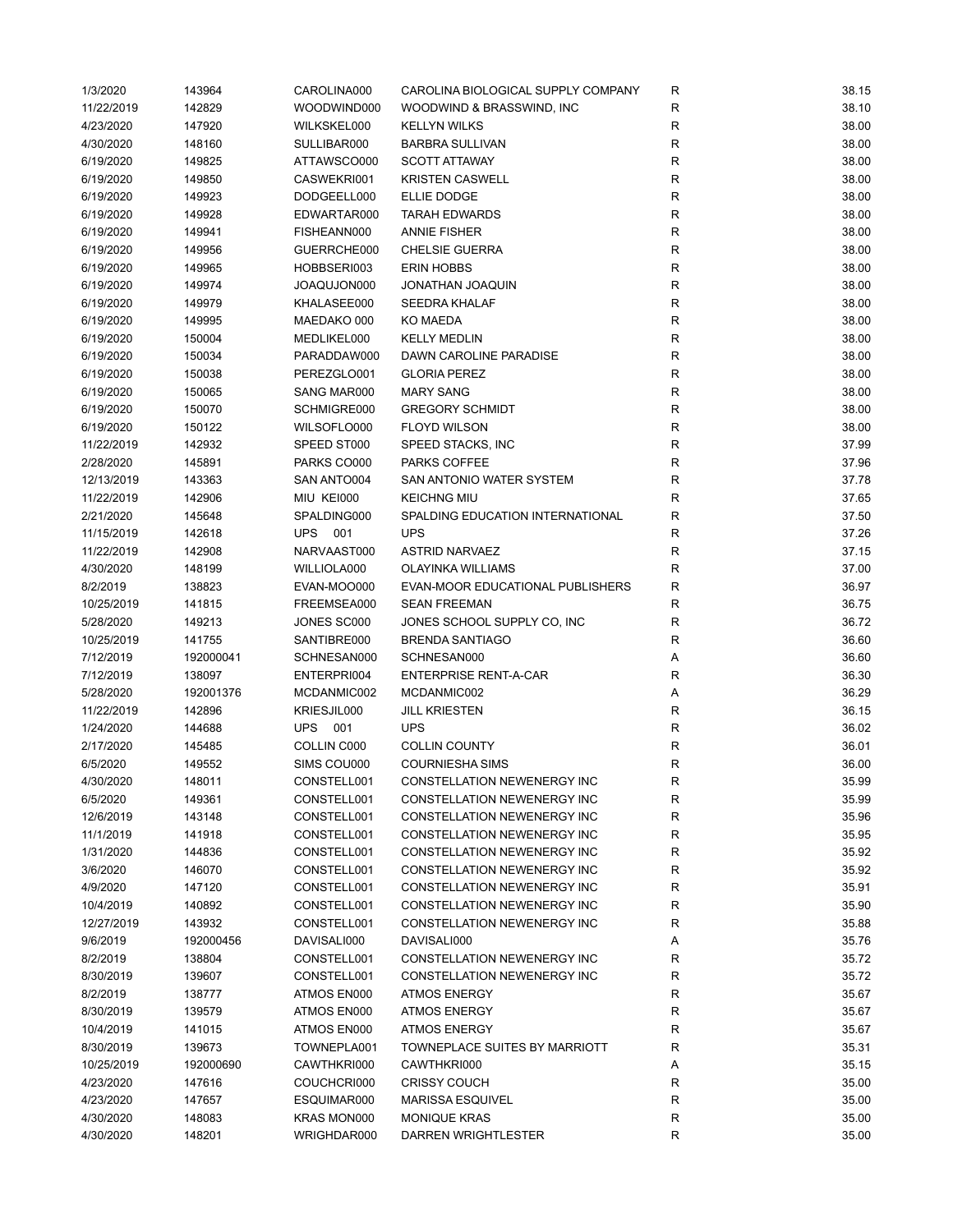| | | | | | |
|---|---|---|---|---|---|
| 1/3/2020 | 143964 | CAROLINA000 | CAROLINA BIOLOGICAL SUPPLY COMPANY | R | 38.15 |
| 11/22/2019 | 142829 | WOODWIND000 | WOODWIND & BRASSWIND, INC | R | 38.10 |
| 4/23/2020 | 147920 | WILKSKEL000 | KELLYN WILKS | R | 38.00 |
| 4/30/2020 | 148160 | SULLIBAR000 | BARBRA SULLIVAN | R | 38.00 |
| 6/19/2020 | 149825 | ATTAWSCO000 | SCOTT ATTAWAY | R | 38.00 |
| 6/19/2020 | 149850 | CASWEKRI001 | KRISTEN CASWELL | R | 38.00 |
| 6/19/2020 | 149923 | DODGEELL000 | ELLIE DODGE | R | 38.00 |
| 6/19/2020 | 149928 | EDWARTAR000 | TARAH EDWARDS | R | 38.00 |
| 6/19/2020 | 149941 | FISHEANN000 | ANNIE FISHER | R | 38.00 |
| 6/19/2020 | 149956 | GUERRCHE000 | CHELSIE GUERRA | R | 38.00 |
| 6/19/2020 | 149965 | HOBBSERI003 | ERIN HOBBS | R | 38.00 |
| 6/19/2020 | 149974 | JOAQUJON000 | JONATHAN JOAQUIN | R | 38.00 |
| 6/19/2020 | 149979 | KHALASEE000 | SEEDRA KHALAF | R | 38.00 |
| 6/19/2020 | 149995 | MAEDAKO 000 | KO MAEDA | R | 38.00 |
| 6/19/2020 | 150004 | MEDLIKEL000 | KELLY MEDLIN | R | 38.00 |
| 6/19/2020 | 150034 | PARADDAW000 | DAWN CAROLINE PARADISE | R | 38.00 |
| 6/19/2020 | 150038 | PEREZGLO001 | GLORIA PEREZ | R | 38.00 |
| 6/19/2020 | 150065 | SANG MAR000 | MARY SANG | R | 38.00 |
| 6/19/2020 | 150070 | SCHMIGRE000 | GREGORY SCHMIDT | R | 38.00 |
| 6/19/2020 | 150122 | WILSOFLO000 | FLOYD WILSON | R | 38.00 |
| 11/22/2019 | 142932 | SPEED ST000 | SPEED STACKS, INC | R | 37.99 |
| 2/28/2020 | 145891 | PARKS CO000 | PARKS COFFEE | R | 37.96 |
| 12/13/2019 | 143363 | SAN ANTO004 | SAN ANTONIO WATER SYSTEM | R | 37.78 |
| 11/22/2019 | 142906 | MIU KEI000 | KEICHNG MIU | R | 37.65 |
| 2/21/2020 | 145648 | SPALDING000 | SPALDING EDUCATION INTERNATIONAL | R | 37.50 |
| 11/15/2019 | 142618 | UPS 001 | UPS | R | 37.26 |
| 11/22/2019 | 142908 | NARVAAST000 | ASTRID NARVAEZ | R | 37.15 |
| 4/30/2020 | 148199 | WILLIOLA000 | OLAYINKA WILLIAMS | R | 37.00 |
| 8/2/2019 | 138823 | EVAN-MOO000 | EVAN-MOOR EDUCATIONAL PUBLISHERS | R | 36.97 |
| 10/25/2019 | 141815 | FREEMSEA000 | SEAN FREEMAN | R | 36.75 |
| 5/28/2020 | 149213 | JONES SC000 | JONES SCHOOL SUPPLY CO, INC | R | 36.72 |
| 10/25/2019 | 141755 | SANTIBRE000 | BRENDA SANTIAGO | R | 36.60 |
| 7/12/2019 | 192000041 | SCHNESAN000 | SCHNESAN000 | A | 36.60 |
| 7/12/2019 | 138097 | ENTERPRI004 | ENTERPRISE RENT-A-CAR | R | 36.30 |
| 5/28/2020 | 192001376 | MCDANMIC002 | MCDANMIC002 | A | 36.29 |
| 11/22/2019 | 142896 | KRIESJIL000 | JILL KRIESTEN | R | 36.15 |
| 1/24/2020 | 144688 | UPS 001 | UPS | R | 36.02 |
| 2/17/2020 | 145485 | COLLIN C000 | COLLIN COUNTY | R | 36.01 |
| 6/5/2020 | 149552 | SIMS COU000 | COURNIESHA SIMS | R | 36.00 |
| 4/30/2020 | 148011 | CONSTELL001 | CONSTELLATION NEWENERGY INC | R | 35.99 |
| 6/5/2020 | 149361 | CONSTELL001 | CONSTELLATION NEWENERGY INC | R | 35.99 |
| 12/6/2019 | 143148 | CONSTELL001 | CONSTELLATION NEWENERGY INC | R | 35.96 |
| 11/1/2019 | 141918 | CONSTELL001 | CONSTELLATION NEWENERGY INC | R | 35.95 |
| 1/31/2020 | 144836 | CONSTELL001 | CONSTELLATION NEWENERGY INC | R | 35.92 |
| 3/6/2020 | 146070 | CONSTELL001 | CONSTELLATION NEWENERGY INC | R | 35.92 |
| 4/9/2020 | 147120 | CONSTELL001 | CONSTELLATION NEWENERGY INC | R | 35.91 |
| 10/4/2019 | 140892 | CONSTELL001 | CONSTELLATION NEWENERGY INC | R | 35.90 |
| 12/27/2019 | 143932 | CONSTELL001 | CONSTELLATION NEWENERGY INC | R | 35.88 |
| 9/6/2019 | 192000456 | DAVISALI000 | DAVISALI000 | A | 35.76 |
| 8/2/2019 | 138804 | CONSTELL001 | CONSTELLATION NEWENERGY INC | R | 35.72 |
| 8/30/2019 | 139607 | CONSTELL001 | CONSTELLATION NEWENERGY INC | R | 35.72 |
| 8/2/2019 | 138777 | ATMOS EN000 | ATMOS ENERGY | R | 35.67 |
| 8/30/2019 | 139579 | ATMOS EN000 | ATMOS ENERGY | R | 35.67 |
| 10/4/2019 | 141015 | ATMOS EN000 | ATMOS ENERGY | R | 35.67 |
| 8/30/2019 | 139673 | TOWNEPLA001 | TOWNEPLACE SUITES BY MARRIOTT | R | 35.31 |
| 10/25/2019 | 192000690 | CAWTHKRI000 | CAWTHKRI000 | A | 35.15 |
| 4/23/2020 | 147616 | COUCHCRI000 | CRISSY COUCH | R | 35.00 |
| 4/23/2020 | 147657 | ESQUIMAR000 | MARISSA ESQUIVEL | R | 35.00 |
| 4/30/2020 | 148083 | KRAS MON000 | MONIQUE KRAS | R | 35.00 |
| 4/30/2020 | 148201 | WRIGHDAR000 | DARREN WRIGHTLESTER | R | 35.00 |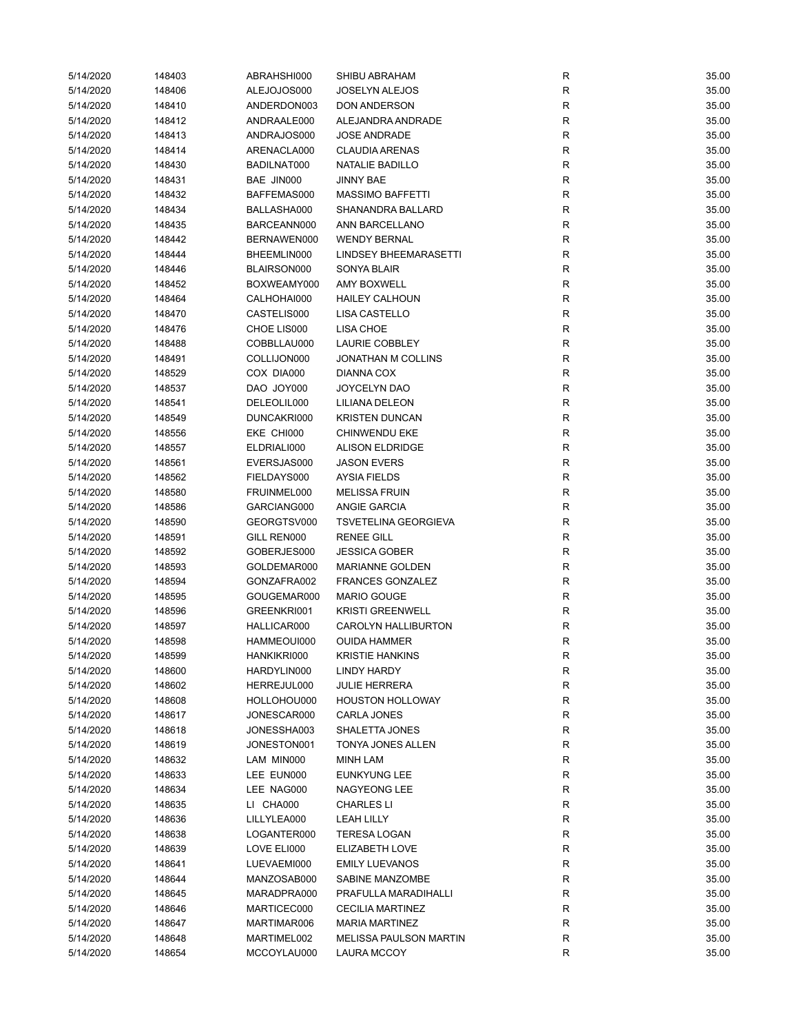| | | | | | |
|---|---|---|---|---|---|
| 5/14/2020 | 148403 | ABRAHSHI000 | SHIBU ABRAHAM | R | 35.00 |
| 5/14/2020 | 148406 | ALEJOJOS000 | JOSELYN ALEJOS | R | 35.00 |
| 5/14/2020 | 148410 | ANDERDON003 | DON ANDERSON | R | 35.00 |
| 5/14/2020 | 148412 | ANDRAALE000 | ALEJANDRA ANDRADE | R | 35.00 |
| 5/14/2020 | 148413 | ANDRAJOS000 | JOSE ANDRADE | R | 35.00 |
| 5/14/2020 | 148414 | ARENACLA000 | CLAUDIA ARENAS | R | 35.00 |
| 5/14/2020 | 148430 | BADILNAT000 | NATALIE BADILLO | R | 35.00 |
| 5/14/2020 | 148431 | BAE JIN000 | JINNY BAE | R | 35.00 |
| 5/14/2020 | 148432 | BAFFEMAS000 | MASSIMO BAFFETTI | R | 35.00 |
| 5/14/2020 | 148434 | BALLASHA000 | SHANANDRA BALLARD | R | 35.00 |
| 5/14/2020 | 148435 | BARCEANN000 | ANN BARCELLANO | R | 35.00 |
| 5/14/2020 | 148442 | BERNAWEN000 | WENDY BERNAL | R | 35.00 |
| 5/14/2020 | 148444 | BHEEMLIN000 | LINDSEY BHEEMARASETTI | R | 35.00 |
| 5/14/2020 | 148446 | BLAIRSON000 | SONYA BLAIR | R | 35.00 |
| 5/14/2020 | 148452 | BOXWEAMY000 | AMY BOXWELL | R | 35.00 |
| 5/14/2020 | 148464 | CALHOHAI000 | HAILEY CALHOUN | R | 35.00 |
| 5/14/2020 | 148470 | CASTELIS000 | LISA CASTELLO | R | 35.00 |
| 5/14/2020 | 148476 | CHOE LIS000 | LISA CHOE | R | 35.00 |
| 5/14/2020 | 148488 | COBBLLAU000 | LAURIE COBBLEY | R | 35.00 |
| 5/14/2020 | 148491 | COLLIJON000 | JONATHAN M COLLINS | R | 35.00 |
| 5/14/2020 | 148529 | COX DIA000 | DIANNA COX | R | 35.00 |
| 5/14/2020 | 148537 | DAO JOY000 | JOYCELYN DAO | R | 35.00 |
| 5/14/2020 | 148541 | DELEOLIL000 | LILIANA DELEON | R | 35.00 |
| 5/14/2020 | 148549 | DUNCAKRI000 | KRISTEN DUNCAN | R | 35.00 |
| 5/14/2020 | 148556 | EKE CHI000 | CHINWENDU EKE | R | 35.00 |
| 5/14/2020 | 148557 | ELDRIALI000 | ALISON ELDRIDGE | R | 35.00 |
| 5/14/2020 | 148561 | EVERSJAS000 | JASON EVERS | R | 35.00 |
| 5/14/2020 | 148562 | FIELDAYS000 | AYSIA FIELDS | R | 35.00 |
| 5/14/2020 | 148580 | FRUINMEL000 | MELISSA FRUIN | R | 35.00 |
| 5/14/2020 | 148586 | GARCIANG000 | ANGIE GARCIA | R | 35.00 |
| 5/14/2020 | 148590 | GEORGTSV000 | TSVETELINA GEORGIEVA | R | 35.00 |
| 5/14/2020 | 148591 | GILL REN000 | RENEE GILL | R | 35.00 |
| 5/14/2020 | 148592 | GOBERJES000 | JESSICA GOBER | R | 35.00 |
| 5/14/2020 | 148593 | GOLDEMAR000 | MARIANNE GOLDEN | R | 35.00 |
| 5/14/2020 | 148594 | GONZAFRA002 | FRANCES GONZALEZ | R | 35.00 |
| 5/14/2020 | 148595 | GOUGEMAR000 | MARIO GOUGE | R | 35.00 |
| 5/14/2020 | 148596 | GREENKRI001 | KRISTI GREENWELL | R | 35.00 |
| 5/14/2020 | 148597 | HALLICAR000 | CAROLYN HALLIBURTON | R | 35.00 |
| 5/14/2020 | 148598 | HAMMEOUI000 | OUIDA HAMMER | R | 35.00 |
| 5/14/2020 | 148599 | HANKIKRI000 | KRISTIE HANKINS | R | 35.00 |
| 5/14/2020 | 148600 | HARDYLIN000 | LINDY HARDY | R | 35.00 |
| 5/14/2020 | 148602 | HERREJUL000 | JULIE HERRERA | R | 35.00 |
| 5/14/2020 | 148608 | HOLLOHOU000 | HOUSTON HOLLOWAY | R | 35.00 |
| 5/14/2020 | 148617 | JONESCAR000 | CARLA JONES | R | 35.00 |
| 5/14/2020 | 148618 | JONESSHA003 | SHALETTA JONES | R | 35.00 |
| 5/14/2020 | 148619 | JONESTON001 | TONYA JONES ALLEN | R | 35.00 |
| 5/14/2020 | 148632 | LAM MIN000 | MINH LAM | R | 35.00 |
| 5/14/2020 | 148633 | LEE EUN000 | EUNKYUNG LEE | R | 35.00 |
| 5/14/2020 | 148634 | LEE NAG000 | NAGYEONG LEE | R | 35.00 |
| 5/14/2020 | 148635 | LI CHA000 | CHARLES LI | R | 35.00 |
| 5/14/2020 | 148636 | LILLYLEA000 | LEAH LILLY | R | 35.00 |
| 5/14/2020 | 148638 | LOGANTER000 | TERESA LOGAN | R | 35.00 |
| 5/14/2020 | 148639 | LOVE ELI000 | ELIZABETH LOVE | R | 35.00 |
| 5/14/2020 | 148641 | LUEVAEMI000 | EMILY LUEVANOS | R | 35.00 |
| 5/14/2020 | 148644 | MANZOSAB000 | SABINE MANZOMBE | R | 35.00 |
| 5/14/2020 | 148645 | MARADPRA000 | PRAFULLA MARADIHALLI | R | 35.00 |
| 5/14/2020 | 148646 | MARTICEC000 | CECILIA MARTINEZ | R | 35.00 |
| 5/14/2020 | 148647 | MARTIMAR006 | MARIA MARTINEZ | R | 35.00 |
| 5/14/2020 | 148648 | MARTIMEL002 | MELISSA PAULSON MARTIN | R | 35.00 |
| 5/14/2020 | 148654 | MCCOYLAU000 | LAURA MCCOY | R | 35.00 |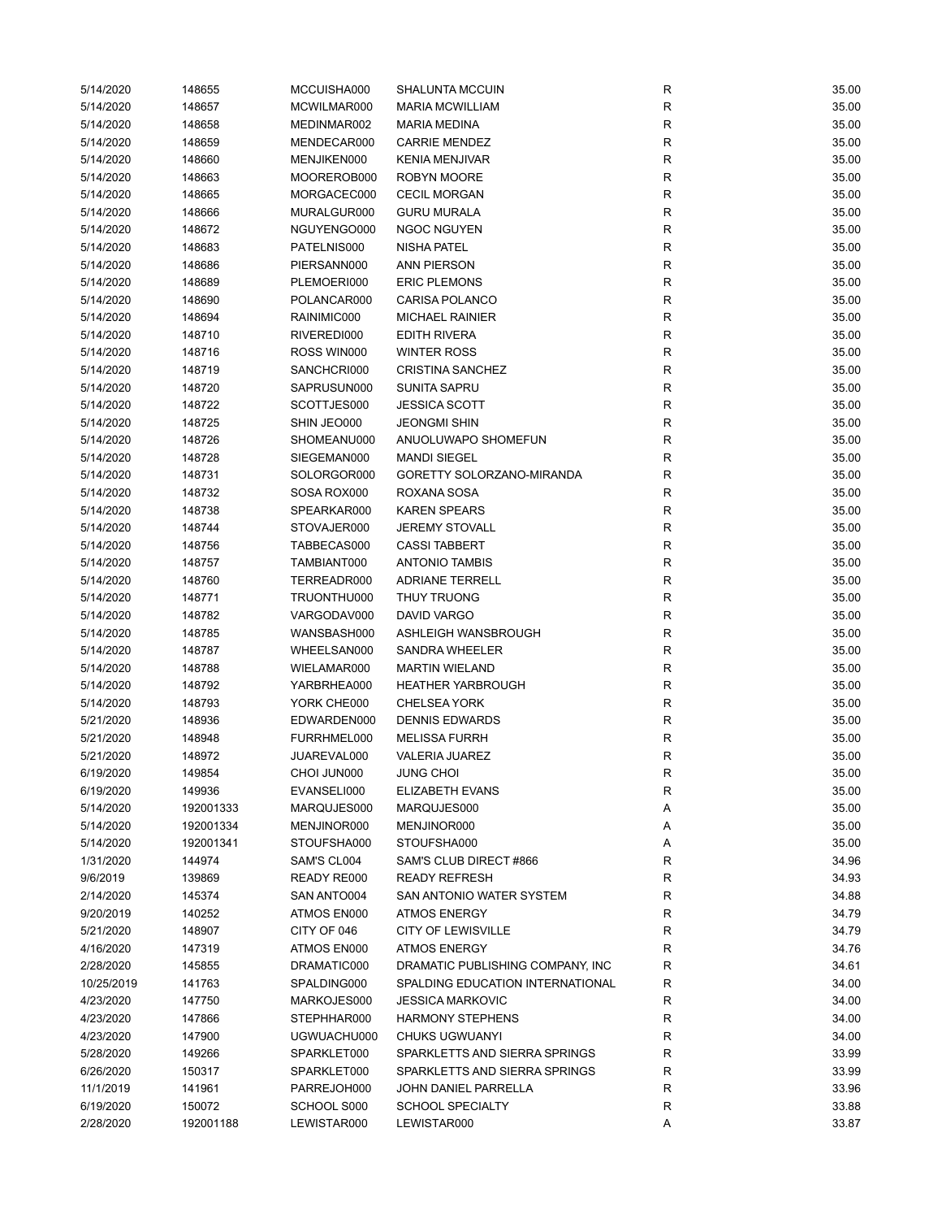| | | | | | |
|---|---|---|---|---|---|
| 5/14/2020 | 148655 | MCCUISHA000 | SHALUNTA MCCUIN | R | 35.00 |
| 5/14/2020 | 148657 | MCWILMAR000 | MARIA MCWILLIAM | R | 35.00 |
| 5/14/2020 | 148658 | MEDINMAR002 | MARIA MEDINA | R | 35.00 |
| 5/14/2020 | 148659 | MENDECAR000 | CARRIE MENDEZ | R | 35.00 |
| 5/14/2020 | 148660 | MENJIKEN000 | KENIA MENJIVAR | R | 35.00 |
| 5/14/2020 | 148663 | MOOREROB000 | ROBYN MOORE | R | 35.00 |
| 5/14/2020 | 148665 | MORGACEC000 | CECIL MORGAN | R | 35.00 |
| 5/14/2020 | 148666 | MURALGUR000 | GURU MURALA | R | 35.00 |
| 5/14/2020 | 148672 | NGUYENGO000 | NGOC NGUYEN | R | 35.00 |
| 5/14/2020 | 148683 | PATELNIS000 | NISHA PATEL | R | 35.00 |
| 5/14/2020 | 148686 | PIERSANN000 | ANN PIERSON | R | 35.00 |
| 5/14/2020 | 148689 | PLEMOERI000 | ERIC PLEMONS | R | 35.00 |
| 5/14/2020 | 148690 | POLANCAR000 | CARISA POLANCO | R | 35.00 |
| 5/14/2020 | 148694 | RAINIMIC000 | MICHAEL RAINIER | R | 35.00 |
| 5/14/2020 | 148710 | RIVEREDI000 | EDITH RIVERA | R | 35.00 |
| 5/14/2020 | 148716 | ROSS WIN000 | WINTER ROSS | R | 35.00 |
| 5/14/2020 | 148719 | SANCHCRI000 | CRISTINA SANCHEZ | R | 35.00 |
| 5/14/2020 | 148720 | SAPRUSUN000 | SUNITA SAPRU | R | 35.00 |
| 5/14/2020 | 148722 | SCOTTJES000 | JESSICA SCOTT | R | 35.00 |
| 5/14/2020 | 148725 | SHIN JEO000 | JEONGMI SHIN | R | 35.00 |
| 5/14/2020 | 148726 | SHOMEANU000 | ANUOLUWAPO SHOMEFUN | R | 35.00 |
| 5/14/2020 | 148728 | SIEGEMAN000 | MANDI SIEGEL | R | 35.00 |
| 5/14/2020 | 148731 | SOLORGOR000 | GORETTY SOLORZANO-MIRANDA | R | 35.00 |
| 5/14/2020 | 148732 | SOSA ROX000 | ROXANA SOSA | R | 35.00 |
| 5/14/2020 | 148738 | SPEARKAR000 | KAREN SPEARS | R | 35.00 |
| 5/14/2020 | 148744 | STOVAJER000 | JEREMY STOVALL | R | 35.00 |
| 5/14/2020 | 148756 | TABBECAS000 | CASSI TABBERT | R | 35.00 |
| 5/14/2020 | 148757 | TAMBIANT000 | ANTONIO TAMBIS | R | 35.00 |
| 5/14/2020 | 148760 | TERREADR000 | ADRIANE TERRELL | R | 35.00 |
| 5/14/2020 | 148771 | TRUONTHU000 | THUY TRUONG | R | 35.00 |
| 5/14/2020 | 148782 | VARGODAV000 | DAVID VARGO | R | 35.00 |
| 5/14/2020 | 148785 | WANSBASH000 | ASHLEIGH WANSBROUGH | R | 35.00 |
| 5/14/2020 | 148787 | WHEELSAN000 | SANDRA WHEELER | R | 35.00 |
| 5/14/2020 | 148788 | WIELAMAR000 | MARTIN WIELAND | R | 35.00 |
| 5/14/2020 | 148792 | YARBRHEA000 | HEATHER YARBROUGH | R | 35.00 |
| 5/14/2020 | 148793 | YORK CHE000 | CHELSEA YORK | R | 35.00 |
| 5/21/2020 | 148936 | EDWARDEN000 | DENNIS EDWARDS | R | 35.00 |
| 5/21/2020 | 148948 | FURRHMEL000 | MELISSA FURRH | R | 35.00 |
| 5/21/2020 | 148972 | JUAREVAL000 | VALERIA JUAREZ | R | 35.00 |
| 6/19/2020 | 149854 | CHOI JUN000 | JUNG CHOI | R | 35.00 |
| 6/19/2020 | 149936 | EVANSELI000 | ELIZABETH EVANS | R | 35.00 |
| 5/14/2020 | 192001333 | MARQUJES000 | MARQUJES000 | A | 35.00 |
| 5/14/2020 | 192001334 | MENJINOR000 | MENJINOR000 | A | 35.00 |
| 5/14/2020 | 192001341 | STOUFSHA000 | STOUFSHA000 | A | 35.00 |
| 1/31/2020 | 144974 | SAM'S CL004 | SAM'S CLUB DIRECT #866 | R | 34.96 |
| 9/6/2019 | 139869 | READY RE000 | READY REFRESH | R | 34.93 |
| 2/14/2020 | 145374 | SAN ANTO004 | SAN ANTONIO WATER SYSTEM | R | 34.88 |
| 9/20/2019 | 140252 | ATMOS EN000 | ATMOS ENERGY | R | 34.79 |
| 5/21/2020 | 148907 | CITY OF 046 | CITY OF LEWISVILLE | R | 34.79 |
| 4/16/2020 | 147319 | ATMOS EN000 | ATMOS ENERGY | R | 34.76 |
| 2/28/2020 | 145855 | DRAMATIC000 | DRAMATIC PUBLISHING COMPANY, INC | R | 34.61 |
| 10/25/2019 | 141763 | SPALDING000 | SPALDING EDUCATION INTERNATIONAL | R | 34.00 |
| 4/23/2020 | 147750 | MARKOJES000 | JESSICA MARKOVIC | R | 34.00 |
| 4/23/2020 | 147866 | STEPHHAR000 | HARMONY STEPHENS | R | 34.00 |
| 4/23/2020 | 147900 | UGWUACHU000 | CHUKS UGWUANYI | R | 34.00 |
| 5/28/2020 | 149266 | SPARKLET000 | SPARKLETTS AND SIERRA SPRINGS | R | 33.99 |
| 6/26/2020 | 150317 | SPARKLET000 | SPARKLETTS AND SIERRA SPRINGS | R | 33.99 |
| 11/1/2019 | 141961 | PARREJOH000 | JOHN DANIEL PARRELLA | R | 33.96 |
| 6/19/2020 | 150072 | SCHOOL S000 | SCHOOL SPECIALTY | R | 33.88 |
| 2/28/2020 | 192001188 | LEWISTAR000 | LEWISTAR000 | A | 33.87 |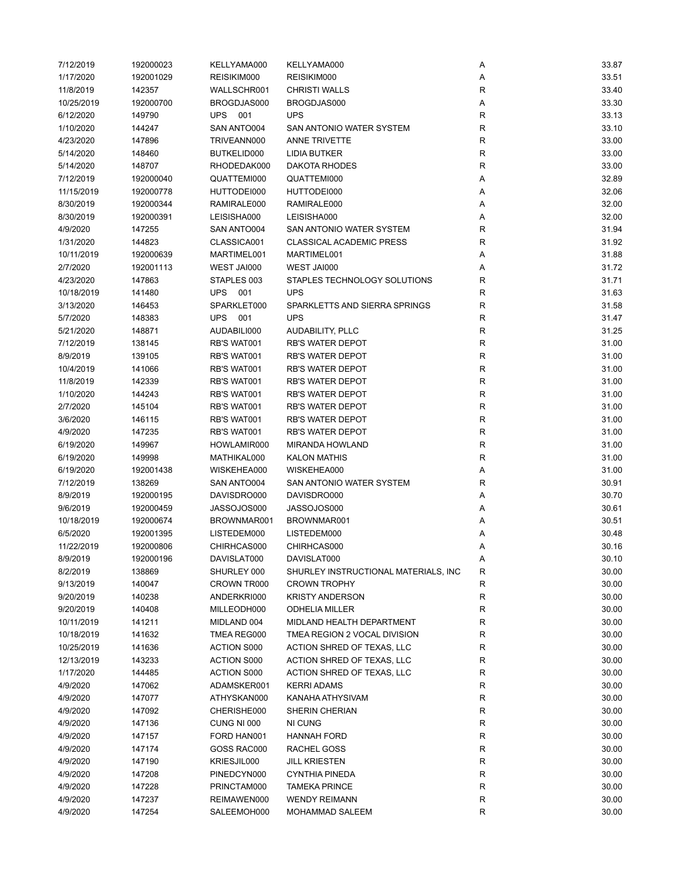| | | | | | |
|---|---|---|---|---|---|
| 7/12/2019 | 192000023 | KELLYAMA000 | KELLYAMA000 | A | 33.87 |
| 1/17/2020 | 192001029 | REISIKIM000 | REISIKIM000 | A | 33.51 |
| 11/8/2019 | 142357 | WALLSCHR001 | CHRISTI WALLS | R | 33.40 |
| 10/25/2019 | 192000700 | BROGDJAS000 | BROGDJAS000 | A | 33.30 |
| 6/12/2020 | 149790 | UPS 001 | UPS | R | 33.13 |
| 1/10/2020 | 144247 | SAN ANTO004 | SAN ANTONIO WATER SYSTEM | R | 33.10 |
| 4/23/2020 | 147896 | TRIVEANN000 | ANNE TRIVETTE | R | 33.00 |
| 5/14/2020 | 148460 | BUTKELID000 | LIDIA BUTKER | R | 33.00 |
| 5/14/2020 | 148707 | RHODEDAK000 | DAKOTA RHODES | R | 33.00 |
| 7/12/2019 | 192000040 | QUATTEMI000 | QUATTEMI000 | A | 32.89 |
| 11/15/2019 | 192000778 | HUTTODEI000 | HUTTODEI000 | A | 32.06 |
| 8/30/2019 | 192000344 | RAMIRALE000 | RAMIRALE000 | A | 32.00 |
| 8/30/2019 | 192000391 | LEISISHA000 | LEISISHA000 | A | 32.00 |
| 4/9/2020 | 147255 | SAN ANTO004 | SAN ANTONIO WATER SYSTEM | R | 31.94 |
| 1/31/2020 | 144823 | CLASSICA001 | CLASSICAL ACADEMIC PRESS | R | 31.92 |
| 10/11/2019 | 192000639 | MARTIMEL001 | MARTIMEL001 | A | 31.88 |
| 2/7/2020 | 192001113 | WEST JAI000 | WEST JAI000 | A | 31.72 |
| 4/23/2020 | 147863 | STAPLES 003 | STAPLES TECHNOLOGY SOLUTIONS | R | 31.71 |
| 10/18/2019 | 141480 | UPS 001 | UPS | R | 31.63 |
| 3/13/2020 | 146453 | SPARKLET000 | SPARKLETTS AND SIERRA SPRINGS | R | 31.58 |
| 5/7/2020 | 148383 | UPS 001 | UPS | R | 31.47 |
| 5/21/2020 | 148871 | AUDABILI000 | AUDABILITY, PLLC | R | 31.25 |
| 7/12/2019 | 138145 | RB'S WAT001 | RB'S WATER DEPOT | R | 31.00 |
| 8/9/2019 | 139105 | RB'S WAT001 | RB'S WATER DEPOT | R | 31.00 |
| 10/4/2019 | 141066 | RB'S WAT001 | RB'S WATER DEPOT | R | 31.00 |
| 11/8/2019 | 142339 | RB'S WAT001 | RB'S WATER DEPOT | R | 31.00 |
| 1/10/2020 | 144243 | RB'S WAT001 | RB'S WATER DEPOT | R | 31.00 |
| 2/7/2020 | 145104 | RB'S WAT001 | RB'S WATER DEPOT | R | 31.00 |
| 3/6/2020 | 146115 | RB'S WAT001 | RB'S WATER DEPOT | R | 31.00 |
| 4/9/2020 | 147235 | RB'S WAT001 | RB'S WATER DEPOT | R | 31.00 |
| 6/19/2020 | 149967 | HOWLAMIR000 | MIRANDA HOWLAND | R | 31.00 |
| 6/19/2020 | 149998 | MATHIKAL000 | KALON MATHIS | R | 31.00 |
| 6/19/2020 | 192001438 | WISKEHEA000 | WISKEHEA000 | A | 31.00 |
| 7/12/2019 | 138269 | SAN ANTO004 | SAN ANTONIO WATER SYSTEM | R | 30.91 |
| 8/9/2019 | 192000195 | DAVISDRO000 | DAVISDRO000 | A | 30.70 |
| 9/6/2019 | 192000459 | JASSOJOS000 | JASSOJOS000 | A | 30.61 |
| 10/18/2019 | 192000674 | BROWNMAR001 | BROWNMAR001 | A | 30.51 |
| 6/5/2020 | 192001395 | LISTEDEM000 | LISTEDEM000 | A | 30.48 |
| 11/22/2019 | 192000806 | CHIRHCAS000 | CHIRHCAS000 | A | 30.16 |
| 8/9/2019 | 192000196 | DAVISLAT000 | DAVISLAT000 | A | 30.10 |
| 8/2/2019 | 138869 | SHURLEY 000 | SHURLEY INSTRUCTIONAL MATERIALS, INC | R | 30.00 |
| 9/13/2019 | 140047 | CROWN TR000 | CROWN TROPHY | R | 30.00 |
| 9/20/2019 | 140238 | ANDERKRI000 | KRISTY ANDERSON | R | 30.00 |
| 9/20/2019 | 140408 | MILLEODH000 | ODHELIA MILLER | R | 30.00 |
| 10/11/2019 | 141211 | MIDLAND 004 | MIDLAND HEALTH DEPARTMENT | R | 30.00 |
| 10/18/2019 | 141632 | TMEA REG000 | TMEA REGION 2 VOCAL DIVISION | R | 30.00 |
| 10/25/2019 | 141636 | ACTION S000 | ACTION SHRED OF TEXAS, LLC | R | 30.00 |
| 12/13/2019 | 143233 | ACTION S000 | ACTION SHRED OF TEXAS, LLC | R | 30.00 |
| 1/17/2020 | 144485 | ACTION S000 | ACTION SHRED OF TEXAS, LLC | R | 30.00 |
| 4/9/2020 | 147062 | ADAMSKER001 | KERRI ADAMS | R | 30.00 |
| 4/9/2020 | 147077 | ATHYSKAN000 | KANAHA ATHYSIVAM | R | 30.00 |
| 4/9/2020 | 147092 | CHERISHE000 | SHERIN CHERIAN | R | 30.00 |
| 4/9/2020 | 147136 | CUNG NI 000 | NI CUNG | R | 30.00 |
| 4/9/2020 | 147157 | FORD HAN001 | HANNAH FORD | R | 30.00 |
| 4/9/2020 | 147174 | GOSS RAC000 | RACHEL GOSS | R | 30.00 |
| 4/9/2020 | 147190 | KRIESJIL000 | JILL KRIESTEN | R | 30.00 |
| 4/9/2020 | 147208 | PINEDCYN000 | CYNTHIA PINEDA | R | 30.00 |
| 4/9/2020 | 147228 | PRINCTAM000 | TAMEKA PRINCE | R | 30.00 |
| 4/9/2020 | 147237 | REIMAWEN000 | WENDY REIMANN | R | 30.00 |
| 4/9/2020 | 147254 | SALEEMOH000 | MOHAMMAD SALEEM | R | 30.00 |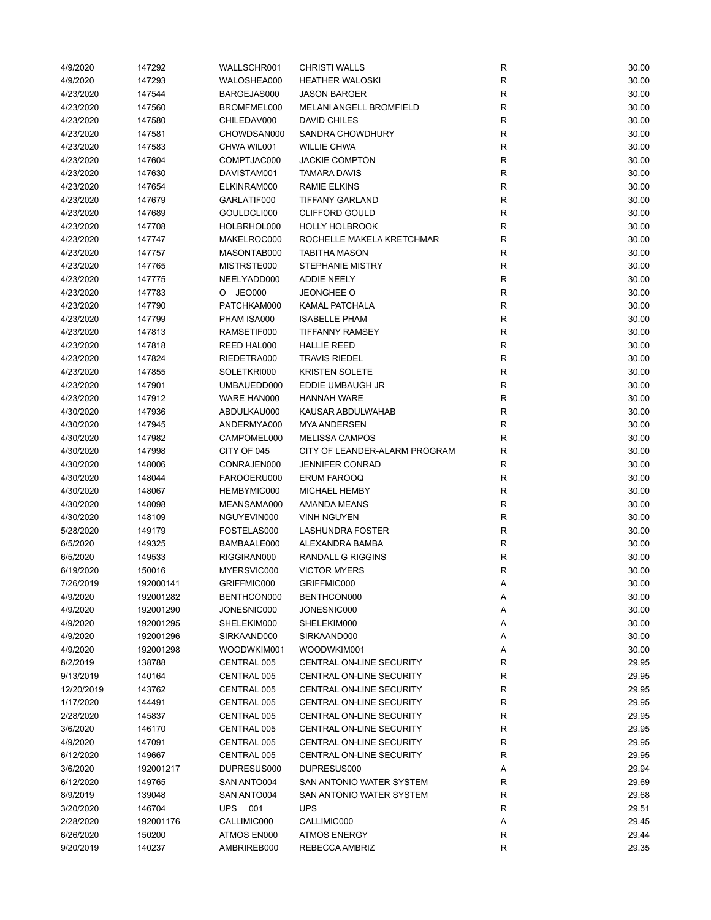| | | | | | |
|---|---|---|---|---|---|
| 4/9/2020 | 147292 | WALLSCHR001 | CHRISTI WALLS | R | 30.00 |
| 4/9/2020 | 147293 | WALOSHEA000 | HEATHER WALOSKI | R | 30.00 |
| 4/23/2020 | 147544 | BARGEJAS000 | JASON BARGER | R | 30.00 |
| 4/23/2020 | 147560 | BROMFMEL000 | MELANI ANGELL BROMFIELD | R | 30.00 |
| 4/23/2020 | 147580 | CHILEDAV000 | DAVID CHILES | R | 30.00 |
| 4/23/2020 | 147581 | CHOWDSAN000 | SANDRA CHOWDHURY | R | 30.00 |
| 4/23/2020 | 147583 | CHWA WIL001 | WILLIE CHWA | R | 30.00 |
| 4/23/2020 | 147604 | COMPTJAC000 | JACKIE COMPTON | R | 30.00 |
| 4/23/2020 | 147630 | DAVISTAM001 | TAMARA DAVIS | R | 30.00 |
| 4/23/2020 | 147654 | ELKINRAM000 | RAMIE ELKINS | R | 30.00 |
| 4/23/2020 | 147679 | GARLATIF000 | TIFFANY GARLAND | R | 30.00 |
| 4/23/2020 | 147689 | GOULDCLI000 | CLIFFORD GOULD | R | 30.00 |
| 4/23/2020 | 147708 | HOLBRHOL000 | HOLLY HOLBROOK | R | 30.00 |
| 4/23/2020 | 147747 | MAKELROC000 | ROCHELLE MAKELA KRETCHMAR | R | 30.00 |
| 4/23/2020 | 147757 | MASONTAB000 | TABITHA MASON | R | 30.00 |
| 4/23/2020 | 147765 | MISTRSTE000 | STEPHANIE MISTRY | R | 30.00 |
| 4/23/2020 | 147775 | NEELYADD000 | ADDIE NEELY | R | 30.00 |
| 4/23/2020 | 147783 | O JEO000 | JEONGHEE O | R | 30.00 |
| 4/23/2020 | 147790 | PATCHKAM000 | KAMAL PATCHALA | R | 30.00 |
| 4/23/2020 | 147799 | PHAM ISA000 | ISABELLE PHAM | R | 30.00 |
| 4/23/2020 | 147813 | RAMSETIF000 | TIFFANNY RAMSEY | R | 30.00 |
| 4/23/2020 | 147818 | REED HAL000 | HALLIE REED | R | 30.00 |
| 4/23/2020 | 147824 | RIEDETRA000 | TRAVIS RIEDEL | R | 30.00 |
| 4/23/2020 | 147855 | SOLETKRI000 | KRISTEN SOLETE | R | 30.00 |
| 4/23/2020 | 147901 | UMBAUEDD000 | EDDIE UMBAUGH JR | R | 30.00 |
| 4/23/2020 | 147912 | WARE HAN000 | HANNAH WARE | R | 30.00 |
| 4/30/2020 | 147936 | ABDULKAU000 | KAUSAR ABDULWAHAB | R | 30.00 |
| 4/30/2020 | 147945 | ANDERMYA000 | MYA ANDERSEN | R | 30.00 |
| 4/30/2020 | 147982 | CAMPOMEL000 | MELISSA CAMPOS | R | 30.00 |
| 4/30/2020 | 147998 | CITY OF 045 | CITY OF LEANDER-ALARM PROGRAM | R | 30.00 |
| 4/30/2020 | 148006 | CONRAJEN000 | JENNIFER CONRAD | R | 30.00 |
| 4/30/2020 | 148044 | FAROOERU000 | ERUM FAROOQ | R | 30.00 |
| 4/30/2020 | 148067 | HEMBYMIC000 | MICHAEL HEMBY | R | 30.00 |
| 4/30/2020 | 148098 | MEANSAMA000 | AMANDA MEANS | R | 30.00 |
| 4/30/2020 | 148109 | NGUYEVIN000 | VINH NGUYEN | R | 30.00 |
| 5/28/2020 | 149179 | FOSTELAS000 | LASHUNDRA FOSTER | R | 30.00 |
| 6/5/2020 | 149325 | BAMBAALE000 | ALEXANDRA BAMBA | R | 30.00 |
| 6/5/2020 | 149533 | RIGGIRAN000 | RANDALL G RIGGINS | R | 30.00 |
| 6/19/2020 | 150016 | MYERSVIC000 | VICTOR MYERS | R | 30.00 |
| 7/26/2019 | 192000141 | GRIFFMIC000 | GRIFFMIC000 | A | 30.00 |
| 4/9/2020 | 192001282 | BENTHCON000 | BENTHCON000 | A | 30.00 |
| 4/9/2020 | 192001290 | JONESNIC000 | JONESNIC000 | A | 30.00 |
| 4/9/2020 | 192001295 | SHELEKIM000 | SHELEKIM000 | A | 30.00 |
| 4/9/2020 | 192001296 | SIRKAAND000 | SIRKAAND000 | A | 30.00 |
| 4/9/2020 | 192001298 | WOODWKIM001 | WOODWKIM001 | A | 30.00 |
| 8/2/2019 | 138788 | CENTRAL 005 | CENTRAL ON-LINE SECURITY | R | 29.95 |
| 9/13/2019 | 140164 | CENTRAL 005 | CENTRAL ON-LINE SECURITY | R | 29.95 |
| 12/20/2019 | 143762 | CENTRAL 005 | CENTRAL ON-LINE SECURITY | R | 29.95 |
| 1/17/2020 | 144491 | CENTRAL 005 | CENTRAL ON-LINE SECURITY | R | 29.95 |
| 2/28/2020 | 145837 | CENTRAL 005 | CENTRAL ON-LINE SECURITY | R | 29.95 |
| 3/6/2020 | 146170 | CENTRAL 005 | CENTRAL ON-LINE SECURITY | R | 29.95 |
| 4/9/2020 | 147091 | CENTRAL 005 | CENTRAL ON-LINE SECURITY | R | 29.95 |
| 6/12/2020 | 149667 | CENTRAL 005 | CENTRAL ON-LINE SECURITY | R | 29.95 |
| 3/6/2020 | 192001217 | DUPRESUS000 | DUPRESUS000 | A | 29.94 |
| 6/12/2020 | 149765 | SAN ANTO004 | SAN ANTONIO WATER SYSTEM | R | 29.69 |
| 8/9/2019 | 139048 | SAN ANTO004 | SAN ANTONIO WATER SYSTEM | R | 29.68 |
| 3/20/2020 | 146704 | UPS 001 | UPS | R | 29.51 |
| 2/28/2020 | 192001176 | CALLIMIC000 | CALLIMIC000 | A | 29.45 |
| 6/26/2020 | 150200 | ATMOS EN000 | ATMOS ENERGY | R | 29.44 |
| 9/20/2019 | 140237 | AMBRIREB000 | REBECCA AMBRIZ | R | 29.35 |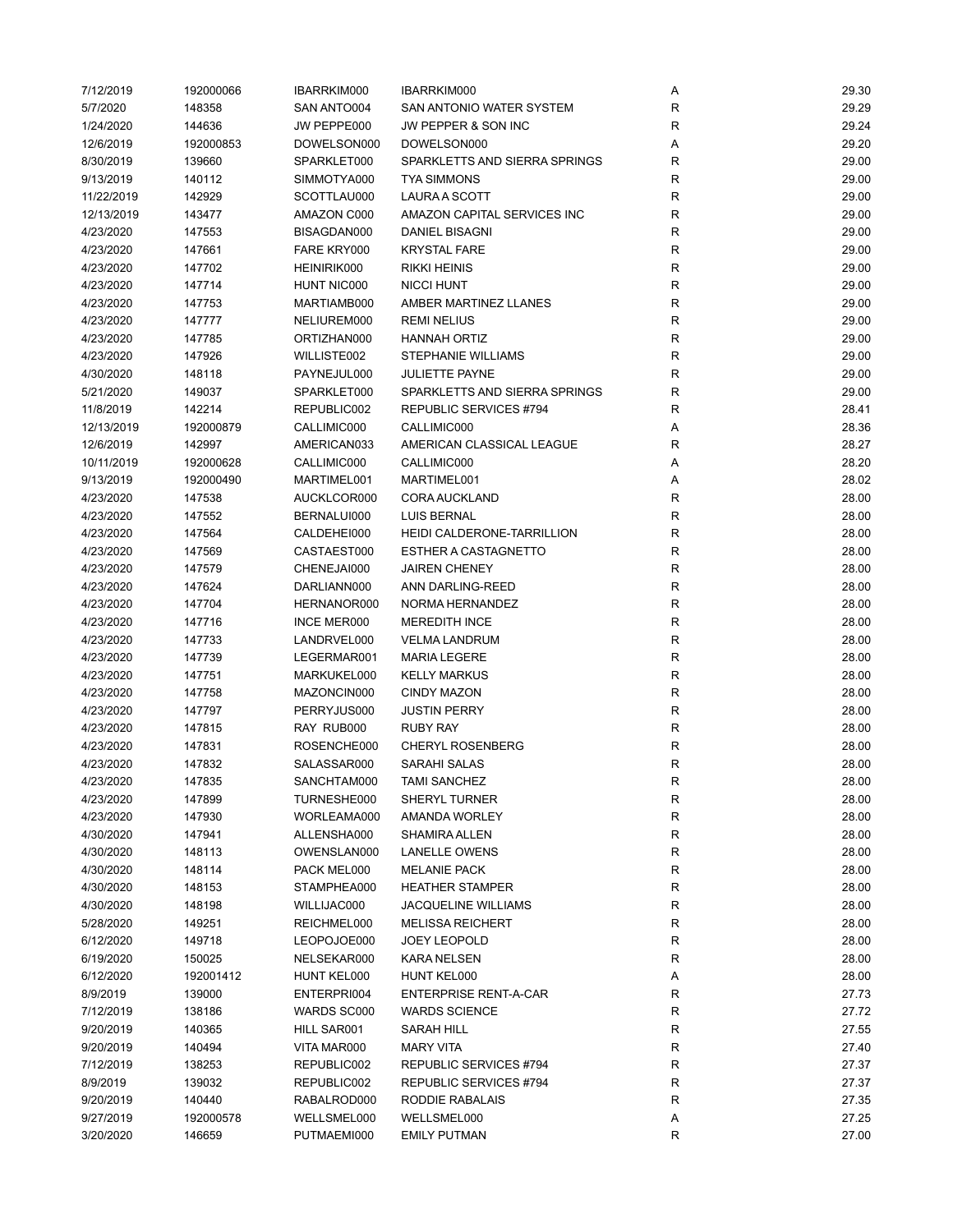| | | | | | |
|---|---|---|---|---|---|
| 7/12/2019 | 192000066 | IBARRKIM000 | IBARRKIM000 | A | 29.30 |
| 5/7/2020 | 148358 | SAN ANTO004 | SAN ANTONIO WATER SYSTEM | R | 29.29 |
| 1/24/2020 | 144636 | JW PEPPE000 | JW PEPPER & SON INC | R | 29.24 |
| 12/6/2019 | 192000853 | DOWELSON000 | DOWELSON000 | A | 29.20 |
| 8/30/2019 | 139660 | SPARKLET000 | SPARKLETTS AND SIERRA SPRINGS | R | 29.00 |
| 9/13/2019 | 140112 | SIMMOTYA000 | TYA SIMMONS | R | 29.00 |
| 11/22/2019 | 142929 | SCOTTLAU000 | LAURA A SCOTT | R | 29.00 |
| 12/13/2019 | 143477 | AMAZON C000 | AMAZON CAPITAL SERVICES INC | R | 29.00 |
| 4/23/2020 | 147553 | BISAGDAN000 | DANIEL BISAGNI | R | 29.00 |
| 4/23/2020 | 147661 | FARE KRY000 | KRYSTAL FARE | R | 29.00 |
| 4/23/2020 | 147702 | HEINIRIK000 | RIKKI HEINIS | R | 29.00 |
| 4/23/2020 | 147714 | HUNT NIC000 | NICCI HUNT | R | 29.00 |
| 4/23/2020 | 147753 | MARTIAMB000 | AMBER MARTINEZ LLANES | R | 29.00 |
| 4/23/2020 | 147777 | NELIUREM000 | REMI NELIUS | R | 29.00 |
| 4/23/2020 | 147785 | ORTIZHAN000 | HANNAH ORTIZ | R | 29.00 |
| 4/23/2020 | 147926 | WILLISTE002 | STEPHANIE WILLIAMS | R | 29.00 |
| 4/30/2020 | 148118 | PAYNEJUL000 | JULIETTE PAYNE | R | 29.00 |
| 5/21/2020 | 149037 | SPARKLET000 | SPARKLETTS AND SIERRA SPRINGS | R | 29.00 |
| 11/8/2019 | 142214 | REPUBLIC002 | REPUBLIC SERVICES #794 | R | 28.41 |
| 12/13/2019 | 192000879 | CALLIMIC000 | CALLIMIC000 | A | 28.36 |
| 12/6/2019 | 142997 | AMERICAN033 | AMERICAN CLASSICAL LEAGUE | R | 28.27 |
| 10/11/2019 | 192000628 | CALLIMIC000 | CALLIMIC000 | A | 28.20 |
| 9/13/2019 | 192000490 | MARTIMEL001 | MARTIMEL001 | A | 28.02 |
| 4/23/2020 | 147538 | AUCKLCOR000 | CORA AUCKLAND | R | 28.00 |
| 4/23/2020 | 147552 | BERNALUI000 | LUIS BERNAL | R | 28.00 |
| 4/23/2020 | 147564 | CALDEHEI000 | HEIDI CALDERONE-TARRILLION | R | 28.00 |
| 4/23/2020 | 147569 | CASTAEST000 | ESTHER A CASTAGNETTO | R | 28.00 |
| 4/23/2020 | 147579 | CHENEJAI000 | JAIREN CHENEY | R | 28.00 |
| 4/23/2020 | 147624 | DARLIANN000 | ANN DARLING-REED | R | 28.00 |
| 4/23/2020 | 147704 | HERNANOR000 | NORMA HERNANDEZ | R | 28.00 |
| 4/23/2020 | 147716 | INCE MER000 | MEREDITH INCE | R | 28.00 |
| 4/23/2020 | 147733 | LANDRVEL000 | VELMA LANDRUM | R | 28.00 |
| 4/23/2020 | 147739 | LEGERMAR001 | MARIA LEGERE | R | 28.00 |
| 4/23/2020 | 147751 | MARKUKEL000 | KELLY MARKUS | R | 28.00 |
| 4/23/2020 | 147758 | MAZONCIN000 | CINDY MAZON | R | 28.00 |
| 4/23/2020 | 147797 | PERRYJUS000 | JUSTIN PERRY | R | 28.00 |
| 4/23/2020 | 147815 | RAY RUB000 | RUBY RAY | R | 28.00 |
| 4/23/2020 | 147831 | ROSENCHE000 | CHERYL ROSENBERG | R | 28.00 |
| 4/23/2020 | 147832 | SALASSAR000 | SARAHI SALAS | R | 28.00 |
| 4/23/2020 | 147835 | SANCHTAM000 | TAMI SANCHEZ | R | 28.00 |
| 4/23/2020 | 147899 | TURNESHE000 | SHERYL TURNER | R | 28.00 |
| 4/23/2020 | 147930 | WORLEAMA000 | AMANDA WORLEY | R | 28.00 |
| 4/30/2020 | 147941 | ALLENSHA000 | SHAMIRA ALLEN | R | 28.00 |
| 4/30/2020 | 148113 | OWENSLAN000 | LANELLE OWENS | R | 28.00 |
| 4/30/2020 | 148114 | PACK MEL000 | MELANIE PACK | R | 28.00 |
| 4/30/2020 | 148153 | STAMPHEA000 | HEATHER STAMPER | R | 28.00 |
| 4/30/2020 | 148198 | WILLIJAC000 | JACQUELINE WILLIAMS | R | 28.00 |
| 5/28/2020 | 149251 | REICHMEL000 | MELISSA REICHERT | R | 28.00 |
| 6/12/2020 | 149718 | LEOPOJOE000 | JOEY LEOPOLD | R | 28.00 |
| 6/19/2020 | 150025 | NELSEKAR000 | KARA NELSEN | R | 28.00 |
| 6/12/2020 | 192001412 | HUNT KEL000 | HUNT KEL000 | A | 28.00 |
| 8/9/2019 | 139000 | ENTERPRI004 | ENTERPRISE RENT-A-CAR | R | 27.73 |
| 7/12/2019 | 138186 | WARDS SC000 | WARDS SCIENCE | R | 27.72 |
| 9/20/2019 | 140365 | HILL SAR001 | SARAH HILL | R | 27.55 |
| 9/20/2019 | 140494 | VITA MAR000 | MARY VITA | R | 27.40 |
| 7/12/2019 | 138253 | REPUBLIC002 | REPUBLIC SERVICES #794 | R | 27.37 |
| 8/9/2019 | 139032 | REPUBLIC002 | REPUBLIC SERVICES #794 | R | 27.37 |
| 9/20/2019 | 140440 | RABALROD000 | RODDIE RABALAIS | R | 27.35 |
| 9/27/2019 | 192000578 | WELLSMEL000 | WELLSMEL000 | A | 27.25 |
| 3/20/2020 | 146659 | PUTMAEMI000 | EMILY PUTMAN | R | 27.00 |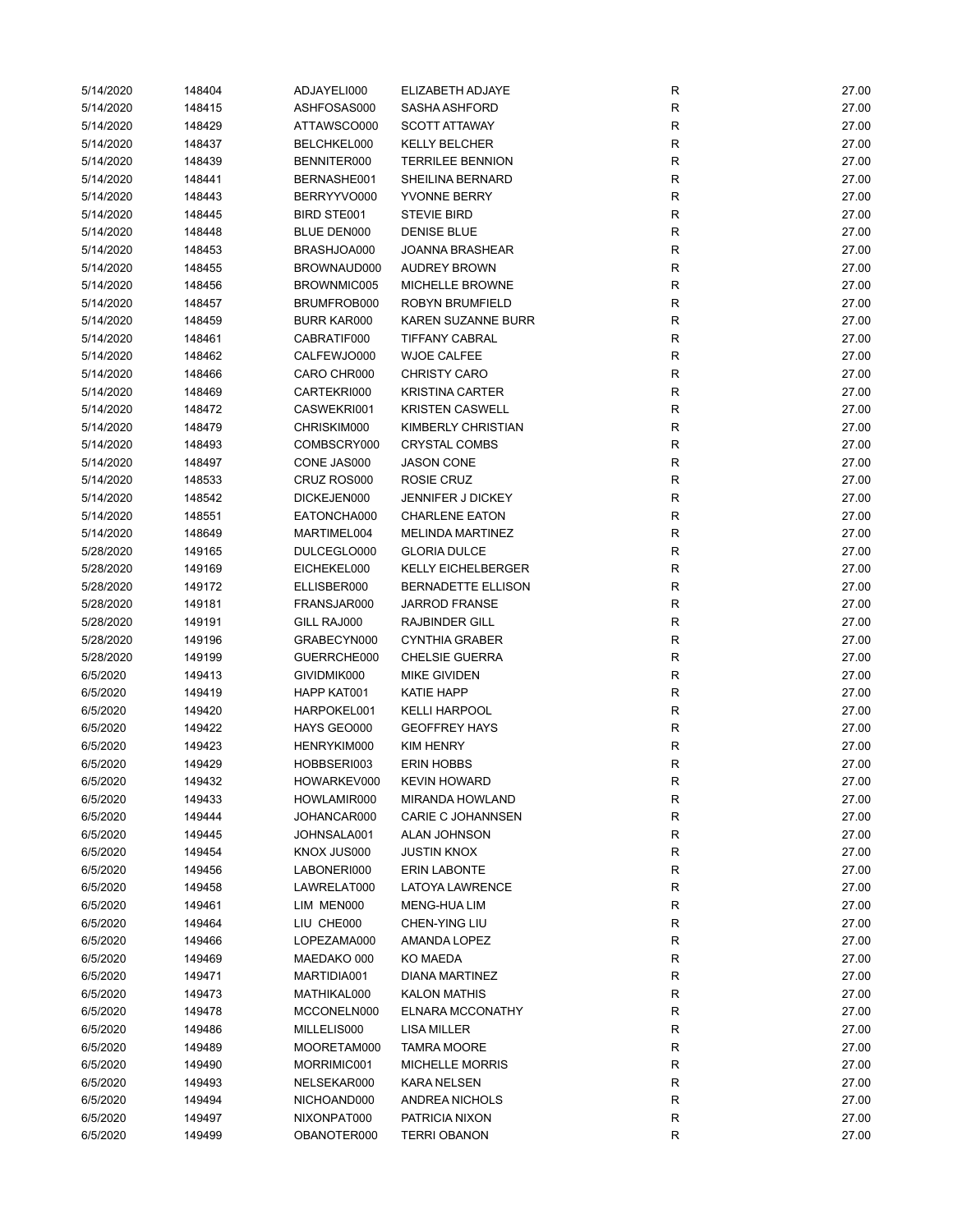| | | | | | |
|---|---|---|---|---|---|
| 5/14/2020 | 148404 | ADJAYELI000 | ELIZABETH ADJAYE | R | 27.00 |
| 5/14/2020 | 148415 | ASHFOSAS000 | SASHA ASHFORD | R | 27.00 |
| 5/14/2020 | 148429 | ATTAWSCO000 | SCOTT ATTAWAY | R | 27.00 |
| 5/14/2020 | 148437 | BELCHKEL000 | KELLY BELCHER | R | 27.00 |
| 5/14/2020 | 148439 | BENNITER000 | TERRILEE BENNION | R | 27.00 |
| 5/14/2020 | 148441 | BERNASHE001 | SHEILINA BERNARD | R | 27.00 |
| 5/14/2020 | 148443 | BERRYYVO000 | YVONNE BERRY | R | 27.00 |
| 5/14/2020 | 148445 | BIRD STE001 | STEVIE BIRD | R | 27.00 |
| 5/14/2020 | 148448 | BLUE DEN000 | DENISE BLUE | R | 27.00 |
| 5/14/2020 | 148453 | BRASHJOA000 | JOANNA BRASHEAR | R | 27.00 |
| 5/14/2020 | 148455 | BROWNAUD000 | AUDREY BROWN | R | 27.00 |
| 5/14/2020 | 148456 | BROWNMIC005 | MICHELLE BROWNE | R | 27.00 |
| 5/14/2020 | 148457 | BRUMFROB000 | ROBYN BRUMFIELD | R | 27.00 |
| 5/14/2020 | 148459 | BURR KAR000 | KAREN SUZANNE BURR | R | 27.00 |
| 5/14/2020 | 148461 | CABRATIF000 | TIFFANY CABRAL | R | 27.00 |
| 5/14/2020 | 148462 | CALFEWJO000 | WJOE CALFEE | R | 27.00 |
| 5/14/2020 | 148466 | CARO CHR000 | CHRISTY CARO | R | 27.00 |
| 5/14/2020 | 148469 | CARTEKRI000 | KRISTINA CARTER | R | 27.00 |
| 5/14/2020 | 148472 | CASWEKRI001 | KRISTEN CASWELL | R | 27.00 |
| 5/14/2020 | 148479 | CHRISKIM000 | KIMBERLY CHRISTIAN | R | 27.00 |
| 5/14/2020 | 148493 | COMBSCRY000 | CRYSTAL COMBS | R | 27.00 |
| 5/14/2020 | 148497 | CONE JAS000 | JASON CONE | R | 27.00 |
| 5/14/2020 | 148533 | CRUZ ROS000 | ROSIE CRUZ | R | 27.00 |
| 5/14/2020 | 148542 | DICKEJEN000 | JENNIFER J DICKEY | R | 27.00 |
| 5/14/2020 | 148551 | EATONCHA000 | CHARLENE EATON | R | 27.00 |
| 5/14/2020 | 148649 | MARTIMEL004 | MELINDA MARTINEZ | R | 27.00 |
| 5/28/2020 | 149165 | DULCEGLO000 | GLORIA DULCE | R | 27.00 |
| 5/28/2020 | 149169 | EICHEKEL000 | KELLY EICHELBERGER | R | 27.00 |
| 5/28/2020 | 149172 | ELLISBER000 | BERNADETTE ELLISON | R | 27.00 |
| 5/28/2020 | 149181 | FRANSJAR000 | JARROD FRANSE | R | 27.00 |
| 5/28/2020 | 149191 | GILL RAJ000 | RAJBINDER GILL | R | 27.00 |
| 5/28/2020 | 149196 | GRABECYN000 | CYNTHIA GRABER | R | 27.00 |
| 5/28/2020 | 149199 | GUERRCHE000 | CHELSIE GUERRA | R | 27.00 |
| 6/5/2020 | 149413 | GIVIDMIK000 | MIKE GIVIDEN | R | 27.00 |
| 6/5/2020 | 149419 | HAPP KAT001 | KATIE HAPP | R | 27.00 |
| 6/5/2020 | 149420 | HARPOKEL001 | KELLI HARPOOL | R | 27.00 |
| 6/5/2020 | 149422 | HAYS GEO000 | GEOFFREY HAYS | R | 27.00 |
| 6/5/2020 | 149423 | HENRYKIM000 | KIM HENRY | R | 27.00 |
| 6/5/2020 | 149429 | HOBBSERI003 | ERIN HOBBS | R | 27.00 |
| 6/5/2020 | 149432 | HOWARKEV000 | KEVIN HOWARD | R | 27.00 |
| 6/5/2020 | 149433 | HOWLAMIR000 | MIRANDA HOWLAND | R | 27.00 |
| 6/5/2020 | 149444 | JOHANCAR000 | CARIE C JOHANNSEN | R | 27.00 |
| 6/5/2020 | 149445 | JOHNSALA001 | ALAN JOHNSON | R | 27.00 |
| 6/5/2020 | 149454 | KNOX JUS000 | JUSTIN KNOX | R | 27.00 |
| 6/5/2020 | 149456 | LABONERI000 | ERIN LABONTE | R | 27.00 |
| 6/5/2020 | 149458 | LAWRELAT000 | LATOYA LAWRENCE | R | 27.00 |
| 6/5/2020 | 149461 | LIM MEN000 | MENG-HUA LIM | R | 27.00 |
| 6/5/2020 | 149464 | LIU CHE000 | CHEN-YING LIU | R | 27.00 |
| 6/5/2020 | 149466 | LOPEZAMA000 | AMANDA LOPEZ | R | 27.00 |
| 6/5/2020 | 149469 | MAEDAKO 000 | KO MAEDA | R | 27.00 |
| 6/5/2020 | 149471 | MARTIDIA001 | DIANA MARTINEZ | R | 27.00 |
| 6/5/2020 | 149473 | MATHIKAL000 | KALON MATHIS | R | 27.00 |
| 6/5/2020 | 149478 | MCCONELN000 | ELNARA MCCONATHY | R | 27.00 |
| 6/5/2020 | 149486 | MILLELIS000 | LISA MILLER | R | 27.00 |
| 6/5/2020 | 149489 | MOORETAM000 | TAMRA MOORE | R | 27.00 |
| 6/5/2020 | 149490 | MORRIMIC001 | MICHELLE MORRIS | R | 27.00 |
| 6/5/2020 | 149493 | NELSEKAR000 | KARA NELSEN | R | 27.00 |
| 6/5/2020 | 149494 | NICHOAND000 | ANDREA NICHOLS | R | 27.00 |
| 6/5/2020 | 149497 | NIXONPAT000 | PATRICIA NIXON | R | 27.00 |
| 6/5/2020 | 149499 | OBANOTER000 | TERRI OBANON | R | 27.00 |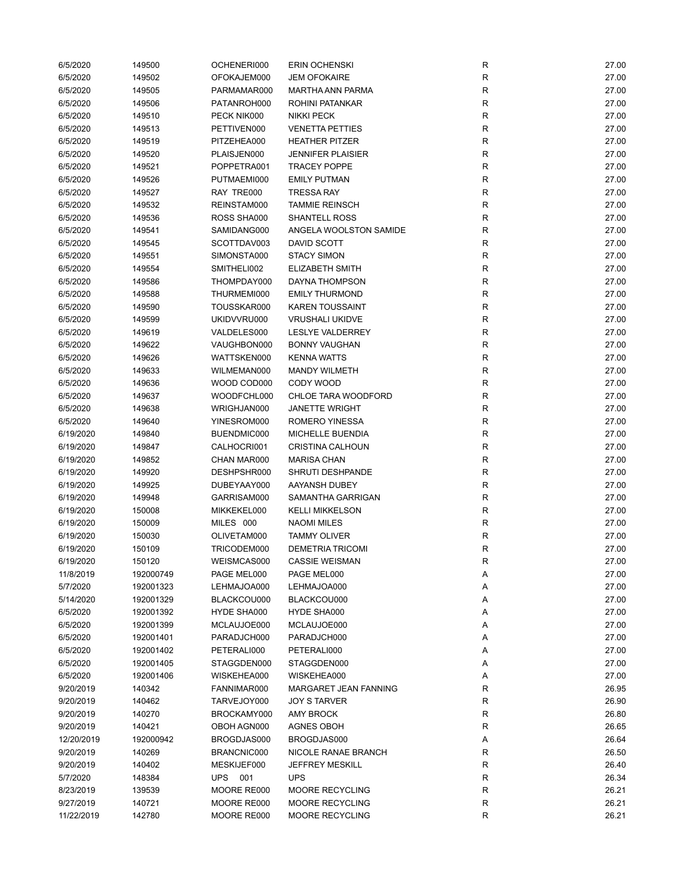| | | | | | |
|---|---|---|---|---|---|
| 6/5/2020 | 149500 | OCHENERI000 | ERIN OCHENSKI | R | 27.00 |
| 6/5/2020 | 149502 | OFOKAJEM000 | JEM OFOKAIRE | R | 27.00 |
| 6/5/2020 | 149505 | PARMAMAR000 | MARTHA ANN PARMA | R | 27.00 |
| 6/5/2020 | 149506 | PATANROH000 | ROHINI PATANKAR | R | 27.00 |
| 6/5/2020 | 149510 | PECK NIK000 | NIKKI PECK | R | 27.00 |
| 6/5/2020 | 149513 | PETTIVEN000 | VENETTA PETTIES | R | 27.00 |
| 6/5/2020 | 149519 | PITZEHEA000 | HEATHER PITZER | R | 27.00 |
| 6/5/2020 | 149520 | PLAISJEN000 | JENNIFER PLAISIER | R | 27.00 |
| 6/5/2020 | 149521 | POPPETRA001 | TRACEY POPPE | R | 27.00 |
| 6/5/2020 | 149526 | PUTMAEMI000 | EMILY PUTMAN | R | 27.00 |
| 6/5/2020 | 149527 | RAY TRE000 | TRESSA RAY | R | 27.00 |
| 6/5/2020 | 149532 | REINSTAM000 | TAMMIE REINSCH | R | 27.00 |
| 6/5/2020 | 149536 | ROSS SHA000 | SHANTELL ROSS | R | 27.00 |
| 6/5/2020 | 149541 | SAMIDANG000 | ANGELA WOOLSTON SAMIDE | R | 27.00 |
| 6/5/2020 | 149545 | SCOTTDAV003 | DAVID SCOTT | R | 27.00 |
| 6/5/2020 | 149551 | SIMONSTA000 | STACY SIMON | R | 27.00 |
| 6/5/2020 | 149554 | SMITHELI002 | ELIZABETH SMITH | R | 27.00 |
| 6/5/2020 | 149586 | THOMPDAY000 | DAYNA THOMPSON | R | 27.00 |
| 6/5/2020 | 149588 | THURMEMI000 | EMILY THURMOND | R | 27.00 |
| 6/5/2020 | 149590 | TOUSSKAR000 | KAREN TOUSSAINT | R | 27.00 |
| 6/5/2020 | 149599 | UKIDVVRU000 | VRUSHALI UKIDVE | R | 27.00 |
| 6/5/2020 | 149619 | VALDELES000 | LESLYE VALDERREY | R | 27.00 |
| 6/5/2020 | 149622 | VAUGHBON000 | BONNY VAUGHAN | R | 27.00 |
| 6/5/2020 | 149626 | WATTSKEN000 | KENNA WATTS | R | 27.00 |
| 6/5/2020 | 149633 | WILMEMAN000 | MANDY WILMETH | R | 27.00 |
| 6/5/2020 | 149636 | WOOD COD000 | CODY WOOD | R | 27.00 |
| 6/5/2020 | 149637 | WOODFCHL000 | CHLOE TARA WOODFORD | R | 27.00 |
| 6/5/2020 | 149638 | WRIGHJAN000 | JANETTE WRIGHT | R | 27.00 |
| 6/5/2020 | 149640 | YINESROM000 | ROMERO YINESSA | R | 27.00 |
| 6/19/2020 | 149840 | BUENDMIC000 | MICHELLE BUENDIA | R | 27.00 |
| 6/19/2020 | 149847 | CALHOCRI001 | CRISTINA CALHOUN | R | 27.00 |
| 6/19/2020 | 149852 | CHAN MAR000 | MARISA CHAN | R | 27.00 |
| 6/19/2020 | 149920 | DESHPSHR000 | SHRUTI DESHPANDE | R | 27.00 |
| 6/19/2020 | 149925 | DUBEYAAY000 | AAYANSH DUBEY | R | 27.00 |
| 6/19/2020 | 149948 | GARRISAM000 | SAMANTHA GARRIGAN | R | 27.00 |
| 6/19/2020 | 150008 | MIKKEKEL000 | KELLI MIKKELSON | R | 27.00 |
| 6/19/2020 | 150009 | MILES 000 | NAOMI MILES | R | 27.00 |
| 6/19/2020 | 150030 | OLIVETAM000 | TAMMY OLIVER | R | 27.00 |
| 6/19/2020 | 150109 | TRICODEM000 | DEMETRIA TRICOMI | R | 27.00 |
| 6/19/2020 | 150120 | WEISMCAS000 | CASSIE WEISMAN | R | 27.00 |
| 11/8/2019 | 192000749 | PAGE MEL000 | PAGE MEL000 | A | 27.00 |
| 5/7/2020 | 192001323 | LEHMAJOA000 | LEHMAJOA000 | A | 27.00 |
| 5/14/2020 | 192001329 | BLACKCOU000 | BLACKCOU000 | A | 27.00 |
| 6/5/2020 | 192001392 | HYDE SHA000 | HYDE SHA000 | A | 27.00 |
| 6/5/2020 | 192001399 | MCLAUJOE000 | MCLAUJOE000 | A | 27.00 |
| 6/5/2020 | 192001401 | PARADJCH000 | PARADJCH000 | A | 27.00 |
| 6/5/2020 | 192001402 | PETERALI000 | PETERALI000 | A | 27.00 |
| 6/5/2020 | 192001405 | STAGGDEN000 | STAGGDEN000 | A | 27.00 |
| 6/5/2020 | 192001406 | WISKEHEA000 | WISKEHEA000 | A | 27.00 |
| 9/20/2019 | 140342 | FANNIMAR000 | MARGARET JEAN FANNING | R | 26.95 |
| 9/20/2019 | 140462 | TARVEJOY000 | JOY S TARVER | R | 26.90 |
| 9/20/2019 | 140270 | BROCKAMY000 | AMY BROCK | R | 26.80 |
| 9/20/2019 | 140421 | OBOH AGN000 | AGNES OBOH | R | 26.65 |
| 12/20/2019 | 192000942 | BROGDJAS000 | BROGDJAS000 | A | 26.64 |
| 9/20/2019 | 140269 | BRANCNIC000 | NICOLE RANAE BRANCH | R | 26.50 |
| 9/20/2019 | 140402 | MESKIJEF000 | JEFFREY MESKILL | R | 26.40 |
| 5/7/2020 | 148384 | UPS 001 | UPS | R | 26.34 |
| 8/23/2019 | 139539 | MOORE RE000 | MOORE RECYCLING | R | 26.21 |
| 9/27/2019 | 140721 | MOORE RE000 | MOORE RECYCLING | R | 26.21 |
| 11/22/2019 | 142780 | MOORE RE000 | MOORE RECYCLING | R | 26.21 |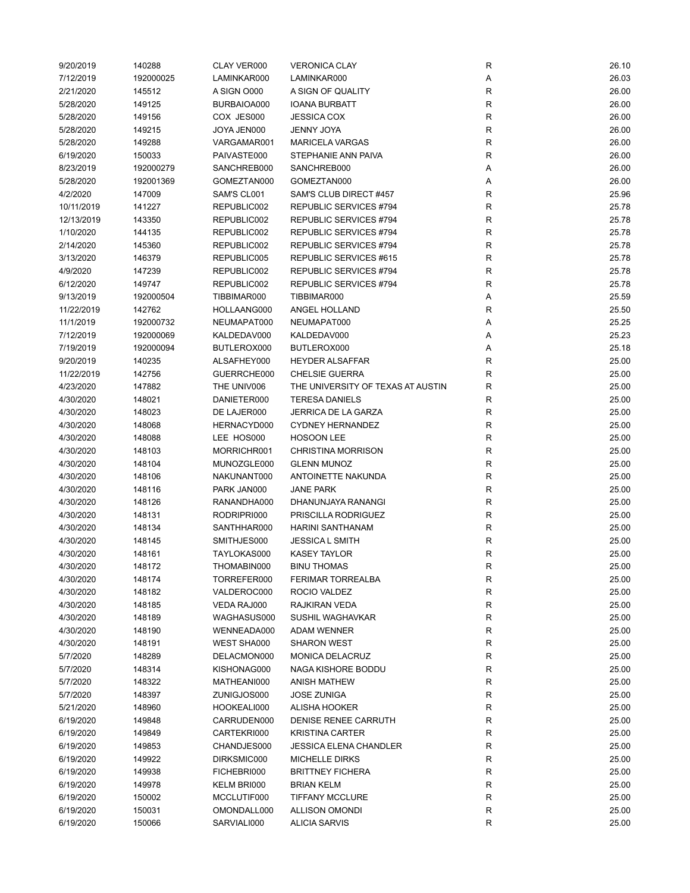| | | | | | |
|---|---|---|---|---|---|
| 9/20/2019 | 140288 | CLAY VER000 | VERONICA CLAY | R | 26.10 |
| 7/12/2019 | 192000025 | LAMINKAR000 | LAMINKAR000 | A | 26.03 |
| 2/21/2020 | 145512 | A SIGN O000 | A SIGN OF QUALITY | R | 26.00 |
| 5/28/2020 | 149125 | BURBAIOA000 | IOANA BURBATT | R | 26.00 |
| 5/28/2020 | 149156 | COX JES000 | JESSICA COX | R | 26.00 |
| 5/28/2020 | 149215 | JOYA JEN000 | JENNY JOYA | R | 26.00 |
| 5/28/2020 | 149288 | VARGAMAR001 | MARICELA VARGAS | R | 26.00 |
| 6/19/2020 | 150033 | PAIVASTE000 | STEPHANIE ANN PAIVA | R | 26.00 |
| 8/23/2019 | 192000279 | SANCHREB000 | SANCHREB000 | A | 26.00 |
| 5/28/2020 | 192001369 | GOMEZTAN000 | GOMEZTAN000 | A | 26.00 |
| 4/2/2020 | 147009 | SAM'S CL001 | SAM'S CLUB DIRECT #457 | R | 25.96 |
| 10/11/2019 | 141227 | REPUBLIC002 | REPUBLIC SERVICES #794 | R | 25.78 |
| 12/13/2019 | 143350 | REPUBLIC002 | REPUBLIC SERVICES #794 | R | 25.78 |
| 1/10/2020 | 144135 | REPUBLIC002 | REPUBLIC SERVICES #794 | R | 25.78 |
| 2/14/2020 | 145360 | REPUBLIC002 | REPUBLIC SERVICES #794 | R | 25.78 |
| 3/13/2020 | 146379 | REPUBLIC005 | REPUBLIC SERVICES #615 | R | 25.78 |
| 4/9/2020 | 147239 | REPUBLIC002 | REPUBLIC SERVICES #794 | R | 25.78 |
| 6/12/2020 | 149747 | REPUBLIC002 | REPUBLIC SERVICES #794 | R | 25.78 |
| 9/13/2019 | 192000504 | TIBBIMAR000 | TIBBIMAR000 | A | 25.59 |
| 11/22/2019 | 142762 | HOLLAANG000 | ANGEL HOLLAND | R | 25.50 |
| 11/1/2019 | 192000732 | NEUMAPAT000 | NEUMAPAT000 | A | 25.25 |
| 7/12/2019 | 192000069 | KALDEDAV000 | KALDEDAV000 | A | 25.23 |
| 7/19/2019 | 192000094 | BUTLEROX000 | BUTLEROX000 | A | 25.18 |
| 9/20/2019 | 140235 | ALSAFHEY000 | HEYDER ALSAFFAR | R | 25.00 |
| 11/22/2019 | 142756 | GUERRCHE000 | CHELSIE GUERRA | R | 25.00 |
| 4/23/2020 | 147882 | THE UNIV006 | THE UNIVERSITY OF TEXAS AT AUSTIN | R | 25.00 |
| 4/30/2020 | 148021 | DANIETER000 | TERESA DANIELS | R | 25.00 |
| 4/30/2020 | 148023 | DE LAJER000 | JERRICA DE LA GARZA | R | 25.00 |
| 4/30/2020 | 148068 | HERNACYD000 | CYDNEY HERNANDEZ | R | 25.00 |
| 4/30/2020 | 148088 | LEE HOS000 | HOSOON LEE | R | 25.00 |
| 4/30/2020 | 148103 | MORRICHR001 | CHRISTINA MORRISON | R | 25.00 |
| 4/30/2020 | 148104 | MUNOZGLE000 | GLENN MUNOZ | R | 25.00 |
| 4/30/2020 | 148106 | NAKUNANT000 | ANTOINETTE NAKUNDA | R | 25.00 |
| 4/30/2020 | 148116 | PARK JAN000 | JANE PARK | R | 25.00 |
| 4/30/2020 | 148126 | RANANDHA000 | DHANUNJAYA RANANGI | R | 25.00 |
| 4/30/2020 | 148131 | RODRIPRI000 | PRISCILLA RODRIGUEZ | R | 25.00 |
| 4/30/2020 | 148134 | SANTHHAR000 | HARINI SANTHANAM | R | 25.00 |
| 4/30/2020 | 148145 | SMITHJES000 | JESSICA L SMITH | R | 25.00 |
| 4/30/2020 | 148161 | TAYLOKAS000 | KASEY TAYLOR | R | 25.00 |
| 4/30/2020 | 148172 | THOMABIN000 | BINU THOMAS | R | 25.00 |
| 4/30/2020 | 148174 | TORREFER000 | FERIMAR TORREALBA | R | 25.00 |
| 4/30/2020 | 148182 | VALDEROC000 | ROCIO VALDEZ | R | 25.00 |
| 4/30/2020 | 148185 | VEDA RAJ000 | RAJKIRAN VEDA | R | 25.00 |
| 4/30/2020 | 148189 | WAGHASUS000 | SUSHIL WAGHAVKAR | R | 25.00 |
| 4/30/2020 | 148190 | WENNEADA000 | ADAM WENNER | R | 25.00 |
| 4/30/2020 | 148191 | WEST SHA000 | SHARON WEST | R | 25.00 |
| 5/7/2020 | 148289 | DELACMON000 | MONICA DELACRUZ | R | 25.00 |
| 5/7/2020 | 148314 | KISHONAG000 | NAGA KISHORE BODDU | R | 25.00 |
| 5/7/2020 | 148322 | MATHEANI000 | ANISH MATHEW | R | 25.00 |
| 5/7/2020 | 148397 | ZUNIGJOS000 | JOSE ZUNIGA | R | 25.00 |
| 5/21/2020 | 148960 | HOOKEALI000 | ALISHA HOOKER | R | 25.00 |
| 6/19/2020 | 149848 | CARRUDEN000 | DENISE RENEE CARRUTH | R | 25.00 |
| 6/19/2020 | 149849 | CARTEKRI000 | KRISTINA CARTER | R | 25.00 |
| 6/19/2020 | 149853 | CHANDJES000 | JESSICA ELENA CHANDLER | R | 25.00 |
| 6/19/2020 | 149922 | DIRKSMIC000 | MICHELLE DIRKS | R | 25.00 |
| 6/19/2020 | 149938 | FICHEBRI000 | BRITTNEY FICHERA | R | 25.00 |
| 6/19/2020 | 149978 | KELM BRI000 | BRIAN KELM | R | 25.00 |
| 6/19/2020 | 150002 | MCCLUTIF000 | TIFFANY MCCLURE | R | 25.00 |
| 6/19/2020 | 150031 | OMONDALL000 | ALLISON OMONDI | R | 25.00 |
| 6/19/2020 | 150066 | SARVIALI000 | ALICIA SARVIS | R | 25.00 |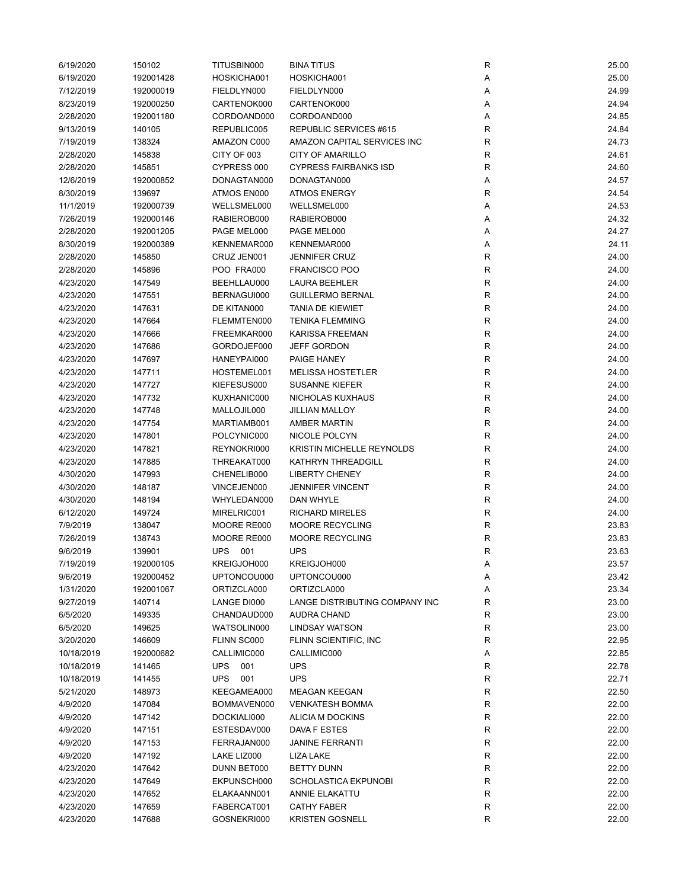| | | | | | |
|---|---|---|---|---|---|
| 6/19/2020 | 150102 | TITUSBIN000 | BINA TITUS | R | 25.00 |
| 6/19/2020 | 192001428 | HOSKICHA001 | HOSKICHA001 | A | 25.00 |
| 7/12/2019 | 192000019 | FIELDLYN000 | FIELDLYN000 | A | 24.99 |
| 8/23/2019 | 192000250 | CARTENOK000 | CARTENOK000 | A | 24.94 |
| 2/28/2020 | 192001180 | CORDOAND000 | CORDOAND000 | A | 24.85 |
| 9/13/2019 | 140105 | REPUBLIC005 | REPUBLIC SERVICES #615 | R | 24.84 |
| 7/19/2019 | 138324 | AMAZON C000 | AMAZON CAPITAL SERVICES INC | R | 24.73 |
| 2/28/2020 | 145838 | CITY OF 003 | CITY OF AMARILLO | R | 24.61 |
| 2/28/2020 | 145851 | CYPRESS 000 | CYPRESS FAIRBANKS ISD | R | 24.60 |
| 12/6/2019 | 192000852 | DONAGTAN000 | DONAGTAN000 | A | 24.57 |
| 8/30/2019 | 139697 | ATMOS EN000 | ATMOS ENERGY | R | 24.54 |
| 11/1/2019 | 192000739 | WELLSMEL000 | WELLSMEL000 | A | 24.53 |
| 7/26/2019 | 192000146 | RABIEROB000 | RABIEROB000 | A | 24.32 |
| 2/28/2020 | 192001205 | PAGE MEL000 | PAGE MEL000 | A | 24.27 |
| 8/30/2019 | 192000389 | KENNEMAR000 | KENNEMAR000 | A | 24.11 |
| 2/28/2020 | 145850 | CRUZ JEN001 | JENNIFER CRUZ | R | 24.00 |
| 2/28/2020 | 145896 | POO FRA000 | FRANCISCO POO | R | 24.00 |
| 4/23/2020 | 147549 | BEEHLLAU000 | LAURA BEEHLER | R | 24.00 |
| 4/23/2020 | 147551 | BERNAGUI000 | GUILLERMO BERNAL | R | 24.00 |
| 4/23/2020 | 147631 | DE KITAN000 | TANIA DE KIEWIET | R | 24.00 |
| 4/23/2020 | 147664 | FLEMMTEN000 | TENIKA FLEMMING | R | 24.00 |
| 4/23/2020 | 147666 | FREEMKAR000 | KARISSA FREEMAN | R | 24.00 |
| 4/23/2020 | 147686 | GORDOJEF000 | JEFF GORDON | R | 24.00 |
| 4/23/2020 | 147697 | HANEYPAI000 | PAIGE HANEY | R | 24.00 |
| 4/23/2020 | 147711 | HOSTEMEL001 | MELISSA HOSTETLER | R | 24.00 |
| 4/23/2020 | 147727 | KIEFESUS000 | SUSANNE KIEFER | R | 24.00 |
| 4/23/2020 | 147732 | KUXHANIC000 | NICHOLAS KUXHAUS | R | 24.00 |
| 4/23/2020 | 147748 | MALLOJIL000 | JILLIAN MALLOY | R | 24.00 |
| 4/23/2020 | 147754 | MARTIAMB001 | AMBER MARTIN | R | 24.00 |
| 4/23/2020 | 147801 | POLCYNIC000 | NICOLE POLCYN | R | 24.00 |
| 4/23/2020 | 147821 | REYNOKRI000 | KRISTIN MICHELLE REYNOLDS | R | 24.00 |
| 4/23/2020 | 147885 | THREAKAT000 | KATHRYN THREADGILL | R | 24.00 |
| 4/30/2020 | 147993 | CHENELIB000 | LIBERTY CHENEY | R | 24.00 |
| 4/30/2020 | 148187 | VINCEJEN000 | JENNIFER VINCENT | R | 24.00 |
| 4/30/2020 | 148194 | WHYLEDAN000 | DAN WHYLE | R | 24.00 |
| 6/12/2020 | 149724 | MIRELRIC001 | RICHARD MIRELES | R | 24.00 |
| 7/9/2019 | 138047 | MOORE RE000 | MOORE RECYCLING | R | 23.83 |
| 7/26/2019 | 138743 | MOORE RE000 | MOORE RECYCLING | R | 23.83 |
| 9/6/2019 | 139901 | UPS 001 | UPS | R | 23.63 |
| 7/19/2019 | 192000105 | KREIGJOH000 | KREIGJOH000 | A | 23.57 |
| 9/6/2019 | 192000452 | UPTONCOU000 | UPTONCOU000 | A | 23.42 |
| 1/31/2020 | 192001067 | ORTIZCLA000 | ORTIZCLA000 | A | 23.34 |
| 9/27/2019 | 140714 | LANGE DI000 | LANGE DISTRIBUTING COMPANY INC | R | 23.00 |
| 6/5/2020 | 149335 | CHANDAUD000 | AUDRA CHAND | R | 23.00 |
| 6/5/2020 | 149625 | WATSOLIN000 | LINDSAY WATSON | R | 23.00 |
| 3/20/2020 | 146609 | FLINN SC000 | FLINN SCIENTIFIC, INC | R | 22.95 |
| 10/18/2019 | 192000682 | CALLIMIC000 | CALLIMIC000 | A | 22.85 |
| 10/18/2019 | 141465 | UPS 001 | UPS | R | 22.78 |
| 10/18/2019 | 141455 | UPS 001 | UPS | R | 22.71 |
| 5/21/2020 | 148973 | KEEGAMEA000 | MEAGAN KEEGAN | R | 22.50 |
| 4/9/2020 | 147084 | BOMMAVEN000 | VENKATESH BOMMA | R | 22.00 |
| 4/9/2020 | 147142 | DOCKIALI000 | ALICIA M DOCKINS | R | 22.00 |
| 4/9/2020 | 147151 | ESTESDAV000 | DAVA F ESTES | R | 22.00 |
| 4/9/2020 | 147153 | FERRAJAN000 | JANINE FERRANTI | R | 22.00 |
| 4/9/2020 | 147192 | LAKE LIZ000 | LIZA LAKE | R | 22.00 |
| 4/23/2020 | 147642 | DUNN BET000 | BETTY DUNN | R | 22.00 |
| 4/23/2020 | 147649 | EKPUNSCH000 | SCHOLASTICA EKPUNOBI | R | 22.00 |
| 4/23/2020 | 147652 | ELAKAANN001 | ANNIE ELAKATTU | R | 22.00 |
| 4/23/2020 | 147659 | FABERCAT001 | CATHY FABER | R | 22.00 |
| 4/23/2020 | 147688 | GOSNEKRI000 | KRISTEN GOSNELL | R | 22.00 |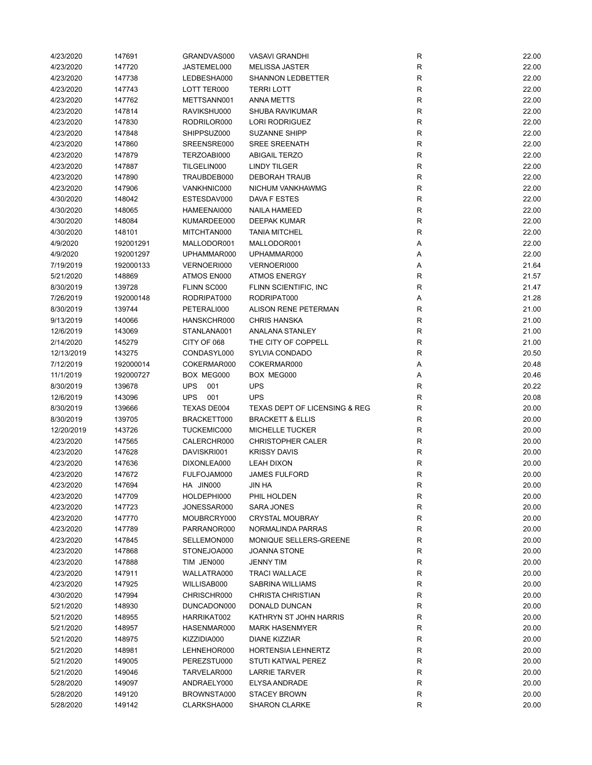| | | | | | |
|---|---|---|---|---|---|
| 4/23/2020 | 147691 | GRANDVAS000 | VASAVI GRANDHI | R | 22.00 |
| 4/23/2020 | 147720 | JASTEMEL000 | MELISSA JASTER | R | 22.00 |
| 4/23/2020 | 147738 | LEDBESHA000 | SHANNON LEDBETTER | R | 22.00 |
| 4/23/2020 | 147743 | LOTT TER000 | TERRI LOTT | R | 22.00 |
| 4/23/2020 | 147762 | METTSANN001 | ANNA METTS | R | 22.00 |
| 4/23/2020 | 147814 | RAVIKSHU000 | SHUBA RAVIKUMAR | R | 22.00 |
| 4/23/2020 | 147830 | RODRILOR000 | LORI RODRIGUEZ | R | 22.00 |
| 4/23/2020 | 147848 | SHIPPSUZ000 | SUZANNE SHIPP | R | 22.00 |
| 4/23/2020 | 147860 | SREENSRE000 | SREE SREENATH | R | 22.00 |
| 4/23/2020 | 147879 | TERZOABI000 | ABIGAIL TERZO | R | 22.00 |
| 4/23/2020 | 147887 | TILGELIN000 | LINDY TILGER | R | 22.00 |
| 4/23/2020 | 147890 | TRAUBDEB000 | DEBORAH TRAUB | R | 22.00 |
| 4/23/2020 | 147906 | VANKHNIC000 | NICHUM VANKHAWMG | R | 22.00 |
| 4/30/2020 | 148042 | ESTESDAV000 | DAVA F ESTES | R | 22.00 |
| 4/30/2020 | 148065 | HAMEENAI000 | NAILA HAMEED | R | 22.00 |
| 4/30/2020 | 148084 | KUMARDEE000 | DEEPAK KUMAR | R | 22.00 |
| 4/30/2020 | 148101 | MITCHTAN000 | TANIA MITCHEL | R | 22.00 |
| 4/9/2020 | 192001291 | MALLODOR001 | MALLODOR001 | A | 22.00 |
| 4/9/2020 | 192001297 | UPHAMMAR000 | UPHAMMAR000 | A | 22.00 |
| 7/19/2019 | 192000133 | VERNOERI000 | VERNOERI000 | A | 21.64 |
| 5/21/2020 | 148869 | ATMOS EN000 | ATMOS ENERGY | R | 21.57 |
| 8/30/2019 | 139728 | FLINN SC000 | FLINN SCIENTIFIC, INC | R | 21.47 |
| 7/26/2019 | 192000148 | RODRIPAT000 | RODRIPAT000 | A | 21.28 |
| 8/30/2019 | 139744 | PETERALI000 | ALISON RENE PETERMAN | R | 21.00 |
| 9/13/2019 | 140066 | HANSKCHR000 | CHRIS HANSKA | R | 21.00 |
| 12/6/2019 | 143069 | STANLANA001 | ANALANA STANLEY | R | 21.00 |
| 2/14/2020 | 145279 | CITY OF 068 | THE CITY OF COPPELL | R | 21.00 |
| 12/13/2019 | 143275 | CONDASYL000 | SYLVIA CONDADO | R | 20.50 |
| 7/12/2019 | 192000014 | COKERMAR000 | COKERMAR000 | A | 20.48 |
| 11/1/2019 | 192000727 | BOX MEG000 | BOX MEG000 | A | 20.46 |
| 8/30/2019 | 139678 | UPS 001 | UPS | R | 20.22 |
| 12/6/2019 | 143096 | UPS 001 | UPS | R | 20.08 |
| 8/30/2019 | 139666 | TEXAS DE004 | TEXAS DEPT OF LICENSING & REG | R | 20.00 |
| 8/30/2019 | 139705 | BRACKETT000 | BRACKETT & ELLIS | R | 20.00 |
| 12/20/2019 | 143726 | TUCKEMIC000 | MICHELLE TUCKER | R | 20.00 |
| 4/23/2020 | 147565 | CALERCHR000 | CHRISTOPHER CALER | R | 20.00 |
| 4/23/2020 | 147628 | DAVISKRI001 | KRISSY DAVIS | R | 20.00 |
| 4/23/2020 | 147636 | DIXONLEA000 | LEAH DIXON | R | 20.00 |
| 4/23/2020 | 147672 | FULFOJAM000 | JAMES FULFORD | R | 20.00 |
| 4/23/2020 | 147694 | HA JIN000 | JIN HA | R | 20.00 |
| 4/23/2020 | 147709 | HOLDEPHI000 | PHIL HOLDEN | R | 20.00 |
| 4/23/2020 | 147723 | JONESSAR000 | SARA JONES | R | 20.00 |
| 4/23/2020 | 147770 | MOUBRCRY000 | CRYSTAL MOUBRAY | R | 20.00 |
| 4/23/2020 | 147789 | PARRANOR000 | NORMALINDA PARRAS | R | 20.00 |
| 4/23/2020 | 147845 | SELLEMON000 | MONIQUE SELLERS-GREENE | R | 20.00 |
| 4/23/2020 | 147868 | STONEJOA000 | JOANNA STONE | R | 20.00 |
| 4/23/2020 | 147888 | TIM JEN000 | JENNY TIM | R | 20.00 |
| 4/23/2020 | 147911 | WALLATRA000 | TRACI WALLACE | R | 20.00 |
| 4/23/2020 | 147925 | WILLISAB000 | SABRINA WILLIAMS | R | 20.00 |
| 4/30/2020 | 147994 | CHRISCHR000 | CHRISTA CHRISTIAN | R | 20.00 |
| 5/21/2020 | 148930 | DUNCADON000 | DONALD DUNCAN | R | 20.00 |
| 5/21/2020 | 148955 | HARRIKAT002 | KATHRYN ST JOHN HARRIS | R | 20.00 |
| 5/21/2020 | 148957 | HASENMAR000 | MARK HASENMYER | R | 20.00 |
| 5/21/2020 | 148975 | KIZZIDIA000 | DIANE KIZZIAR | R | 20.00 |
| 5/21/2020 | 148981 | LEHNEHOR000 | HORTENSIA LEHNERTZ | R | 20.00 |
| 5/21/2020 | 149005 | PEREZSTU000 | STUTI KATWAL PEREZ | R | 20.00 |
| 5/21/2020 | 149046 | TARVELAR000 | LARRIE TARVER | R | 20.00 |
| 5/28/2020 | 149097 | ANDRAELY000 | ELYSA ANDRADE | R | 20.00 |
| 5/28/2020 | 149120 | BROWNSTA000 | STACEY BROWN | R | 20.00 |
| 5/28/2020 | 149142 | CLARKSHA000 | SHARON CLARKE | R | 20.00 |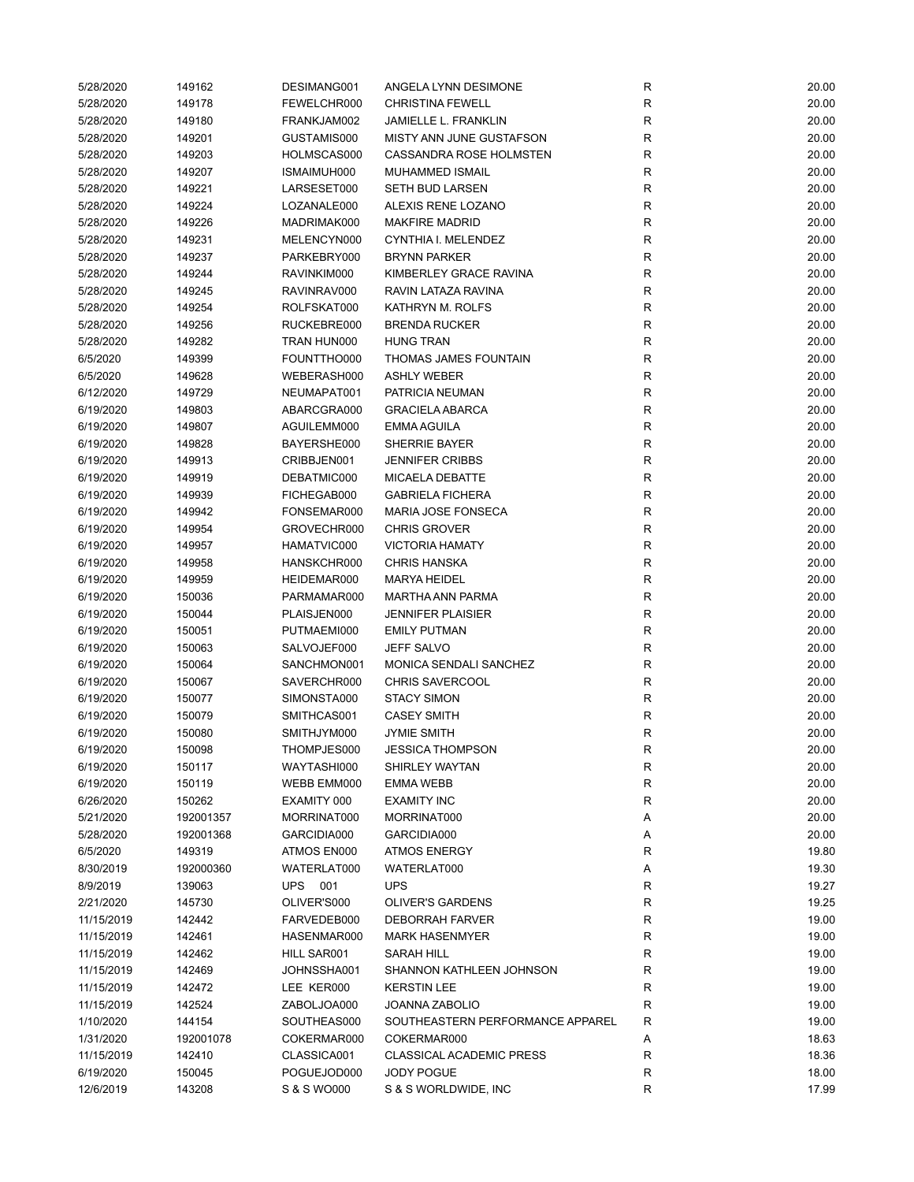| | | | | | |
|---|---|---|---|---|---|
| 5/28/2020 | 149162 | DESIMANG001 | ANGELA LYNN DESIMONE | R | 20.00 |
| 5/28/2020 | 149178 | FEWELCHR000 | CHRISTINA FEWELL | R | 20.00 |
| 5/28/2020 | 149180 | FRANKJAM002 | JAMIELLE L. FRANKLIN | R | 20.00 |
| 5/28/2020 | 149201 | GUSTAMIS000 | MISTY ANN JUNE GUSTAFSON | R | 20.00 |
| 5/28/2020 | 149203 | HOLMSCAS000 | CASSANDRA ROSE HOLMSTEN | R | 20.00 |
| 5/28/2020 | 149207 | ISMAIMUH000 | MUHAMMED ISMAIL | R | 20.00 |
| 5/28/2020 | 149221 | LARSESET000 | SETH BUD LARSEN | R | 20.00 |
| 5/28/2020 | 149224 | LOZANALE000 | ALEXIS RENE LOZANO | R | 20.00 |
| 5/28/2020 | 149226 | MADRIMAK000 | MAKFIRE MADRID | R | 20.00 |
| 5/28/2020 | 149231 | MELENCYN000 | CYNTHIA I. MELENDEZ | R | 20.00 |
| 5/28/2020 | 149237 | PARKEBRY000 | BRYNN PARKER | R | 20.00 |
| 5/28/2020 | 149244 | RAVINKIM000 | KIMBERLEY GRACE RAVINA | R | 20.00 |
| 5/28/2020 | 149245 | RAVINRAV000 | RAVIN LATAZA RAVINA | R | 20.00 |
| 5/28/2020 | 149254 | ROLFSKAT000 | KATHRYN M. ROLFS | R | 20.00 |
| 5/28/2020 | 149256 | RUCKEBRE000 | BRENDA RUCKER | R | 20.00 |
| 5/28/2020 | 149282 | TRAN HUN000 | HUNG TRAN | R | 20.00 |
| 6/5/2020 | 149399 | FOUNTTHO000 | THOMAS JAMES FOUNTAIN | R | 20.00 |
| 6/5/2020 | 149628 | WEBERASH000 | ASHLY WEBER | R | 20.00 |
| 6/12/2020 | 149729 | NEUMAPAT001 | PATRICIA NEUMAN | R | 20.00 |
| 6/19/2020 | 149803 | ABARCGRA000 | GRACIELA ABARCA | R | 20.00 |
| 6/19/2020 | 149807 | AGUILEMM000 | EMMA AGUILA | R | 20.00 |
| 6/19/2020 | 149828 | BAYERSHE000 | SHERRIE BAYER | R | 20.00 |
| 6/19/2020 | 149913 | CRIBBJEN001 | JENNIFER CRIBBS | R | 20.00 |
| 6/19/2020 | 149919 | DEBATMIC000 | MICAELA DEBATTE | R | 20.00 |
| 6/19/2020 | 149939 | FICHEGAB000 | GABRIELA FICHERA | R | 20.00 |
| 6/19/2020 | 149942 | FONSEMAR000 | MARIA JOSE FONSECA | R | 20.00 |
| 6/19/2020 | 149954 | GROVECHR000 | CHRIS GROVER | R | 20.00 |
| 6/19/2020 | 149957 | HAMATVIC000 | VICTORIA HAMATY | R | 20.00 |
| 6/19/2020 | 149958 | HANSKCHR000 | CHRIS HANSKA | R | 20.00 |
| 6/19/2020 | 149959 | HEIDEMAR000 | MARYA HEIDEL | R | 20.00 |
| 6/19/2020 | 150036 | PARMAMAR000 | MARTHA ANN PARMA | R | 20.00 |
| 6/19/2020 | 150044 | PLAISJEN000 | JENNIFER PLAISIER | R | 20.00 |
| 6/19/2020 | 150051 | PUTMAEMI000 | EMILY PUTMAN | R | 20.00 |
| 6/19/2020 | 150063 | SALVOJEF000 | JEFF SALVO | R | 20.00 |
| 6/19/2020 | 150064 | SANCHMON001 | MONICA SENDALI SANCHEZ | R | 20.00 |
| 6/19/2020 | 150067 | SAVERCHR000 | CHRIS SAVERCOOL | R | 20.00 |
| 6/19/2020 | 150077 | SIMONSTA000 | STACY SIMON | R | 20.00 |
| 6/19/2020 | 150079 | SMITHCAS001 | CASEY SMITH | R | 20.00 |
| 6/19/2020 | 150080 | SMITHJYM000 | JYMIE SMITH | R | 20.00 |
| 6/19/2020 | 150098 | THOMPJES000 | JESSICA THOMPSON | R | 20.00 |
| 6/19/2020 | 150117 | WAYTASHI000 | SHIRLEY WAYTAN | R | 20.00 |
| 6/19/2020 | 150119 | WEBB EMM000 | EMMA WEBB | R | 20.00 |
| 6/26/2020 | 150262 | EXAMITY 000 | EXAMITY INC | R | 20.00 |
| 5/21/2020 | 192001357 | MORRINAT000 | MORRINAT000 | A | 20.00 |
| 5/28/2020 | 192001368 | GARCIDIA000 | GARCIDIA000 | A | 20.00 |
| 6/5/2020 | 149319 | ATMOS EN000 | ATMOS ENERGY | R | 19.80 |
| 8/30/2019 | 192000360 | WATERLAT000 | WATERLAT000 | A | 19.30 |
| 8/9/2019 | 139063 | UPS 001 | UPS | R | 19.27 |
| 2/21/2020 | 145730 | OLIVER'S000 | OLIVER'S GARDENS | R | 19.25 |
| 11/15/2019 | 142442 | FARVEDEB000 | DEBORRAH FARVER | R | 19.00 |
| 11/15/2019 | 142461 | HASENMAR000 | MARK HASENMYER | R | 19.00 |
| 11/15/2019 | 142462 | HILL SAR001 | SARAH HILL | R | 19.00 |
| 11/15/2019 | 142469 | JOHNSSHA001 | SHANNON KATHLEEN JOHNSON | R | 19.00 |
| 11/15/2019 | 142472 | LEE KER000 | KERSTIN LEE | R | 19.00 |
| 11/15/2019 | 142524 | ZABOLJOA000 | JOANNA ZABOLIO | R | 19.00 |
| 1/10/2020 | 144154 | SOUTHEAS000 | SOUTHEASTERN PERFORMANCE APPAREL | R | 19.00 |
| 1/31/2020 | 192001078 | COKERMAR000 | COKERMAR000 | A | 18.63 |
| 11/15/2019 | 142410 | CLASSICA001 | CLASSICAL ACADEMIC PRESS | R | 18.36 |
| 6/19/2020 | 150045 | POGUEJOD000 | JODY POGUE | R | 18.00 |
| 12/6/2019 | 143208 | S & S WO000 | S & S WORLDWIDE, INC | R | 17.99 |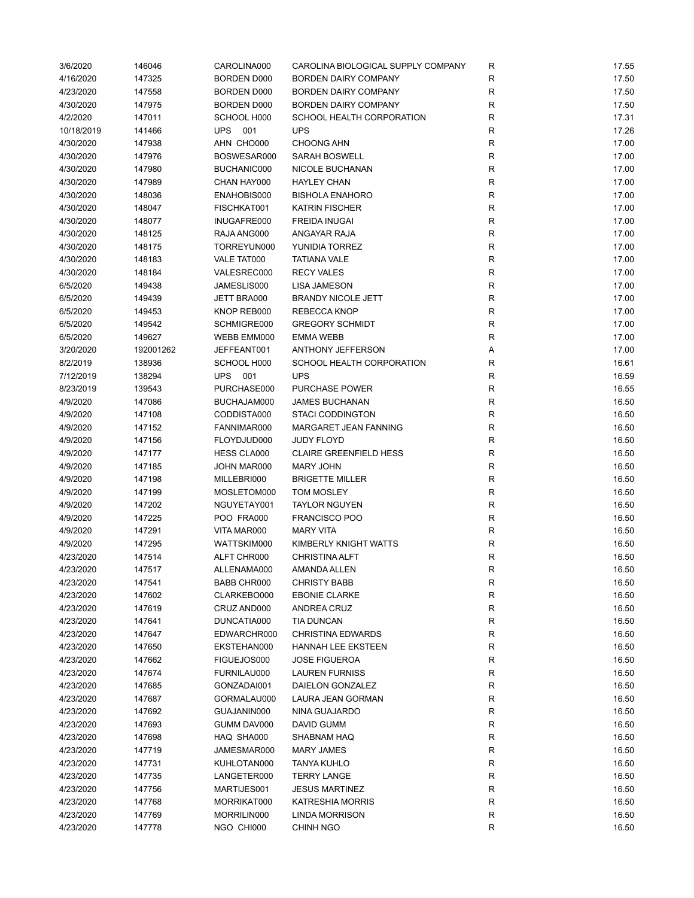| | | | | | |
|---|---|---|---|---|---|
| 3/6/2020 | 146046 | CAROLINA000 | CAROLINA BIOLOGICAL SUPPLY COMPANY | R | 17.55 |
| 4/16/2020 | 147325 | BORDEN D000 | BORDEN DAIRY COMPANY | R | 17.50 |
| 4/23/2020 | 147558 | BORDEN D000 | BORDEN DAIRY COMPANY | R | 17.50 |
| 4/30/2020 | 147975 | BORDEN D000 | BORDEN DAIRY COMPANY | R | 17.50 |
| 4/2/2020 | 147011 | SCHOOL H000 | SCHOOL HEALTH CORPORATION | R | 17.31 |
| 10/18/2019 | 141466 | UPS 001 | UPS | R | 17.26 |
| 4/30/2020 | 147938 | AHN CHO000 | CHOONG AHN | R | 17.00 |
| 4/30/2020 | 147976 | BOSWESAR000 | SARAH BOSWELL | R | 17.00 |
| 4/30/2020 | 147980 | BUCHANIC000 | NICOLE BUCHANAN | R | 17.00 |
| 4/30/2020 | 147989 | CHAN HAY000 | HAYLEY CHAN | R | 17.00 |
| 4/30/2020 | 148036 | ENAHOBIS000 | BISHOLA ENAHORO | R | 17.00 |
| 4/30/2020 | 148047 | FISCHKAT001 | KATRIN FISCHER | R | 17.00 |
| 4/30/2020 | 148077 | INUGAFRE000 | FREIDA INUGAI | R | 17.00 |
| 4/30/2020 | 148125 | RAJA ANG000 | ANGAYAR RAJA | R | 17.00 |
| 4/30/2020 | 148175 | TORREYUN000 | YUNIDIA TORREZ | R | 17.00 |
| 4/30/2020 | 148183 | VALE TAT000 | TATIANA VALE | R | 17.00 |
| 4/30/2020 | 148184 | VALESREC000 | RECY VALES | R | 17.00 |
| 6/5/2020 | 149438 | JAMESLIS000 | LISA JAMESON | R | 17.00 |
| 6/5/2020 | 149439 | JETT BRA000 | BRANDY NICOLE JETT | R | 17.00 |
| 6/5/2020 | 149453 | KNOP REB000 | REBECCA KNOP | R | 17.00 |
| 6/5/2020 | 149542 | SCHMIGRE000 | GREGORY SCHMIDT | R | 17.00 |
| 6/5/2020 | 149627 | WEBB EMM000 | EMMA WEBB | R | 17.00 |
| 3/20/2020 | 192001262 | JEFFEANT001 | ANTHONY JEFFERSON | A | 17.00 |
| 8/2/2019 | 138936 | SCHOOL H000 | SCHOOL HEALTH CORPORATION | R | 16.61 |
| 7/12/2019 | 138294 | UPS 001 | UPS | R | 16.59 |
| 8/23/2019 | 139543 | PURCHASE000 | PURCHASE POWER | R | 16.55 |
| 4/9/2020 | 147086 | BUCHAJAM000 | JAMES BUCHANAN | R | 16.50 |
| 4/9/2020 | 147108 | CODDISTA000 | STACI CODDINGTON | R | 16.50 |
| 4/9/2020 | 147152 | FANNIMAR000 | MARGARET JEAN FANNING | R | 16.50 |
| 4/9/2020 | 147156 | FLOYDJUD000 | JUDY FLOYD | R | 16.50 |
| 4/9/2020 | 147177 | HESS CLA000 | CLAIRE GREENFIELD HESS | R | 16.50 |
| 4/9/2020 | 147185 | JOHN MAR000 | MARY JOHN | R | 16.50 |
| 4/9/2020 | 147198 | MILLEBRI000 | BRIGETTE MILLER | R | 16.50 |
| 4/9/2020 | 147199 | MOSLETOM000 | TOM MOSLEY | R | 16.50 |
| 4/9/2020 | 147202 | NGUYETAY001 | TAYLOR NGUYEN | R | 16.50 |
| 4/9/2020 | 147225 | POO FRA000 | FRANCISCO POO | R | 16.50 |
| 4/9/2020 | 147291 | VITA MAR000 | MARY VITA | R | 16.50 |
| 4/9/2020 | 147295 | WATTSKIM000 | KIMBERLY KNIGHT WATTS | R | 16.50 |
| 4/23/2020 | 147514 | ALFT CHR000 | CHRISTINA ALFT | R | 16.50 |
| 4/23/2020 | 147517 | ALLENAMA000 | AMANDA ALLEN | R | 16.50 |
| 4/23/2020 | 147541 | BABB CHR000 | CHRISTY BABB | R | 16.50 |
| 4/23/2020 | 147602 | CLARKEBO000 | EBONIE CLARKE | R | 16.50 |
| 4/23/2020 | 147619 | CRUZ AND000 | ANDREA CRUZ | R | 16.50 |
| 4/23/2020 | 147641 | DUNCATIA000 | TIA DUNCAN | R | 16.50 |
| 4/23/2020 | 147647 | EDWARCHR000 | CHRISTINA EDWARDS | R | 16.50 |
| 4/23/2020 | 147650 | EKSTEHAN000 | HANNAH LEE EKSTEEN | R | 16.50 |
| 4/23/2020 | 147662 | FIGUEJOS000 | JOSE FIGUEROA | R | 16.50 |
| 4/23/2020 | 147674 | FURNILAU000 | LAUREN FURNISS | R | 16.50 |
| 4/23/2020 | 147685 | GONZADAI001 | DAIELON GONZALEZ | R | 16.50 |
| 4/23/2020 | 147687 | GORMALAU000 | LAURA JEAN GORMAN | R | 16.50 |
| 4/23/2020 | 147692 | GUAJANIN000 | NINA GUAJARDO | R | 16.50 |
| 4/23/2020 | 147693 | GUMM DAV000 | DAVID GUMM | R | 16.50 |
| 4/23/2020 | 147698 | HAQ SHA000 | SHABNAM HAQ | R | 16.50 |
| 4/23/2020 | 147719 | JAMESMAR000 | MARY JAMES | R | 16.50 |
| 4/23/2020 | 147731 | KUHLOTAN000 | TANYA KUHLO | R | 16.50 |
| 4/23/2020 | 147735 | LANGETER000 | TERRY LANGE | R | 16.50 |
| 4/23/2020 | 147756 | MARTIJES001 | JESUS MARTINEZ | R | 16.50 |
| 4/23/2020 | 147768 | MORRIKAT000 | KATRESHIA MORRIS | R | 16.50 |
| 4/23/2020 | 147769 | MORRILIN000 | LINDA MORRISON | R | 16.50 |
| 4/23/2020 | 147778 | NGO CHI000 | CHINH NGO | R | 16.50 |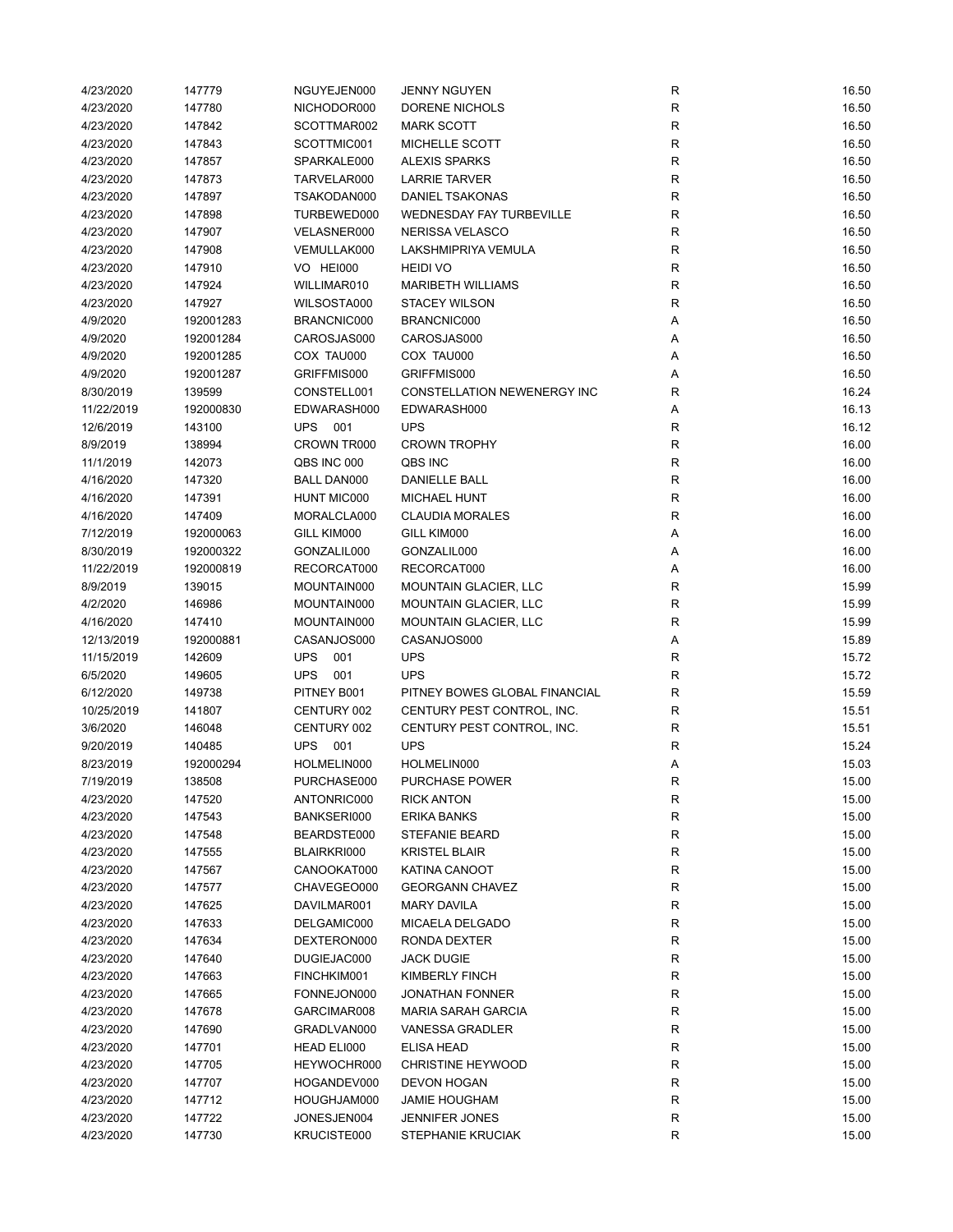| | | | | | |
|---|---|---|---|---|---|
| 4/23/2020 | 147779 | NGUYEJEN000 | JENNY NGUYEN | R | 16.50 |
| 4/23/2020 | 147780 | NICHODOR000 | DORENE NICHOLS | R | 16.50 |
| 4/23/2020 | 147842 | SCOTTMAR002 | MARK SCOTT | R | 16.50 |
| 4/23/2020 | 147843 | SCOTTMIC001 | MICHELLE SCOTT | R | 16.50 |
| 4/23/2020 | 147857 | SPARKALE000 | ALEXIS SPARKS | R | 16.50 |
| 4/23/2020 | 147873 | TARVELAR000 | LARRIE TARVER | R | 16.50 |
| 4/23/2020 | 147897 | TSAKODAN000 | DANIEL TSAKONAS | R | 16.50 |
| 4/23/2020 | 147898 | TURBEWED000 | WEDNESDAY FAY TURBEVILLE | R | 16.50 |
| 4/23/2020 | 147907 | VELASNER000 | NERISSA VELASCO | R | 16.50 |
| 4/23/2020 | 147908 | VEMULLAK000 | LAKSHMIPRIYA VEMULA | R | 16.50 |
| 4/23/2020 | 147910 | VO HEI000 | HEIDI VO | R | 16.50 |
| 4/23/2020 | 147924 | WILLIMAR010 | MARIBETH WILLIAMS | R | 16.50 |
| 4/23/2020 | 147927 | WILSOSTA000 | STACEY WILSON | R | 16.50 |
| 4/9/2020 | 192001283 | BRANCNIC000 | BRANCNIC000 | A | 16.50 |
| 4/9/2020 | 192001284 | CAROSJAS000 | CAROSJAS000 | A | 16.50 |
| 4/9/2020 | 192001285 | COX TAU000 | COX TAU000 | A | 16.50 |
| 4/9/2020 | 192001287 | GRIFFMIS000 | GRIFFMIS000 | A | 16.50 |
| 8/30/2019 | 139599 | CONSTELL001 | CONSTELLATION NEWENERGY INC | R | 16.24 |
| 11/22/2019 | 192000830 | EDWARASH000 | EDWARASH000 | A | 16.13 |
| 12/6/2019 | 143100 | UPS 001 | UPS | R | 16.12 |
| 8/9/2019 | 138994 | CROWN TR000 | CROWN TROPHY | R | 16.00 |
| 11/1/2019 | 142073 | QBS INC 000 | QBS INC | R | 16.00 |
| 4/16/2020 | 147320 | BALL DAN000 | DANIELLE BALL | R | 16.00 |
| 4/16/2020 | 147391 | HUNT MIC000 | MICHAEL HUNT | R | 16.00 |
| 4/16/2020 | 147409 | MORALCLA000 | CLAUDIA MORALES | R | 16.00 |
| 7/12/2019 | 192000063 | GILL KIM000 | GILL KIM000 | A | 16.00 |
| 8/30/2019 | 192000322 | GONZALIL000 | GONZALIL000 | A | 16.00 |
| 11/22/2019 | 192000819 | RECORCAT000 | RECORCAT000 | A | 16.00 |
| 8/9/2019 | 139015 | MOUNTAIN000 | MOUNTAIN GLACIER, LLC | R | 15.99 |
| 4/2/2020 | 146986 | MOUNTAIN000 | MOUNTAIN GLACIER, LLC | R | 15.99 |
| 4/16/2020 | 147410 | MOUNTAIN000 | MOUNTAIN GLACIER, LLC | R | 15.99 |
| 12/13/2019 | 192000881 | CASANJOS000 | CASANJOS000 | A | 15.89 |
| 11/15/2019 | 142609 | UPS 001 | UPS | R | 15.72 |
| 6/5/2020 | 149605 | UPS 001 | UPS | R | 15.72 |
| 6/12/2020 | 149738 | PITNEY B001 | PITNEY BOWES GLOBAL FINANCIAL | R | 15.59 |
| 10/25/2019 | 141807 | CENTURY 002 | CENTURY PEST CONTROL, INC. | R | 15.51 |
| 3/6/2020 | 146048 | CENTURY 002 | CENTURY PEST CONTROL, INC. | R | 15.51 |
| 9/20/2019 | 140485 | UPS 001 | UPS | R | 15.24 |
| 8/23/2019 | 192000294 | HOLMELIN000 | HOLMELIN000 | A | 15.03 |
| 7/19/2019 | 138508 | PURCHASE000 | PURCHASE POWER | R | 15.00 |
| 4/23/2020 | 147520 | ANTONRIC000 | RICK ANTON | R | 15.00 |
| 4/23/2020 | 147543 | BANKSERI000 | ERIKA BANKS | R | 15.00 |
| 4/23/2020 | 147548 | BEARDSTE000 | STEFANIE BEARD | R | 15.00 |
| 4/23/2020 | 147555 | BLAIRKRI000 | KRISTEL BLAIR | R | 15.00 |
| 4/23/2020 | 147567 | CANOOKAT000 | KATINA CANOOT | R | 15.00 |
| 4/23/2020 | 147577 | CHAVEGEO000 | GEORGANN CHAVEZ | R | 15.00 |
| 4/23/2020 | 147625 | DAVILMAR001 | MARY DAVILA | R | 15.00 |
| 4/23/2020 | 147633 | DELGAMIC000 | MICAELA DELGADO | R | 15.00 |
| 4/23/2020 | 147634 | DEXTERON000 | RONDA DEXTER | R | 15.00 |
| 4/23/2020 | 147640 | DUGIEJAC000 | JACK DUGIE | R | 15.00 |
| 4/23/2020 | 147663 | FINCHKIM001 | KIMBERLY FINCH | R | 15.00 |
| 4/23/2020 | 147665 | FONNEJON000 | JONATHAN FONNER | R | 15.00 |
| 4/23/2020 | 147678 | GARCIMAR008 | MARIA SARAH GARCIA | R | 15.00 |
| 4/23/2020 | 147690 | GRADLVAN000 | VANESSA GRADLER | R | 15.00 |
| 4/23/2020 | 147701 | HEAD ELI000 | ELISA HEAD | R | 15.00 |
| 4/23/2020 | 147705 | HEYWOCHR000 | CHRISTINE HEYWOOD | R | 15.00 |
| 4/23/2020 | 147707 | HOGANDEV000 | DEVON HOGAN | R | 15.00 |
| 4/23/2020 | 147712 | HOUGHJAM000 | JAMIE HOUGHAM | R | 15.00 |
| 4/23/2020 | 147722 | JONESJEN004 | JENNIFER JONES | R | 15.00 |
| 4/23/2020 | 147730 | KRUCISTE000 | STEPHANIE KRUCIAK | R | 15.00 |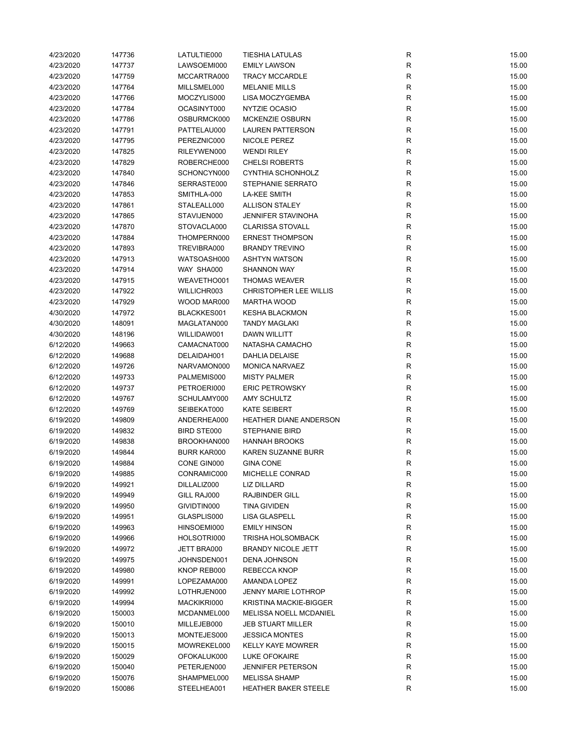| | | | | | |
|---|---|---|---|---|---|
| 4/23/2020 | 147736 | LATULTIE000 | TIESHIA LATULAS | R | 15.00 |
| 4/23/2020 | 147737 | LAWSOEMI000 | EMILY LAWSON | R | 15.00 |
| 4/23/2020 | 147759 | MCCARTRA000 | TRACY MCCARDLE | R | 15.00 |
| 4/23/2020 | 147764 | MILLSMEL000 | MELANIE MILLS | R | 15.00 |
| 4/23/2020 | 147766 | MOCZYLIS000 | LISA MOCZYGEMBA | R | 15.00 |
| 4/23/2020 | 147784 | OCASINYT000 | NYTZIE OCASIO | R | 15.00 |
| 4/23/2020 | 147786 | OSBURMCK000 | MCKENZIE OSBURN | R | 15.00 |
| 4/23/2020 | 147791 | PATTELAU000 | LAUREN PATTERSON | R | 15.00 |
| 4/23/2020 | 147795 | PEREZNIC000 | NICOLE PEREZ | R | 15.00 |
| 4/23/2020 | 147825 | RILEYWEN000 | WENDI RILEY | R | 15.00 |
| 4/23/2020 | 147829 | ROBERCHE000 | CHELSI ROBERTS | R | 15.00 |
| 4/23/2020 | 147840 | SCHONCYN000 | CYNTHIA SCHONHOLZ | R | 15.00 |
| 4/23/2020 | 147846 | SERRASTE000 | STEPHANIE SERRATO | R | 15.00 |
| 4/23/2020 | 147853 | SMITHLA-000 | LA-KEE SMITH | R | 15.00 |
| 4/23/2020 | 147861 | STALEALL000 | ALLISON STALEY | R | 15.00 |
| 4/23/2020 | 147865 | STAVIJEN000 | JENNIFER STAVINOHA | R | 15.00 |
| 4/23/2020 | 147870 | STOVACLA000 | CLARISSA STOVALL | R | 15.00 |
| 4/23/2020 | 147884 | THOMPERN000 | ERNEST THOMPSON | R | 15.00 |
| 4/23/2020 | 147893 | TREVIBRA000 | BRANDY TREVINO | R | 15.00 |
| 4/23/2020 | 147913 | WATSOASH000 | ASHTYN WATSON | R | 15.00 |
| 4/23/2020 | 147914 | WAY SHA000 | SHANNON WAY | R | 15.00 |
| 4/23/2020 | 147915 | WEAVETHO001 | THOMAS WEAVER | R | 15.00 |
| 4/23/2020 | 147922 | WILLICHR003 | CHRISTOPHER LEE WILLIS | R | 15.00 |
| 4/23/2020 | 147929 | WOOD MAR000 | MARTHA WOOD | R | 15.00 |
| 4/30/2020 | 147972 | BLACKKES001 | KESHA BLACKMON | R | 15.00 |
| 4/30/2020 | 148091 | MAGLATAN000 | TANDY MAGLAKI | R | 15.00 |
| 4/30/2020 | 148196 | WILLIDAW001 | DAWN WILLITT | R | 15.00 |
| 6/12/2020 | 149663 | CAMACNAT000 | NATASHA CAMACHO | R | 15.00 |
| 6/12/2020 | 149688 | DELAIDAH001 | DAHLIA DELAISE | R | 15.00 |
| 6/12/2020 | 149726 | NARVAMON000 | MONICA NARVAEZ | R | 15.00 |
| 6/12/2020 | 149733 | PALMEMIS000 | MISTY PALMER | R | 15.00 |
| 6/12/2020 | 149737 | PETROERI000 | ERIC PETROWSKY | R | 15.00 |
| 6/12/2020 | 149767 | SCHULAMY000 | AMY SCHULTZ | R | 15.00 |
| 6/12/2020 | 149769 | SEIBEKAT000 | KATE SEIBERT | R | 15.00 |
| 6/19/2020 | 149809 | ANDERHEA000 | HEATHER DIANE ANDERSON | R | 15.00 |
| 6/19/2020 | 149832 | BIRD STE000 | STEPHANIE BIRD | R | 15.00 |
| 6/19/2020 | 149838 | BROOKHAN000 | HANNAH BROOKS | R | 15.00 |
| 6/19/2020 | 149844 | BURR KAR000 | KAREN SUZANNE BURR | R | 15.00 |
| 6/19/2020 | 149884 | CONE GIN000 | GINA CONE | R | 15.00 |
| 6/19/2020 | 149885 | CONRAMIC000 | MICHELLE CONRAD | R | 15.00 |
| 6/19/2020 | 149921 | DILLALIZ000 | LIZ DILLARD | R | 15.00 |
| 6/19/2020 | 149949 | GILL RAJ000 | RAJBINDER GILL | R | 15.00 |
| 6/19/2020 | 149950 | GIVIDTIN000 | TINA GIVIDEN | R | 15.00 |
| 6/19/2020 | 149951 | GLASPLIS000 | LISA GLASPELL | R | 15.00 |
| 6/19/2020 | 149963 | HINSOEMI000 | EMILY HINSON | R | 15.00 |
| 6/19/2020 | 149966 | HOLSOTRI000 | TRISHA HOLSOMBACK | R | 15.00 |
| 6/19/2020 | 149972 | JETT BRA000 | BRANDY NICOLE JETT | R | 15.00 |
| 6/19/2020 | 149975 | JOHNSDEN001 | DENA JOHNSON | R | 15.00 |
| 6/19/2020 | 149980 | KNOP REB000 | REBECCA KNOP | R | 15.00 |
| 6/19/2020 | 149991 | LOPEZAMA000 | AMANDA LOPEZ | R | 15.00 |
| 6/19/2020 | 149992 | LOTHRJEN000 | JENNY MARIE LOTHROP | R | 15.00 |
| 6/19/2020 | 149994 | MACKIKRI000 | KRISTINA MACKIE-BIGGER | R | 15.00 |
| 6/19/2020 | 150003 | MCDANMEL000 | MELISSA NOELL MCDANIEL | R | 15.00 |
| 6/19/2020 | 150010 | MILLEJEB000 | JEB STUART MILLER | R | 15.00 |
| 6/19/2020 | 150013 | MONTEJES000 | JESSICA MONTES | R | 15.00 |
| 6/19/2020 | 150015 | MOWREKEL000 | KELLY KAYE MOWRER | R | 15.00 |
| 6/19/2020 | 150029 | OFOKALUK000 | LUKE OFOKAIRE | R | 15.00 |
| 6/19/2020 | 150040 | PETERJEN000 | JENNIFER PETERSON | R | 15.00 |
| 6/19/2020 | 150076 | SHAMPMEL000 | MELISSA SHAMP | R | 15.00 |
| 6/19/2020 | 150086 | STEELHEA001 | HEATHER BAKER STEELE | R | 15.00 |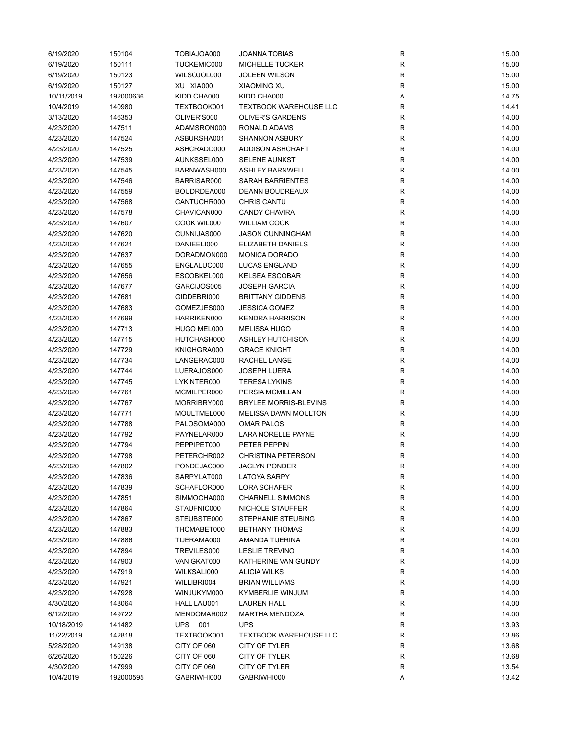| | | | | | |
|---|---|---|---|---|---|
| 6/19/2020 | 150104 | TOBIAJOA000 | JOANNA TOBIAS | R | 15.00 |
| 6/19/2020 | 150111 | TUCKEMIC000 | MICHELLE TUCKER | R | 15.00 |
| 6/19/2020 | 150123 | WILSOJOL000 | JOLEEN WILSON | R | 15.00 |
| 6/19/2020 | 150127 | XU XIA000 | XIAOMING XU | R | 15.00 |
| 10/11/2019 | 192000636 | KIDD CHA000 | KIDD CHA000 | A | 14.75 |
| 10/4/2019 | 140980 | TEXTBOOK001 | TEXTBOOK WAREHOUSE LLC | R | 14.41 |
| 3/13/2020 | 146353 | OLIVER'S000 | OLIVER'S GARDENS | R | 14.00 |
| 4/23/2020 | 147511 | ADAMSRON000 | RONALD ADAMS | R | 14.00 |
| 4/23/2020 | 147524 | ASBURSHA001 | SHANNON ASBURY | R | 14.00 |
| 4/23/2020 | 147525 | ASHCRADD000 | ADDISON ASHCRAFT | R | 14.00 |
| 4/23/2020 | 147539 | AUNKSSEL000 | SELENE AUNKST | R | 14.00 |
| 4/23/2020 | 147545 | BARNWASH000 | ASHLEY BARNWELL | R | 14.00 |
| 4/23/2020 | 147546 | BARRISAR000 | SARAH BARRIENTES | R | 14.00 |
| 4/23/2020 | 147559 | BOUDRDEA000 | DEANN BOUDREAUX | R | 14.00 |
| 4/23/2020 | 147568 | CANTUCHR000 | CHRIS CANTU | R | 14.00 |
| 4/23/2020 | 147578 | CHAVICAN000 | CANDY CHAVIRA | R | 14.00 |
| 4/23/2020 | 147607 | COOK WIL000 | WILLIAM COOK | R | 14.00 |
| 4/23/2020 | 147620 | CUNNIJAS000 | JASON CUNNINGHAM | R | 14.00 |
| 4/23/2020 | 147621 | DANIEELI000 | ELIZABETH DANIELS | R | 14.00 |
| 4/23/2020 | 147637 | DORADMON000 | MONICA DORADO | R | 14.00 |
| 4/23/2020 | 147655 | ENGLALUC000 | LUCAS ENGLAND | R | 14.00 |
| 4/23/2020 | 147656 | ESCOBKEL000 | KELSEA ESCOBAR | R | 14.00 |
| 4/23/2020 | 147677 | GARCIJOS005 | JOSEPH GARCIA | R | 14.00 |
| 4/23/2020 | 147681 | GIDDEBRI000 | BRITTANY GIDDENS | R | 14.00 |
| 4/23/2020 | 147683 | GOMEZJES000 | JESSICA GOMEZ | R | 14.00 |
| 4/23/2020 | 147699 | HARRIKEN000 | KENDRA HARRISON | R | 14.00 |
| 4/23/2020 | 147713 | HUGO MEL000 | MELISSA HUGO | R | 14.00 |
| 4/23/2020 | 147715 | HUTCHASH000 | ASHLEY HUTCHISON | R | 14.00 |
| 4/23/2020 | 147729 | KNIGHGRA000 | GRACE KNIGHT | R | 14.00 |
| 4/23/2020 | 147734 | LANGERAC000 | RACHEL LANGE | R | 14.00 |
| 4/23/2020 | 147744 | LUERAJOS000 | JOSEPH LUERA | R | 14.00 |
| 4/23/2020 | 147745 | LYKINTER000 | TERESA LYKINS | R | 14.00 |
| 4/23/2020 | 147761 | MCMILPER000 | PERSIA MCMILLAN | R | 14.00 |
| 4/23/2020 | 147767 | MORRIBRY000 | BRYLEE MORRIS-BLEVINS | R | 14.00 |
| 4/23/2020 | 147771 | MOULTMEL000 | MELISSA DAWN MOULTON | R | 14.00 |
| 4/23/2020 | 147788 | PALOSOMA000 | OMAR PALOS | R | 14.00 |
| 4/23/2020 | 147792 | PAYNELAR000 | LARA NORELLE PAYNE | R | 14.00 |
| 4/23/2020 | 147794 | PEPPIPET000 | PETER PEPPIN | R | 14.00 |
| 4/23/2020 | 147798 | PETERCHR002 | CHRISTINA PETERSON | R | 14.00 |
| 4/23/2020 | 147802 | PONDEJAC000 | JACLYN PONDER | R | 14.00 |
| 4/23/2020 | 147836 | SARPYLAT000 | LATOYA SARPY | R | 14.00 |
| 4/23/2020 | 147839 | SCHAFLOR000 | LORA SCHAFER | R | 14.00 |
| 4/23/2020 | 147851 | SIMMOCHA000 | CHARNELL SIMMONS | R | 14.00 |
| 4/23/2020 | 147864 | STAUFNIC000 | NICHOLE STAUFFER | R | 14.00 |
| 4/23/2020 | 147867 | STEUBSTE000 | STEPHANIE STEUBING | R | 14.00 |
| 4/23/2020 | 147883 | THOMABET000 | BETHANY THOMAS | R | 14.00 |
| 4/23/2020 | 147886 | TIJERAMA000 | AMANDA TIJERINA | R | 14.00 |
| 4/23/2020 | 147894 | TREVILES000 | LESLIE TREVINO | R | 14.00 |
| 4/23/2020 | 147903 | VAN GKAT000 | KATHERINE VAN GUNDY | R | 14.00 |
| 4/23/2020 | 147919 | WILKSALI000 | ALICIA WILKS | R | 14.00 |
| 4/23/2020 | 147921 | WILLIBRI004 | BRIAN WILLIAMS | R | 14.00 |
| 4/23/2020 | 147928 | WINJUKYM000 | KYMBERLIE WINJUM | R | 14.00 |
| 4/30/2020 | 148064 | HALL LAU001 | LAUREN HALL | R | 14.00 |
| 6/12/2020 | 149722 | MENDOMAR002 | MARTHA MENDOZA | R | 14.00 |
| 10/18/2019 | 141482 | UPS 001 | UPS | R | 13.93 |
| 11/22/2019 | 142818 | TEXTBOOK001 | TEXTBOOK WAREHOUSE LLC | R | 13.86 |
| 5/28/2020 | 149138 | CITY OF 060 | CITY OF TYLER | R | 13.68 |
| 6/26/2020 | 150226 | CITY OF 060 | CITY OF TYLER | R | 13.68 |
| 4/30/2020 | 147999 | CITY OF 060 | CITY OF TYLER | R | 13.54 |
| 10/4/2019 | 192000595 | GABRIWHI000 | GABRIWHI000 | A | 13.42 |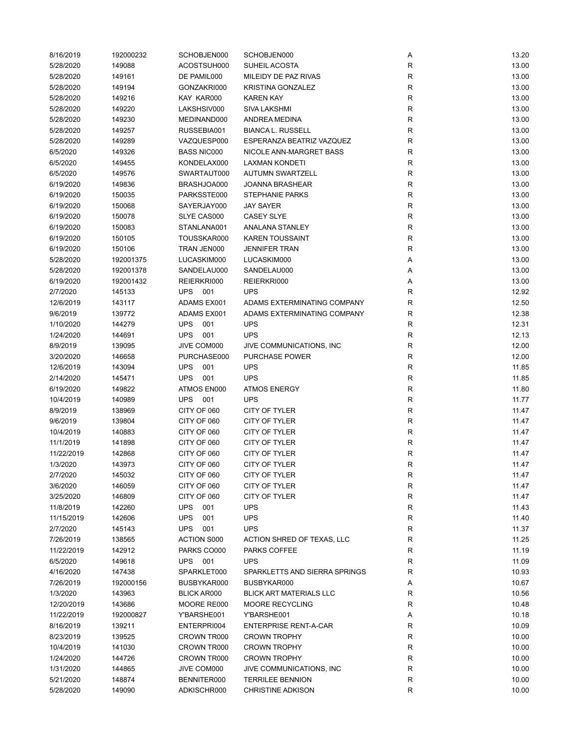| | | | | | |
|---|---|---|---|---|---|
| 8/16/2019 | 192000232 | SCHOBJEN000 | SCHOBJEN000 | A | 13.20 |
| 5/28/2020 | 149088 | ACOSTSUH000 | SUHEIL ACOSTA | R | 13.00 |
| 5/28/2020 | 149161 | DE PAMIL000 | MILEIDY DE PAZ RIVAS | R | 13.00 |
| 5/28/2020 | 149194 | GONZAKRI000 | KRISTINA GONZALEZ | R | 13.00 |
| 5/28/2020 | 149216 | KAY KAR000 | KAREN KAY | R | 13.00 |
| 5/28/2020 | 149220 | LAKSHSIV000 | SIVA LAKSHMI | R | 13.00 |
| 5/28/2020 | 149230 | MEDINAND000 | ANDREA MEDINA | R | 13.00 |
| 5/28/2020 | 149257 | RUSSEBIA001 | BIANCA L. RUSSELL | R | 13.00 |
| 5/28/2020 | 149289 | VAZQUESP000 | ESPERANZA BEATRIZ VAZQUEZ | R | 13.00 |
| 6/5/2020 | 149326 | BASS NIC000 | NICOLE ANN-MARGRET BASS | R | 13.00 |
| 6/5/2020 | 149455 | KONDELAX000 | LAXMAN KONDETI | R | 13.00 |
| 6/5/2020 | 149576 | SWARTAUT000 | AUTUMN SWARTZELL | R | 13.00 |
| 6/19/2020 | 149836 | BRASHJOA000 | JOANNA BRASHEAR | R | 13.00 |
| 6/19/2020 | 150035 | PARKSSTE000 | STEPHANIE PARKS | R | 13.00 |
| 6/19/2020 | 150068 | SAYERJAY000 | JAY SAYER | R | 13.00 |
| 6/19/2020 | 150078 | SLYE CAS000 | CASEY SLYE | R | 13.00 |
| 6/19/2020 | 150083 | STANLANA001 | ANALANA STANLEY | R | 13.00 |
| 6/19/2020 | 150105 | TOUSSKAR000 | KAREN TOUSSAINT | R | 13.00 |
| 6/19/2020 | 150106 | TRAN JEN000 | JENNIFER TRAN | R | 13.00 |
| 5/28/2020 | 192001375 | LUCASKIM000 | LUCASKIM000 | A | 13.00 |
| 5/28/2020 | 192001378 | SANDELAU000 | SANDELAU000 | A | 13.00 |
| 6/19/2020 | 192001432 | REIERKRI000 | REIERKRI000 | A | 13.00 |
| 2/7/2020 | 145133 | UPS 001 | UPS | R | 12.92 |
| 12/6/2019 | 143117 | ADAMS EX001 | ADAMS EXTERMINATING COMPANY | R | 12.50 |
| 9/6/2019 | 139772 | ADAMS EX001 | ADAMS EXTERMINATING COMPANY | R | 12.38 |
| 1/10/2020 | 144279 | UPS 001 | UPS | R | 12.31 |
| 1/24/2020 | 144691 | UPS 001 | UPS | R | 12.13 |
| 8/9/2019 | 139095 | JIVE COM000 | JIVE COMMUNICATIONS, INC | R | 12.00 |
| 3/20/2020 | 146658 | PURCHASE000 | PURCHASE POWER | R | 12.00 |
| 12/6/2019 | 143094 | UPS 001 | UPS | R | 11.85 |
| 2/14/2020 | 145471 | UPS 001 | UPS | R | 11.85 |
| 6/19/2020 | 149822 | ATMOS EN000 | ATMOS ENERGY | R | 11.80 |
| 10/4/2019 | 140989 | UPS 001 | UPS | R | 11.77 |
| 8/9/2019 | 138969 | CITY OF 060 | CITY OF TYLER | R | 11.47 |
| 9/6/2019 | 139804 | CITY OF 060 | CITY OF TYLER | R | 11.47 |
| 10/4/2019 | 140883 | CITY OF 060 | CITY OF TYLER | R | 11.47 |
| 11/1/2019 | 141898 | CITY OF 060 | CITY OF TYLER | R | 11.47 |
| 11/22/2019 | 142868 | CITY OF 060 | CITY OF TYLER | R | 11.47 |
| 1/3/2020 | 143973 | CITY OF 060 | CITY OF TYLER | R | 11.47 |
| 2/7/2020 | 145032 | CITY OF 060 | CITY OF TYLER | R | 11.47 |
| 3/6/2020 | 146059 | CITY OF 060 | CITY OF TYLER | R | 11.47 |
| 3/25/2020 | 146809 | CITY OF 060 | CITY OF TYLER | R | 11.47 |
| 11/8/2019 | 142260 | UPS 001 | UPS | R | 11.43 |
| 11/15/2019 | 142606 | UPS 001 | UPS | R | 11.40 |
| 2/7/2020 | 145143 | UPS 001 | UPS | R | 11.37 |
| 7/26/2019 | 138565 | ACTION S000 | ACTION SHRED OF TEXAS, LLC | R | 11.25 |
| 11/22/2019 | 142912 | PARKS CO000 | PARKS COFFEE | R | 11.19 |
| 6/5/2020 | 149618 | UPS 001 | UPS | R | 11.09 |
| 4/16/2020 | 147438 | SPARKLET000 | SPARKLETTS AND SIERRA SPRINGS | R | 10.93 |
| 7/26/2019 | 192000156 | BUSBYKAR000 | BUSBYKAR000 | A | 10.67 |
| 1/3/2020 | 143963 | BLICK AR000 | BLICK ART MATERIALS LLC | R | 10.56 |
| 12/20/2019 | 143686 | MOORE RE000 | MOORE RECYCLING | R | 10.48 |
| 11/22/2019 | 192000827 | Y'BARSHE001 | Y'BARSHE001 | A | 10.18 |
| 8/16/2019 | 139211 | ENTERPRI004 | ENTERPRISE RENT-A-CAR | R | 10.09 |
| 8/23/2019 | 139525 | CROWN TR000 | CROWN TROPHY | R | 10.00 |
| 10/4/2019 | 141030 | CROWN TR000 | CROWN TROPHY | R | 10.00 |
| 1/24/2020 | 144726 | CROWN TR000 | CROWN TROPHY | R | 10.00 |
| 1/31/2020 | 144865 | JIVE COM000 | JIVE COMMUNICATIONS, INC | R | 10.00 |
| 5/21/2020 | 148874 | BENNITER000 | TERRILEE BENNION | R | 10.00 |
| 5/28/2020 | 149090 | ADKISCHR000 | CHRISTINE ADKISON | R | 10.00 |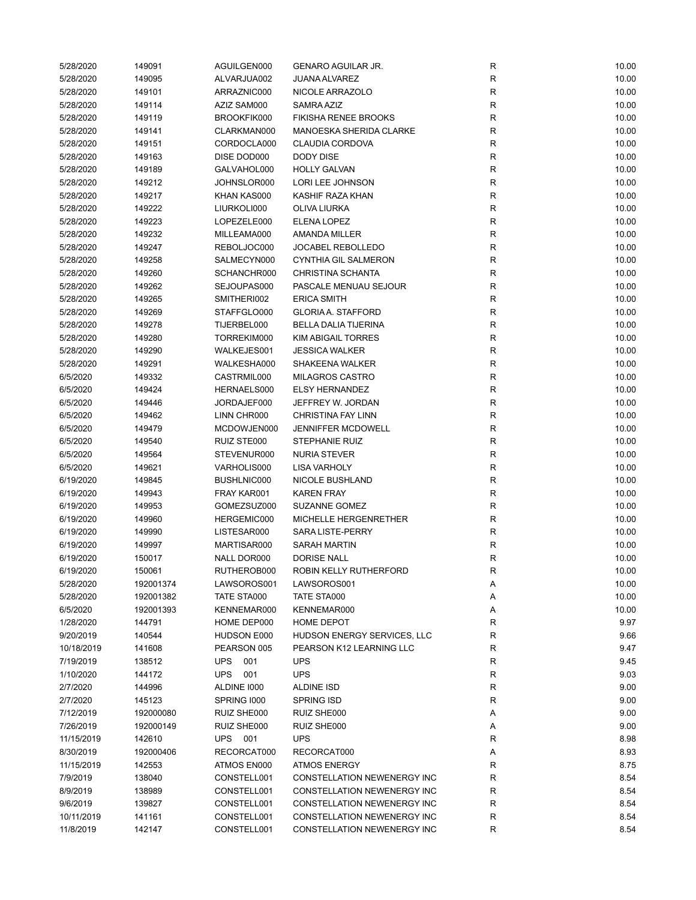| | | | | | |
|---|---|---|---|---|---|
| 5/28/2020 | 149091 | AGUILGEN000 | GENARO AGUILAR JR. | R | 10.00 |
| 5/28/2020 | 149095 | ALVARJUA002 | JUANA ALVAREZ | R | 10.00 |
| 5/28/2020 | 149101 | ARRAZNIC000 | NICOLE ARRAZOLO | R | 10.00 |
| 5/28/2020 | 149114 | AZIZ SAM000 | SAMRA AZIZ | R | 10.00 |
| 5/28/2020 | 149119 | BROOKFIK000 | FIKISHA RENEE BROOKS | R | 10.00 |
| 5/28/2020 | 149141 | CLARKMAN000 | MANOESKA SHERIDA CLARKE | R | 10.00 |
| 5/28/2020 | 149151 | CORDOCLA000 | CLAUDIA CORDOVA | R | 10.00 |
| 5/28/2020 | 149163 | DISE DOD000 | DODY DISE | R | 10.00 |
| 5/28/2020 | 149189 | GALVAHOL000 | HOLLY GALVAN | R | 10.00 |
| 5/28/2020 | 149212 | JOHNSLOR000 | LORI LEE JOHNSON | R | 10.00 |
| 5/28/2020 | 149217 | KHAN KAS000 | KASHIF RAZA KHAN | R | 10.00 |
| 5/28/2020 | 149222 | LIURKOLI000 | OLIVA LIURKA | R | 10.00 |
| 5/28/2020 | 149223 | LOPEZELE000 | ELENA LOPEZ | R | 10.00 |
| 5/28/2020 | 149232 | MILLEAMA000 | AMANDA MILLER | R | 10.00 |
| 5/28/2020 | 149247 | REBOLJOC000 | JOCABEL REBOLLEDO | R | 10.00 |
| 5/28/2020 | 149258 | SALMECYN000 | CYNTHIA GIL SALMERON | R | 10.00 |
| 5/28/2020 | 149260 | SCHANCHR000 | CHRISTINA SCHANTA | R | 10.00 |
| 5/28/2020 | 149262 | SEJOUPAS000 | PASCALE MENUAU SEJOUR | R | 10.00 |
| 5/28/2020 | 149265 | SMITHERI002 | ERICA SMITH | R | 10.00 |
| 5/28/2020 | 149269 | STAFFGLO000 | GLORIA A. STAFFORD | R | 10.00 |
| 5/28/2020 | 149278 | TIJERBEL000 | BELLA DALIA TIJERINA | R | 10.00 |
| 5/28/2020 | 149280 | TORREKIM000 | KIM ABIGAIL TORRES | R | 10.00 |
| 5/28/2020 | 149290 | WALKEJES001 | JESSICA WALKER | R | 10.00 |
| 5/28/2020 | 149291 | WALKESHA000 | SHAKEENA WALKER | R | 10.00 |
| 6/5/2020 | 149332 | CASTRMIL000 | MILAGROS CASTRO | R | 10.00 |
| 6/5/2020 | 149424 | HERNAELS000 | ELSY HERNANDEZ | R | 10.00 |
| 6/5/2020 | 149446 | JORDAJEF000 | JEFFREY W. JORDAN | R | 10.00 |
| 6/5/2020 | 149462 | LINN CHR000 | CHRISTINA FAY LINN | R | 10.00 |
| 6/5/2020 | 149479 | MCDOWJEN000 | JENNIFFER MCDOWELL | R | 10.00 |
| 6/5/2020 | 149540 | RUIZ STE000 | STEPHANIE RUIZ | R | 10.00 |
| 6/5/2020 | 149564 | STEVENUR000 | NURIA STEVER | R | 10.00 |
| 6/5/2020 | 149621 | VARHOLIS000 | LISA VARHOLY | R | 10.00 |
| 6/19/2020 | 149845 | BUSHLNIC000 | NICOLE BUSHLAND | R | 10.00 |
| 6/19/2020 | 149943 | FRAY KAR001 | KAREN FRAY | R | 10.00 |
| 6/19/2020 | 149953 | GOMEZSUZ000 | SUZANNE GOMEZ | R | 10.00 |
| 6/19/2020 | 149960 | HERGEMIC000 | MICHELLE HERGENRETHER | R | 10.00 |
| 6/19/2020 | 149990 | LISTESAR000 | SARA LISTE-PERRY | R | 10.00 |
| 6/19/2020 | 149997 | MARTISAR000 | SARAH MARTIN | R | 10.00 |
| 6/19/2020 | 150017 | NALL DOR000 | DORISE NALL | R | 10.00 |
| 6/19/2020 | 150061 | RUTHEROB000 | ROBIN KELLY RUTHERFORD | R | 10.00 |
| 5/28/2020 | 192001374 | LAWSOROS001 | LAWSOROS001 | A | 10.00 |
| 5/28/2020 | 192001382 | TATE STA000 | TATE STA000 | A | 10.00 |
| 6/5/2020 | 192001393 | KENNEMAR000 | KENNEMAR000 | A | 10.00 |
| 1/28/2020 | 144791 | HOME DEP000 | HOME DEPOT | R | 9.97 |
| 9/20/2019 | 140544 | HUDSON E000 | HUDSON ENERGY SERVICES, LLC | R | 9.66 |
| 10/18/2019 | 141608 | PEARSON 005 | PEARSON K12 LEARNING LLC | R | 9.47 |
| 7/19/2019 | 138512 | UPS 001 | UPS | R | 9.45 |
| 1/10/2020 | 144172 | UPS 001 | UPS | R | 9.03 |
| 2/7/2020 | 144996 | ALDINE I000 | ALDINE ISD | R | 9.00 |
| 2/7/2020 | 145123 | SPRING I000 | SPRING ISD | R | 9.00 |
| 7/12/2019 | 192000080 | RUIZ SHE000 | RUIZ SHE000 | A | 9.00 |
| 7/26/2019 | 192000149 | RUIZ SHE000 | RUIZ SHE000 | A | 9.00 |
| 11/15/2019 | 142610 | UPS 001 | UPS | R | 8.98 |
| 8/30/2019 | 192000406 | RECORCAT000 | RECORCAT000 | A | 8.93 |
| 11/15/2019 | 142553 | ATMOS EN000 | ATMOS ENERGY | R | 8.75 |
| 7/9/2019 | 138040 | CONSTELL001 | CONSTELLATION NEWENERGY INC | R | 8.54 |
| 8/9/2019 | 138989 | CONSTELL001 | CONSTELLATION NEWENERGY INC | R | 8.54 |
| 9/6/2019 | 139827 | CONSTELL001 | CONSTELLATION NEWENERGY INC | R | 8.54 |
| 10/11/2019 | 141161 | CONSTELL001 | CONSTELLATION NEWENERGY INC | R | 8.54 |
| 11/8/2019 | 142147 | CONSTELL001 | CONSTELLATION NEWENERGY INC | R | 8.54 |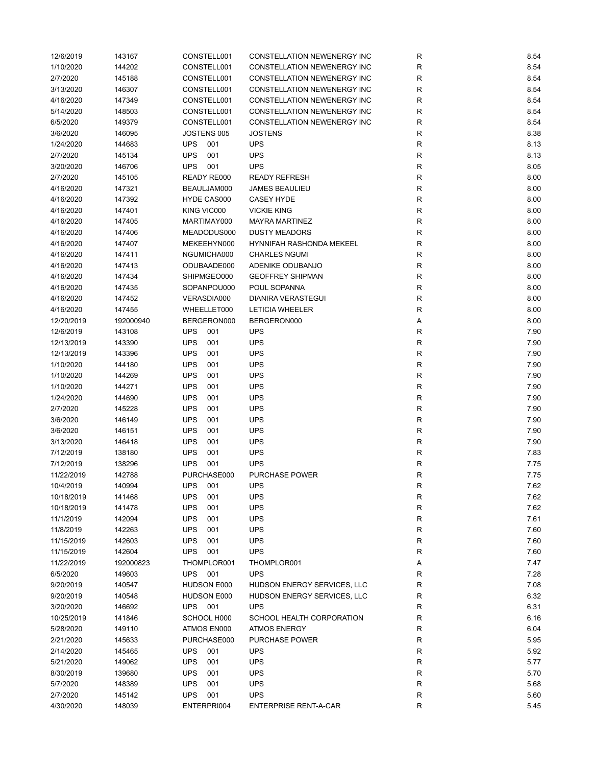| | | | | | |
|---|---|---|---|---|---|
| 12/6/2019 | 143167 | CONSTELL001 | CONSTELLATION NEWENERGY INC | R | 8.54 |
| 1/10/2020 | 144202 | CONSTELL001 | CONSTELLATION NEWENERGY INC | R | 8.54 |
| 2/7/2020 | 145188 | CONSTELL001 | CONSTELLATION NEWENERGY INC | R | 8.54 |
| 3/13/2020 | 146307 | CONSTELL001 | CONSTELLATION NEWENERGY INC | R | 8.54 |
| 4/16/2020 | 147349 | CONSTELL001 | CONSTELLATION NEWENERGY INC | R | 8.54 |
| 5/14/2020 | 148503 | CONSTELL001 | CONSTELLATION NEWENERGY INC | R | 8.54 |
| 6/5/2020 | 149379 | CONSTELL001 | CONSTELLATION NEWENERGY INC | R | 8.54 |
| 3/6/2020 | 146095 | JOSTENS 005 | JOSTENS | R | 8.38 |
| 1/24/2020 | 144683 | UPS 001 | UPS | R | 8.13 |
| 2/7/2020 | 145134 | UPS 001 | UPS | R | 8.13 |
| 3/20/2020 | 146706 | UPS 001 | UPS | R | 8.05 |
| 2/7/2020 | 145105 | READY RE000 | READY REFRESH | R | 8.00 |
| 4/16/2020 | 147321 | BEAULJAM000 | JAMES BEAULIEU | R | 8.00 |
| 4/16/2020 | 147392 | HYDE CAS000 | CASEY HYDE | R | 8.00 |
| 4/16/2020 | 147401 | KING VIC000 | VICKIE KING | R | 8.00 |
| 4/16/2020 | 147405 | MARTIMAY000 | MAYRA MARTINEZ | R | 8.00 |
| 4/16/2020 | 147406 | MEADODUS000 | DUSTY MEADORS | R | 8.00 |
| 4/16/2020 | 147407 | MEKEEHYN000 | HYNNIFAH RASHONDA MEKEEL | R | 8.00 |
| 4/16/2020 | 147411 | NGUMICHA000 | CHARLES NGUMI | R | 8.00 |
| 4/16/2020 | 147413 | ODUBAADE000 | ADENIKE ODUBANJO | R | 8.00 |
| 4/16/2020 | 147434 | SHIPMGEO000 | GEOFFREY SHIPMAN | R | 8.00 |
| 4/16/2020 | 147435 | SOPANPOU000 | POUL SOPANNA | R | 8.00 |
| 4/16/2020 | 147452 | VERASDIA000 | DIANIRA VERASTEGUI | R | 8.00 |
| 4/16/2020 | 147455 | WHEELLET000 | LETICIA WHEELER | R | 8.00 |
| 12/20/2019 | 192000940 | BERGERON000 | BERGERON000 | A | 8.00 |
| 12/6/2019 | 143108 | UPS 001 | UPS | R | 7.90 |
| 12/13/2019 | 143390 | UPS 001 | UPS | R | 7.90 |
| 12/13/2019 | 143396 | UPS 001 | UPS | R | 7.90 |
| 1/10/2020 | 144180 | UPS 001 | UPS | R | 7.90 |
| 1/10/2020 | 144269 | UPS 001 | UPS | R | 7.90 |
| 1/10/2020 | 144271 | UPS 001 | UPS | R | 7.90 |
| 1/24/2020 | 144690 | UPS 001 | UPS | R | 7.90 |
| 2/7/2020 | 145228 | UPS 001 | UPS | R | 7.90 |
| 3/6/2020 | 146149 | UPS 001 | UPS | R | 7.90 |
| 3/6/2020 | 146151 | UPS 001 | UPS | R | 7.90 |
| 3/13/2020 | 146418 | UPS 001 | UPS | R | 7.90 |
| 7/12/2019 | 138180 | UPS 001 | UPS | R | 7.83 |
| 7/12/2019 | 138296 | UPS 001 | UPS | R | 7.75 |
| 11/22/2019 | 142788 | PURCHASE000 | PURCHASE POWER | R | 7.75 |
| 10/4/2019 | 140994 | UPS 001 | UPS | R | 7.62 |
| 10/18/2019 | 141468 | UPS 001 | UPS | R | 7.62 |
| 10/18/2019 | 141478 | UPS 001 | UPS | R | 7.62 |
| 11/1/2019 | 142094 | UPS 001 | UPS | R | 7.61 |
| 11/8/2019 | 142263 | UPS 001 | UPS | R | 7.60 |
| 11/15/2019 | 142603 | UPS 001 | UPS | R | 7.60 |
| 11/15/2019 | 142604 | UPS 001 | UPS | R | 7.60 |
| 11/22/2019 | 192000823 | THOMPLOR001 | THOMPLOR001 | A | 7.47 |
| 6/5/2020 | 149603 | UPS 001 | UPS | R | 7.28 |
| 9/20/2019 | 140547 | HUDSON E000 | HUDSON ENERGY SERVICES, LLC | R | 7.08 |
| 9/20/2019 | 140548 | HUDSON E000 | HUDSON ENERGY SERVICES, LLC | R | 6.32 |
| 3/20/2020 | 146692 | UPS 001 | UPS | R | 6.31 |
| 10/25/2019 | 141846 | SCHOOL H000 | SCHOOL HEALTH CORPORATION | R | 6.16 |
| 5/28/2020 | 149110 | ATMOS EN000 | ATMOS ENERGY | R | 6.04 |
| 2/21/2020 | 145633 | PURCHASE000 | PURCHASE POWER | R | 5.95 |
| 2/14/2020 | 145465 | UPS 001 | UPS | R | 5.92 |
| 5/21/2020 | 149062 | UPS 001 | UPS | R | 5.77 |
| 8/30/2019 | 139680 | UPS 001 | UPS | R | 5.70 |
| 5/7/2020 | 148389 | UPS 001 | UPS | R | 5.68 |
| 2/7/2020 | 145142 | UPS 001 | UPS | R | 5.60 |
| 4/30/2020 | 148039 | ENTERPRI004 | ENTERPRISE RENT-A-CAR | R | 5.45 |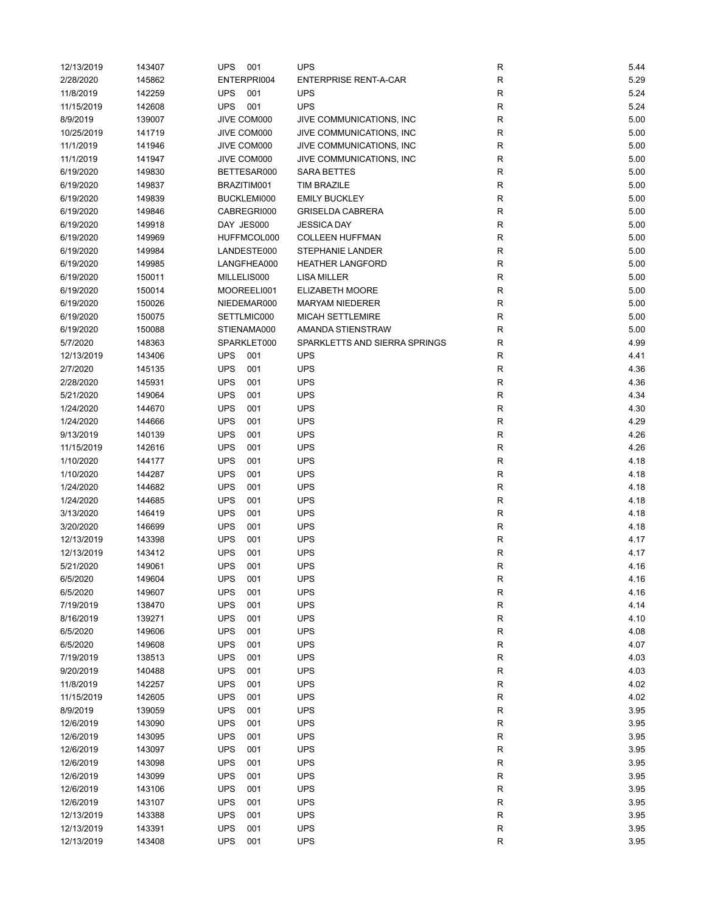| | | | | | |
|---|---|---|---|---|---|
| 12/13/2019 | 143407 | UPS 001 | UPS | R | 5.44 |
| 2/28/2020 | 145862 | ENTERPRI004 | ENTERPRISE RENT-A-CAR | R | 5.29 |
| 11/8/2019 | 142259 | UPS 001 | UPS | R | 5.24 |
| 11/15/2019 | 142608 | UPS 001 | UPS | R | 5.24 |
| 8/9/2019 | 139007 | JIVE COM000 | JIVE COMMUNICATIONS, INC | R | 5.00 |
| 10/25/2019 | 141719 | JIVE COM000 | JIVE COMMUNICATIONS, INC | R | 5.00 |
| 11/1/2019 | 141946 | JIVE COM000 | JIVE COMMUNICATIONS, INC | R | 5.00 |
| 11/1/2019 | 141947 | JIVE COM000 | JIVE COMMUNICATIONS, INC | R | 5.00 |
| 6/19/2020 | 149830 | BETTESAR000 | SARA BETTES | R | 5.00 |
| 6/19/2020 | 149837 | BRAZITIM001 | TIM BRAZILE | R | 5.00 |
| 6/19/2020 | 149839 | BUCKLEMI000 | EMILY BUCKLEY | R | 5.00 |
| 6/19/2020 | 149846 | CABREGRI000 | GRISELDA CABRERA | R | 5.00 |
| 6/19/2020 | 149918 | DAY JES000 | JESSICA DAY | R | 5.00 |
| 6/19/2020 | 149969 | HUFFMCOL000 | COLLEEN HUFFMAN | R | 5.00 |
| 6/19/2020 | 149984 | LANDESTE000 | STEPHANIE LANDER | R | 5.00 |
| 6/19/2020 | 149985 | LANGFHEA000 | HEATHER LANGFORD | R | 5.00 |
| 6/19/2020 | 150011 | MILLELIS000 | LISA MILLER | R | 5.00 |
| 6/19/2020 | 150014 | MOOREELI001 | ELIZABETH MOORE | R | 5.00 |
| 6/19/2020 | 150026 | NIEDEMAR000 | MARYAM NIEDERER | R | 5.00 |
| 6/19/2020 | 150075 | SETTLMIC000 | MICAH SETTLEMIRE | R | 5.00 |
| 6/19/2020 | 150088 | STIENAMA000 | AMANDA STIENSTRAW | R | 5.00 |
| 5/7/2020 | 148363 | SPARKLET000 | SPARKLETTS AND SIERRA SPRINGS | R | 4.99 |
| 12/13/2019 | 143406 | UPS 001 | UPS | R | 4.41 |
| 2/7/2020 | 145135 | UPS 001 | UPS | R | 4.36 |
| 2/28/2020 | 145931 | UPS 001 | UPS | R | 4.36 |
| 5/21/2020 | 149064 | UPS 001 | UPS | R | 4.34 |
| 1/24/2020 | 144670 | UPS 001 | UPS | R | 4.30 |
| 1/24/2020 | 144666 | UPS 001 | UPS | R | 4.29 |
| 9/13/2019 | 140139 | UPS 001 | UPS | R | 4.26 |
| 11/15/2019 | 142616 | UPS 001 | UPS | R | 4.26 |
| 1/10/2020 | 144177 | UPS 001 | UPS | R | 4.18 |
| 1/10/2020 | 144287 | UPS 001 | UPS | R | 4.18 |
| 1/24/2020 | 144682 | UPS 001 | UPS | R | 4.18 |
| 1/24/2020 | 144685 | UPS 001 | UPS | R | 4.18 |
| 3/13/2020 | 146419 | UPS 001 | UPS | R | 4.18 |
| 3/20/2020 | 146699 | UPS 001 | UPS | R | 4.18 |
| 12/13/2019 | 143398 | UPS 001 | UPS | R | 4.17 |
| 12/13/2019 | 143412 | UPS 001 | UPS | R | 4.17 |
| 5/21/2020 | 149061 | UPS 001 | UPS | R | 4.16 |
| 6/5/2020 | 149604 | UPS 001 | UPS | R | 4.16 |
| 6/5/2020 | 149607 | UPS 001 | UPS | R | 4.16 |
| 7/19/2019 | 138470 | UPS 001 | UPS | R | 4.14 |
| 8/16/2019 | 139271 | UPS 001 | UPS | R | 4.10 |
| 6/5/2020 | 149606 | UPS 001 | UPS | R | 4.08 |
| 6/5/2020 | 149608 | UPS 001 | UPS | R | 4.07 |
| 7/19/2019 | 138513 | UPS 001 | UPS | R | 4.03 |
| 9/20/2019 | 140488 | UPS 001 | UPS | R | 4.03 |
| 11/8/2019 | 142257 | UPS 001 | UPS | R | 4.02 |
| 11/15/2019 | 142605 | UPS 001 | UPS | R | 4.02 |
| 8/9/2019 | 139059 | UPS 001 | UPS | R | 3.95 |
| 12/6/2019 | 143090 | UPS 001 | UPS | R | 3.95 |
| 12/6/2019 | 143095 | UPS 001 | UPS | R | 3.95 |
| 12/6/2019 | 143097 | UPS 001 | UPS | R | 3.95 |
| 12/6/2019 | 143098 | UPS 001 | UPS | R | 3.95 |
| 12/6/2019 | 143099 | UPS 001 | UPS | R | 3.95 |
| 12/6/2019 | 143106 | UPS 001 | UPS | R | 3.95 |
| 12/6/2019 | 143107 | UPS 001 | UPS | R | 3.95 |
| 12/13/2019 | 143388 | UPS 001 | UPS | R | 3.95 |
| 12/13/2019 | 143391 | UPS 001 | UPS | R | 3.95 |
| 12/13/2019 | 143408 | UPS 001 | UPS | R | 3.95 |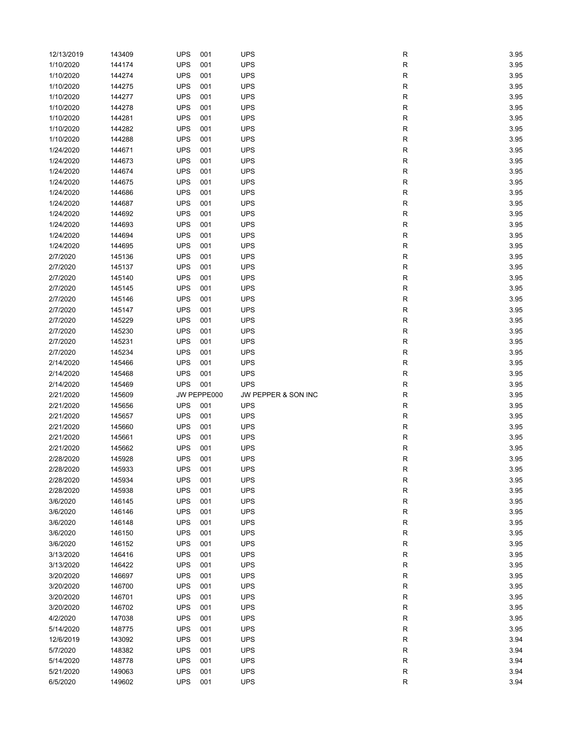| | | | | | | |
|---|---|---|---|---|---|---|
| 12/13/2019 | 143409 | UPS | 001 | UPS | R | 3.95 |
| 1/10/2020 | 144174 | UPS | 001 | UPS | R | 3.95 |
| 1/10/2020 | 144274 | UPS | 001 | UPS | R | 3.95 |
| 1/10/2020 | 144275 | UPS | 001 | UPS | R | 3.95 |
| 1/10/2020 | 144277 | UPS | 001 | UPS | R | 3.95 |
| 1/10/2020 | 144278 | UPS | 001 | UPS | R | 3.95 |
| 1/10/2020 | 144281 | UPS | 001 | UPS | R | 3.95 |
| 1/10/2020 | 144282 | UPS | 001 | UPS | R | 3.95 |
| 1/10/2020 | 144288 | UPS | 001 | UPS | R | 3.95 |
| 1/24/2020 | 144671 | UPS | 001 | UPS | R | 3.95 |
| 1/24/2020 | 144673 | UPS | 001 | UPS | R | 3.95 |
| 1/24/2020 | 144674 | UPS | 001 | UPS | R | 3.95 |
| 1/24/2020 | 144675 | UPS | 001 | UPS | R | 3.95 |
| 1/24/2020 | 144686 | UPS | 001 | UPS | R | 3.95 |
| 1/24/2020 | 144687 | UPS | 001 | UPS | R | 3.95 |
| 1/24/2020 | 144692 | UPS | 001 | UPS | R | 3.95 |
| 1/24/2020 | 144693 | UPS | 001 | UPS | R | 3.95 |
| 1/24/2020 | 144694 | UPS | 001 | UPS | R | 3.95 |
| 1/24/2020 | 144695 | UPS | 001 | UPS | R | 3.95 |
| 2/7/2020 | 145136 | UPS | 001 | UPS | R | 3.95 |
| 2/7/2020 | 145137 | UPS | 001 | UPS | R | 3.95 |
| 2/7/2020 | 145140 | UPS | 001 | UPS | R | 3.95 |
| 2/7/2020 | 145145 | UPS | 001 | UPS | R | 3.95 |
| 2/7/2020 | 145146 | UPS | 001 | UPS | R | 3.95 |
| 2/7/2020 | 145147 | UPS | 001 | UPS | R | 3.95 |
| 2/7/2020 | 145229 | UPS | 001 | UPS | R | 3.95 |
| 2/7/2020 | 145230 | UPS | 001 | UPS | R | 3.95 |
| 2/7/2020 | 145231 | UPS | 001 | UPS | R | 3.95 |
| 2/7/2020 | 145234 | UPS | 001 | UPS | R | 3.95 |
| 2/14/2020 | 145466 | UPS | 001 | UPS | R | 3.95 |
| 2/14/2020 | 145468 | UPS | 001 | UPS | R | 3.95 |
| 2/14/2020 | 145469 | UPS | 001 | UPS | R | 3.95 |
| 2/21/2020 | 145609 | JW PEPPE000 | | JW PEPPER & SON INC | R | 3.95 |
| 2/21/2020 | 145656 | UPS | 001 | UPS | R | 3.95 |
| 2/21/2020 | 145657 | UPS | 001 | UPS | R | 3.95 |
| 2/21/2020 | 145660 | UPS | 001 | UPS | R | 3.95 |
| 2/21/2020 | 145661 | UPS | 001 | UPS | R | 3.95 |
| 2/21/2020 | 145662 | UPS | 001 | UPS | R | 3.95 |
| 2/28/2020 | 145928 | UPS | 001 | UPS | R | 3.95 |
| 2/28/2020 | 145933 | UPS | 001 | UPS | R | 3.95 |
| 2/28/2020 | 145934 | UPS | 001 | UPS | R | 3.95 |
| 2/28/2020 | 145938 | UPS | 001 | UPS | R | 3.95 |
| 3/6/2020 | 146145 | UPS | 001 | UPS | R | 3.95 |
| 3/6/2020 | 146146 | UPS | 001 | UPS | R | 3.95 |
| 3/6/2020 | 146148 | UPS | 001 | UPS | R | 3.95 |
| 3/6/2020 | 146150 | UPS | 001 | UPS | R | 3.95 |
| 3/6/2020 | 146152 | UPS | 001 | UPS | R | 3.95 |
| 3/13/2020 | 146416 | UPS | 001 | UPS | R | 3.95 |
| 3/13/2020 | 146422 | UPS | 001 | UPS | R | 3.95 |
| 3/20/2020 | 146697 | UPS | 001 | UPS | R | 3.95 |
| 3/20/2020 | 146700 | UPS | 001 | UPS | R | 3.95 |
| 3/20/2020 | 146701 | UPS | 001 | UPS | R | 3.95 |
| 3/20/2020 | 146702 | UPS | 001 | UPS | R | 3.95 |
| 4/2/2020 | 147038 | UPS | 001 | UPS | R | 3.95 |
| 5/14/2020 | 148775 | UPS | 001 | UPS | R | 3.95 |
| 12/6/2019 | 143092 | UPS | 001 | UPS | R | 3.94 |
| 5/7/2020 | 148382 | UPS | 001 | UPS | R | 3.94 |
| 5/14/2020 | 148778 | UPS | 001 | UPS | R | 3.94 |
| 5/21/2020 | 149063 | UPS | 001 | UPS | R | 3.94 |
| 6/5/2020 | 149602 | UPS | 001 | UPS | R | 3.94 |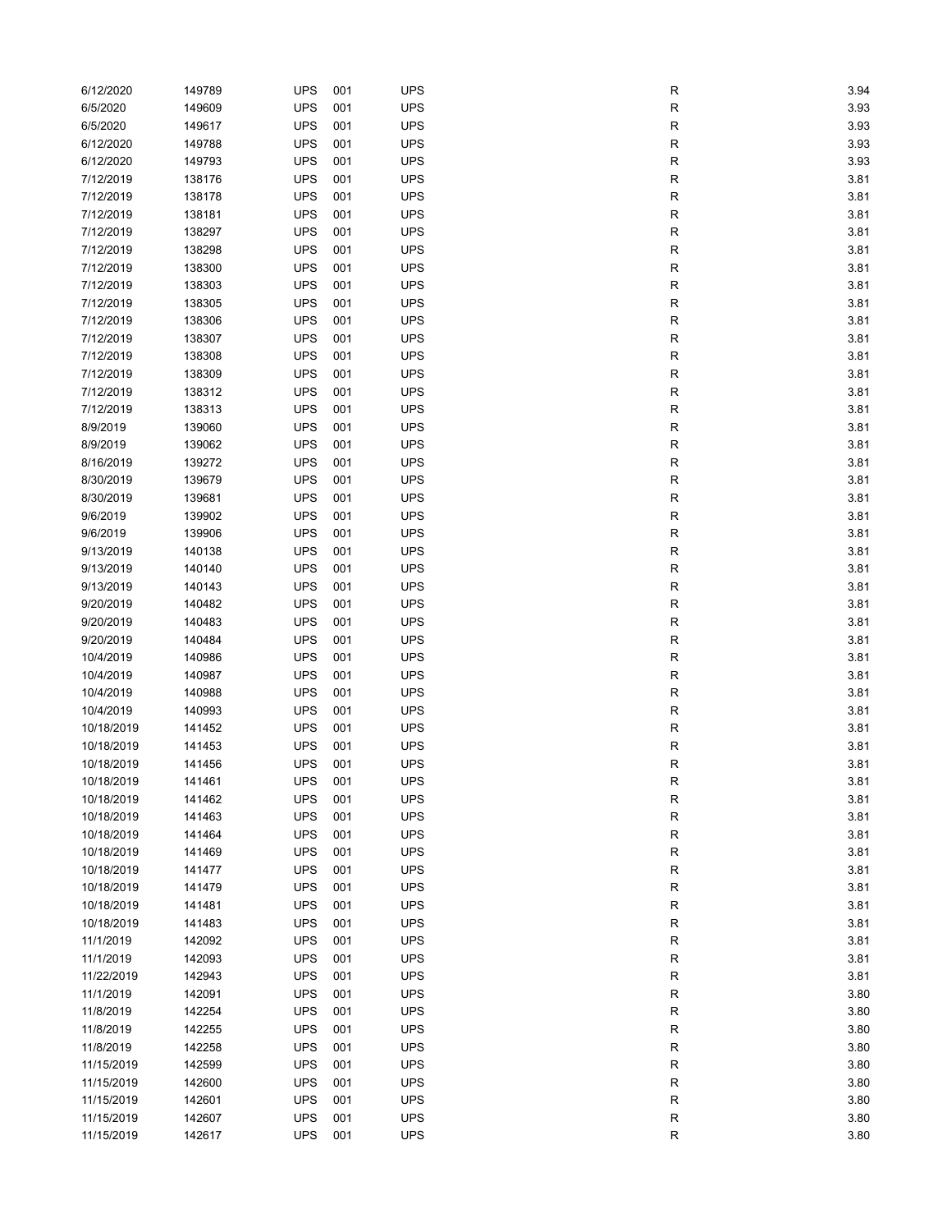| | | | | | | |
|---|---|---|---|---|---|---|
| 6/12/2020 | 149789 | UPS | 001 | UPS | R | 3.94 |
| 6/5/2020 | 149609 | UPS | 001 | UPS | R | 3.93 |
| 6/5/2020 | 149617 | UPS | 001 | UPS | R | 3.93 |
| 6/12/2020 | 149788 | UPS | 001 | UPS | R | 3.93 |
| 6/12/2020 | 149793 | UPS | 001 | UPS | R | 3.93 |
| 7/12/2019 | 138176 | UPS | 001 | UPS | R | 3.81 |
| 7/12/2019 | 138178 | UPS | 001 | UPS | R | 3.81 |
| 7/12/2019 | 138181 | UPS | 001 | UPS | R | 3.81 |
| 7/12/2019 | 138297 | UPS | 001 | UPS | R | 3.81 |
| 7/12/2019 | 138298 | UPS | 001 | UPS | R | 3.81 |
| 7/12/2019 | 138300 | UPS | 001 | UPS | R | 3.81 |
| 7/12/2019 | 138303 | UPS | 001 | UPS | R | 3.81 |
| 7/12/2019 | 138305 | UPS | 001 | UPS | R | 3.81 |
| 7/12/2019 | 138306 | UPS | 001 | UPS | R | 3.81 |
| 7/12/2019 | 138307 | UPS | 001 | UPS | R | 3.81 |
| 7/12/2019 | 138308 | UPS | 001 | UPS | R | 3.81 |
| 7/12/2019 | 138309 | UPS | 001 | UPS | R | 3.81 |
| 7/12/2019 | 138312 | UPS | 001 | UPS | R | 3.81 |
| 7/12/2019 | 138313 | UPS | 001 | UPS | R | 3.81 |
| 8/9/2019 | 139060 | UPS | 001 | UPS | R | 3.81 |
| 8/9/2019 | 139062 | UPS | 001 | UPS | R | 3.81 |
| 8/16/2019 | 139272 | UPS | 001 | UPS | R | 3.81 |
| 8/30/2019 | 139679 | UPS | 001 | UPS | R | 3.81 |
| 8/30/2019 | 139681 | UPS | 001 | UPS | R | 3.81 |
| 9/6/2019 | 139902 | UPS | 001 | UPS | R | 3.81 |
| 9/6/2019 | 139906 | UPS | 001 | UPS | R | 3.81 |
| 9/13/2019 | 140138 | UPS | 001 | UPS | R | 3.81 |
| 9/13/2019 | 140140 | UPS | 001 | UPS | R | 3.81 |
| 9/13/2019 | 140143 | UPS | 001 | UPS | R | 3.81 |
| 9/20/2019 | 140482 | UPS | 001 | UPS | R | 3.81 |
| 9/20/2019 | 140483 | UPS | 001 | UPS | R | 3.81 |
| 9/20/2019 | 140484 | UPS | 001 | UPS | R | 3.81 |
| 10/4/2019 | 140986 | UPS | 001 | UPS | R | 3.81 |
| 10/4/2019 | 140987 | UPS | 001 | UPS | R | 3.81 |
| 10/4/2019 | 140988 | UPS | 001 | UPS | R | 3.81 |
| 10/4/2019 | 140993 | UPS | 001 | UPS | R | 3.81 |
| 10/18/2019 | 141452 | UPS | 001 | UPS | R | 3.81 |
| 10/18/2019 | 141453 | UPS | 001 | UPS | R | 3.81 |
| 10/18/2019 | 141456 | UPS | 001 | UPS | R | 3.81 |
| 10/18/2019 | 141461 | UPS | 001 | UPS | R | 3.81 |
| 10/18/2019 | 141462 | UPS | 001 | UPS | R | 3.81 |
| 10/18/2019 | 141463 | UPS | 001 | UPS | R | 3.81 |
| 10/18/2019 | 141464 | UPS | 001 | UPS | R | 3.81 |
| 10/18/2019 | 141469 | UPS | 001 | UPS | R | 3.81 |
| 10/18/2019 | 141477 | UPS | 001 | UPS | R | 3.81 |
| 10/18/2019 | 141479 | UPS | 001 | UPS | R | 3.81 |
| 10/18/2019 | 141481 | UPS | 001 | UPS | R | 3.81 |
| 10/18/2019 | 141483 | UPS | 001 | UPS | R | 3.81 |
| 11/1/2019 | 142092 | UPS | 001 | UPS | R | 3.81 |
| 11/1/2019 | 142093 | UPS | 001 | UPS | R | 3.81 |
| 11/22/2019 | 142943 | UPS | 001 | UPS | R | 3.81 |
| 11/1/2019 | 142091 | UPS | 001 | UPS | R | 3.80 |
| 11/8/2019 | 142254 | UPS | 001 | UPS | R | 3.80 |
| 11/8/2019 | 142255 | UPS | 001 | UPS | R | 3.80 |
| 11/8/2019 | 142258 | UPS | 001 | UPS | R | 3.80 |
| 11/15/2019 | 142599 | UPS | 001 | UPS | R | 3.80 |
| 11/15/2019 | 142600 | UPS | 001 | UPS | R | 3.80 |
| 11/15/2019 | 142601 | UPS | 001 | UPS | R | 3.80 |
| 11/15/2019 | 142607 | UPS | 001 | UPS | R | 3.80 |
| 11/15/2019 | 142617 | UPS | 001 | UPS | R | 3.80 |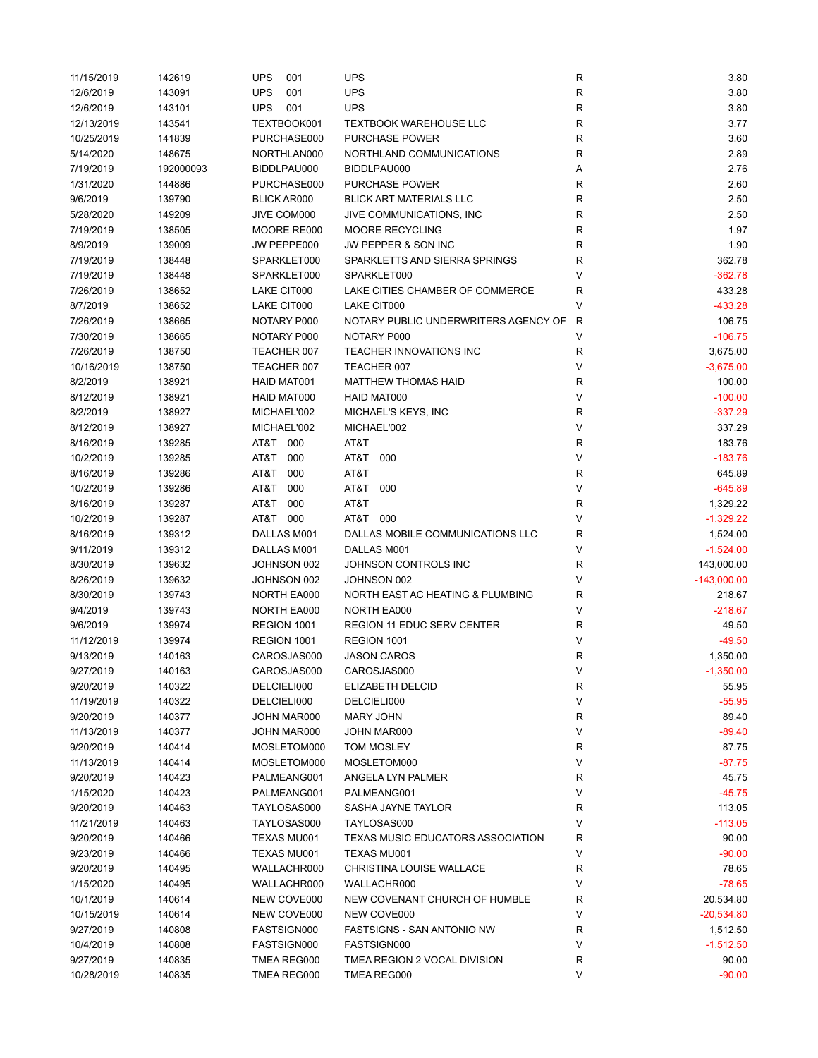| | | | | | |
|---|---|---|---|---|---|
| 11/15/2019 | 142619 | UPS 001 | UPS | R | 3.80 |
| 12/6/2019 | 143091 | UPS 001 | UPS | R | 3.80 |
| 12/6/2019 | 143101 | UPS 001 | UPS | R | 3.80 |
| 12/13/2019 | 143541 | TEXTBOOK001 | TEXTBOOK WAREHOUSE LLC | R | 3.77 |
| 10/25/2019 | 141839 | PURCHASE000 | PURCHASE POWER | R | 3.60 |
| 5/14/2020 | 148675 | NORTHLAN000 | NORTHLAND COMMUNICATIONS | R | 2.89 |
| 7/19/2019 | 192000093 | BIDDLPAU000 | BIDDLPAU000 | A | 2.76 |
| 1/31/2020 | 144886 | PURCHASE000 | PURCHASE POWER | R | 2.60 |
| 9/6/2019 | 139790 | BLICK AR000 | BLICK ART MATERIALS LLC | R | 2.50 |
| 5/28/2020 | 149209 | JIVE COM000 | JIVE COMMUNICATIONS, INC | R | 2.50 |
| 7/19/2019 | 138505 | MOORE RE000 | MOORE RECYCLING | R | 1.97 |
| 8/9/2019 | 139009 | JW PEPPE000 | JW PEPPER & SON INC | R | 1.90 |
| 7/19/2019 | 138448 | SPARKLET000 | SPARKLETTS AND SIERRA SPRINGS | R | 362.78 |
| 7/19/2019 | 138448 | SPARKLET000 | SPARKLET000 | V | -362.78 |
| 7/26/2019 | 138652 | LAKE CIT000 | LAKE CITIES CHAMBER OF COMMERCE | R | 433.28 |
| 8/7/2019 | 138652 | LAKE CIT000 | LAKE CIT000 | V | -433.28 |
| 7/26/2019 | 138665 | NOTARY P000 | NOTARY PUBLIC UNDERWRITERS AGENCY OF | R | 106.75 |
| 7/30/2019 | 138665 | NOTARY P000 | NOTARY P000 | V | -106.75 |
| 7/26/2019 | 138750 | TEACHER 007 | TEACHER INNOVATIONS INC | R | 3,675.00 |
| 10/16/2019 | 138750 | TEACHER 007 | TEACHER 007 | V | -3,675.00 |
| 8/2/2019 | 138921 | HAID MAT001 | MATTHEW THOMAS HAID | R | 100.00 |
| 8/12/2019 | 138921 | HAID MAT000 | HAID MAT000 | V | -100.00 |
| 8/2/2019 | 138927 | MICHAEL'002 | MICHAEL'S KEYS, INC | R | -337.29 |
| 8/12/2019 | 138927 | MICHAEL'002 | MICHAEL'002 | V | 337.29 |
| 8/16/2019 | 139285 | AT&T 000 | AT&T | R | 183.76 |
| 10/2/2019 | 139285 | AT&T 000 | AT&T 000 | V | -183.76 |
| 8/16/2019 | 139286 | AT&T 000 | AT&T | R | 645.89 |
| 10/2/2019 | 139286 | AT&T 000 | AT&T 000 | V | -645.89 |
| 8/16/2019 | 139287 | AT&T 000 | AT&T | R | 1,329.22 |
| 10/2/2019 | 139287 | AT&T 000 | AT&T 000 | V | -1,329.22 |
| 8/16/2019 | 139312 | DALLAS M001 | DALLAS MOBILE COMMUNICATIONS LLC | R | 1,524.00 |
| 9/11/2019 | 139312 | DALLAS M001 | DALLAS M001 | V | -1,524.00 |
| 8/30/2019 | 139632 | JOHNSON 002 | JOHNSON CONTROLS INC | R | 143,000.00 |
| 8/26/2019 | 139632 | JOHNSON 002 | JOHNSON 002 | V | -143,000.00 |
| 8/30/2019 | 139743 | NORTH EA000 | NORTH EAST AC HEATING & PLUMBING | R | 218.67 |
| 9/4/2019 | 139743 | NORTH EA000 | NORTH EA000 | V | -218.67 |
| 9/6/2019 | 139974 | REGION 1001 | REGION 11 EDUC SERV CENTER | R | 49.50 |
| 11/12/2019 | 139974 | REGION 1001 | REGION 1001 | V | -49.50 |
| 9/13/2019 | 140163 | CAROSJAS000 | JASON CAROS | R | 1,350.00 |
| 9/27/2019 | 140163 | CAROSJAS000 | CAROSJAS000 | V | -1,350.00 |
| 9/20/2019 | 140322 | DELCIELI000 | ELIZABETH DELCID | R | 55.95 |
| 11/19/2019 | 140322 | DELCIELI000 | DELCIELI000 | V | -55.95 |
| 9/20/2019 | 140377 | JOHN MAR000 | MARY JOHN | R | 89.40 |
| 11/13/2019 | 140377 | JOHN MAR000 | JOHN MAR000 | V | -89.40 |
| 9/20/2019 | 140414 | MOSLETOM000 | TOM MOSLEY | R | 87.75 |
| 11/13/2019 | 140414 | MOSLETOM000 | MOSLETOM000 | V | -87.75 |
| 9/20/2019 | 140423 | PALMEANG001 | ANGELA LYN PALMER | R | 45.75 |
| 1/15/2020 | 140423 | PALMEANG001 | PALMEANG001 | V | -45.75 |
| 9/20/2019 | 140463 | TAYLOSAS000 | SASHA JAYNE TAYLOR | R | 113.05 |
| 11/21/2019 | 140463 | TAYLOSAS000 | TAYLOSAS000 | V | -113.05 |
| 9/20/2019 | 140466 | TEXAS MU001 | TEXAS MUSIC EDUCATORS ASSOCIATION | R | 90.00 |
| 9/23/2019 | 140466 | TEXAS MU001 | TEXAS MU001 | V | -90.00 |
| 9/20/2019 | 140495 | WALLACHR000 | CHRISTINA LOUISE WALLACE | R | 78.65 |
| 1/15/2020 | 140495 | WALLACHR000 | WALLACHR000 | V | -78.65 |
| 10/1/2019 | 140614 | NEW COVE000 | NEW COVENANT CHURCH OF HUMBLE | R | 20,534.80 |
| 10/15/2019 | 140614 | NEW COVE000 | NEW COVE000 | V | -20,534.80 |
| 9/27/2019 | 140808 | FASTSIGN000 | FASTSIGNS - SAN ANTONIO NW | R | 1,512.50 |
| 10/4/2019 | 140808 | FASTSIGN000 | FASTSIGN000 | V | -1,512.50 |
| 9/27/2019 | 140835 | TMEA REG000 | TMEA REGION 2 VOCAL DIVISION | R | 90.00 |
| 10/28/2019 | 140835 | TMEA REG000 | TMEA REG000 | V | -90.00 |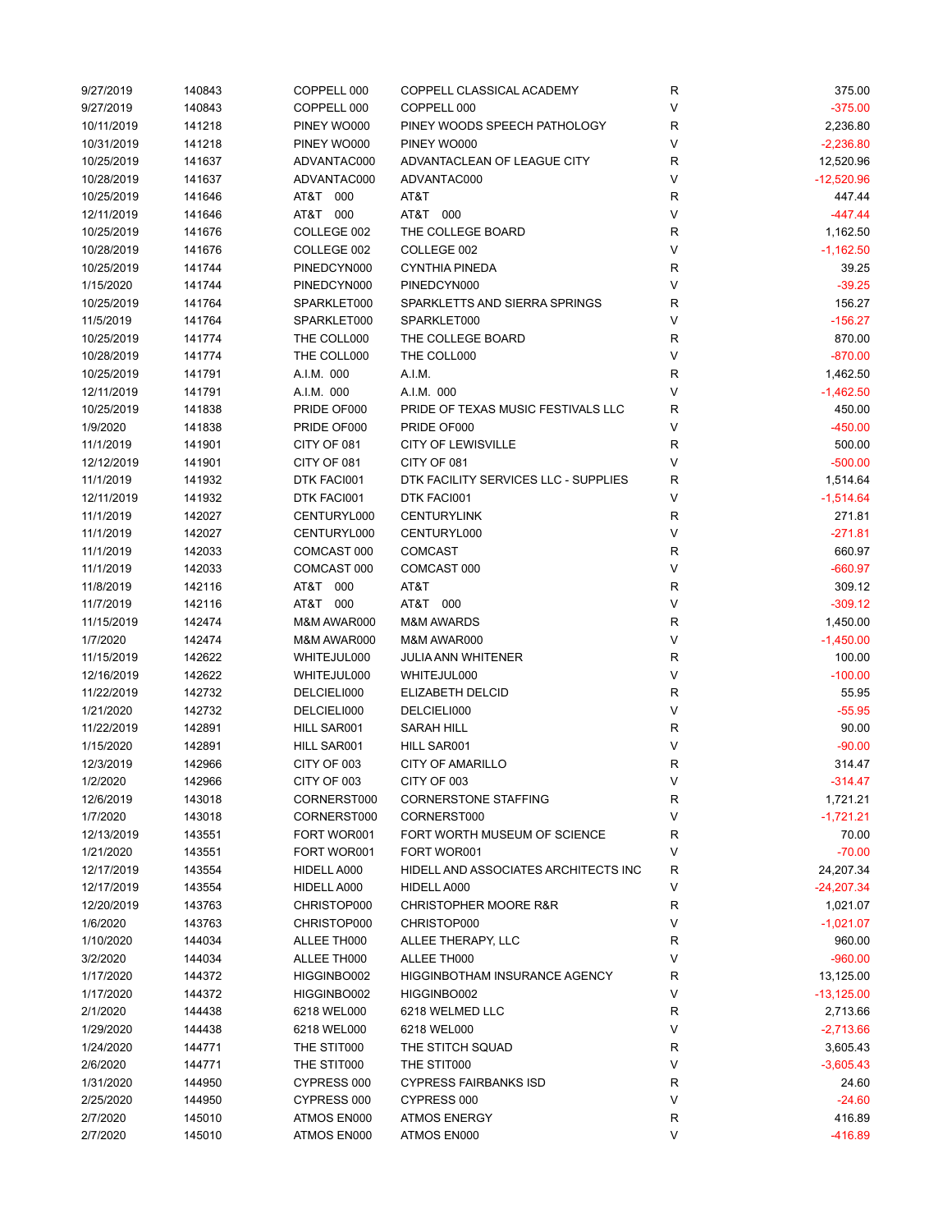| | | | | | |
|---|---|---|---|---|---|
| 9/27/2019 | 140843 | COPPELL 000 | COPPELL CLASSICAL ACADEMY | R | 375.00 |
| 9/27/2019 | 140843 | COPPELL 000 | COPPELL 000 | V | -375.00 |
| 10/11/2019 | 141218 | PINEY WO000 | PINEY WOODS SPEECH PATHOLOGY | R | 2,236.80 |
| 10/31/2019 | 141218 | PINEY WO000 | PINEY WO000 | V | -2,236.80 |
| 10/25/2019 | 141637 | ADVANTAC000 | ADVANTACLEAN OF LEAGUE CITY | R | 12,520.96 |
| 10/28/2019 | 141637 | ADVANTAC000 | ADVANTAC000 | V | -12,520.96 |
| 10/25/2019 | 141646 | AT&T 000 | AT&T | R | 447.44 |
| 12/11/2019 | 141646 | AT&T 000 | AT&T 000 | V | -447.44 |
| 10/25/2019 | 141676 | COLLEGE 002 | THE COLLEGE BOARD | R | 1,162.50 |
| 10/28/2019 | 141676 | COLLEGE 002 | COLLEGE 002 | V | -1,162.50 |
| 10/25/2019 | 141744 | PINEDCYN000 | CYNTHIA PINEDA | R | 39.25 |
| 1/15/2020 | 141744 | PINEDCYN000 | PINEDCYN000 | V | -39.25 |
| 10/25/2019 | 141764 | SPARKLET000 | SPARKLETTS AND SIERRA SPRINGS | R | 156.27 |
| 11/5/2019 | 141764 | SPARKLET000 | SPARKLET000 | V | -156.27 |
| 10/25/2019 | 141774 | THE COLL000 | THE COLLEGE BOARD | R | 870.00 |
| 10/28/2019 | 141774 | THE COLL000 | THE COLL000 | V | -870.00 |
| 10/25/2019 | 141791 | A.I.M. 000 | A.I.M. | R | 1,462.50 |
| 12/11/2019 | 141791 | A.I.M. 000 | A.I.M. 000 | V | -1,462.50 |
| 10/25/2019 | 141838 | PRIDE OF000 | PRIDE OF TEXAS MUSIC FESTIVALS LLC | R | 450.00 |
| 1/9/2020 | 141838 | PRIDE OF000 | PRIDE OF000 | V | -450.00 |
| 11/1/2019 | 141901 | CITY OF 081 | CITY OF LEWISVILLE | R | 500.00 |
| 12/12/2019 | 141901 | CITY OF 081 | CITY OF 081 | V | -500.00 |
| 11/1/2019 | 141932 | DTK FACI001 | DTK FACILITY SERVICES LLC - SUPPLIES | R | 1,514.64 |
| 12/11/2019 | 141932 | DTK FACI001 | DTK FACI001 | V | -1,514.64 |
| 11/1/2019 | 142027 | CENTURYL000 | CENTURYLINK | R | 271.81 |
| 11/1/2019 | 142027 | CENTURYL000 | CENTURYL000 | V | -271.81 |
| 11/1/2019 | 142033 | COMCAST 000 | COMCAST | R | 660.97 |
| 11/1/2019 | 142033 | COMCAST 000 | COMCAST 000 | V | -660.97 |
| 11/8/2019 | 142116 | AT&T 000 | AT&T | R | 309.12 |
| 11/7/2019 | 142116 | AT&T 000 | AT&T 000 | V | -309.12 |
| 11/15/2019 | 142474 | M&M AWAR000 | M&M AWARDS | R | 1,450.00 |
| 1/7/2020 | 142474 | M&M AWAR000 | M&M AWAR000 | V | -1,450.00 |
| 11/15/2019 | 142622 | WHITEJUL000 | JULIA ANN WHITENER | R | 100.00 |
| 12/16/2019 | 142622 | WHITEJUL000 | WHITEJUL000 | V | -100.00 |
| 11/22/2019 | 142732 | DELCIELI000 | ELIZABETH DELCID | R | 55.95 |
| 1/21/2020 | 142732 | DELCIELI000 | DELCIELI000 | V | -55.95 |
| 11/22/2019 | 142891 | HILL SAR001 | SARAH HILL | R | 90.00 |
| 1/15/2020 | 142891 | HILL SAR001 | HILL SAR001 | V | -90.00 |
| 12/3/2019 | 142966 | CITY OF 003 | CITY OF AMARILLO | R | 314.47 |
| 1/2/2020 | 142966 | CITY OF 003 | CITY OF 003 | V | -314.47 |
| 12/6/2019 | 143018 | CORNERST000 | CORNERSTONE STAFFING | R | 1,721.21 |
| 1/7/2020 | 143018 | CORNERST000 | CORNERST000 | V | -1,721.21 |
| 12/13/2019 | 143551 | FORT WOR001 | FORT WORTH MUSEUM OF SCIENCE | R | 70.00 |
| 1/21/2020 | 143551 | FORT WOR001 | FORT WOR001 | V | -70.00 |
| 12/17/2019 | 143554 | HIDELL A000 | HIDELL AND ASSOCIATES ARCHITECTS INC | R | 24,207.34 |
| 12/17/2019 | 143554 | HIDELL A000 | HIDELL A000 | V | -24,207.34 |
| 12/20/2019 | 143763 | CHRISTOP000 | CHRISTOPHER MOORE R&R | R | 1,021.07 |
| 1/6/2020 | 143763 | CHRISTOP000 | CHRISTOP000 | V | -1,021.07 |
| 1/10/2020 | 144034 | ALLEE TH000 | ALLEE THERAPY, LLC | R | 960.00 |
| 3/2/2020 | 144034 | ALLEE TH000 | ALLEE TH000 | V | -960.00 |
| 1/17/2020 | 144372 | HIGGINBO002 | HIGGINBOTHAM INSURANCE AGENCY | R | 13,125.00 |
| 1/17/2020 | 144372 | HIGGINBO002 | HIGGINBO002 | V | -13,125.00 |
| 2/1/2020 | 144438 | 6218 WEL000 | 6218 WELMED LLC | R | 2,713.66 |
| 1/29/2020 | 144438 | 6218 WEL000 | 6218 WEL000 | V | -2,713.66 |
| 1/24/2020 | 144771 | THE STIT000 | THE STITCH SQUAD | R | 3,605.43 |
| 2/6/2020 | 144771 | THE STIT000 | THE STIT000 | V | -3,605.43 |
| 1/31/2020 | 144950 | CYPRESS 000 | CYPRESS FAIRBANKS ISD | R | 24.60 |
| 2/25/2020 | 144950 | CYPRESS 000 | CYPRESS 000 | V | -24.60 |
| 2/7/2020 | 145010 | ATMOS EN000 | ATMOS ENERGY | R | 416.89 |
| 2/7/2020 | 145010 | ATMOS EN000 | ATMOS EN000 | V | -416.89 |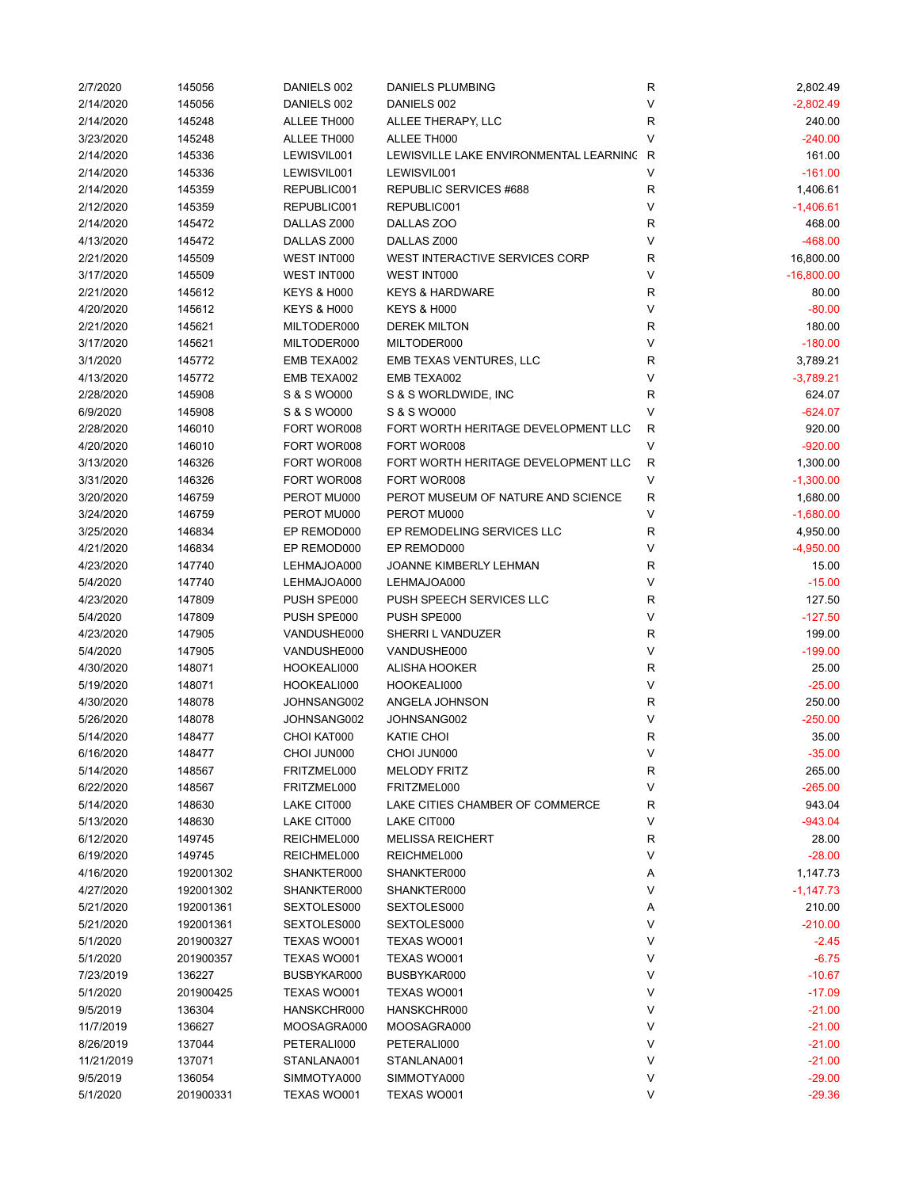| | | | | | |
|---|---|---|---|---|---|
| 2/7/2020 | 145056 | DANIELS 002 | DANIELS PLUMBING | R | 2,802.49 |
| 2/14/2020 | 145056 | DANIELS 002 | DANIELS 002 | V | -2,802.49 |
| 2/14/2020 | 145248 | ALLEE TH000 | ALLEE THERAPY, LLC | R | 240.00 |
| 3/23/2020 | 145248 | ALLEE TH000 | ALLEE TH000 | V | -240.00 |
| 2/14/2020 | 145336 | LEWISVIL001 | LEWISVILLE LAKE ENVIRONMENTAL LEARNING | R | 161.00 |
| 2/14/2020 | 145336 | LEWISVIL001 | LEWISVIL001 | V | -161.00 |
| 2/14/2020 | 145359 | REPUBLIC001 | REPUBLIC SERVICES #688 | R | 1,406.61 |
| 2/12/2020 | 145359 | REPUBLIC001 | REPUBLIC001 | V | -1,406.61 |
| 2/14/2020 | 145472 | DALLAS Z000 | DALLAS ZOO | R | 468.00 |
| 4/13/2020 | 145472 | DALLAS Z000 | DALLAS Z000 | V | -468.00 |
| 2/21/2020 | 145509 | WEST INT000 | WEST INTERACTIVE SERVICES CORP | R | 16,800.00 |
| 3/17/2020 | 145509 | WEST INT000 | WEST INT000 | V | -16,800.00 |
| 2/21/2020 | 145612 | KEYS & H000 | KEYS & HARDWARE | R | 80.00 |
| 4/20/2020 | 145612 | KEYS & H000 | KEYS & H000 | V | -80.00 |
| 2/21/2020 | 145621 | MILTODER000 | DEREK MILTON | R | 180.00 |
| 3/17/2020 | 145621 | MILTODER000 | MILTODER000 | V | -180.00 |
| 3/1/2020 | 145772 | EMB TEXA002 | EMB TEXAS VENTURES, LLC | R | 3,789.21 |
| 4/13/2020 | 145772 | EMB TEXA002 | EMB TEXA002 | V | -3,789.21 |
| 2/28/2020 | 145908 | S & S WO000 | S & S WORLDWIDE, INC | R | 624.07 |
| 6/9/2020 | 145908 | S & S WO000 | S & S WO000 | V | -624.07 |
| 2/28/2020 | 146010 | FORT WOR008 | FORT WORTH HERITAGE DEVELOPMENT LLC | R | 920.00 |
| 4/20/2020 | 146010 | FORT WOR008 | FORT WOR008 | V | -920.00 |
| 3/13/2020 | 146326 | FORT WOR008 | FORT WORTH HERITAGE DEVELOPMENT LLC | R | 1,300.00 |
| 3/31/2020 | 146326 | FORT WOR008 | FORT WOR008 | V | -1,300.00 |
| 3/20/2020 | 146759 | PEROT MU000 | PEROT MUSEUM OF NATURE AND SCIENCE | R | 1,680.00 |
| 3/24/2020 | 146759 | PEROT MU000 | PEROT MU000 | V | -1,680.00 |
| 3/25/2020 | 146834 | EP REMOD000 | EP REMODELING SERVICES LLC | R | 4,950.00 |
| 4/21/2020 | 146834 | EP REMOD000 | EP REMOD000 | V | -4,950.00 |
| 4/23/2020 | 147740 | LEHMAJOA000 | JOANNE KIMBERLY LEHMAN | R | 15.00 |
| 5/4/2020 | 147740 | LEHMAJOA000 | LEHMAJOA000 | V | -15.00 |
| 4/23/2020 | 147809 | PUSH SPE000 | PUSH SPEECH SERVICES LLC | R | 127.50 |
| 5/4/2020 | 147809 | PUSH SPE000 | PUSH SPE000 | V | -127.50 |
| 4/23/2020 | 147905 | VANDUSHE000 | SHERRI L VANDUZER | R | 199.00 |
| 5/4/2020 | 147905 | VANDUSHE000 | VANDUSHE000 | V | -199.00 |
| 4/30/2020 | 148071 | HOOKEALI000 | ALISHA HOOKER | R | 25.00 |
| 5/19/2020 | 148071 | HOOKEALI000 | HOOKEALI000 | V | -25.00 |
| 4/30/2020 | 148078 | JOHNSANG002 | ANGELA JOHNSON | R | 250.00 |
| 5/26/2020 | 148078 | JOHNSANG002 | JOHNSANG002 | V | -250.00 |
| 5/14/2020 | 148477 | CHOI KAT000 | KATIE CHOI | R | 35.00 |
| 6/16/2020 | 148477 | CHOI JUN000 | CHOI JUN000 | V | -35.00 |
| 5/14/2020 | 148567 | FRITZMEL000 | MELODY FRITZ | R | 265.00 |
| 6/22/2020 | 148567 | FRITZMEL000 | FRITZMEL000 | V | -265.00 |
| 5/14/2020 | 148630 | LAKE CIT000 | LAKE CITIES CHAMBER OF COMMERCE | R | 943.04 |
| 5/13/2020 | 148630 | LAKE CIT000 | LAKE CIT000 | V | -943.04 |
| 6/12/2020 | 149745 | REICHMEL000 | MELISSA REICHERT | R | 28.00 |
| 6/19/2020 | 149745 | REICHMEL000 | REICHMEL000 | V | -28.00 |
| 4/16/2020 | 192001302 | SHANKTER000 | SHANKTER000 | A | 1,147.73 |
| 4/27/2020 | 192001302 | SHANKTER000 | SHANKTER000 | V | -1,147.73 |
| 5/21/2020 | 192001361 | SEXTOLES000 | SEXTOLES000 | A | 210.00 |
| 5/21/2020 | 192001361 | SEXTOLES000 | SEXTOLES000 | V | -210.00 |
| 5/1/2020 | 201900327 | TEXAS WO001 | TEXAS WO001 | V | -2.45 |
| 5/1/2020 | 201900357 | TEXAS WO001 | TEXAS WO001 | V | -6.75 |
| 7/23/2019 | 136227 | BUSBYKAR000 | BUSBYKAR000 | V | -10.67 |
| 5/1/2020 | 201900425 | TEXAS WO001 | TEXAS WO001 | V | -17.09 |
| 9/5/2019 | 136304 | HANSKCHR000 | HANSKCHR000 | V | -21.00 |
| 11/7/2019 | 136627 | MOOSAGRA000 | MOOSAGRA000 | V | -21.00 |
| 8/26/2019 | 137044 | PETERALI000 | PETERALI000 | V | -21.00 |
| 11/21/2019 | 137071 | STANLANA001 | STANLANA001 | V | -21.00 |
| 9/5/2019 | 136054 | SIMMOTYA000 | SIMMOTYA000 | V | -29.00 |
| 5/1/2020 | 201900331 | TEXAS WO001 | TEXAS WO001 | V | -29.36 |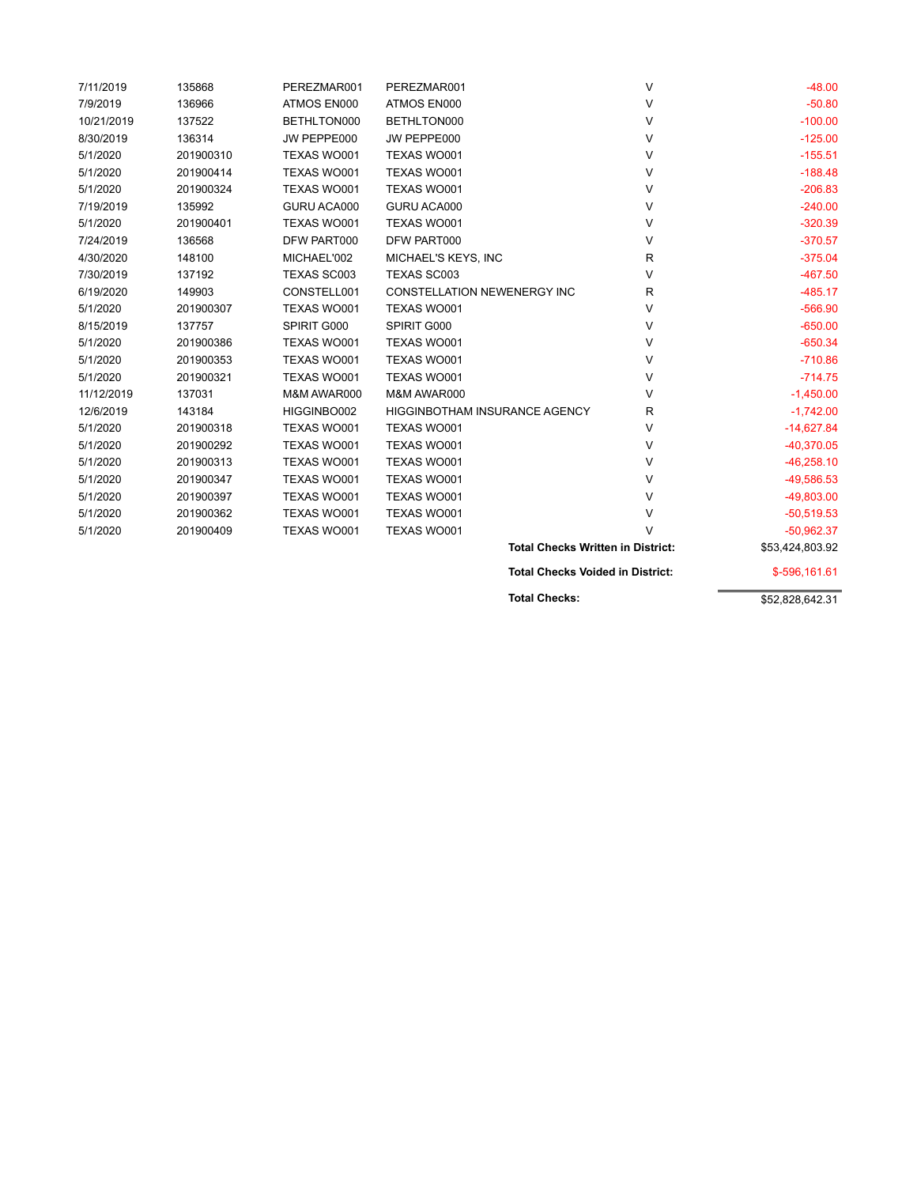| | | | | | |
|---|---|---|---|---|---|
| 7/11/2019 | 135868 | PEREZMAR001 | PEREZMAR001 | V | -48.00 |
| 7/9/2019 | 136966 | ATMOS EN000 | ATMOS EN000 | V | -50.80 |
| 10/21/2019 | 137522 | BETHLTON000 | BETHLTON000 | V | -100.00 |
| 8/30/2019 | 136314 | JW PEPPE000 | JW PEPPE000 | V | -125.00 |
| 5/1/2020 | 201900310 | TEXAS WO001 | TEXAS WO001 | V | -155.51 |
| 5/1/2020 | 201900414 | TEXAS WO001 | TEXAS WO001 | V | -188.48 |
| 5/1/2020 | 201900324 | TEXAS WO001 | TEXAS WO001 | V | -206.83 |
| 7/19/2019 | 135992 | GURU ACA000 | GURU ACA000 | V | -240.00 |
| 5/1/2020 | 201900401 | TEXAS WO001 | TEXAS WO001 | V | -320.39 |
| 7/24/2019 | 136568 | DFW PART000 | DFW PART000 | V | -370.57 |
| 4/30/2020 | 148100 | MICHAEL'002 | MICHAEL'S KEYS, INC | R | -375.04 |
| 7/30/2019 | 137192 | TEXAS SC003 | TEXAS SC003 | V | -467.50 |
| 6/19/2020 | 149903 | CONSTELL001 | CONSTELLATION NEWENERGY INC | R | -485.17 |
| 5/1/2020 | 201900307 | TEXAS WO001 | TEXAS WO001 | V | -566.90 |
| 8/15/2019 | 137757 | SPIRIT G000 | SPIRIT G000 | V | -650.00 |
| 5/1/2020 | 201900386 | TEXAS WO001 | TEXAS WO001 | V | -650.34 |
| 5/1/2020 | 201900353 | TEXAS WO001 | TEXAS WO001 | V | -710.86 |
| 5/1/2020 | 201900321 | TEXAS WO001 | TEXAS WO001 | V | -714.75 |
| 11/12/2019 | 137031 | M&M AWAR000 | M&M AWAR000 | V | -1,450.00 |
| 12/6/2019 | 143184 | HIGGINBO002 | HIGGINBOTHAM INSURANCE AGENCY | R | -1,742.00 |
| 5/1/2020 | 201900318 | TEXAS WO001 | TEXAS WO001 | V | -14,627.84 |
| 5/1/2020 | 201900292 | TEXAS WO001 | TEXAS WO001 | V | -40,370.05 |
| 5/1/2020 | 201900313 | TEXAS WO001 | TEXAS WO001 | V | -46,258.10 |
| 5/1/2020 | 201900347 | TEXAS WO001 | TEXAS WO001 | V | -49,586.53 |
| 5/1/2020 | 201900397 | TEXAS WO001 | TEXAS WO001 | V | -49,803.00 |
| 5/1/2020 | 201900362 | TEXAS WO001 | TEXAS WO001 | V | -50,519.53 |
| 5/1/2020 | 201900409 | TEXAS WO001 | TEXAS WO001 | V | -50,962.37 |
| | | | | **Total Checks Written in District:** | $53,424,803.92 |
| | | | | **Total Checks Voided in District:** | $-596,161.61 |
| | | | | **Total Checks:** | $52,828,642.31 |